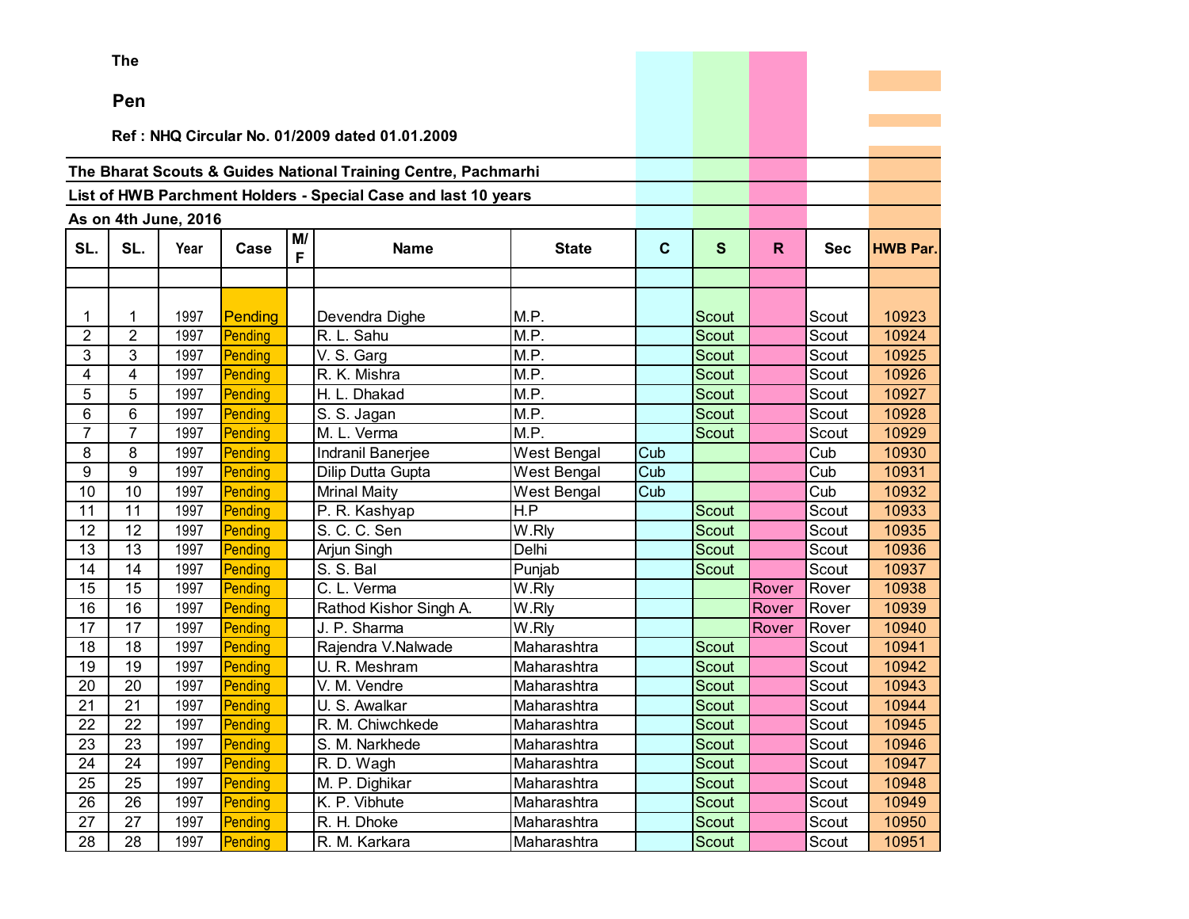**The**

**Pen**

**Ref : NHQ Circular No. 01/2009 dated 01.01.2009**

**The Bharat Scouts & Guides National Training Centre, Pachmarhi**

**List of HWB Parchment Holders - Special Case and last 10 years**

**As on 4th June, 2016**

| SL. | SL. | Year | Case | M/F | Name | State | C | S | R | Sec | HWB Par. |
|---|---|---|---|---|---|---|---|---|---|---|---|
| | | | | | | | | | | | |
| 1 | 1 | 1997 | Pending | | Devendra Dighe | M.P. | | Scout | | Scout | 10923 |
| 2 | 2 | 1997 | Pending | | R. L. Sahu | M.P. | | Scout | | Scout | 10924 |
| 3 | 3 | 1997 | Pending | | V. S. Garg | M.P. | | Scout | | Scout | 10925 |
| 4 | 4 | 1997 | Pending | | R. K. Mishra | M.P. | | Scout | | Scout | 10926 |
| 5 | 5 | 1997 | Pending | | H. L. Dhakad | M.P. | | Scout | | Scout | 10927 |
| 6 | 6 | 1997 | Pending | | S. S. Jagan | M.P. | | Scout | | Scout | 10928 |
| 7 | 7 | 1997 | Pending | | M. L. Verma | M.P. | | Scout | | Scout | 10929 |
| 8 | 8 | 1997 | Pending | | Indranil Banerjee | West Bengal | Cub | | | Cub | 10930 |
| 9 | 9 | 1997 | Pending | | Dilip Dutta Gupta | West Bengal | Cub | | | Cub | 10931 |
| 10 | 10 | 1997 | Pending | | Mrinal Maity | West Bengal | Cub | | | Cub | 10932 |
| 11 | 11 | 1997 | Pending | | P. R. Kashyap | H.P | | Scout | | Scout | 10933 |
| 12 | 12 | 1997 | Pending | | S. C. C. Sen | W.Rly | | Scout | | Scout | 10935 |
| 13 | 13 | 1997 | Pending | | Arjun Singh | Delhi | | Scout | | Scout | 10936 |
| 14 | 14 | 1997 | Pending | | S. S. Bal | Punjab | | Scout | | Scout | 10937 |
| 15 | 15 | 1997 | Pending | | C. L. Verma | W.Rly | | | Rover | Rover | 10938 |
| 16 | 16 | 1997 | Pending | | Rathod Kishor Singh A. | W.Rly | | | Rover | Rover | 10939 |
| 17 | 17 | 1997 | Pending | | J. P. Sharma | W.Rly | | | Rover | Rover | 10940 |
| 18 | 18 | 1997 | Pending | | Rajendra V.Nalwade | Maharashtra | | Scout | | Scout | 10941 |
| 19 | 19 | 1997 | Pending | | U. R. Meshram | Maharashtra | | Scout | | Scout | 10942 |
| 20 | 20 | 1997 | Pending | | V. M. Vendre | Maharashtra | | Scout | | Scout | 10943 |
| 21 | 21 | 1997 | Pending | | U. S. Awalkar | Maharashtra | | Scout | | Scout | 10944 |
| 22 | 22 | 1997 | Pending | | R. M. Chiwchkede | Maharashtra | | Scout | | Scout | 10945 |
| 23 | 23 | 1997 | Pending | | S. M. Narkhede | Maharashtra | | Scout | | Scout | 10946 |
| 24 | 24 | 1997 | Pending | | R. D. Wagh | Maharashtra | | Scout | | Scout | 10947 |
| 25 | 25 | 1997 | Pending | | M. P. Dighikar | Maharashtra | | Scout | | Scout | 10948 |
| 26 | 26 | 1997 | Pending | | K. P. Vibhute | Maharashtra | | Scout | | Scout | 10949 |
| 27 | 27 | 1997 | Pending | | R. H. Dhoke | Maharashtra | | Scout | | Scout | 10950 |
| 28 | 28 | 1997 | Pending | | R. M. Karkara | Maharashtra | | Scout | | Scout | 10951 |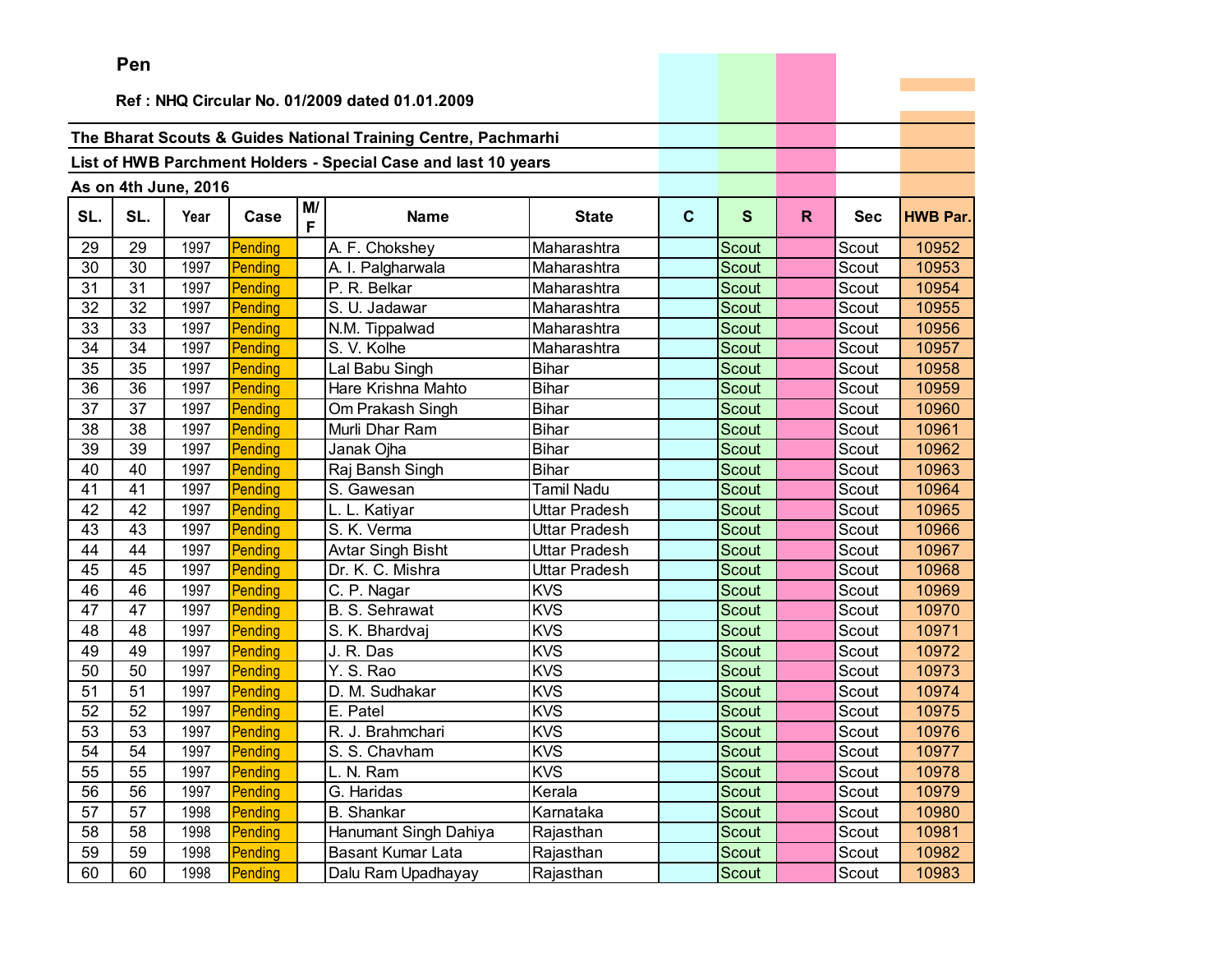**Pen**

**Ref : NHQ Circular No. 01/2009 dated 01.01.2009**

**The Bharat Scouts & Guides National Training Centre, Pachmarhi**

**List of HWB Parchment Holders - Special Case and last 10 years**

**As on 4th June, 2016**

| SL. | SL. | Year | Case | M/F | Name | State | C | S | R | Sec | HWB Par. |
|---|---|---|---|---|---|---|---|---|---|---|---|
| 29 | 29 | 1997 | Pending | | A. F. Chokshey | Maharashtra | | Scout | | Scout | 10952 |
| 30 | 30 | 1997 | Pending | | A. I. Palgharwala | Maharashtra | | Scout | | Scout | 10953 |
| 31 | 31 | 1997 | Pending | | P. R. Belkar | Maharashtra | | Scout | | Scout | 10954 |
| 32 | 32 | 1997 | Pending | | S. U. Jadawar | Maharashtra | | Scout | | Scout | 10955 |
| 33 | 33 | 1997 | Pending | | N.M. Tippalwad | Maharashtra | | Scout | | Scout | 10956 |
| 34 | 34 | 1997 | Pending | | S. V. Kolhe | Maharashtra | | Scout | | Scout | 10957 |
| 35 | 35 | 1997 | Pending | | Lal Babu Singh | Bihar | | Scout | | Scout | 10958 |
| 36 | 36 | 1997 | Pending | | Hare Krishna Mahto | Bihar | | Scout | | Scout | 10959 |
| 37 | 37 | 1997 | Pending | | Om Prakash Singh | Bihar | | Scout | | Scout | 10960 |
| 38 | 38 | 1997 | Pending | | Murli Dhar Ram | Bihar | | Scout | | Scout | 10961 |
| 39 | 39 | 1997 | Pending | | Janak Ojha | Bihar | | Scout | | Scout | 10962 |
| 40 | 40 | 1997 | Pending | | Raj Bansh Singh | Bihar | | Scout | | Scout | 10963 |
| 41 | 41 | 1997 | Pending | | S. Gawesan | Tamil Nadu | | Scout | | Scout | 10964 |
| 42 | 42 | 1997 | Pending | | L. L. Katiyar | Uttar Pradesh | | Scout | | Scout | 10965 |
| 43 | 43 | 1997 | Pending | | S. K. Verma | Uttar Pradesh | | Scout | | Scout | 10966 |
| 44 | 44 | 1997 | Pending | | Avtar Singh Bisht | Uttar Pradesh | | Scout | | Scout | 10967 |
| 45 | 45 | 1997 | Pending | | Dr. K. C. Mishra | Uttar Pradesh | | Scout | | Scout | 10968 |
| 46 | 46 | 1997 | Pending | | C. P. Nagar | KVS | | Scout | | Scout | 10969 |
| 47 | 47 | 1997 | Pending | | B. S. Sehrawat | KVS | | Scout | | Scout | 10970 |
| 48 | 48 | 1997 | Pending | | S. K. Bhardvaj | KVS | | Scout | | Scout | 10971 |
| 49 | 49 | 1997 | Pending | | J. R. Das | KVS | | Scout | | Scout | 10972 |
| 50 | 50 | 1997 | Pending | | Y. S. Rao | KVS | | Scout | | Scout | 10973 |
| 51 | 51 | 1997 | Pending | | D. M. Sudhakar | KVS | | Scout | | Scout | 10974 |
| 52 | 52 | 1997 | Pending | | E. Patel | KVS | | Scout | | Scout | 10975 |
| 53 | 53 | 1997 | Pending | | R. J. Brahmchari | KVS | | Scout | | Scout | 10976 |
| 54 | 54 | 1997 | Pending | | S. S. Chavham | KVS | | Scout | | Scout | 10977 |
| 55 | 55 | 1997 | Pending | | L. N. Ram | KVS | | Scout | | Scout | 10978 |
| 56 | 56 | 1997 | Pending | | G. Haridas | Kerala | | Scout | | Scout | 10979 |
| 57 | 57 | 1998 | Pending | | B. Shankar | Karnataka | | Scout | | Scout | 10980 |
| 58 | 58 | 1998 | Pending | | Hanumant Singh Dahiya | Rajasthan | | Scout | | Scout | 10981 |
| 59 | 59 | 1998 | Pending | | Basant Kumar Lata | Rajasthan | | Scout | | Scout | 10982 |
| 60 | 60 | 1998 | Pending | | Dalu Ram Upadhayay | Rajasthan | | Scout | | Scout | 10983 |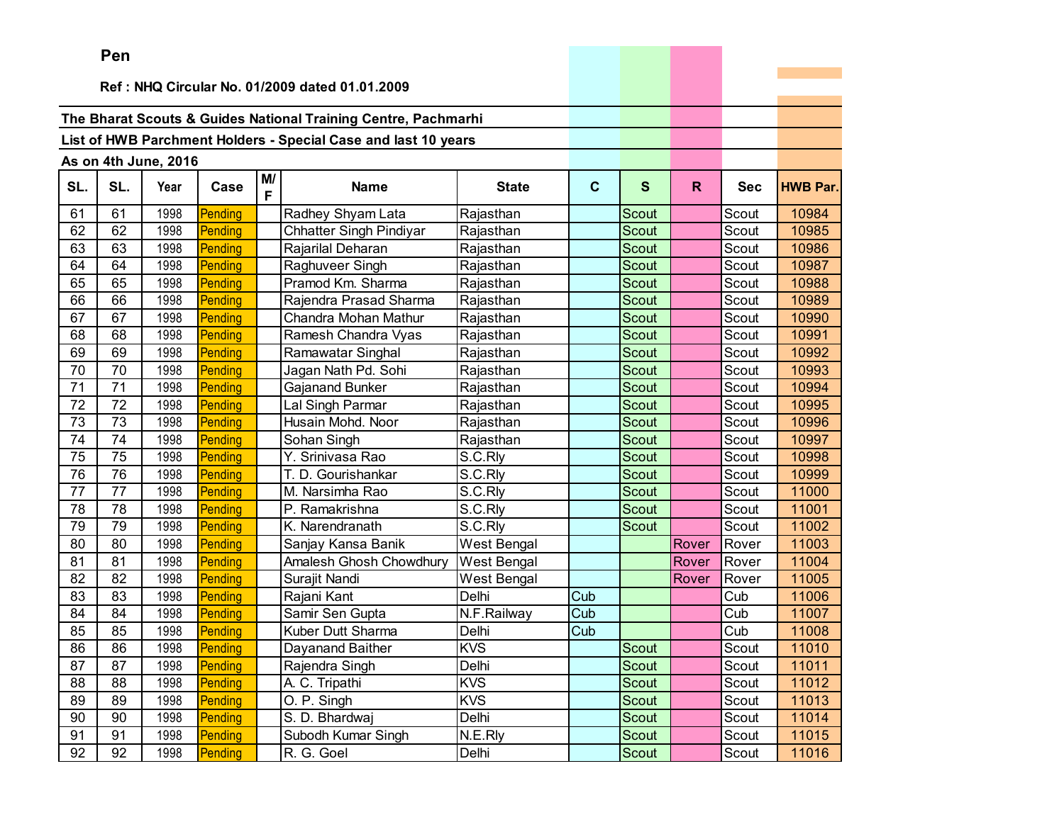**Pen**

**Ref : NHQ Circular No. 01/2009 dated 01.01.2009**

**The Bharat Scouts & Guides National Training Centre, Pachmarhi**

**List of HWB Parchment Holders - Special Case and last 10 years**

**As on 4th June, 2016**

| SL. | SL. | Year | Case | M/F | Name | State | C | S | R | Sec | HWB Par. |
|---|---|---|---|---|---|---|---|---|---|---|---|
| 61 | 61 | 1998 | Pending | | Radhey Shyam Lata | Rajasthan | | Scout | | Scout | 10984 |
| 62 | 62 | 1998 | Pending | | Chhatter Singh Pindiyar | Rajasthan | | Scout | | Scout | 10985 |
| 63 | 63 | 1998 | Pending | | Rajarilal Deharan | Rajasthan | | Scout | | Scout | 10986 |
| 64 | 64 | 1998 | Pending | | Raghuveer Singh | Rajasthan | | Scout | | Scout | 10987 |
| 65 | 65 | 1998 | Pending | | Pramod Km. Sharma | Rajasthan | | Scout | | Scout | 10988 |
| 66 | 66 | 1998 | Pending | | Rajendra Prasad Sharma | Rajasthan | | Scout | | Scout | 10989 |
| 67 | 67 | 1998 | Pending | | Chandra Mohan Mathur | Rajasthan | | Scout | | Scout | 10990 |
| 68 | 68 | 1998 | Pending | | Ramesh Chandra Vyas | Rajasthan | | Scout | | Scout | 10991 |
| 69 | 69 | 1998 | Pending | | Ramawatar Singhal | Rajasthan | | Scout | | Scout | 10992 |
| 70 | 70 | 1998 | Pending | | Jagan Nath Pd. Sohi | Rajasthan | | Scout | | Scout | 10993 |
| 71 | 71 | 1998 | Pending | | Gajanand Bunker | Rajasthan | | Scout | | Scout | 10994 |
| 72 | 72 | 1998 | Pending | | Lal Singh Parmar | Rajasthan | | Scout | | Scout | 10995 |
| 73 | 73 | 1998 | Pending | | Husain Mohd. Noor | Rajasthan | | Scout | | Scout | 10996 |
| 74 | 74 | 1998 | Pending | | Sohan Singh | Rajasthan | | Scout | | Scout | 10997 |
| 75 | 75 | 1998 | Pending | | Y. Srinivasa Rao | S.C.Rly | | Scout | | Scout | 10998 |
| 76 | 76 | 1998 | Pending | | T. D. Gourishankar | S.C.Rly | | Scout | | Scout | 10999 |
| 77 | 77 | 1998 | Pending | | M. Narsimha Rao | S.C.Rly | | Scout | | Scout | 11000 |
| 78 | 78 | 1998 | Pending | | P. Ramakrishna | S.C.Rly | | Scout | | Scout | 11001 |
| 79 | 79 | 1998 | Pending | | K. Narendranath | S.C.Rly | | Scout | | Scout | 11002 |
| 80 | 80 | 1998 | Pending | | Sanjay Kansa Banik | West Bengal | | | Rover | Rover | 11003 |
| 81 | 81 | 1998 | Pending | | Amalesh Ghosh Chowdhury | West Bengal | | | Rover | Rover | 11004 |
| 82 | 82 | 1998 | Pending | | Surajit Nandi | West Bengal | | | Rover | Rover | 11005 |
| 83 | 83 | 1998 | Pending | | Rajani Kant | Delhi | Cub | | | Cub | 11006 |
| 84 | 84 | 1998 | Pending | | Samir Sen Gupta | N.F.Railway | Cub | | | Cub | 11007 |
| 85 | 85 | 1998 | Pending | | Kuber Dutt Sharma | Delhi | Cub | | | Cub | 11008 |
| 86 | 86 | 1998 | Pending | | Dayanand Baither | KVS | | Scout | | Scout | 11010 |
| 87 | 87 | 1998 | Pending | | Rajendra Singh | Delhi | | Scout | | Scout | 11011 |
| 88 | 88 | 1998 | Pending | | A. C. Tripathi | KVS | | Scout | | Scout | 11012 |
| 89 | 89 | 1998 | Pending | | O. P. Singh | KVS | | Scout | | Scout | 11013 |
| 90 | 90 | 1998 | Pending | | S. D. Bhardwaj | Delhi | | Scout | | Scout | 11014 |
| 91 | 91 | 1998 | Pending | | Subodh Kumar Singh | N.E.Rly | | Scout | | Scout | 11015 |
| 92 | 92 | 1998 | Pending | | R. G. Goel | Delhi | | Scout | | Scout | 11016 |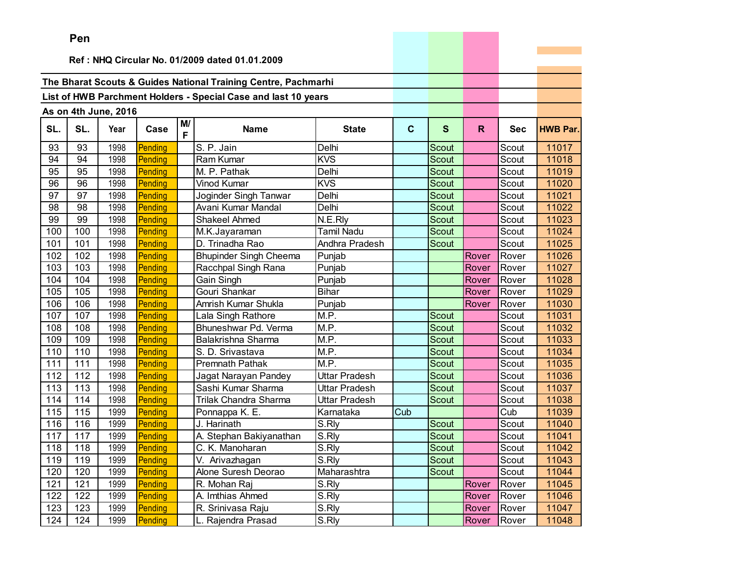**Pen**

**Ref : NHQ Circular No. 01/2009 dated 01.01.2009**

**The Bharat Scouts & Guides National Training Centre, Pachmarhi**

**List of HWB Parchment Holders - Special Case and last 10 years**

**As on 4th June, 2016**

| SL. | SL. | Year | Case | M/F | Name | State | C | S | R | Sec | HWB Par. |
|---|---|---|---|---|---|---|---|---|---|---|---|
| 93 | 93 | 1998 | Pending | | S. P. Jain | Delhi | | Scout | | Scout | 11017 |
| 94 | 94 | 1998 | Pending | | Ram Kumar | KVS | | Scout | | Scout | 11018 |
| 95 | 95 | 1998 | Pending | | M. P. Pathak | Delhi | | Scout | | Scout | 11019 |
| 96 | 96 | 1998 | Pending | | Vinod Kumar | KVS | | Scout | | Scout | 11020 |
| 97 | 97 | 1998 | Pending | | Joginder Singh Tanwar | Delhi | | Scout | | Scout | 11021 |
| 98 | 98 | 1998 | Pending | | Avani Kumar Mandal | Delhi | | Scout | | Scout | 11022 |
| 99 | 99 | 1998 | Pending | | Shakeel Ahmed | N.E.Rly | | Scout | | Scout | 11023 |
| 100 | 100 | 1998 | Pending | | M.K.Jayaraman | Tamil Nadu | | Scout | | Scout | 11024 |
| 101 | 101 | 1998 | Pending | | D. Trinadha Rao | Andhra Pradesh | | Scout | | Scout | 11025 |
| 102 | 102 | 1998 | Pending | | Bhupinder Singh Cheema | Punjab | | | Rover | Rover | 11026 |
| 103 | 103 | 1998 | Pending | | Racchpal Singh Rana | Punjab | | | Rover | Rover | 11027 |
| 104 | 104 | 1998 | Pending | | Gain Singh | Punjab | | | Rover | Rover | 11028 |
| 105 | 105 | 1998 | Pending | | Gouri Shankar | Bihar | | | Rover | Rover | 11029 |
| 106 | 106 | 1998 | Pending | | Amrish Kumar Shukla | Punjab | | | Rover | Rover | 11030 |
| 107 | 107 | 1998 | Pending | | Lala Singh Rathore | M.P. | | Scout | | Scout | 11031 |
| 108 | 108 | 1998 | Pending | | Bhuneshwar Pd. Verma | M.P. | | Scout | | Scout | 11032 |
| 109 | 109 | 1998 | Pending | | Balakrishna Sharma | M.P. | | Scout | | Scout | 11033 |
| 110 | 110 | 1998 | Pending | | S. D. Srivastava | M.P. | | Scout | | Scout | 11034 |
| 111 | 111 | 1998 | Pending | | Premnath Pathak | M.P. | | Scout | | Scout | 11035 |
| 112 | 112 | 1998 | Pending | | Jagat Narayan Pandey | Uttar Pradesh | | Scout | | Scout | 11036 |
| 113 | 113 | 1998 | Pending | | Sashi Kumar Sharma | Uttar Pradesh | | Scout | | Scout | 11037 |
| 114 | 114 | 1998 | Pending | | Trilak Chandra Sharma | Uttar Pradesh | | Scout | | Scout | 11038 |
| 115 | 115 | 1999 | Pending | | Ponnappa K. E. | Karnataka | Cub | | | Cub | 11039 |
| 116 | 116 | 1999 | Pending | | J. Harinath | S.Rly | | Scout | | Scout | 11040 |
| 117 | 117 | 1999 | Pending | | A. Stephan Bakiyanathan | S.Rly | | Scout | | Scout | 11041 |
| 118 | 118 | 1999 | Pending | | C. K. Manoharan | S.Rly | | Scout | | Scout | 11042 |
| 119 | 119 | 1999 | Pending | | V. Arivazhagan | S.Rly | | Scout | | Scout | 11043 |
| 120 | 120 | 1999 | Pending | | Alone Suresh Deorao | Maharashtra | | Scout | | Scout | 11044 |
| 121 | 121 | 1999 | Pending | | R. Mohan Raj | S.Rly | | | Rover | Rover | 11045 |
| 122 | 122 | 1999 | Pending | | A. Imthias Ahmed | S.Rly | | | Rover | Rover | 11046 |
| 123 | 123 | 1999 | Pending | | R. Srinivasa Raju | S.Rly | | | Rover | Rover | 11047 |
| 124 | 124 | 1999 | Pending | | L. Rajendra Prasad | S.Rly | | | Rover | Rover | 11048 |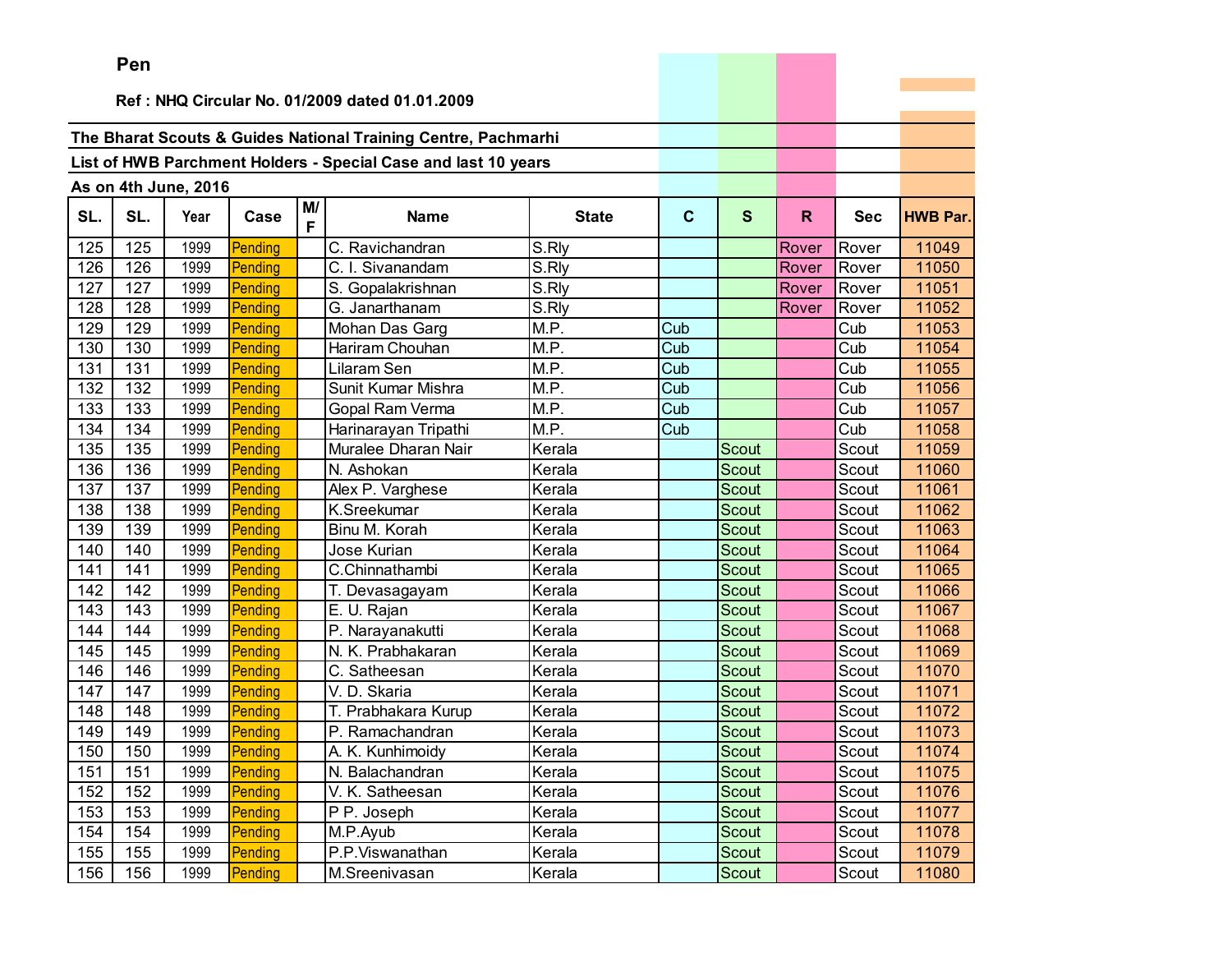Pen

Ref : NHQ Circular No. 01/2009 dated 01.01.2009

The Bharat Scouts & Guides National Training Centre, Pachmarhi

List of HWB Parchment Holders - Special Case and last 10 years

As on 4th June, 2016

| SL. | SL. | Year | Case | M/F | Name | State | C | S | R | Sec | HWB Par. |
|---|---|---|---|---|---|---|---|---|---|---|---|
| 125 | 125 | 1999 | Pending | | C. Ravichandran | S.Rly | | | Rover | Rover | 11049 |
| 126 | 126 | 1999 | Pending | | C. I. Sivanandam | S.Rly | | | Rover | Rover | 11050 |
| 127 | 127 | 1999 | Pending | | S. Gopalakrishnan | S.Rly | | | Rover | Rover | 11051 |
| 128 | 128 | 1999 | Pending | | G. Janarthanam | S.Rly | | | Rover | Rover | 11052 |
| 129 | 129 | 1999 | Pending | | Mohan Das Garg | M.P. | Cub | | | Cub | 11053 |
| 130 | 130 | 1999 | Pending | | Hariram Chouhan | M.P. | Cub | | | Cub | 11054 |
| 131 | 131 | 1999 | Pending | | Lilaram Sen | M.P. | Cub | | | Cub | 11055 |
| 132 | 132 | 1999 | Pending | | Sunit Kumar Mishra | M.P. | Cub | | | Cub | 11056 |
| 133 | 133 | 1999 | Pending | | Gopal Ram Verma | M.P. | Cub | | | Cub | 11057 |
| 134 | 134 | 1999 | Pending | | Harinarayan Tripathi | M.P. | Cub | | | Cub | 11058 |
| 135 | 135 | 1999 | Pending | | Muralee Dharan Nair | Kerala | | Scout | | Scout | 11059 |
| 136 | 136 | 1999 | Pending | | N. Ashokan | Kerala | | Scout | | Scout | 11060 |
| 137 | 137 | 1999 | Pending | | Alex P. Varghese | Kerala | | Scout | | Scout | 11061 |
| 138 | 138 | 1999 | Pending | | K.Sreekumar | Kerala | | Scout | | Scout | 11062 |
| 139 | 139 | 1999 | Pending | | Binu M. Korah | Kerala | | Scout | | Scout | 11063 |
| 140 | 140 | 1999 | Pending | | Jose Kurian | Kerala | | Scout | | Scout | 11064 |
| 141 | 141 | 1999 | Pending | | C.Chinnathambi | Kerala | | Scout | | Scout | 11065 |
| 142 | 142 | 1999 | Pending | | T. Devasagayam | Kerala | | Scout | | Scout | 11066 |
| 143 | 143 | 1999 | Pending | | E. U. Rajan | Kerala | | Scout | | Scout | 11067 |
| 144 | 144 | 1999 | Pending | | P. Narayanakutti | Kerala | | Scout | | Scout | 11068 |
| 145 | 145 | 1999 | Pending | | N. K. Prabhakaran | Kerala | | Scout | | Scout | 11069 |
| 146 | 146 | 1999 | Pending | | C. Satheesan | Kerala | | Scout | | Scout | 11070 |
| 147 | 147 | 1999 | Pending | | V. D. Skaria | Kerala | | Scout | | Scout | 11071 |
| 148 | 148 | 1999 | Pending | | T. Prabhakara Kurup | Kerala | | Scout | | Scout | 11072 |
| 149 | 149 | 1999 | Pending | | P. Ramachandran | Kerala | | Scout | | Scout | 11073 |
| 150 | 150 | 1999 | Pending | | A. K. Kunhimoidy | Kerala | | Scout | | Scout | 11074 |
| 151 | 151 | 1999 | Pending | | N. Balachandran | Kerala | | Scout | | Scout | 11075 |
| 152 | 152 | 1999 | Pending | | V. K. Satheesan | Kerala | | Scout | | Scout | 11076 |
| 153 | 153 | 1999 | Pending | | P P. Joseph | Kerala | | Scout | | Scout | 11077 |
| 154 | 154 | 1999 | Pending | | M.P.Ayub | Kerala | | Scout | | Scout | 11078 |
| 155 | 155 | 1999 | Pending | | P.P.Viswanathan | Kerala | | Scout | | Scout | 11079 |
| 156 | 156 | 1999 | Pending | | M.Sreenivasan | Kerala | | Scout | | Scout | 11080 |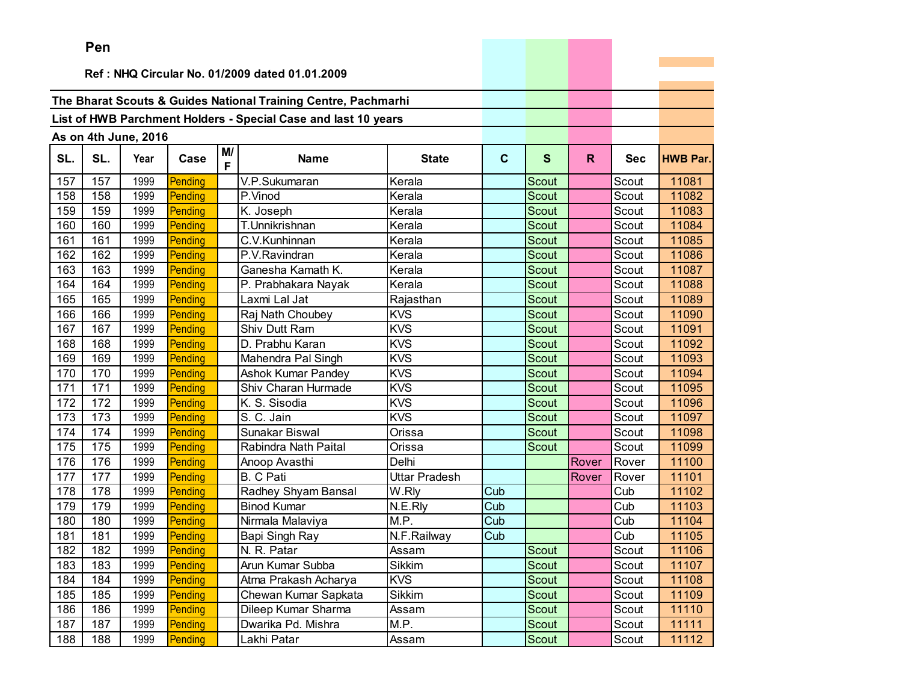Pen

Ref : NHQ Circular No. 01/2009 dated 01.01.2009

The Bharat Scouts & Guides National Training Centre, Pachmarhi

List of HWB Parchment Holders - Special Case and last 10 years

As on 4th June, 2016

| SL. | SL. | Year | Case | M/F | Name | State | C | S | R | Sec | HWB Par. |
|---|---|---|---|---|---|---|---|---|---|---|---|
| 157 | 157 | 1999 | Pending | | V.P.Sukumaran | Kerala | | Scout | | Scout | 11081 |
| 158 | 158 | 1999 | Pending | | P.Vinod | Kerala | | Scout | | Scout | 11082 |
| 159 | 159 | 1999 | Pending | | K. Joseph | Kerala | | Scout | | Scout | 11083 |
| 160 | 160 | 1999 | Pending | | T.Unnikrishnan | Kerala | | Scout | | Scout | 11084 |
| 161 | 161 | 1999 | Pending | | C.V.Kunhinnan | Kerala | | Scout | | Scout | 11085 |
| 162 | 162 | 1999 | Pending | | P.V.Ravindran | Kerala | | Scout | | Scout | 11086 |
| 163 | 163 | 1999 | Pending | | Ganesha Kamath K. | Kerala | | Scout | | Scout | 11087 |
| 164 | 164 | 1999 | Pending | | P. Prabhakara Nayak | Kerala | | Scout | | Scout | 11088 |
| 165 | 165 | 1999 | Pending | | Laxmi Lal Jat | Rajasthan | | Scout | | Scout | 11089 |
| 166 | 166 | 1999 | Pending | | Raj Nath Choubey | KVS | | Scout | | Scout | 11090 |
| 167 | 167 | 1999 | Pending | | Shiv Dutt Ram | KVS | | Scout | | Scout | 11091 |
| 168 | 168 | 1999 | Pending | | D. Prabhu Karan | KVS | | Scout | | Scout | 11092 |
| 169 | 169 | 1999 | Pending | | Mahendra Pal Singh | KVS | | Scout | | Scout | 11093 |
| 170 | 170 | 1999 | Pending | | Ashok Kumar Pandey | KVS | | Scout | | Scout | 11094 |
| 171 | 171 | 1999 | Pending | | Shiv Charan Hurmade | KVS | | Scout | | Scout | 11095 |
| 172 | 172 | 1999 | Pending | | K. S. Sisodia | KVS | | Scout | | Scout | 11096 |
| 173 | 173 | 1999 | Pending | | S. C. Jain | KVS | | Scout | | Scout | 11097 |
| 174 | 174 | 1999 | Pending | | Sunakar Biswal | Orissa | | Scout | | Scout | 11098 |
| 175 | 175 | 1999 | Pending | | Rabindra Nath Paital | Orissa | | Scout | | Scout | 11099 |
| 176 | 176 | 1999 | Pending | | Anoop Avasthi | Delhi | | | Rover | Rover | 11100 |
| 177 | 177 | 1999 | Pending | | B. C Pati | Uttar Pradesh | | | Rover | Rover | 11101 |
| 178 | 178 | 1999 | Pending | | Radhey Shyam Bansal | W.Rly | Cub | | | Cub | 11102 |
| 179 | 179 | 1999 | Pending | | Binod Kumar | N.E.Rly | Cub | | | Cub | 11103 |
| 180 | 180 | 1999 | Pending | | Nirmala Malaviya | M.P. | Cub | | | Cub | 11104 |
| 181 | 181 | 1999 | Pending | | Bapi Singh Ray | N.F.Railway | Cub | | | Cub | 11105 |
| 182 | 182 | 1999 | Pending | | N. R. Patar | Assam | | Scout | | Scout | 11106 |
| 183 | 183 | 1999 | Pending | | Arun Kumar Subba | Sikkim | | Scout | | Scout | 11107 |
| 184 | 184 | 1999 | Pending | | Atma Prakash Acharya | KVS | | Scout | | Scout | 11108 |
| 185 | 185 | 1999 | Pending | | Chewan Kumar Sapkata | Sikkim | | Scout | | Scout | 11109 |
| 186 | 186 | 1999 | Pending | | Dileep Kumar Sharma | Assam | | Scout | | Scout | 11110 |
| 187 | 187 | 1999 | Pending | | Dwarika Pd. Mishra | M.P. | | Scout | | Scout | 11111 |
| 188 | 188 | 1999 | Pending | | Lakhi Patar | Assam | | Scout | | Scout | 11112 |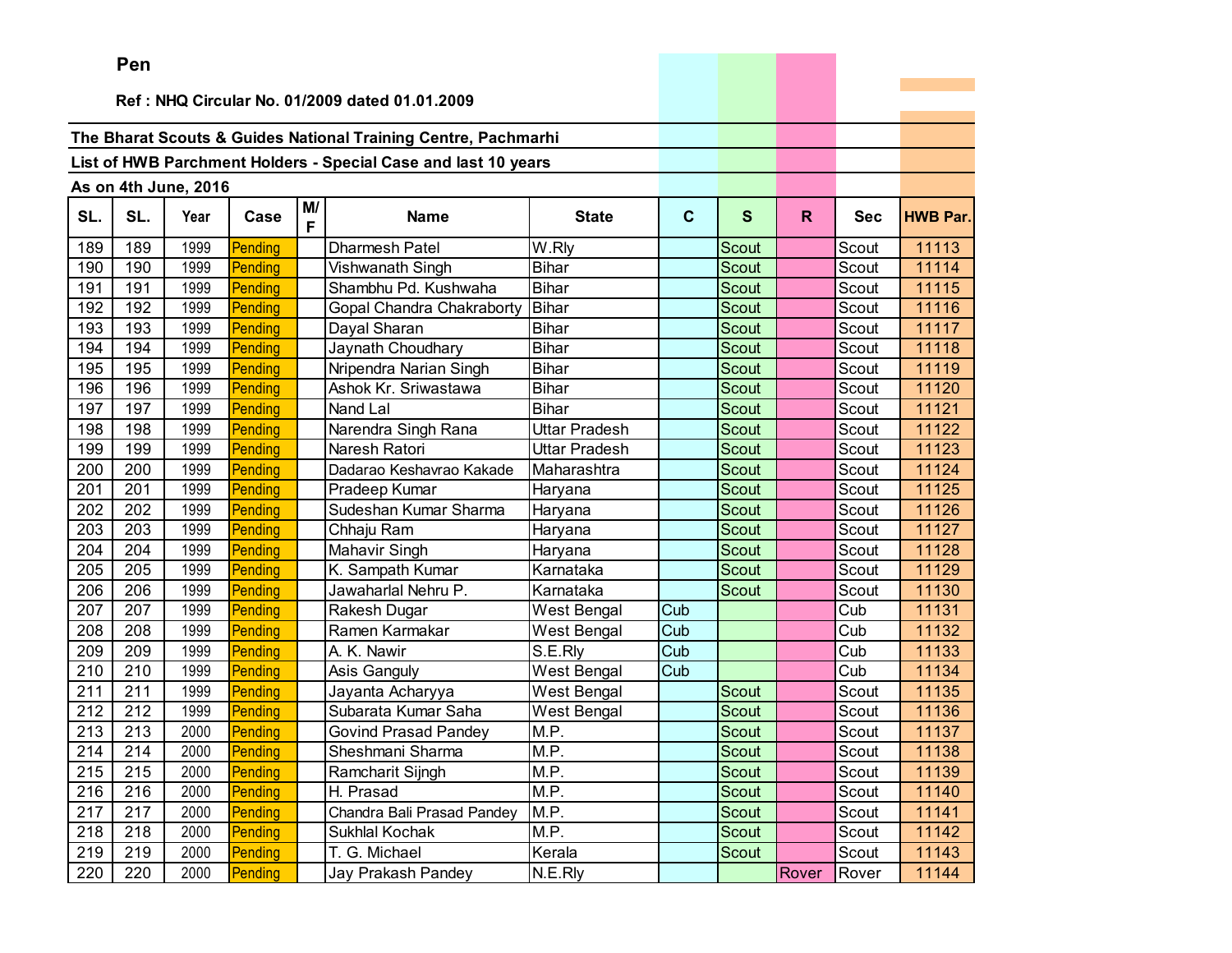**Pen**

**Ref : NHQ Circular No. 01/2009 dated 01.01.2009**

**The Bharat Scouts & Guides National Training Centre, Pachmarhi**

**List of HWB Parchment Holders - Special Case and last 10 years**

**As on 4th June, 2016**

| SL. | SL. | Year | Case | M/F | Name | State | C | S | R | Sec | HWB Par. |
|---|---|---|---|---|---|---|---|---|---|---|---|
| 189 | 189 | 1999 | Pending | | Dharmesh Patel | W.Rly | | Scout | | Scout | 11113 |
| 190 | 190 | 1999 | Pending | | Vishwanath Singh | Bihar | | Scout | | Scout | 11114 |
| 191 | 191 | 1999 | Pending | | Shambhu Pd. Kushwaha | Bihar | | Scout | | Scout | 11115 |
| 192 | 192 | 1999 | Pending | | Gopal Chandra Chakraborty | Bihar | | Scout | | Scout | 11116 |
| 193 | 193 | 1999 | Pending | | Dayal Sharan | Bihar | | Scout | | Scout | 11117 |
| 194 | 194 | 1999 | Pending | | Jaynath Choudhary | Bihar | | Scout | | Scout | 11118 |
| 195 | 195 | 1999 | Pending | | Nripendra Narian Singh | Bihar | | Scout | | Scout | 11119 |
| 196 | 196 | 1999 | Pending | | Ashok Kr. Sriwastawa | Bihar | | Scout | | Scout | 11120 |
| 197 | 197 | 1999 | Pending | | Nand Lal | Bihar | | Scout | | Scout | 11121 |
| 198 | 198 | 1999 | Pending | | Narendra Singh Rana | Uttar Pradesh | | Scout | | Scout | 11122 |
| 199 | 199 | 1999 | Pending | | Naresh Ratori | Uttar Pradesh | | Scout | | Scout | 11123 |
| 200 | 200 | 1999 | Pending | | Dadarao Keshavrao Kakade | Maharashtra | | Scout | | Scout | 11124 |
| 201 | 201 | 1999 | Pending | | Pradeep Kumar | Haryana | | Scout | | Scout | 11125 |
| 202 | 202 | 1999 | Pending | | Sudeshan Kumar Sharma | Haryana | | Scout | | Scout | 11126 |
| 203 | 203 | 1999 | Pending | | Chhaju Ram | Haryana | | Scout | | Scout | 11127 |
| 204 | 204 | 1999 | Pending | | Mahavir Singh | Haryana | | Scout | | Scout | 11128 |
| 205 | 205 | 1999 | Pending | | K. Sampath Kumar | Karnataka | | Scout | | Scout | 11129 |
| 206 | 206 | 1999 | Pending | | Jawaharlal Nehru P. | Karnataka | | Scout | | Scout | 11130 |
| 207 | 207 | 1999 | Pending | | Rakesh Dugar | West Bengal | Cub | | | Cub | 11131 |
| 208 | 208 | 1999 | Pending | | Ramen Karmakar | West Bengal | Cub | | | Cub | 11132 |
| 209 | 209 | 1999 | Pending | | A. K. Nawir | S.E.Rly | Cub | | | Cub | 11133 |
| 210 | 210 | 1999 | Pending | | Asis Ganguly | West Bengal | Cub | | | Cub | 11134 |
| 211 | 211 | 1999 | Pending | | Jayanta Acharyya | West Bengal | | Scout | | Scout | 11135 |
| 212 | 212 | 1999 | Pending | | Subarata Kumar Saha | West Bengal | | Scout | | Scout | 11136 |
| 213 | 213 | 2000 | Pending | | Govind Prasad Pandey | M.P. | | Scout | | Scout | 11137 |
| 214 | 214 | 2000 | Pending | | Sheshmani Sharma | M.P. | | Scout | | Scout | 11138 |
| 215 | 215 | 2000 | Pending | | Ramcharit Sijngh | M.P. | | Scout | | Scout | 11139 |
| 216 | 216 | 2000 | Pending | | H. Prasad | M.P. | | Scout | | Scout | 11140 |
| 217 | 217 | 2000 | Pending | | Chandra Bali Prasad Pandey | M.P. | | Scout | | Scout | 11141 |
| 218 | 218 | 2000 | Pending | | Sukhlal Kochak | M.P. | | Scout | | Scout | 11142 |
| 219 | 219 | 2000 | Pending | | T. G. Michael | Kerala | | Scout | | Scout | 11143 |
| 220 | 220 | 2000 | Pending | | Jay Prakash Pandey | N.E.Rly | | | Rover | Rover | 11144 |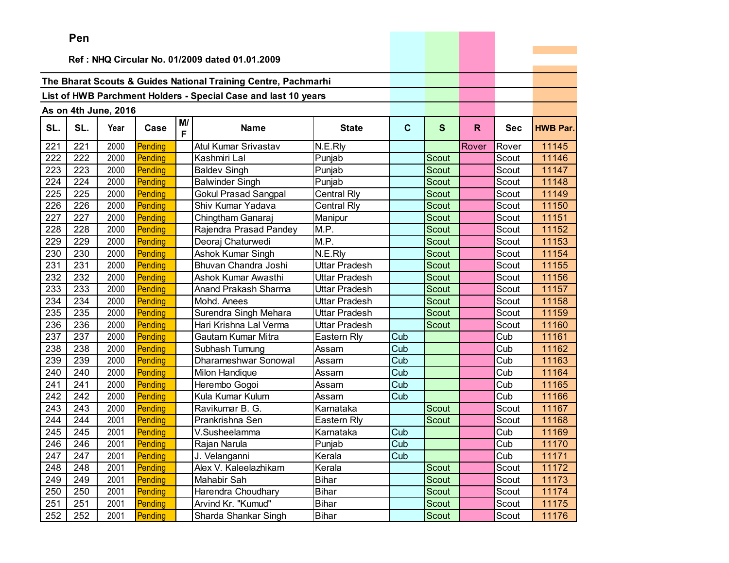**Pen**

**Ref : NHQ Circular No. 01/2009 dated 01.01.2009**

**The Bharat Scouts & Guides National Training Centre, Pachmarhi**

**List of HWB Parchment Holders - Special Case and last 10 years**

**As on 4th June, 2016**

| SL. | SL. | Year | Case | M/F | Name | State | C | S | R | Sec | HWB Par. |
|---|---|---|---|---|---|---|---|---|---|---|---|
| 221 | 221 | 2000 | Pending | | Atul Kumar Srivastav | N.E.Rly | | | Rover | Rover | 11145 |
| 222 | 222 | 2000 | Pending | | Kashmiri Lal | Punjab | | Scout | | Scout | 11146 |
| 223 | 223 | 2000 | Pending | | Baldev Singh | Punjab | | Scout | | Scout | 11147 |
| 224 | 224 | 2000 | Pending | | Balwinder Singh | Punjab | | Scout | | Scout | 11148 |
| 225 | 225 | 2000 | Pending | | Gokul Prasad Sangpal | Central Rly | | Scout | | Scout | 11149 |
| 226 | 226 | 2000 | Pending | | Shiv Kumar Yadava | Central Rly | | Scout | | Scout | 11150 |
| 227 | 227 | 2000 | Pending | | Chingtham Ganaraj | Manipur | | Scout | | Scout | 11151 |
| 228 | 228 | 2000 | Pending | | Rajendra Prasad Pandey | M.P. | | Scout | | Scout | 11152 |
| 229 | 229 | 2000 | Pending | | Deoraj Chaturwedi | M.P. | | Scout | | Scout | 11153 |
| 230 | 230 | 2000 | Pending | | Ashok Kumar Singh | N.E.Rly | | Scout | | Scout | 11154 |
| 231 | 231 | 2000 | Pending | | Bhuvan Chandra Joshi | Uttar Pradesh | | Scout | | Scout | 11155 |
| 232 | 232 | 2000 | Pending | | Ashok Kumar Awasthi | Uttar Pradesh | | Scout | | Scout | 11156 |
| 233 | 233 | 2000 | Pending | | Anand Prakash Sharma | Uttar Pradesh | | Scout | | Scout | 11157 |
| 234 | 234 | 2000 | Pending | | Mohd. Anees | Uttar Pradesh | | Scout | | Scout | 11158 |
| 235 | 235 | 2000 | Pending | | Surendra Singh Mehara | Uttar Pradesh | | Scout | | Scout | 11159 |
| 236 | 236 | 2000 | Pending | | Hari Krishna Lal Verma | Uttar Pradesh | | Scout | | Scout | 11160 |
| 237 | 237 | 2000 | Pending | | Gautam Kumar Mitra | Eastern Rly | Cub | | | Cub | 11161 |
| 238 | 238 | 2000 | Pending | | Subhash Tumung | Assam | Cub | | | Cub | 11162 |
| 239 | 239 | 2000 | Pending | | Dharameshwar Sonowal | Assam | Cub | | | Cub | 11163 |
| 240 | 240 | 2000 | Pending | | Milon Handique | Assam | Cub | | | Cub | 11164 |
| 241 | 241 | 2000 | Pending | | Herembo Gogoi | Assam | Cub | | | Cub | 11165 |
| 242 | 242 | 2000 | Pending | | Kula Kumar Kulum | Assam | Cub | | | Cub | 11166 |
| 243 | 243 | 2000 | Pending | | Ravikumar B. G. | Karnataka | | Scout | | Scout | 11167 |
| 244 | 244 | 2001 | Pending | | Prankrishna Sen | Eastern Rly | | Scout | | Scout | 11168 |
| 245 | 245 | 2001 | Pending | | V.Susheelamma | Karnataka | Cub | | | Cub | 11169 |
| 246 | 246 | 2001 | Pending | | Rajan Narula | Punjab | Cub | | | Cub | 11170 |
| 247 | 247 | 2001 | Pending | | J. Velanganni | Kerala | Cub | | | Cub | 11171 |
| 248 | 248 | 2001 | Pending | | Alex V. Kaleelazhikam | Kerala | | Scout | | Scout | 11172 |
| 249 | 249 | 2001 | Pending | | Mahabir Sah | Bihar | | Scout | | Scout | 11173 |
| 250 | 250 | 2001 | Pending | | Harendra Choudhary | Bihar | | Scout | | Scout | 11174 |
| 251 | 251 | 2001 | Pending | | Arvind Kr. "Kumud" | Bihar | | Scout | | Scout | 11175 |
| 252 | 252 | 2001 | Pending | | Sharda Shankar Singh | Bihar | | Scout | | Scout | 11176 |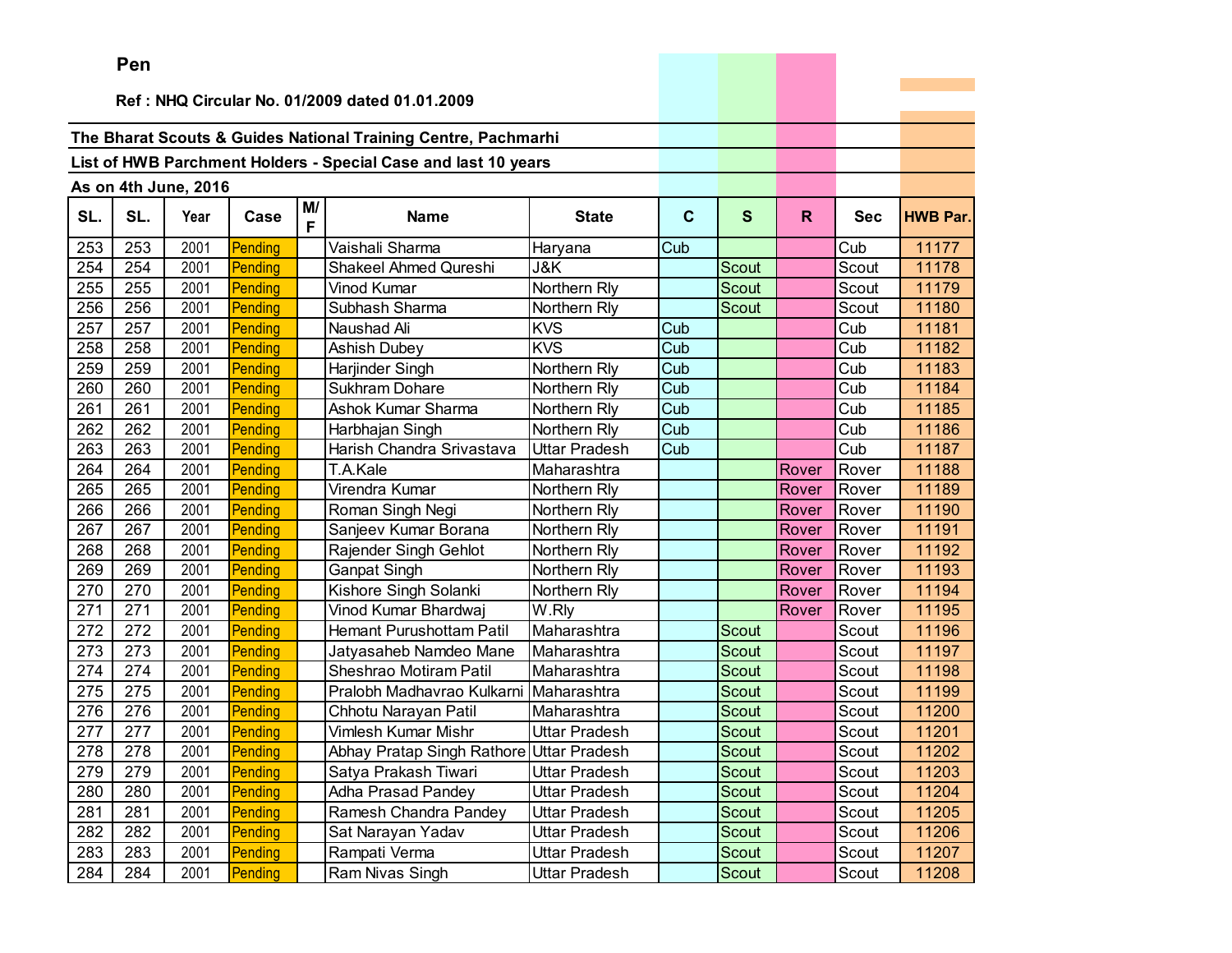**Pen**

**Ref : NHQ Circular No. 01/2009 dated 01.01.2009**

**The Bharat Scouts & Guides National Training Centre, Pachmarhi**

**List of HWB Parchment Holders - Special Case and last 10 years**

**As on 4th June, 2016**

| SL. | SL. | Year | Case | M/F | Name | State | C | S | R | Sec | HWB Par. |
|---|---|---|---|---|---|---|---|---|---|---|---|
| 253 | 253 | 2001 | Pending | | Vaishali Sharma | Haryana | Cub | | | Cub | 11177 |
| 254 | 254 | 2001 | Pending | | Shakeel Ahmed Qureshi | J&K | | Scout | | Scout | 11178 |
| 255 | 255 | 2001 | Pending | | Vinod Kumar | Northern Rly | | Scout | | Scout | 11179 |
| 256 | 256 | 2001 | Pending | | Subhash Sharma | Northern Rly | | Scout | | Scout | 11180 |
| 257 | 257 | 2001 | Pending | | Naushad Ali | KVS | Cub | | | Cub | 11181 |
| 258 | 258 | 2001 | Pending | | Ashish Dubey | KVS | Cub | | | Cub | 11182 |
| 259 | 259 | 2001 | Pending | | Harjinder Singh | Northern Rly | Cub | | | Cub | 11183 |
| 260 | 260 | 2001 | Pending | | Sukhram Dohare | Northern Rly | Cub | | | Cub | 11184 |
| 261 | 261 | 2001 | Pending | | Ashok Kumar Sharma | Northern Rly | Cub | | | Cub | 11185 |
| 262 | 262 | 2001 | Pending | | Harbhajan Singh | Northern Rly | Cub | | | Cub | 11186 |
| 263 | 263 | 2001 | Pending | | Harish Chandra Srivastava | Uttar Pradesh | Cub | | | Cub | 11187 |
| 264 | 264 | 2001 | Pending | | T.A.Kale | Maharashtra | | | Rover | Rover | 11188 |
| 265 | 265 | 2001 | Pending | | Virendra Kumar | Northern Rly | | | Rover | Rover | 11189 |
| 266 | 266 | 2001 | Pending | | Roman Singh Negi | Northern Rly | | | Rover | Rover | 11190 |
| 267 | 267 | 2001 | Pending | | Sanjeev Kumar Borana | Northern Rly | | | Rover | Rover | 11191 |
| 268 | 268 | 2001 | Pending | | Rajender Singh Gehlot | Northern Rly | | | Rover | Rover | 11192 |
| 269 | 269 | 2001 | Pending | | Ganpat Singh | Northern Rly | | | Rover | Rover | 11193 |
| 270 | 270 | 2001 | Pending | | Kishore Singh Solanki | Northern Rly | | | Rover | Rover | 11194 |
| 271 | 271 | 2001 | Pending | | Vinod Kumar Bhardwaj | W.Rly | | | Rover | Rover | 11195 |
| 272 | 272 | 2001 | Pending | | Hemant Purushottam Patil | Maharashtra | | Scout | | Scout | 11196 |
| 273 | 273 | 2001 | Pending | | Jatyasaheb Namdeo Mane | Maharashtra | | Scout | | Scout | 11197 |
| 274 | 274 | 2001 | Pending | | Sheshrao Motiram Patil | Maharashtra | | Scout | | Scout | 11198 |
| 275 | 275 | 2001 | Pending | | Pralobh Madhavrao Kulkarni | Maharashtra | | Scout | | Scout | 11199 |
| 276 | 276 | 2001 | Pending | | Chhotu Narayan Patil | Maharashtra | | Scout | | Scout | 11200 |
| 277 | 277 | 2001 | Pending | | Vimlesh Kumar Mishr | Uttar Pradesh | | Scout | | Scout | 11201 |
| 278 | 278 | 2001 | Pending | | Abhay Pratap Singh Rathore | Uttar Pradesh | | Scout | | Scout | 11202 |
| 279 | 279 | 2001 | Pending | | Satya Prakash Tiwari | Uttar Pradesh | | Scout | | Scout | 11203 |
| 280 | 280 | 2001 | Pending | | Adha Prasad Pandey | Uttar Pradesh | | Scout | | Scout | 11204 |
| 281 | 281 | 2001 | Pending | | Ramesh Chandra Pandey | Uttar Pradesh | | Scout | | Scout | 11205 |
| 282 | 282 | 2001 | Pending | | Sat Narayan Yadav | Uttar Pradesh | | Scout | | Scout | 11206 |
| 283 | 283 | 2001 | Pending | | Rampati Verma | Uttar Pradesh | | Scout | | Scout | 11207 |
| 284 | 284 | 2001 | Pending | | Ram Nivas Singh | Uttar Pradesh | | Scout | | Scout | 11208 |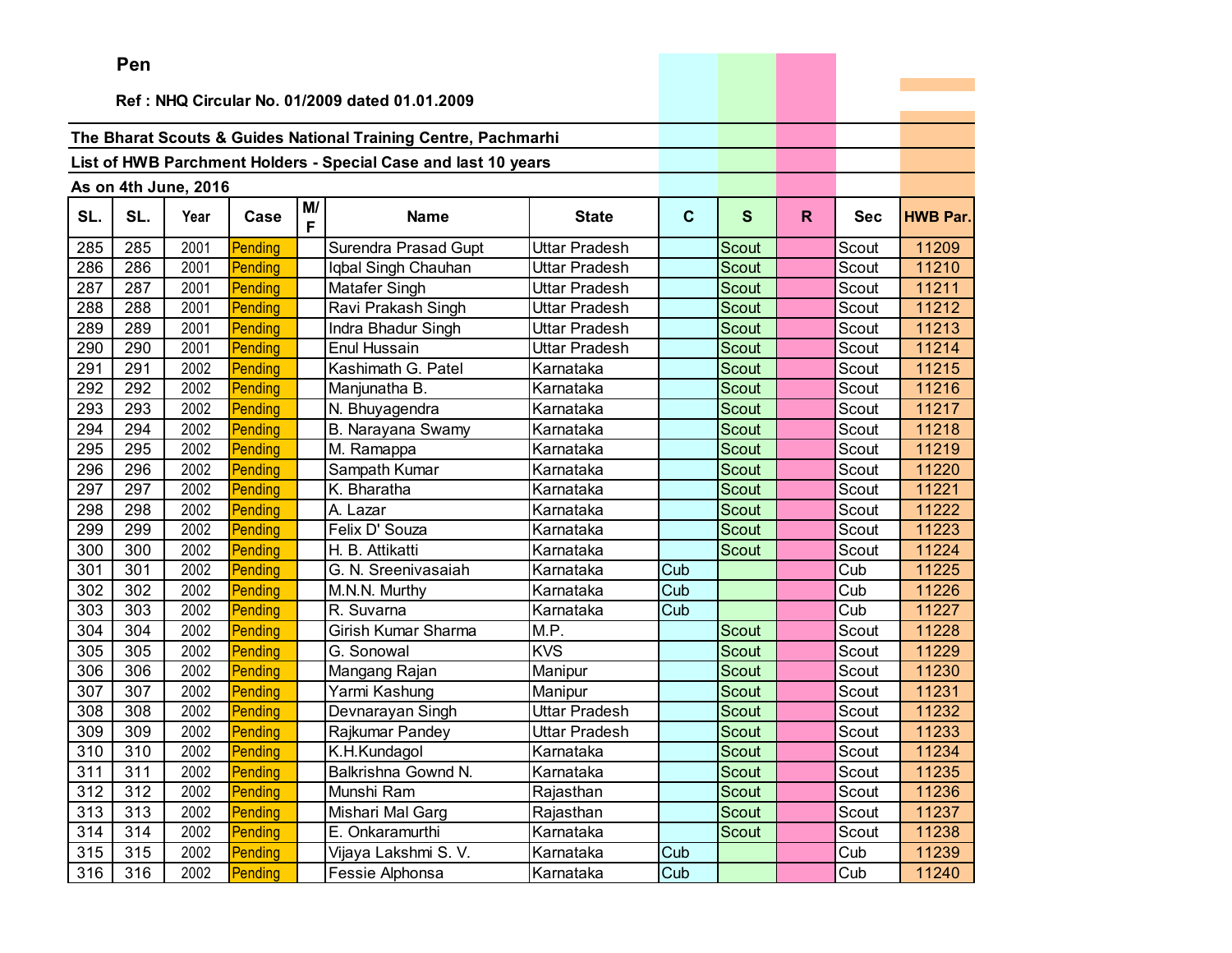Pen

Ref : NHQ Circular No. 01/2009 dated 01.01.2009

**The Bharat Scouts & Guides National Training Centre, Pachmarhi**

**List of HWB Parchment Holders - Special Case and last 10 years**

**As on 4th June, 2016**

| SL. | SL. | Year | Case | M/F | Name | State | C | S | R | Sec | HWB Par. |
|---|---|---|---|---|---|---|---|---|---|---|---|
| 285 | 285 | 2001 | Pending | | Surendra Prasad Gupt | Uttar Pradesh | | Scout | | Scout | 11209 |
| 286 | 286 | 2001 | Pending | | Iqbal Singh Chauhan | Uttar Pradesh | | Scout | | Scout | 11210 |
| 287 | 287 | 2001 | Pending | | Matafer Singh | Uttar Pradesh | | Scout | | Scout | 11211 |
| 288 | 288 | 2001 | Pending | | Ravi Prakash Singh | Uttar Pradesh | | Scout | | Scout | 11212 |
| 289 | 289 | 2001 | Pending | | Indra Bhadur Singh | Uttar Pradesh | | Scout | | Scout | 11213 |
| 290 | 290 | 2001 | Pending | | Enul Hussain | Uttar Pradesh | | Scout | | Scout | 11214 |
| 291 | 291 | 2002 | Pending | | Kashimath G. Patel | Karnataka | | Scout | | Scout | 11215 |
| 292 | 292 | 2002 | Pending | | Manjunatha B. | Karnataka | | Scout | | Scout | 11216 |
| 293 | 293 | 2002 | Pending | | N. Bhuyagendra | Karnataka | | Scout | | Scout | 11217 |
| 294 | 294 | 2002 | Pending | | B. Narayana Swamy | Karnataka | | Scout | | Scout | 11218 |
| 295 | 295 | 2002 | Pending | | M. Ramappa | Karnataka | | Scout | | Scout | 11219 |
| 296 | 296 | 2002 | Pending | | Sampath Kumar | Karnataka | | Scout | | Scout | 11220 |
| 297 | 297 | 2002 | Pending | | K. Bharatha | Karnataka | | Scout | | Scout | 11221 |
| 298 | 298 | 2002 | Pending | | A. Lazar | Karnataka | | Scout | | Scout | 11222 |
| 299 | 299 | 2002 | Pending | | Felix D' Souza | Karnataka | | Scout | | Scout | 11223 |
| 300 | 300 | 2002 | Pending | | H. B. Attikatti | Karnataka | | Scout | | Scout | 11224 |
| 301 | 301 | 2002 | Pending | | G. N. Sreenivasaiah | Karnataka | Cub | | | Cub | 11225 |
| 302 | 302 | 2002 | Pending | | M.N.N. Murthy | Karnataka | Cub | | | Cub | 11226 |
| 303 | 303 | 2002 | Pending | | R. Suvarna | Karnataka | Cub | | | Cub | 11227 |
| 304 | 304 | 2002 | Pending | | Girish Kumar Sharma | M.P. | | Scout | | Scout | 11228 |
| 305 | 305 | 2002 | Pending | | G. Sonowal | KVS | | Scout | | Scout | 11229 |
| 306 | 306 | 2002 | Pending | | Mangang Rajan | Manipur | | Scout | | Scout | 11230 |
| 307 | 307 | 2002 | Pending | | Yarmi Kashung | Manipur | | Scout | | Scout | 11231 |
| 308 | 308 | 2002 | Pending | | Devnarayan Singh | Uttar Pradesh | | Scout | | Scout | 11232 |
| 309 | 309 | 2002 | Pending | | Rajkumar Pandey | Uttar Pradesh | | Scout | | Scout | 11233 |
| 310 | 310 | 2002 | Pending | | K.H.Kundagol | Karnataka | | Scout | | Scout | 11234 |
| 311 | 311 | 2002 | Pending | | Balkrishna Gownd N. | Karnataka | | Scout | | Scout | 11235 |
| 312 | 312 | 2002 | Pending | | Munshi Ram | Rajasthan | | Scout | | Scout | 11236 |
| 313 | 313 | 2002 | Pending | | Mishari Mal Garg | Rajasthan | | Scout | | Scout | 11237 |
| 314 | 314 | 2002 | Pending | | E. Onkaramurthi | Karnataka | | Scout | | Scout | 11238 |
| 315 | 315 | 2002 | Pending | | Vijaya Lakshmi S. V. | Karnataka | Cub | | | Cub | 11239 |
| 316 | 316 | 2002 | Pending | | Fessie Alphonsa | Karnataka | Cub | | | Cub | 11240 |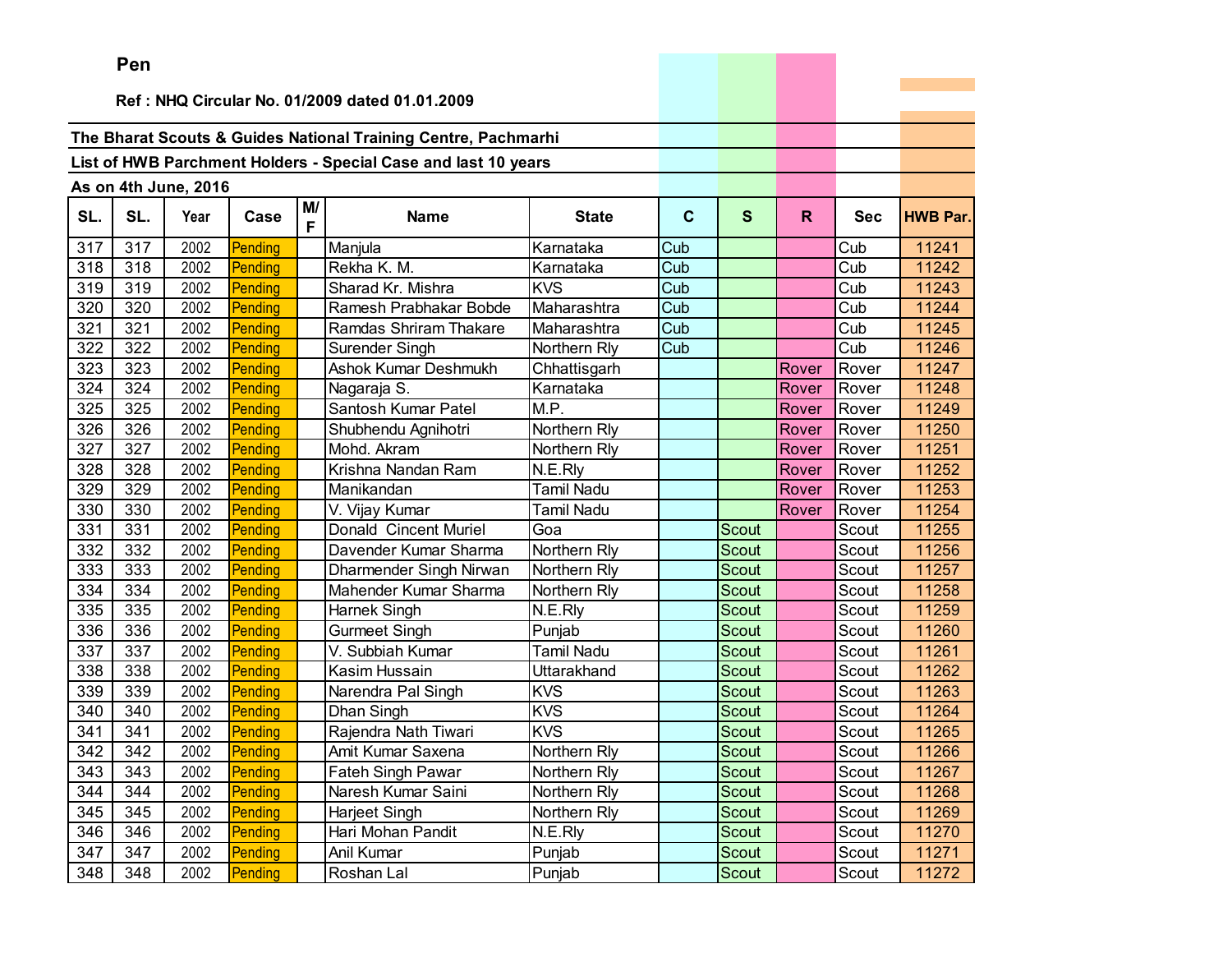**Pen**

**Ref : NHQ Circular No. 01/2009 dated 01.01.2009**

**The Bharat Scouts & Guides National Training Centre, Pachmarhi**

**List of HWB Parchment Holders - Special Case and last 10 years**

**As on 4th June, 2016**

| SL. | SL. | Year | Case | M/F | Name | State | C | S | R | Sec | HWB Par. |
|---|---|---|---|---|---|---|---|---|---|---|---|
| 317 | 317 | 2002 | Pending | | Manjula | Karnataka | Cub | | | Cub | 11241 |
| 318 | 318 | 2002 | Pending | | Rekha K. M. | Karnataka | Cub | | | Cub | 11242 |
| 319 | 319 | 2002 | Pending | | Sharad Kr. Mishra | KVS | Cub | | | Cub | 11243 |
| 320 | 320 | 2002 | Pending | | Ramesh Prabhakar Bobde | Maharashtra | Cub | | | Cub | 11244 |
| 321 | 321 | 2002 | Pending | | Ramdas Shriram Thakare | Maharashtra | Cub | | | Cub | 11245 |
| 322 | 322 | 2002 | Pending | | Surender Singh | Northern Rly | Cub | | | Cub | 11246 |
| 323 | 323 | 2002 | Pending | | Ashok Kumar Deshmukh | Chhattisgarh | | | Rover | Rover | 11247 |
| 324 | 324 | 2002 | Pending | | Nagaraja S. | Karnataka | | | Rover | Rover | 11248 |
| 325 | 325 | 2002 | Pending | | Santosh Kumar Patel | M.P. | | | Rover | Rover | 11249 |
| 326 | 326 | 2002 | Pending | | Shubhendu Agnihotri | Northern Rly | | | Rover | Rover | 11250 |
| 327 | 327 | 2002 | Pending | | Mohd. Akram | Northern Rly | | | Rover | Rover | 11251 |
| 328 | 328 | 2002 | Pending | | Krishna Nandan Ram | N.E.Rly | | | Rover | Rover | 11252 |
| 329 | 329 | 2002 | Pending | | Manikandan | Tamil Nadu | | | Rover | Rover | 11253 |
| 330 | 330 | 2002 | Pending | | V. Vijay Kumar | Tamil Nadu | | | Rover | Rover | 11254 |
| 331 | 331 | 2002 | Pending | | Donald Cincent Muriel | Goa | | Scout | | Scout | 11255 |
| 332 | 332 | 2002 | Pending | | Davender Kumar Sharma | Northern Rly | | Scout | | Scout | 11256 |
| 333 | 333 | 2002 | Pending | | Dharmender Singh Nirwan | Northern Rly | | Scout | | Scout | 11257 |
| 334 | 334 | 2002 | Pending | | Mahender Kumar Sharma | Northern Rly | | Scout | | Scout | 11258 |
| 335 | 335 | 2002 | Pending | | Harnek Singh | N.E.Rly | | Scout | | Scout | 11259 |
| 336 | 336 | 2002 | Pending | | Gurmeet Singh | Punjab | | Scout | | Scout | 11260 |
| 337 | 337 | 2002 | Pending | | V. Subbiah Kumar | Tamil Nadu | | Scout | | Scout | 11261 |
| 338 | 338 | 2002 | Pending | | Kasim Hussain | Uttarakhand | | Scout | | Scout | 11262 |
| 339 | 339 | 2002 | Pending | | Narendra Pal Singh | KVS | | Scout | | Scout | 11263 |
| 340 | 340 | 2002 | Pending | | Dhan Singh | KVS | | Scout | | Scout | 11264 |
| 341 | 341 | 2002 | Pending | | Rajendra Nath Tiwari | KVS | | Scout | | Scout | 11265 |
| 342 | 342 | 2002 | Pending | | Amit Kumar Saxena | Northern Rly | | Scout | | Scout | 11266 |
| 343 | 343 | 2002 | Pending | | Fateh Singh Pawar | Northern Rly | | Scout | | Scout | 11267 |
| 344 | 344 | 2002 | Pending | | Naresh Kumar Saini | Northern Rly | | Scout | | Scout | 11268 |
| 345 | 345 | 2002 | Pending | | Harjeet Singh | Northern Rly | | Scout | | Scout | 11269 |
| 346 | 346 | 2002 | Pending | | Hari Mohan Pandit | N.E.Rly | | Scout | | Scout | 11270 |
| 347 | 347 | 2002 | Pending | | Anil Kumar | Punjab | | Scout | | Scout | 11271 |
| 348 | 348 | 2002 | Pending | | Roshan Lal | Punjab | | Scout | | Scout | 11272 |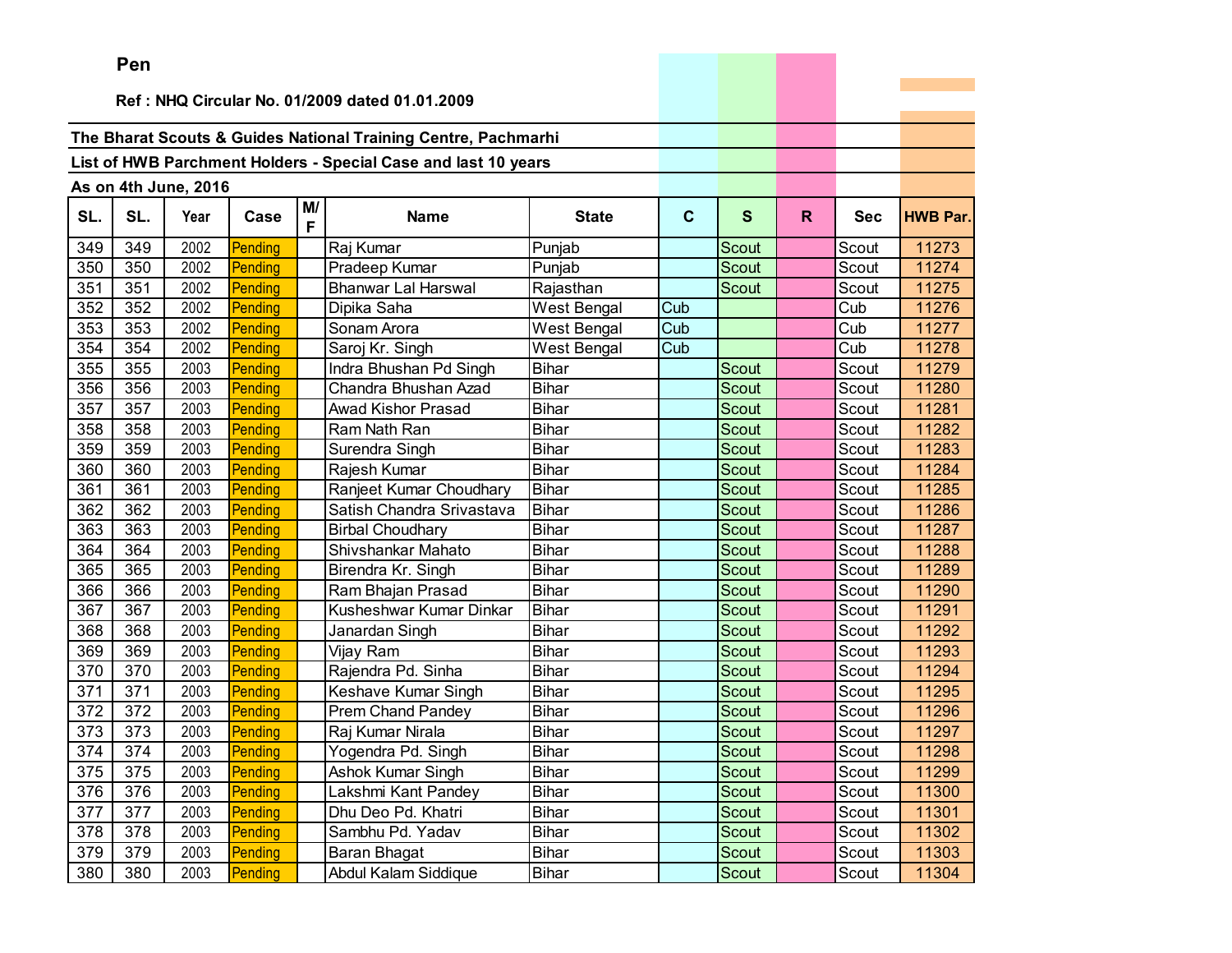**Pen**

**Ref : NHQ Circular No. 01/2009 dated 01.01.2009**

**The Bharat Scouts & Guides National Training Centre, Pachmarhi**

**List of HWB Parchment Holders - Special Case and last 10 years**

**As on 4th June, 2016**

| SL. | SL. | Year | Case | M/F | Name | State | C | S | R | Sec | HWB Par. |
|---|---|---|---|---|---|---|---|---|---|---|---|
| 349 | 349 | 2002 | Pending | | Raj Kumar | Punjab | | Scout | | Scout | 11273 |
| 350 | 350 | 2002 | Pending | | Pradeep Kumar | Punjab | | Scout | | Scout | 11274 |
| 351 | 351 | 2002 | Pending | | Bhanwar Lal Harswal | Rajasthan | | Scout | | Scout | 11275 |
| 352 | 352 | 2002 | Pending | | Dipika Saha | West Bengal | Cub | | | Cub | 11276 |
| 353 | 353 | 2002 | Pending | | Sonam Arora | West Bengal | Cub | | | Cub | 11277 |
| 354 | 354 | 2002 | Pending | | Saroj Kr. Singh | West Bengal | Cub | | | Cub | 11278 |
| 355 | 355 | 2003 | Pending | | Indra Bhushan Pd Singh | Bihar | | Scout | | Scout | 11279 |
| 356 | 356 | 2003 | Pending | | Chandra Bhushan Azad | Bihar | | Scout | | Scout | 11280 |
| 357 | 357 | 2003 | Pending | | Awad Kishor Prasad | Bihar | | Scout | | Scout | 11281 |
| 358 | 358 | 2003 | Pending | | Ram Nath Ran | Bihar | | Scout | | Scout | 11282 |
| 359 | 359 | 2003 | Pending | | Surendra Singh | Bihar | | Scout | | Scout | 11283 |
| 360 | 360 | 2003 | Pending | | Rajesh Kumar | Bihar | | Scout | | Scout | 11284 |
| 361 | 361 | 2003 | Pending | | Ranjeet Kumar Choudhary | Bihar | | Scout | | Scout | 11285 |
| 362 | 362 | 2003 | Pending | | Satish Chandra Srivastava | Bihar | | Scout | | Scout | 11286 |
| 363 | 363 | 2003 | Pending | | Birbal Choudhary | Bihar | | Scout | | Scout | 11287 |
| 364 | 364 | 2003 | Pending | | Shivshankar Mahato | Bihar | | Scout | | Scout | 11288 |
| 365 | 365 | 2003 | Pending | | Birendra Kr. Singh | Bihar | | Scout | | Scout | 11289 |
| 366 | 366 | 2003 | Pending | | Ram Bhajan Prasad | Bihar | | Scout | | Scout | 11290 |
| 367 | 367 | 2003 | Pending | | Kusheshwar Kumar Dinkar | Bihar | | Scout | | Scout | 11291 |
| 368 | 368 | 2003 | Pending | | Janardan Singh | Bihar | | Scout | | Scout | 11292 |
| 369 | 369 | 2003 | Pending | | Vijay Ram | Bihar | | Scout | | Scout | 11293 |
| 370 | 370 | 2003 | Pending | | Rajendra Pd. Sinha | Bihar | | Scout | | Scout | 11294 |
| 371 | 371 | 2003 | Pending | | Keshave Kumar Singh | Bihar | | Scout | | Scout | 11295 |
| 372 | 372 | 2003 | Pending | | Prem Chand Pandey | Bihar | | Scout | | Scout | 11296 |
| 373 | 373 | 2003 | Pending | | Raj Kumar Nirala | Bihar | | Scout | | Scout | 11297 |
| 374 | 374 | 2003 | Pending | | Yogendra Pd. Singh | Bihar | | Scout | | Scout | 11298 |
| 375 | 375 | 2003 | Pending | | Ashok Kumar Singh | Bihar | | Scout | | Scout | 11299 |
| 376 | 376 | 2003 | Pending | | Lakshmi Kant Pandey | Bihar | | Scout | | Scout | 11300 |
| 377 | 377 | 2003 | Pending | | Dhu Deo Pd. Khatri | Bihar | | Scout | | Scout | 11301 |
| 378 | 378 | 2003 | Pending | | Sambhu Pd. Yadav | Bihar | | Scout | | Scout | 11302 |
| 379 | 379 | 2003 | Pending | | Baran Bhagat | Bihar | | Scout | | Scout | 11303 |
| 380 | 380 | 2003 | Pending | | Abdul Kalam Siddique | Bihar | | Scout | | Scout | 11304 |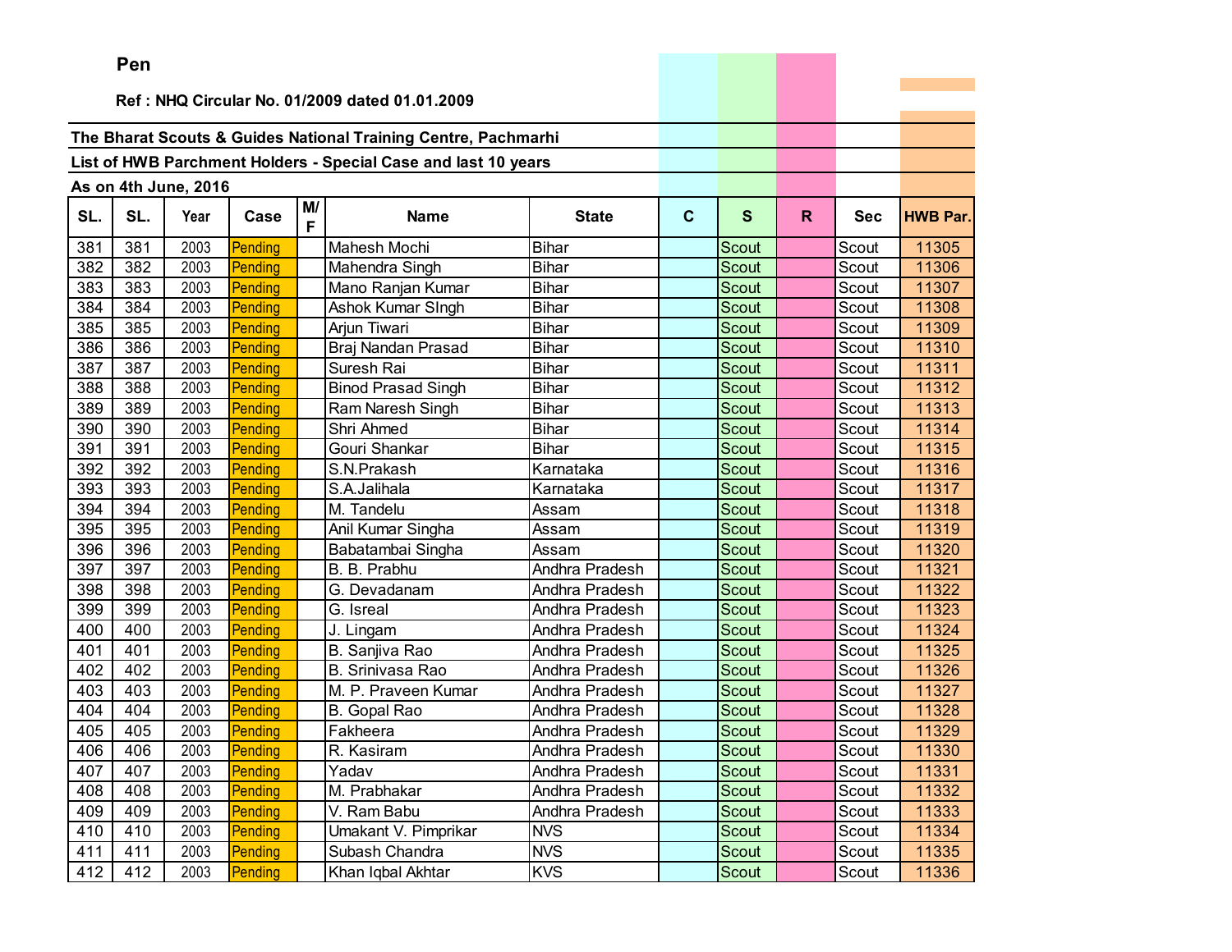**Pen**

**Ref : NHQ Circular No. 01/2009 dated 01.01.2009**

**The Bharat Scouts & Guides National Training Centre, Pachmarhi**

**List of HWB Parchment Holders - Special Case and last 10 years**

**As on 4th June, 2016**

| SL. | SL. | Year | Case | M/F | Name | State | C | S | R | Sec | HWB Par. |
|---|---|---|---|---|---|---|---|---|---|---|---|
| 381 | 381 | 2003 | Pending | | Mahesh Mochi | Bihar | | Scout | | Scout | 11305 |
| 382 | 382 | 2003 | Pending | | Mahendra Singh | Bihar | | Scout | | Scout | 11306 |
| 383 | 383 | 2003 | Pending | | Mano Ranjan Kumar | Bihar | | Scout | | Scout | 11307 |
| 384 | 384 | 2003 | Pending | | Ashok Kumar SIngh | Bihar | | Scout | | Scout | 11308 |
| 385 | 385 | 2003 | Pending | | Arjun Tiwari | Bihar | | Scout | | Scout | 11309 |
| 386 | 386 | 2003 | Pending | | Braj Nandan Prasad | Bihar | | Scout | | Scout | 11310 |
| 387 | 387 | 2003 | Pending | | Suresh Rai | Bihar | | Scout | | Scout | 11311 |
| 388 | 388 | 2003 | Pending | | Binod Prasad Singh | Bihar | | Scout | | Scout | 11312 |
| 389 | 389 | 2003 | Pending | | Ram Naresh Singh | Bihar | | Scout | | Scout | 11313 |
| 390 | 390 | 2003 | Pending | | Shri Ahmed | Bihar | | Scout | | Scout | 11314 |
| 391 | 391 | 2003 | Pending | | Gouri Shankar | Bihar | | Scout | | Scout | 11315 |
| 392 | 392 | 2003 | Pending | | S.N.Prakash | Karnataka | | Scout | | Scout | 11316 |
| 393 | 393 | 2003 | Pending | | S.A.Jalihala | Karnataka | | Scout | | Scout | 11317 |
| 394 | 394 | 2003 | Pending | | M. Tandelu | Assam | | Scout | | Scout | 11318 |
| 395 | 395 | 2003 | Pending | | Anil Kumar Singha | Assam | | Scout | | Scout | 11319 |
| 396 | 396 | 2003 | Pending | | Babatambai Singha | Assam | | Scout | | Scout | 11320 |
| 397 | 397 | 2003 | Pending | | B. B. Prabhu | Andhra Pradesh | | Scout | | Scout | 11321 |
| 398 | 398 | 2003 | Pending | | G. Devadanam | Andhra Pradesh | | Scout | | Scout | 11322 |
| 399 | 399 | 2003 | Pending | | G. Isreal | Andhra Pradesh | | Scout | | Scout | 11323 |
| 400 | 400 | 2003 | Pending | | J. Lingam | Andhra Pradesh | | Scout | | Scout | 11324 |
| 401 | 401 | 2003 | Pending | | B. Sanjiva Rao | Andhra Pradesh | | Scout | | Scout | 11325 |
| 402 | 402 | 2003 | Pending | | B. Srinivasa Rao | Andhra Pradesh | | Scout | | Scout | 11326 |
| 403 | 403 | 2003 | Pending | | M. P. Praveen Kumar | Andhra Pradesh | | Scout | | Scout | 11327 |
| 404 | 404 | 2003 | Pending | | B. Gopal Rao | Andhra Pradesh | | Scout | | Scout | 11328 |
| 405 | 405 | 2003 | Pending | | Fakheera | Andhra Pradesh | | Scout | | Scout | 11329 |
| 406 | 406 | 2003 | Pending | | R. Kasiram | Andhra Pradesh | | Scout | | Scout | 11330 |
| 407 | 407 | 2003 | Pending | | Yadav | Andhra Pradesh | | Scout | | Scout | 11331 |
| 408 | 408 | 2003 | Pending | | M. Prabhakar | Andhra Pradesh | | Scout | | Scout | 11332 |
| 409 | 409 | 2003 | Pending | | V. Ram Babu | Andhra Pradesh | | Scout | | Scout | 11333 |
| 410 | 410 | 2003 | Pending | | Umakant V. Pimprikar | NVS | | Scout | | Scout | 11334 |
| 411 | 411 | 2003 | Pending | | Subash Chandra | NVS | | Scout | | Scout | 11335 |
| 412 | 412 | 2003 | Pending | | Khan Iqbal Akhtar | KVS | | Scout | | Scout | 11336 |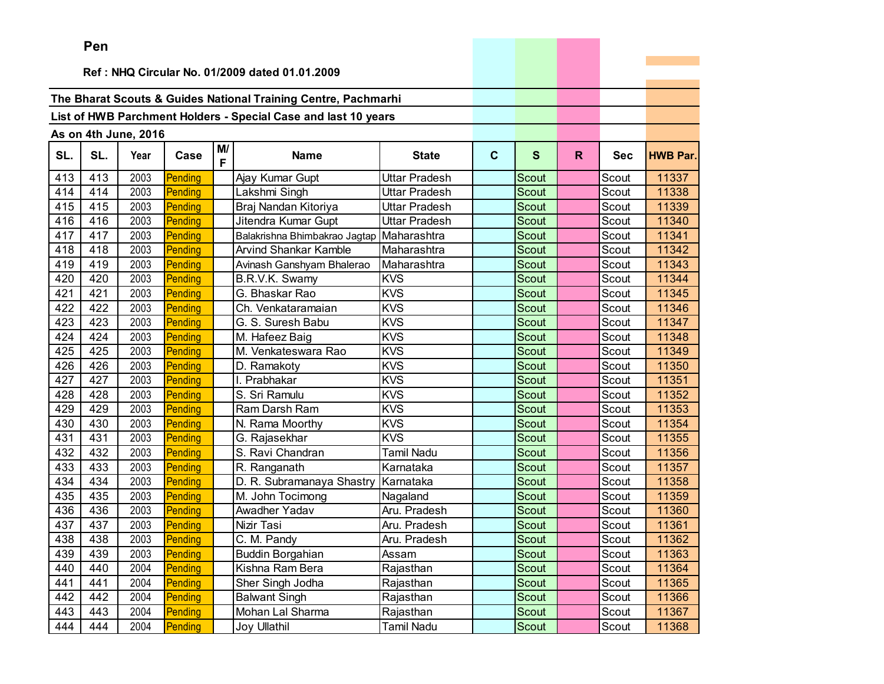**Pen**

**Ref : NHQ Circular No. 01/2009 dated 01.01.2009**

**The Bharat Scouts & Guides National Training Centre, Pachmarhi**

**List of HWB Parchment Holders - Special Case and last 10 years**

**As on 4th June, 2016**

| SL. | SL. | Year | Case | M/F | Name | State | C | S | R | Sec | HWB Par. |
|---|---|---|---|---|---|---|---|---|---|---|---|
| 413 | 413 | 2003 | Pending | | Ajay Kumar Gupt | Uttar Pradesh | | Scout | | Scout | 11337 |
| 414 | 414 | 2003 | Pending | | Lakshmi Singh | Uttar Pradesh | | Scout | | Scout | 11338 |
| 415 | 415 | 2003 | Pending | | Braj Nandan Kitoriya | Uttar Pradesh | | Scout | | Scout | 11339 |
| 416 | 416 | 2003 | Pending | | Jitendra Kumar Gupt | Uttar Pradesh | | Scout | | Scout | 11340 |
| 417 | 417 | 2003 | Pending | | Balakrishna Bhimbakrao Jagtap | Maharashtra | | Scout | | Scout | 11341 |
| 418 | 418 | 2003 | Pending | | Arvind Shankar Kamble | Maharashtra | | Scout | | Scout | 11342 |
| 419 | 419 | 2003 | Pending | | Avinash Ganshyam Bhalerao | Maharashtra | | Scout | | Scout | 11343 |
| 420 | 420 | 2003 | Pending | | B.R.V.K. Swamy | KVS | | Scout | | Scout | 11344 |
| 421 | 421 | 2003 | Pending | | G. Bhaskar Rao | KVS | | Scout | | Scout | 11345 |
| 422 | 422 | 2003 | Pending | | Ch. Venkataramaian | KVS | | Scout | | Scout | 11346 |
| 423 | 423 | 2003 | Pending | | G. S. Suresh Babu | KVS | | Scout | | Scout | 11347 |
| 424 | 424 | 2003 | Pending | | M. Hafeez Baig | KVS | | Scout | | Scout | 11348 |
| 425 | 425 | 2003 | Pending | | M. Venkateswara Rao | KVS | | Scout | | Scout | 11349 |
| 426 | 426 | 2003 | Pending | | D. Ramakoty | KVS | | Scout | | Scout | 11350 |
| 427 | 427 | 2003 | Pending | | I. Prabhakar | KVS | | Scout | | Scout | 11351 |
| 428 | 428 | 2003 | Pending | | S. Sri Ramulu | KVS | | Scout | | Scout | 11352 |
| 429 | 429 | 2003 | Pending | | Ram Darsh Ram | KVS | | Scout | | Scout | 11353 |
| 430 | 430 | 2003 | Pending | | N. Rama Moorthy | KVS | | Scout | | Scout | 11354 |
| 431 | 431 | 2003 | Pending | | G. Rajasekhar | KVS | | Scout | | Scout | 11355 |
| 432 | 432 | 2003 | Pending | | S. Ravi Chandran | Tamil Nadu | | Scout | | Scout | 11356 |
| 433 | 433 | 2003 | Pending | | R. Ranganath | Karnataka | | Scout | | Scout | 11357 |
| 434 | 434 | 2003 | Pending | | D. R. Subramanaya Shastry | Karnataka | | Scout | | Scout | 11358 |
| 435 | 435 | 2003 | Pending | | M. John Tocimong | Nagaland | | Scout | | Scout | 11359 |
| 436 | 436 | 2003 | Pending | | Awadher Yadav | Aru. Pradesh | | Scout | | Scout | 11360 |
| 437 | 437 | 2003 | Pending | | Nizir Tasi | Aru. Pradesh | | Scout | | Scout | 11361 |
| 438 | 438 | 2003 | Pending | | C. M. Pandy | Aru. Pradesh | | Scout | | Scout | 11362 |
| 439 | 439 | 2003 | Pending | | Buddin Borgahian | Assam | | Scout | | Scout | 11363 |
| 440 | 440 | 2004 | Pending | | Kishna Ram Bera | Rajasthan | | Scout | | Scout | 11364 |
| 441 | 441 | 2004 | Pending | | Sher Singh Jodha | Rajasthan | | Scout | | Scout | 11365 |
| 442 | 442 | 2004 | Pending | | Balwant Singh | Rajasthan | | Scout | | Scout | 11366 |
| 443 | 443 | 2004 | Pending | | Mohan Lal Sharma | Rajasthan | | Scout | | Scout | 11367 |
| 444 | 444 | 2004 | Pending | | Joy Ullathil | Tamil Nadu | | Scout | | Scout | 11368 |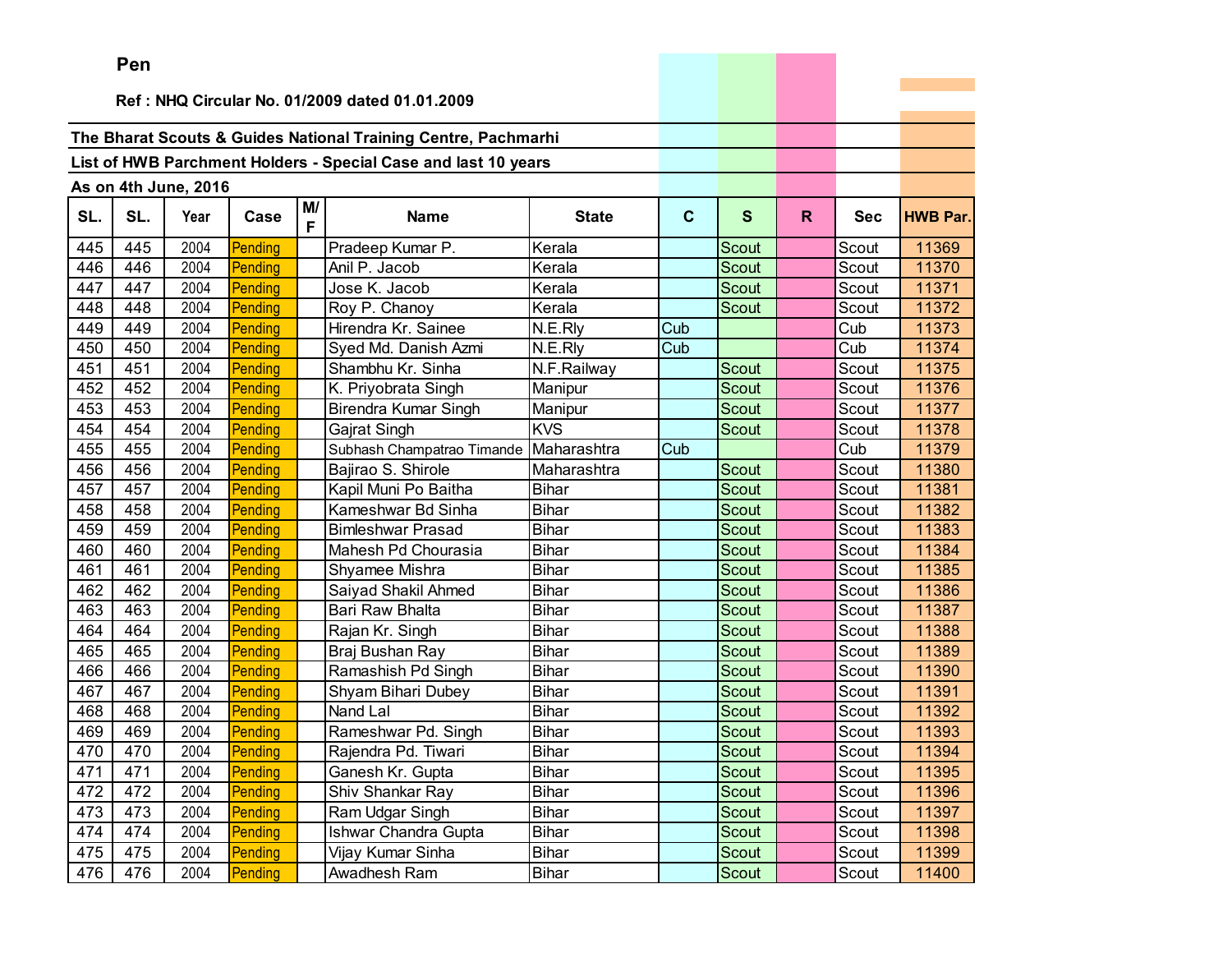**Pen**

**Ref : NHQ Circular No. 01/2009 dated 01.01.2009**

**The Bharat Scouts & Guides National Training Centre, Pachmarhi**

**List of HWB Parchment Holders - Special Case and last 10 years**

**As on 4th June, 2016**

| SL. | SL. | Year | Case | M/F | Name | State | C | S | R | Sec | HWB Par. |
|---|---|---|---|---|---|---|---|---|---|---|---|
| 445 | 445 | 2004 | Pending | | Pradeep Kumar P. | Kerala | | Scout | | Scout | 11369 |
| 446 | 446 | 2004 | Pending | | Anil P. Jacob | Kerala | | Scout | | Scout | 11370 |
| 447 | 447 | 2004 | Pending | | Jose K. Jacob | Kerala | | Scout | | Scout | 11371 |
| 448 | 448 | 2004 | Pending | | Roy P. Chanoy | Kerala | | Scout | | Scout | 11372 |
| 449 | 449 | 2004 | Pending | | Hirendra Kr. Sainee | N.E.Rly | Cub | | | Cub | 11373 |
| 450 | 450 | 2004 | Pending | | Syed Md. Danish Azmi | N.E.Rly | Cub | | | Cub | 11374 |
| 451 | 451 | 2004 | Pending | | Shambhu Kr. Sinha | N.F.Railway | | Scout | | Scout | 11375 |
| 452 | 452 | 2004 | Pending | | K. Priyobrata Singh | Manipur | | Scout | | Scout | 11376 |
| 453 | 453 | 2004 | Pending | | Birendra Kumar Singh | Manipur | | Scout | | Scout | 11377 |
| 454 | 454 | 2004 | Pending | | Gajrat Singh | KVS | | Scout | | Scout | 11378 |
| 455 | 455 | 2004 | Pending | | Subhash Champatrao Timande | Maharashtra | Cub | | | Cub | 11379 |
| 456 | 456 | 2004 | Pending | | Bajirao S. Shirole | Maharashtra | | Scout | | Scout | 11380 |
| 457 | 457 | 2004 | Pending | | Kapil Muni Po Baitha | Bihar | | Scout | | Scout | 11381 |
| 458 | 458 | 2004 | Pending | | Kameshwar Bd Sinha | Bihar | | Scout | | Scout | 11382 |
| 459 | 459 | 2004 | Pending | | Bimleshwar Prasad | Bihar | | Scout | | Scout | 11383 |
| 460 | 460 | 2004 | Pending | | Mahesh Pd Chourasia | Bihar | | Scout | | Scout | 11384 |
| 461 | 461 | 2004 | Pending | | Shyamee Mishra | Bihar | | Scout | | Scout | 11385 |
| 462 | 462 | 2004 | Pending | | Saiyad Shakil Ahmed | Bihar | | Scout | | Scout | 11386 |
| 463 | 463 | 2004 | Pending | | Bari Raw Bhalta | Bihar | | Scout | | Scout | 11387 |
| 464 | 464 | 2004 | Pending | | Rajan Kr. Singh | Bihar | | Scout | | Scout | 11388 |
| 465 | 465 | 2004 | Pending | | Braj Bushan Ray | Bihar | | Scout | | Scout | 11389 |
| 466 | 466 | 2004 | Pending | | Ramashish Pd Singh | Bihar | | Scout | | Scout | 11390 |
| 467 | 467 | 2004 | Pending | | Shyam Bihari Dubey | Bihar | | Scout | | Scout | 11391 |
| 468 | 468 | 2004 | Pending | | Nand Lal | Bihar | | Scout | | Scout | 11392 |
| 469 | 469 | 2004 | Pending | | Rameshwar Pd. Singh | Bihar | | Scout | | Scout | 11393 |
| 470 | 470 | 2004 | Pending | | Rajendra Pd. Tiwari | Bihar | | Scout | | Scout | 11394 |
| 471 | 471 | 2004 | Pending | | Ganesh Kr. Gupta | Bihar | | Scout | | Scout | 11395 |
| 472 | 472 | 2004 | Pending | | Shiv Shankar Ray | Bihar | | Scout | | Scout | 11396 |
| 473 | 473 | 2004 | Pending | | Ram Udgar Singh | Bihar | | Scout | | Scout | 11397 |
| 474 | 474 | 2004 | Pending | | Ishwar Chandra Gupta | Bihar | | Scout | | Scout | 11398 |
| 475 | 475 | 2004 | Pending | | Vijay Kumar Sinha | Bihar | | Scout | | Scout | 11399 |
| 476 | 476 | 2004 | Pending | | Awadhesh Ram | Bihar | | Scout | | Scout | 11400 |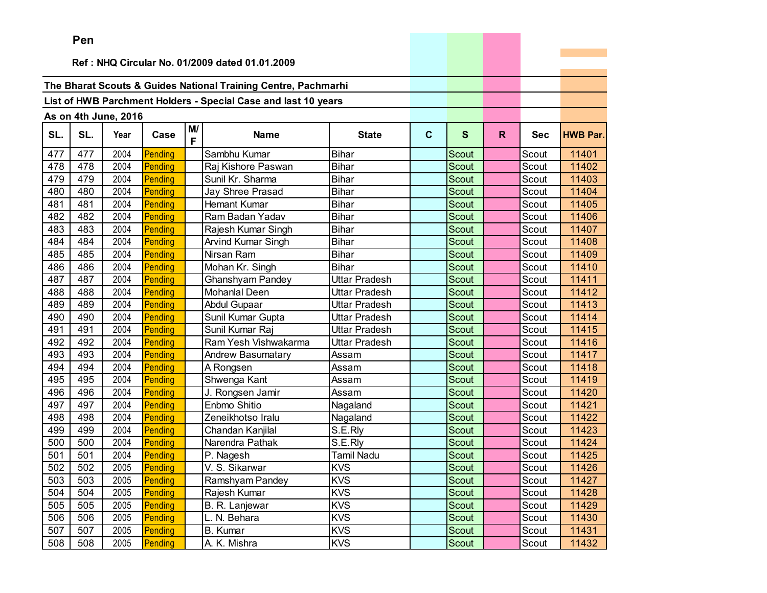Pen

**Ref : NHQ Circular No. 01/2009 dated 01.01.2009**

**The Bharat Scouts & Guides National Training Centre, Pachmarhi**

**List of HWB Parchment Holders - Special Case and last 10 years**

**As on 4th June, 2016**

| SL. | SL. | Year | Case | M/F | Name | State | C | S | R | Sec | HWB Par. |
|---|---|---|---|---|---|---|---|---|---|---|---|
| 477 | 477 | 2004 | Pending | | Sambhu Kumar | Bihar | | Scout | | Scout | 11401 |
| 478 | 478 | 2004 | Pending | | Raj Kishore Paswan | Bihar | | Scout | | Scout | 11402 |
| 479 | 479 | 2004 | Pending | | Sunil Kr. Sharma | Bihar | | Scout | | Scout | 11403 |
| 480 | 480 | 2004 | Pending | | Jay Shree Prasad | Bihar | | Scout | | Scout | 11404 |
| 481 | 481 | 2004 | Pending | | Hemant Kumar | Bihar | | Scout | | Scout | 11405 |
| 482 | 482 | 2004 | Pending | | Ram Badan Yadav | Bihar | | Scout | | Scout | 11406 |
| 483 | 483 | 2004 | Pending | | Rajesh Kumar Singh | Bihar | | Scout | | Scout | 11407 |
| 484 | 484 | 2004 | Pending | | Arvind Kumar Singh | Bihar | | Scout | | Scout | 11408 |
| 485 | 485 | 2004 | Pending | | Nirsan Ram | Bihar | | Scout | | Scout | 11409 |
| 486 | 486 | 2004 | Pending | | Mohan Kr. Singh | Bihar | | Scout | | Scout | 11410 |
| 487 | 487 | 2004 | Pending | | Ghanshyam Pandey | Uttar Pradesh | | Scout | | Scout | 11411 |
| 488 | 488 | 2004 | Pending | | Mohanlal Deen | Uttar Pradesh | | Scout | | Scout | 11412 |
| 489 | 489 | 2004 | Pending | | Abdul Gupaar | Uttar Pradesh | | Scout | | Scout | 11413 |
| 490 | 490 | 2004 | Pending | | Sunil Kumar Gupta | Uttar Pradesh | | Scout | | Scout | 11414 |
| 491 | 491 | 2004 | Pending | | Sunil Kumar Raj | Uttar Pradesh | | Scout | | Scout | 11415 |
| 492 | 492 | 2004 | Pending | | Ram Yesh Vishwakarma | Uttar Pradesh | | Scout | | Scout | 11416 |
| 493 | 493 | 2004 | Pending | | Andrew Basumatary | Assam | | Scout | | Scout | 11417 |
| 494 | 494 | 2004 | Pending | | A Rongsen | Assam | | Scout | | Scout | 11418 |
| 495 | 495 | 2004 | Pending | | Shwenga Kant | Assam | | Scout | | Scout | 11419 |
| 496 | 496 | 2004 | Pending | | J. Rongsen Jamir | Assam | | Scout | | Scout | 11420 |
| 497 | 497 | 2004 | Pending | | Enbmo Shitio | Nagaland | | Scout | | Scout | 11421 |
| 498 | 498 | 2004 | Pending | | Zeneikhotso Iralu | Nagaland | | Scout | | Scout | 11422 |
| 499 | 499 | 2004 | Pending | | Chandan Kanjilal | S.E.Rly | | Scout | | Scout | 11423 |
| 500 | 500 | 2004 | Pending | | Narendra Pathak | S.E.Rly | | Scout | | Scout | 11424 |
| 501 | 501 | 2004 | Pending | | P. Nagesh | Tamil Nadu | | Scout | | Scout | 11425 |
| 502 | 502 | 2005 | Pending | | V. S. Sikarwar | KVS | | Scout | | Scout | 11426 |
| 503 | 503 | 2005 | Pending | | Ramshyam Pandey | KVS | | Scout | | Scout | 11427 |
| 504 | 504 | 2005 | Pending | | Rajesh Kumar | KVS | | Scout | | Scout | 11428 |
| 505 | 505 | 2005 | Pending | | B. R. Lanjewar | KVS | | Scout | | Scout | 11429 |
| 506 | 506 | 2005 | Pending | | L. N. Behara | KVS | | Scout | | Scout | 11430 |
| 507 | 507 | 2005 | Pending | | B. Kumar | KVS | | Scout | | Scout | 11431 |
| 508 | 508 | 2005 | Pending | | A. K. Mishra | KVS | | Scout | | Scout | 11432 |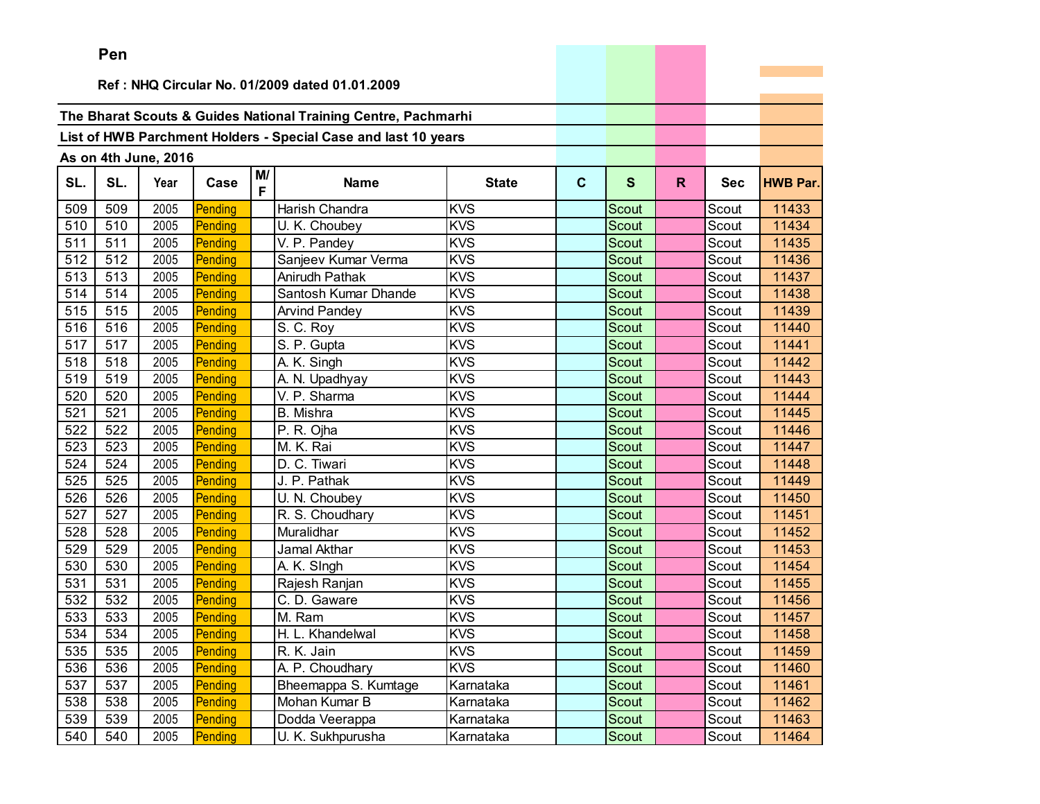**Pen**

**Ref : NHQ Circular No. 01/2009 dated 01.01.2009**

**The Bharat Scouts & Guides National Training Centre, Pachmarhi**

**List of HWB Parchment Holders - Special Case and last 10 years**

**As on 4th June, 2016**

| SL. | SL. | Year | Case | M/F | Name | State | C | S | R | Sec | HWB Par. |
|---|---|---|---|---|---|---|---|---|---|---|---|
| 509 | 509 | 2005 | Pending | | Harish Chandra | KVS | | Scout | | Scout | 11433 |
| 510 | 510 | 2005 | Pending | | U. K. Choubey | KVS | | Scout | | Scout | 11434 |
| 511 | 511 | 2005 | Pending | | V. P. Pandey | KVS | | Scout | | Scout | 11435 |
| 512 | 512 | 2005 | Pending | | Sanjeev Kumar Verma | KVS | | Scout | | Scout | 11436 |
| 513 | 513 | 2005 | Pending | | Anirudh Pathak | KVS | | Scout | | Scout | 11437 |
| 514 | 514 | 2005 | Pending | | Santosh Kumar Dhande | KVS | | Scout | | Scout | 11438 |
| 515 | 515 | 2005 | Pending | | Arvind Pandey | KVS | | Scout | | Scout | 11439 |
| 516 | 516 | 2005 | Pending | | S. C. Roy | KVS | | Scout | | Scout | 11440 |
| 517 | 517 | 2005 | Pending | | S. P. Gupta | KVS | | Scout | | Scout | 11441 |
| 518 | 518 | 2005 | Pending | | A. K. Singh | KVS | | Scout | | Scout | 11442 |
| 519 | 519 | 2005 | Pending | | A. N. Upadhyay | KVS | | Scout | | Scout | 11443 |
| 520 | 520 | 2005 | Pending | | V. P. Sharma | KVS | | Scout | | Scout | 11444 |
| 521 | 521 | 2005 | Pending | | B. Mishra | KVS | | Scout | | Scout | 11445 |
| 522 | 522 | 2005 | Pending | | P. R. Ojha | KVS | | Scout | | Scout | 11446 |
| 523 | 523 | 2005 | Pending | | M. K. Rai | KVS | | Scout | | Scout | 11447 |
| 524 | 524 | 2005 | Pending | | D. C. Tiwari | KVS | | Scout | | Scout | 11448 |
| 525 | 525 | 2005 | Pending | | J. P. Pathak | KVS | | Scout | | Scout | 11449 |
| 526 | 526 | 2005 | Pending | | U. N. Choubey | KVS | | Scout | | Scout | 11450 |
| 527 | 527 | 2005 | Pending | | R. S. Choudhary | KVS | | Scout | | Scout | 11451 |
| 528 | 528 | 2005 | Pending | | Muralidhar | KVS | | Scout | | Scout | 11452 |
| 529 | 529 | 2005 | Pending | | Jamal Akthar | KVS | | Scout | | Scout | 11453 |
| 530 | 530 | 2005 | Pending | | A. K. SIngh | KVS | | Scout | | Scout | 11454 |
| 531 | 531 | 2005 | Pending | | Rajesh Ranjan | KVS | | Scout | | Scout | 11455 |
| 532 | 532 | 2005 | Pending | | C. D. Gaware | KVS | | Scout | | Scout | 11456 |
| 533 | 533 | 2005 | Pending | | M. Ram | KVS | | Scout | | Scout | 11457 |
| 534 | 534 | 2005 | Pending | | H. L. Khandelwal | KVS | | Scout | | Scout | 11458 |
| 535 | 535 | 2005 | Pending | | R. K. Jain | KVS | | Scout | | Scout | 11459 |
| 536 | 536 | 2005 | Pending | | A. P. Choudhary | KVS | | Scout | | Scout | 11460 |
| 537 | 537 | 2005 | Pending | | Bheemappa S. Kumtage | Karnataka | | Scout | | Scout | 11461 |
| 538 | 538 | 2005 | Pending | | Mohan Kumar B | Karnataka | | Scout | | Scout | 11462 |
| 539 | 539 | 2005 | Pending | | Dodda Veerappa | Karnataka | | Scout | | Scout | 11463 |
| 540 | 540 | 2005 | Pending | | U. K. Sukhpurusha | Karnataka | | Scout | | Scout | 11464 |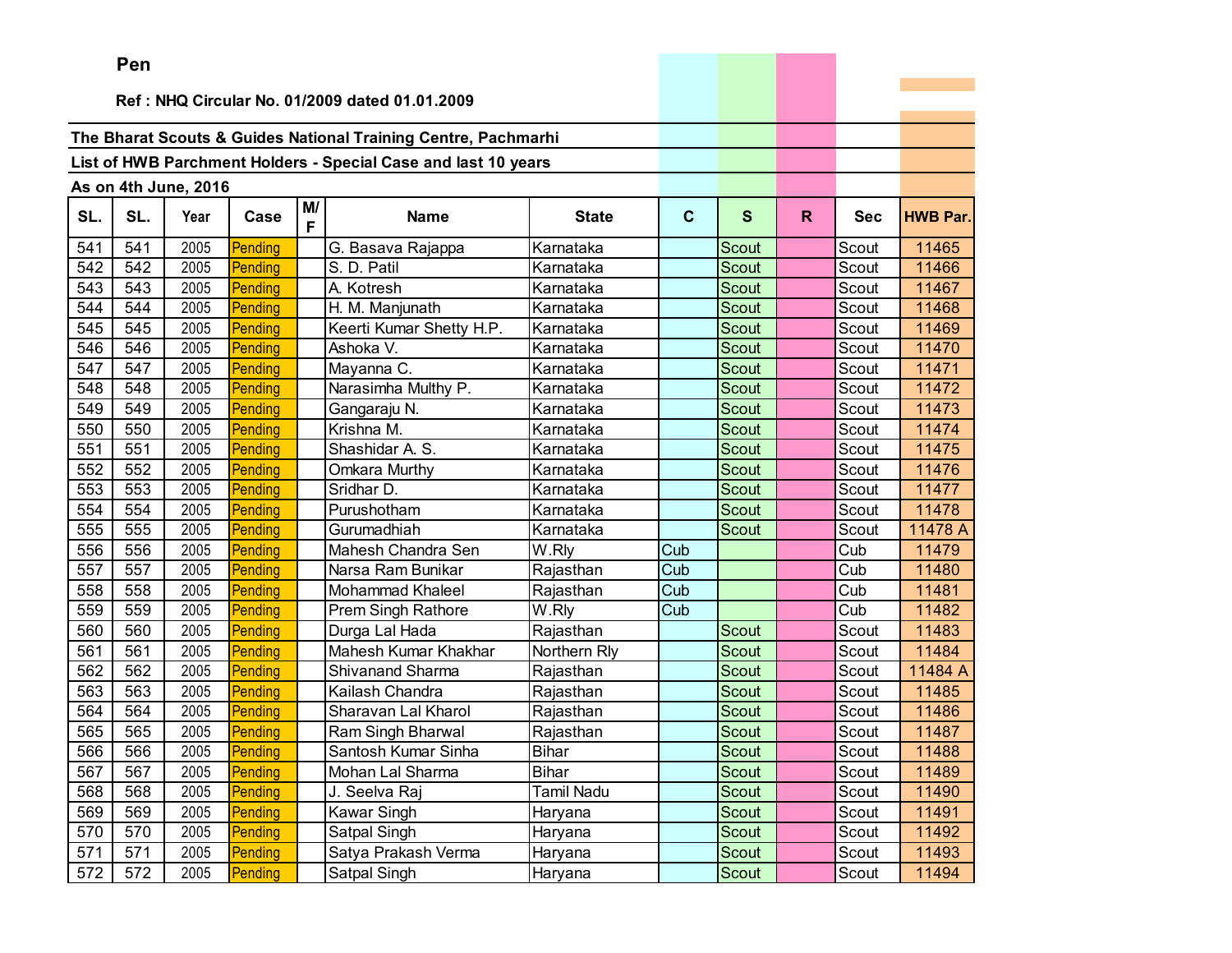**Pen**

**Ref : NHQ Circular No. 01/2009 dated 01.01.2009**

**The Bharat Scouts & Guides National Training Centre, Pachmarhi**

**List of HWB Parchment Holders - Special Case and last 10 years**

**As on 4th June, 2016**

| SL. | SL. | Year | Case | M/F | Name | State | C | S | R | Sec | HWB Par. |
|---|---|---|---|---|---|---|---|---|---|---|---|
| 541 | 541 | 2005 | Pending | | G. Basava Rajappa | Karnataka | | Scout | | Scout | 11465 |
| 542 | 542 | 2005 | Pending | | S. D. Patil | Karnataka | | Scout | | Scout | 11466 |
| 543 | 543 | 2005 | Pending | | A. Kotresh | Karnataka | | Scout | | Scout | 11467 |
| 544 | 544 | 2005 | Pending | | H. M. Manjunath | Karnataka | | Scout | | Scout | 11468 |
| 545 | 545 | 2005 | Pending | | Keerti Kumar Shetty H.P. | Karnataka | | Scout | | Scout | 11469 |
| 546 | 546 | 2005 | Pending | | Ashoka V. | Karnataka | | Scout | | Scout | 11470 |
| 547 | 547 | 2005 | Pending | | Mayanna C. | Karnataka | | Scout | | Scout | 11471 |
| 548 | 548 | 2005 | Pending | | Narasimha Multhy P. | Karnataka | | Scout | | Scout | 11472 |
| 549 | 549 | 2005 | Pending | | Gangaraju N. | Karnataka | | Scout | | Scout | 11473 |
| 550 | 550 | 2005 | Pending | | Krishna M. | Karnataka | | Scout | | Scout | 11474 |
| 551 | 551 | 2005 | Pending | | Shashidar A. S. | Karnataka | | Scout | | Scout | 11475 |
| 552 | 552 | 2005 | Pending | | Omkara Murthy | Karnataka | | Scout | | Scout | 11476 |
| 553 | 553 | 2005 | Pending | | Sridhar D. | Karnataka | | Scout | | Scout | 11477 |
| 554 | 554 | 2005 | Pending | | Purushotham | Karnataka | | Scout | | Scout | 11478 |
| 555 | 555 | 2005 | Pending | | Gurumadhiah | Karnataka | | Scout | | Scout | 11478 A |
| 556 | 556 | 2005 | Pending | | Mahesh Chandra Sen | W.Rly | Cub | | | Cub | 11479 |
| 557 | 557 | 2005 | Pending | | Narsa Ram Bunikar | Rajasthan | Cub | | | Cub | 11480 |
| 558 | 558 | 2005 | Pending | | Mohammad Khaleel | Rajasthan | Cub | | | Cub | 11481 |
| 559 | 559 | 2005 | Pending | | Prem Singh Rathore | W.Rly | Cub | | | Cub | 11482 |
| 560 | 560 | 2005 | Pending | | Durga Lal Hada | Rajasthan | | Scout | | Scout | 11483 |
| 561 | 561 | 2005 | Pending | | Mahesh Kumar Khakhar | Northern Rly | | Scout | | Scout | 11484 |
| 562 | 562 | 2005 | Pending | | Shivanand Sharma | Rajasthan | | Scout | | Scout | 11484 A |
| 563 | 563 | 2005 | Pending | | Kailash Chandra | Rajasthan | | Scout | | Scout | 11485 |
| 564 | 564 | 2005 | Pending | | Sharavan Lal Kharol | Rajasthan | | Scout | | Scout | 11486 |
| 565 | 565 | 2005 | Pending | | Ram Singh Bharwal | Rajasthan | | Scout | | Scout | 11487 |
| 566 | 566 | 2005 | Pending | | Santosh Kumar Sinha | Bihar | | Scout | | Scout | 11488 |
| 567 | 567 | 2005 | Pending | | Mohan Lal Sharma | Bihar | | Scout | | Scout | 11489 |
| 568 | 568 | 2005 | Pending | | J. Seelva Raj | Tamil Nadu | | Scout | | Scout | 11490 |
| 569 | 569 | 2005 | Pending | | Kawar Singh | Haryana | | Scout | | Scout | 11491 |
| 570 | 570 | 2005 | Pending | | Satpal Singh | Haryana | | Scout | | Scout | 11492 |
| 571 | 571 | 2005 | Pending | | Satya Prakash Verma | Haryana | | Scout | | Scout | 11493 |
| 572 | 572 | 2005 | Pending | | Satpal Singh | Haryana | | Scout | | Scout | 11494 |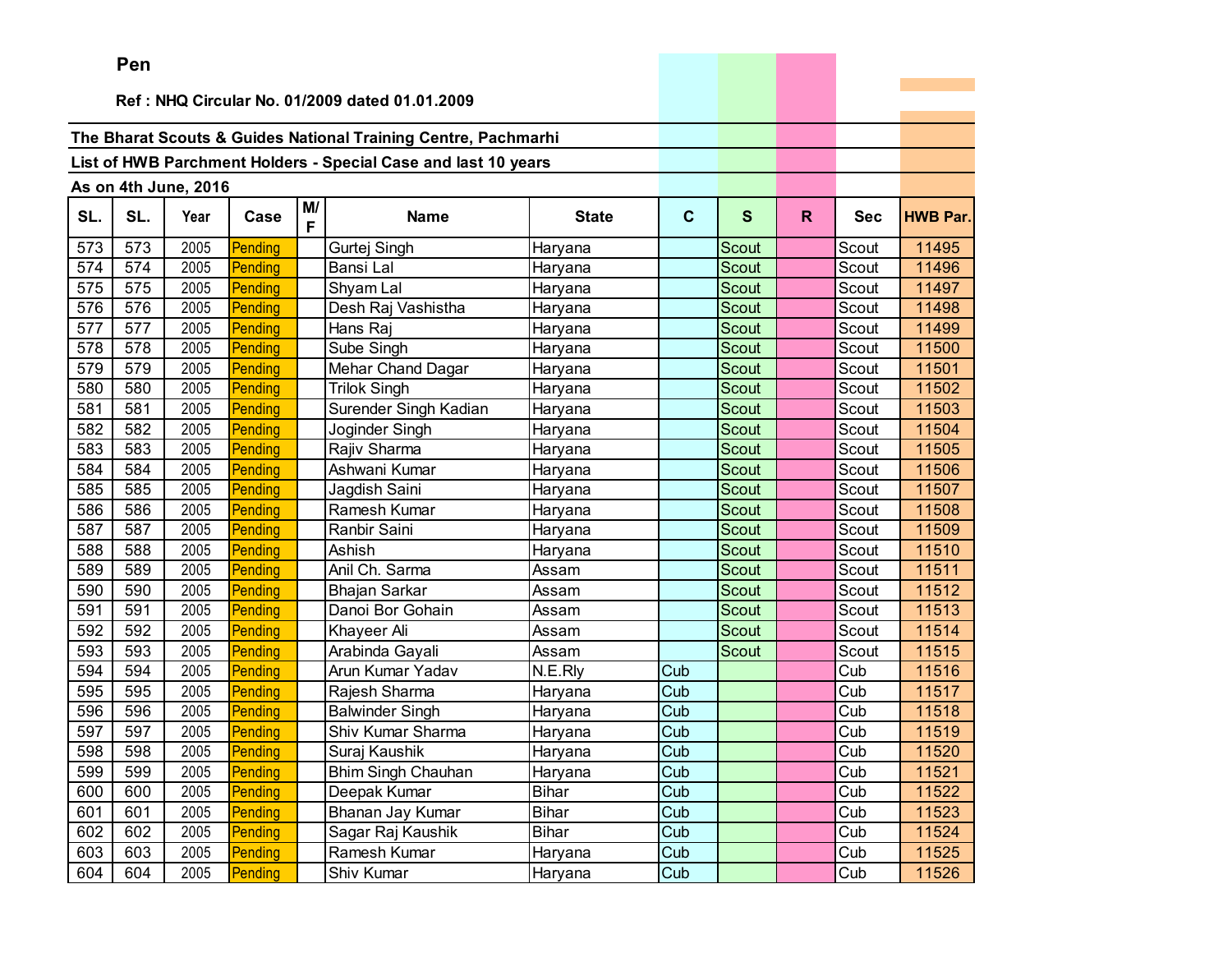**Pen**

**Ref : NHQ Circular No. 01/2009 dated 01.01.2009**

**The Bharat Scouts & Guides National Training Centre, Pachmarhi**

**List of HWB Parchment Holders - Special Case and last 10 years**

**As on 4th June, 2016**

| SL. | SL. | Year | Case | M/F | Name | State | C | S | R | Sec | HWB Par. |
|---|---|---|---|---|---|---|---|---|---|---|---|
| 573 | 573 | 2005 | Pending | | Gurtej Singh | Haryana | | Scout | | Scout | 11495 |
| 574 | 574 | 2005 | Pending | | Bansi Lal | Haryana | | Scout | | Scout | 11496 |
| 575 | 575 | 2005 | Pending | | Shyam Lal | Haryana | | Scout | | Scout | 11497 |
| 576 | 576 | 2005 | Pending | | Desh Raj Vashistha | Haryana | | Scout | | Scout | 11498 |
| 577 | 577 | 2005 | Pending | | Hans Raj | Haryana | | Scout | | Scout | 11499 |
| 578 | 578 | 2005 | Pending | | Sube Singh | Haryana | | Scout | | Scout | 11500 |
| 579 | 579 | 2005 | Pending | | Mehar Chand Dagar | Haryana | | Scout | | Scout | 11501 |
| 580 | 580 | 2005 | Pending | | Trilok Singh | Haryana | | Scout | | Scout | 11502 |
| 581 | 581 | 2005 | Pending | | Surender Singh Kadian | Haryana | | Scout | | Scout | 11503 |
| 582 | 582 | 2005 | Pending | | Joginder Singh | Haryana | | Scout | | Scout | 11504 |
| 583 | 583 | 2005 | Pending | | Rajiv Sharma | Haryana | | Scout | | Scout | 11505 |
| 584 | 584 | 2005 | Pending | | Ashwani Kumar | Haryana | | Scout | | Scout | 11506 |
| 585 | 585 | 2005 | Pending | | Jagdish Saini | Haryana | | Scout | | Scout | 11507 |
| 586 | 586 | 2005 | Pending | | Ramesh Kumar | Haryana | | Scout | | Scout | 11508 |
| 587 | 587 | 2005 | Pending | | Ranbir Saini | Haryana | | Scout | | Scout | 11509 |
| 588 | 588 | 2005 | Pending | | Ashish | Haryana | | Scout | | Scout | 11510 |
| 589 | 589 | 2005 | Pending | | Anil Ch. Sarma | Assam | | Scout | | Scout | 11511 |
| 590 | 590 | 2005 | Pending | | Bhajan Sarkar | Assam | | Scout | | Scout | 11512 |
| 591 | 591 | 2005 | Pending | | Danoi Bor Gohain | Assam | | Scout | | Scout | 11513 |
| 592 | 592 | 2005 | Pending | | Khayeer Ali | Assam | | Scout | | Scout | 11514 |
| 593 | 593 | 2005 | Pending | | Arabinda Gayali | Assam | | Scout | | Scout | 11515 |
| 594 | 594 | 2005 | Pending | | Arun Kumar Yadav | N.E.Rly | Cub | | | Cub | 11516 |
| 595 | 595 | 2005 | Pending | | Rajesh Sharma | Haryana | Cub | | | Cub | 11517 |
| 596 | 596 | 2005 | Pending | | Balwinder Singh | Haryana | Cub | | | Cub | 11518 |
| 597 | 597 | 2005 | Pending | | Shiv Kumar Sharma | Haryana | Cub | | | Cub | 11519 |
| 598 | 598 | 2005 | Pending | | Suraj Kaushik | Haryana | Cub | | | Cub | 11520 |
| 599 | 599 | 2005 | Pending | | Bhim Singh Chauhan | Haryana | Cub | | | Cub | 11521 |
| 600 | 600 | 2005 | Pending | | Deepak Kumar | Bihar | Cub | | | Cub | 11522 |
| 601 | 601 | 2005 | Pending | | Bhanan Jay Kumar | Bihar | Cub | | | Cub | 11523 |
| 602 | 602 | 2005 | Pending | | Sagar Raj Kaushik | Bihar | Cub | | | Cub | 11524 |
| 603 | 603 | 2005 | Pending | | Ramesh Kumar | Haryana | Cub | | | Cub | 11525 |
| 604 | 604 | 2005 | Pending | | Shiv Kumar | Haryana | Cub | | | Cub | 11526 |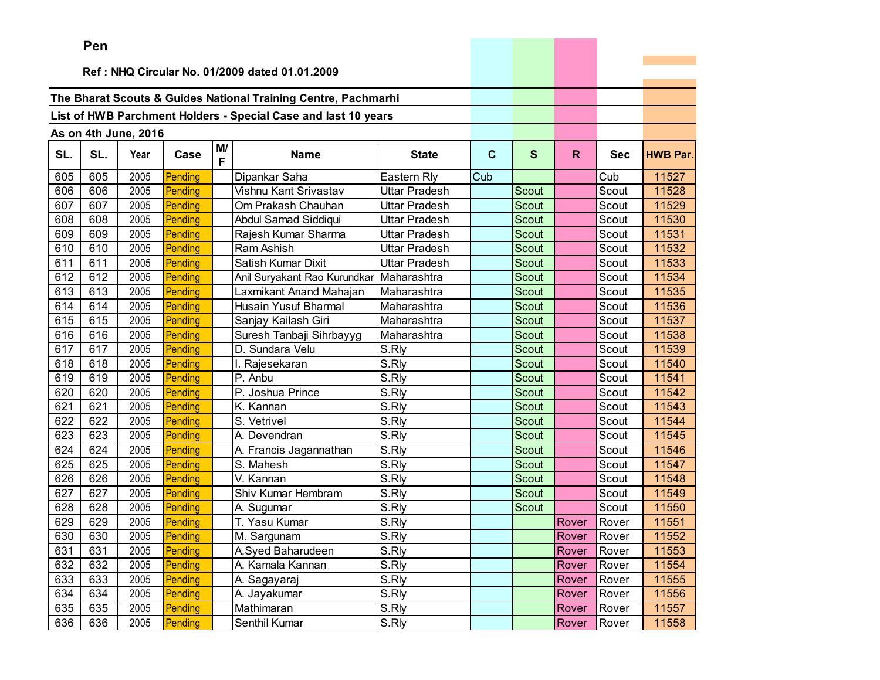**Pen**

**Ref : NHQ Circular No. 01/2009 dated 01.01.2009**

**The Bharat Scouts & Guides National Training Centre, Pachmarhi**

**List of HWB Parchment Holders - Special Case and last 10 years**

**As on 4th June, 2016**

| SL. | SL. | Year | Case | M/F | Name | State | C | S | R | Sec | HWB Par. |
|---|---|---|---|---|---|---|---|---|---|---|---|
| 605 | 605 | 2005 | Pending | | Dipankar Saha | Eastern Rly | Cub | | | Cub | 11527 |
| 606 | 606 | 2005 | Pending | | Vishnu Kant Srivastav | Uttar Pradesh | | Scout | | Scout | 11528 |
| 607 | 607 | 2005 | Pending | | Om Prakash Chauhan | Uttar Pradesh | | Scout | | Scout | 11529 |
| 608 | 608 | 2005 | Pending | | Abdul Samad Siddiqui | Uttar Pradesh | | Scout | | Scout | 11530 |
| 609 | 609 | 2005 | Pending | | Rajesh Kumar Sharma | Uttar Pradesh | | Scout | | Scout | 11531 |
| 610 | 610 | 2005 | Pending | | Ram Ashish | Uttar Pradesh | | Scout | | Scout | 11532 |
| 611 | 611 | 2005 | Pending | | Satish Kumar Dixit | Uttar Pradesh | | Scout | | Scout | 11533 |
| 612 | 612 | 2005 | Pending | | Anil Suryakant Rao Kurundkar | Maharashtra | | Scout | | Scout | 11534 |
| 613 | 613 | 2005 | Pending | | Laxmikant Anand Mahajan | Maharashtra | | Scout | | Scout | 11535 |
| 614 | 614 | 2005 | Pending | | Husain Yusuf Bharmal | Maharashtra | | Scout | | Scout | 11536 |
| 615 | 615 | 2005 | Pending | | Sanjay Kailash Giri | Maharashtra | | Scout | | Scout | 11537 |
| 616 | 616 | 2005 | Pending | | Suresh Tanbaji Sihrbayyg | Maharashtra | | Scout | | Scout | 11538 |
| 617 | 617 | 2005 | Pending | | D. Sundara Velu | S.Rly | | Scout | | Scout | 11539 |
| 618 | 618 | 2005 | Pending | | I. Rajesekaran | S.Rly | | Scout | | Scout | 11540 |
| 619 | 619 | 2005 | Pending | | P. Anbu | S.Rly | | Scout | | Scout | 11541 |
| 620 | 620 | 2005 | Pending | | P. Joshua Prince | S.Rly | | Scout | | Scout | 11542 |
| 621 | 621 | 2005 | Pending | | K. Kannan | S.Rly | | Scout | | Scout | 11543 |
| 622 | 622 | 2005 | Pending | | S. Vetrivel | S.Rly | | Scout | | Scout | 11544 |
| 623 | 623 | 2005 | Pending | | A. Devendran | S.Rly | | Scout | | Scout | 11545 |
| 624 | 624 | 2005 | Pending | | A. Francis Jagannathan | S.Rly | | Scout | | Scout | 11546 |
| 625 | 625 | 2005 | Pending | | S. Mahesh | S.Rly | | Scout | | Scout | 11547 |
| 626 | 626 | 2005 | Pending | | V. Kannan | S.Rly | | Scout | | Scout | 11548 |
| 627 | 627 | 2005 | Pending | | Shiv Kumar Hembram | S.Rly | | Scout | | Scout | 11549 |
| 628 | 628 | 2005 | Pending | | A. Sugumar | S.Rly | | Scout | | Scout | 11550 |
| 629 | 629 | 2005 | Pending | | T. Yasu Kumar | S.Rly | | | Rover | Rover | 11551 |
| 630 | 630 | 2005 | Pending | | M. Sargunam | S.Rly | | | Rover | Rover | 11552 |
| 631 | 631 | 2005 | Pending | | A.Syed Baharudeen | S.Rly | | | Rover | Rover | 11553 |
| 632 | 632 | 2005 | Pending | | A. Kamala Kannan | S.Rly | | | Rover | Rover | 11554 |
| 633 | 633 | 2005 | Pending | | A. Sagayaraj | S.Rly | | | Rover | Rover | 11555 |
| 634 | 634 | 2005 | Pending | | A. Jayakumar | S.Rly | | | Rover | Rover | 11556 |
| 635 | 635 | 2005 | Pending | | Mathimaran | S.Rly | | | Rover | Rover | 11557 |
| 636 | 636 | 2005 | Pending | | Senthil Kumar | S.Rly | | | Rover | Rover | 11558 |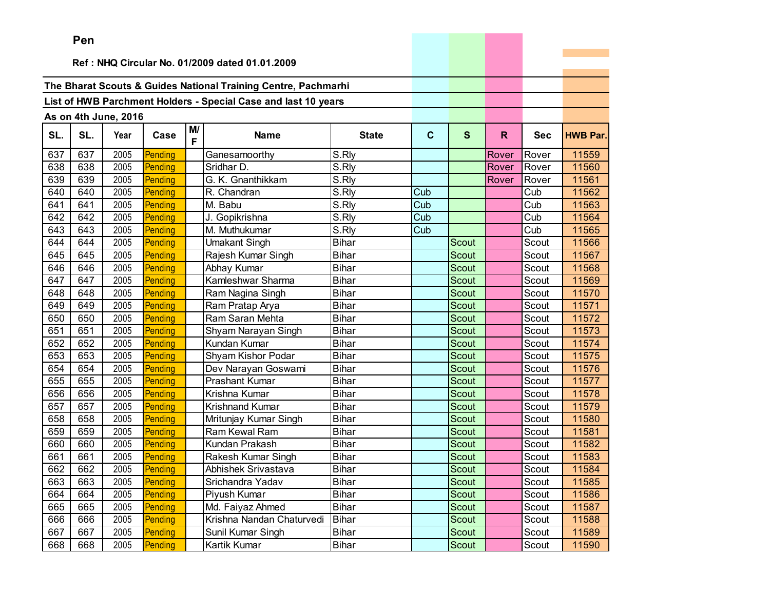**Pen**

**Ref : NHQ Circular No. 01/2009 dated 01.01.2009**

**The Bharat Scouts & Guides National Training Centre, Pachmarhi**

**List of HWB Parchment Holders - Special Case and last 10 years**

**As on 4th June, 2016**

| SL. | SL. | Year | Case | M/F | Name | State | C | S | R | Sec | HWB Par. |
|---|---|---|---|---|---|---|---|---|---|---|---|
| 637 | 637 | 2005 | Pending | | Ganesamoorthy | S.Rly | | | Rover | Rover | 11559 |
| 638 | 638 | 2005 | Pending | | Sridhar D. | S.Rly | | | Rover | Rover | 11560 |
| 639 | 639 | 2005 | Pending | | G. K. Gnanthikkam | S.Rly | | | Rover | Rover | 11561 |
| 640 | 640 | 2005 | Pending | | R. Chandran | S.Rly | Cub | | | Cub | 11562 |
| 641 | 641 | 2005 | Pending | | M. Babu | S.Rly | Cub | | | Cub | 11563 |
| 642 | 642 | 2005 | Pending | | J. Gopikrishna | S.Rly | Cub | | | Cub | 11564 |
| 643 | 643 | 2005 | Pending | | M. Muthukumar | S.Rly | Cub | | | Cub | 11565 |
| 644 | 644 | 2005 | Pending | | Umakant Singh | Bihar | | Scout | | Scout | 11566 |
| 645 | 645 | 2005 | Pending | | Rajesh Kumar Singh | Bihar | | Scout | | Scout | 11567 |
| 646 | 646 | 2005 | Pending | | Abhay Kumar | Bihar | | Scout | | Scout | 11568 |
| 647 | 647 | 2005 | Pending | | Kamleshwar Sharma | Bihar | | Scout | | Scout | 11569 |
| 648 | 648 | 2005 | Pending | | Ram Nagina Singh | Bihar | | Scout | | Scout | 11570 |
| 649 | 649 | 2005 | Pending | | Ram Pratap Arya | Bihar | | Scout | | Scout | 11571 |
| 650 | 650 | 2005 | Pending | | Ram Saran Mehta | Bihar | | Scout | | Scout | 11572 |
| 651 | 651 | 2005 | Pending | | Shyam Narayan Singh | Bihar | | Scout | | Scout | 11573 |
| 652 | 652 | 2005 | Pending | | Kundan Kumar | Bihar | | Scout | | Scout | 11574 |
| 653 | 653 | 2005 | Pending | | Shyam Kishor Podar | Bihar | | Scout | | Scout | 11575 |
| 654 | 654 | 2005 | Pending | | Dev Narayan Goswami | Bihar | | Scout | | Scout | 11576 |
| 655 | 655 | 2005 | Pending | | Prashant Kumar | Bihar | | Scout | | Scout | 11577 |
| 656 | 656 | 2005 | Pending | | Krishna Kumar | Bihar | | Scout | | Scout | 11578 |
| 657 | 657 | 2005 | Pending | | Krishnand Kumar | Bihar | | Scout | | Scout | 11579 |
| 658 | 658 | 2005 | Pending | | Mritunjay Kumar Singh | Bihar | | Scout | | Scout | 11580 |
| 659 | 659 | 2005 | Pending | | Ram Kewal Ram | Bihar | | Scout | | Scout | 11581 |
| 660 | 660 | 2005 | Pending | | Kundan Prakash | Bihar | | Scout | | Scout | 11582 |
| 661 | 661 | 2005 | Pending | | Rakesh Kumar Singh | Bihar | | Scout | | Scout | 11583 |
| 662 | 662 | 2005 | Pending | | Abhishek Srivastava | Bihar | | Scout | | Scout | 11584 |
| 663 | 663 | 2005 | Pending | | Srichandra Yadav | Bihar | | Scout | | Scout | 11585 |
| 664 | 664 | 2005 | Pending | | Piyush Kumar | Bihar | | Scout | | Scout | 11586 |
| 665 | 665 | 2005 | Pending | | Md. Faiyaz Ahmed | Bihar | | Scout | | Scout | 11587 |
| 666 | 666 | 2005 | Pending | | Krishna Nandan Chaturvedi | Bihar | | Scout | | Scout | 11588 |
| 667 | 667 | 2005 | Pending | | Sunil Kumar Singh | Bihar | | Scout | | Scout | 11589 |
| 668 | 668 | 2005 | Pending | | Kartik Kumar | Bihar | | Scout | | Scout | 11590 |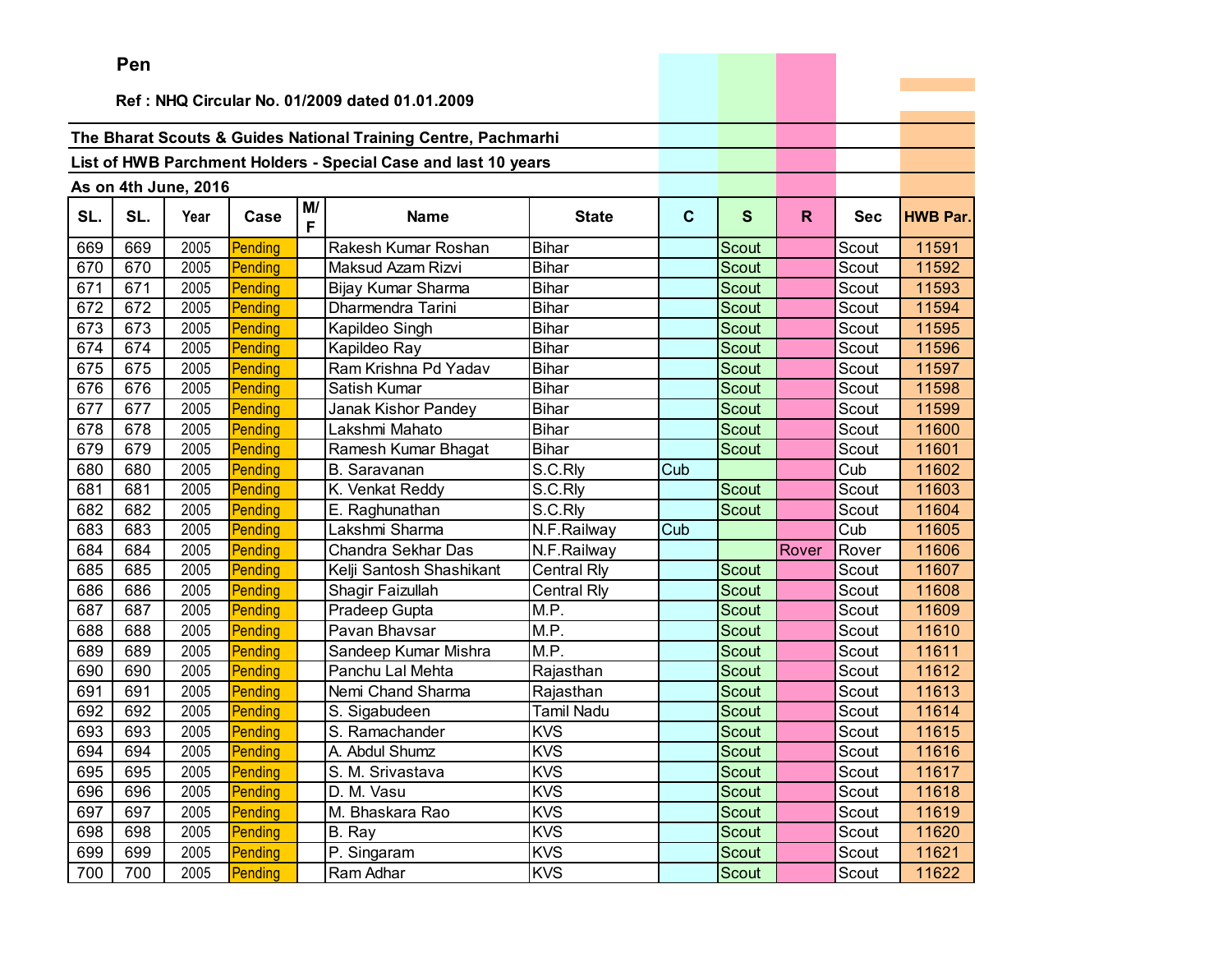**Pen**

**Ref : NHQ Circular No. 01/2009 dated 01.01.2009**

**The Bharat Scouts & Guides National Training Centre, Pachmarhi**

**List of HWB Parchment Holders - Special Case and last 10 years**

**As on 4th June, 2016**

| SL. | SL. | Year | Case | M/F | Name | State | C | S | R | Sec | HWB Par. |
|---|---|---|---|---|---|---|---|---|---|---|---|
| 669 | 669 | 2005 | Pending | | Rakesh Kumar Roshan | Bihar | | Scout | | Scout | 11591 |
| 670 | 670 | 2005 | Pending | | Maksud Azam Rizvi | Bihar | | Scout | | Scout | 11592 |
| 671 | 671 | 2005 | Pending | | Bijay Kumar Sharma | Bihar | | Scout | | Scout | 11593 |
| 672 | 672 | 2005 | Pending | | Dharmendra Tarini | Bihar | | Scout | | Scout | 11594 |
| 673 | 673 | 2005 | Pending | | Kapildeo Singh | Bihar | | Scout | | Scout | 11595 |
| 674 | 674 | 2005 | Pending | | Kapildeo Ray | Bihar | | Scout | | Scout | 11596 |
| 675 | 675 | 2005 | Pending | | Ram Krishna Pd Yadav | Bihar | | Scout | | Scout | 11597 |
| 676 | 676 | 2005 | Pending | | Satish Kumar | Bihar | | Scout | | Scout | 11598 |
| 677 | 677 | 2005 | Pending | | Janak Kishor Pandey | Bihar | | Scout | | Scout | 11599 |
| 678 | 678 | 2005 | Pending | | Lakshmi Mahato | Bihar | | Scout | | Scout | 11600 |
| 679 | 679 | 2005 | Pending | | Ramesh Kumar Bhagat | Bihar | | Scout | | Scout | 11601 |
| 680 | 680 | 2005 | Pending | | B. Saravanan | S.C.Rly | Cub | | | Cub | 11602 |
| 681 | 681 | 2005 | Pending | | K. Venkat Reddy | S.C.Rly | | Scout | | Scout | 11603 |
| 682 | 682 | 2005 | Pending | | E. Raghunathan | S.C.Rly | | Scout | | Scout | 11604 |
| 683 | 683 | 2005 | Pending | | Lakshmi Sharma | N.F.Railway | Cub | | | Cub | 11605 |
| 684 | 684 | 2005 | Pending | | Chandra Sekhar Das | N.F.Railway | | | Rover | Rover | 11606 |
| 685 | 685 | 2005 | Pending | | Kelji Santosh Shashikant | Central Rly | | Scout | | Scout | 11607 |
| 686 | 686 | 2005 | Pending | | Shagir Faizullah | Central Rly | | Scout | | Scout | 11608 |
| 687 | 687 | 2005 | Pending | | Pradeep Gupta | M.P. | | Scout | | Scout | 11609 |
| 688 | 688 | 2005 | Pending | | Pavan Bhavsar | M.P. | | Scout | | Scout | 11610 |
| 689 | 689 | 2005 | Pending | | Sandeep Kumar Mishra | M.P. | | Scout | | Scout | 11611 |
| 690 | 690 | 2005 | Pending | | Panchu Lal Mehta | Rajasthan | | Scout | | Scout | 11612 |
| 691 | 691 | 2005 | Pending | | Nemi Chand Sharma | Rajasthan | | Scout | | Scout | 11613 |
| 692 | 692 | 2005 | Pending | | S. Sigabudeen | Tamil Nadu | | Scout | | Scout | 11614 |
| 693 | 693 | 2005 | Pending | | S. Ramachander | KVS | | Scout | | Scout | 11615 |
| 694 | 694 | 2005 | Pending | | A. Abdul Shumz | KVS | | Scout | | Scout | 11616 |
| 695 | 695 | 2005 | Pending | | S. M. Srivastava | KVS | | Scout | | Scout | 11617 |
| 696 | 696 | 2005 | Pending | | D. M. Vasu | KVS | | Scout | | Scout | 11618 |
| 697 | 697 | 2005 | Pending | | M. Bhaskara Rao | KVS | | Scout | | Scout | 11619 |
| 698 | 698 | 2005 | Pending | | B. Ray | KVS | | Scout | | Scout | 11620 |
| 699 | 699 | 2005 | Pending | | P. Singaram | KVS | | Scout | | Scout | 11621 |
| 700 | 700 | 2005 | Pending | | Ram Adhar | KVS | | Scout | | Scout | 11622 |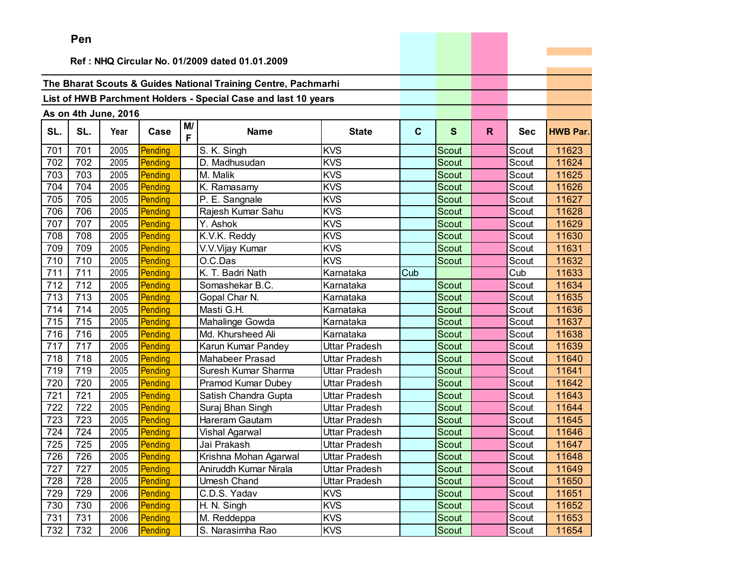Pen

Ref : NHQ Circular No. 01/2009 dated 01.01.2009

The Bharat Scouts & Guides National Training Centre, Pachmarhi

List of HWB Parchment Holders - Special Case and last 10 years

As on 4th June, 2016

| SL. | SL. | Year | Case | M/F | Name | State | C | S | R | Sec | HWB Par. |
|---|---|---|---|---|---|---|---|---|---|---|---|
| 701 | 701 | 2005 | Pending | | S. K. Singh | KVS | | Scout | | Scout | 11623 |
| 702 | 702 | 2005 | Pending | | D. Madhusudan | KVS | | Scout | | Scout | 11624 |
| 703 | 703 | 2005 | Pending | | M. Malik | KVS | | Scout | | Scout | 11625 |
| 704 | 704 | 2005 | Pending | | K. Ramasamy | KVS | | Scout | | Scout | 11626 |
| 705 | 705 | 2005 | Pending | | P. E. Sangnale | KVS | | Scout | | Scout | 11627 |
| 706 | 706 | 2005 | Pending | | Rajesh Kumar Sahu | KVS | | Scout | | Scout | 11628 |
| 707 | 707 | 2005 | Pending | | Y. Ashok | KVS | | Scout | | Scout | 11629 |
| 708 | 708 | 2005 | Pending | | K.V.K. Reddy | KVS | | Scout | | Scout | 11630 |
| 709 | 709 | 2005 | Pending | | V.V.Vijay Kumar | KVS | | Scout | | Scout | 11631 |
| 710 | 710 | 2005 | Pending | | O.C.Das | KVS | | Scout | | Scout | 11632 |
| 711 | 711 | 2005 | Pending | | K. T. Badri Nath | Karnataka | Cub | | | Cub | 11633 |
| 712 | 712 | 2005 | Pending | | Somashekar B.C. | Karnataka | | Scout | | Scout | 11634 |
| 713 | 713 | 2005 | Pending | | Gopal Char N. | Karnataka | | Scout | | Scout | 11635 |
| 714 | 714 | 2005 | Pending | | Masti G.H. | Karnataka | | Scout | | Scout | 11636 |
| 715 | 715 | 2005 | Pending | | Mahalinge Gowda | Karnataka | | Scout | | Scout | 11637 |
| 716 | 716 | 2005 | Pending | | Md. Khursheed Ali | Karnataka | | Scout | | Scout | 11638 |
| 717 | 717 | 2005 | Pending | | Karun Kumar Pandey | Uttar Pradesh | | Scout | | Scout | 11639 |
| 718 | 718 | 2005 | Pending | | Mahabeer Prasad | Uttar Pradesh | | Scout | | Scout | 11640 |
| 719 | 719 | 2005 | Pending | | Suresh Kumar Sharma | Uttar Pradesh | | Scout | | Scout | 11641 |
| 720 | 720 | 2005 | Pending | | Pramod Kumar Dubey | Uttar Pradesh | | Scout | | Scout | 11642 |
| 721 | 721 | 2005 | Pending | | Satish Chandra Gupta | Uttar Pradesh | | Scout | | Scout | 11643 |
| 722 | 722 | 2005 | Pending | | Suraj Bhan Singh | Uttar Pradesh | | Scout | | Scout | 11644 |
| 723 | 723 | 2005 | Pending | | Hareram Gautam | Uttar Pradesh | | Scout | | Scout | 11645 |
| 724 | 724 | 2005 | Pending | | Vishal Agarwal | Uttar Pradesh | | Scout | | Scout | 11646 |
| 725 | 725 | 2005 | Pending | | Jai Prakash | Uttar Pradesh | | Scout | | Scout | 11647 |
| 726 | 726 | 2005 | Pending | | Krishna Mohan Agarwal | Uttar Pradesh | | Scout | | Scout | 11648 |
| 727 | 727 | 2005 | Pending | | Aniruddh Kumar Nirala | Uttar Pradesh | | Scout | | Scout | 11649 |
| 728 | 728 | 2005 | Pending | | Umesh Chand | Uttar Pradesh | | Scout | | Scout | 11650 |
| 729 | 729 | 2006 | Pending | | C.D.S. Yadav | KVS | | Scout | | Scout | 11651 |
| 730 | 730 | 2006 | Pending | | H. N. Singh | KVS | | Scout | | Scout | 11652 |
| 731 | 731 | 2006 | Pending | | M. Reddeppa | KVS | | Scout | | Scout | 11653 |
| 732 | 732 | 2006 | Pending | | S. Narasimha Rao | KVS | | Scout | | Scout | 11654 |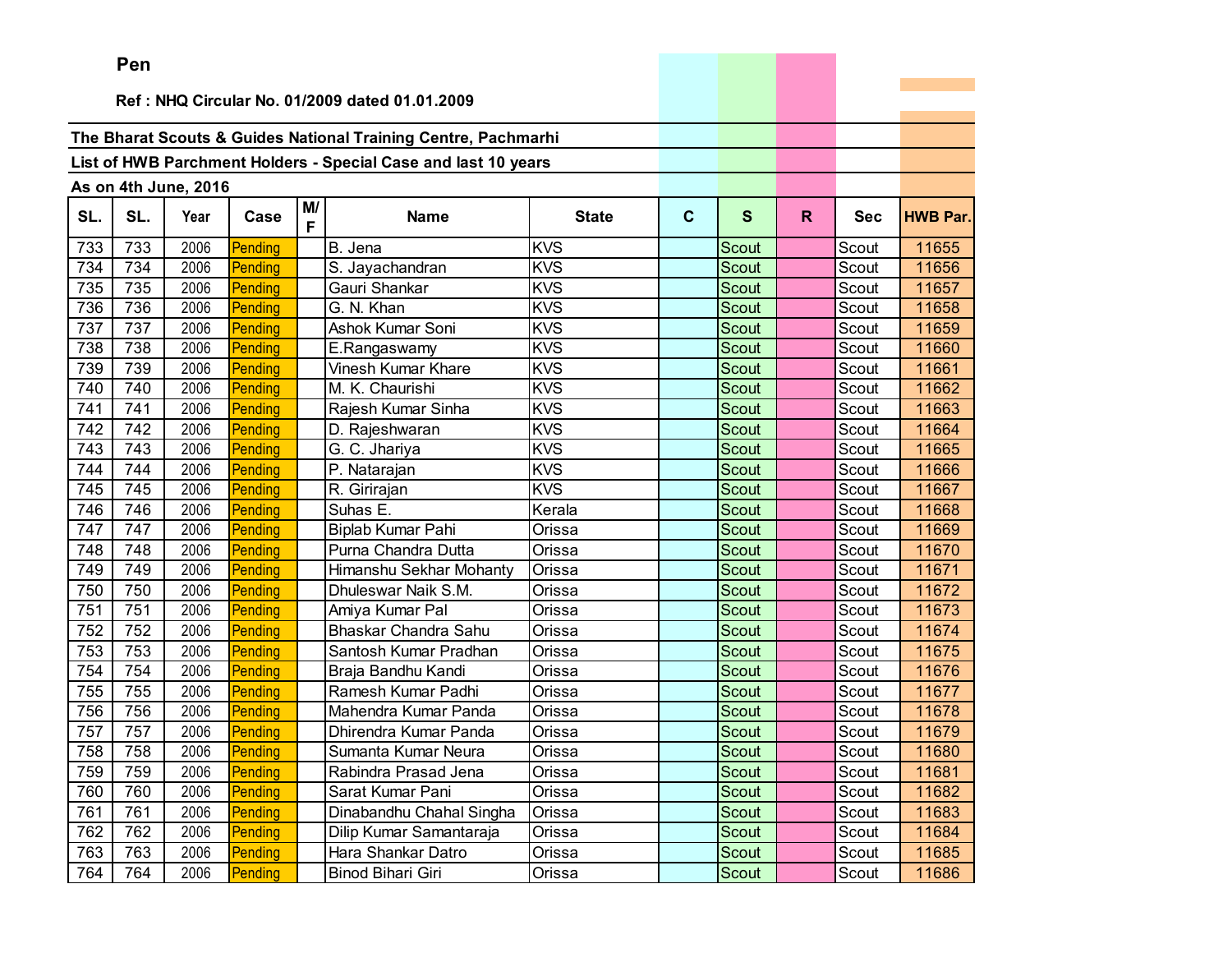**Pen**

**Ref : NHQ Circular No. 01/2009 dated 01.01.2009**

**The Bharat Scouts & Guides National Training Centre, Pachmarhi**

**List of HWB Parchment Holders - Special Case and last 10 years**

**As on 4th June, 2016**

| SL. | SL. | Year | Case | M/F | Name | State | C | S | R | Sec | HWB Par. |
|---|---|---|---|---|---|---|---|---|---|---|---|
| 733 | 733 | 2006 | Pending | | B. Jena | KVS | | Scout | | Scout | 11655 |
| 734 | 734 | 2006 | Pending | | S. Jayachandran | KVS | | Scout | | Scout | 11656 |
| 735 | 735 | 2006 | Pending | | Gauri Shankar | KVS | | Scout | | Scout | 11657 |
| 736 | 736 | 2006 | Pending | | G. N. Khan | KVS | | Scout | | Scout | 11658 |
| 737 | 737 | 2006 | Pending | | Ashok Kumar Soni | KVS | | Scout | | Scout | 11659 |
| 738 | 738 | 2006 | Pending | | E.Rangaswamy | KVS | | Scout | | Scout | 11660 |
| 739 | 739 | 2006 | Pending | | Vinesh Kumar Khare | KVS | | Scout | | Scout | 11661 |
| 740 | 740 | 2006 | Pending | | M. K. Chaurishi | KVS | | Scout | | Scout | 11662 |
| 741 | 741 | 2006 | Pending | | Rajesh Kumar Sinha | KVS | | Scout | | Scout | 11663 |
| 742 | 742 | 2006 | Pending | | D. Rajeshwaran | KVS | | Scout | | Scout | 11664 |
| 743 | 743 | 2006 | Pending | | G. C. Jhariya | KVS | | Scout | | Scout | 11665 |
| 744 | 744 | 2006 | Pending | | P. Natarajan | KVS | | Scout | | Scout | 11666 |
| 745 | 745 | 2006 | Pending | | R. Girirajan | KVS | | Scout | | Scout | 11667 |
| 746 | 746 | 2006 | Pending | | Suhas E. | Kerala | | Scout | | Scout | 11668 |
| 747 | 747 | 2006 | Pending | | Biplab Kumar Pahi | Orissa | | Scout | | Scout | 11669 |
| 748 | 748 | 2006 | Pending | | Purna Chandra Dutta | Orissa | | Scout | | Scout | 11670 |
| 749 | 749 | 2006 | Pending | | Himanshu Sekhar Mohanty | Orissa | | Scout | | Scout | 11671 |
| 750 | 750 | 2006 | Pending | | Dhuleswar Naik S.M. | Orissa | | Scout | | Scout | 11672 |
| 751 | 751 | 2006 | Pending | | Amiya Kumar Pal | Orissa | | Scout | | Scout | 11673 |
| 752 | 752 | 2006 | Pending | | Bhaskar Chandra Sahu | Orissa | | Scout | | Scout | 11674 |
| 753 | 753 | 2006 | Pending | | Santosh Kumar Pradhan | Orissa | | Scout | | Scout | 11675 |
| 754 | 754 | 2006 | Pending | | Braja Bandhu Kandi | Orissa | | Scout | | Scout | 11676 |
| 755 | 755 | 2006 | Pending | | Ramesh Kumar Padhi | Orissa | | Scout | | Scout | 11677 |
| 756 | 756 | 2006 | Pending | | Mahendra Kumar Panda | Orissa | | Scout | | Scout | 11678 |
| 757 | 757 | 2006 | Pending | | Dhirendra Kumar Panda | Orissa | | Scout | | Scout | 11679 |
| 758 | 758 | 2006 | Pending | | Sumanta Kumar Neura | Orissa | | Scout | | Scout | 11680 |
| 759 | 759 | 2006 | Pending | | Rabindra Prasad Jena | Orissa | | Scout | | Scout | 11681 |
| 760 | 760 | 2006 | Pending | | Sarat Kumar Pani | Orissa | | Scout | | Scout | 11682 |
| 761 | 761 | 2006 | Pending | | Dinabandhu Chahal Singha | Orissa | | Scout | | Scout | 11683 |
| 762 | 762 | 2006 | Pending | | Dilip Kumar Samantaraja | Orissa | | Scout | | Scout | 11684 |
| 763 | 763 | 2006 | Pending | | Hara Shankar Datro | Orissa | | Scout | | Scout | 11685 |
| 764 | 764 | 2006 | Pending | | Binod Bihari Giri | Orissa | | Scout | | Scout | 11686 |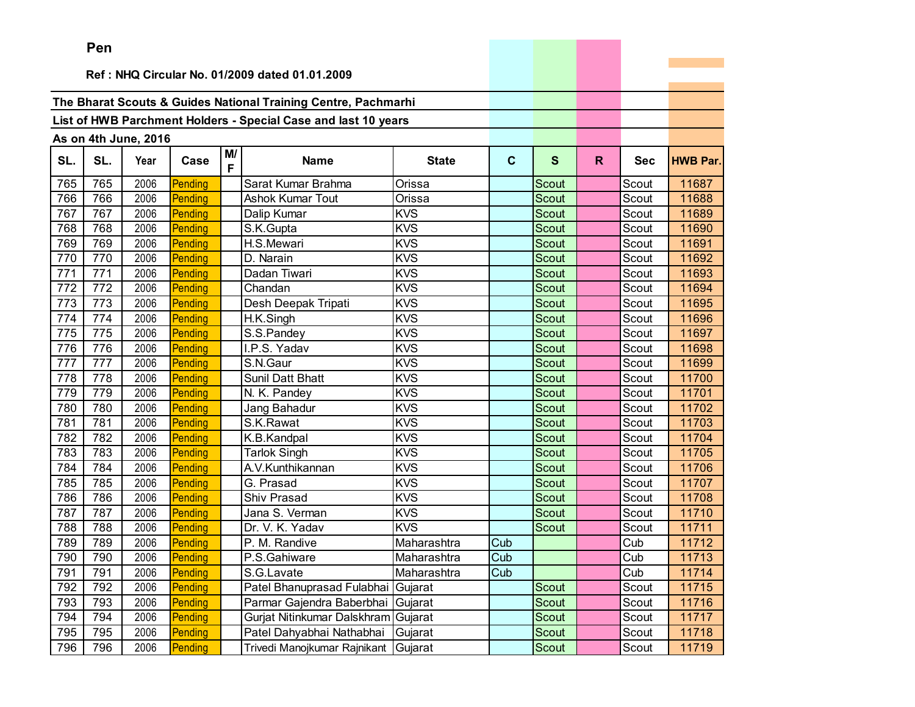**Pen**

**Ref : NHQ Circular No. 01/2009 dated 01.01.2009**

**The Bharat Scouts & Guides National Training Centre, Pachmarhi**

**List of HWB Parchment Holders - Special Case and last 10 years**

**As on 4th June, 2016**

| SL. | SL. | Year | Case | M/F | Name | State | C | S | R | Sec | HWB Par. |
|---|---|---|---|---|---|---|---|---|---|---|---|
| 765 | 765 | 2006 | Pending | | Sarat Kumar Brahma | Orissa | | Scout | | Scout | 11687 |
| 766 | 766 | 2006 | Pending | | Ashok Kumar Tout | Orissa | | Scout | | Scout | 11688 |
| 767 | 767 | 2006 | Pending | | Dalip Kumar | KVS | | Scout | | Scout | 11689 |
| 768 | 768 | 2006 | Pending | | S.K.Gupta | KVS | | Scout | | Scout | 11690 |
| 769 | 769 | 2006 | Pending | | H.S.Mewari | KVS | | Scout | | Scout | 11691 |
| 770 | 770 | 2006 | Pending | | D. Narain | KVS | | Scout | | Scout | 11692 |
| 771 | 771 | 2006 | Pending | | Dadan Tiwari | KVS | | Scout | | Scout | 11693 |
| 772 | 772 | 2006 | Pending | | Chandan | KVS | | Scout | | Scout | 11694 |
| 773 | 773 | 2006 | Pending | | Desh Deepak Tripati | KVS | | Scout | | Scout | 11695 |
| 774 | 774 | 2006 | Pending | | H.K.Singh | KVS | | Scout | | Scout | 11696 |
| 775 | 775 | 2006 | Pending | | S.S.Pandey | KVS | | Scout | | Scout | 11697 |
| 776 | 776 | 2006 | Pending | | I.P.S. Yadav | KVS | | Scout | | Scout | 11698 |
| 777 | 777 | 2006 | Pending | | S.N.Gaur | KVS | | Scout | | Scout | 11699 |
| 778 | 778 | 2006 | Pending | | Sunil Datt Bhatt | KVS | | Scout | | Scout | 11700 |
| 779 | 779 | 2006 | Pending | | N. K. Pandey | KVS | | Scout | | Scout | 11701 |
| 780 | 780 | 2006 | Pending | | Jang Bahadur | KVS | | Scout | | Scout | 11702 |
| 781 | 781 | 2006 | Pending | | S.K.Rawat | KVS | | Scout | | Scout | 11703 |
| 782 | 782 | 2006 | Pending | | K.B.Kandpal | KVS | | Scout | | Scout | 11704 |
| 783 | 783 | 2006 | Pending | | Tarlok Singh | KVS | | Scout | | Scout | 11705 |
| 784 | 784 | 2006 | Pending | | A.V.Kunthikannan | KVS | | Scout | | Scout | 11706 |
| 785 | 785 | 2006 | Pending | | G. Prasad | KVS | | Scout | | Scout | 11707 |
| 786 | 786 | 2006 | Pending | | Shiv Prasad | KVS | | Scout | | Scout | 11708 |
| 787 | 787 | 2006 | Pending | | Jana S. Verman | KVS | | Scout | | Scout | 11710 |
| 788 | 788 | 2006 | Pending | | Dr. V. K. Yadav | KVS | | Scout | | Scout | 11711 |
| 789 | 789 | 2006 | Pending | | P. M. Randive | Maharashtra | Cub | | | Cub | 11712 |
| 790 | 790 | 2006 | Pending | | P.S.Gahiware | Maharashtra | Cub | | | Cub | 11713 |
| 791 | 791 | 2006 | Pending | | S.G.Lavate | Maharashtra | Cub | | | Cub | 11714 |
| 792 | 792 | 2006 | Pending | | Patel Bhanuprasad Fulabhai | Gujarat | | Scout | | Scout | 11715 |
| 793 | 793 | 2006 | Pending | | Parmar Gajendra Baberbhai | Gujarat | | Scout | | Scout | 11716 |
| 794 | 794 | 2006 | Pending | | Gurjat Nitinkumar Dalskhram | Gujarat | | Scout | | Scout | 11717 |
| 795 | 795 | 2006 | Pending | | Patel Dahyabhai Nathabhai | Gujarat | | Scout | | Scout | 11718 |
| 796 | 796 | 2006 | Pending | | Trivedi Manojkumar Rajnikant | Gujarat | | Scout | | Scout | 11719 |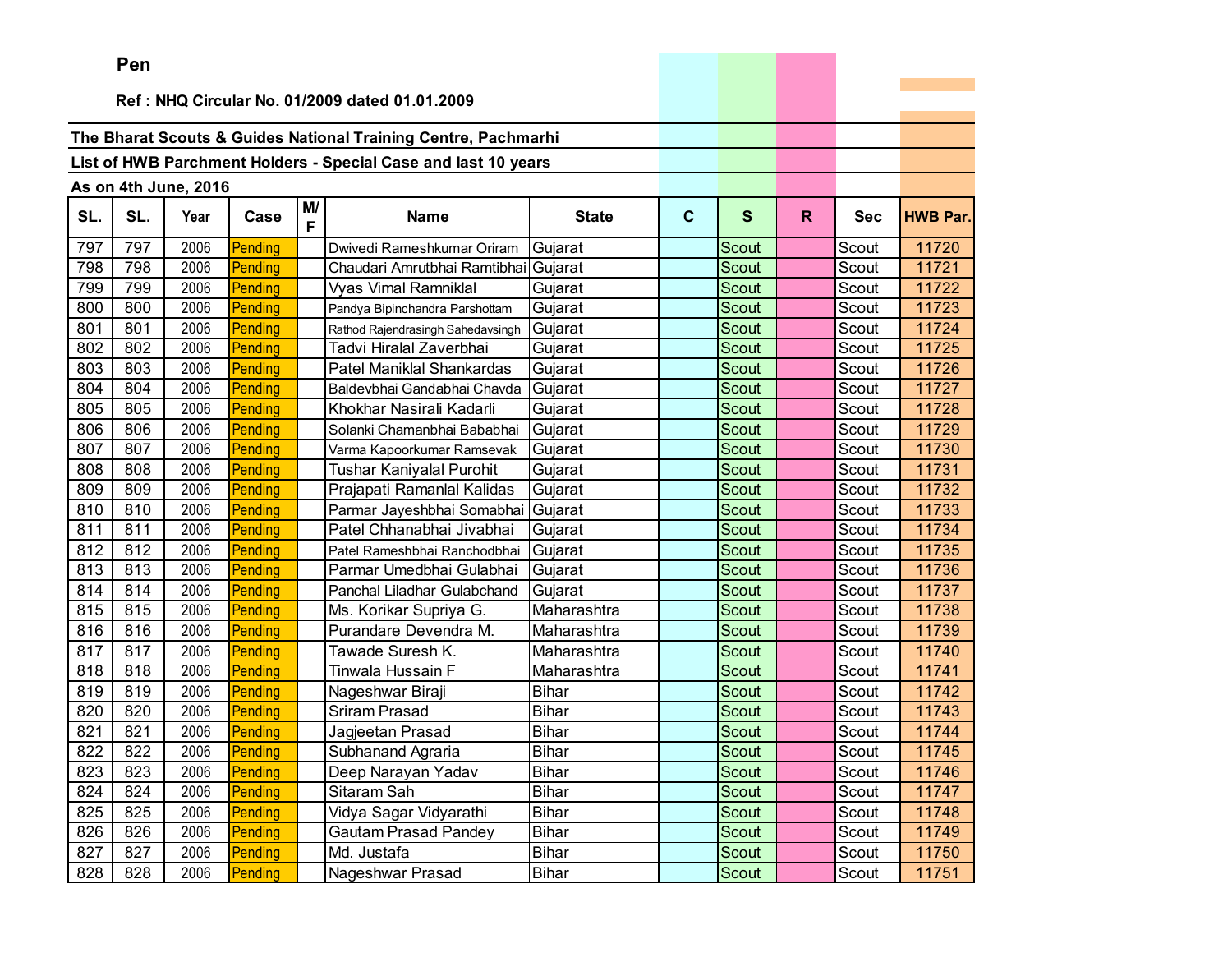**Pen**

**Ref : NHQ Circular No. 01/2009 dated 01.01.2009**

**The Bharat Scouts & Guides National Training Centre, Pachmarhi**

**List of HWB Parchment Holders - Special Case and last 10 years**

**As on 4th June, 2016**

| SL. | SL. | Year | Case | M/F | Name | State | C | S | R | Sec | HWB Par. |
|---|---|---|---|---|---|---|---|---|---|---|---|
| 797 | 797 | 2006 | Pending | | Dwivedi Rameshkumar Oriram | Gujarat | | Scout | | Scout | 11720 |
| 798 | 798 | 2006 | Pending | | Chaudari Amrutbhai Ramtibhai | Gujarat | | Scout | | Scout | 11721 |
| 799 | 799 | 2006 | Pending | | Vyas Vimal Ramniklal | Gujarat | | Scout | | Scout | 11722 |
| 800 | 800 | 2006 | Pending | | Pandya Bipinchandra Parshottam | Gujarat | | Scout | | Scout | 11723 |
| 801 | 801 | 2006 | Pending | | Rathod Rajendrasingh Sahedavsingh | Gujarat | | Scout | | Scout | 11724 |
| 802 | 802 | 2006 | Pending | | Tadvi Hiralal Zaverbhai | Gujarat | | Scout | | Scout | 11725 |
| 803 | 803 | 2006 | Pending | | Patel Maniklal Shankardas | Gujarat | | Scout | | Scout | 11726 |
| 804 | 804 | 2006 | Pending | | Baldevbhai Gandabhai Chavda | Gujarat | | Scout | | Scout | 11727 |
| 805 | 805 | 2006 | Pending | | Khokhar Nasirali Kadarli | Gujarat | | Scout | | Scout | 11728 |
| 806 | 806 | 2006 | Pending | | Solanki Chamanbhai Bababhai | Gujarat | | Scout | | Scout | 11729 |
| 807 | 807 | 2006 | Pending | | Varma Kapoorkumar Ramsevak | Gujarat | | Scout | | Scout | 11730 |
| 808 | 808 | 2006 | Pending | | Tushar Kaniyalal Purohit | Gujarat | | Scout | | Scout | 11731 |
| 809 | 809 | 2006 | Pending | | Prajapati Ramanlal Kalidas | Gujarat | | Scout | | Scout | 11732 |
| 810 | 810 | 2006 | Pending | | Parmar Jayeshbhai Somabhai | Gujarat | | Scout | | Scout | 11733 |
| 811 | 811 | 2006 | Pending | | Patel Chhanabhai Jivabhai | Gujarat | | Scout | | Scout | 11734 |
| 812 | 812 | 2006 | Pending | | Patel Rameshbhai Ranchodbhai | Gujarat | | Scout | | Scout | 11735 |
| 813 | 813 | 2006 | Pending | | Parmar Umedbhai Gulabhai | Gujarat | | Scout | | Scout | 11736 |
| 814 | 814 | 2006 | Pending | | Panchal Liladhar Gulabchand | Gujarat | | Scout | | Scout | 11737 |
| 815 | 815 | 2006 | Pending | | Ms. Korikar Supriya G. | Maharashtra | | Scout | | Scout | 11738 |
| 816 | 816 | 2006 | Pending | | Purandare Devendra M. | Maharashtra | | Scout | | Scout | 11739 |
| 817 | 817 | 2006 | Pending | | Tawade Suresh K. | Maharashtra | | Scout | | Scout | 11740 |
| 818 | 818 | 2006 | Pending | | Tinwala Hussain F | Maharashtra | | Scout | | Scout | 11741 |
| 819 | 819 | 2006 | Pending | | Nageshwar Biraji | Bihar | | Scout | | Scout | 11742 |
| 820 | 820 | 2006 | Pending | | Sriram Prasad | Bihar | | Scout | | Scout | 11743 |
| 821 | 821 | 2006 | Pending | | Jagjeetan Prasad | Bihar | | Scout | | Scout | 11744 |
| 822 | 822 | 2006 | Pending | | Subhanand Agraria | Bihar | | Scout | | Scout | 11745 |
| 823 | 823 | 2006 | Pending | | Deep Narayan Yadav | Bihar | | Scout | | Scout | 11746 |
| 824 | 824 | 2006 | Pending | | Sitaram Sah | Bihar | | Scout | | Scout | 11747 |
| 825 | 825 | 2006 | Pending | | Vidya Sagar Vidyarathi | Bihar | | Scout | | Scout | 11748 |
| 826 | 826 | 2006 | Pending | | Gautam Prasad Pandey | Bihar | | Scout | | Scout | 11749 |
| 827 | 827 | 2006 | Pending | | Md. Justafa | Bihar | | Scout | | Scout | 11750 |
| 828 | 828 | 2006 | Pending | | Nageshwar Prasad | Bihar | | Scout | | Scout | 11751 |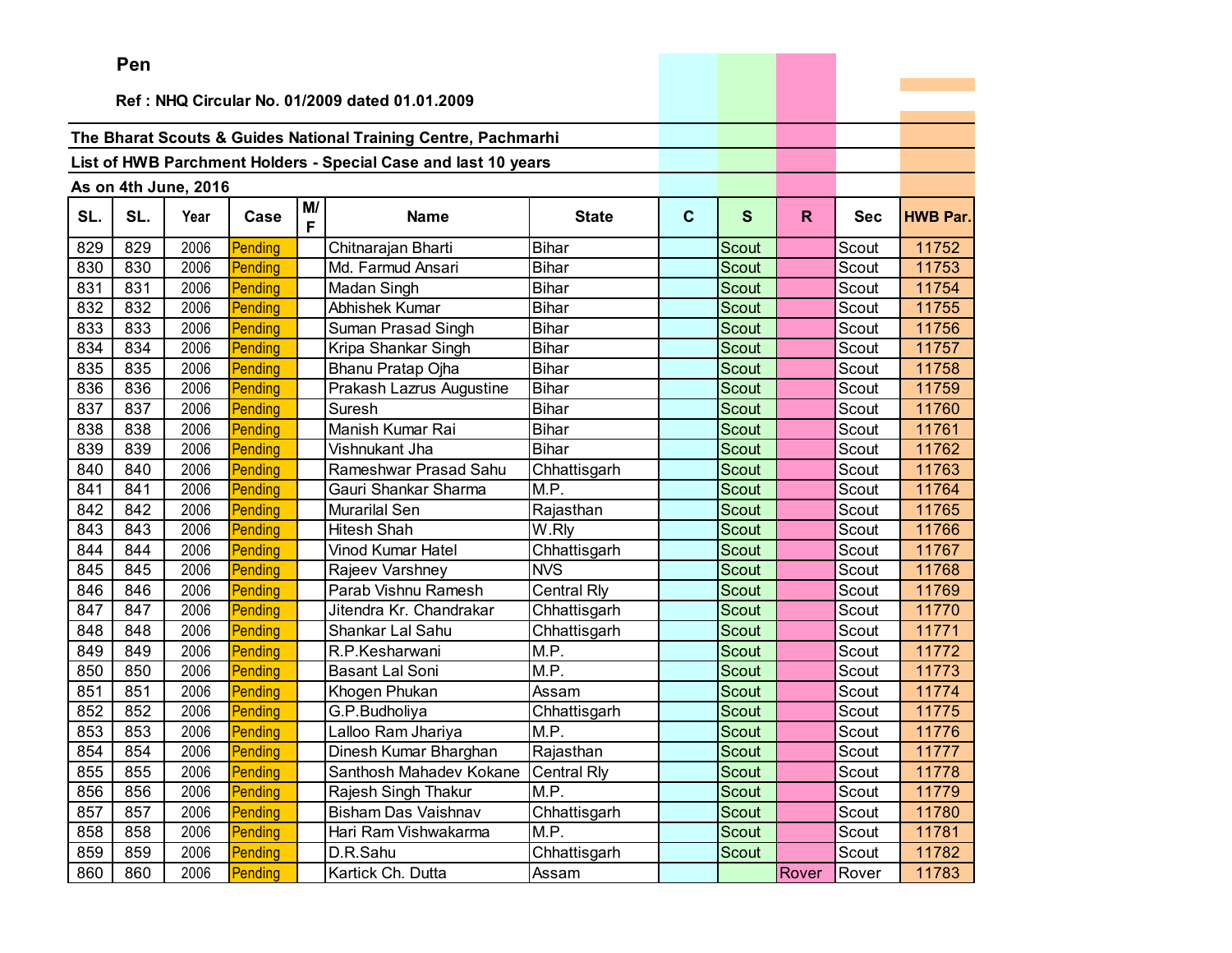**Pen**

**Ref : NHQ Circular No. 01/2009 dated 01.01.2009**

**The Bharat Scouts & Guides National Training Centre, Pachmarhi**

**List of HWB Parchment Holders - Special Case and last 10 years**

**As on 4th June, 2016**

| SL. | SL. | Year | Case | M/F | Name | State | C | S | R | Sec | HWB Par. |
|---|---|---|---|---|---|---|---|---|---|---|---|
| 829 | 829 | 2006 | Pending | | Chitnarajan Bharti | Bihar | | Scout | | Scout | 11752 |
| 830 | 830 | 2006 | Pending | | Md. Farmud Ansari | Bihar | | Scout | | Scout | 11753 |
| 831 | 831 | 2006 | Pending | | Madan Singh | Bihar | | Scout | | Scout | 11754 |
| 832 | 832 | 2006 | Pending | | Abhishek Kumar | Bihar | | Scout | | Scout | 11755 |
| 833 | 833 | 2006 | Pending | | Suman Prasad Singh | Bihar | | Scout | | Scout | 11756 |
| 834 | 834 | 2006 | Pending | | Kripa Shankar Singh | Bihar | | Scout | | Scout | 11757 |
| 835 | 835 | 2006 | Pending | | Bhanu Pratap Ojha | Bihar | | Scout | | Scout | 11758 |
| 836 | 836 | 2006 | Pending | | Prakash Lazrus Augustine | Bihar | | Scout | | Scout | 11759 |
| 837 | 837 | 2006 | Pending | | Suresh | Bihar | | Scout | | Scout | 11760 |
| 838 | 838 | 2006 | Pending | | Manish Kumar Rai | Bihar | | Scout | | Scout | 11761 |
| 839 | 839 | 2006 | Pending | | Vishnukant Jha | Bihar | | Scout | | Scout | 11762 |
| 840 | 840 | 2006 | Pending | | Rameshwar Prasad Sahu | Chhattisgarh | | Scout | | Scout | 11763 |
| 841 | 841 | 2006 | Pending | | Gauri Shankar Sharma | M.P. | | Scout | | Scout | 11764 |
| 842 | 842 | 2006 | Pending | | Murarilal Sen | Rajasthan | | Scout | | Scout | 11765 |
| 843 | 843 | 2006 | Pending | | Hitesh Shah | W.Rly | | Scout | | Scout | 11766 |
| 844 | 844 | 2006 | Pending | | Vinod Kumar Hatel | Chhattisgarh | | Scout | | Scout | 11767 |
| 845 | 845 | 2006 | Pending | | Rajeev Varshney | NVS | | Scout | | Scout | 11768 |
| 846 | 846 | 2006 | Pending | | Parab Vishnu Ramesh | Central Rly | | Scout | | Scout | 11769 |
| 847 | 847 | 2006 | Pending | | Jitendra Kr. Chandrakar | Chhattisgarh | | Scout | | Scout | 11770 |
| 848 | 848 | 2006 | Pending | | Shankar Lal Sahu | Chhattisgarh | | Scout | | Scout | 11771 |
| 849 | 849 | 2006 | Pending | | R.P.Kesharwani | M.P. | | Scout | | Scout | 11772 |
| 850 | 850 | 2006 | Pending | | Basant Lal Soni | M.P. | | Scout | | Scout | 11773 |
| 851 | 851 | 2006 | Pending | | Khogen Phukan | Assam | | Scout | | Scout | 11774 |
| 852 | 852 | 2006 | Pending | | G.P.Budholiya | Chhattisgarh | | Scout | | Scout | 11775 |
| 853 | 853 | 2006 | Pending | | Lalloo Ram Jhariya | M.P. | | Scout | | Scout | 11776 |
| 854 | 854 | 2006 | Pending | | Dinesh Kumar Bharghan | Rajasthan | | Scout | | Scout | 11777 |
| 855 | 855 | 2006 | Pending | | Santhosh Mahadev Kokane | Central Rly | | Scout | | Scout | 11778 |
| 856 | 856 | 2006 | Pending | | Rajesh Singh Thakur | M.P. | | Scout | | Scout | 11779 |
| 857 | 857 | 2006 | Pending | | Bisham Das Vaishnav | Chhattisgarh | | Scout | | Scout | 11780 |
| 858 | 858 | 2006 | Pending | | Hari Ram Vishwakarma | M.P. | | Scout | | Scout | 11781 |
| 859 | 859 | 2006 | Pending | | D.R.Sahu | Chhattisgarh | | Scout | | Scout | 11782 |
| 860 | 860 | 2006 | Pending | | Kartick Ch. Dutta | Assam | | | Rover | Rover | 11783 |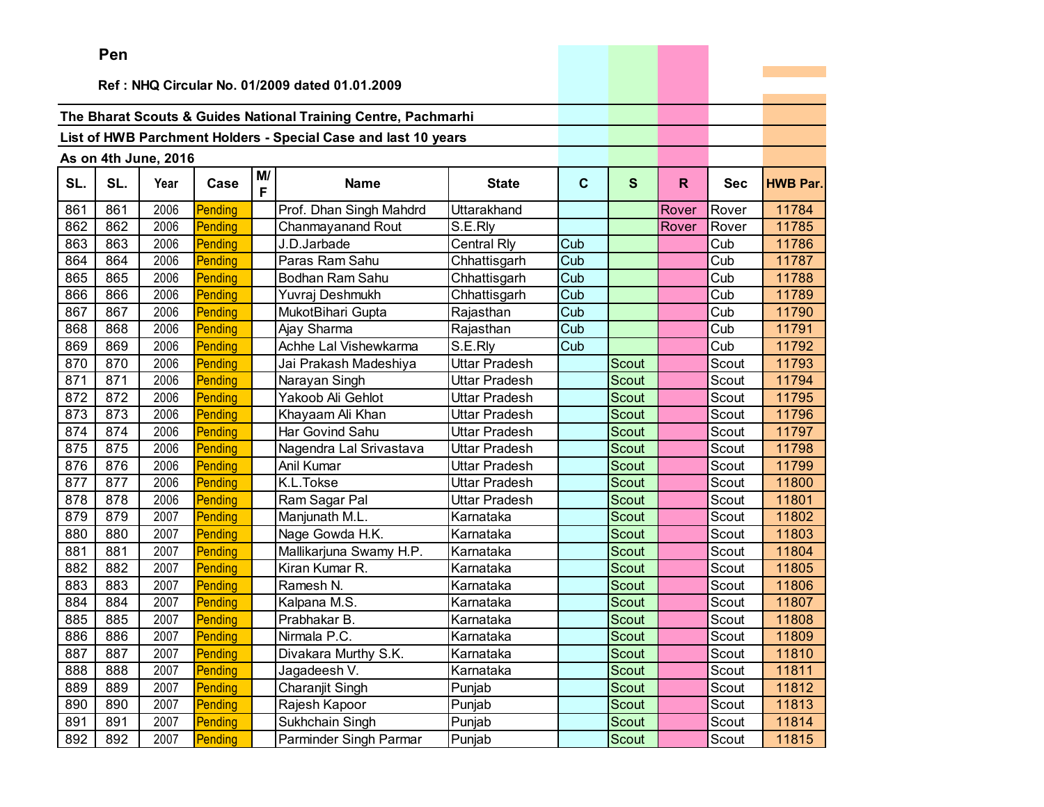**Pen**

**Ref : NHQ Circular No. 01/2009 dated 01.01.2009**

**The Bharat Scouts & Guides National Training Centre, Pachmarhi**

**List of HWB Parchment Holders - Special Case and last 10 years**

**As on 4th June, 2016**

| SL. | SL. | Year | Case | M/F | Name | State | C | S | R | Sec | HWB Par. |
|---|---|---|---|---|---|---|---|---|---|---|---|
| 861 | 861 | 2006 | Pending | | Prof. Dhan Singh Mahdrd | Uttarakhand | | | Rover | Rover | 11784 |
| 862 | 862 | 2006 | Pending | | Chanmayanand Rout | S.E.Rly | | | Rover | Rover | 11785 |
| 863 | 863 | 2006 | Pending | | J.D.Jarbade | Central Rly | Cub | | | Cub | 11786 |
| 864 | 864 | 2006 | Pending | | Paras Ram Sahu | Chhattisgarh | Cub | | | Cub | 11787 |
| 865 | 865 | 2006 | Pending | | Bodhan Ram Sahu | Chhattisgarh | Cub | | | Cub | 11788 |
| 866 | 866 | 2006 | Pending | | Yuvraj Deshmukh | Chhattisgarh | Cub | | | Cub | 11789 |
| 867 | 867 | 2006 | Pending | | MukotBihari Gupta | Rajasthan | Cub | | | Cub | 11790 |
| 868 | 868 | 2006 | Pending | | Ajay Sharma | Rajasthan | Cub | | | Cub | 11791 |
| 869 | 869 | 2006 | Pending | | Achhe Lal Vishewkarma | S.E.Rly | Cub | | | Cub | 11792 |
| 870 | 870 | 2006 | Pending | | Jai Prakash Madeshiya | Uttar Pradesh | | Scout | | Scout | 11793 |
| 871 | 871 | 2006 | Pending | | Narayan Singh | Uttar Pradesh | | Scout | | Scout | 11794 |
| 872 | 872 | 2006 | Pending | | Yakoob Ali Gehlot | Uttar Pradesh | | Scout | | Scout | 11795 |
| 873 | 873 | 2006 | Pending | | Khayaam Ali Khan | Uttar Pradesh | | Scout | | Scout | 11796 |
| 874 | 874 | 2006 | Pending | | Har Govind Sahu | Uttar Pradesh | | Scout | | Scout | 11797 |
| 875 | 875 | 2006 | Pending | | Nagendra Lal Srivastava | Uttar Pradesh | | Scout | | Scout | 11798 |
| 876 | 876 | 2006 | Pending | | Anil Kumar | Uttar Pradesh | | Scout | | Scout | 11799 |
| 877 | 877 | 2006 | Pending | | K.L.Tokse | Uttar Pradesh | | Scout | | Scout | 11800 |
| 878 | 878 | 2006 | Pending | | Ram Sagar Pal | Uttar Pradesh | | Scout | | Scout | 11801 |
| 879 | 879 | 2007 | Pending | | Manjunath M.L. | Karnataka | | Scout | | Scout | 11802 |
| 880 | 880 | 2007 | Pending | | Nage Gowda H.K. | Karnataka | | Scout | | Scout | 11803 |
| 881 | 881 | 2007 | Pending | | Mallikarjuna Swamy H.P. | Karnataka | | Scout | | Scout | 11804 |
| 882 | 882 | 2007 | Pending | | Kiran Kumar R. | Karnataka | | Scout | | Scout | 11805 |
| 883 | 883 | 2007 | Pending | | Ramesh N. | Karnataka | | Scout | | Scout | 11806 |
| 884 | 884 | 2007 | Pending | | Kalpana M.S. | Karnataka | | Scout | | Scout | 11807 |
| 885 | 885 | 2007 | Pending | | Prabhakar B. | Karnataka | | Scout | | Scout | 11808 |
| 886 | 886 | 2007 | Pending | | Nirmala P.C. | Karnataka | | Scout | | Scout | 11809 |
| 887 | 887 | 2007 | Pending | | Divakara Murthy S.K. | Karnataka | | Scout | | Scout | 11810 |
| 888 | 888 | 2007 | Pending | | Jagadeesh V. | Karnataka | | Scout | | Scout | 11811 |
| 889 | 889 | 2007 | Pending | | Charanjit Singh | Punjab | | Scout | | Scout | 11812 |
| 890 | 890 | 2007 | Pending | | Rajesh Kapoor | Punjab | | Scout | | Scout | 11813 |
| 891 | 891 | 2007 | Pending | | Sukhchain Singh | Punjab | | Scout | | Scout | 11814 |
| 892 | 892 | 2007 | Pending | | Parminder Singh Parmar | Punjab | | Scout | | Scout | 11815 |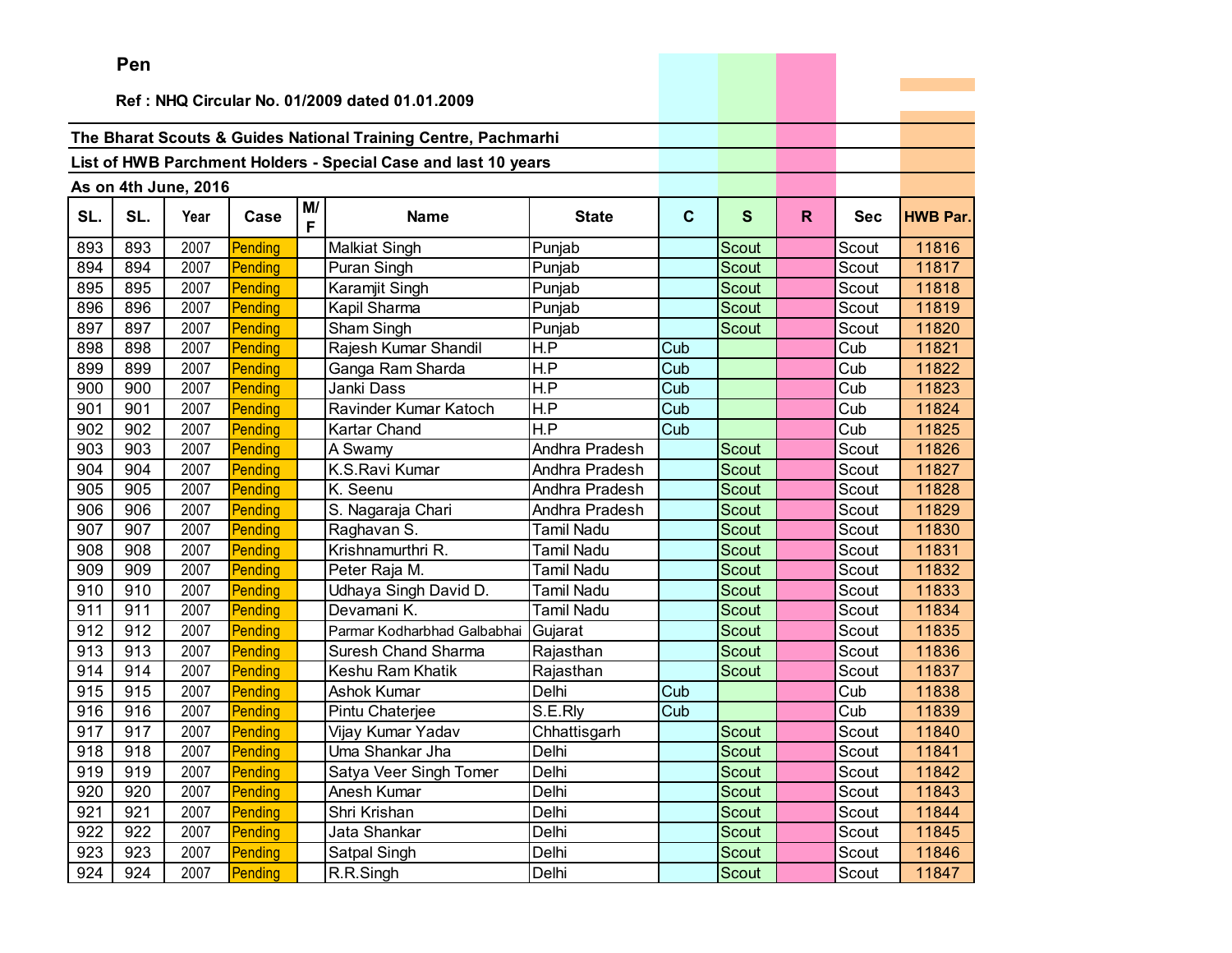**Pen**

**Ref : NHQ Circular No. 01/2009 dated 01.01.2009**

**The Bharat Scouts & Guides National Training Centre, Pachmarhi**

**List of HWB Parchment Holders - Special Case and last 10 years**

**As on 4th June, 2016**

| SL. | SL. | Year | Case | M/F | Name | State | C | S | R | Sec | HWB Par. |
|---|---|---|---|---|---|---|---|---|---|---|---|
| 893 | 893 | 2007 | Pending | | Malkiat Singh | Punjab | | Scout | | Scout | 11816 |
| 894 | 894 | 2007 | Pending | | Puran Singh | Punjab | | Scout | | Scout | 11817 |
| 895 | 895 | 2007 | Pending | | Karamjit Singh | Punjab | | Scout | | Scout | 11818 |
| 896 | 896 | 2007 | Pending | | Kapil Sharma | Punjab | | Scout | | Scout | 11819 |
| 897 | 897 | 2007 | Pending | | Sham Singh | Punjab | | Scout | | Scout | 11820 |
| 898 | 898 | 2007 | Pending | | Rajesh Kumar Shandil | H.P | Cub | | | Cub | 11821 |
| 899 | 899 | 2007 | Pending | | Ganga Ram Sharda | H.P | Cub | | | Cub | 11822 |
| 900 | 900 | 2007 | Pending | | Janki Dass | H.P | Cub | | | Cub | 11823 |
| 901 | 901 | 2007 | Pending | | Ravinder Kumar Katoch | H.P | Cub | | | Cub | 11824 |
| 902 | 902 | 2007 | Pending | | Kartar Chand | H.P | Cub | | | Cub | 11825 |
| 903 | 903 | 2007 | Pending | | A Swamy | Andhra Pradesh | | Scout | | Scout | 11826 |
| 904 | 904 | 2007 | Pending | | K.S.Ravi Kumar | Andhra Pradesh | | Scout | | Scout | 11827 |
| 905 | 905 | 2007 | Pending | | K. Seenu | Andhra Pradesh | | Scout | | Scout | 11828 |
| 906 | 906 | 2007 | Pending | | S. Nagaraja Chari | Andhra Pradesh | | Scout | | Scout | 11829 |
| 907 | 907 | 2007 | Pending | | Raghavan S. | Tamil Nadu | | Scout | | Scout | 11830 |
| 908 | 908 | 2007 | Pending | | Krishnamurthri R. | Tamil Nadu | | Scout | | Scout | 11831 |
| 909 | 909 | 2007 | Pending | | Peter Raja M. | Tamil Nadu | | Scout | | Scout | 11832 |
| 910 | 910 | 2007 | Pending | | Udhaya Singh David D. | Tamil Nadu | | Scout | | Scout | 11833 |
| 911 | 911 | 2007 | Pending | | Devamani K. | Tamil Nadu | | Scout | | Scout | 11834 |
| 912 | 912 | 2007 | Pending | | Parmar Kodharbhad Galbabhai | Gujarat | | Scout | | Scout | 11835 |
| 913 | 913 | 2007 | Pending | | Suresh Chand Sharma | Rajasthan | | Scout | | Scout | 11836 |
| 914 | 914 | 2007 | Pending | | Keshu Ram Khatik | Rajasthan | | Scout | | Scout | 11837 |
| 915 | 915 | 2007 | Pending | | Ashok Kumar | Delhi | Cub | | | Cub | 11838 |
| 916 | 916 | 2007 | Pending | | Pintu Chaterjee | S.E.Rly | Cub | | | Cub | 11839 |
| 917 | 917 | 2007 | Pending | | Vijay Kumar Yadav | Chhattisgarh | | Scout | | Scout | 11840 |
| 918 | 918 | 2007 | Pending | | Uma Shankar Jha | Delhi | | Scout | | Scout | 11841 |
| 919 | 919 | 2007 | Pending | | Satya Veer Singh Tomer | Delhi | | Scout | | Scout | 11842 |
| 920 | 920 | 2007 | Pending | | Anesh Kumar | Delhi | | Scout | | Scout | 11843 |
| 921 | 921 | 2007 | Pending | | Shri Krishan | Delhi | | Scout | | Scout | 11844 |
| 922 | 922 | 2007 | Pending | | Jata Shankar | Delhi | | Scout | | Scout | 11845 |
| 923 | 923 | 2007 | Pending | | Satpal Singh | Delhi | | Scout | | Scout | 11846 |
| 924 | 924 | 2007 | Pending | | R.R.Singh | Delhi | | Scout | | Scout | 11847 |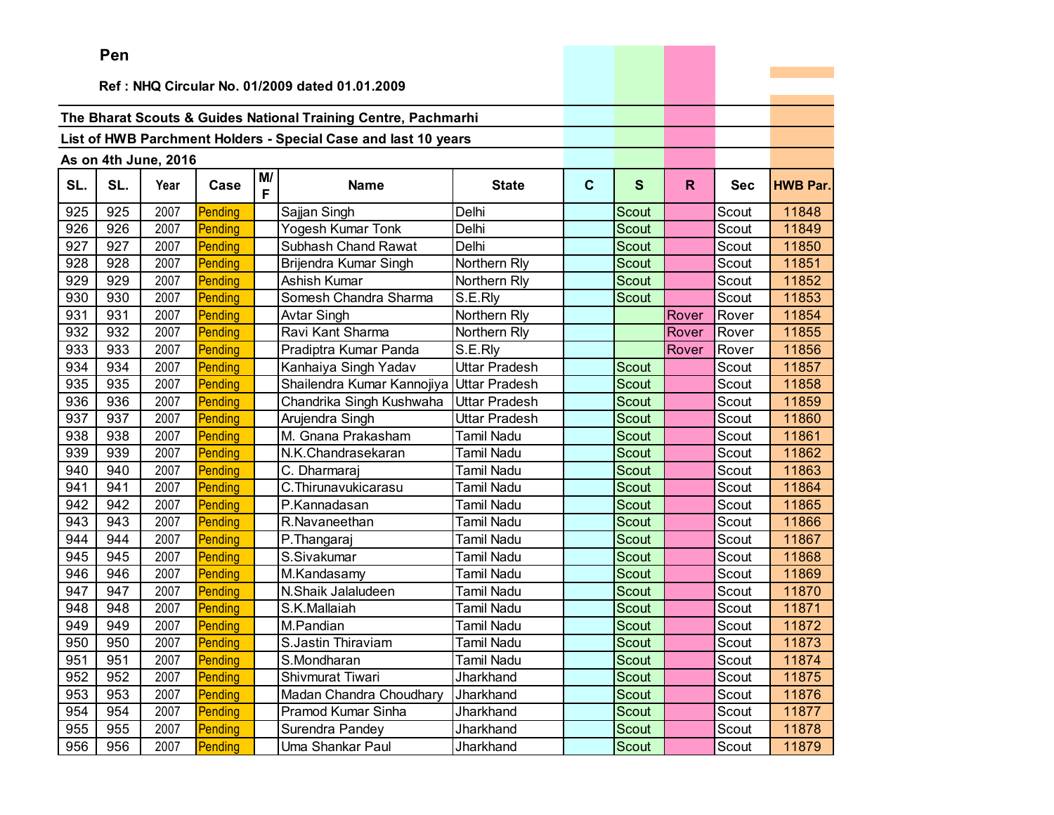**Pen**

**Ref : NHQ Circular No. 01/2009 dated 01.01.2009**

**The Bharat Scouts & Guides National Training Centre, Pachmarhi**

**List of HWB Parchment Holders - Special Case and last 10 years**

**As on 4th June, 2016**

| SL. | SL. | Year | Case | M/F | Name | State | C | S | R | Sec | HWB Par. |
|---|---|---|---|---|---|---|---|---|---|---|---|
| 925 | 925 | 2007 | Pending | | Sajjan Singh | Delhi | | Scout | | Scout | 11848 |
| 926 | 926 | 2007 | Pending | | Yogesh Kumar Tonk | Delhi | | Scout | | Scout | 11849 |
| 927 | 927 | 2007 | Pending | | Subhash Chand Rawat | Delhi | | Scout | | Scout | 11850 |
| 928 | 928 | 2007 | Pending | | Brijendra Kumar Singh | Northern Rly | | Scout | | Scout | 11851 |
| 929 | 929 | 2007 | Pending | | Ashish Kumar | Northern Rly | | Scout | | Scout | 11852 |
| 930 | 930 | 2007 | Pending | | Somesh Chandra Sharma | S.E.Rly | | Scout | | Scout | 11853 |
| 931 | 931 | 2007 | Pending | | Avtar Singh | Northern Rly | | | Rover | Rover | 11854 |
| 932 | 932 | 2007 | Pending | | Ravi Kant Sharma | Northern Rly | | | Rover | Rover | 11855 |
| 933 | 933 | 2007 | Pending | | Pradiptra Kumar Panda | S.E.Rly | | | Rover | Rover | 11856 |
| 934 | 934 | 2007 | Pending | | Kanhaiya Singh Yadav | Uttar Pradesh | | Scout | | Scout | 11857 |
| 935 | 935 | 2007 | Pending | | Shailendra Kumar Kannojiya | Uttar Pradesh | | Scout | | Scout | 11858 |
| 936 | 936 | 2007 | Pending | | Chandrika Singh Kushwaha | Uttar Pradesh | | Scout | | Scout | 11859 |
| 937 | 937 | 2007 | Pending | | Arujendra Singh | Uttar Pradesh | | Scout | | Scout | 11860 |
| 938 | 938 | 2007 | Pending | | M. Gnana Prakasham | Tamil Nadu | | Scout | | Scout | 11861 |
| 939 | 939 | 2007 | Pending | | N.K.Chandrasekaran | Tamil Nadu | | Scout | | Scout | 11862 |
| 940 | 940 | 2007 | Pending | | C. Dharmaraj | Tamil Nadu | | Scout | | Scout | 11863 |
| 941 | 941 | 2007 | Pending | | C.Thirunavukicarasu | Tamil Nadu | | Scout | | Scout | 11864 |
| 942 | 942 | 2007 | Pending | | P.Kannadasan | Tamil Nadu | | Scout | | Scout | 11865 |
| 943 | 943 | 2007 | Pending | | R.Navaneethan | Tamil Nadu | | Scout | | Scout | 11866 |
| 944 | 944 | 2007 | Pending | | P.Thangaraj | Tamil Nadu | | Scout | | Scout | 11867 |
| 945 | 945 | 2007 | Pending | | S.Sivakumar | Tamil Nadu | | Scout | | Scout | 11868 |
| 946 | 946 | 2007 | Pending | | M.Kandasamy | Tamil Nadu | | Scout | | Scout | 11869 |
| 947 | 947 | 2007 | Pending | | N.Shaik Jalaludeen | Tamil Nadu | | Scout | | Scout | 11870 |
| 948 | 948 | 2007 | Pending | | S.K.Mallaiah | Tamil Nadu | | Scout | | Scout | 11871 |
| 949 | 949 | 2007 | Pending | | M.Pandian | Tamil Nadu | | Scout | | Scout | 11872 |
| 950 | 950 | 2007 | Pending | | S.Jastin Thiraviam | Tamil Nadu | | Scout | | Scout | 11873 |
| 951 | 951 | 2007 | Pending | | S.Mondharan | Tamil Nadu | | Scout | | Scout | 11874 |
| 952 | 952 | 2007 | Pending | | Shivmurat Tiwari | Jharkhand | | Scout | | Scout | 11875 |
| 953 | 953 | 2007 | Pending | | Madan Chandra Choudhary | Jharkhand | | Scout | | Scout | 11876 |
| 954 | 954 | 2007 | Pending | | Pramod Kumar Sinha | Jharkhand | | Scout | | Scout | 11877 |
| 955 | 955 | 2007 | Pending | | Surendra Pandey | Jharkhand | | Scout | | Scout | 11878 |
| 956 | 956 | 2007 | Pending | | Uma Shankar Paul | Jharkhand | | Scout | | Scout | 11879 |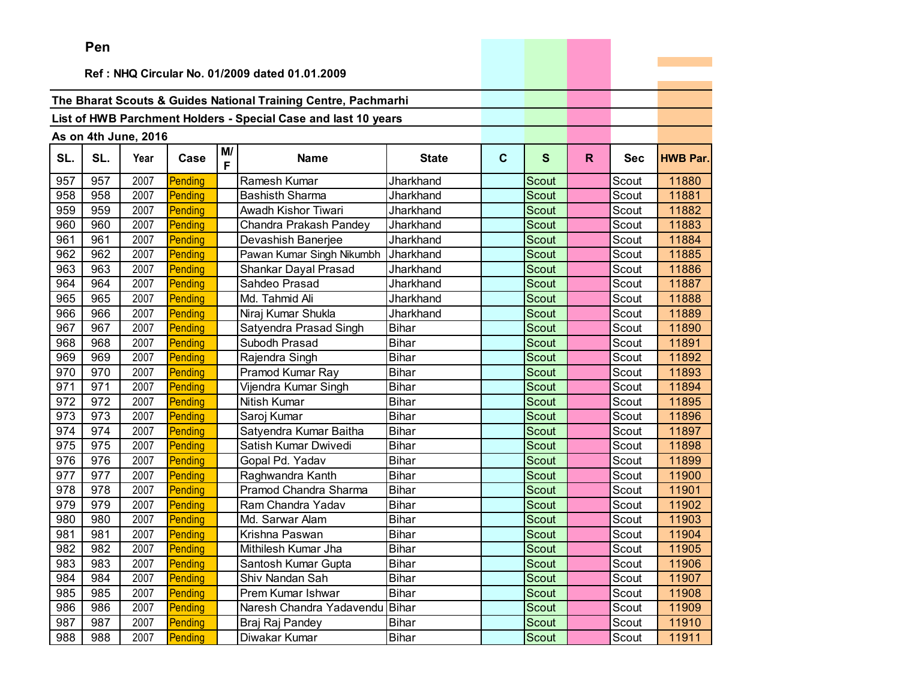**Pen**

**Ref : NHQ Circular No. 01/2009 dated 01.01.2009**

**The Bharat Scouts & Guides National Training Centre, Pachmarhi**

**List of HWB Parchment Holders - Special Case and last 10 years**

**As on 4th June, 2016**

| SL. | SL. | Year | Case | M/F | Name | State | C | S | R | Sec | HWB Par. |
|---|---|---|---|---|---|---|---|---|---|---|---|
| 957 | 957 | 2007 | Pending | | Ramesh Kumar | Jharkhand | | Scout | | Scout | 11880 |
| 958 | 958 | 2007 | Pending | | Bashisth Sharma | Jharkhand | | Scout | | Scout | 11881 |
| 959 | 959 | 2007 | Pending | | Awadh Kishor Tiwari | Jharkhand | | Scout | | Scout | 11882 |
| 960 | 960 | 2007 | Pending | | Chandra Prakash Pandey | Jharkhand | | Scout | | Scout | 11883 |
| 961 | 961 | 2007 | Pending | | Devashish Banerjee | Jharkhand | | Scout | | Scout | 11884 |
| 962 | 962 | 2007 | Pending | | Pawan Kumar Singh Nikumbh | Jharkhand | | Scout | | Scout | 11885 |
| 963 | 963 | 2007 | Pending | | Shankar Dayal Prasad | Jharkhand | | Scout | | Scout | 11886 |
| 964 | 964 | 2007 | Pending | | Sahdeo Prasad | Jharkhand | | Scout | | Scout | 11887 |
| 965 | 965 | 2007 | Pending | | Md. Tahmid Ali | Jharkhand | | Scout | | Scout | 11888 |
| 966 | 966 | 2007 | Pending | | Niraj Kumar Shukla | Jharkhand | | Scout | | Scout | 11889 |
| 967 | 967 | 2007 | Pending | | Satyendra Prasad Singh | Bihar | | Scout | | Scout | 11890 |
| 968 | 968 | 2007 | Pending | | Subodh Prasad | Bihar | | Scout | | Scout | 11891 |
| 969 | 969 | 2007 | Pending | | Rajendra Singh | Bihar | | Scout | | Scout | 11892 |
| 970 | 970 | 2007 | Pending | | Pramod Kumar Ray | Bihar | | Scout | | Scout | 11893 |
| 971 | 971 | 2007 | Pending | | Vijendra Kumar Singh | Bihar | | Scout | | Scout | 11894 |
| 972 | 972 | 2007 | Pending | | Nitish Kumar | Bihar | | Scout | | Scout | 11895 |
| 973 | 973 | 2007 | Pending | | Saroj Kumar | Bihar | | Scout | | Scout | 11896 |
| 974 | 974 | 2007 | Pending | | Satyendra Kumar Baitha | Bihar | | Scout | | Scout | 11897 |
| 975 | 975 | 2007 | Pending | | Satish Kumar Dwivedi | Bihar | | Scout | | Scout | 11898 |
| 976 | 976 | 2007 | Pending | | Gopal Pd. Yadav | Bihar | | Scout | | Scout | 11899 |
| 977 | 977 | 2007 | Pending | | Raghwandra Kanth | Bihar | | Scout | | Scout | 11900 |
| 978 | 978 | 2007 | Pending | | Pramod Chandra Sharma | Bihar | | Scout | | Scout | 11901 |
| 979 | 979 | 2007 | Pending | | Ram Chandra Yadav | Bihar | | Scout | | Scout | 11902 |
| 980 | 980 | 2007 | Pending | | Md. Sarwar Alam | Bihar | | Scout | | Scout | 11903 |
| 981 | 981 | 2007 | Pending | | Krishna Paswan | Bihar | | Scout | | Scout | 11904 |
| 982 | 982 | 2007 | Pending | | Mithilesh Kumar Jha | Bihar | | Scout | | Scout | 11905 |
| 983 | 983 | 2007 | Pending | | Santosh Kumar Gupta | Bihar | | Scout | | Scout | 11906 |
| 984 | 984 | 2007 | Pending | | Shiv Nandan Sah | Bihar | | Scout | | Scout | 11907 |
| 985 | 985 | 2007 | Pending | | Prem Kumar Ishwar | Bihar | | Scout | | Scout | 11908 |
| 986 | 986 | 2007 | Pending | | Naresh Chandra Yadavendu | Bihar | | Scout | | Scout | 11909 |
| 987 | 987 | 2007 | Pending | | Braj Raj Pandey | Bihar | | Scout | | Scout | 11910 |
| 988 | 988 | 2007 | Pending | | Diwakar Kumar | Bihar | | Scout | | Scout | 11911 |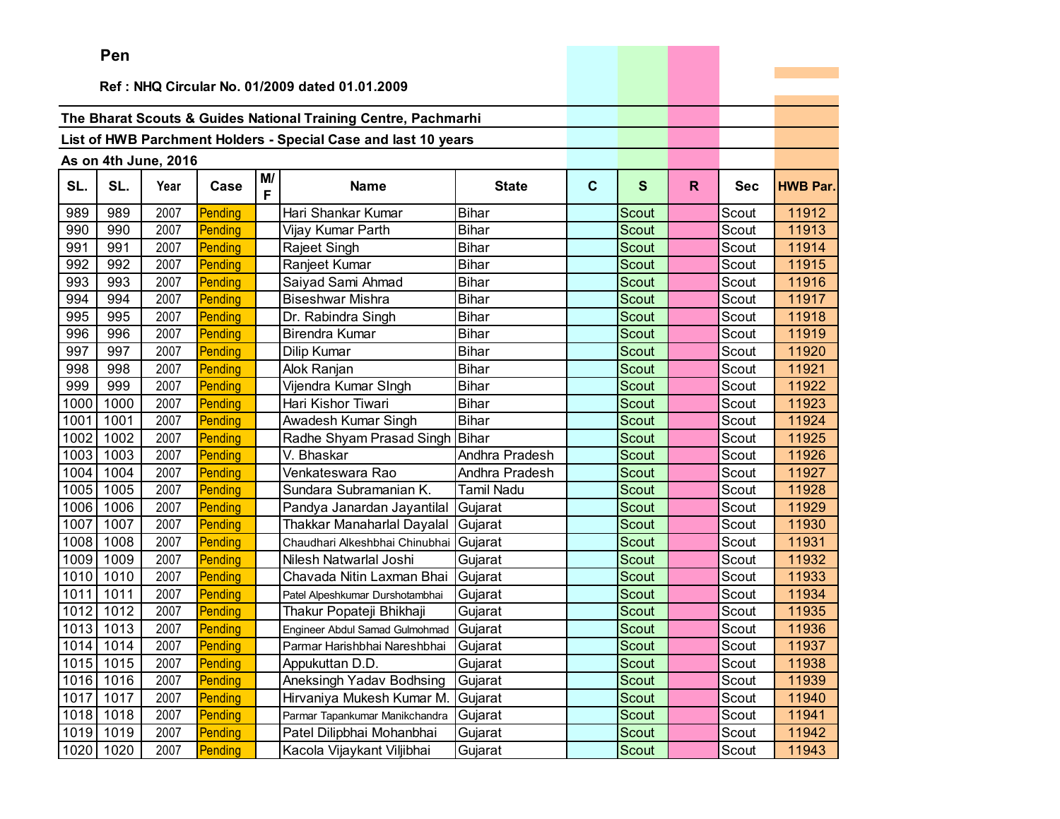Pen

**Ref : NHQ Circular No. 01/2009 dated 01.01.2009**

**The Bharat Scouts & Guides National Training Centre, Pachmarhi**

**List of HWB Parchment Holders - Special Case and last 10 years**

**As on 4th June, 2016**

| SL. | SL. | Year | Case | M/F | Name | State | C | S | R | Sec | HWB Par. |
|---|---|---|---|---|---|---|---|---|---|---|---|
| 989 | 989 | 2007 | Pending | | Hari Shankar Kumar | Bihar | | Scout | | Scout | 11912 |
| 990 | 990 | 2007 | Pending | | Vijay Kumar Parth | Bihar | | Scout | | Scout | 11913 |
| 991 | 991 | 2007 | Pending | | Rajeet Singh | Bihar | | Scout | | Scout | 11914 |
| 992 | 992 | 2007 | Pending | | Ranjeet Kumar | Bihar | | Scout | | Scout | 11915 |
| 993 | 993 | 2007 | Pending | | Saiyad Sami Ahmad | Bihar | | Scout | | Scout | 11916 |
| 994 | 994 | 2007 | Pending | | Biseshwar Mishra | Bihar | | Scout | | Scout | 11917 |
| 995 | 995 | 2007 | Pending | | Dr. Rabindra Singh | Bihar | | Scout | | Scout | 11918 |
| 996 | 996 | 2007 | Pending | | Birendra Kumar | Bihar | | Scout | | Scout | 11919 |
| 997 | 997 | 2007 | Pending | | Dilip Kumar | Bihar | | Scout | | Scout | 11920 |
| 998 | 998 | 2007 | Pending | | Alok Ranjan | Bihar | | Scout | | Scout | 11921 |
| 999 | 999 | 2007 | Pending | | Vijendra Kumar SIngh | Bihar | | Scout | | Scout | 11922 |
| 1000 | 1000 | 2007 | Pending | | Hari Kishor Tiwari | Bihar | | Scout | | Scout | 11923 |
| 1001 | 1001 | 2007 | Pending | | Awadesh Kumar Singh | Bihar | | Scout | | Scout | 11924 |
| 1002 | 1002 | 2007 | Pending | | Radhe Shyam Prasad Singh | Bihar | | Scout | | Scout | 11925 |
| 1003 | 1003 | 2007 | Pending | | V. Bhaskar | Andhra Pradesh | | Scout | | Scout | 11926 |
| 1004 | 1004 | 2007 | Pending | | Venkateswara Rao | Andhra Pradesh | | Scout | | Scout | 11927 |
| 1005 | 1005 | 2007 | Pending | | Sundara Subramanian K. | Tamil Nadu | | Scout | | Scout | 11928 |
| 1006 | 1006 | 2007 | Pending | | Pandya Janardan Jayantilal | Gujarat | | Scout | | Scout | 11929 |
| 1007 | 1007 | 2007 | Pending | | Thakkar Manaharlal Dayalal | Gujarat | | Scout | | Scout | 11930 |
| 1008 | 1008 | 2007 | Pending | | Chaudhari Alkeshbhai Chinubhai | Gujarat | | Scout | | Scout | 11931 |
| 1009 | 1009 | 2007 | Pending | | Nilesh Natwarlal Joshi | Gujarat | | Scout | | Scout | 11932 |
| 1010 | 1010 | 2007 | Pending | | Chavada Nitin Laxman Bhai | Gujarat | | Scout | | Scout | 11933 |
| 1011 | 1011 | 2007 | Pending | | Patel Alpeshkumar Durshotambhai | Gujarat | | Scout | | Scout | 11934 |
| 1012 | 1012 | 2007 | Pending | | Thakur Popateji Bhikhaji | Gujarat | | Scout | | Scout | 11935 |
| 1013 | 1013 | 2007 | Pending | | Engineer Abdul Samad Gulmohmad | Gujarat | | Scout | | Scout | 11936 |
| 1014 | 1014 | 2007 | Pending | | Parmar Harishbhai Nareshbhai | Gujarat | | Scout | | Scout | 11937 |
| 1015 | 1015 | 2007 | Pending | | Appukuttan D.D. | Gujarat | | Scout | | Scout | 11938 |
| 1016 | 1016 | 2007 | Pending | | Aneksingh Yadav Bodhsing | Gujarat | | Scout | | Scout | 11939 |
| 1017 | 1017 | 2007 | Pending | | Hirvaniya Mukesh Kumar M. | Gujarat | | Scout | | Scout | 11940 |
| 1018 | 1018 | 2007 | Pending | | Parmar Tapankumar Manikchandra | Gujarat | | Scout | | Scout | 11941 |
| 1019 | 1019 | 2007 | Pending | | Patel Dilipbhai Mohanbhai | Gujarat | | Scout | | Scout | 11942 |
| 1020 | 1020 | 2007 | Pending | | Kacola Vijaykant Viljibhai | Gujarat | | Scout | | Scout | 11943 |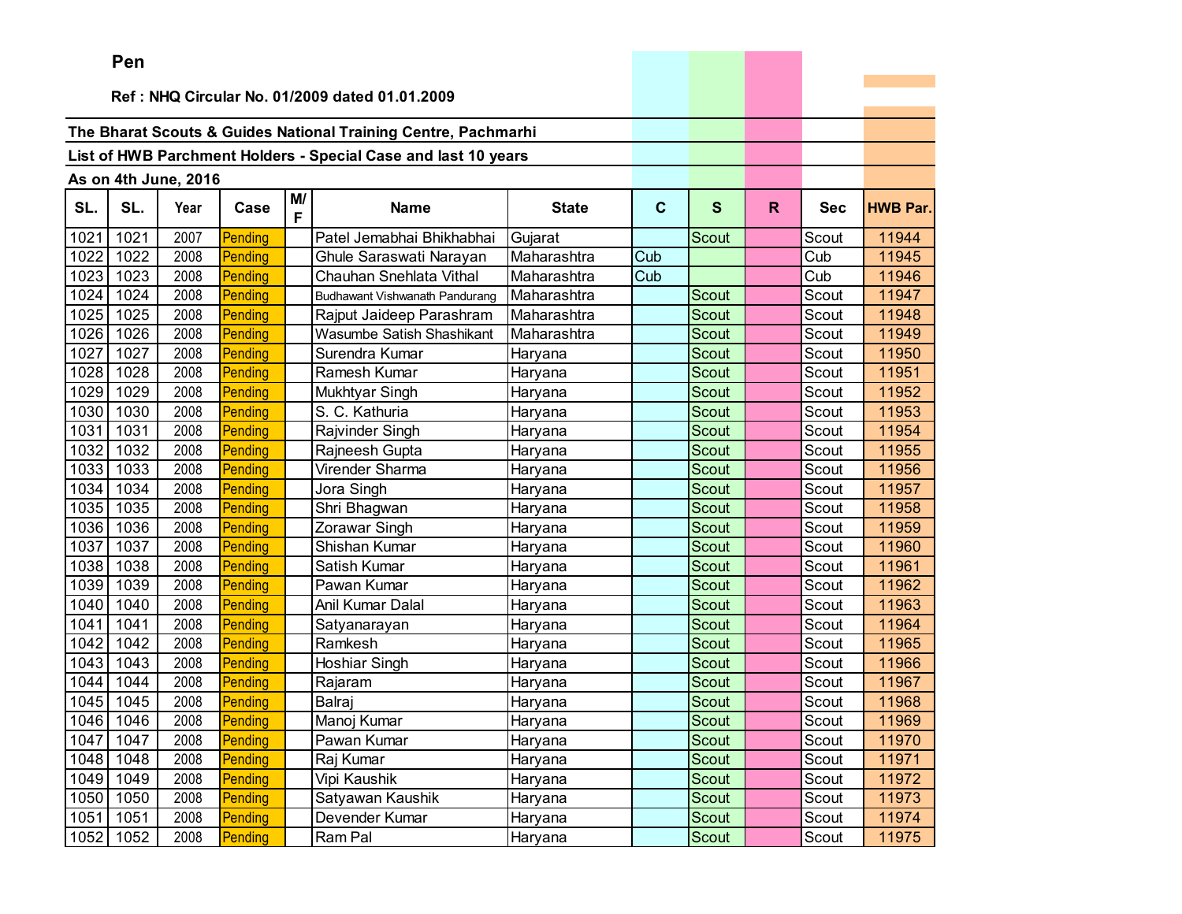**Pen**

**Ref : NHQ Circular No. 01/2009 dated 01.01.2009**

**The Bharat Scouts & Guides National Training Centre, Pachmarhi**

**List of HWB Parchment Holders - Special Case and last 10 years**

**As on 4th June, 2016**

| SL. | SL. | Year | Case | M/F | Name | State | C | S | R | Sec | HWB Par. |
|---|---|---|---|---|---|---|---|---|---|---|---|
| 1021 | 1021 | 2007 | Pending | | Patel Jemabhai Bhikhabhai | Gujarat | | Scout | | Scout | 11944 |
| 1022 | 1022 | 2008 | Pending | | Ghule Saraswati Narayan | Maharashtra | Cub | | | Cub | 11945 |
| 1023 | 1023 | 2008 | Pending | | Chauhan Snehlata Vithal | Maharashtra | Cub | | | Cub | 11946 |
| 1024 | 1024 | 2008 | Pending | | Budhawant Vishwanath Pandurang | Maharashtra | | Scout | | Scout | 11947 |
| 1025 | 1025 | 2008 | Pending | | Rajput Jaideep Parashram | Maharashtra | | Scout | | Scout | 11948 |
| 1026 | 1026 | 2008 | Pending | | Wasumbe Satish Shashikant | Maharashtra | | Scout | | Scout | 11949 |
| 1027 | 1027 | 2008 | Pending | | Surendra Kumar | Haryana | | Scout | | Scout | 11950 |
| 1028 | 1028 | 2008 | Pending | | Ramesh Kumar | Haryana | | Scout | | Scout | 11951 |
| 1029 | 1029 | 2008 | Pending | | Mukhtyar Singh | Haryana | | Scout | | Scout | 11952 |
| 1030 | 1030 | 2008 | Pending | | S. C. Kathuria | Haryana | | Scout | | Scout | 11953 |
| 1031 | 1031 | 2008 | Pending | | Rajvinder Singh | Haryana | | Scout | | Scout | 11954 |
| 1032 | 1032 | 2008 | Pending | | Rajneesh Gupta | Haryana | | Scout | | Scout | 11955 |
| 1033 | 1033 | 2008 | Pending | | Virender Sharma | Haryana | | Scout | | Scout | 11956 |
| 1034 | 1034 | 2008 | Pending | | Jora Singh | Haryana | | Scout | | Scout | 11957 |
| 1035 | 1035 | 2008 | Pending | | Shri Bhagwan | Haryana | | Scout | | Scout | 11958 |
| 1036 | 1036 | 2008 | Pending | | Zorawar Singh | Haryana | | Scout | | Scout | 11959 |
| 1037 | 1037 | 2008 | Pending | | Shishan Kumar | Haryana | | Scout | | Scout | 11960 |
| 1038 | 1038 | 2008 | Pending | | Satish Kumar | Haryana | | Scout | | Scout | 11961 |
| 1039 | 1039 | 2008 | Pending | | Pawan Kumar | Haryana | | Scout | | Scout | 11962 |
| 1040 | 1040 | 2008 | Pending | | Anil Kumar Dalal | Haryana | | Scout | | Scout | 11963 |
| 1041 | 1041 | 2008 | Pending | | Satyanarayan | Haryana | | Scout | | Scout | 11964 |
| 1042 | 1042 | 2008 | Pending | | Ramkesh | Haryana | | Scout | | Scout | 11965 |
| 1043 | 1043 | 2008 | Pending | | Hoshiar Singh | Haryana | | Scout | | Scout | 11966 |
| 1044 | 1044 | 2008 | Pending | | Rajaram | Haryana | | Scout | | Scout | 11967 |
| 1045 | 1045 | 2008 | Pending | | Balraj | Haryana | | Scout | | Scout | 11968 |
| 1046 | 1046 | 2008 | Pending | | Manoj Kumar | Haryana | | Scout | | Scout | 11969 |
| 1047 | 1047 | 2008 | Pending | | Pawan Kumar | Haryana | | Scout | | Scout | 11970 |
| 1048 | 1048 | 2008 | Pending | | Raj Kumar | Haryana | | Scout | | Scout | 11971 |
| 1049 | 1049 | 2008 | Pending | | Vipi Kaushik | Haryana | | Scout | | Scout | 11972 |
| 1050 | 1050 | 2008 | Pending | | Satyawan Kaushik | Haryana | | Scout | | Scout | 11973 |
| 1051 | 1051 | 2008 | Pending | | Devender Kumar | Haryana | | Scout | | Scout | 11974 |
| 1052 | 1052 | 2008 | Pending | | Ram Pal | Haryana | | Scout | | Scout | 11975 |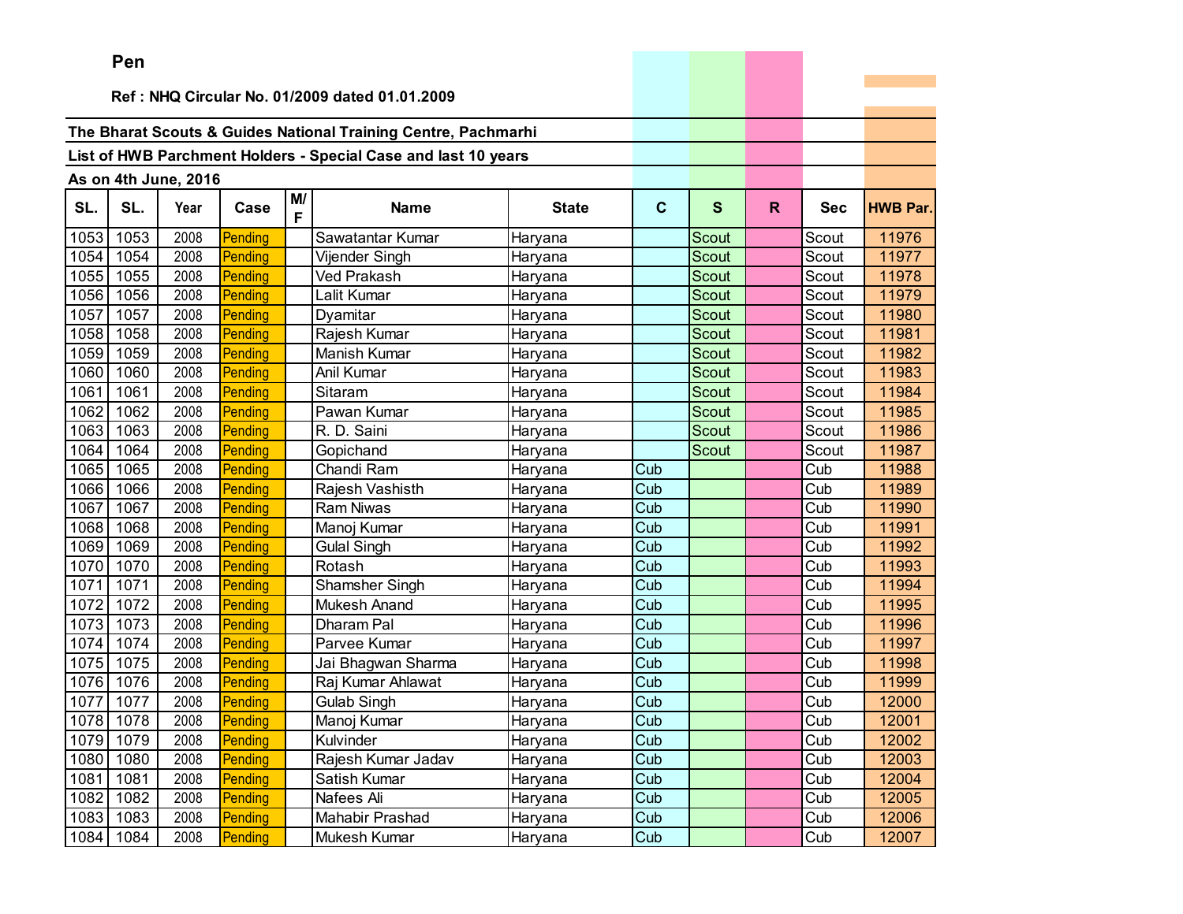**Pen**

**Ref : NHQ Circular No. 01/2009 dated 01.01.2009**

**The Bharat Scouts & Guides National Training Centre, Pachmarhi**

**List of HWB Parchment Holders - Special Case and last 10 years**

**As on 4th June, 2016**

| SL. | SL. | Year | Case | M/F | Name | State | C | S | R | Sec | HWB Par. |
|---|---|---|---|---|---|---|---|---|---|---|---|
| 1053 | 1053 | 2008 | Pending | | Sawatantar Kumar | Haryana | | Scout | | Scout | 11976 |
| 1054 | 1054 | 2008 | Pending | | Vijender Singh | Haryana | | Scout | | Scout | 11977 |
| 1055 | 1055 | 2008 | Pending | | Ved Prakash | Haryana | | Scout | | Scout | 11978 |
| 1056 | 1056 | 2008 | Pending | | Lalit Kumar | Haryana | | Scout | | Scout | 11979 |
| 1057 | 1057 | 2008 | Pending | | Dyamitar | Haryana | | Scout | | Scout | 11980 |
| 1058 | 1058 | 2008 | Pending | | Rajesh Kumar | Haryana | | Scout | | Scout | 11981 |
| 1059 | 1059 | 2008 | Pending | | Manish Kumar | Haryana | | Scout | | Scout | 11982 |
| 1060 | 1060 | 2008 | Pending | | Anil Kumar | Haryana | | Scout | | Scout | 11983 |
| 1061 | 1061 | 2008 | Pending | | Sitaram | Haryana | | Scout | | Scout | 11984 |
| 1062 | 1062 | 2008 | Pending | | Pawan Kumar | Haryana | | Scout | | Scout | 11985 |
| 1063 | 1063 | 2008 | Pending | | R. D. Saini | Haryana | | Scout | | Scout | 11986 |
| 1064 | 1064 | 2008 | Pending | | Gopichand | Haryana | | Scout | | Scout | 11987 |
| 1065 | 1065 | 2008 | Pending | | Chandi Ram | Haryana | Cub | | | Cub | 11988 |
| 1066 | 1066 | 2008 | Pending | | Rajesh Vashisth | Haryana | Cub | | | Cub | 11989 |
| 1067 | 1067 | 2008 | Pending | | Ram Niwas | Haryana | Cub | | | Cub | 11990 |
| 1068 | 1068 | 2008 | Pending | | Manoj Kumar | Haryana | Cub | | | Cub | 11991 |
| 1069 | 1069 | 2008 | Pending | | Gulal Singh | Haryana | Cub | | | Cub | 11992 |
| 1070 | 1070 | 2008 | Pending | | Rotash | Haryana | Cub | | | Cub | 11993 |
| 1071 | 1071 | 2008 | Pending | | Shamsher Singh | Haryana | Cub | | | Cub | 11994 |
| 1072 | 1072 | 2008 | Pending | | Mukesh Anand | Haryana | Cub | | | Cub | 11995 |
| 1073 | 1073 | 2008 | Pending | | Dharam Pal | Haryana | Cub | | | Cub | 11996 |
| 1074 | 1074 | 2008 | Pending | | Parvee Kumar | Haryana | Cub | | | Cub | 11997 |
| 1075 | 1075 | 2008 | Pending | | Jai Bhagwan Sharma | Haryana | Cub | | | Cub | 11998 |
| 1076 | 1076 | 2008 | Pending | | Raj Kumar Ahlawat | Haryana | Cub | | | Cub | 11999 |
| 1077 | 1077 | 2008 | Pending | | Gulab Singh | Haryana | Cub | | | Cub | 12000 |
| 1078 | 1078 | 2008 | Pending | | Manoj Kumar | Haryana | Cub | | | Cub | 12001 |
| 1079 | 1079 | 2008 | Pending | | Kulvinder | Haryana | Cub | | | Cub | 12002 |
| 1080 | 1080 | 2008 | Pending | | Rajesh Kumar Jadav | Haryana | Cub | | | Cub | 12003 |
| 1081 | 1081 | 2008 | Pending | | Satish Kumar | Haryana | Cub | | | Cub | 12004 |
| 1082 | 1082 | 2008 | Pending | | Nafees Ali | Haryana | Cub | | | Cub | 12005 |
| 1083 | 1083 | 2008 | Pending | | Mahabir Prashad | Haryana | Cub | | | Cub | 12006 |
| 1084 | 1084 | 2008 | Pending | | Mukesh Kumar | Haryana | Cub | | | Cub | 12007 |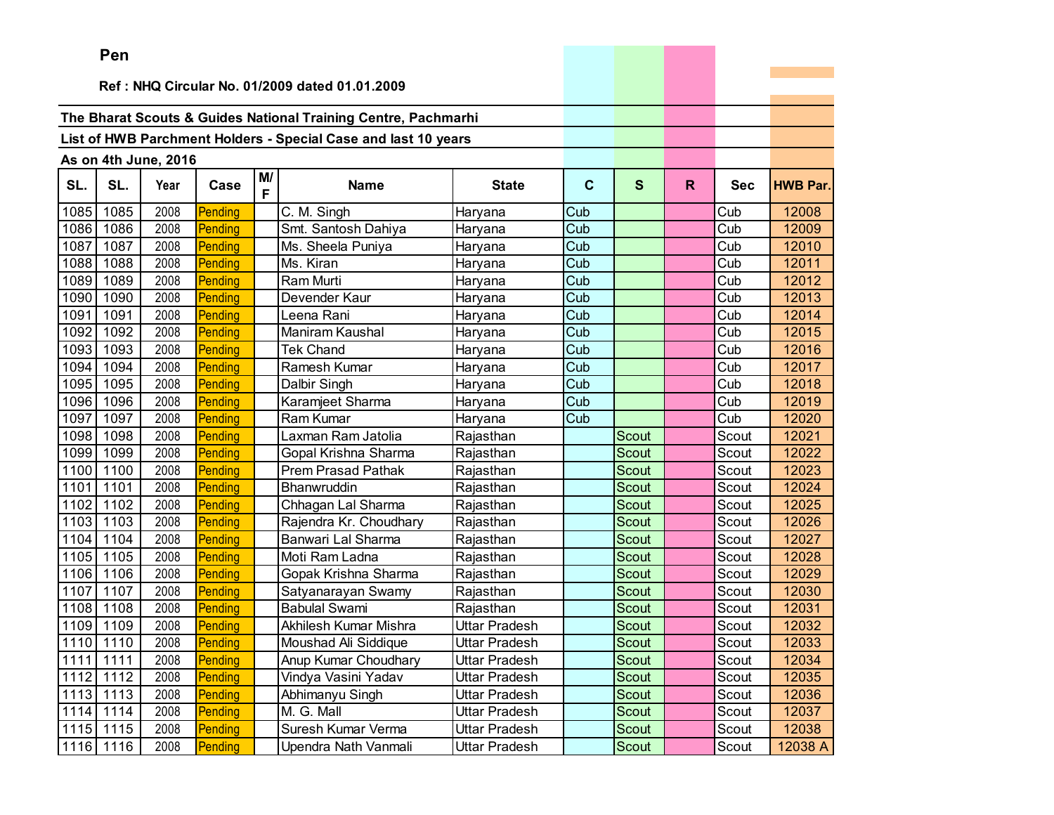**Pen**

**Ref : NHQ Circular No. 01/2009 dated 01.01.2009**

**The Bharat Scouts & Guides National Training Centre, Pachmarhi**

**List of HWB Parchment Holders - Special Case and last 10 years**

**As on 4th June, 2016**

| SL. | SL. | Year | Case | M/F | Name | State | C | S | R | Sec | HWB Par. |
|---|---|---|---|---|---|---|---|---|---|---|---|
| 1085 | 1085 | 2008 | Pending | | C. M. Singh | Haryana | Cub | | | Cub | 12008 |
| 1086 | 1086 | 2008 | Pending | | Smt. Santosh Dahiya | Haryana | Cub | | | Cub | 12009 |
| 1087 | 1087 | 2008 | Pending | | Ms. Sheela Puniya | Haryana | Cub | | | Cub | 12010 |
| 1088 | 1088 | 2008 | Pending | | Ms. Kiran | Haryana | Cub | | | Cub | 12011 |
| 1089 | 1089 | 2008 | Pending | | Ram Murti | Haryana | Cub | | | Cub | 12012 |
| 1090 | 1090 | 2008 | Pending | | Devender Kaur | Haryana | Cub | | | Cub | 12013 |
| 1091 | 1091 | 2008 | Pending | | Leena Rani | Haryana | Cub | | | Cub | 12014 |
| 1092 | 1092 | 2008 | Pending | | Maniram Kaushal | Haryana | Cub | | | Cub | 12015 |
| 1093 | 1093 | 2008 | Pending | | Tek Chand | Haryana | Cub | | | Cub | 12016 |
| 1094 | 1094 | 2008 | Pending | | Ramesh Kumar | Haryana | Cub | | | Cub | 12017 |
| 1095 | 1095 | 2008 | Pending | | Dalbir Singh | Haryana | Cub | | | Cub | 12018 |
| 1096 | 1096 | 2008 | Pending | | Karamjeet Sharma | Haryana | Cub | | | Cub | 12019 |
| 1097 | 1097 | 2008 | Pending | | Ram Kumar | Haryana | Cub | | | Cub | 12020 |
| 1098 | 1098 | 2008 | Pending | | Laxman Ram Jatolia | Rajasthan | | Scout | | Scout | 12021 |
| 1099 | 1099 | 2008 | Pending | | Gopal Krishna Sharma | Rajasthan | | Scout | | Scout | 12022 |
| 1100 | 1100 | 2008 | Pending | | Prem Prasad Pathak | Rajasthan | | Scout | | Scout | 12023 |
| 1101 | 1101 | 2008 | Pending | | Bhanwruddin | Rajasthan | | Scout | | Scout | 12024 |
| 1102 | 1102 | 2008 | Pending | | Chhagan Lal Sharma | Rajasthan | | Scout | | Scout | 12025 |
| 1103 | 1103 | 2008 | Pending | | Rajendra Kr. Choudhary | Rajasthan | | Scout | | Scout | 12026 |
| 1104 | 1104 | 2008 | Pending | | Banwari Lal Sharma | Rajasthan | | Scout | | Scout | 12027 |
| 1105 | 1105 | 2008 | Pending | | Moti Ram Ladna | Rajasthan | | Scout | | Scout | 12028 |
| 1106 | 1106 | 2008 | Pending | | Gopak Krishna Sharma | Rajasthan | | Scout | | Scout | 12029 |
| 1107 | 1107 | 2008 | Pending | | Satyanarayan Swamy | Rajasthan | | Scout | | Scout | 12030 |
| 1108 | 1108 | 2008 | Pending | | Babulal Swami | Rajasthan | | Scout | | Scout | 12031 |
| 1109 | 1109 | 2008 | Pending | | Akhilesh Kumar Mishra | Uttar Pradesh | | Scout | | Scout | 12032 |
| 1110 | 1110 | 2008 | Pending | | Moushad Ali Siddique | Uttar Pradesh | | Scout | | Scout | 12033 |
| 1111 | 1111 | 2008 | Pending | | Anup Kumar Choudhary | Uttar Pradesh | | Scout | | Scout | 12034 |
| 1112 | 1112 | 2008 | Pending | | Vindya Vasini Yadav | Uttar Pradesh | | Scout | | Scout | 12035 |
| 1113 | 1113 | 2008 | Pending | | Abhimanyu Singh | Uttar Pradesh | | Scout | | Scout | 12036 |
| 1114 | 1114 | 2008 | Pending | | M. G. Mall | Uttar Pradesh | | Scout | | Scout | 12037 |
| 1115 | 1115 | 2008 | Pending | | Suresh Kumar Verma | Uttar Pradesh | | Scout | | Scout | 12038 |
| 1116 | 1116 | 2008 | Pending | | Upendra Nath Vanmali | Uttar Pradesh | | Scout | | Scout | 12038 A |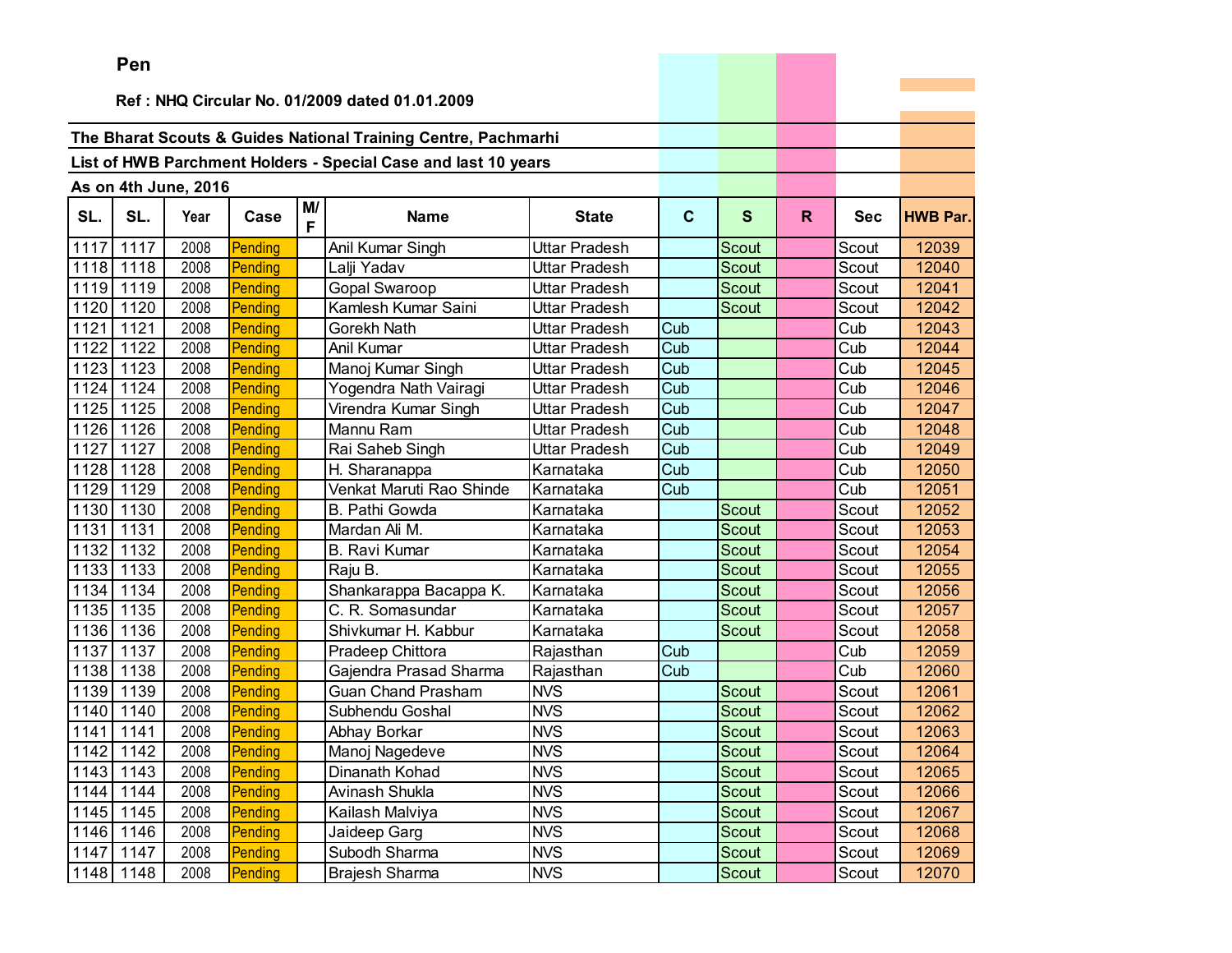**Pen**

**Ref : NHQ Circular No. 01/2009 dated 01.01.2009**

**The Bharat Scouts & Guides National Training Centre, Pachmarhi**

**List of HWB Parchment Holders - Special Case and last 10 years**

**As on 4th June, 2016**

| SL. | SL. | Year | Case | M/F | Name | State | C | S | R | Sec | HWB Par. |
|---|---|---|---|---|---|---|---|---|---|---|---|
| 1117 | 1117 | 2008 | Pending | | Anil Kumar Singh | Uttar Pradesh | | Scout | | Scout | 12039 |
| 1118 | 1118 | 2008 | Pending | | Lalji Yadav | Uttar Pradesh | | Scout | | Scout | 12040 |
| 1119 | 1119 | 2008 | Pending | | Gopal Swaroop | Uttar Pradesh | | Scout | | Scout | 12041 |
| 1120 | 1120 | 2008 | Pending | | Kamlesh Kumar Saini | Uttar Pradesh | | Scout | | Scout | 12042 |
| 1121 | 1121 | 2008 | Pending | | Gorekh Nath | Uttar Pradesh | Cub | | | Cub | 12043 |
| 1122 | 1122 | 2008 | Pending | | Anil Kumar | Uttar Pradesh | Cub | | | Cub | 12044 |
| 1123 | 1123 | 2008 | Pending | | Manoj Kumar Singh | Uttar Pradesh | Cub | | | Cub | 12045 |
| 1124 | 1124 | 2008 | Pending | | Yogendra Nath Vairagi | Uttar Pradesh | Cub | | | Cub | 12046 |
| 1125 | 1125 | 2008 | Pending | | Virendra Kumar Singh | Uttar Pradesh | Cub | | | Cub | 12047 |
| 1126 | 1126 | 2008 | Pending | | Mannu Ram | Uttar Pradesh | Cub | | | Cub | 12048 |
| 1127 | 1127 | 2008 | Pending | | Rai Saheb Singh | Uttar Pradesh | Cub | | | Cub | 12049 |
| 1128 | 1128 | 2008 | Pending | | H. Sharanappa | Karnataka | Cub | | | Cub | 12050 |
| 1129 | 1129 | 2008 | Pending | | Venkat Maruti Rao Shinde | Karnataka | Cub | | | Cub | 12051 |
| 1130 | 1130 | 2008 | Pending | | B. Pathi Gowda | Karnataka | | Scout | | Scout | 12052 |
| 1131 | 1131 | 2008 | Pending | | Mardan Ali M. | Karnataka | | Scout | | Scout | 12053 |
| 1132 | 1132 | 2008 | Pending | | B. Ravi Kumar | Karnataka | | Scout | | Scout | 12054 |
| 1133 | 1133 | 2008 | Pending | | Raju B. | Karnataka | | Scout | | Scout | 12055 |
| 1134 | 1134 | 2008 | Pending | | Shankarappa Bacappa K. | Karnataka | | Scout | | Scout | 12056 |
| 1135 | 1135 | 2008 | Pending | | C. R. Somasundar | Karnataka | | Scout | | Scout | 12057 |
| 1136 | 1136 | 2008 | Pending | | Shivkumar H. Kabbur | Karnataka | | Scout | | Scout | 12058 |
| 1137 | 1137 | 2008 | Pending | | Pradeep Chittora | Rajasthan | Cub | | | Cub | 12059 |
| 1138 | 1138 | 2008 | Pending | | Gajendra Prasad Sharma | Rajasthan | Cub | | | Cub | 12060 |
| 1139 | 1139 | 2008 | Pending | | Guan Chand Prasham | NVS | | Scout | | Scout | 12061 |
| 1140 | 1140 | 2008 | Pending | | Subhendu Goshal | NVS | | Scout | | Scout | 12062 |
| 1141 | 1141 | 2008 | Pending | | Abhay Borkar | NVS | | Scout | | Scout | 12063 |
| 1142 | 1142 | 2008 | Pending | | Manoj Nagedeve | NVS | | Scout | | Scout | 12064 |
| 1143 | 1143 | 2008 | Pending | | Dinanath Kohad | NVS | | Scout | | Scout | 12065 |
| 1144 | 1144 | 2008 | Pending | | Avinash Shukla | NVS | | Scout | | Scout | 12066 |
| 1145 | 1145 | 2008 | Pending | | Kailash Malviya | NVS | | Scout | | Scout | 12067 |
| 1146 | 1146 | 2008 | Pending | | Jaideep Garg | NVS | | Scout | | Scout | 12068 |
| 1147 | 1147 | 2008 | Pending | | Subodh Sharma | NVS | | Scout | | Scout | 12069 |
| 1148 | 1148 | 2008 | Pending | | Brajesh Sharma | NVS | | Scout | | Scout | 12070 |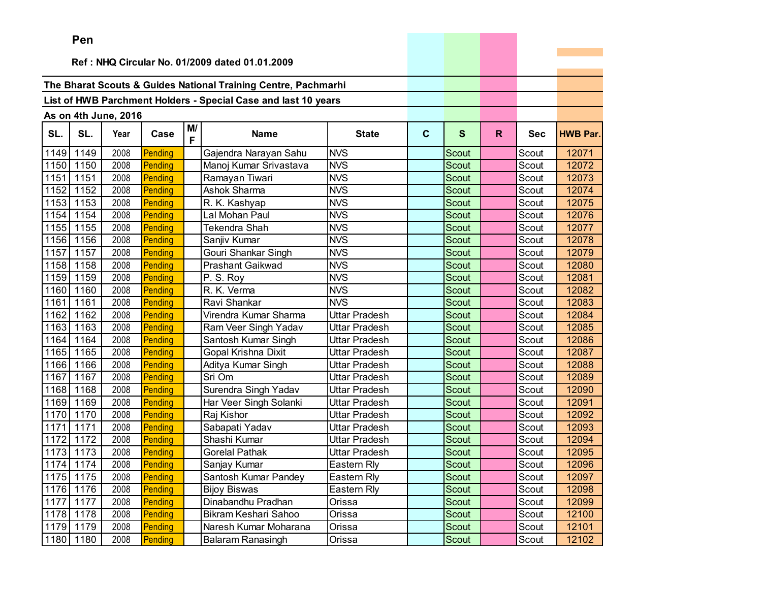Pen

Ref : NHQ Circular No. 01/2009 dated 01.01.2009

**The Bharat Scouts & Guides National Training Centre, Pachmarhi**

**List of HWB Parchment Holders - Special Case and last 10 years**

**As on 4th June, 2016**

| SL. | SL. | Year | Case | M/F | Name | State | C | S | R | Sec | HWB Par. |
|---|---|---|---|---|---|---|---|---|---|---|---|
| 1149 | 1149 | 2008 | Pending | | Gajendra Narayan Sahu | NVS | | Scout | | Scout | 12071 |
| 1150 | 1150 | 2008 | Pending | | Manoj Kumar Srivastava | NVS | | Scout | | Scout | 12072 |
| 1151 | 1151 | 2008 | Pending | | Ramayan Tiwari | NVS | | Scout | | Scout | 12073 |
| 1152 | 1152 | 2008 | Pending | | Ashok Sharma | NVS | | Scout | | Scout | 12074 |
| 1153 | 1153 | 2008 | Pending | | R. K. Kashyap | NVS | | Scout | | Scout | 12075 |
| 1154 | 1154 | 2008 | Pending | | Lal Mohan Paul | NVS | | Scout | | Scout | 12076 |
| 1155 | 1155 | 2008 | Pending | | Tekendra Shah | NVS | | Scout | | Scout | 12077 |
| 1156 | 1156 | 2008 | Pending | | Sanjiv Kumar | NVS | | Scout | | Scout | 12078 |
| 1157 | 1157 | 2008 | Pending | | Gouri Shankar Singh | NVS | | Scout | | Scout | 12079 |
| 1158 | 1158 | 2008 | Pending | | Prashant Gaikwad | NVS | | Scout | | Scout | 12080 |
| 1159 | 1159 | 2008 | Pending | | P. S. Roy | NVS | | Scout | | Scout | 12081 |
| 1160 | 1160 | 2008 | Pending | | R. K. Verma | NVS | | Scout | | Scout | 12082 |
| 1161 | 1161 | 2008 | Pending | | Ravi Shankar | NVS | | Scout | | Scout | 12083 |
| 1162 | 1162 | 2008 | Pending | | Virendra Kumar Sharma | Uttar Pradesh | | Scout | | Scout | 12084 |
| 1163 | 1163 | 2008 | Pending | | Ram Veer Singh Yadav | Uttar Pradesh | | Scout | | Scout | 12085 |
| 1164 | 1164 | 2008 | Pending | | Santosh Kumar Singh | Uttar Pradesh | | Scout | | Scout | 12086 |
| 1165 | 1165 | 2008 | Pending | | Gopal Krishna Dixit | Uttar Pradesh | | Scout | | Scout | 12087 |
| 1166 | 1166 | 2008 | Pending | | Aditya Kumar Singh | Uttar Pradesh | | Scout | | Scout | 12088 |
| 1167 | 1167 | 2008 | Pending | | Sri Om | Uttar Pradesh | | Scout | | Scout | 12089 |
| 1168 | 1168 | 2008 | Pending | | Surendra Singh Yadav | Uttar Pradesh | | Scout | | Scout | 12090 |
| 1169 | 1169 | 2008 | Pending | | Har Veer Singh Solanki | Uttar Pradesh | | Scout | | Scout | 12091 |
| 1170 | 1170 | 2008 | Pending | | Raj Kishor | Uttar Pradesh | | Scout | | Scout | 12092 |
| 1171 | 1171 | 2008 | Pending | | Sabapati Yadav | Uttar Pradesh | | Scout | | Scout | 12093 |
| 1172 | 1172 | 2008 | Pending | | Shashi Kumar | Uttar Pradesh | | Scout | | Scout | 12094 |
| 1173 | 1173 | 2008 | Pending | | Gorelal Pathak | Uttar Pradesh | | Scout | | Scout | 12095 |
| 1174 | 1174 | 2008 | Pending | | Sanjay Kumar | Eastern Rly | | Scout | | Scout | 12096 |
| 1175 | 1175 | 2008 | Pending | | Santosh Kumar Pandey | Eastern Rly | | Scout | | Scout | 12097 |
| 1176 | 1176 | 2008 | Pending | | Bijoy Biswas | Eastern Rly | | Scout | | Scout | 12098 |
| 1177 | 1177 | 2008 | Pending | | Dinabandhu Pradhan | Orissa | | Scout | | Scout | 12099 |
| 1178 | 1178 | 2008 | Pending | | Bikram Keshari Sahoo | Orissa | | Scout | | Scout | 12100 |
| 1179 | 1179 | 2008 | Pending | | Naresh Kumar Moharana | Orissa | | Scout | | Scout | 12101 |
| 1180 | 1180 | 2008 | Pending | | Balaram Ranasingh | Orissa | | Scout | | Scout | 12102 |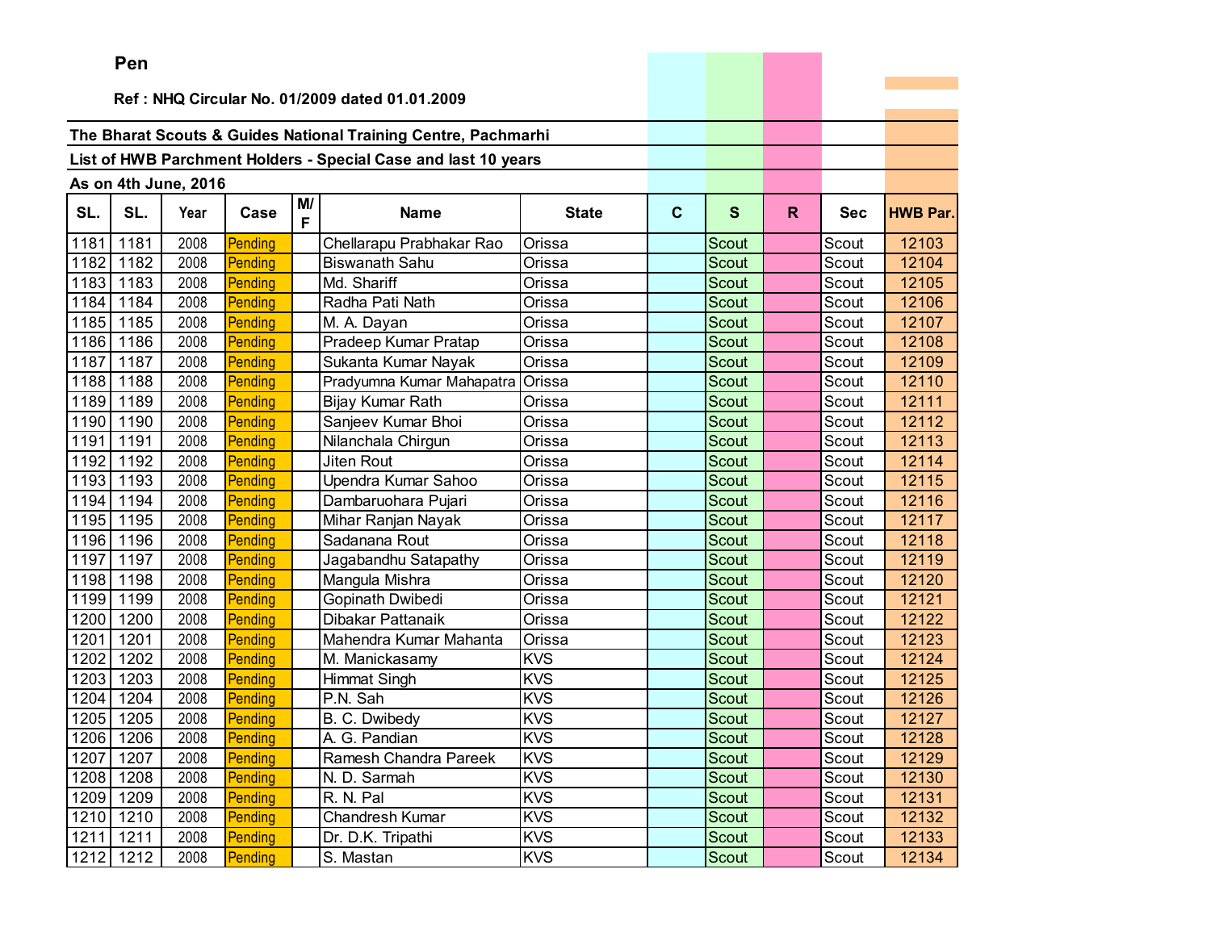**Pen**

**Ref : NHQ Circular No. 01/2009 dated 01.01.2009**

**The Bharat Scouts & Guides National Training Centre, Pachmarhi**

**List of HWB Parchment Holders - Special Case and last 10 years**

**As on 4th June, 2016**

| SL. | SL. | Year | Case | M/F | Name | State | C | S | R | Sec | HWB Par. |
|---|---|---|---|---|---|---|---|---|---|---|---|
| 1181 | 1181 | 2008 | Pending | | Chellarapu Prabhakar Rao | Orissa | | Scout | | Scout | 12103 |
| 1182 | 1182 | 2008 | Pending | | Biswanath Sahu | Orissa | | Scout | | Scout | 12104 |
| 1183 | 1183 | 2008 | Pending | | Md. Shariff | Orissa | | Scout | | Scout | 12105 |
| 1184 | 1184 | 2008 | Pending | | Radha Pati Nath | Orissa | | Scout | | Scout | 12106 |
| 1185 | 1185 | 2008 | Pending | | M. A. Dayan | Orissa | | Scout | | Scout | 12107 |
| 1186 | 1186 | 2008 | Pending | | Pradeep Kumar Pratap | Orissa | | Scout | | Scout | 12108 |
| 1187 | 1187 | 2008 | Pending | | Sukanta Kumar Nayak | Orissa | | Scout | | Scout | 12109 |
| 1188 | 1188 | 2008 | Pending | | Pradyumna Kumar Mahapatra | Orissa | | Scout | | Scout | 12110 |
| 1189 | 1189 | 2008 | Pending | | Bijay Kumar Rath | Orissa | | Scout | | Scout | 12111 |
| 1190 | 1190 | 2008 | Pending | | Sanjeev Kumar Bhoi | Orissa | | Scout | | Scout | 12112 |
| 1191 | 1191 | 2008 | Pending | | Nilanchala Chirgun | Orissa | | Scout | | Scout | 12113 |
| 1192 | 1192 | 2008 | Pending | | Jiten Rout | Orissa | | Scout | | Scout | 12114 |
| 1193 | 1193 | 2008 | Pending | | Upendra Kumar Sahoo | Orissa | | Scout | | Scout | 12115 |
| 1194 | 1194 | 2008 | Pending | | Dambaruohara Pujari | Orissa | | Scout | | Scout | 12116 |
| 1195 | 1195 | 2008 | Pending | | Mihar Ranjan Nayak | Orissa | | Scout | | Scout | 12117 |
| 1196 | 1196 | 2008 | Pending | | Sadanana Rout | Orissa | | Scout | | Scout | 12118 |
| 1197 | 1197 | 2008 | Pending | | Jagabandhu Satapathy | Orissa | | Scout | | Scout | 12119 |
| 1198 | 1198 | 2008 | Pending | | Mangula Mishra | Orissa | | Scout | | Scout | 12120 |
| 1199 | 1199 | 2008 | Pending | | Gopinath Dwibedi | Orissa | | Scout | | Scout | 12121 |
| 1200 | 1200 | 2008 | Pending | | Dibakar Pattanaik | Orissa | | Scout | | Scout | 12122 |
| 1201 | 1201 | 2008 | Pending | | Mahendra Kumar Mahanta | Orissa | | Scout | | Scout | 12123 |
| 1202 | 1202 | 2008 | Pending | | M. Manickasamy | KVS | | Scout | | Scout | 12124 |
| 1203 | 1203 | 2008 | Pending | | Himmat Singh | KVS | | Scout | | Scout | 12125 |
| 1204 | 1204 | 2008 | Pending | | P.N. Sah | KVS | | Scout | | Scout | 12126 |
| 1205 | 1205 | 2008 | Pending | | B. C. Dwibedy | KVS | | Scout | | Scout | 12127 |
| 1206 | 1206 | 2008 | Pending | | A. G. Pandian | KVS | | Scout | | Scout | 12128 |
| 1207 | 1207 | 2008 | Pending | | Ramesh Chandra Pareek | KVS | | Scout | | Scout | 12129 |
| 1208 | 1208 | 2008 | Pending | | N. D. Sarmah | KVS | | Scout | | Scout | 12130 |
| 1209 | 1209 | 2008 | Pending | | R. N. Pal | KVS | | Scout | | Scout | 12131 |
| 1210 | 1210 | 2008 | Pending | | Chandresh Kumar | KVS | | Scout | | Scout | 12132 |
| 1211 | 1211 | 2008 | Pending | | Dr. D.K. Tripathi | KVS | | Scout | | Scout | 12133 |
| 1212 | 1212 | 2008 | Pending | | S. Mastan | KVS | | Scout | | Scout | 12134 |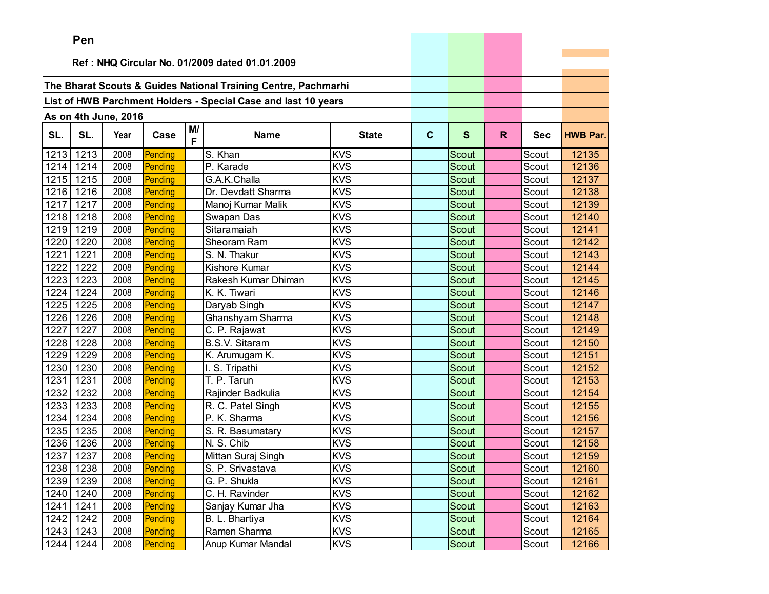**Pen**

**Ref : NHQ Circular No. 01/2009 dated 01.01.2009**

**The Bharat Scouts & Guides National Training Centre, Pachmarhi**

**List of HWB Parchment Holders - Special Case and last 10 years**

**As on 4th June, 2016**

| SL. | SL. | Year | Case | M/F | Name | State | C | S | R | Sec | HWB Par. |
|---|---|---|---|---|---|---|---|---|---|---|---|
| 1213 | 1213 | 2008 | Pending | | S. Khan | KVS | | Scout | | Scout | 12135 |
| 1214 | 1214 | 2008 | Pending | | P. Karade | KVS | | Scout | | Scout | 12136 |
| 1215 | 1215 | 2008 | Pending | | G.A.K.Challa | KVS | | Scout | | Scout | 12137 |
| 1216 | 1216 | 2008 | Pending | | Dr. Devdatt Sharma | KVS | | Scout | | Scout | 12138 |
| 1217 | 1217 | 2008 | Pending | | Manoj Kumar Malik | KVS | | Scout | | Scout | 12139 |
| 1218 | 1218 | 2008 | Pending | | Swapan Das | KVS | | Scout | | Scout | 12140 |
| 1219 | 1219 | 2008 | Pending | | Sitaramaiah | KVS | | Scout | | Scout | 12141 |
| 1220 | 1220 | 2008 | Pending | | Sheoram Ram | KVS | | Scout | | Scout | 12142 |
| 1221 | 1221 | 2008 | Pending | | S. N. Thakur | KVS | | Scout | | Scout | 12143 |
| 1222 | 1222 | 2008 | Pending | | Kishore Kumar | KVS | | Scout | | Scout | 12144 |
| 1223 | 1223 | 2008 | Pending | | Rakesh Kumar Dhiman | KVS | | Scout | | Scout | 12145 |
| 1224 | 1224 | 2008 | Pending | | K. K. Tiwari | KVS | | Scout | | Scout | 12146 |
| 1225 | 1225 | 2008 | Pending | | Daryab Singh | KVS | | Scout | | Scout | 12147 |
| 1226 | 1226 | 2008 | Pending | | Ghanshyam Sharma | KVS | | Scout | | Scout | 12148 |
| 1227 | 1227 | 2008 | Pending | | C. P. Rajawat | KVS | | Scout | | Scout | 12149 |
| 1228 | 1228 | 2008 | Pending | | B.S.V. Sitaram | KVS | | Scout | | Scout | 12150 |
| 1229 | 1229 | 2008 | Pending | | K. Arumugam K. | KVS | | Scout | | Scout | 12151 |
| 1230 | 1230 | 2008 | Pending | | I. S. Tripathi | KVS | | Scout | | Scout | 12152 |
| 1231 | 1231 | 2008 | Pending | | T. P. Tarun | KVS | | Scout | | Scout | 12153 |
| 1232 | 1232 | 2008 | Pending | | Rajinder Badkulia | KVS | | Scout | | Scout | 12154 |
| 1233 | 1233 | 2008 | Pending | | R. C. Patel Singh | KVS | | Scout | | Scout | 12155 |
| 1234 | 1234 | 2008 | Pending | | P. K. Sharma | KVS | | Scout | | Scout | 12156 |
| 1235 | 1235 | 2008 | Pending | | S. R. Basumatary | KVS | | Scout | | Scout | 12157 |
| 1236 | 1236 | 2008 | Pending | | N. S. Chib | KVS | | Scout | | Scout | 12158 |
| 1237 | 1237 | 2008 | Pending | | Mittan Suraj Singh | KVS | | Scout | | Scout | 12159 |
| 1238 | 1238 | 2008 | Pending | | S. P. Srivastava | KVS | | Scout | | Scout | 12160 |
| 1239 | 1239 | 2008 | Pending | | G. P. Shukla | KVS | | Scout | | Scout | 12161 |
| 1240 | 1240 | 2008 | Pending | | C. H. Ravinder | KVS | | Scout | | Scout | 12162 |
| 1241 | 1241 | 2008 | Pending | | Sanjay Kumar Jha | KVS | | Scout | | Scout | 12163 |
| 1242 | 1242 | 2008 | Pending | | B. L. Bhartiya | KVS | | Scout | | Scout | 12164 |
| 1243 | 1243 | 2008 | Pending | | Ramen Sharma | KVS | | Scout | | Scout | 12165 |
| 1244 | 1244 | 2008 | Pending | | Anup Kumar Mandal | KVS | | Scout | | Scout | 12166 |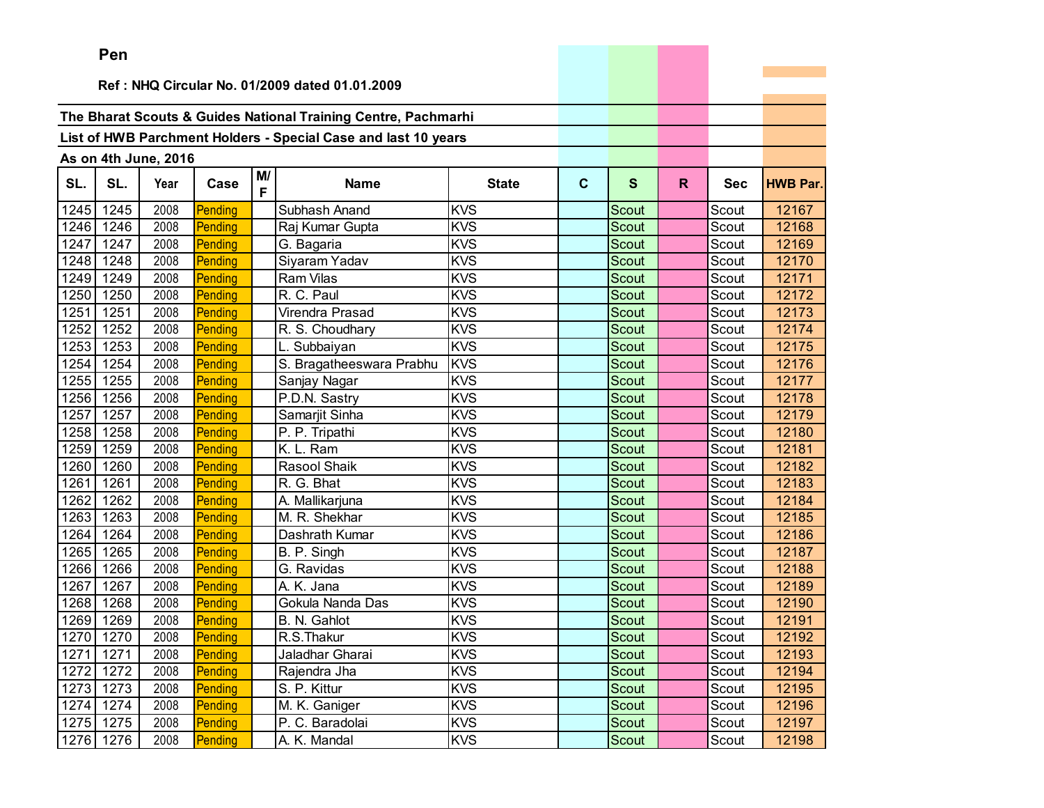**Pen**

**Ref : NHQ Circular No. 01/2009 dated 01.01.2009**

**The Bharat Scouts & Guides National Training Centre, Pachmarhi**

**List of HWB Parchment Holders - Special Case and last 10 years**

**As on 4th June, 2016**

| SL. | SL. | Year | Case | M/F | Name | State | C | S | R | Sec | HWB Par. |
|---|---|---|---|---|---|---|---|---|---|---|---|
| 1245 | 1245 | 2008 | Pending | | Subhash Anand | KVS | | Scout | | Scout | 12167 |
| 1246 | 1246 | 2008 | Pending | | Raj Kumar Gupta | KVS | | Scout | | Scout | 12168 |
| 1247 | 1247 | 2008 | Pending | | G. Bagaria | KVS | | Scout | | Scout | 12169 |
| 1248 | 1248 | 2008 | Pending | | Siyaram Yadav | KVS | | Scout | | Scout | 12170 |
| 1249 | 1249 | 2008 | Pending | | Ram Vilas | KVS | | Scout | | Scout | 12171 |
| 1250 | 1250 | 2008 | Pending | | R. C. Paul | KVS | | Scout | | Scout | 12172 |
| 1251 | 1251 | 2008 | Pending | | Virendra Prasad | KVS | | Scout | | Scout | 12173 |
| 1252 | 1252 | 2008 | Pending | | R. S. Choudhary | KVS | | Scout | | Scout | 12174 |
| 1253 | 1253 | 2008 | Pending | | L. Subbaiyan | KVS | | Scout | | Scout | 12175 |
| 1254 | 1254 | 2008 | Pending | | S. Bragatheeswara Prabhu | KVS | | Scout | | Scout | 12176 |
| 1255 | 1255 | 2008 | Pending | | Sanjay Nagar | KVS | | Scout | | Scout | 12177 |
| 1256 | 1256 | 2008 | Pending | | P.D.N. Sastry | KVS | | Scout | | Scout | 12178 |
| 1257 | 1257 | 2008 | Pending | | Samarjit Sinha | KVS | | Scout | | Scout | 12179 |
| 1258 | 1258 | 2008 | Pending | | P. P. Tripathi | KVS | | Scout | | Scout | 12180 |
| 1259 | 1259 | 2008 | Pending | | K. L. Ram | KVS | | Scout | | Scout | 12181 |
| 1260 | 1260 | 2008 | Pending | | Rasool Shaik | KVS | | Scout | | Scout | 12182 |
| 1261 | 1261 | 2008 | Pending | | R. G. Bhat | KVS | | Scout | | Scout | 12183 |
| 1262 | 1262 | 2008 | Pending | | A. Mallikarjuna | KVS | | Scout | | Scout | 12184 |
| 1263 | 1263 | 2008 | Pending | | M. R. Shekhar | KVS | | Scout | | Scout | 12185 |
| 1264 | 1264 | 2008 | Pending | | Dashrath Kumar | KVS | | Scout | | Scout | 12186 |
| 1265 | 1265 | 2008 | Pending | | B. P. Singh | KVS | | Scout | | Scout | 12187 |
| 1266 | 1266 | 2008 | Pending | | G. Ravidas | KVS | | Scout | | Scout | 12188 |
| 1267 | 1267 | 2008 | Pending | | A. K. Jana | KVS | | Scout | | Scout | 12189 |
| 1268 | 1268 | 2008 | Pending | | Gokula Nanda Das | KVS | | Scout | | Scout | 12190 |
| 1269 | 1269 | 2008 | Pending | | B. N. Gahlot | KVS | | Scout | | Scout | 12191 |
| 1270 | 1270 | 2008 | Pending | | R.S.Thakur | KVS | | Scout | | Scout | 12192 |
| 1271 | 1271 | 2008 | Pending | | Jaladhar Gharai | KVS | | Scout | | Scout | 12193 |
| 1272 | 1272 | 2008 | Pending | | Rajendra Jha | KVS | | Scout | | Scout | 12194 |
| 1273 | 1273 | 2008 | Pending | | S. P. Kittur | KVS | | Scout | | Scout | 12195 |
| 1274 | 1274 | 2008 | Pending | | M. K. Ganiger | KVS | | Scout | | Scout | 12196 |
| 1275 | 1275 | 2008 | Pending | | P. C. Baradolai | KVS | | Scout | | Scout | 12197 |
| 1276 | 1276 | 2008 | Pending | | A. K. Mandal | KVS | | Scout | | Scout | 12198 |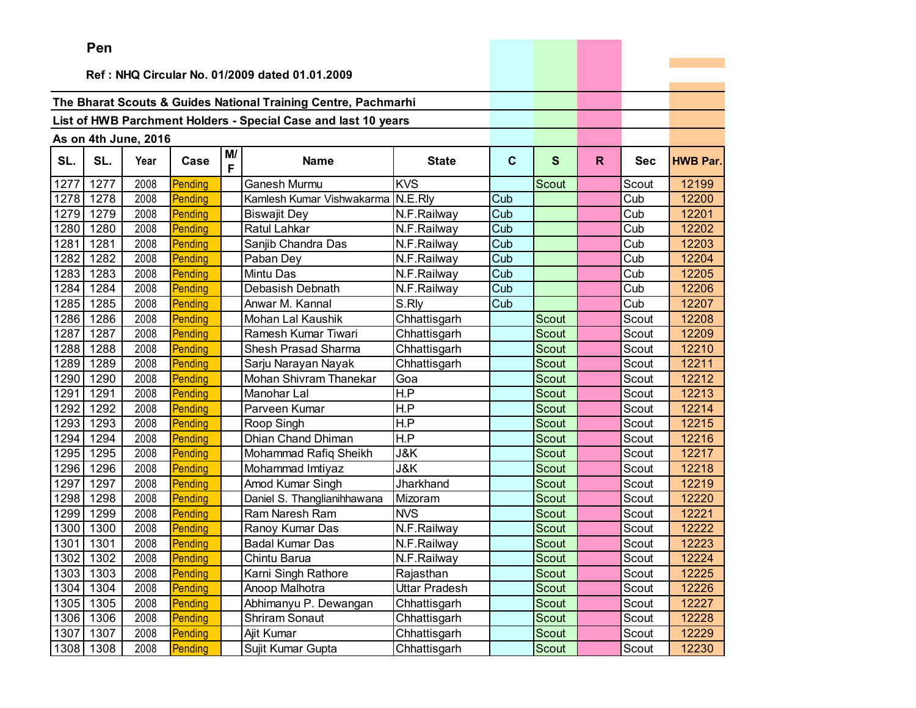**Pen**

**Ref : NHQ Circular No. 01/2009 dated 01.01.2009**

**The Bharat Scouts & Guides National Training Centre, Pachmarhi**

**List of HWB Parchment Holders - Special Case and last 10 years**

**As on 4th June, 2016**

| SL. | SL. | Year | Case | M/F | Name | State | C | S | R | Sec | HWB Par. |
|---|---|---|---|---|---|---|---|---|---|---|---|
| 1277 | 1277 | 2008 | Pending | | Ganesh Murmu | KVS | | Scout | | Scout | 12199 |
| 1278 | 1278 | 2008 | Pending | | Kamlesh Kumar Vishwakarma | N.E.Rly | Cub | | | Cub | 12200 |
| 1279 | 1279 | 2008 | Pending | | Biswajit Dey | N.F.Railway | Cub | | | Cub | 12201 |
| 1280 | 1280 | 2008 | Pending | | Ratul Lahkar | N.F.Railway | Cub | | | Cub | 12202 |
| 1281 | 1281 | 2008 | Pending | | Sanjib Chandra Das | N.F.Railway | Cub | | | Cub | 12203 |
| 1282 | 1282 | 2008 | Pending | | Paban Dey | N.F.Railway | Cub | | | Cub | 12204 |
| 1283 | 1283 | 2008 | Pending | | Mintu Das | N.F.Railway | Cub | | | Cub | 12205 |
| 1284 | 1284 | 2008 | Pending | | Debasish Debnath | N.F.Railway | Cub | | | Cub | 12206 |
| 1285 | 1285 | 2008 | Pending | | Anwar M. Kannal | S.Rly | Cub | | | Cub | 12207 |
| 1286 | 1286 | 2008 | Pending | | Mohan Lal Kaushik | Chhattisgarh | | Scout | | Scout | 12208 |
| 1287 | 1287 | 2008 | Pending | | Ramesh Kumar Tiwari | Chhattisgarh | | Scout | | Scout | 12209 |
| 1288 | 1288 | 2008 | Pending | | Shesh Prasad Sharma | Chhattisgarh | | Scout | | Scout | 12210 |
| 1289 | 1289 | 2008 | Pending | | Sarju Narayan Nayak | Chhattisgarh | | Scout | | Scout | 12211 |
| 1290 | 1290 | 2008 | Pending | | Mohan Shivram Thanekar | Goa | | Scout | | Scout | 12212 |
| 1291 | 1291 | 2008 | Pending | | Manohar Lal | H.P | | Scout | | Scout | 12213 |
| 1292 | 1292 | 2008 | Pending | | Parveen Kumar | H.P | | Scout | | Scout | 12214 |
| 1293 | 1293 | 2008 | Pending | | Roop Singh | H.P | | Scout | | Scout | 12215 |
| 1294 | 1294 | 2008 | Pending | | Dhian Chand Dhiman | H.P | | Scout | | Scout | 12216 |
| 1295 | 1295 | 2008 | Pending | | Mohammad Rafiq Sheikh | J&K | | Scout | | Scout | 12217 |
| 1296 | 1296 | 2008 | Pending | | Mohammad Imtiyaz | J&K | | Scout | | Scout | 12218 |
| 1297 | 1297 | 2008 | Pending | | Amod Kumar Singh | Jharkhand | | Scout | | Scout | 12219 |
| 1298 | 1298 | 2008 | Pending | | Daniel S. Thanglianihhawana | Mizoram | | Scout | | Scout | 12220 |
| 1299 | 1299 | 2008 | Pending | | Ram Naresh Ram | NVS | | Scout | | Scout | 12221 |
| 1300 | 1300 | 2008 | Pending | | Ranoy Kumar Das | N.F.Railway | | Scout | | Scout | 12222 |
| 1301 | 1301 | 2008 | Pending | | Badal Kumar Das | N.F.Railway | | Scout | | Scout | 12223 |
| 1302 | 1302 | 2008 | Pending | | Chintu Barua | N.F.Railway | | Scout | | Scout | 12224 |
| 1303 | 1303 | 2008 | Pending | | Karni Singh Rathore | Rajasthan | | Scout | | Scout | 12225 |
| 1304 | 1304 | 2008 | Pending | | Anoop Malhotra | Uttar Pradesh | | Scout | | Scout | 12226 |
| 1305 | 1305 | 2008 | Pending | | Abhimanyu P. Dewangan | Chhattisgarh | | Scout | | Scout | 12227 |
| 1306 | 1306 | 2008 | Pending | | Shriram Sonaut | Chhattisgarh | | Scout | | Scout | 12228 |
| 1307 | 1307 | 2008 | Pending | | Ajit Kumar | Chhattisgarh | | Scout | | Scout | 12229 |
| 1308 | 1308 | 2008 | Pending | | Sujit Kumar Gupta | Chhattisgarh | | Scout | | Scout | 12230 |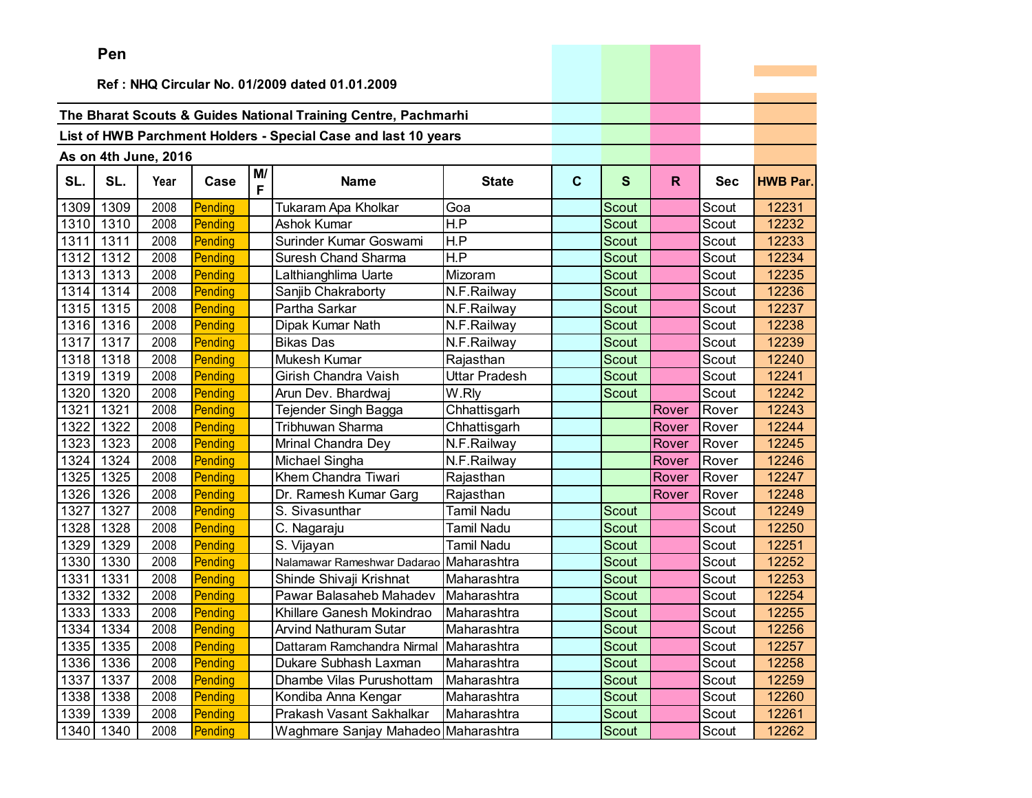**Pen**

**Ref : NHQ Circular No. 01/2009 dated 01.01.2009**

**The Bharat Scouts & Guides National Training Centre, Pachmarhi**

**List of HWB Parchment Holders - Special Case and last 10 years**

**As on 4th June, 2016**

| SL. | SL. | Year | Case | M/F | Name | State | C | S | R | Sec | HWB Par. |
|---|---|---|---|---|---|---|---|---|---|---|---|
| 1309 | 1309 | 2008 | Pending | | Tukaram Apa Kholkar | Goa | | Scout | | Scout | 12231 |
| 1310 | 1310 | 2008 | Pending | | Ashok Kumar | H.P | | Scout | | Scout | 12232 |
| 1311 | 1311 | 2008 | Pending | | Surinder Kumar Goswami | H.P | | Scout | | Scout | 12233 |
| 1312 | 1312 | 2008 | Pending | | Suresh Chand Sharma | H.P | | Scout | | Scout | 12234 |
| 1313 | 1313 | 2008 | Pending | | Lalthianghlima Uarte | Mizoram | | Scout | | Scout | 12235 |
| 1314 | 1314 | 2008 | Pending | | Sanjib Chakraborty | N.F.Railway | | Scout | | Scout | 12236 |
| 1315 | 1315 | 2008 | Pending | | Partha Sarkar | N.F.Railway | | Scout | | Scout | 12237 |
| 1316 | 1316 | 2008 | Pending | | Dipak Kumar Nath | N.F.Railway | | Scout | | Scout | 12238 |
| 1317 | 1317 | 2008 | Pending | | Bikas Das | N.F.Railway | | Scout | | Scout | 12239 |
| 1318 | 1318 | 2008 | Pending | | Mukesh Kumar | Rajasthan | | Scout | | Scout | 12240 |
| 1319 | 1319 | 2008 | Pending | | Girish Chandra Vaish | Uttar Pradesh | | Scout | | Scout | 12241 |
| 1320 | 1320 | 2008 | Pending | | Arun Dev. Bhardwaj | W.Rly | | Scout | | Scout | 12242 |
| 1321 | 1321 | 2008 | Pending | | Tejender Singh Bagga | Chhattisgarh | | | Rover | Rover | 12243 |
| 1322 | 1322 | 2008 | Pending | | Tribhuwan Sharma | Chhattisgarh | | | Rover | Rover | 12244 |
| 1323 | 1323 | 2008 | Pending | | Mrinal Chandra Dey | N.F.Railway | | | Rover | Rover | 12245 |
| 1324 | 1324 | 2008 | Pending | | Michael Singha | N.F.Railway | | | Rover | Rover | 12246 |
| 1325 | 1325 | 2008 | Pending | | Khem Chandra Tiwari | Rajasthan | | | Rover | Rover | 12247 |
| 1326 | 1326 | 2008 | Pending | | Dr. Ramesh Kumar Garg | Rajasthan | | | Rover | Rover | 12248 |
| 1327 | 1327 | 2008 | Pending | | S. Sivasunthar | Tamil Nadu | | Scout | | Scout | 12249 |
| 1328 | 1328 | 2008 | Pending | | C. Nagaraju | Tamil Nadu | | Scout | | Scout | 12250 |
| 1329 | 1329 | 2008 | Pending | | S. Vijayan | Tamil Nadu | | Scout | | Scout | 12251 |
| 1330 | 1330 | 2008 | Pending | | Nalamawar Rameshwar Dadarao | Maharashtra | | Scout | | Scout | 12252 |
| 1331 | 1331 | 2008 | Pending | | Shinde Shivaji Krishnat | Maharashtra | | Scout | | Scout | 12253 |
| 1332 | 1332 | 2008 | Pending | | Pawar Balasaheb Mahadev | Maharashtra | | Scout | | Scout | 12254 |
| 1333 | 1333 | 2008 | Pending | | Khillare Ganesh Mokindrao | Maharashtra | | Scout | | Scout | 12255 |
| 1334 | 1334 | 2008 | Pending | | Arvind Nathuram Sutar | Maharashtra | | Scout | | Scout | 12256 |
| 1335 | 1335 | 2008 | Pending | | Dattaram Ramchandra Nirmal | Maharashtra | | Scout | | Scout | 12257 |
| 1336 | 1336 | 2008 | Pending | | Dukare Subhash Laxman | Maharashtra | | Scout | | Scout | 12258 |
| 1337 | 1337 | 2008 | Pending | | Dhambe Vilas Purushottam | Maharashtra | | Scout | | Scout | 12259 |
| 1338 | 1338 | 2008 | Pending | | Kondiba Anna Kengar | Maharashtra | | Scout | | Scout | 12260 |
| 1339 | 1339 | 2008 | Pending | | Prakash Vasant Sakhalkar | Maharashtra | | Scout | | Scout | 12261 |
| 1340 | 1340 | 2008 | Pending | | Waghmare Sanjay Mahadeo | Maharashtra | | Scout | | Scout | 12262 |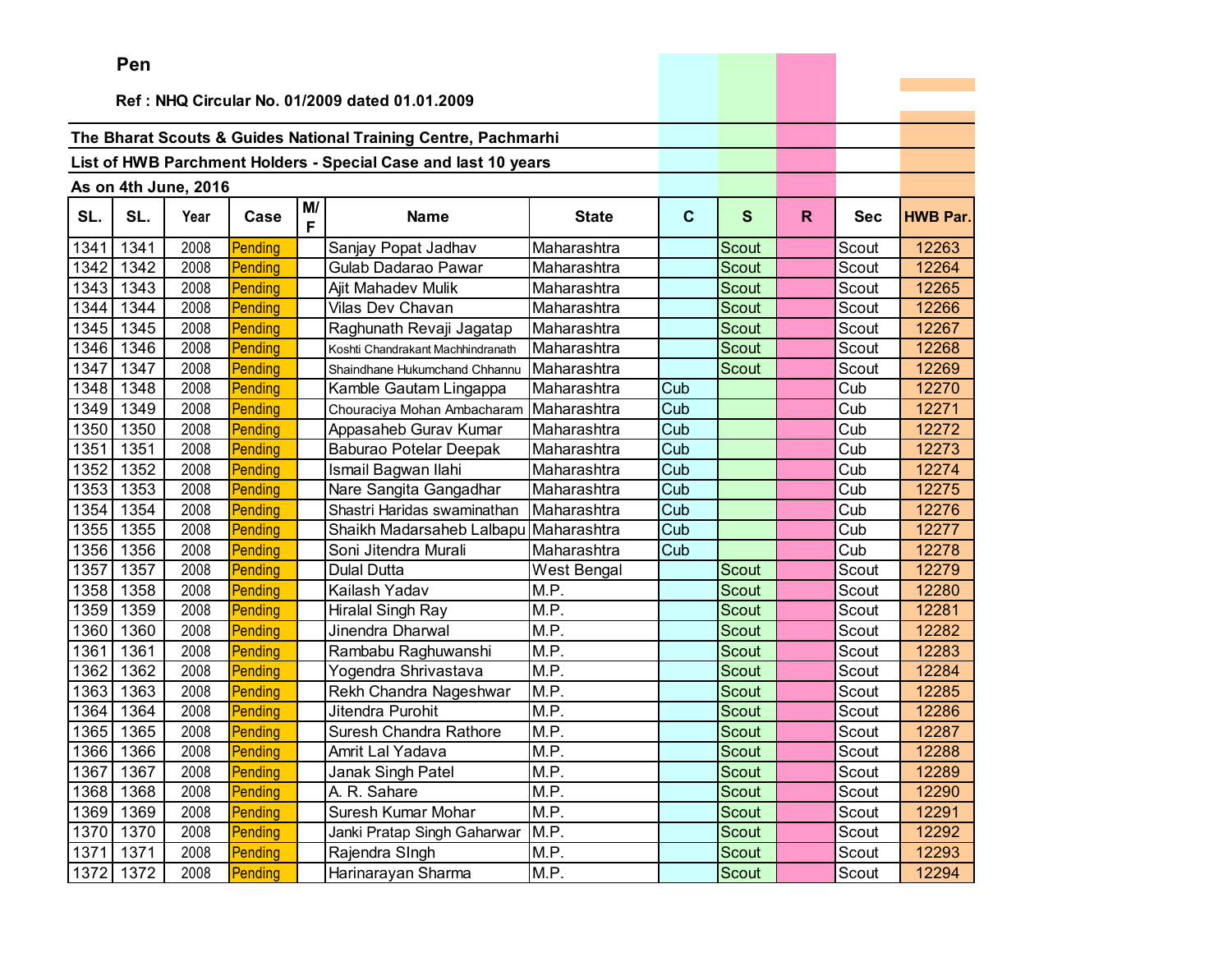**Pen**

**Ref : NHQ Circular No. 01/2009 dated 01.01.2009**

**The Bharat Scouts & Guides National Training Centre, Pachmarhi**

**List of HWB Parchment Holders - Special Case and last 10 years**

**As on 4th June, 2016**

| SL. | SL. | Year | Case | M/F | Name | State | C | S | R | Sec | HWB Par. |
|---|---|---|---|---|---|---|---|---|---|---|---|
| 1341 | 1341 | 2008 | Pending | | Sanjay Popat Jadhav | Maharashtra | | Scout | | Scout | 12263 |
| 1342 | 1342 | 2008 | Pending | | Gulab Dadarao Pawar | Maharashtra | | Scout | | Scout | 12264 |
| 1343 | 1343 | 2008 | Pending | | Ajit Mahadev Mulik | Maharashtra | | Scout | | Scout | 12265 |
| 1344 | 1344 | 2008 | Pending | | Vilas Dev Chavan | Maharashtra | | Scout | | Scout | 12266 |
| 1345 | 1345 | 2008 | Pending | | Raghunath Revaji Jagatap | Maharashtra | | Scout | | Scout | 12267 |
| 1346 | 1346 | 2008 | Pending | | Koshti Chandrakant Machhindranath | Maharashtra | | Scout | | Scout | 12268 |
| 1347 | 1347 | 2008 | Pending | | Shaindhane Hukumchand Chhannu | Maharashtra | | Scout | | Scout | 12269 |
| 1348 | 1348 | 2008 | Pending | | Kamble Gautam Lingappa | Maharashtra | Cub | | | Cub | 12270 |
| 1349 | 1349 | 2008 | Pending | | Chouraciya Mohan Ambacharam | Maharashtra | Cub | | | Cub | 12271 |
| 1350 | 1350 | 2008 | Pending | | Appasaheb Gurav Kumar | Maharashtra | Cub | | | Cub | 12272 |
| 1351 | 1351 | 2008 | Pending | | Baburao Potelar Deepak | Maharashtra | Cub | | | Cub | 12273 |
| 1352 | 1352 | 2008 | Pending | | Ismail Bagwan Ilahi | Maharashtra | Cub | | | Cub | 12274 |
| 1353 | 1353 | 2008 | Pending | | Nare Sangita Gangadhar | Maharashtra | Cub | | | Cub | 12275 |
| 1354 | 1354 | 2008 | Pending | | Shastri Haridas swaminathan | Maharashtra | Cub | | | Cub | 12276 |
| 1355 | 1355 | 2008 | Pending | | Shaikh Madarsaheb Lalbapu | Maharashtra | Cub | | | Cub | 12277 |
| 1356 | 1356 | 2008 | Pending | | Soni Jitendra Murali | Maharashtra | Cub | | | Cub | 12278 |
| 1357 | 1357 | 2008 | Pending | | Dulal Dutta | West Bengal | | Scout | | Scout | 12279 |
| 1358 | 1358 | 2008 | Pending | | Kailash Yadav | M.P. | | Scout | | Scout | 12280 |
| 1359 | 1359 | 2008 | Pending | | Hiralal Singh Ray | M.P. | | Scout | | Scout | 12281 |
| 1360 | 1360 | 2008 | Pending | | Jinendra Dharwal | M.P. | | Scout | | Scout | 12282 |
| 1361 | 1361 | 2008 | Pending | | Rambabu Raghuwanshi | M.P. | | Scout | | Scout | 12283 |
| 1362 | 1362 | 2008 | Pending | | Yogendra Shrivastava | M.P. | | Scout | | Scout | 12284 |
| 1363 | 1363 | 2008 | Pending | | Rekh Chandra Nageshwar | M.P. | | Scout | | Scout | 12285 |
| 1364 | 1364 | 2008 | Pending | | Jitendra Purohit | M.P. | | Scout | | Scout | 12286 |
| 1365 | 1365 | 2008 | Pending | | Suresh Chandra Rathore | M.P. | | Scout | | Scout | 12287 |
| 1366 | 1366 | 2008 | Pending | | Amrit Lal Yadava | M.P. | | Scout | | Scout | 12288 |
| 1367 | 1367 | 2008 | Pending | | Janak Singh Patel | M.P. | | Scout | | Scout | 12289 |
| 1368 | 1368 | 2008 | Pending | | A. R. Sahare | M.P. | | Scout | | Scout | 12290 |
| 1369 | 1369 | 2008 | Pending | | Suresh Kumar Mohar | M.P. | | Scout | | Scout | 12291 |
| 1370 | 1370 | 2008 | Pending | | Janki Pratap Singh Gaharwar | M.P. | | Scout | | Scout | 12292 |
| 1371 | 1371 | 2008 | Pending | | Rajendra SIngh | M.P. | | Scout | | Scout | 12293 |
| 1372 | 1372 | 2008 | Pending | | Harinarayan Sharma | M.P. | | Scout | | Scout | 12294 |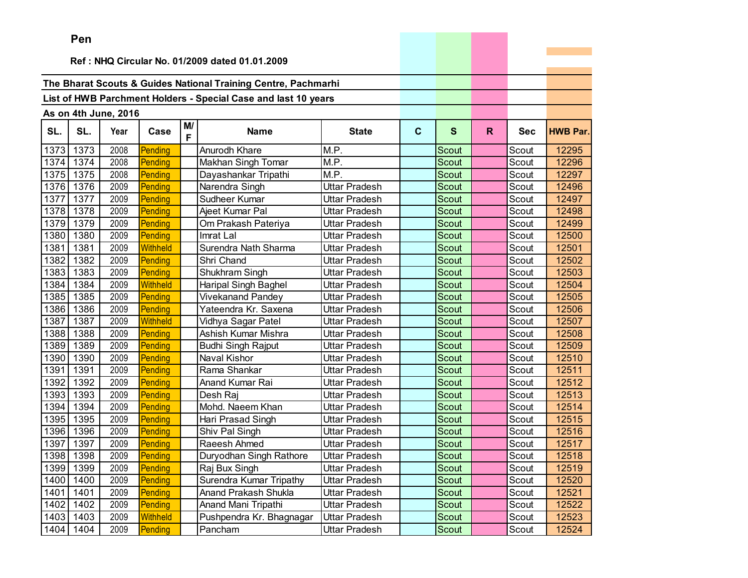**Pen**

**Ref : NHQ Circular No. 01/2009 dated 01.01.2009**

**The Bharat Scouts & Guides National Training Centre, Pachmarhi**

**List of HWB Parchment Holders - Special Case and last 10 years**

**As on 4th June, 2016**

| SL. | SL. | Year | Case | M/F | Name | State | C | S | R | Sec | HWB Par. |
|---|---|---|---|---|---|---|---|---|---|---|---|
| 1373 | 1373 | 2008 | Pending | | Anurodh Khare | M.P. | | Scout | | Scout | 12295 |
| 1374 | 1374 | 2008 | Pending | | Makhan Singh Tomar | M.P. | | Scout | | Scout | 12296 |
| 1375 | 1375 | 2008 | Pending | | Dayashankar Tripathi | M.P. | | Scout | | Scout | 12297 |
| 1376 | 1376 | 2009 | Pending | | Narendra Singh | Uttar Pradesh | | Scout | | Scout | 12496 |
| 1377 | 1377 | 2009 | Pending | | Sudheer Kumar | Uttar Pradesh | | Scout | | Scout | 12497 |
| 1378 | 1378 | 2009 | Pending | | Ajeet Kumar Pal | Uttar Pradesh | | Scout | | Scout | 12498 |
| 1379 | 1379 | 2009 | Pending | | Om Prakash Pateriya | Uttar Pradesh | | Scout | | Scout | 12499 |
| 1380 | 1380 | 2009 | Pending | | Imrat Lal | Uttar Pradesh | | Scout | | Scout | 12500 |
| 1381 | 1381 | 2009 | Withheld | | Surendra Nath Sharma | Uttar Pradesh | | Scout | | Scout | 12501 |
| 1382 | 1382 | 2009 | Pending | | Shri Chand | Uttar Pradesh | | Scout | | Scout | 12502 |
| 1383 | 1383 | 2009 | Pending | | Shukhram Singh | Uttar Pradesh | | Scout | | Scout | 12503 |
| 1384 | 1384 | 2009 | Withheld | | Haripal Singh Baghel | Uttar Pradesh | | Scout | | Scout | 12504 |
| 1385 | 1385 | 2009 | Pending | | Vivekanand Pandey | Uttar Pradesh | | Scout | | Scout | 12505 |
| 1386 | 1386 | 2009 | Pending | | Yateendra Kr. Saxena | Uttar Pradesh | | Scout | | Scout | 12506 |
| 1387 | 1387 | 2009 | Withheld | | Vidhya Sagar Patel | Uttar Pradesh | | Scout | | Scout | 12507 |
| 1388 | 1388 | 2009 | Pending | | Ashish Kumar Mishra | Uttar Pradesh | | Scout | | Scout | 12508 |
| 1389 | 1389 | 2009 | Pending | | Budhi Singh Rajput | Uttar Pradesh | | Scout | | Scout | 12509 |
| 1390 | 1390 | 2009 | Pending | | Naval Kishor | Uttar Pradesh | | Scout | | Scout | 12510 |
| 1391 | 1391 | 2009 | Pending | | Rama Shankar | Uttar Pradesh | | Scout | | Scout | 12511 |
| 1392 | 1392 | 2009 | Pending | | Anand Kumar Rai | Uttar Pradesh | | Scout | | Scout | 12512 |
| 1393 | 1393 | 2009 | Pending | | Desh Raj | Uttar Pradesh | | Scout | | Scout | 12513 |
| 1394 | 1394 | 2009 | Pending | | Mohd. Naeem Khan | Uttar Pradesh | | Scout | | Scout | 12514 |
| 1395 | 1395 | 2009 | Pending | | Hari Prasad Singh | Uttar Pradesh | | Scout | | Scout | 12515 |
| 1396 | 1396 | 2009 | Pending | | Shiv Pal Singh | Uttar Pradesh | | Scout | | Scout | 12516 |
| 1397 | 1397 | 2009 | Pending | | Raeesh Ahmed | Uttar Pradesh | | Scout | | Scout | 12517 |
| 1398 | 1398 | 2009 | Pending | | Duryodhan Singh Rathore | Uttar Pradesh | | Scout | | Scout | 12518 |
| 1399 | 1399 | 2009 | Pending | | Raj Bux Singh | Uttar Pradesh | | Scout | | Scout | 12519 |
| 1400 | 1400 | 2009 | Pending | | Surendra Kumar Tripathy | Uttar Pradesh | | Scout | | Scout | 12520 |
| 1401 | 1401 | 2009 | Pending | | Anand Prakash Shukla | Uttar Pradesh | | Scout | | Scout | 12521 |
| 1402 | 1402 | 2009 | Pending | | Anand Mani Tripathi | Uttar Pradesh | | Scout | | Scout | 12522 |
| 1403 | 1403 | 2009 | Withheld | | Pushpendra Kr. Bhagnagar | Uttar Pradesh | | Scout | | Scout | 12523 |
| 1404 | 1404 | 2009 | Pending | | Pancham | Uttar Pradesh | | Scout | | Scout | 12524 |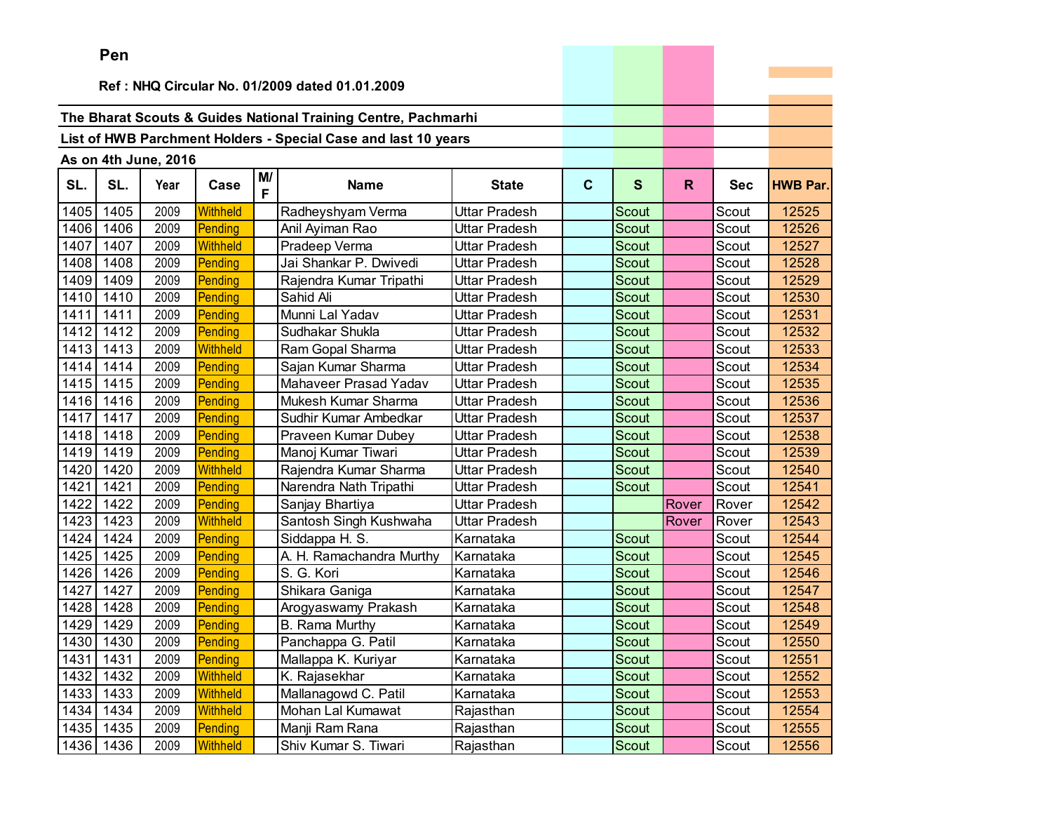**Pen**

**Ref : NHQ Circular No. 01/2009 dated 01.01.2009**

**The Bharat Scouts & Guides National Training Centre, Pachmarhi**

**List of HWB Parchment Holders - Special Case and last 10 years**

**As on 4th June, 2016**

| SL. | SL. | Year | Case | M/F | Name | State | C | S | R | Sec | HWB Par. |
|---|---|---|---|---|---|---|---|---|---|---|---|
| 1405 | 1405 | 2009 | Withheld | | Radheyshyam Verma | Uttar Pradesh | | Scout | | Scout | 12525 |
| 1406 | 1406 | 2009 | Pending | | Anil Ayiman Rao | Uttar Pradesh | | Scout | | Scout | 12526 |
| 1407 | 1407 | 2009 | Withheld | | Pradeep Verma | Uttar Pradesh | | Scout | | Scout | 12527 |
| 1408 | 1408 | 2009 | Pending | | Jai Shankar P. Dwivedi | Uttar Pradesh | | Scout | | Scout | 12528 |
| 1409 | 1409 | 2009 | Pending | | Rajendra Kumar Tripathi | Uttar Pradesh | | Scout | | Scout | 12529 |
| 1410 | 1410 | 2009 | Pending | | Sahid Ali | Uttar Pradesh | | Scout | | Scout | 12530 |
| 1411 | 1411 | 2009 | Pending | | Munni Lal Yadav | Uttar Pradesh | | Scout | | Scout | 12531 |
| 1412 | 1412 | 2009 | Pending | | Sudhakar Shukla | Uttar Pradesh | | Scout | | Scout | 12532 |
| 1413 | 1413 | 2009 | Withheld | | Ram Gopal Sharma | Uttar Pradesh | | Scout | | Scout | 12533 |
| 1414 | 1414 | 2009 | Pending | | Sajan Kumar Sharma | Uttar Pradesh | | Scout | | Scout | 12534 |
| 1415 | 1415 | 2009 | Pending | | Mahaveer Prasad Yadav | Uttar Pradesh | | Scout | | Scout | 12535 |
| 1416 | 1416 | 2009 | Pending | | Mukesh Kumar Sharma | Uttar Pradesh | | Scout | | Scout | 12536 |
| 1417 | 1417 | 2009 | Pending | | Sudhir Kumar Ambedkar | Uttar Pradesh | | Scout | | Scout | 12537 |
| 1418 | 1418 | 2009 | Pending | | Praveen Kumar Dubey | Uttar Pradesh | | Scout | | Scout | 12538 |
| 1419 | 1419 | 2009 | Pending | | Manoj Kumar Tiwari | Uttar Pradesh | | Scout | | Scout | 12539 |
| 1420 | 1420 | 2009 | Withheld | | Rajendra Kumar Sharma | Uttar Pradesh | | Scout | | Scout | 12540 |
| 1421 | 1421 | 2009 | Pending | | Narendra Nath Tripathi | Uttar Pradesh | | Scout | | Scout | 12541 |
| 1422 | 1422 | 2009 | Pending | | Sanjay Bhartiya | Uttar Pradesh | | | Rover | Rover | 12542 |
| 1423 | 1423 | 2009 | Withheld | | Santosh Singh Kushwaha | Uttar Pradesh | | | Rover | Rover | 12543 |
| 1424 | 1424 | 2009 | Pending | | Siddappa H. S. | Karnataka | | Scout | | Scout | 12544 |
| 1425 | 1425 | 2009 | Pending | | A. H. Ramachandra Murthy | Karnataka | | Scout | | Scout | 12545 |
| 1426 | 1426 | 2009 | Pending | | S. G. Kori | Karnataka | | Scout | | Scout | 12546 |
| 1427 | 1427 | 2009 | Pending | | Shikara Ganiga | Karnataka | | Scout | | Scout | 12547 |
| 1428 | 1428 | 2009 | Pending | | Arogyaswamy Prakash | Karnataka | | Scout | | Scout | 12548 |
| 1429 | 1429 | 2009 | Pending | | B. Rama Murthy | Karnataka | | Scout | | Scout | 12549 |
| 1430 | 1430 | 2009 | Pending | | Panchappa G. Patil | Karnataka | | Scout | | Scout | 12550 |
| 1431 | 1431 | 2009 | Pending | | Mallappa K. Kuriyar | Karnataka | | Scout | | Scout | 12551 |
| 1432 | 1432 | 2009 | Withheld | | K. Rajasekhar | Karnataka | | Scout | | Scout | 12552 |
| 1433 | 1433 | 2009 | Withheld | | Mallanagowd C. Patil | Karnataka | | Scout | | Scout | 12553 |
| 1434 | 1434 | 2009 | Withheld | | Mohan Lal Kumawat | Rajasthan | | Scout | | Scout | 12554 |
| 1435 | 1435 | 2009 | Pending | | Manji Ram Rana | Rajasthan | | Scout | | Scout | 12555 |
| 1436 | 1436 | 2009 | Withheld | | Shiv Kumar S. Tiwari | Rajasthan | | Scout | | Scout | 12556 |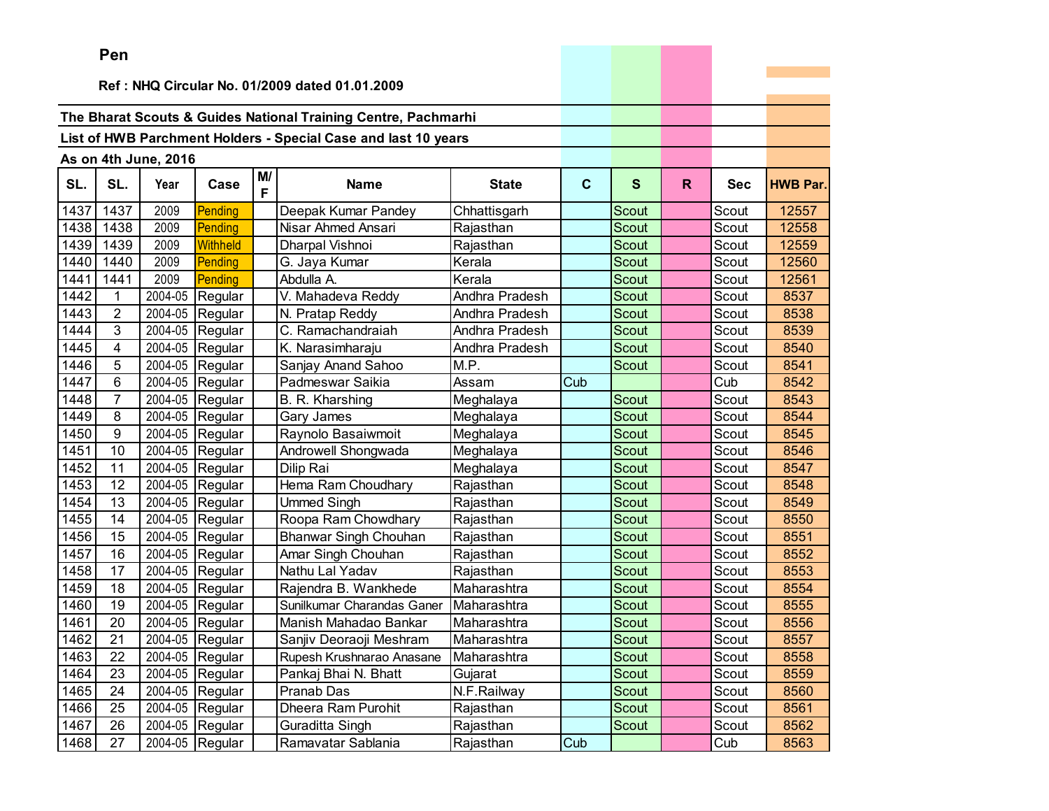**Pen**

**Ref : NHQ Circular No. 01/2009 dated 01.01.2009**

**The Bharat Scouts & Guides National Training Centre, Pachmarhi**

**List of HWB Parchment Holders - Special Case and last 10 years**

**As on 4th June, 2016**

| SL. | SL. | Year | Case | M/F | Name | State | C | S | R | Sec | HWB Par. |
|---|---|---|---|---|---|---|---|---|---|---|---|
| 1437 | 1437 | 2009 | Pending | | Deepak Kumar Pandey | Chhattisgarh | | Scout | | Scout | 12557 |
| 1438 | 1438 | 2009 | Pending | | Nisar Ahmed Ansari | Rajasthan | | Scout | | Scout | 12558 |
| 1439 | 1439 | 2009 | Withheld | | Dharpal Vishnoi | Rajasthan | | Scout | | Scout | 12559 |
| 1440 | 1440 | 2009 | Pending | | G. Jaya Kumar | Kerala | | Scout | | Scout | 12560 |
| 1441 | 1441 | 2009 | Pending | | Abdulla A. | Kerala | | Scout | | Scout | 12561 |
| 1442 | 1 | 2004-05 | Regular | | V. Mahadeva Reddy | Andhra Pradesh | | Scout | | Scout | 8537 |
| 1443 | 2 | 2004-05 | Regular | | N. Pratap Reddy | Andhra Pradesh | | Scout | | Scout | 8538 |
| 1444 | 3 | 2004-05 | Regular | | C. Ramachandraiah | Andhra Pradesh | | Scout | | Scout | 8539 |
| 1445 | 4 | 2004-05 | Regular | | K. Narasimharaju | Andhra Pradesh | | Scout | | Scout | 8540 |
| 1446 | 5 | 2004-05 | Regular | | Sanjay Anand Sahoo | M.P. | | Scout | | Scout | 8541 |
| 1447 | 6 | 2004-05 | Regular | | Padmeswar Saikia | Assam | Cub | | | Cub | 8542 |
| 1448 | 7 | 2004-05 | Regular | | B. R. Kharshing | Meghalaya | | Scout | | Scout | 8543 |
| 1449 | 8 | 2004-05 | Regular | | Gary James | Meghalaya | | Scout | | Scout | 8544 |
| 1450 | 9 | 2004-05 | Regular | | Raynolo Basaiwmoit | Meghalaya | | Scout | | Scout | 8545 |
| 1451 | 10 | 2004-05 | Regular | | Androwell Shongwada | Meghalaya | | Scout | | Scout | 8546 |
| 1452 | 11 | 2004-05 | Regular | | Dilip Rai | Meghalaya | | Scout | | Scout | 8547 |
| 1453 | 12 | 2004-05 | Regular | | Hema Ram Choudhary | Rajasthan | | Scout | | Scout | 8548 |
| 1454 | 13 | 2004-05 | Regular | | Ummed Singh | Rajasthan | | Scout | | Scout | 8549 |
| 1455 | 14 | 2004-05 | Regular | | Roopa Ram Chowdhary | Rajasthan | | Scout | | Scout | 8550 |
| 1456 | 15 | 2004-05 | Regular | | Bhanwar Singh Chouhan | Rajasthan | | Scout | | Scout | 8551 |
| 1457 | 16 | 2004-05 | Regular | | Amar Singh Chouhan | Rajasthan | | Scout | | Scout | 8552 |
| 1458 | 17 | 2004-05 | Regular | | Nathu Lal Yadav | Rajasthan | | Scout | | Scout | 8553 |
| 1459 | 18 | 2004-05 | Regular | | Rajendra B. Wankhede | Maharashtra | | Scout | | Scout | 8554 |
| 1460 | 19 | 2004-05 | Regular | | Sunilkumar Charandas Ganer | Maharashtra | | Scout | | Scout | 8555 |
| 1461 | 20 | 2004-05 | Regular | | Manish Mahadao Bankar | Maharashtra | | Scout | | Scout | 8556 |
| 1462 | 21 | 2004-05 | Regular | | Sanjiv Deoraoji Meshram | Maharashtra | | Scout | | Scout | 8557 |
| 1463 | 22 | 2004-05 | Regular | | Rupesh Krushnarao Anasane | Maharashtra | | Scout | | Scout | 8558 |
| 1464 | 23 | 2004-05 | Regular | | Pankaj Bhai N. Bhatt | Gujarat | | Scout | | Scout | 8559 |
| 1465 | 24 | 2004-05 | Regular | | Pranab Das | N.F.Railway | | Scout | | Scout | 8560 |
| 1466 | 25 | 2004-05 | Regular | | Dheera Ram Purohit | Rajasthan | | Scout | | Scout | 8561 |
| 1467 | 26 | 2004-05 | Regular | | Guraditta Singh | Rajasthan | | Scout | | Scout | 8562 |
| 1468 | 27 | 2004-05 | Regular | | Ramavatar Sablania | Rajasthan | Cub | | | Cub | 8563 |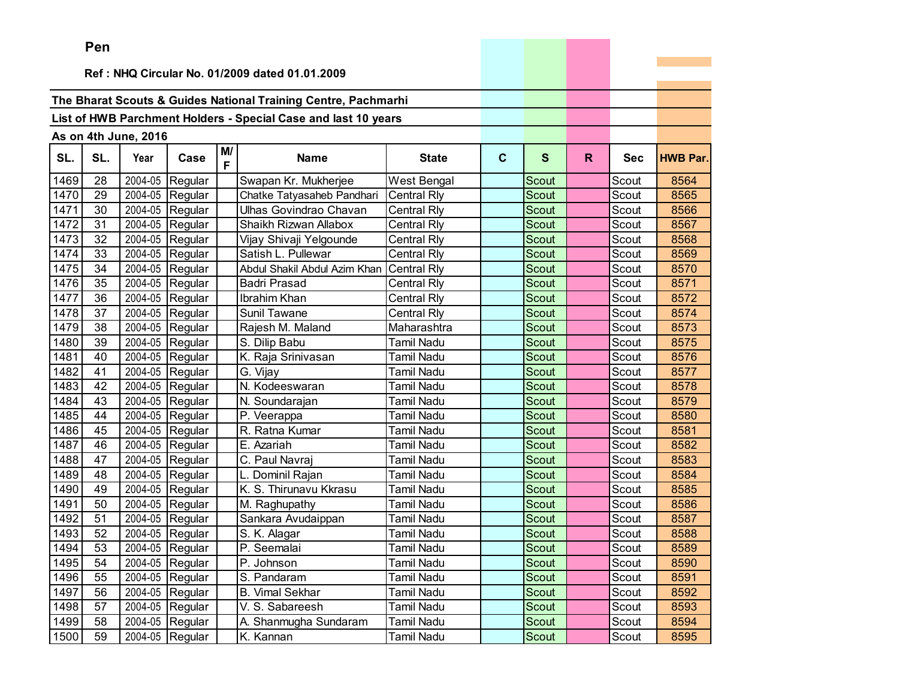**Pen**

**Ref : NHQ Circular No. 01/2009 dated 01.01.2009**

**The Bharat Scouts & Guides National Training Centre, Pachmarhi**

**List of HWB Parchment Holders - Special Case and last 10 years**

**As on 4th June, 2016**

| SL. | SL. | Year | Case | M/F | Name | State | C | S | R | Sec | HWB Par. |
|---|---|---|---|---|---|---|---|---|---|---|---|
| 1469 | 28 | 2004-05 | Regular | | Swapan Kr. Mukherjee | West Bengal | | Scout | | Scout | 8564 |
| 1470 | 29 | 2004-05 | Regular | | Chatke Tatyasaheb Pandhari | Central Rly | | Scout | | Scout | 8565 |
| 1471 | 30 | 2004-05 | Regular | | Ulhas Govindrao Chavan | Central Rly | | Scout | | Scout | 8566 |
| 1472 | 31 | 2004-05 | Regular | | Shaikh Rizwan Allabox | Central Rly | | Scout | | Scout | 8567 |
| 1473 | 32 | 2004-05 | Regular | | Vijay Shivaji Yelgounde | Central Rly | | Scout | | Scout | 8568 |
| 1474 | 33 | 2004-05 | Regular | | Satish L. Pullewar | Central Rly | | Scout | | Scout | 8569 |
| 1475 | 34 | 2004-05 | Regular | | Abdul Shakil Abdul Azim Khan | Central Rly | | Scout | | Scout | 8570 |
| 1476 | 35 | 2004-05 | Regular | | Badri Prasad | Central Rly | | Scout | | Scout | 8571 |
| 1477 | 36 | 2004-05 | Regular | | Ibrahim Khan | Central Rly | | Scout | | Scout | 8572 |
| 1478 | 37 | 2004-05 | Regular | | Sunil Tawane | Central Rly | | Scout | | Scout | 8574 |
| 1479 | 38 | 2004-05 | Regular | | Rajesh M. Maland | Maharashtra | | Scout | | Scout | 8573 |
| 1480 | 39 | 2004-05 | Regular | | S. Dilip Babu | Tamil Nadu | | Scout | | Scout | 8575 |
| 1481 | 40 | 2004-05 | Regular | | K. Raja Srinivasan | Tamil Nadu | | Scout | | Scout | 8576 |
| 1482 | 41 | 2004-05 | Regular | | G. Vijay | Tamil Nadu | | Scout | | Scout | 8577 |
| 1483 | 42 | 2004-05 | Regular | | N. Kodeeswaran | Tamil Nadu | | Scout | | Scout | 8578 |
| 1484 | 43 | 2004-05 | Regular | | N. Soundarajan | Tamil Nadu | | Scout | | Scout | 8579 |
| 1485 | 44 | 2004-05 | Regular | | P. Veerappa | Tamil Nadu | | Scout | | Scout | 8580 |
| 1486 | 45 | 2004-05 | Regular | | R. Ratna Kumar | Tamil Nadu | | Scout | | Scout | 8581 |
| 1487 | 46 | 2004-05 | Regular | | E. Azariah | Tamil Nadu | | Scout | | Scout | 8582 |
| 1488 | 47 | 2004-05 | Regular | | C. Paul Navraj | Tamil Nadu | | Scout | | Scout | 8583 |
| 1489 | 48 | 2004-05 | Regular | | L. Dominil Rajan | Tamil Nadu | | Scout | | Scout | 8584 |
| 1490 | 49 | 2004-05 | Regular | | K. S. Thirunavu Kkrasu | Tamil Nadu | | Scout | | Scout | 8585 |
| 1491 | 50 | 2004-05 | Regular | | M. Raghupathy | Tamil Nadu | | Scout | | Scout | 8586 |
| 1492 | 51 | 2004-05 | Regular | | Sankara Avudaippan | Tamil Nadu | | Scout | | Scout | 8587 |
| 1493 | 52 | 2004-05 | Regular | | S. K. Alagar | Tamil Nadu | | Scout | | Scout | 8588 |
| 1494 | 53 | 2004-05 | Regular | | P. Seemalai | Tamil Nadu | | Scout | | Scout | 8589 |
| 1495 | 54 | 2004-05 | Regular | | P. Johnson | Tamil Nadu | | Scout | | Scout | 8590 |
| 1496 | 55 | 2004-05 | Regular | | S. Pandaram | Tamil Nadu | | Scout | | Scout | 8591 |
| 1497 | 56 | 2004-05 | Regular | | B. Vimal Sekhar | Tamil Nadu | | Scout | | Scout | 8592 |
| 1498 | 57 | 2004-05 | Regular | | V. S. Sabareesh | Tamil Nadu | | Scout | | Scout | 8593 |
| 1499 | 58 | 2004-05 | Regular | | A. Shanmugha Sundaram | Tamil Nadu | | Scout | | Scout | 8594 |
| 1500 | 59 | 2004-05 | Regular | | K. Kannan | Tamil Nadu | | Scout | | Scout | 8595 |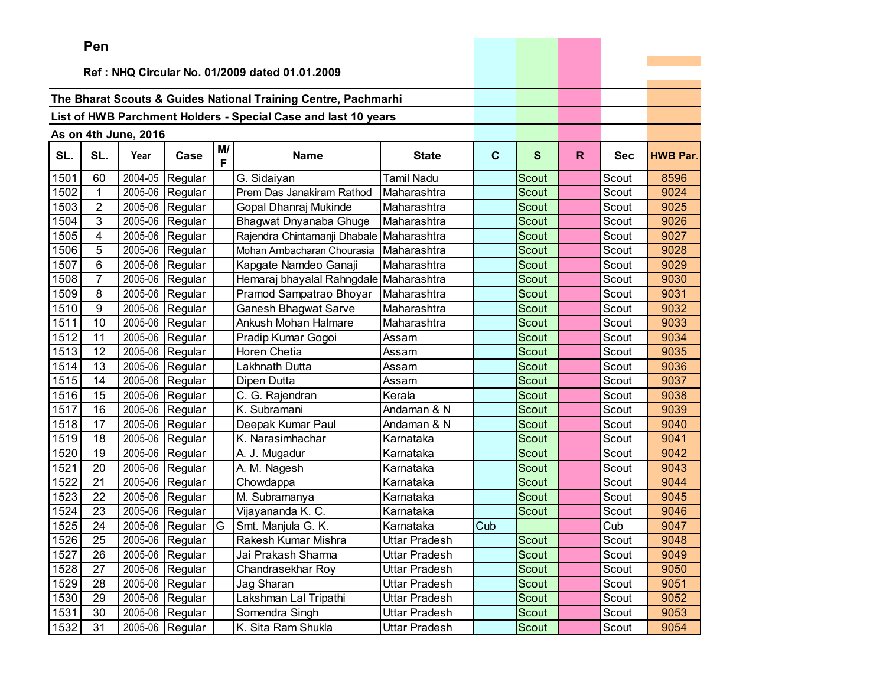**Pen**

**Ref : NHQ Circular No. 01/2009 dated 01.01.2009**

**The Bharat Scouts & Guides National Training Centre, Pachmarhi**

**List of HWB Parchment Holders - Special Case and last 10 years**

**As on 4th June, 2016**

| SL. | SL. | Year | Case | M/F | Name | State | C | S | R | Sec | HWB Par. |
|---|---|---|---|---|---|---|---|---|---|---|---|
| 1501 | 60 | 2004-05 | Regular | | G. Sidaiyan | Tamil Nadu | | Scout | | Scout | 8596 |
| 1502 | 1 | 2005-06 | Regular | | Prem Das Janakiram Rathod | Maharashtra | | Scout | | Scout | 9024 |
| 1503 | 2 | 2005-06 | Regular | | Gopal Dhanraj Mukinde | Maharashtra | | Scout | | Scout | 9025 |
| 1504 | 3 | 2005-06 | Regular | | Bhagwat Dnyanaba Ghuge | Maharashtra | | Scout | | Scout | 9026 |
| 1505 | 4 | 2005-06 | Regular | | Rajendra Chintamanji Dhabale | Maharashtra | | Scout | | Scout | 9027 |
| 1506 | 5 | 2005-06 | Regular | | Mohan Ambacharan Chourasia | Maharashtra | | Scout | | Scout | 9028 |
| 1507 | 6 | 2005-06 | Regular | | Kapgate Namdeo Ganaji | Maharashtra | | Scout | | Scout | 9029 |
| 1508 | 7 | 2005-06 | Regular | | Hemaraj bhayalal Rahngdale | Maharashtra | | Scout | | Scout | 9030 |
| 1509 | 8 | 2005-06 | Regular | | Pramod Sampatrao Bhoyar | Maharashtra | | Scout | | Scout | 9031 |
| 1510 | 9 | 2005-06 | Regular | | Ganesh Bhagwat Sarve | Maharashtra | | Scout | | Scout | 9032 |
| 1511 | 10 | 2005-06 | Regular | | Ankush Mohan Halmare | Maharashtra | | Scout | | Scout | 9033 |
| 1512 | 11 | 2005-06 | Regular | | Pradip Kumar Gogoi | Assam | | Scout | | Scout | 9034 |
| 1513 | 12 | 2005-06 | Regular | | Horen Chetia | Assam | | Scout | | Scout | 9035 |
| 1514 | 13 | 2005-06 | Regular | | Lakhnath Dutta | Assam | | Scout | | Scout | 9036 |
| 1515 | 14 | 2005-06 | Regular | | Dipen Dutta | Assam | | Scout | | Scout | 9037 |
| 1516 | 15 | 2005-06 | Regular | | C. G. Rajendran | Kerala | | Scout | | Scout | 9038 |
| 1517 | 16 | 2005-06 | Regular | | K. Subramani | Andaman & N | | Scout | | Scout | 9039 |
| 1518 | 17 | 2005-06 | Regular | | Deepak Kumar Paul | Andaman & N | | Scout | | Scout | 9040 |
| 1519 | 18 | 2005-06 | Regular | | K. Narasimhachar | Karnataka | | Scout | | Scout | 9041 |
| 1520 | 19 | 2005-06 | Regular | | A. J. Mugadur | Karnataka | | Scout | | Scout | 9042 |
| 1521 | 20 | 2005-06 | Regular | | A. M. Nagesh | Karnataka | | Scout | | Scout | 9043 |
| 1522 | 21 | 2005-06 | Regular | | Chowdappa | Karnataka | | Scout | | Scout | 9044 |
| 1523 | 22 | 2005-06 | Regular | | M. Subramanya | Karnataka | | Scout | | Scout | 9045 |
| 1524 | 23 | 2005-06 | Regular | | Vijayananda K. C. | Karnataka | | Scout | | Scout | 9046 |
| 1525 | 24 | 2005-06 | Regular | G | Smt. Manjula G. K. | Karnataka | Cub | | | Cub | 9047 |
| 1526 | 25 | 2005-06 | Regular | | Rakesh Kumar Mishra | Uttar Pradesh | | Scout | | Scout | 9048 |
| 1527 | 26 | 2005-06 | Regular | | Jai Prakash Sharma | Uttar Pradesh | | Scout | | Scout | 9049 |
| 1528 | 27 | 2005-06 | Regular | | Chandrasekhar Roy | Uttar Pradesh | | Scout | | Scout | 9050 |
| 1529 | 28 | 2005-06 | Regular | | Jag Sharan | Uttar Pradesh | | Scout | | Scout | 9051 |
| 1530 | 29 | 2005-06 | Regular | | Lakshman Lal Tripathi | Uttar Pradesh | | Scout | | Scout | 9052 |
| 1531 | 30 | 2005-06 | Regular | | Somendra Singh | Uttar Pradesh | | Scout | | Scout | 9053 |
| 1532 | 31 | 2005-06 | Regular | | K. Sita Ram Shukla | Uttar Pradesh | | Scout | | Scout | 9054 |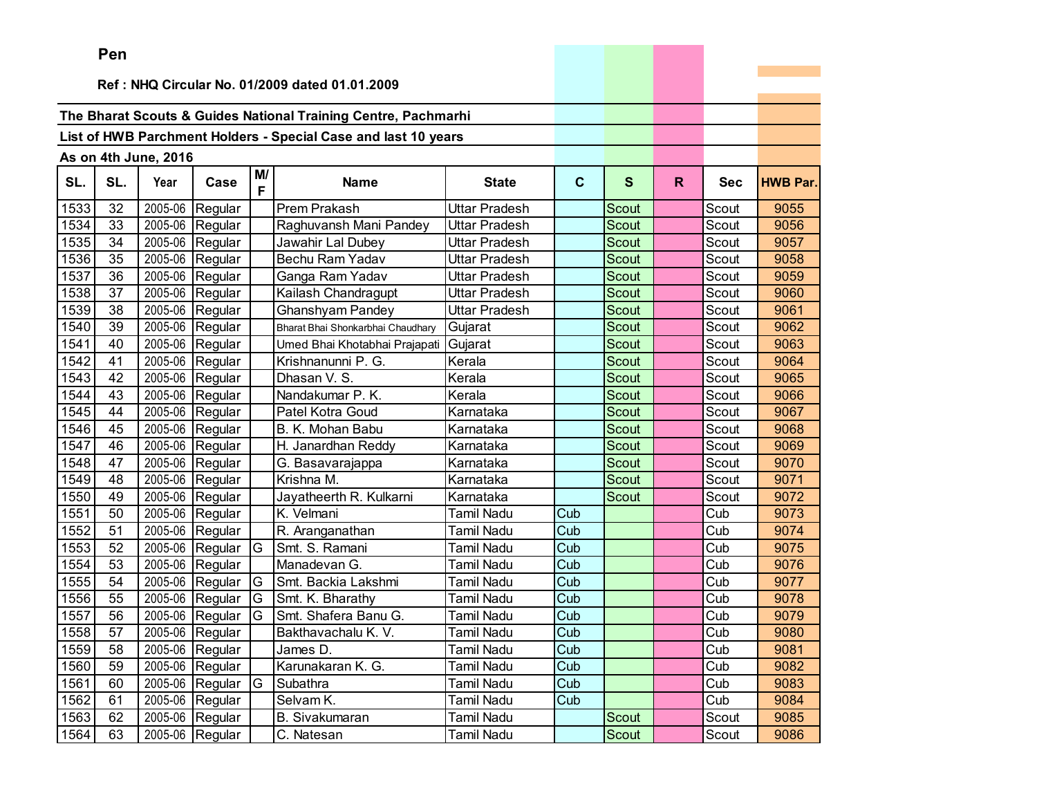**Pen**

**Ref : NHQ Circular No. 01/2009 dated 01.01.2009**

**The Bharat Scouts & Guides National Training Centre, Pachmarhi**

**List of HWB Parchment Holders - Special Case and last 10 years**

**As on 4th June, 2016**

| SL. | SL. | Year | Case | M/F | Name | State | C | S | R | Sec | HWB Par. |
|---|---|---|---|---|---|---|---|---|---|---|---|
| 1533 | 32 | 2005-06 | Regular | | Prem Prakash | Uttar Pradesh | | Scout | | Scout | 9055 |
| 1534 | 33 | 2005-06 | Regular | | Raghuvansh Mani Pandey | Uttar Pradesh | | Scout | | Scout | 9056 |
| 1535 | 34 | 2005-06 | Regular | | Jawahir Lal Dubey | Uttar Pradesh | | Scout | | Scout | 9057 |
| 1536 | 35 | 2005-06 | Regular | | Bechu Ram Yadav | Uttar Pradesh | | Scout | | Scout | 9058 |
| 1537 | 36 | 2005-06 | Regular | | Ganga Ram Yadav | Uttar Pradesh | | Scout | | Scout | 9059 |
| 1538 | 37 | 2005-06 | Regular | | Kailash Chandragupt | Uttar Pradesh | | Scout | | Scout | 9060 |
| 1539 | 38 | 2005-06 | Regular | | Ghanshyam Pandey | Uttar Pradesh | | Scout | | Scout | 9061 |
| 1540 | 39 | 2005-06 | Regular | | Bharat Bhai Shonkarbhai Chaudhary | Gujarat | | Scout | | Scout | 9062 |
| 1541 | 40 | 2005-06 | Regular | | Umed Bhai Khotabhai Prajapati | Gujarat | | Scout | | Scout | 9063 |
| 1542 | 41 | 2005-06 | Regular | | Krishnanunni P. G. | Kerala | | Scout | | Scout | 9064 |
| 1543 | 42 | 2005-06 | Regular | | Dhasan V. S. | Kerala | | Scout | | Scout | 9065 |
| 1544 | 43 | 2005-06 | Regular | | Nandakumar P. K. | Kerala | | Scout | | Scout | 9066 |
| 1545 | 44 | 2005-06 | Regular | | Patel Kotra Goud | Karnataka | | Scout | | Scout | 9067 |
| 1546 | 45 | 2005-06 | Regular | | B. K. Mohan Babu | Karnataka | | Scout | | Scout | 9068 |
| 1547 | 46 | 2005-06 | Regular | | H. Janardhan Reddy | Karnataka | | Scout | | Scout | 9069 |
| 1548 | 47 | 2005-06 | Regular | | G. Basavarajappa | Karnataka | | Scout | | Scout | 9070 |
| 1549 | 48 | 2005-06 | Regular | | Krishna M. | Karnataka | | Scout | | Scout | 9071 |
| 1550 | 49 | 2005-06 | Regular | | Jayatheerth R. Kulkarni | Karnataka | | Scout | | Scout | 9072 |
| 1551 | 50 | 2005-06 | Regular | | K. Velmani | Tamil Nadu | Cub | | | Cub | 9073 |
| 1552 | 51 | 2005-06 | Regular | | R. Aranganathan | Tamil Nadu | Cub | | | Cub | 9074 |
| 1553 | 52 | 2005-06 | Regular | G | Smt. S. Ramani | Tamil Nadu | Cub | | | Cub | 9075 |
| 1554 | 53 | 2005-06 | Regular | | Manadevan G. | Tamil Nadu | Cub | | | Cub | 9076 |
| 1555 | 54 | 2005-06 | Regular | G | Smt. Backia Lakshmi | Tamil Nadu | Cub | | | Cub | 9077 |
| 1556 | 55 | 2005-06 | Regular | G | Smt. K. Bharathy | Tamil Nadu | Cub | | | Cub | 9078 |
| 1557 | 56 | 2005-06 | Regular | G | Smt. Shafera Banu G. | Tamil Nadu | Cub | | | Cub | 9079 |
| 1558 | 57 | 2005-06 | Regular | | Bakthavachalu K. V. | Tamil Nadu | Cub | | | Cub | 9080 |
| 1559 | 58 | 2005-06 | Regular | | James D. | Tamil Nadu | Cub | | | Cub | 9081 |
| 1560 | 59 | 2005-06 | Regular | | Karunakaran K. G. | Tamil Nadu | Cub | | | Cub | 9082 |
| 1561 | 60 | 2005-06 | Regular | G | Subathra | Tamil Nadu | Cub | | | Cub | 9083 |
| 1562 | 61 | 2005-06 | Regular | | Selvam K. | Tamil Nadu | Cub | | | Cub | 9084 |
| 1563 | 62 | 2005-06 | Regular | | B. Sivakumaran | Tamil Nadu | | Scout | | Scout | 9085 |
| 1564 | 63 | 2005-06 | Regular | | C. Natesan | Tamil Nadu | | Scout | | Scout | 9086 |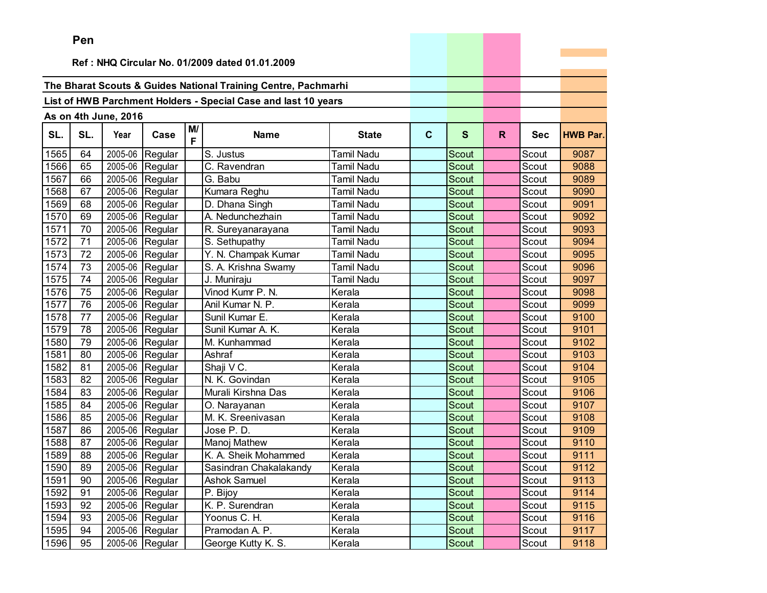**Pen**

**Ref : NHQ Circular No. 01/2009 dated 01.01.2009**

**The Bharat Scouts & Guides National Training Centre, Pachmarhi**

**List of HWB Parchment Holders - Special Case and last 10 years**

**As on 4th June, 2016**

| SL. | SL. | Year | Case | M/F | Name | State | C | S | R | Sec | HWB Par. |
|---|---|---|---|---|---|---|---|---|---|---|---|
| 1565 | 64 | 2005-06 | Regular | | S. Justus | Tamil Nadu | | Scout | | Scout | 9087 |
| 1566 | 65 | 2005-06 | Regular | | C. Ravendran | Tamil Nadu | | Scout | | Scout | 9088 |
| 1567 | 66 | 2005-06 | Regular | | G. Babu | Tamil Nadu | | Scout | | Scout | 9089 |
| 1568 | 67 | 2005-06 | Regular | | Kumara Reghu | Tamil Nadu | | Scout | | Scout | 9090 |
| 1569 | 68 | 2005-06 | Regular | | D. Dhana Singh | Tamil Nadu | | Scout | | Scout | 9091 |
| 1570 | 69 | 2005-06 | Regular | | A. Nedunchezhain | Tamil Nadu | | Scout | | Scout | 9092 |
| 1571 | 70 | 2005-06 | Regular | | R. Sureyanarayana | Tamil Nadu | | Scout | | Scout | 9093 |
| 1572 | 71 | 2005-06 | Regular | | S. Sethupathy | Tamil Nadu | | Scout | | Scout | 9094 |
| 1573 | 72 | 2005-06 | Regular | | Y. N. Champak Kumar | Tamil Nadu | | Scout | | Scout | 9095 |
| 1574 | 73 | 2005-06 | Regular | | S. A. Krishna Swamy | Tamil Nadu | | Scout | | Scout | 9096 |
| 1575 | 74 | 2005-06 | Regular | | J. Muniraju | Tamil Nadu | | Scout | | Scout | 9097 |
| 1576 | 75 | 2005-06 | Regular | | Vinod Kumr P. N. | Kerala | | Scout | | Scout | 9098 |
| 1577 | 76 | 2005-06 | Regular | | Anil Kumar N. P. | Kerala | | Scout | | Scout | 9099 |
| 1578 | 77 | 2005-06 | Regular | | Sunil Kumar E. | Kerala | | Scout | | Scout | 9100 |
| 1579 | 78 | 2005-06 | Regular | | Sunil Kumar A. K. | Kerala | | Scout | | Scout | 9101 |
| 1580 | 79 | 2005-06 | Regular | | M. Kunhammad | Kerala | | Scout | | Scout | 9102 |
| 1581 | 80 | 2005-06 | Regular | | Ashraf | Kerala | | Scout | | Scout | 9103 |
| 1582 | 81 | 2005-06 | Regular | | Shaji V C. | Kerala | | Scout | | Scout | 9104 |
| 1583 | 82 | 2005-06 | Regular | | N. K. Govindan | Kerala | | Scout | | Scout | 9105 |
| 1584 | 83 | 2005-06 | Regular | | Murali Kirshna Das | Kerala | | Scout | | Scout | 9106 |
| 1585 | 84 | 2005-06 | Regular | | O. Narayanan | Kerala | | Scout | | Scout | 9107 |
| 1586 | 85 | 2005-06 | Regular | | M. K. Sreenivasan | Kerala | | Scout | | Scout | 9108 |
| 1587 | 86 | 2005-06 | Regular | | Jose P. D. | Kerala | | Scout | | Scout | 9109 |
| 1588 | 87 | 2005-06 | Regular | | Manoj Mathew | Kerala | | Scout | | Scout | 9110 |
| 1589 | 88 | 2005-06 | Regular | | K. A. Sheik Mohammed | Kerala | | Scout | | Scout | 9111 |
| 1590 | 89 | 2005-06 | Regular | | Sasindran Chakalakandy | Kerala | | Scout | | Scout | 9112 |
| 1591 | 90 | 2005-06 | Regular | | Ashok Samuel | Kerala | | Scout | | Scout | 9113 |
| 1592 | 91 | 2005-06 | Regular | | P. Bijoy | Kerala | | Scout | | Scout | 9114 |
| 1593 | 92 | 2005-06 | Regular | | K. P. Surendran | Kerala | | Scout | | Scout | 9115 |
| 1594 | 93 | 2005-06 | Regular | | Yoonus C. H. | Kerala | | Scout | | Scout | 9116 |
| 1595 | 94 | 2005-06 | Regular | | Pramodan A. P. | Kerala | | Scout | | Scout | 9117 |
| 1596 | 95 | 2005-06 | Regular | | George Kutty K. S. | Kerala | | Scout | | Scout | 9118 |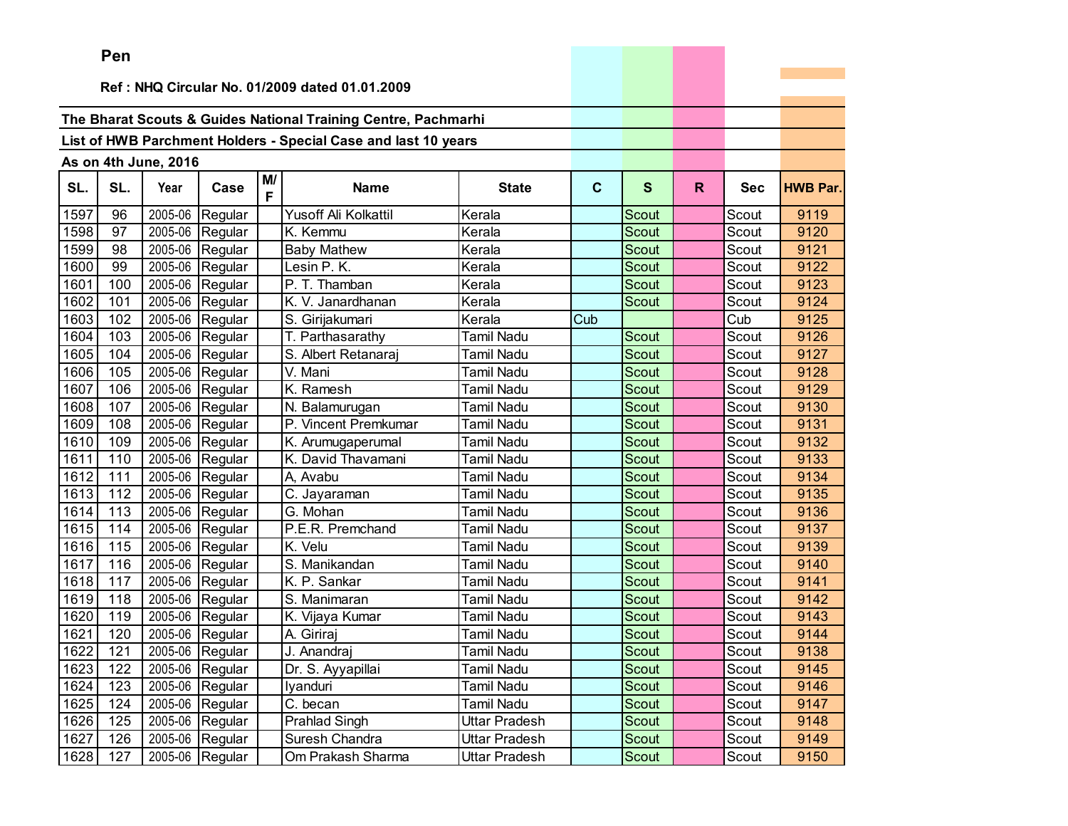**Pen**

**Ref : NHQ Circular No. 01/2009 dated 01.01.2009**

**The Bharat Scouts & Guides National Training Centre, Pachmarhi**

**List of HWB Parchment Holders - Special Case and last 10 years**

**As on 4th June, 2016**

| SL. | SL. | Year | Case | M/F | Name | State | C | S | R | Sec | HWB Par. |
|---|---|---|---|---|---|---|---|---|---|---|---|
| 1597 | 96 | 2005-06 | Regular | | Yusoff Ali Kolkattil | Kerala | | Scout | | Scout | 9119 |
| 1598 | 97 | 2005-06 | Regular | | K. Kemmu | Kerala | | Scout | | Scout | 9120 |
| 1599 | 98 | 2005-06 | Regular | | Baby Mathew | Kerala | | Scout | | Scout | 9121 |
| 1600 | 99 | 2005-06 | Regular | | Lesin P. K. | Kerala | | Scout | | Scout | 9122 |
| 1601 | 100 | 2005-06 | Regular | | P. T. Thamban | Kerala | | Scout | | Scout | 9123 |
| 1602 | 101 | 2005-06 | Regular | | K. V. Janardhanan | Kerala | | Scout | | Scout | 9124 |
| 1603 | 102 | 2005-06 | Regular | | S. Girijakumari | Kerala | Cub | | | Cub | 9125 |
| 1604 | 103 | 2005-06 | Regular | | T. Parthasarathy | Tamil Nadu | | Scout | | Scout | 9126 |
| 1605 | 104 | 2005-06 | Regular | | S. Albert Retanaraj | Tamil Nadu | | Scout | | Scout | 9127 |
| 1606 | 105 | 2005-06 | Regular | | V. Mani | Tamil Nadu | | Scout | | Scout | 9128 |
| 1607 | 106 | 2005-06 | Regular | | K. Ramesh | Tamil Nadu | | Scout | | Scout | 9129 |
| 1608 | 107 | 2005-06 | Regular | | N. Balamurugan | Tamil Nadu | | Scout | | Scout | 9130 |
| 1609 | 108 | 2005-06 | Regular | | P. Vincent Premkumar | Tamil Nadu | | Scout | | Scout | 9131 |
| 1610 | 109 | 2005-06 | Regular | | K. Arumugaperumal | Tamil Nadu | | Scout | | Scout | 9132 |
| 1611 | 110 | 2005-06 | Regular | | K. David Thavamani | Tamil Nadu | | Scout | | Scout | 9133 |
| 1612 | 111 | 2005-06 | Regular | | A, Avabu | Tamil Nadu | | Scout | | Scout | 9134 |
| 1613 | 112 | 2005-06 | Regular | | C. Jayaraman | Tamil Nadu | | Scout | | Scout | 9135 |
| 1614 | 113 | 2005-06 | Regular | | G. Mohan | Tamil Nadu | | Scout | | Scout | 9136 |
| 1615 | 114 | 2005-06 | Regular | | P.E.R. Premchand | Tamil Nadu | | Scout | | Scout | 9137 |
| 1616 | 115 | 2005-06 | Regular | | K. Velu | Tamil Nadu | | Scout | | Scout | 9139 |
| 1617 | 116 | 2005-06 | Regular | | S. Manikandan | Tamil Nadu | | Scout | | Scout | 9140 |
| 1618 | 117 | 2005-06 | Regular | | K. P. Sankar | Tamil Nadu | | Scout | | Scout | 9141 |
| 1619 | 118 | 2005-06 | Regular | | S. Manimaran | Tamil Nadu | | Scout | | Scout | 9142 |
| 1620 | 119 | 2005-06 | Regular | | K. Vijaya Kumar | Tamil Nadu | | Scout | | Scout | 9143 |
| 1621 | 120 | 2005-06 | Regular | | A. Giriraj | Tamil Nadu | | Scout | | Scout | 9144 |
| 1622 | 121 | 2005-06 | Regular | | J. Anandraj | Tamil Nadu | | Scout | | Scout | 9138 |
| 1623 | 122 | 2005-06 | Regular | | Dr. S. Ayyapillai | Tamil Nadu | | Scout | | Scout | 9145 |
| 1624 | 123 | 2005-06 | Regular | | Iyanduri | Tamil Nadu | | Scout | | Scout | 9146 |
| 1625 | 124 | 2005-06 | Regular | | C. becan | Tamil Nadu | | Scout | | Scout | 9147 |
| 1626 | 125 | 2005-06 | Regular | | Prahlad Singh | Uttar Pradesh | | Scout | | Scout | 9148 |
| 1627 | 126 | 2005-06 | Regular | | Suresh Chandra | Uttar Pradesh | | Scout | | Scout | 9149 |
| 1628 | 127 | 2005-06 | Regular | | Om Prakash Sharma | Uttar Pradesh | | Scout | | Scout | 9150 |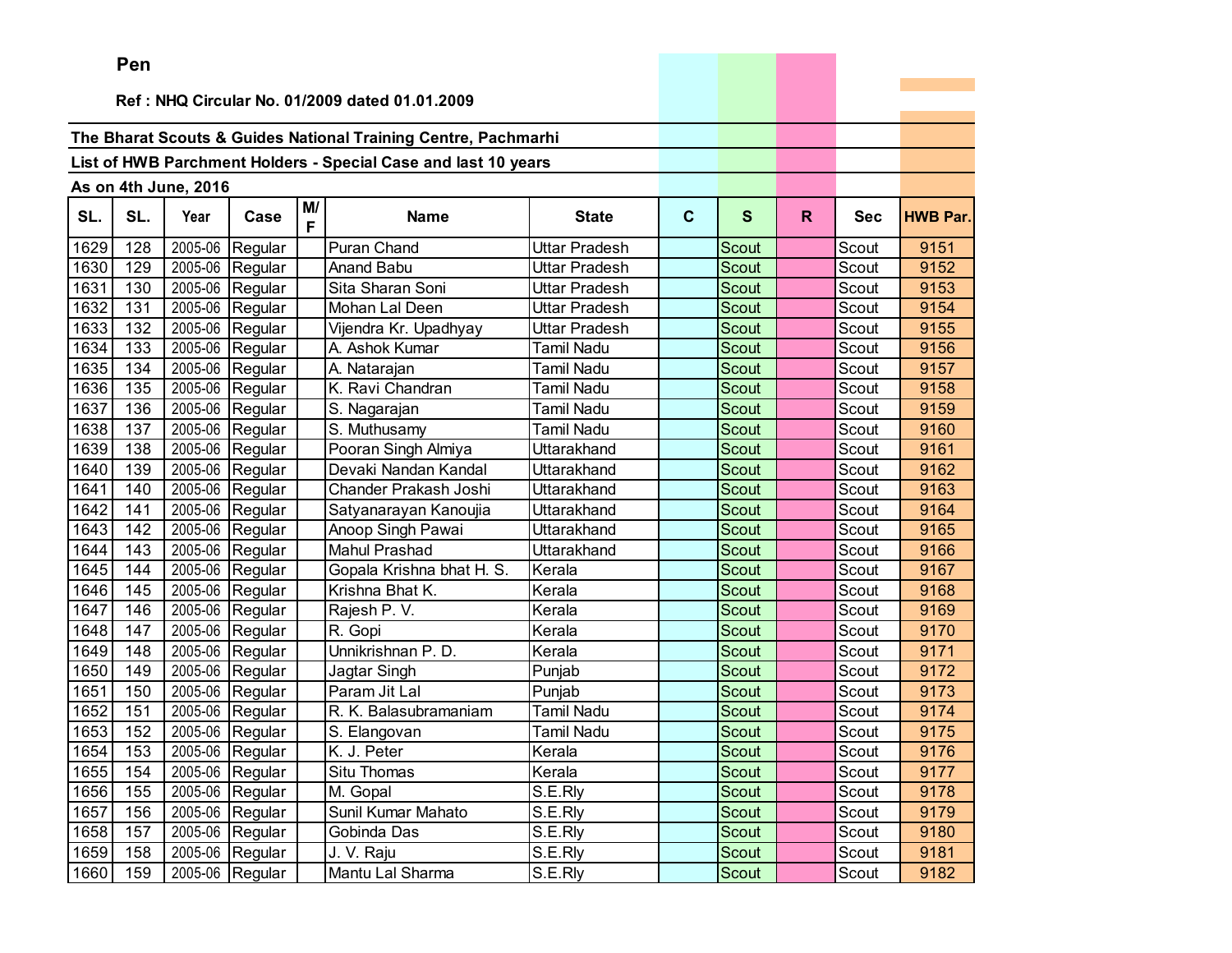**Pen**

**Ref : NHQ Circular No. 01/2009 dated 01.01.2009**

**The Bharat Scouts & Guides National Training Centre, Pachmarhi**

**List of HWB Parchment Holders - Special Case and last 10 years**

**As on 4th June, 2016**

| SL. | SL. | Year | Case | M/F | Name | State | C | S | R | Sec | HWB Par. |
|---|---|---|---|---|---|---|---|---|---|---|---|
| 1629 | 128 | 2005-06 | Regular | | Puran Chand | Uttar Pradesh | | Scout | | Scout | 9151 |
| 1630 | 129 | 2005-06 | Regular | | Anand Babu | Uttar Pradesh | | Scout | | Scout | 9152 |
| 1631 | 130 | 2005-06 | Regular | | Sita Sharan Soni | Uttar Pradesh | | Scout | | Scout | 9153 |
| 1632 | 131 | 2005-06 | Regular | | Mohan Lal Deen | Uttar Pradesh | | Scout | | Scout | 9154 |
| 1633 | 132 | 2005-06 | Regular | | Vijendra Kr. Upadhyay | Uttar Pradesh | | Scout | | Scout | 9155 |
| 1634 | 133 | 2005-06 | Regular | | A. Ashok Kumar | Tamil Nadu | | Scout | | Scout | 9156 |
| 1635 | 134 | 2005-06 | Regular | | A. Natarajan | Tamil Nadu | | Scout | | Scout | 9157 |
| 1636 | 135 | 2005-06 | Regular | | K. Ravi Chandran | Tamil Nadu | | Scout | | Scout | 9158 |
| 1637 | 136 | 2005-06 | Regular | | S. Nagarajan | Tamil Nadu | | Scout | | Scout | 9159 |
| 1638 | 137 | 2005-06 | Regular | | S. Muthusamy | Tamil Nadu | | Scout | | Scout | 9160 |
| 1639 | 138 | 2005-06 | Regular | | Pooran Singh Almiya | Uttarakhand | | Scout | | Scout | 9161 |
| 1640 | 139 | 2005-06 | Regular | | Devaki Nandan Kandal | Uttarakhand | | Scout | | Scout | 9162 |
| 1641 | 140 | 2005-06 | Regular | | Chander Prakash Joshi | Uttarakhand | | Scout | | Scout | 9163 |
| 1642 | 141 | 2005-06 | Regular | | Satyanarayan Kanoujia | Uttarakhand | | Scout | | Scout | 9164 |
| 1643 | 142 | 2005-06 | Regular | | Anoop Singh Pawai | Uttarakhand | | Scout | | Scout | 9165 |
| 1644 | 143 | 2005-06 | Regular | | Mahul Prashad | Uttarakhand | | Scout | | Scout | 9166 |
| 1645 | 144 | 2005-06 | Regular | | Gopala Krishna bhat H. S. | Kerala | | Scout | | Scout | 9167 |
| 1646 | 145 | 2005-06 | Regular | | Krishna Bhat K. | Kerala | | Scout | | Scout | 9168 |
| 1647 | 146 | 2005-06 | Regular | | Rajesh P. V. | Kerala | | Scout | | Scout | 9169 |
| 1648 | 147 | 2005-06 | Regular | | R. Gopi | Kerala | | Scout | | Scout | 9170 |
| 1649 | 148 | 2005-06 | Regular | | Unnikrishnan P. D. | Kerala | | Scout | | Scout | 9171 |
| 1650 | 149 | 2005-06 | Regular | | Jagtar Singh | Punjab | | Scout | | Scout | 9172 |
| 1651 | 150 | 2005-06 | Regular | | Param Jit Lal | Punjab | | Scout | | Scout | 9173 |
| 1652 | 151 | 2005-06 | Regular | | R. K. Balasubramaniam | Tamil Nadu | | Scout | | Scout | 9174 |
| 1653 | 152 | 2005-06 | Regular | | S. Elangovan | Tamil Nadu | | Scout | | Scout | 9175 |
| 1654 | 153 | 2005-06 | Regular | | K. J. Peter | Kerala | | Scout | | Scout | 9176 |
| 1655 | 154 | 2005-06 | Regular | | Situ Thomas | Kerala | | Scout | | Scout | 9177 |
| 1656 | 155 | 2005-06 | Regular | | M. Gopal | S.E.Rly | | Scout | | Scout | 9178 |
| 1657 | 156 | 2005-06 | Regular | | Sunil Kumar Mahato | S.E.Rly | | Scout | | Scout | 9179 |
| 1658 | 157 | 2005-06 | Regular | | Gobinda Das | S.E.Rly | | Scout | | Scout | 9180 |
| 1659 | 158 | 2005-06 | Regular | | J. V. Raju | S.E.Rly | | Scout | | Scout | 9181 |
| 1660 | 159 | 2005-06 | Regular | | Mantu Lal Sharma | S.E.Rly | | Scout | | Scout | 9182 |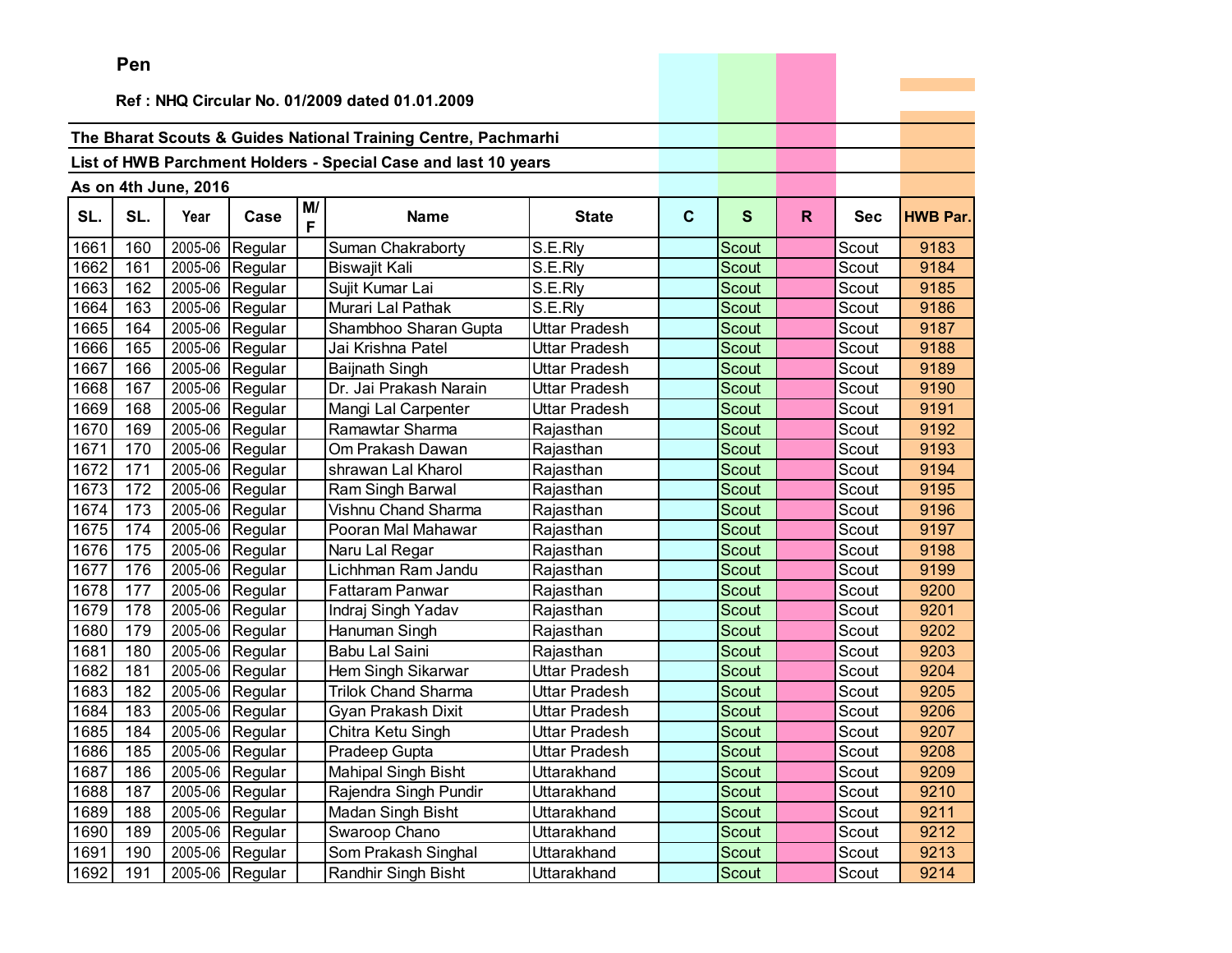**Pen**

**Ref : NHQ Circular No. 01/2009 dated 01.01.2009**

**The Bharat Scouts & Guides National Training Centre, Pachmarhi**

**List of HWB Parchment Holders - Special Case and last 10 years**

**As on 4th June, 2016**

| SL. | SL. | Year | Case | M/F | Name | State | C | S | R | Sec | HWB Par. |
|---|---|---|---|---|---|---|---|---|---|---|---|
| 1661 | 160 | 2005-06 | Regular | | Suman Chakraborty | S.E.Rly | | Scout | | Scout | 9183 |
| 1662 | 161 | 2005-06 | Regular | | Biswajit Kali | S.E.Rly | | Scout | | Scout | 9184 |
| 1663 | 162 | 2005-06 | Regular | | Sujit Kumar Lai | S.E.Rly | | Scout | | Scout | 9185 |
| 1664 | 163 | 2005-06 | Regular | | Murari Lal Pathak | S.E.Rly | | Scout | | Scout | 9186 |
| 1665 | 164 | 2005-06 | Regular | | Shambhoo Sharan Gupta | Uttar Pradesh | | Scout | | Scout | 9187 |
| 1666 | 165 | 2005-06 | Regular | | Jai Krishna Patel | Uttar Pradesh | | Scout | | Scout | 9188 |
| 1667 | 166 | 2005-06 | Regular | | Baijnath Singh | Uttar Pradesh | | Scout | | Scout | 9189 |
| 1668 | 167 | 2005-06 | Regular | | Dr. Jai Prakash Narain | Uttar Pradesh | | Scout | | Scout | 9190 |
| 1669 | 168 | 2005-06 | Regular | | Mangi Lal Carpenter | Uttar Pradesh | | Scout | | Scout | 9191 |
| 1670 | 169 | 2005-06 | Regular | | Ramawtar Sharma | Rajasthan | | Scout | | Scout | 9192 |
| 1671 | 170 | 2005-06 | Regular | | Om Prakash Dawan | Rajasthan | | Scout | | Scout | 9193 |
| 1672 | 171 | 2005-06 | Regular | | shrawan Lal Kharol | Rajasthan | | Scout | | Scout | 9194 |
| 1673 | 172 | 2005-06 | Regular | | Ram Singh Barwal | Rajasthan | | Scout | | Scout | 9195 |
| 1674 | 173 | 2005-06 | Regular | | Vishnu Chand Sharma | Rajasthan | | Scout | | Scout | 9196 |
| 1675 | 174 | 2005-06 | Regular | | Pooran Mal Mahawar | Rajasthan | | Scout | | Scout | 9197 |
| 1676 | 175 | 2005-06 | Regular | | Naru Lal Regar | Rajasthan | | Scout | | Scout | 9198 |
| 1677 | 176 | 2005-06 | Regular | | Lichhman Ram Jandu | Rajasthan | | Scout | | Scout | 9199 |
| 1678 | 177 | 2005-06 | Regular | | Fattaram Panwar | Rajasthan | | Scout | | Scout | 9200 |
| 1679 | 178 | 2005-06 | Regular | | Indraj Singh Yadav | Rajasthan | | Scout | | Scout | 9201 |
| 1680 | 179 | 2005-06 | Regular | | Hanuman Singh | Rajasthan | | Scout | | Scout | 9202 |
| 1681 | 180 | 2005-06 | Regular | | Babu Lal Saini | Rajasthan | | Scout | | Scout | 9203 |
| 1682 | 181 | 2005-06 | Regular | | Hem Singh Sikarwar | Uttar Pradesh | | Scout | | Scout | 9204 |
| 1683 | 182 | 2005-06 | Regular | | Trilok Chand Sharma | Uttar Pradesh | | Scout | | Scout | 9205 |
| 1684 | 183 | 2005-06 | Regular | | Gyan Prakash Dixit | Uttar Pradesh | | Scout | | Scout | 9206 |
| 1685 | 184 | 2005-06 | Regular | | Chitra Ketu Singh | Uttar Pradesh | | Scout | | Scout | 9207 |
| 1686 | 185 | 2005-06 | Regular | | Pradeep Gupta | Uttar Pradesh | | Scout | | Scout | 9208 |
| 1687 | 186 | 2005-06 | Regular | | Mahipal Singh Bisht | Uttarakhand | | Scout | | Scout | 9209 |
| 1688 | 187 | 2005-06 | Regular | | Rajendra Singh Pundir | Uttarakhand | | Scout | | Scout | 9210 |
| 1689 | 188 | 2005-06 | Regular | | Madan Singh Bisht | Uttarakhand | | Scout | | Scout | 9211 |
| 1690 | 189 | 2005-06 | Regular | | Swaroop Chano | Uttarakhand | | Scout | | Scout | 9212 |
| 1691 | 190 | 2005-06 | Regular | | Som Prakash Singhal | Uttarakhand | | Scout | | Scout | 9213 |
| 1692 | 191 | 2005-06 | Regular | | Randhir Singh Bisht | Uttarakhand | | Scout | | Scout | 9214 |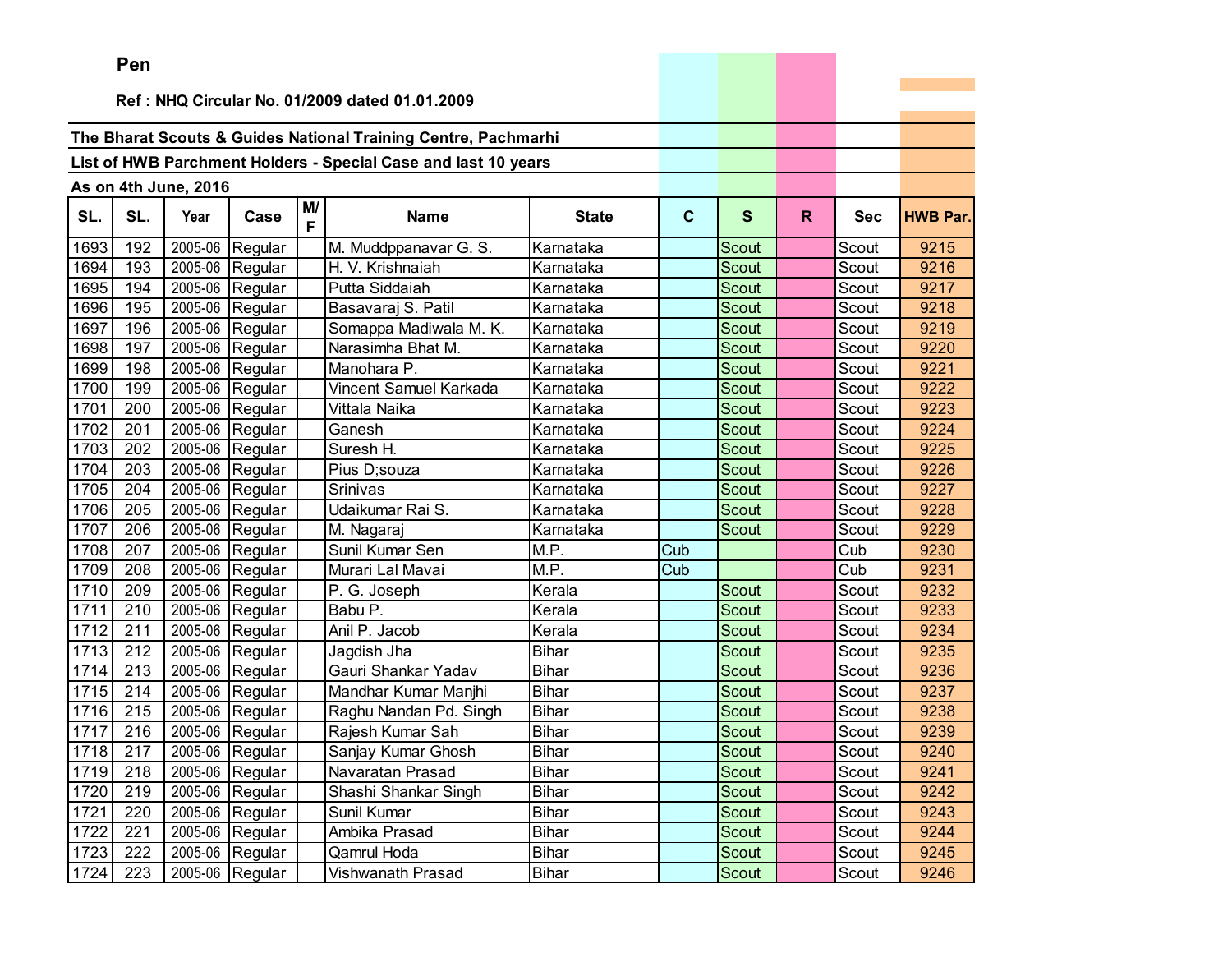**Pen**

**Ref : NHQ Circular No. 01/2009 dated 01.01.2009**

**The Bharat Scouts & Guides National Training Centre, Pachmarhi**

**List of HWB Parchment Holders - Special Case and last 10 years**

**As on 4th June, 2016**

| SL. | SL. | Year | Case | M/F | Name | State | C | S | R | Sec | HWB Par. |
|---|---|---|---|---|---|---|---|---|---|---|---|
| 1693 | 192 | 2005-06 | Regular | | M. Muddppanavar G. S. | Karnataka | | Scout | | Scout | 9215 |
| 1694 | 193 | 2005-06 | Regular | | H. V. Krishnaiah | Karnataka | | Scout | | Scout | 9216 |
| 1695 | 194 | 2005-06 | Regular | | Putta Siddaiah | Karnataka | | Scout | | Scout | 9217 |
| 1696 | 195 | 2005-06 | Regular | | Basavaraj S. Patil | Karnataka | | Scout | | Scout | 9218 |
| 1697 | 196 | 2005-06 | Regular | | Somappa Madiwala M. K. | Karnataka | | Scout | | Scout | 9219 |
| 1698 | 197 | 2005-06 | Regular | | Narasimha Bhat M. | Karnataka | | Scout | | Scout | 9220 |
| 1699 | 198 | 2005-06 | Regular | | Manohara P. | Karnataka | | Scout | | Scout | 9221 |
| 1700 | 199 | 2005-06 | Regular | | Vincent Samuel Karkada | Karnataka | | Scout | | Scout | 9222 |
| 1701 | 200 | 2005-06 | Regular | | Vittala Naika | Karnataka | | Scout | | Scout | 9223 |
| 1702 | 201 | 2005-06 | Regular | | Ganesh | Karnataka | | Scout | | Scout | 9224 |
| 1703 | 202 | 2005-06 | Regular | | Suresh H. | Karnataka | | Scout | | Scout | 9225 |
| 1704 | 203 | 2005-06 | Regular | | Pius D;souza | Karnataka | | Scout | | Scout | 9226 |
| 1705 | 204 | 2005-06 | Regular | | Srinivas | Karnataka | | Scout | | Scout | 9227 |
| 1706 | 205 | 2005-06 | Regular | | Udaikumar Rai S. | Karnataka | | Scout | | Scout | 9228 |
| 1707 | 206 | 2005-06 | Regular | | M. Nagaraj | Karnataka | | Scout | | Scout | 9229 |
| 1708 | 207 | 2005-06 | Regular | | Sunil Kumar Sen | M.P. | Cub | | | Cub | 9230 |
| 1709 | 208 | 2005-06 | Regular | | Murari Lal Mavai | M.P. | Cub | | | Cub | 9231 |
| 1710 | 209 | 2005-06 | Regular | | P. G. Joseph | Kerala | | Scout | | Scout | 9232 |
| 1711 | 210 | 2005-06 | Regular | | Babu P. | Kerala | | Scout | | Scout | 9233 |
| 1712 | 211 | 2005-06 | Regular | | Anil P. Jacob | Kerala | | Scout | | Scout | 9234 |
| 1713 | 212 | 2005-06 | Regular | | Jagdish Jha | Bihar | | Scout | | Scout | 9235 |
| 1714 | 213 | 2005-06 | Regular | | Gauri Shankar Yadav | Bihar | | Scout | | Scout | 9236 |
| 1715 | 214 | 2005-06 | Regular | | Mandhar Kumar Manjhi | Bihar | | Scout | | Scout | 9237 |
| 1716 | 215 | 2005-06 | Regular | | Raghu Nandan Pd. Singh | Bihar | | Scout | | Scout | 9238 |
| 1717 | 216 | 2005-06 | Regular | | Rajesh Kumar Sah | Bihar | | Scout | | Scout | 9239 |
| 1718 | 217 | 2005-06 | Regular | | Sanjay Kumar Ghosh | Bihar | | Scout | | Scout | 9240 |
| 1719 | 218 | 2005-06 | Regular | | Navaratan Prasad | Bihar | | Scout | | Scout | 9241 |
| 1720 | 219 | 2005-06 | Regular | | Shashi Shankar Singh | Bihar | | Scout | | Scout | 9242 |
| 1721 | 220 | 2005-06 | Regular | | Sunil Kumar | Bihar | | Scout | | Scout | 9243 |
| 1722 | 221 | 2005-06 | Regular | | Ambika Prasad | Bihar | | Scout | | Scout | 9244 |
| 1723 | 222 | 2005-06 | Regular | | Qamrul Hoda | Bihar | | Scout | | Scout | 9245 |
| 1724 | 223 | 2005-06 | Regular | | Vishwanath Prasad | Bihar | | Scout | | Scout | 9246 |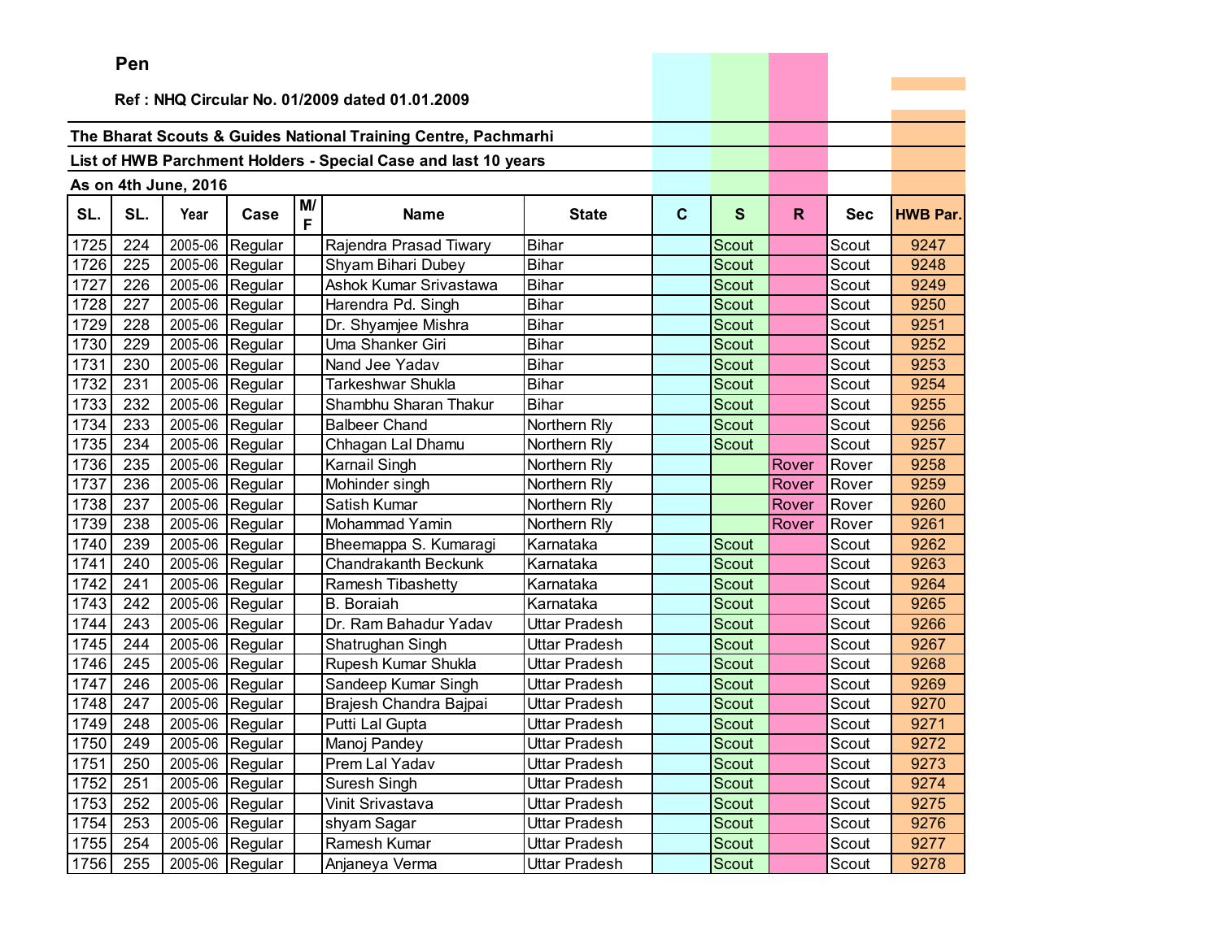**Pen**

**Ref : NHQ Circular No. 01/2009 dated 01.01.2009**

**The Bharat Scouts & Guides National Training Centre, Pachmarhi**

**List of HWB Parchment Holders - Special Case and last 10 years**

**As on 4th June, 2016**

| SL. | SL. | Year | Case | M/F | Name | State | C | S | R | Sec | HWB Par. |
|---|---|---|---|---|---|---|---|---|---|---|---|
| 1725 | 224 | 2005-06 | Regular | | Rajendra Prasad Tiwary | Bihar | | Scout | | Scout | 9247 |
| 1726 | 225 | 2005-06 | Regular | | Shyam Bihari Dubey | Bihar | | Scout | | Scout | 9248 |
| 1727 | 226 | 2005-06 | Regular | | Ashok Kumar Srivastawa | Bihar | | Scout | | Scout | 9249 |
| 1728 | 227 | 2005-06 | Regular | | Harendra Pd. Singh | Bihar | | Scout | | Scout | 9250 |
| 1729 | 228 | 2005-06 | Regular | | Dr. Shyamjee Mishra | Bihar | | Scout | | Scout | 9251 |
| 1730 | 229 | 2005-06 | Regular | | Uma Shanker Giri | Bihar | | Scout | | Scout | 9252 |
| 1731 | 230 | 2005-06 | Regular | | Nand Jee Yadav | Bihar | | Scout | | Scout | 9253 |
| 1732 | 231 | 2005-06 | Regular | | Tarkeshwar Shukla | Bihar | | Scout | | Scout | 9254 |
| 1733 | 232 | 2005-06 | Regular | | Shambhu Sharan Thakur | Bihar | | Scout | | Scout | 9255 |
| 1734 | 233 | 2005-06 | Regular | | Balbeer Chand | Northern Rly | | Scout | | Scout | 9256 |
| 1735 | 234 | 2005-06 | Regular | | Chhagan Lal Dhamu | Northern Rly | | Scout | | Scout | 9257 |
| 1736 | 235 | 2005-06 | Regular | | Karnail Singh | Northern Rly | | | Rover | Rover | 9258 |
| 1737 | 236 | 2005-06 | Regular | | Mohinder singh | Northern Rly | | | Rover | Rover | 9259 |
| 1738 | 237 | 2005-06 | Regular | | Satish Kumar | Northern Rly | | | Rover | Rover | 9260 |
| 1739 | 238 | 2005-06 | Regular | | Mohammad Yamin | Northern Rly | | | Rover | Rover | 9261 |
| 1740 | 239 | 2005-06 | Regular | | Bheemappa S. Kumaragi | Karnataka | | Scout | | Scout | 9262 |
| 1741 | 240 | 2005-06 | Regular | | Chandrakanth Beckunk | Karnataka | | Scout | | Scout | 9263 |
| 1742 | 241 | 2005-06 | Regular | | Ramesh Tibashetty | Karnataka | | Scout | | Scout | 9264 |
| 1743 | 242 | 2005-06 | Regular | | B. Boraiah | Karnataka | | Scout | | Scout | 9265 |
| 1744 | 243 | 2005-06 | Regular | | Dr. Ram Bahadur Yadav | Uttar Pradesh | | Scout | | Scout | 9266 |
| 1745 | 244 | 2005-06 | Regular | | Shatrughan Singh | Uttar Pradesh | | Scout | | Scout | 9267 |
| 1746 | 245 | 2005-06 | Regular | | Rupesh Kumar Shukla | Uttar Pradesh | | Scout | | Scout | 9268 |
| 1747 | 246 | 2005-06 | Regular | | Sandeep Kumar Singh | Uttar Pradesh | | Scout | | Scout | 9269 |
| 1748 | 247 | 2005-06 | Regular | | Brajesh Chandra Bajpai | Uttar Pradesh | | Scout | | Scout | 9270 |
| 1749 | 248 | 2005-06 | Regular | | Putti Lal Gupta | Uttar Pradesh | | Scout | | Scout | 9271 |
| 1750 | 249 | 2005-06 | Regular | | Manoj Pandey | Uttar Pradesh | | Scout | | Scout | 9272 |
| 1751 | 250 | 2005-06 | Regular | | Prem Lal Yadav | Uttar Pradesh | | Scout | | Scout | 9273 |
| 1752 | 251 | 2005-06 | Regular | | Suresh Singh | Uttar Pradesh | | Scout | | Scout | 9274 |
| 1753 | 252 | 2005-06 | Regular | | Vinit Srivastava | Uttar Pradesh | | Scout | | Scout | 9275 |
| 1754 | 253 | 2005-06 | Regular | | shyam Sagar | Uttar Pradesh | | Scout | | Scout | 9276 |
| 1755 | 254 | 2005-06 | Regular | | Ramesh Kumar | Uttar Pradesh | | Scout | | Scout | 9277 |
| 1756 | 255 | 2005-06 | Regular | | Anjaneya Verma | Uttar Pradesh | | Scout | | Scout | 9278 |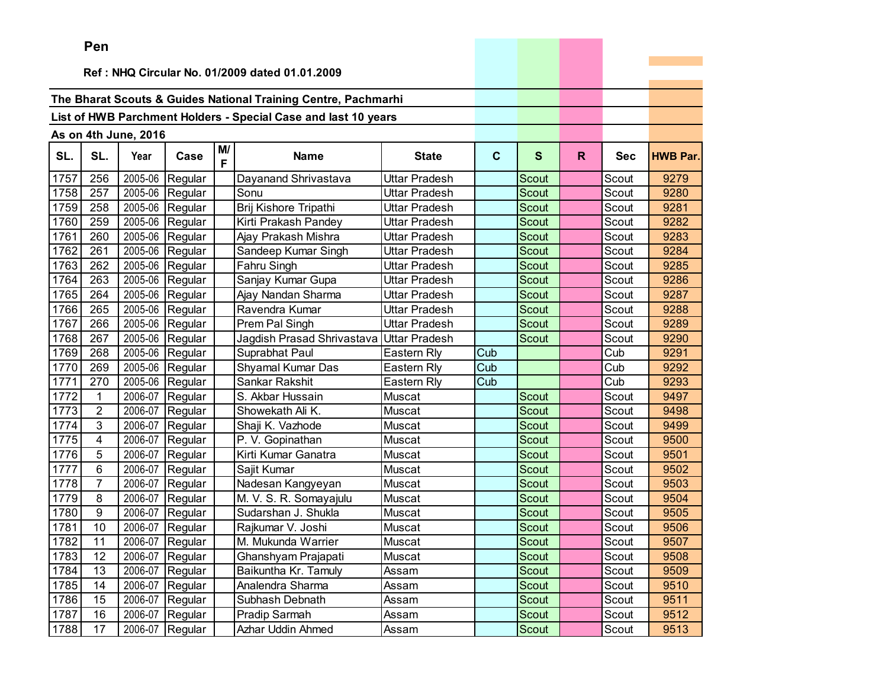**Pen**

**Ref : NHQ Circular No. 01/2009 dated 01.01.2009**

**The Bharat Scouts & Guides National Training Centre, Pachmarhi**

**List of HWB Parchment Holders - Special Case and last 10 years**

**As on 4th June, 2016**

| SL. | SL. | Year | Case | M/F | Name | State | C | S | R | Sec | HWB Par. |
|---|---|---|---|---|---|---|---|---|---|---|---|
| 1757 | 256 | 2005-06 | Regular | | Dayanand Shrivastava | Uttar Pradesh | | Scout | | Scout | 9279 |
| 1758 | 257 | 2005-06 | Regular | | Sonu | Uttar Pradesh | | Scout | | Scout | 9280 |
| 1759 | 258 | 2005-06 | Regular | | Brij Kishore Tripathi | Uttar Pradesh | | Scout | | Scout | 9281 |
| 1760 | 259 | 2005-06 | Regular | | Kirti Prakash Pandey | Uttar Pradesh | | Scout | | Scout | 9282 |
| 1761 | 260 | 2005-06 | Regular | | Ajay Prakash Mishra | Uttar Pradesh | | Scout | | Scout | 9283 |
| 1762 | 261 | 2005-06 | Regular | | Sandeep Kumar Singh | Uttar Pradesh | | Scout | | Scout | 9284 |
| 1763 | 262 | 2005-06 | Regular | | Fahru Singh | Uttar Pradesh | | Scout | | Scout | 9285 |
| 1764 | 263 | 2005-06 | Regular | | Sanjay Kumar Gupa | Uttar Pradesh | | Scout | | Scout | 9286 |
| 1765 | 264 | 2005-06 | Regular | | Ajay Nandan Sharma | Uttar Pradesh | | Scout | | Scout | 9287 |
| 1766 | 265 | 2005-06 | Regular | | Ravendra Kumar | Uttar Pradesh | | Scout | | Scout | 9288 |
| 1767 | 266 | 2005-06 | Regular | | Prem Pal Singh | Uttar Pradesh | | Scout | | Scout | 9289 |
| 1768 | 267 | 2005-06 | Regular | | Jagdish Prasad Shrivastava | Uttar Pradesh | | Scout | | Scout | 9290 |
| 1769 | 268 | 2005-06 | Regular | | Suprabhat Paul | Eastern Rly | Cub | | | Cub | 9291 |
| 1770 | 269 | 2005-06 | Regular | | Shyamal Kumar Das | Eastern Rly | Cub | | | Cub | 9292 |
| 1771 | 270 | 2005-06 | Regular | | Sankar Rakshit | Eastern Rly | Cub | | | Cub | 9293 |
| 1772 | 1 | 2006-07 | Regular | | S. Akbar Hussain | Muscat | | Scout | | Scout | 9497 |
| 1773 | 2 | 2006-07 | Regular | | Showekath Ali K. | Muscat | | Scout | | Scout | 9498 |
| 1774 | 3 | 2006-07 | Regular | | Shaji K. Vazhode | Muscat | | Scout | | Scout | 9499 |
| 1775 | 4 | 2006-07 | Regular | | P. V. Gopinathan | Muscat | | Scout | | Scout | 9500 |
| 1776 | 5 | 2006-07 | Regular | | Kirti Kumar Ganatra | Muscat | | Scout | | Scout | 9501 |
| 1777 | 6 | 2006-07 | Regular | | Sajit Kumar | Muscat | | Scout | | Scout | 9502 |
| 1778 | 7 | 2006-07 | Regular | | Nadesan Kangyeyan | Muscat | | Scout | | Scout | 9503 |
| 1779 | 8 | 2006-07 | Regular | | M. V. S. R. Somayajulu | Muscat | | Scout | | Scout | 9504 |
| 1780 | 9 | 2006-07 | Regular | | Sudarshan J. Shukla | Muscat | | Scout | | Scout | 9505 |
| 1781 | 10 | 2006-07 | Regular | | Rajkumar V. Joshi | Muscat | | Scout | | Scout | 9506 |
| 1782 | 11 | 2006-07 | Regular | | M. Mukunda Warrier | Muscat | | Scout | | Scout | 9507 |
| 1783 | 12 | 2006-07 | Regular | | Ghanshyam Prajapati | Muscat | | Scout | | Scout | 9508 |
| 1784 | 13 | 2006-07 | Regular | | Baikuntha Kr. Tamuly | Assam | | Scout | | Scout | 9509 |
| 1785 | 14 | 2006-07 | Regular | | Analendra Sharma | Assam | | Scout | | Scout | 9510 |
| 1786 | 15 | 2006-07 | Regular | | Subhash Debnath | Assam | | Scout | | Scout | 9511 |
| 1787 | 16 | 2006-07 | Regular | | Pradip Sarmah | Assam | | Scout | | Scout | 9512 |
| 1788 | 17 | 2006-07 | Regular | | Azhar Uddin Ahmed | Assam | | Scout | | Scout | 9513 |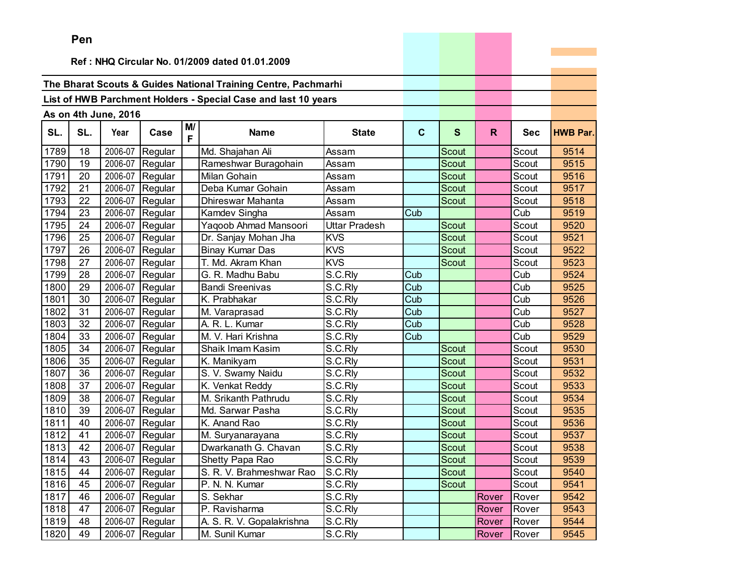**Pen**

**Ref : NHQ Circular No. 01/2009 dated 01.01.2009**

**The Bharat Scouts & Guides National Training Centre, Pachmarhi**

**List of HWB Parchment Holders - Special Case and last 10 years**

**As on 4th June, 2016**

| SL. | SL. | Year | Case | M/F | Name | State | C | S | R | Sec | HWB Par. |
|---|---|---|---|---|---|---|---|---|---|---|---|
| 1789 | 18 | 2006-07 | Regular | | Md. Shajahan Ali | Assam | | Scout | | Scout | 9514 |
| 1790 | 19 | 2006-07 | Regular | | Rameshwar Buragohain | Assam | | Scout | | Scout | 9515 |
| 1791 | 20 | 2006-07 | Regular | | Milan Gohain | Assam | | Scout | | Scout | 9516 |
| 1792 | 21 | 2006-07 | Regular | | Deba Kumar Gohain | Assam | | Scout | | Scout | 9517 |
| 1793 | 22 | 2006-07 | Regular | | Dhireswar Mahanta | Assam | | Scout | | Scout | 9518 |
| 1794 | 23 | 2006-07 | Regular | | Kamdev Singha | Assam | Cub | | | Cub | 9519 |
| 1795 | 24 | 2006-07 | Regular | | Yaqoob Ahmad Mansoori | Uttar Pradesh | | Scout | | Scout | 9520 |
| 1796 | 25 | 2006-07 | Regular | | Dr. Sanjay Mohan Jha | KVS | | Scout | | Scout | 9521 |
| 1797 | 26 | 2006-07 | Regular | | Binay Kumar Das | KVS | | Scout | | Scout | 9522 |
| 1798 | 27 | 2006-07 | Regular | | T. Md. Akram Khan | KVS | | Scout | | Scout | 9523 |
| 1799 | 28 | 2006-07 | Regular | | G. R. Madhu Babu | S.C.Rly | Cub | | | Cub | 9524 |
| 1800 | 29 | 2006-07 | Regular | | Bandi Sreenivas | S.C.Rly | Cub | | | Cub | 9525 |
| 1801 | 30 | 2006-07 | Regular | | K. Prabhakar | S.C.Rly | Cub | | | Cub | 9526 |
| 1802 | 31 | 2006-07 | Regular | | M. Varaprasad | S.C.Rly | Cub | | | Cub | 9527 |
| 1803 | 32 | 2006-07 | Regular | | A. R. L. Kumar | S.C.Rly | Cub | | | Cub | 9528 |
| 1804 | 33 | 2006-07 | Regular | | M. V. Hari Krishna | S.C.Rly | Cub | | | Cub | 9529 |
| 1805 | 34 | 2006-07 | Regular | | Shaik Imam Kasim | S.C.Rly | | Scout | | Scout | 9530 |
| 1806 | 35 | 2006-07 | Regular | | K. Manikyam | S.C.Rly | | Scout | | Scout | 9531 |
| 1807 | 36 | 2006-07 | Regular | | S. V. Swamy Naidu | S.C.Rly | | Scout | | Scout | 9532 |
| 1808 | 37 | 2006-07 | Regular | | K. Venkat Reddy | S.C.Rly | | Scout | | Scout | 9533 |
| 1809 | 38 | 2006-07 | Regular | | M. Srikanth Pathrudu | S.C.Rly | | Scout | | Scout | 9534 |
| 1810 | 39 | 2006-07 | Regular | | Md. Sarwar Pasha | S.C.Rly | | Scout | | Scout | 9535 |
| 1811 | 40 | 2006-07 | Regular | | K. Anand Rao | S.C.Rly | | Scout | | Scout | 9536 |
| 1812 | 41 | 2006-07 | Regular | | M. Suryanarayana | S.C.Rly | | Scout | | Scout | 9537 |
| 1813 | 42 | 2006-07 | Regular | | Dwarkanath G. Chavan | S.C.Rly | | Scout | | Scout | 9538 |
| 1814 | 43 | 2006-07 | Regular | | Shetty Papa Rao | S.C.Rly | | Scout | | Scout | 9539 |
| 1815 | 44 | 2006-07 | Regular | | S. R. V. Brahmeshwar Rao | S.C.Rly | | Scout | | Scout | 9540 |
| 1816 | 45 | 2006-07 | Regular | | P. N. N. Kumar | S.C.Rly | | Scout | | Scout | 9541 |
| 1817 | 46 | 2006-07 | Regular | | S. Sekhar | S.C.Rly | | | Rover | Rover | 9542 |
| 1818 | 47 | 2006-07 | Regular | | P. Ravisharma | S.C.Rly | | | Rover | Rover | 9543 |
| 1819 | 48 | 2006-07 | Regular | | A. S. R. V. Gopalakrishna | S.C.Rly | | | Rover | Rover | 9544 |
| 1820 | 49 | 2006-07 | Regular | | M. Sunil Kumar | S.C.Rly | | | Rover | Rover | 9545 |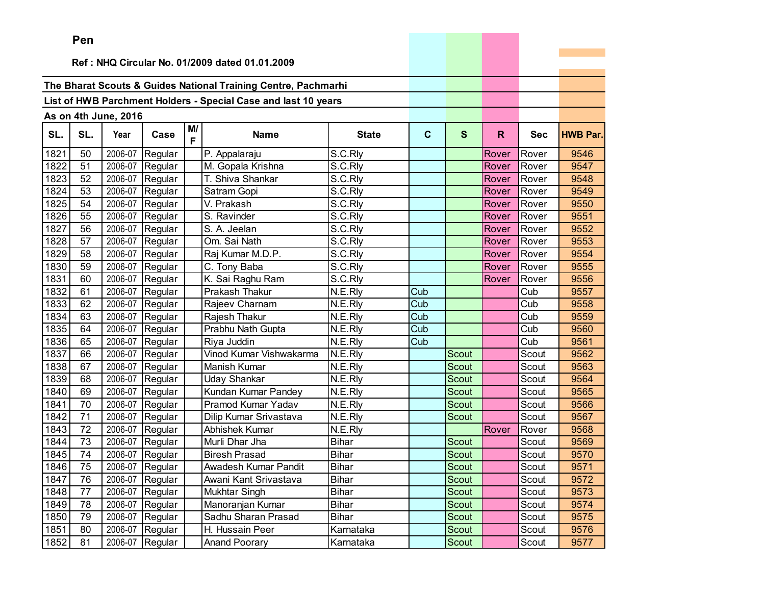**Pen**

**Ref : NHQ Circular No. 01/2009 dated 01.01.2009**

**The Bharat Scouts & Guides National Training Centre, Pachmarhi**

**List of HWB Parchment Holders - Special Case and last 10 years**

**As on 4th June, 2016**

| SL. | SL. | Year | Case | M/F | Name | State | C | S | R | Sec | HWB Par. |
|---|---|---|---|---|---|---|---|---|---|---|---|
| 1821 | 50 | 2006-07 | Regular | | P. Appalaraju | S.C.Rly | | | Rover | Rover | 9546 |
| 1822 | 51 | 2006-07 | Regular | | M. Gopala Krishna | S.C.Rly | | | Rover | Rover | 9547 |
| 1823 | 52 | 2006-07 | Regular | | T. Shiva Shankar | S.C.Rly | | | Rover | Rover | 9548 |
| 1824 | 53 | 2006-07 | Regular | | Satram Gopi | S.C.Rly | | | Rover | Rover | 9549 |
| 1825 | 54 | 2006-07 | Regular | | V. Prakash | S.C.Rly | | | Rover | Rover | 9550 |
| 1826 | 55 | 2006-07 | Regular | | S. Ravinder | S.C.Rly | | | Rover | Rover | 9551 |
| 1827 | 56 | 2006-07 | Regular | | S. A. Jeelan | S.C.Rly | | | Rover | Rover | 9552 |
| 1828 | 57 | 2006-07 | Regular | | Om. Sai Nath | S.C.Rly | | | Rover | Rover | 9553 |
| 1829 | 58 | 2006-07 | Regular | | Raj Kumar M.D.P. | S.C.Rly | | | Rover | Rover | 9554 |
| 1830 | 59 | 2006-07 | Regular | | C. Tony Baba | S.C.Rly | | | Rover | Rover | 9555 |
| 1831 | 60 | 2006-07 | Regular | | K. Sai Raghu Ram | S.C.Rly | | | Rover | Rover | 9556 |
| 1832 | 61 | 2006-07 | Regular | | Prakash Thakur | N.E.Rly | Cub | | | Cub | 9557 |
| 1833 | 62 | 2006-07 | Regular | | Rajeev Charnam | N.E.Rly | Cub | | | Cub | 9558 |
| 1834 | 63 | 2006-07 | Regular | | Rajesh Thakur | N.E.Rly | Cub | | | Cub | 9559 |
| 1835 | 64 | 2006-07 | Regular | | Prabhu Nath Gupta | N.E.Rly | Cub | | | Cub | 9560 |
| 1836 | 65 | 2006-07 | Regular | | Riya Juddin | N.E.Rly | Cub | | | Cub | 9561 |
| 1837 | 66 | 2006-07 | Regular | | Vinod Kumar Vishwakarma | N.E.Rly | | Scout | | Scout | 9562 |
| 1838 | 67 | 2006-07 | Regular | | Manish Kumar | N.E.Rly | | Scout | | Scout | 9563 |
| 1839 | 68 | 2006-07 | Regular | | Uday Shankar | N.E.Rly | | Scout | | Scout | 9564 |
| 1840 | 69 | 2006-07 | Regular | | Kundan Kumar Pandey | N.E.Rly | | Scout | | Scout | 9565 |
| 1841 | 70 | 2006-07 | Regular | | Pramod Kumar Yadav | N.E.Rly | | Scout | | Scout | 9566 |
| 1842 | 71 | 2006-07 | Regular | | Dilip Kumar Srivastava | N.E.Rly | | Scout | | Scout | 9567 |
| 1843 | 72 | 2006-07 | Regular | | Abhishek Kumar | N.E.Rly | | | Rover | Rover | 9568 |
| 1844 | 73 | 2006-07 | Regular | | Murli Dhar Jha | Bihar | | Scout | | Scout | 9569 |
| 1845 | 74 | 2006-07 | Regular | | Biresh Prasad | Bihar | | Scout | | Scout | 9570 |
| 1846 | 75 | 2006-07 | Regular | | Awadesh Kumar Pandit | Bihar | | Scout | | Scout | 9571 |
| 1847 | 76 | 2006-07 | Regular | | Awani Kant Srivastava | Bihar | | Scout | | Scout | 9572 |
| 1848 | 77 | 2006-07 | Regular | | Mukhtar Singh | Bihar | | Scout | | Scout | 9573 |
| 1849 | 78 | 2006-07 | Regular | | Manoranjan Kumar | Bihar | | Scout | | Scout | 9574 |
| 1850 | 79 | 2006-07 | Regular | | Sadhu Sharan Prasad | Bihar | | Scout | | Scout | 9575 |
| 1851 | 80 | 2006-07 | Regular | | H. Hussain Peer | Karnataka | | Scout | | Scout | 9576 |
| 1852 | 81 | 2006-07 | Regular | | Anand Poorary | Karnataka | | Scout | | Scout | 9577 |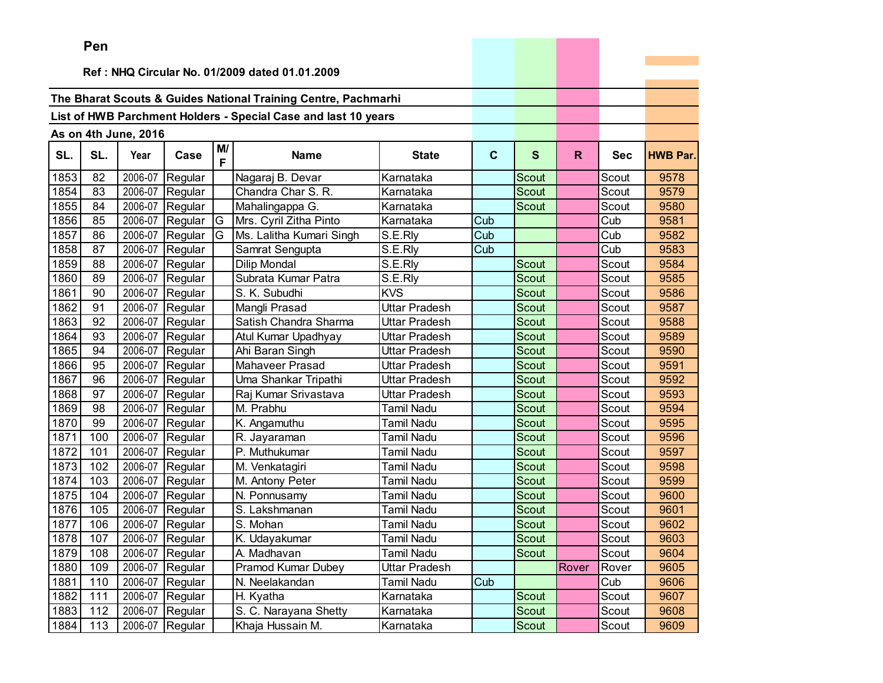**Pen**

**Ref : NHQ Circular No. 01/2009 dated 01.01.2009**

**The Bharat Scouts & Guides National Training Centre, Pachmarhi**

**List of HWB Parchment Holders - Special Case and last 10 years**

**As on 4th June, 2016**

| SL. | SL. | Year | Case | M/F | Name | State | C | S | R | Sec | HWB Par. |
|---|---|---|---|---|---|---|---|---|---|---|---|
| 1853 | 82 | 2006-07 | Regular | | Nagaraj B. Devar | Karnataka | | Scout | | Scout | 9578 |
| 1854 | 83 | 2006-07 | Regular | | Chandra Char S. R. | Karnataka | | Scout | | Scout | 9579 |
| 1855 | 84 | 2006-07 | Regular | | Mahalingappa G. | Karnataka | | Scout | | Scout | 9580 |
| 1856 | 85 | 2006-07 | Regular | G | Mrs. Cyril Zitha Pinto | Karnataka | Cub | | | Cub | 9581 |
| 1857 | 86 | 2006-07 | Regular | G | Ms. Lalitha Kumari Singh | S.E.Rly | Cub | | | Cub | 9582 |
| 1858 | 87 | 2006-07 | Regular | | Samrat Sengupta | S.E.Rly | Cub | | | Cub | 9583 |
| 1859 | 88 | 2006-07 | Regular | | Dilip Mondal | S.E.Rly | | Scout | | Scout | 9584 |
| 1860 | 89 | 2006-07 | Regular | | Subrata Kumar Patra | S.E.Rly | | Scout | | Scout | 9585 |
| 1861 | 90 | 2006-07 | Regular | | S. K. Subudhi | KVS | | Scout | | Scout | 9586 |
| 1862 | 91 | 2006-07 | Regular | | Mangli Prasad | Uttar Pradesh | | Scout | | Scout | 9587 |
| 1863 | 92 | 2006-07 | Regular | | Satish Chandra Sharma | Uttar Pradesh | | Scout | | Scout | 9588 |
| 1864 | 93 | 2006-07 | Regular | | Atul Kumar Upadhyay | Uttar Pradesh | | Scout | | Scout | 9589 |
| 1865 | 94 | 2006-07 | Regular | | Ahi Baran Singh | Uttar Pradesh | | Scout | | Scout | 9590 |
| 1866 | 95 | 2006-07 | Regular | | Mahaveer Prasad | Uttar Pradesh | | Scout | | Scout | 9591 |
| 1867 | 96 | 2006-07 | Regular | | Uma Shankar Tripathi | Uttar Pradesh | | Scout | | Scout | 9592 |
| 1868 | 97 | 2006-07 | Regular | | Raj Kumar Srivastava | Uttar Pradesh | | Scout | | Scout | 9593 |
| 1869 | 98 | 2006-07 | Regular | | M. Prabhu | Tamil Nadu | | Scout | | Scout | 9594 |
| 1870 | 99 | 2006-07 | Regular | | K. Angamuthu | Tamil Nadu | | Scout | | Scout | 9595 |
| 1871 | 100 | 2006-07 | Regular | | R. Jayaraman | Tamil Nadu | | Scout | | Scout | 9596 |
| 1872 | 101 | 2006-07 | Regular | | P. Muthukumar | Tamil Nadu | | Scout | | Scout | 9597 |
| 1873 | 102 | 2006-07 | Regular | | M. Venkatagiri | Tamil Nadu | | Scout | | Scout | 9598 |
| 1874 | 103 | 2006-07 | Regular | | M. Antony Peter | Tamil Nadu | | Scout | | Scout | 9599 |
| 1875 | 104 | 2006-07 | Regular | | N. Ponnusamy | Tamil Nadu | | Scout | | Scout | 9600 |
| 1876 | 105 | 2006-07 | Regular | | S. Lakshmanan | Tamil Nadu | | Scout | | Scout | 9601 |
| 1877 | 106 | 2006-07 | Regular | | S. Mohan | Tamil Nadu | | Scout | | Scout | 9602 |
| 1878 | 107 | 2006-07 | Regular | | K. Udayakumar | Tamil Nadu | | Scout | | Scout | 9603 |
| 1879 | 108 | 2006-07 | Regular | | A. Madhavan | Tamil Nadu | | Scout | | Scout | 9604 |
| 1880 | 109 | 2006-07 | Regular | | Pramod Kumar Dubey | Uttar Pradesh | | | Rover | Rover | 9605 |
| 1881 | 110 | 2006-07 | Regular | | N. Neelakandan | Tamil Nadu | Cub | | | Cub | 9606 |
| 1882 | 111 | 2006-07 | Regular | | H. Kyatha | Karnataka | | Scout | | Scout | 9607 |
| 1883 | 112 | 2006-07 | Regular | | S. C. Narayana Shetty | Karnataka | | Scout | | Scout | 9608 |
| 1884 | 113 | 2006-07 | Regular | | Khaja Hussain M. | Karnataka | | Scout | | Scout | 9609 |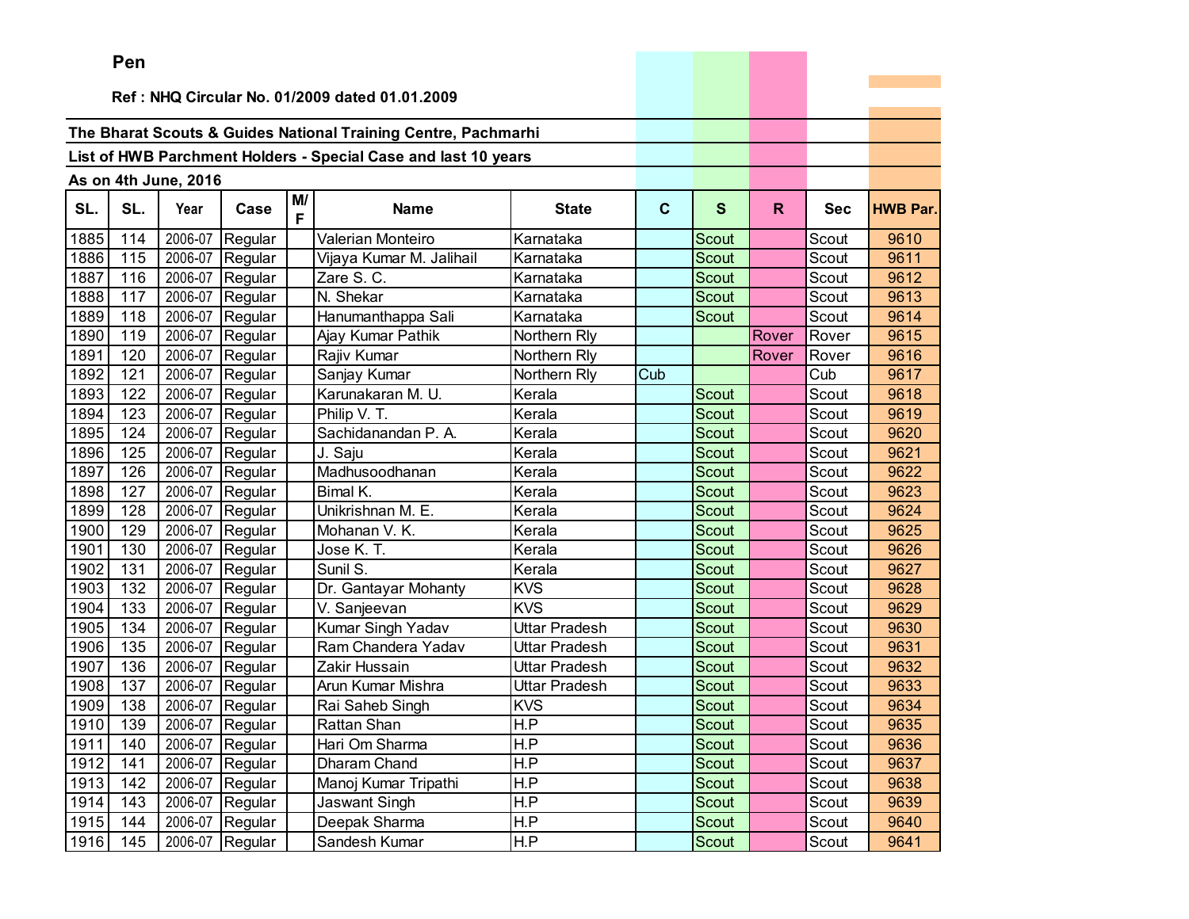**Pen**

**Ref : NHQ Circular No. 01/2009 dated 01.01.2009**

**The Bharat Scouts & Guides National Training Centre, Pachmarhi**

**List of HWB Parchment Holders - Special Case and last 10 years**

**As on 4th June, 2016**

| SL. | SL. | Year | Case | M/F | Name | State | C | S | R | Sec | HWB Par. |
|---|---|---|---|---|---|---|---|---|---|---|---|
| 1885 | 114 | 2006-07 | Regular | | Valerian Monteiro | Karnataka | | Scout | | Scout | 9610 |
| 1886 | 115 | 2006-07 | Regular | | Vijaya Kumar M. Jalihail | Karnataka | | Scout | | Scout | 9611 |
| 1887 | 116 | 2006-07 | Regular | | Zare S. C. | Karnataka | | Scout | | Scout | 9612 |
| 1888 | 117 | 2006-07 | Regular | | N. Shekar | Karnataka | | Scout | | Scout | 9613 |
| 1889 | 118 | 2006-07 | Regular | | Hanumanthappa Sali | Karnataka | | Scout | | Scout | 9614 |
| 1890 | 119 | 2006-07 | Regular | | Ajay Kumar Pathik | Northern Rly | | | Rover | Rover | 9615 |
| 1891 | 120 | 2006-07 | Regular | | Rajiv Kumar | Northern Rly | | | Rover | Rover | 9616 |
| 1892 | 121 | 2006-07 | Regular | | Sanjay Kumar | Northern Rly | Cub | | | Cub | 9617 |
| 1893 | 122 | 2006-07 | Regular | | Karunakaran M. U. | Kerala | | Scout | | Scout | 9618 |
| 1894 | 123 | 2006-07 | Regular | | Philip V. T. | Kerala | | Scout | | Scout | 9619 |
| 1895 | 124 | 2006-07 | Regular | | Sachidanandan P. A. | Kerala | | Scout | | Scout | 9620 |
| 1896 | 125 | 2006-07 | Regular | | J. Saju | Kerala | | Scout | | Scout | 9621 |
| 1897 | 126 | 2006-07 | Regular | | Madhusoodhanan | Kerala | | Scout | | Scout | 9622 |
| 1898 | 127 | 2006-07 | Regular | | Bimal K. | Kerala | | Scout | | Scout | 9623 |
| 1899 | 128 | 2006-07 | Regular | | Unikrishnan M. E. | Kerala | | Scout | | Scout | 9624 |
| 1900 | 129 | 2006-07 | Regular | | Mohanan V. K. | Kerala | | Scout | | Scout | 9625 |
| 1901 | 130 | 2006-07 | Regular | | Jose K. T. | Kerala | | Scout | | Scout | 9626 |
| 1902 | 131 | 2006-07 | Regular | | Sunil S. | Kerala | | Scout | | Scout | 9627 |
| 1903 | 132 | 2006-07 | Regular | | Dr. Gantayar Mohanty | KVS | | Scout | | Scout | 9628 |
| 1904 | 133 | 2006-07 | Regular | | V. Sanjeevan | KVS | | Scout | | Scout | 9629 |
| 1905 | 134 | 2006-07 | Regular | | Kumar Singh Yadav | Uttar Pradesh | | Scout | | Scout | 9630 |
| 1906 | 135 | 2006-07 | Regular | | Ram Chandera Yadav | Uttar Pradesh | | Scout | | Scout | 9631 |
| 1907 | 136 | 2006-07 | Regular | | Zakir Hussain | Uttar Pradesh | | Scout | | Scout | 9632 |
| 1908 | 137 | 2006-07 | Regular | | Arun Kumar Mishra | Uttar Pradesh | | Scout | | Scout | 9633 |
| 1909 | 138 | 2006-07 | Regular | | Rai Saheb Singh | KVS | | Scout | | Scout | 9634 |
| 1910 | 139 | 2006-07 | Regular | | Rattan Shan | H.P | | Scout | | Scout | 9635 |
| 1911 | 140 | 2006-07 | Regular | | Hari Om Sharma | H.P | | Scout | | Scout | 9636 |
| 1912 | 141 | 2006-07 | Regular | | Dharam Chand | H.P | | Scout | | Scout | 9637 |
| 1913 | 142 | 2006-07 | Regular | | Manoj Kumar Tripathi | H.P | | Scout | | Scout | 9638 |
| 1914 | 143 | 2006-07 | Regular | | Jaswant Singh | H.P | | Scout | | Scout | 9639 |
| 1915 | 144 | 2006-07 | Regular | | Deepak Sharma | H.P | | Scout | | Scout | 9640 |
| 1916 | 145 | 2006-07 | Regular | | Sandesh Kumar | H.P | | Scout | | Scout | 9641 |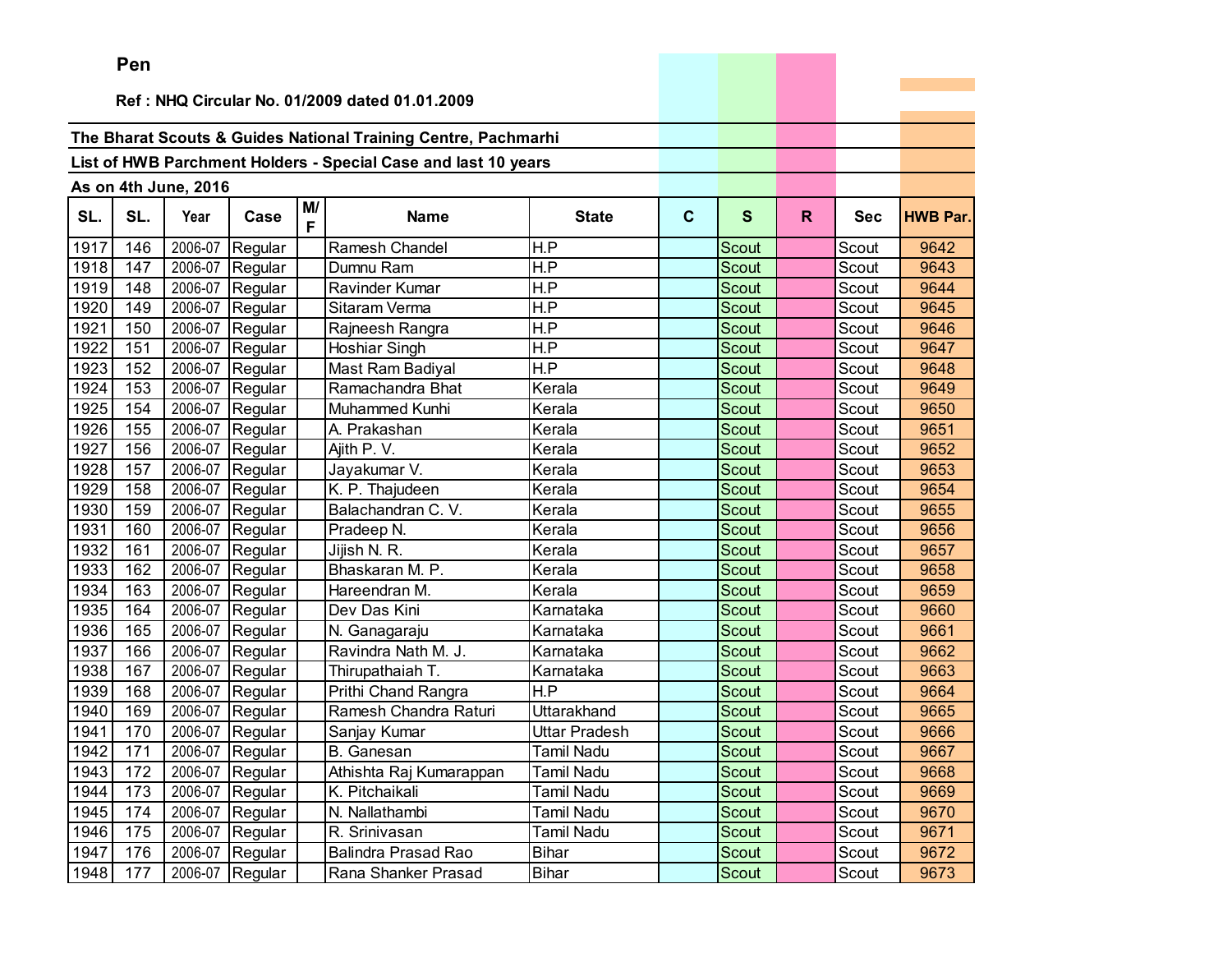**Pen**

**Ref : NHQ Circular No. 01/2009 dated 01.01.2009**

**The Bharat Scouts & Guides National Training Centre, Pachmarhi**

**List of HWB Parchment Holders - Special Case and last 10 years**

**As on 4th June, 2016**

| SL. | SL. | Year | Case | M/F | Name | State | C | S | R | Sec | HWB Par. |
|---|---|---|---|---|---|---|---|---|---|---|---|
| 1917 | 146 | 2006-07 | Regular | | Ramesh Chandel | H.P | | Scout | | Scout | 9642 |
| 1918 | 147 | 2006-07 | Regular | | Dumnu Ram | H.P | | Scout | | Scout | 9643 |
| 1919 | 148 | 2006-07 | Regular | | Ravinder Kumar | H.P | | Scout | | Scout | 9644 |
| 1920 | 149 | 2006-07 | Regular | | Sitaram Verma | H.P | | Scout | | Scout | 9645 |
| 1921 | 150 | 2006-07 | Regular | | Rajneesh Rangra | H.P | | Scout | | Scout | 9646 |
| 1922 | 151 | 2006-07 | Regular | | Hoshiar Singh | H.P | | Scout | | Scout | 9647 |
| 1923 | 152 | 2006-07 | Regular | | Mast Ram Badiyal | H.P | | Scout | | Scout | 9648 |
| 1924 | 153 | 2006-07 | Regular | | Ramachandra Bhat | Kerala | | Scout | | Scout | 9649 |
| 1925 | 154 | 2006-07 | Regular | | Muhammed Kunhi | Kerala | | Scout | | Scout | 9650 |
| 1926 | 155 | 2006-07 | Regular | | A. Prakashan | Kerala | | Scout | | Scout | 9651 |
| 1927 | 156 | 2006-07 | Regular | | Ajith P. V. | Kerala | | Scout | | Scout | 9652 |
| 1928 | 157 | 2006-07 | Regular | | Jayakumar V. | Kerala | | Scout | | Scout | 9653 |
| 1929 | 158 | 2006-07 | Regular | | K. P. Thajudeen | Kerala | | Scout | | Scout | 9654 |
| 1930 | 159 | 2006-07 | Regular | | Balachandran C. V. | Kerala | | Scout | | Scout | 9655 |
| 1931 | 160 | 2006-07 | Regular | | Pradeep N. | Kerala | | Scout | | Scout | 9656 |
| 1932 | 161 | 2006-07 | Regular | | Jijish N. R. | Kerala | | Scout | | Scout | 9657 |
| 1933 | 162 | 2006-07 | Regular | | Bhaskaran M. P. | Kerala | | Scout | | Scout | 9658 |
| 1934 | 163 | 2006-07 | Regular | | Hareendran M. | Kerala | | Scout | | Scout | 9659 |
| 1935 | 164 | 2006-07 | Regular | | Dev Das Kini | Karnataka | | Scout | | Scout | 9660 |
| 1936 | 165 | 2006-07 | Regular | | N. Ganagaraju | Karnataka | | Scout | | Scout | 9661 |
| 1937 | 166 | 2006-07 | Regular | | Ravindra Nath M. J. | Karnataka | | Scout | | Scout | 9662 |
| 1938 | 167 | 2006-07 | Regular | | Thirupathaiah T. | Karnataka | | Scout | | Scout | 9663 |
| 1939 | 168 | 2006-07 | Regular | | Prithi Chand Rangra | H.P | | Scout | | Scout | 9664 |
| 1940 | 169 | 2006-07 | Regular | | Ramesh Chandra Raturi | Uttarakhand | | Scout | | Scout | 9665 |
| 1941 | 170 | 2006-07 | Regular | | Sanjay Kumar | Uttar Pradesh | | Scout | | Scout | 9666 |
| 1942 | 171 | 2006-07 | Regular | | B. Ganesan | Tamil Nadu | | Scout | | Scout | 9667 |
| 1943 | 172 | 2006-07 | Regular | | Athishta Raj Kumarappan | Tamil Nadu | | Scout | | Scout | 9668 |
| 1944 | 173 | 2006-07 | Regular | | K. Pitchaikali | Tamil Nadu | | Scout | | Scout | 9669 |
| 1945 | 174 | 2006-07 | Regular | | N. Nallathambi | Tamil Nadu | | Scout | | Scout | 9670 |
| 1946 | 175 | 2006-07 | Regular | | R. Srinivasan | Tamil Nadu | | Scout | | Scout | 9671 |
| 1947 | 176 | 2006-07 | Regular | | Balindra Prasad Rao | Bihar | | Scout | | Scout | 9672 |
| 1948 | 177 | 2006-07 | Regular | | Rana Shanker Prasad | Bihar | | Scout | | Scout | 9673 |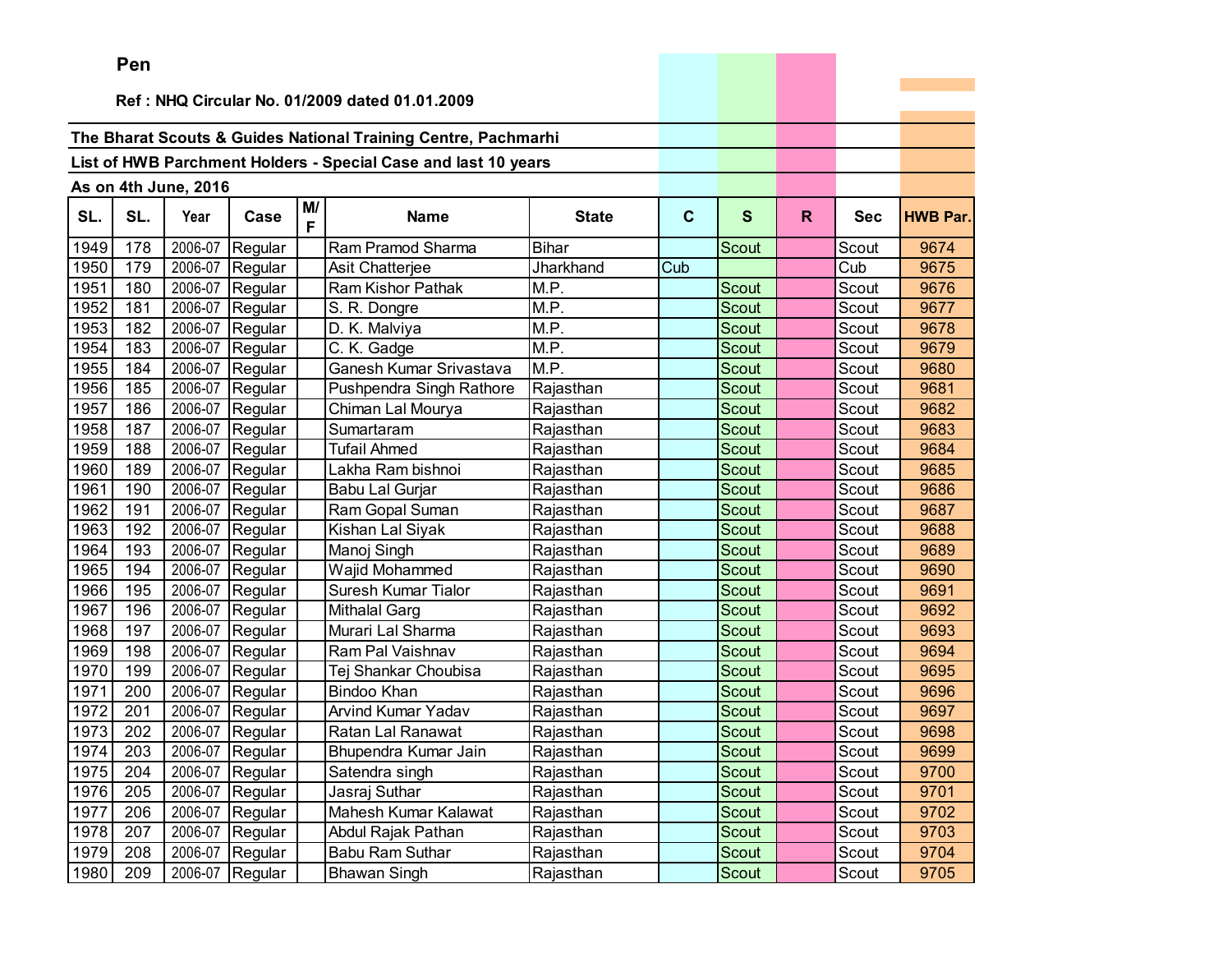**Pen**

**Ref : NHQ Circular No. 01/2009 dated 01.01.2009**

**The Bharat Scouts & Guides National Training Centre, Pachmarhi**

**List of HWB Parchment Holders - Special Case and last 10 years**

**As on 4th June, 2016**

| SL. | SL. | Year | Case | M/F | Name | State | C | S | R | Sec | HWB Par. |
|---|---|---|---|---|---|---|---|---|---|---|---|
| 1949 | 178 | 2006-07 | Regular | | Ram Pramod Sharma | Bihar | | Scout | | Scout | 9674 |
| 1950 | 179 | 2006-07 | Regular | | Asit Chatterjee | Jharkhand | Cub | | | Cub | 9675 |
| 1951 | 180 | 2006-07 | Regular | | Ram Kishor Pathak | M.P. | | Scout | | Scout | 9676 |
| 1952 | 181 | 2006-07 | Regular | | S. R. Dongre | M.P. | | Scout | | Scout | 9677 |
| 1953 | 182 | 2006-07 | Regular | | D. K. Malviya | M.P. | | Scout | | Scout | 9678 |
| 1954 | 183 | 2006-07 | Regular | | C. K. Gadge | M.P. | | Scout | | Scout | 9679 |
| 1955 | 184 | 2006-07 | Regular | | Ganesh Kumar Srivastava | M.P. | | Scout | | Scout | 9680 |
| 1956 | 185 | 2006-07 | Regular | | Pushpendra Singh Rathore | Rajasthan | | Scout | | Scout | 9681 |
| 1957 | 186 | 2006-07 | Regular | | Chiman Lal Mourya | Rajasthan | | Scout | | Scout | 9682 |
| 1958 | 187 | 2006-07 | Regular | | Sumartaram | Rajasthan | | Scout | | Scout | 9683 |
| 1959 | 188 | 2006-07 | Regular | | Tufail Ahmed | Rajasthan | | Scout | | Scout | 9684 |
| 1960 | 189 | 2006-07 | Regular | | Lakha Ram bishnoi | Rajasthan | | Scout | | Scout | 9685 |
| 1961 | 190 | 2006-07 | Regular | | Babu Lal Gurjar | Rajasthan | | Scout | | Scout | 9686 |
| 1962 | 191 | 2006-07 | Regular | | Ram Gopal Suman | Rajasthan | | Scout | | Scout | 9687 |
| 1963 | 192 | 2006-07 | Regular | | Kishan Lal Siyak | Rajasthan | | Scout | | Scout | 9688 |
| 1964 | 193 | 2006-07 | Regular | | Manoj Singh | Rajasthan | | Scout | | Scout | 9689 |
| 1965 | 194 | 2006-07 | Regular | | Wajid Mohammed | Rajasthan | | Scout | | Scout | 9690 |
| 1966 | 195 | 2006-07 | Regular | | Suresh Kumar Tialor | Rajasthan | | Scout | | Scout | 9691 |
| 1967 | 196 | 2006-07 | Regular | | Mithalal Garg | Rajasthan | | Scout | | Scout | 9692 |
| 1968 | 197 | 2006-07 | Regular | | Murari Lal Sharma | Rajasthan | | Scout | | Scout | 9693 |
| 1969 | 198 | 2006-07 | Regular | | Ram Pal Vaishnav | Rajasthan | | Scout | | Scout | 9694 |
| 1970 | 199 | 2006-07 | Regular | | Tej Shankar Choubisa | Rajasthan | | Scout | | Scout | 9695 |
| 1971 | 200 | 2006-07 | Regular | | Bindoo Khan | Rajasthan | | Scout | | Scout | 9696 |
| 1972 | 201 | 2006-07 | Regular | | Arvind Kumar Yadav | Rajasthan | | Scout | | Scout | 9697 |
| 1973 | 202 | 2006-07 | Regular | | Ratan Lal Ranawat | Rajasthan | | Scout | | Scout | 9698 |
| 1974 | 203 | 2006-07 | Regular | | Bhupendra Kumar Jain | Rajasthan | | Scout | | Scout | 9699 |
| 1975 | 204 | 2006-07 | Regular | | Satendra singh | Rajasthan | | Scout | | Scout | 9700 |
| 1976 | 205 | 2006-07 | Regular | | Jasraj Suthar | Rajasthan | | Scout | | Scout | 9701 |
| 1977 | 206 | 2006-07 | Regular | | Mahesh Kumar Kalawat | Rajasthan | | Scout | | Scout | 9702 |
| 1978 | 207 | 2006-07 | Regular | | Abdul Rajak Pathan | Rajasthan | | Scout | | Scout | 9703 |
| 1979 | 208 | 2006-07 | Regular | | Babu Ram Suthar | Rajasthan | | Scout | | Scout | 9704 |
| 1980 | 209 | 2006-07 | Regular | | Bhawan Singh | Rajasthan | | Scout | | Scout | 9705 |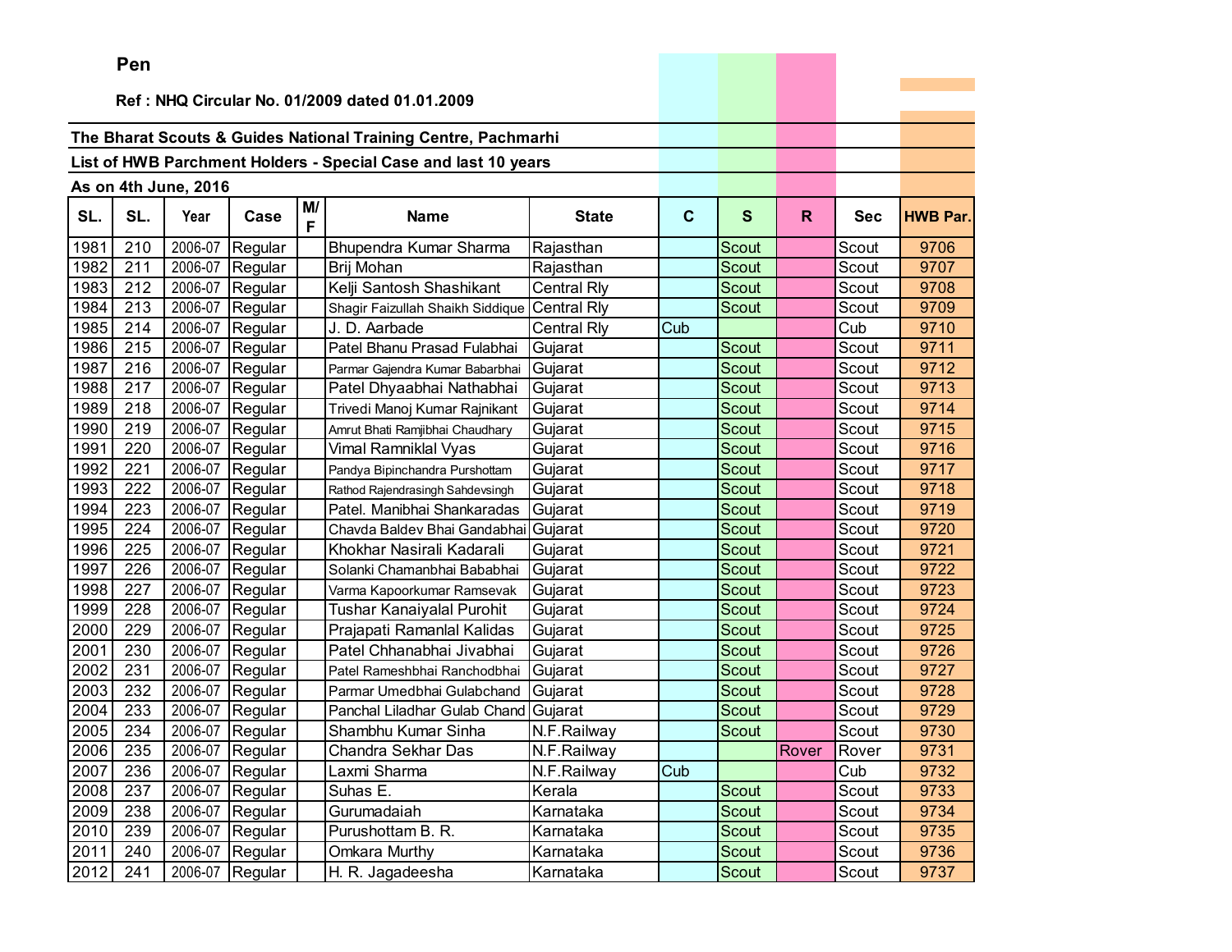**Pen**

**Ref : NHQ Circular No. 01/2009 dated 01.01.2009**

**The Bharat Scouts & Guides National Training Centre, Pachmarhi**

**List of HWB Parchment Holders - Special Case and last 10 years**

**As on 4th June, 2016**

| SL. | SL. | Year | Case | M/F | Name | State | C | S | R | Sec | HWB Par. |
|---|---|---|---|---|---|---|---|---|---|---|---|
| 1981 | 210 | 2006-07 | Regular | | Bhupendra Kumar Sharma | Rajasthan | | Scout | | Scout | 9706 |
| 1982 | 211 | 2006-07 | Regular | | Brij Mohan | Rajasthan | | Scout | | Scout | 9707 |
| 1983 | 212 | 2006-07 | Regular | | Kelji Santosh Shashikant | Central Rly | | Scout | | Scout | 9708 |
| 1984 | 213 | 2006-07 | Regular | | Shagir Faizullah Shaikh Siddique | Central Rly | | Scout | | Scout | 9709 |
| 1985 | 214 | 2006-07 | Regular | | J. D. Aarbade | Central Rly | Cub | | | Cub | 9710 |
| 1986 | 215 | 2006-07 | Regular | | Patel Bhanu Prasad Fulabhai | Gujarat | | Scout | | Scout | 9711 |
| 1987 | 216 | 2006-07 | Regular | | Parmar Gajendra Kumar Babarbhai | Gujarat | | Scout | | Scout | 9712 |
| 1988 | 217 | 2006-07 | Regular | | Patel Dhyaabhai Nathabhai | Gujarat | | Scout | | Scout | 9713 |
| 1989 | 218 | 2006-07 | Regular | | Trivedi Manoj Kumar Rajnikant | Gujarat | | Scout | | Scout | 9714 |
| 1990 | 219 | 2006-07 | Regular | | Amrut Bhati Ramjibhai Chaudhary | Gujarat | | Scout | | Scout | 9715 |
| 1991 | 220 | 2006-07 | Regular | | Vimal Ramniklal Vyas | Gujarat | | Scout | | Scout | 9716 |
| 1992 | 221 | 2006-07 | Regular | | Pandya Bipinchandra Purshottam | Gujarat | | Scout | | Scout | 9717 |
| 1993 | 222 | 2006-07 | Regular | | Rathod Rajendrasingh Sahdevsingh | Gujarat | | Scout | | Scout | 9718 |
| 1994 | 223 | 2006-07 | Regular | | Patel. Manibhai Shankaradas | Gujarat | | Scout | | Scout | 9719 |
| 1995 | 224 | 2006-07 | Regular | | Chavda Baldev Bhai Gandabhai | Gujarat | | Scout | | Scout | 9720 |
| 1996 | 225 | 2006-07 | Regular | | Khokhar Nasirali Kadarali | Gujarat | | Scout | | Scout | 9721 |
| 1997 | 226 | 2006-07 | Regular | | Solanki Chamanbhai Bababhai | Gujarat | | Scout | | Scout | 9722 |
| 1998 | 227 | 2006-07 | Regular | | Varma Kapoorkumar Ramsevak | Gujarat | | Scout | | Scout | 9723 |
| 1999 | 228 | 2006-07 | Regular | | Tushar Kanaiyalal Purohit | Gujarat | | Scout | | Scout | 9724 |
| 2000 | 229 | 2006-07 | Regular | | Prajapati Ramanlal Kalidas | Gujarat | | Scout | | Scout | 9725 |
| 2001 | 230 | 2006-07 | Regular | | Patel Chhanabhai Jivabhai | Gujarat | | Scout | | Scout | 9726 |
| 2002 | 231 | 2006-07 | Regular | | Patel Rameshbhai Ranchodbhai | Gujarat | | Scout | | Scout | 9727 |
| 2003 | 232 | 2006-07 | Regular | | Parmar Umedbhai Gulabchand | Gujarat | | Scout | | Scout | 9728 |
| 2004 | 233 | 2006-07 | Regular | | Panchal Liladhar Gulab Chand | Gujarat | | Scout | | Scout | 9729 |
| 2005 | 234 | 2006-07 | Regular | | Shambhu Kumar Sinha | N.F.Railway | | Scout | | Scout | 9730 |
| 2006 | 235 | 2006-07 | Regular | | Chandra Sekhar Das | N.F.Railway | | | Rover | Rover | 9731 |
| 2007 | 236 | 2006-07 | Regular | | Laxmi Sharma | N.F.Railway | Cub | | | Cub | 9732 |
| 2008 | 237 | 2006-07 | Regular | | Suhas E. | Kerala | | Scout | | Scout | 9733 |
| 2009 | 238 | 2006-07 | Regular | | Gurumadaiah | Karnataka | | Scout | | Scout | 9734 |
| 2010 | 239 | 2006-07 | Regular | | Purushottam B. R. | Karnataka | | Scout | | Scout | 9735 |
| 2011 | 240 | 2006-07 | Regular | | Omkara Murthy | Karnataka | | Scout | | Scout | 9736 |
| 2012 | 241 | 2006-07 | Regular | | H. R. Jagadeesha | Karnataka | | Scout | | Scout | 9737 |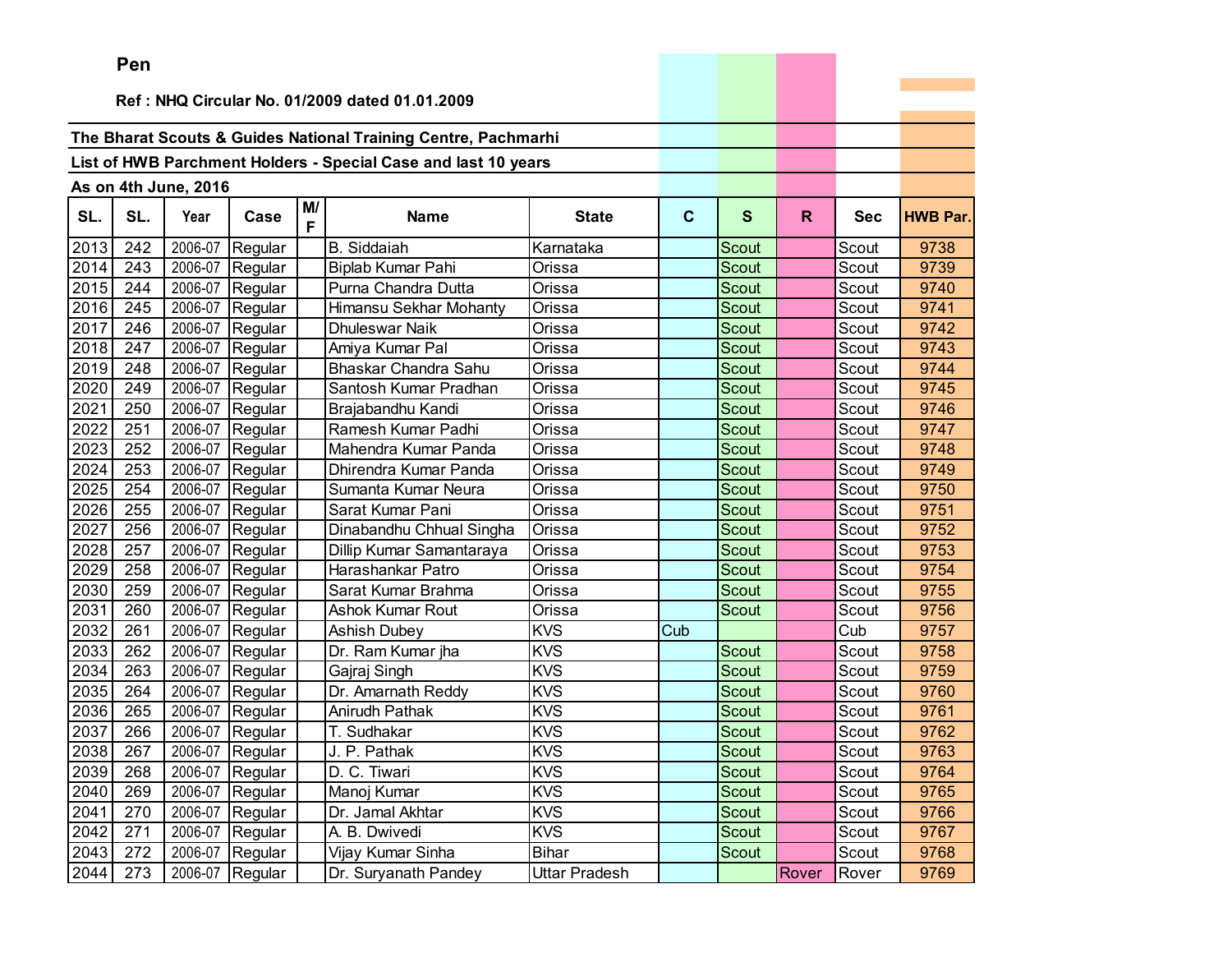**Pen**

**Ref : NHQ Circular No. 01/2009 dated 01.01.2009**

**The Bharat Scouts & Guides National Training Centre, Pachmarhi**

**List of HWB Parchment Holders - Special Case and last 10 years**

**As on 4th June, 2016**

| SL. | SL. | Year | Case | M/F | Name | State | C | S | R | Sec | HWB Par. |
|---|---|---|---|---|---|---|---|---|---|---|---|
| 2013 | 242 | 2006-07 | Regular | | B. Siddaiah | Karnataka | | Scout | | Scout | 9738 |
| 2014 | 243 | 2006-07 | Regular | | Biplab Kumar Pahi | Orissa | | Scout | | Scout | 9739 |
| 2015 | 244 | 2006-07 | Regular | | Purna Chandra Dutta | Orissa | | Scout | | Scout | 9740 |
| 2016 | 245 | 2006-07 | Regular | | Himansu Sekhar Mohanty | Orissa | | Scout | | Scout | 9741 |
| 2017 | 246 | 2006-07 | Regular | | Dhuleswar Naik | Orissa | | Scout | | Scout | 9742 |
| 2018 | 247 | 2006-07 | Regular | | Amiya Kumar Pal | Orissa | | Scout | | Scout | 9743 |
| 2019 | 248 | 2006-07 | Regular | | Bhaskar Chandra Sahu | Orissa | | Scout | | Scout | 9744 |
| 2020 | 249 | 2006-07 | Regular | | Santosh Kumar Pradhan | Orissa | | Scout | | Scout | 9745 |
| 2021 | 250 | 2006-07 | Regular | | Brajabandhu Kandi | Orissa | | Scout | | Scout | 9746 |
| 2022 | 251 | 2006-07 | Regular | | Ramesh Kumar Padhi | Orissa | | Scout | | Scout | 9747 |
| 2023 | 252 | 2006-07 | Regular | | Mahendra Kumar Panda | Orissa | | Scout | | Scout | 9748 |
| 2024 | 253 | 2006-07 | Regular | | Dhirendra Kumar Panda | Orissa | | Scout | | Scout | 9749 |
| 2025 | 254 | 2006-07 | Regular | | Sumanta Kumar Neura | Orissa | | Scout | | Scout | 9750 |
| 2026 | 255 | 2006-07 | Regular | | Sarat Kumar Pani | Orissa | | Scout | | Scout | 9751 |
| 2027 | 256 | 2006-07 | Regular | | Dinabandhu Chhual Singha | Orissa | | Scout | | Scout | 9752 |
| 2028 | 257 | 2006-07 | Regular | | Dillip Kumar Samantaraya | Orissa | | Scout | | Scout | 9753 |
| 2029 | 258 | 2006-07 | Regular | | Harashankar Patro | Orissa | | Scout | | Scout | 9754 |
| 2030 | 259 | 2006-07 | Regular | | Sarat Kumar Brahma | Orissa | | Scout | | Scout | 9755 |
| 2031 | 260 | 2006-07 | Regular | | Ashok Kumar Rout | Orissa | | Scout | | Scout | 9756 |
| 2032 | 261 | 2006-07 | Regular | | Ashish Dubey | KVS | Cub | | | Cub | 9757 |
| 2033 | 262 | 2006-07 | Regular | | Dr. Ram Kumar jha | KVS | | Scout | | Scout | 9758 |
| 2034 | 263 | 2006-07 | Regular | | Gajraj Singh | KVS | | Scout | | Scout | 9759 |
| 2035 | 264 | 2006-07 | Regular | | Dr. Amarnath Reddy | KVS | | Scout | | Scout | 9760 |
| 2036 | 265 | 2006-07 | Regular | | Anirudh Pathak | KVS | | Scout | | Scout | 9761 |
| 2037 | 266 | 2006-07 | Regular | | T. Sudhakar | KVS | | Scout | | Scout | 9762 |
| 2038 | 267 | 2006-07 | Regular | | J. P. Pathak | KVS | | Scout | | Scout | 9763 |
| 2039 | 268 | 2006-07 | Regular | | D. C. Tiwari | KVS | | Scout | | Scout | 9764 |
| 2040 | 269 | 2006-07 | Regular | | Manoj Kumar | KVS | | Scout | | Scout | 9765 |
| 2041 | 270 | 2006-07 | Regular | | Dr. Jamal Akhtar | KVS | | Scout | | Scout | 9766 |
| 2042 | 271 | 2006-07 | Regular | | A. B. Dwivedi | KVS | | Scout | | Scout | 9767 |
| 2043 | 272 | 2006-07 | Regular | | Vijay Kumar Sinha | Bihar | | Scout | | Scout | 9768 |
| 2044 | 273 | 2006-07 | Regular | | Dr. Suryanath Pandey | Uttar Pradesh | | | Rover | Rover | 9769 |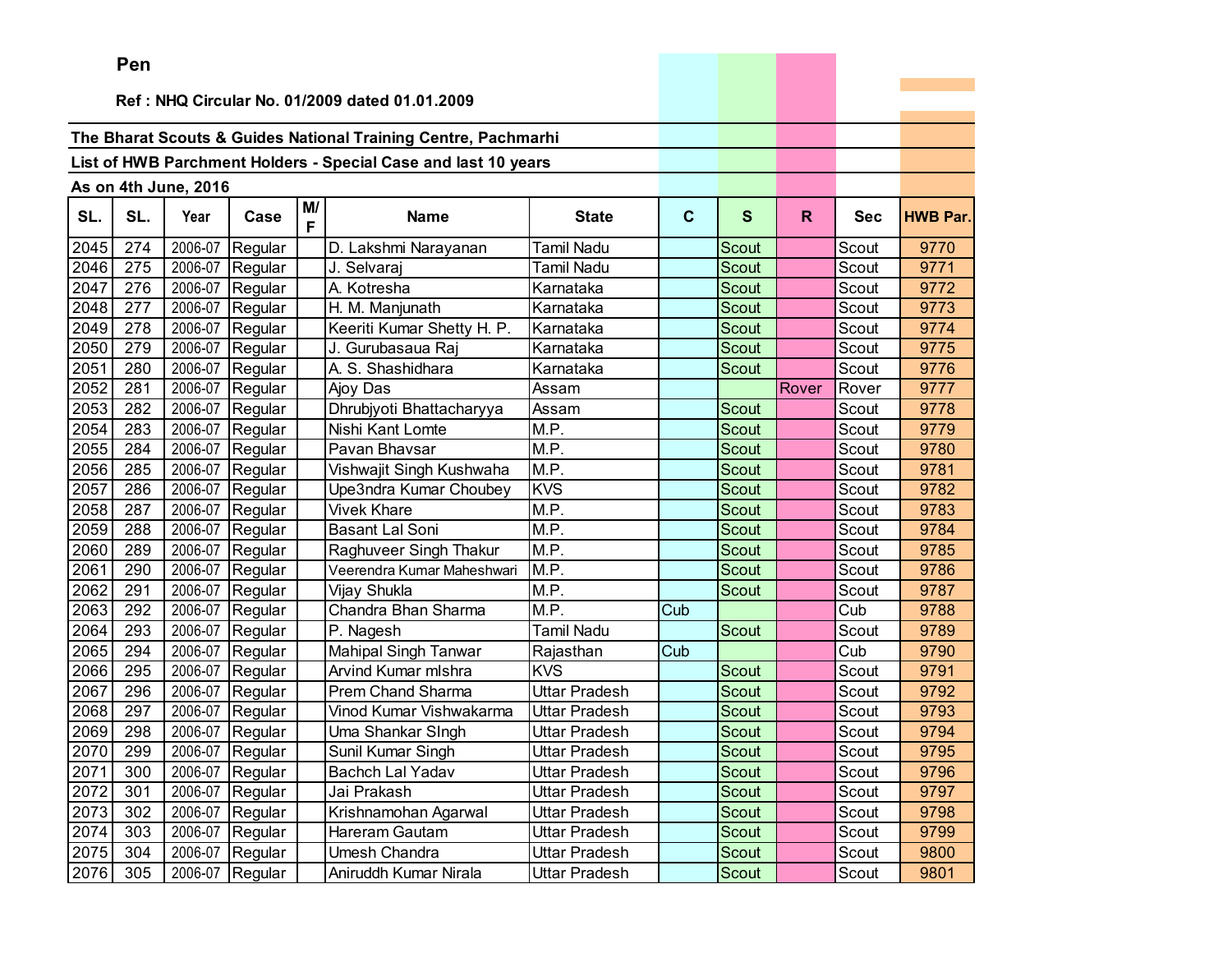**Pen**

**Ref : NHQ Circular No. 01/2009 dated 01.01.2009**

**The Bharat Scouts & Guides National Training Centre, Pachmarhi**

**List of HWB Parchment Holders - Special Case and last 10 years**

**As on 4th June, 2016**

| SL. | SL. | Year | Case | M/F | Name | State | C | S | R | Sec | HWB Par. |
|---|---|---|---|---|---|---|---|---|---|---|---|
| 2045 | 274 | 2006-07 | Regular | | D. Lakshmi Narayanan | Tamil Nadu | | Scout | | Scout | 9770 |
| 2046 | 275 | 2006-07 | Regular | | J. Selvaraj | Tamil Nadu | | Scout | | Scout | 9771 |
| 2047 | 276 | 2006-07 | Regular | | A. Kotresha | Karnataka | | Scout | | Scout | 9772 |
| 2048 | 277 | 2006-07 | Regular | | H. M. Manjunath | Karnataka | | Scout | | Scout | 9773 |
| 2049 | 278 | 2006-07 | Regular | | Keeriti Kumar Shetty H. P. | Karnataka | | Scout | | Scout | 9774 |
| 2050 | 279 | 2006-07 | Regular | | J. Gurubasaua Raj | Karnataka | | Scout | | Scout | 9775 |
| 2051 | 280 | 2006-07 | Regular | | A. S. Shashidhara | Karnataka | | Scout | | Scout | 9776 |
| 2052 | 281 | 2006-07 | Regular | | Ajoy Das | Assam | | | Rover | Rover | 9777 |
| 2053 | 282 | 2006-07 | Regular | | Dhrubjyoti Bhattacharyya | Assam | | Scout | | Scout | 9778 |
| 2054 | 283 | 2006-07 | Regular | | Nishi Kant Lomte | M.P. | | Scout | | Scout | 9779 |
| 2055 | 284 | 2006-07 | Regular | | Pavan Bhavsar | M.P. | | Scout | | Scout | 9780 |
| 2056 | 285 | 2006-07 | Regular | | Vishwajit Singh Kushwaha | M.P. | | Scout | | Scout | 9781 |
| 2057 | 286 | 2006-07 | Regular | | Upe3ndra Kumar Choubey | KVS | | Scout | | Scout | 9782 |
| 2058 | 287 | 2006-07 | Regular | | Vivek Khare | M.P. | | Scout | | Scout | 9783 |
| 2059 | 288 | 2006-07 | Regular | | Basant Lal Soni | M.P. | | Scout | | Scout | 9784 |
| 2060 | 289 | 2006-07 | Regular | | Raghuveer Singh Thakur | M.P. | | Scout | | Scout | 9785 |
| 2061 | 290 | 2006-07 | Regular | | Veerendra Kumar Maheshwari | M.P. | | Scout | | Scout | 9786 |
| 2062 | 291 | 2006-07 | Regular | | Vijay Shukla | M.P. | | Scout | | Scout | 9787 |
| 2063 | 292 | 2006-07 | Regular | | Chandra Bhan Sharma | M.P. | Cub | | | Cub | 9788 |
| 2064 | 293 | 2006-07 | Regular | | P. Nagesh | Tamil Nadu | | Scout | | Scout | 9789 |
| 2065 | 294 | 2006-07 | Regular | | Mahipal Singh Tanwar | Rajasthan | Cub | | | Cub | 9790 |
| 2066 | 295 | 2006-07 | Regular | | Arvind Kumar mIshra | KVS | | Scout | | Scout | 9791 |
| 2067 | 296 | 2006-07 | Regular | | Prem Chand Sharma | Uttar Pradesh | | Scout | | Scout | 9792 |
| 2068 | 297 | 2006-07 | Regular | | Vinod Kumar Vishwakarma | Uttar Pradesh | | Scout | | Scout | 9793 |
| 2069 | 298 | 2006-07 | Regular | | Uma Shankar SIngh | Uttar Pradesh | | Scout | | Scout | 9794 |
| 2070 | 299 | 2006-07 | Regular | | Sunil Kumar Singh | Uttar Pradesh | | Scout | | Scout | 9795 |
| 2071 | 300 | 2006-07 | Regular | | Bachch Lal Yadav | Uttar Pradesh | | Scout | | Scout | 9796 |
| 2072 | 301 | 2006-07 | Regular | | Jai Prakash | Uttar Pradesh | | Scout | | Scout | 9797 |
| 2073 | 302 | 2006-07 | Regular | | Krishnamohan Agarwal | Uttar Pradesh | | Scout | | Scout | 9798 |
| 2074 | 303 | 2006-07 | Regular | | Hareram Gautam | Uttar Pradesh | | Scout | | Scout | 9799 |
| 2075 | 304 | 2006-07 | Regular | | Umesh Chandra | Uttar Pradesh | | Scout | | Scout | 9800 |
| 2076 | 305 | 2006-07 | Regular | | Aniruddh Kumar Nirala | Uttar Pradesh | | Scout | | Scout | 9801 |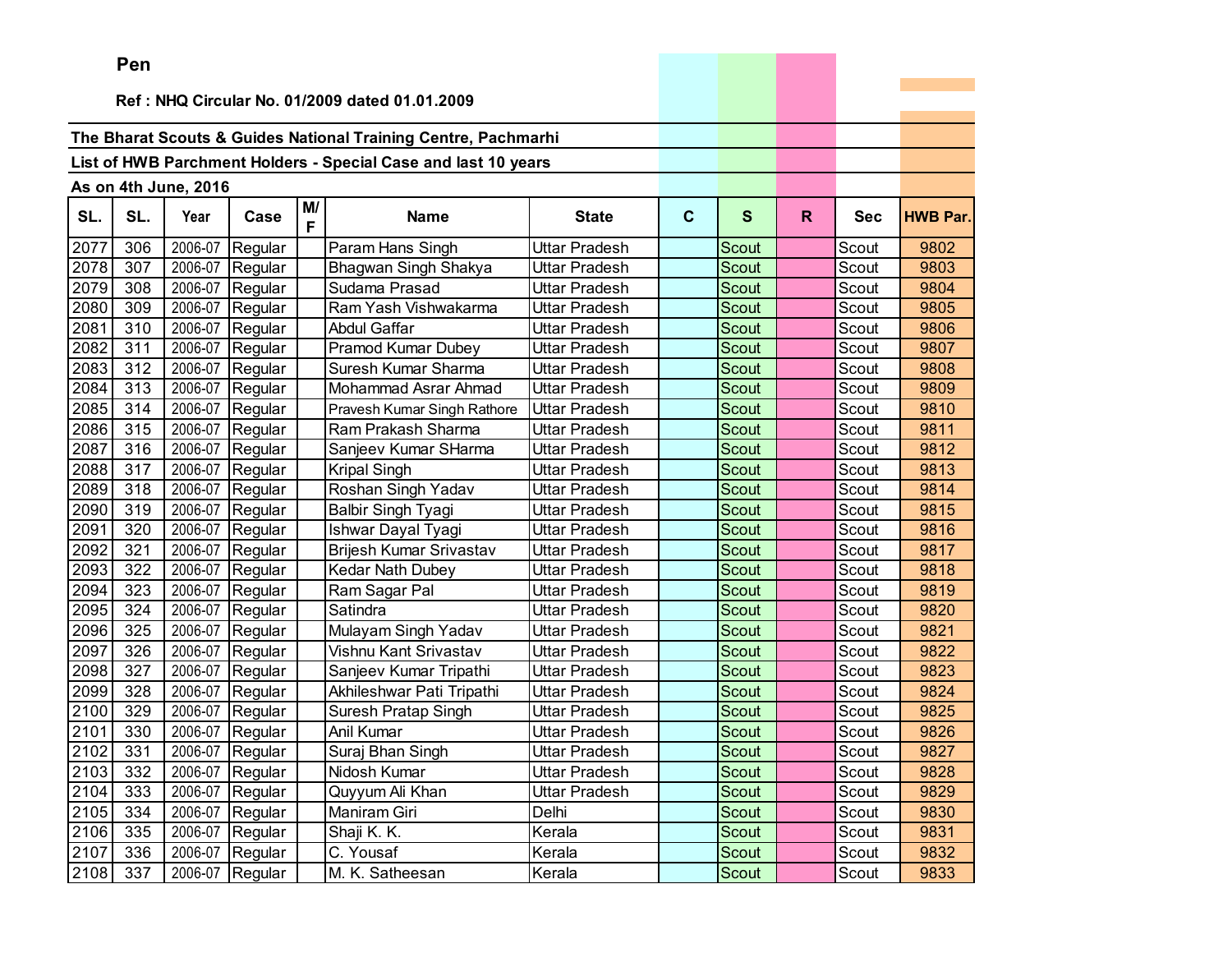**Pen**

**Ref : NHQ Circular No. 01/2009 dated 01.01.2009**

**The Bharat Scouts & Guides National Training Centre, Pachmarhi**

**List of HWB Parchment Holders - Special Case and last 10 years**

**As on 4th June, 2016**

| SL. | SL. | Year | Case | M/F | Name | State | C | S | R | Sec | HWB Par. |
|---|---|---|---|---|---|---|---|---|---|---|---|
| 2077 | 306 | 2006-07 | Regular | | Param Hans Singh | Uttar Pradesh | | Scout | | Scout | 9802 |
| 2078 | 307 | 2006-07 | Regular | | Bhagwan Singh Shakya | Uttar Pradesh | | Scout | | Scout | 9803 |
| 2079 | 308 | 2006-07 | Regular | | Sudama Prasad | Uttar Pradesh | | Scout | | Scout | 9804 |
| 2080 | 309 | 2006-07 | Regular | | Ram Yash Vishwakarma | Uttar Pradesh | | Scout | | Scout | 9805 |
| 2081 | 310 | 2006-07 | Regular | | Abdul Gaffar | Uttar Pradesh | | Scout | | Scout | 9806 |
| 2082 | 311 | 2006-07 | Regular | | Pramod Kumar Dubey | Uttar Pradesh | | Scout | | Scout | 9807 |
| 2083 | 312 | 2006-07 | Regular | | Suresh Kumar Sharma | Uttar Pradesh | | Scout | | Scout | 9808 |
| 2084 | 313 | 2006-07 | Regular | | Mohammad Asrar Ahmad | Uttar Pradesh | | Scout | | Scout | 9809 |
| 2085 | 314 | 2006-07 | Regular | | Pravesh Kumar Singh Rathore | Uttar Pradesh | | Scout | | Scout | 9810 |
| 2086 | 315 | 2006-07 | Regular | | Ram Prakash Sharma | Uttar Pradesh | | Scout | | Scout | 9811 |
| 2087 | 316 | 2006-07 | Regular | | Sanjeev Kumar SHarma | Uttar Pradesh | | Scout | | Scout | 9812 |
| 2088 | 317 | 2006-07 | Regular | | Kripal Singh | Uttar Pradesh | | Scout | | Scout | 9813 |
| 2089 | 318 | 2006-07 | Regular | | Roshan Singh Yadav | Uttar Pradesh | | Scout | | Scout | 9814 |
| 2090 | 319 | 2006-07 | Regular | | Balbir Singh Tyagi | Uttar Pradesh | | Scout | | Scout | 9815 |
| 2091 | 320 | 2006-07 | Regular | | Ishwar Dayal Tyagi | Uttar Pradesh | | Scout | | Scout | 9816 |
| 2092 | 321 | 2006-07 | Regular | | Brijesh Kumar Srivastav | Uttar Pradesh | | Scout | | Scout | 9817 |
| 2093 | 322 | 2006-07 | Regular | | Kedar Nath Dubey | Uttar Pradesh | | Scout | | Scout | 9818 |
| 2094 | 323 | 2006-07 | Regular | | Ram Sagar Pal | Uttar Pradesh | | Scout | | Scout | 9819 |
| 2095 | 324 | 2006-07 | Regular | | Satindra | Uttar Pradesh | | Scout | | Scout | 9820 |
| 2096 | 325 | 2006-07 | Regular | | Mulayam Singh Yadav | Uttar Pradesh | | Scout | | Scout | 9821 |
| 2097 | 326 | 2006-07 | Regular | | Vishnu Kant Srivastav | Uttar Pradesh | | Scout | | Scout | 9822 |
| 2098 | 327 | 2006-07 | Regular | | Sanjeev Kumar Tripathi | Uttar Pradesh | | Scout | | Scout | 9823 |
| 2099 | 328 | 2006-07 | Regular | | Akhileshwar Pati Tripathi | Uttar Pradesh | | Scout | | Scout | 9824 |
| 2100 | 329 | 2006-07 | Regular | | Suresh Pratap Singh | Uttar Pradesh | | Scout | | Scout | 9825 |
| 2101 | 330 | 2006-07 | Regular | | Anil Kumar | Uttar Pradesh | | Scout | | Scout | 9826 |
| 2102 | 331 | 2006-07 | Regular | | Suraj Bhan Singh | Uttar Pradesh | | Scout | | Scout | 9827 |
| 2103 | 332 | 2006-07 | Regular | | Nidosh Kumar | Uttar Pradesh | | Scout | | Scout | 9828 |
| 2104 | 333 | 2006-07 | Regular | | Quyyum Ali Khan | Uttar Pradesh | | Scout | | Scout | 9829 |
| 2105 | 334 | 2006-07 | Regular | | Maniram Giri | Delhi | | Scout | | Scout | 9830 |
| 2106 | 335 | 2006-07 | Regular | | Shaji K. K. | Kerala | | Scout | | Scout | 9831 |
| 2107 | 336 | 2006-07 | Regular | | C. Yousaf | Kerala | | Scout | | Scout | 9832 |
| 2108 | 337 | 2006-07 | Regular | | M. K. Satheesan | Kerala | | Scout | | Scout | 9833 |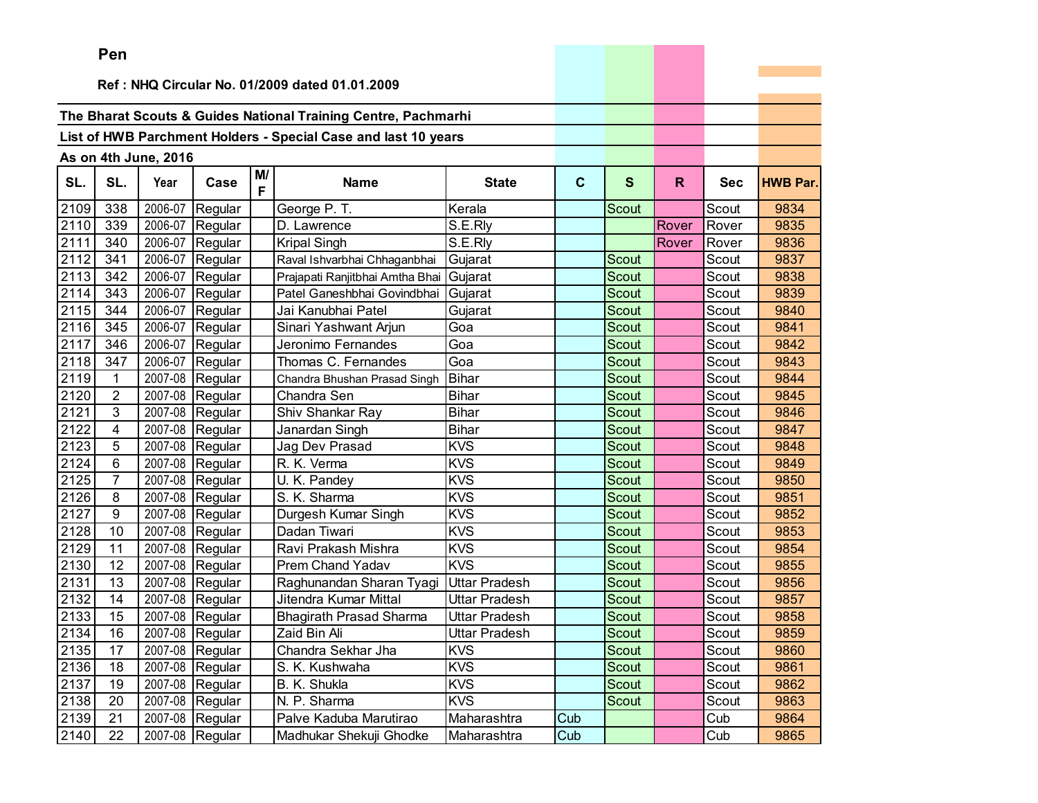**Pen**

**Ref : NHQ Circular No. 01/2009 dated 01.01.2009**

**The Bharat Scouts & Guides National Training Centre, Pachmarhi**

**List of HWB Parchment Holders - Special Case and last 10 years**

**As on 4th June, 2016**

| SL. | SL. | Year | Case | M/F | Name | State | C | S | R | Sec | HWB Par. |
|---|---|---|---|---|---|---|---|---|---|---|---|
| 2109 | 338 | 2006-07 | Regular | | George P. T. | Kerala | | Scout | | Scout | 9834 |
| 2110 | 339 | 2006-07 | Regular | | D. Lawrence | S.E.Rly | | | Rover | Rover | 9835 |
| 2111 | 340 | 2006-07 | Regular | | Kripal Singh | S.E.Rly | | | Rover | Rover | 9836 |
| 2112 | 341 | 2006-07 | Regular | | Raval Ishvarbhai Chhaganbhai | Gujarat | | Scout | | Scout | 9837 |
| 2113 | 342 | 2006-07 | Regular | | Prajapati Ranjitbhai Amtha Bhai | Gujarat | | Scout | | Scout | 9838 |
| 2114 | 343 | 2006-07 | Regular | | Patel Ganeshbhai Govindbhai | Gujarat | | Scout | | Scout | 9839 |
| 2115 | 344 | 2006-07 | Regular | | Jai Kanubhai Patel | Gujarat | | Scout | | Scout | 9840 |
| 2116 | 345 | 2006-07 | Regular | | Sinari Yashwant Arjun | Goa | | Scout | | Scout | 9841 |
| 2117 | 346 | 2006-07 | Regular | | Jeronimo Fernandes | Goa | | Scout | | Scout | 9842 |
| 2118 | 347 | 2006-07 | Regular | | Thomas C. Fernandes | Goa | | Scout | | Scout | 9843 |
| 2119 | 1 | 2007-08 | Regular | | Chandra Bhushan Prasad Singh | Bihar | | Scout | | Scout | 9844 |
| 2120 | 2 | 2007-08 | Regular | | Chandra Sen | Bihar | | Scout | | Scout | 9845 |
| 2121 | 3 | 2007-08 | Regular | | Shiv Shankar Ray | Bihar | | Scout | | Scout | 9846 |
| 2122 | 4 | 2007-08 | Regular | | Janardan Singh | Bihar | | Scout | | Scout | 9847 |
| 2123 | 5 | 2007-08 | Regular | | Jag Dev Prasad | KVS | | Scout | | Scout | 9848 |
| 2124 | 6 | 2007-08 | Regular | | R. K. Verma | KVS | | Scout | | Scout | 9849 |
| 2125 | 7 | 2007-08 | Regular | | U. K. Pandey | KVS | | Scout | | Scout | 9850 |
| 2126 | 8 | 2007-08 | Regular | | S. K. Sharma | KVS | | Scout | | Scout | 9851 |
| 2127 | 9 | 2007-08 | Regular | | Durgesh Kumar Singh | KVS | | Scout | | Scout | 9852 |
| 2128 | 10 | 2007-08 | Regular | | Dadan Tiwari | KVS | | Scout | | Scout | 9853 |
| 2129 | 11 | 2007-08 | Regular | | Ravi Prakash Mishra | KVS | | Scout | | Scout | 9854 |
| 2130 | 12 | 2007-08 | Regular | | Prem Chand Yadav | KVS | | Scout | | Scout | 9855 |
| 2131 | 13 | 2007-08 | Regular | | Raghunandan Sharan Tyagi | Uttar Pradesh | | Scout | | Scout | 9856 |
| 2132 | 14 | 2007-08 | Regular | | Jitendra Kumar Mittal | Uttar Pradesh | | Scout | | Scout | 9857 |
| 2133 | 15 | 2007-08 | Regular | | Bhagirath Prasad Sharma | Uttar Pradesh | | Scout | | Scout | 9858 |
| 2134 | 16 | 2007-08 | Regular | | Zaid Bin Ali | Uttar Pradesh | | Scout | | Scout | 9859 |
| 2135 | 17 | 2007-08 | Regular | | Chandra Sekhar Jha | KVS | | Scout | | Scout | 9860 |
| 2136 | 18 | 2007-08 | Regular | | S. K. Kushwaha | KVS | | Scout | | Scout | 9861 |
| 2137 | 19 | 2007-08 | Regular | | B. K. Shukla | KVS | | Scout | | Scout | 9862 |
| 2138 | 20 | 2007-08 | Regular | | N. P. Sharma | KVS | | Scout | | Scout | 9863 |
| 2139 | 21 | 2007-08 | Regular | | Palve Kaduba Marutirao | Maharashtra | Cub | | | Cub | 9864 |
| 2140 | 22 | 2007-08 | Regular | | Madhukar Shekuji Ghodke | Maharashtra | Cub | | | Cub | 9865 |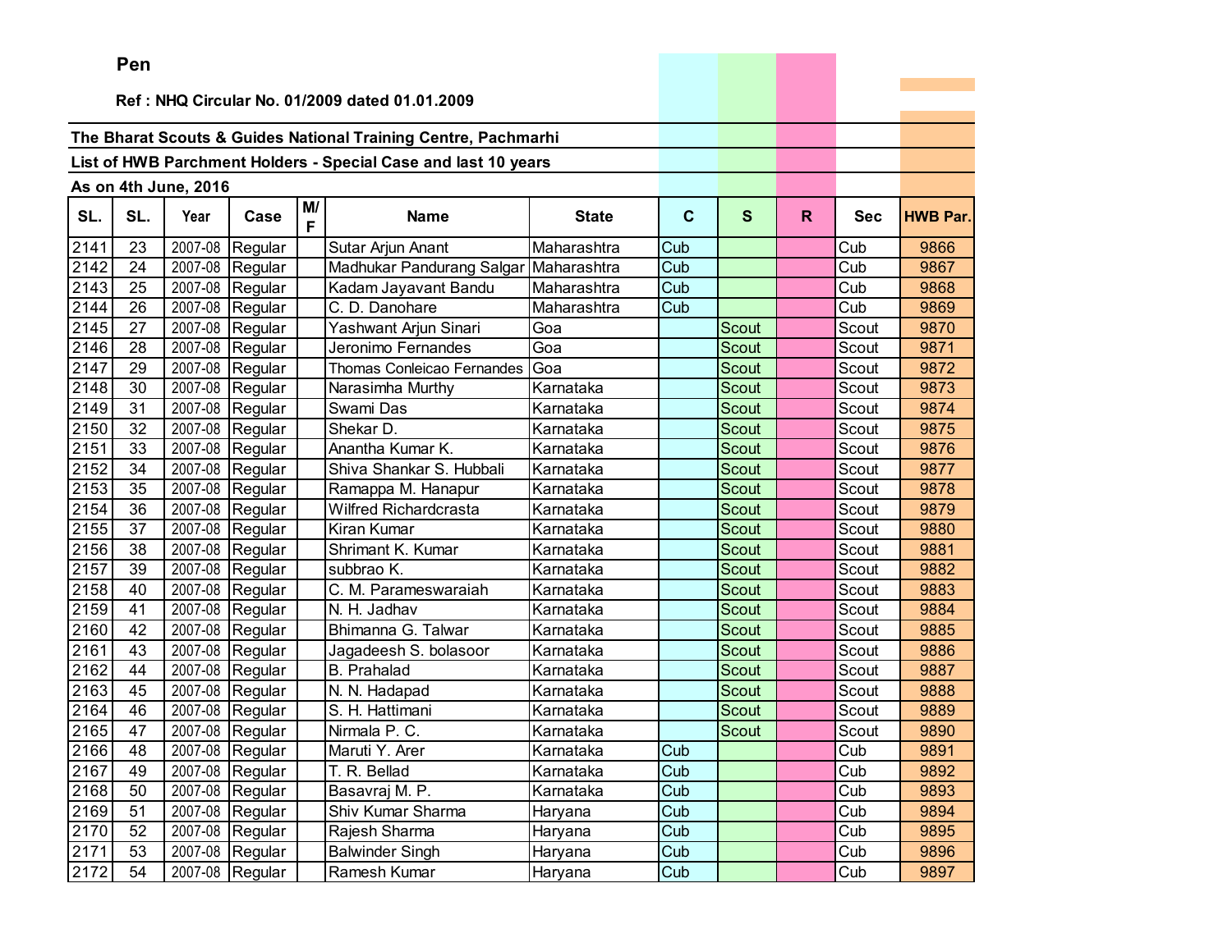**Pen**

**Ref : NHQ Circular No. 01/2009 dated 01.01.2009**

**The Bharat Scouts & Guides National Training Centre, Pachmarhi**

**List of HWB Parchment Holders - Special Case and last 10 years**

**As on 4th June, 2016**

| SL. | SL. | Year | Case | M/F | Name | State | C | S | R | Sec | HWB Par. |
|---|---|---|---|---|---|---|---|---|---|---|---|
| 2141 | 23 | 2007-08 | Regular | | Sutar Arjun Anant | Maharashtra | Cub | | | Cub | 9866 |
| 2142 | 24 | 2007-08 | Regular | | Madhukar Pandurang Salgar | Maharashtra | Cub | | | Cub | 9867 |
| 2143 | 25 | 2007-08 | Regular | | Kadam Jayavant Bandu | Maharashtra | Cub | | | Cub | 9868 |
| 2144 | 26 | 2007-08 | Regular | | C. D. Danohare | Maharashtra | Cub | | | Cub | 9869 |
| 2145 | 27 | 2007-08 | Regular | | Yashwant Arjun Sinari | Goa | | Scout | | Scout | 9870 |
| 2146 | 28 | 2007-08 | Regular | | Jeronimo Fernandes | Goa | | Scout | | Scout | 9871 |
| 2147 | 29 | 2007-08 | Regular | | Thomas Conleicao Fernandes | Goa | | Scout | | Scout | 9872 |
| 2148 | 30 | 2007-08 | Regular | | Narasimha Murthy | Karnataka | | Scout | | Scout | 9873 |
| 2149 | 31 | 2007-08 | Regular | | Swami Das | Karnataka | | Scout | | Scout | 9874 |
| 2150 | 32 | 2007-08 | Regular | | Shekar D. | Karnataka | | Scout | | Scout | 9875 |
| 2151 | 33 | 2007-08 | Regular | | Anantha Kumar K. | Karnataka | | Scout | | Scout | 9876 |
| 2152 | 34 | 2007-08 | Regular | | Shiva Shankar S. Hubbali | Karnataka | | Scout | | Scout | 9877 |
| 2153 | 35 | 2007-08 | Regular | | Ramappa M. Hanapur | Karnataka | | Scout | | Scout | 9878 |
| 2154 | 36 | 2007-08 | Regular | | Wilfred Richardcrasta | Karnataka | | Scout | | Scout | 9879 |
| 2155 | 37 | 2007-08 | Regular | | Kiran Kumar | Karnataka | | Scout | | Scout | 9880 |
| 2156 | 38 | 2007-08 | Regular | | Shrimant K. Kumar | Karnataka | | Scout | | Scout | 9881 |
| 2157 | 39 | 2007-08 | Regular | | subbrao K. | Karnataka | | Scout | | Scout | 9882 |
| 2158 | 40 | 2007-08 | Regular | | C. M. Parameswaraiah | Karnataka | | Scout | | Scout | 9883 |
| 2159 | 41 | 2007-08 | Regular | | N. H. Jadhav | Karnataka | | Scout | | Scout | 9884 |
| 2160 | 42 | 2007-08 | Regular | | Bhimanna G. Talwar | Karnataka | | Scout | | Scout | 9885 |
| 2161 | 43 | 2007-08 | Regular | | Jagadeesh S. bolasoor | Karnataka | | Scout | | Scout | 9886 |
| 2162 | 44 | 2007-08 | Regular | | B. Prahalad | Karnataka | | Scout | | Scout | 9887 |
| 2163 | 45 | 2007-08 | Regular | | N. N. Hadapad | Karnataka | | Scout | | Scout | 9888 |
| 2164 | 46 | 2007-08 | Regular | | S. H. Hattimani | Karnataka | | Scout | | Scout | 9889 |
| 2165 | 47 | 2007-08 | Regular | | Nirmala P. C. | Karnataka | | Scout | | Scout | 9890 |
| 2166 | 48 | 2007-08 | Regular | | Maruti Y. Arer | Karnataka | Cub | | | Cub | 9891 |
| 2167 | 49 | 2007-08 | Regular | | T. R. Bellad | Karnataka | Cub | | | Cub | 9892 |
| 2168 | 50 | 2007-08 | Regular | | Basavraj M. P. | Karnataka | Cub | | | Cub | 9893 |
| 2169 | 51 | 2007-08 | Regular | | Shiv Kumar Sharma | Haryana | Cub | | | Cub | 9894 |
| 2170 | 52 | 2007-08 | Regular | | Rajesh Sharma | Haryana | Cub | | | Cub | 9895 |
| 2171 | 53 | 2007-08 | Regular | | Balwinder Singh | Haryana | Cub | | | Cub | 9896 |
| 2172 | 54 | 2007-08 | Regular | | Ramesh Kumar | Haryana | Cub | | | Cub | 9897 |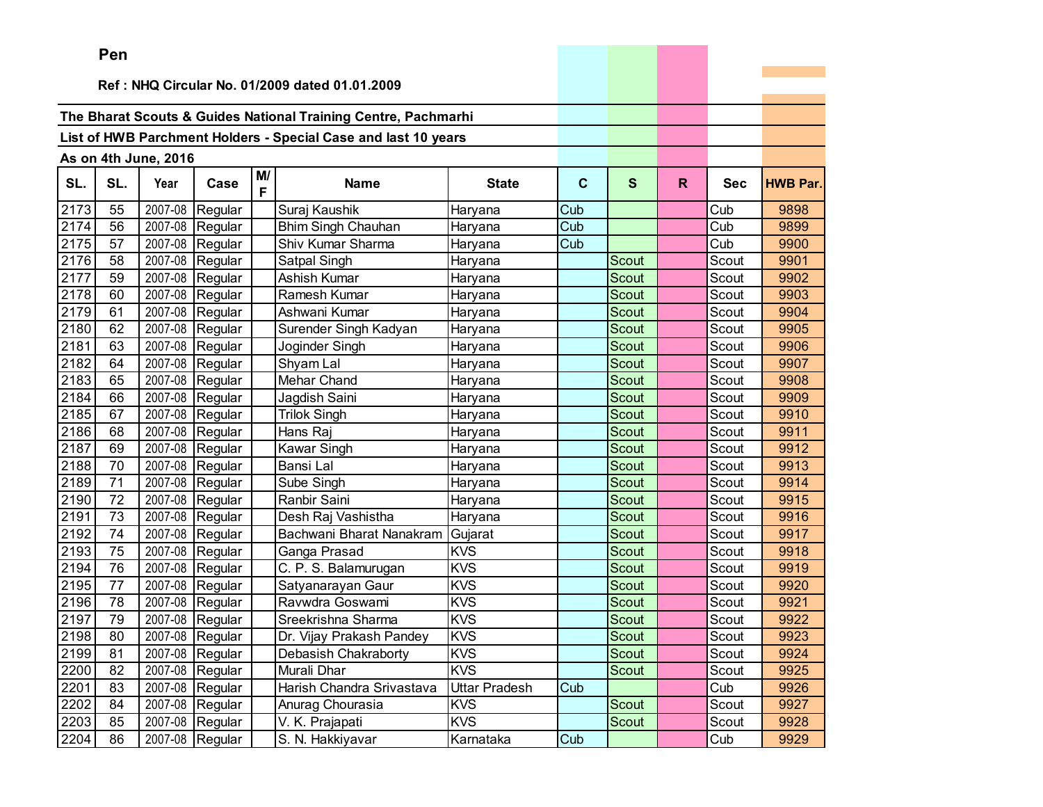**Pen**

**Ref : NHQ Circular No. 01/2009 dated 01.01.2009**

**The Bharat Scouts & Guides National Training Centre, Pachmarhi**

**List of HWB Parchment Holders - Special Case and last 10 years**

**As on 4th June, 2016**

| SL. | SL. | Year | Case | M/F | Name | State | C | S | R | Sec | HWB Par. |
|---|---|---|---|---|---|---|---|---|---|---|---|
| 2173 | 55 | 2007-08 | Regular | | Suraj Kaushik | Haryana | Cub | | | Cub | 9898 |
| 2174 | 56 | 2007-08 | Regular | | Bhim Singh Chauhan | Haryana | Cub | | | Cub | 9899 |
| 2175 | 57 | 2007-08 | Regular | | Shiv Kumar Sharma | Haryana | Cub | | | Cub | 9900 |
| 2176 | 58 | 2007-08 | Regular | | Satpal Singh | Haryana | | Scout | | Scout | 9901 |
| 2177 | 59 | 2007-08 | Regular | | Ashish Kumar | Haryana | | Scout | | Scout | 9902 |
| 2178 | 60 | 2007-08 | Regular | | Ramesh Kumar | Haryana | | Scout | | Scout | 9903 |
| 2179 | 61 | 2007-08 | Regular | | Ashwani Kumar | Haryana | | Scout | | Scout | 9904 |
| 2180 | 62 | 2007-08 | Regular | | Surender Singh Kadyan | Haryana | | Scout | | Scout | 9905 |
| 2181 | 63 | 2007-08 | Regular | | Joginder Singh | Haryana | | Scout | | Scout | 9906 |
| 2182 | 64 | 2007-08 | Regular | | Shyam Lal | Haryana | | Scout | | Scout | 9907 |
| 2183 | 65 | 2007-08 | Regular | | Mehar Chand | Haryana | | Scout | | Scout | 9908 |
| 2184 | 66 | 2007-08 | Regular | | Jagdish Saini | Haryana | | Scout | | Scout | 9909 |
| 2185 | 67 | 2007-08 | Regular | | Trilok Singh | Haryana | | Scout | | Scout | 9910 |
| 2186 | 68 | 2007-08 | Regular | | Hans Raj | Haryana | | Scout | | Scout | 9911 |
| 2187 | 69 | 2007-08 | Regular | | Kawar Singh | Haryana | | Scout | | Scout | 9912 |
| 2188 | 70 | 2007-08 | Regular | | Bansi Lal | Haryana | | Scout | | Scout | 9913 |
| 2189 | 71 | 2007-08 | Regular | | Sube Singh | Haryana | | Scout | | Scout | 9914 |
| 2190 | 72 | 2007-08 | Regular | | Ranbir Saini | Haryana | | Scout | | Scout | 9915 |
| 2191 | 73 | 2007-08 | Regular | | Desh Raj Vashistha | Haryana | | Scout | | Scout | 9916 |
| 2192 | 74 | 2007-08 | Regular | | Bachwani Bharat Nanakram | Gujarat | | Scout | | Scout | 9917 |
| 2193 | 75 | 2007-08 | Regular | | Ganga Prasad | KVS | | Scout | | Scout | 9918 |
| 2194 | 76 | 2007-08 | Regular | | C. P. S. Balamurugan | KVS | | Scout | | Scout | 9919 |
| 2195 | 77 | 2007-08 | Regular | | Satyanarayan Gaur | KVS | | Scout | | Scout | 9920 |
| 2196 | 78 | 2007-08 | Regular | | Ravwdra Goswami | KVS | | Scout | | Scout | 9921 |
| 2197 | 79 | 2007-08 | Regular | | Sreekrishna Sharma | KVS | | Scout | | Scout | 9922 |
| 2198 | 80 | 2007-08 | Regular | | Dr. Vijay Prakash Pandey | KVS | | Scout | | Scout | 9923 |
| 2199 | 81 | 2007-08 | Regular | | Debasish Chakraborty | KVS | | Scout | | Scout | 9924 |
| 2200 | 82 | 2007-08 | Regular | | Murali Dhar | KVS | | Scout | | Scout | 9925 |
| 2201 | 83 | 2007-08 | Regular | | Harish Chandra Srivastava | Uttar Pradesh | Cub | | | Cub | 9926 |
| 2202 | 84 | 2007-08 | Regular | | Anurag Chourasia | KVS | | Scout | | Scout | 9927 |
| 2203 | 85 | 2007-08 | Regular | | V. K. Prajapati | KVS | | Scout | | Scout | 9928 |
| 2204 | 86 | 2007-08 | Regular | | S. N. Hakkiyavar | Karnataka | Cub | | | Cub | 9929 |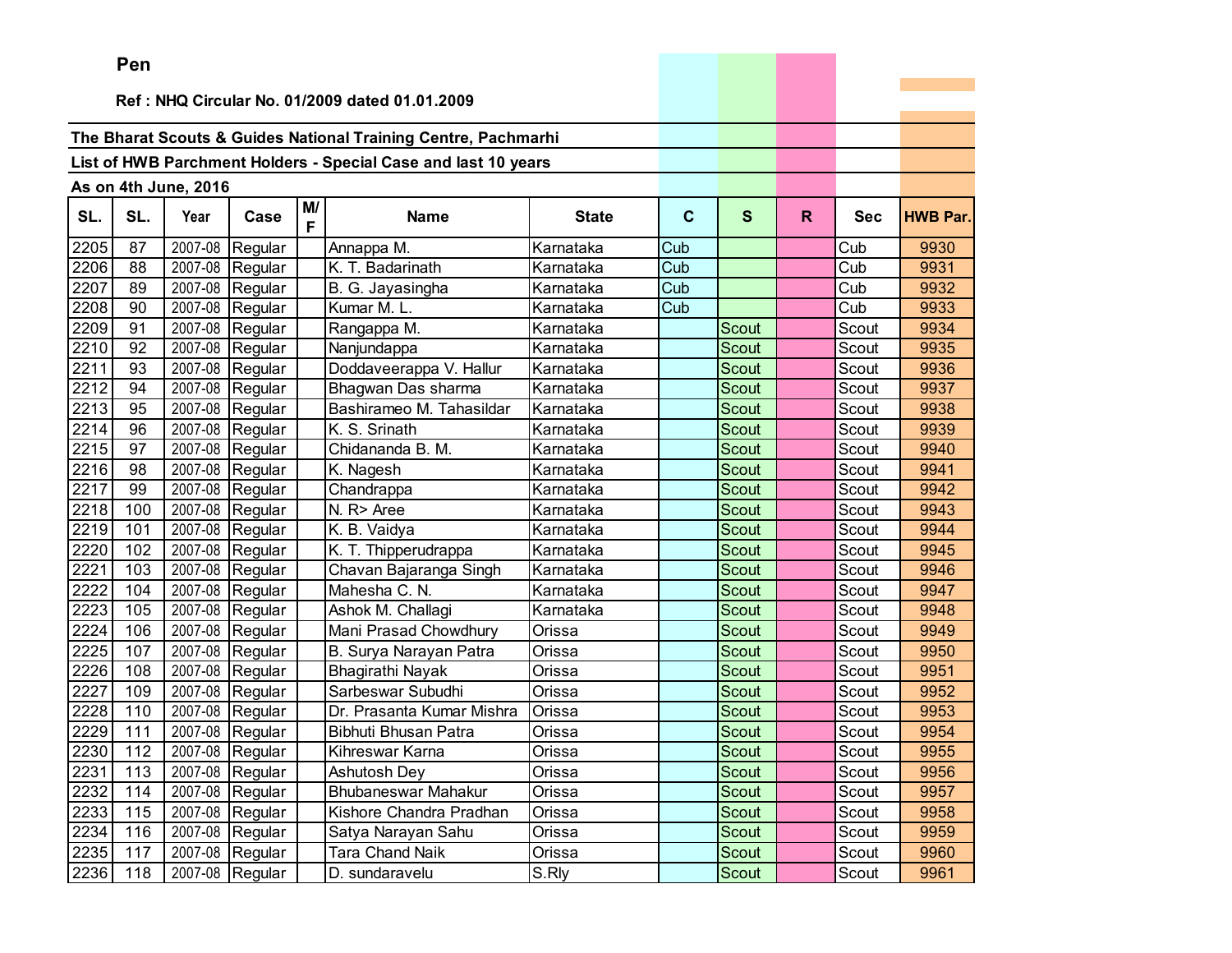**Pen**

**Ref : NHQ Circular No. 01/2009 dated 01.01.2009**

**The Bharat Scouts & Guides National Training Centre, Pachmarhi**

**List of HWB Parchment Holders - Special Case and last 10 years**

**As on 4th June, 2016**

| SL. | SL. | Year | Case | M/F | Name | State | C | S | R | Sec | HWB Par. |
|---|---|---|---|---|---|---|---|---|---|---|---|
| 2205 | 87 | 2007-08 | Regular | | Annappa M. | Karnataka | Cub | | | Cub | 9930 |
| 2206 | 88 | 2007-08 | Regular | | K. T. Badarinath | Karnataka | Cub | | | Cub | 9931 |
| 2207 | 89 | 2007-08 | Regular | | B. G. Jayasingha | Karnataka | Cub | | | Cub | 9932 |
| 2208 | 90 | 2007-08 | Regular | | Kumar M. L. | Karnataka | Cub | | | Cub | 9933 |
| 2209 | 91 | 2007-08 | Regular | | Rangappa M. | Karnataka | | Scout | | Scout | 9934 |
| 2210 | 92 | 2007-08 | Regular | | Nanjundappa | Karnataka | | Scout | | Scout | 9935 |
| 2211 | 93 | 2007-08 | Regular | | Doddaveerappa V. Hallur | Karnataka | | Scout | | Scout | 9936 |
| 2212 | 94 | 2007-08 | Regular | | Bhagwan Das sharma | Karnataka | | Scout | | Scout | 9937 |
| 2213 | 95 | 2007-08 | Regular | | Bashirameo M. Tahasildar | Karnataka | | Scout | | Scout | 9938 |
| 2214 | 96 | 2007-08 | Regular | | K. S. Srinath | Karnataka | | Scout | | Scout | 9939 |
| 2215 | 97 | 2007-08 | Regular | | Chidananda B. M. | Karnataka | | Scout | | Scout | 9940 |
| 2216 | 98 | 2007-08 | Regular | | K. Nagesh | Karnataka | | Scout | | Scout | 9941 |
| 2217 | 99 | 2007-08 | Regular | | Chandrappa | Karnataka | | Scout | | Scout | 9942 |
| 2218 | 100 | 2007-08 | Regular | | N. R> Aree | Karnataka | | Scout | | Scout | 9943 |
| 2219 | 101 | 2007-08 | Regular | | K. B. Vaidya | Karnataka | | Scout | | Scout | 9944 |
| 2220 | 102 | 2007-08 | Regular | | K. T. Thipperudrappa | Karnataka | | Scout | | Scout | 9945 |
| 2221 | 103 | 2007-08 | Regular | | Chavan Bajaranga Singh | Karnataka | | Scout | | Scout | 9946 |
| 2222 | 104 | 2007-08 | Regular | | Mahesha C. N. | Karnataka | | Scout | | Scout | 9947 |
| 2223 | 105 | 2007-08 | Regular | | Ashok M. Challagi | Karnataka | | Scout | | Scout | 9948 |
| 2224 | 106 | 2007-08 | Regular | | Mani Prasad Chowdhury | Orissa | | Scout | | Scout | 9949 |
| 2225 | 107 | 2007-08 | Regular | | B. Surya Narayan Patra | Orissa | | Scout | | Scout | 9950 |
| 2226 | 108 | 2007-08 | Regular | | Bhagirathi Nayak | Orissa | | Scout | | Scout | 9951 |
| 2227 | 109 | 2007-08 | Regular | | Sarbeswar Subudhi | Orissa | | Scout | | Scout | 9952 |
| 2228 | 110 | 2007-08 | Regular | | Dr. Prasanta Kumar Mishra | Orissa | | Scout | | Scout | 9953 |
| 2229 | 111 | 2007-08 | Regular | | Bibhuti Bhusan Patra | Orissa | | Scout | | Scout | 9954 |
| 2230 | 112 | 2007-08 | Regular | | Kihreswar Karna | Orissa | | Scout | | Scout | 9955 |
| 2231 | 113 | 2007-08 | Regular | | Ashutosh Dey | Orissa | | Scout | | Scout | 9956 |
| 2232 | 114 | 2007-08 | Regular | | Bhubaneswar Mahakur | Orissa | | Scout | | Scout | 9957 |
| 2233 | 115 | 2007-08 | Regular | | Kishore Chandra Pradhan | Orissa | | Scout | | Scout | 9958 |
| 2234 | 116 | 2007-08 | Regular | | Satya Narayan Sahu | Orissa | | Scout | | Scout | 9959 |
| 2235 | 117 | 2007-08 | Regular | | Tara Chand Naik | Orissa | | Scout | | Scout | 9960 |
| 2236 | 118 | 2007-08 | Regular | | D. sundaravelu | S.Rly | | Scout | | Scout | 9961 |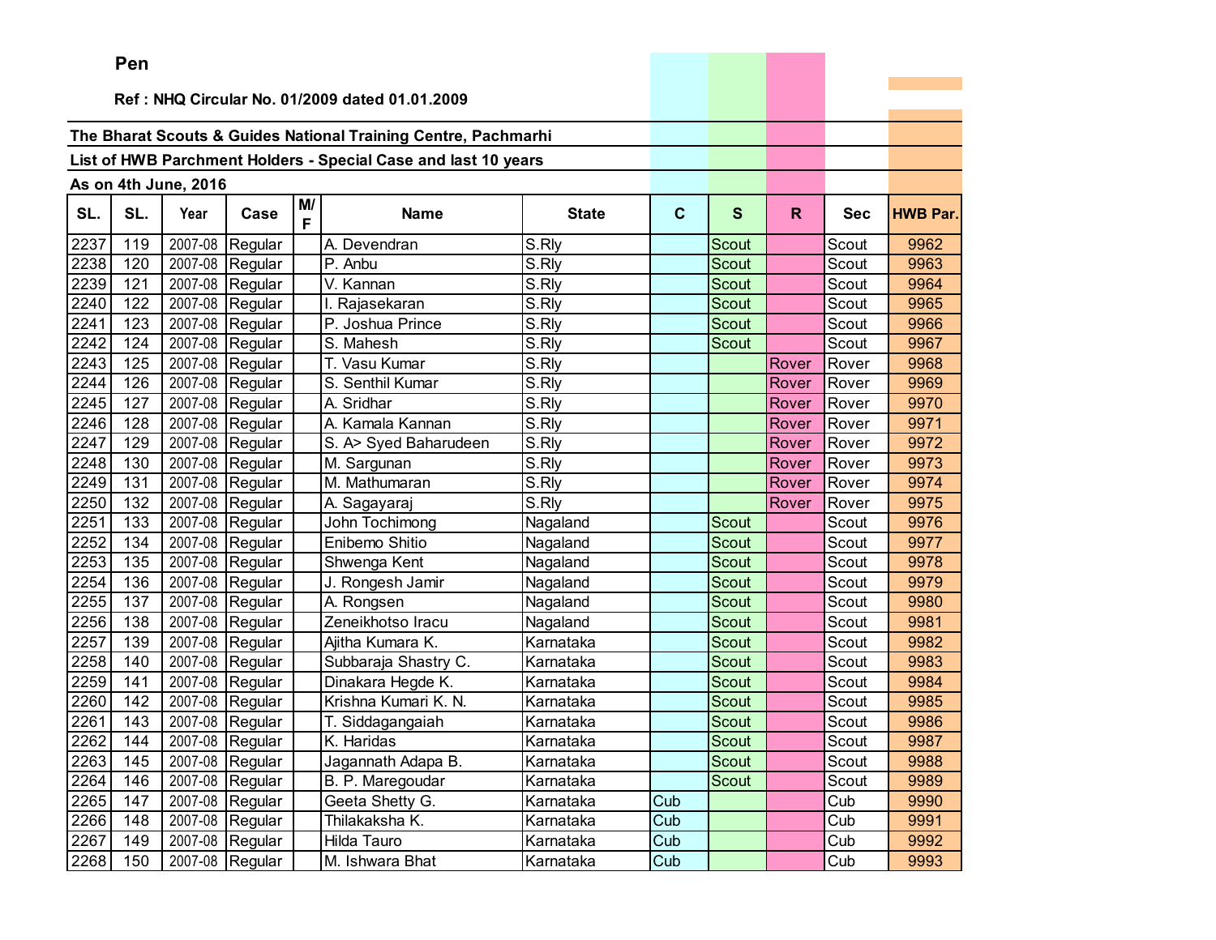**Pen**

**Ref : NHQ Circular No. 01/2009 dated 01.01.2009**

**The Bharat Scouts & Guides National Training Centre, Pachmarhi**

**List of HWB Parchment Holders - Special Case and last 10 years**

**As on 4th June, 2016**

| SL. | SL. | Year | Case | M/F | Name | State | C | S | R | Sec | HWB Par. |
|---|---|---|---|---|---|---|---|---|---|---|---|
| 2237 | 119 | 2007-08 | Regular | | A. Devendran | S.Rly | | Scout | | Scout | 9962 |
| 2238 | 120 | 2007-08 | Regular | | P. Anbu | S.Rly | | Scout | | Scout | 9963 |
| 2239 | 121 | 2007-08 | Regular | | V. Kannan | S.Rly | | Scout | | Scout | 9964 |
| 2240 | 122 | 2007-08 | Regular | | I. Rajasekaran | S.Rly | | Scout | | Scout | 9965 |
| 2241 | 123 | 2007-08 | Regular | | P. Joshua Prince | S.Rly | | Scout | | Scout | 9966 |
| 2242 | 124 | 2007-08 | Regular | | S. Mahesh | S.Rly | | Scout | | Scout | 9967 |
| 2243 | 125 | 2007-08 | Regular | | T. Vasu Kumar | S.Rly | | | Rover | Rover | 9968 |
| 2244 | 126 | 2007-08 | Regular | | S. Senthil Kumar | S.Rly | | | Rover | Rover | 9969 |
| 2245 | 127 | 2007-08 | Regular | | A. Sridhar | S.Rly | | | Rover | Rover | 9970 |
| 2246 | 128 | 2007-08 | Regular | | A. Kamala Kannan | S.Rly | | | Rover | Rover | 9971 |
| 2247 | 129 | 2007-08 | Regular | | S. A> Syed Baharudeen | S.Rly | | | Rover | Rover | 9972 |
| 2248 | 130 | 2007-08 | Regular | | M. Sargunan | S.Rly | | | Rover | Rover | 9973 |
| 2249 | 131 | 2007-08 | Regular | | M. Mathumaran | S.Rly | | | Rover | Rover | 9974 |
| 2250 | 132 | 2007-08 | Regular | | A. Sagayaraj | S.Rly | | | Rover | Rover | 9975 |
| 2251 | 133 | 2007-08 | Regular | | John Tochimong | Nagaland | | Scout | | Scout | 9976 |
| 2252 | 134 | 2007-08 | Regular | | Enibemo Shitio | Nagaland | | Scout | | Scout | 9977 |
| 2253 | 135 | 2007-08 | Regular | | Shwenga Kent | Nagaland | | Scout | | Scout | 9978 |
| 2254 | 136 | 2007-08 | Regular | | J. Rongesh Jamir | Nagaland | | Scout | | Scout | 9979 |
| 2255 | 137 | 2007-08 | Regular | | A. Rongsen | Nagaland | | Scout | | Scout | 9980 |
| 2256 | 138 | 2007-08 | Regular | | Zeneikhotso Iracu | Nagaland | | Scout | | Scout | 9981 |
| 2257 | 139 | 2007-08 | Regular | | Ajitha Kumara K. | Karnataka | | Scout | | Scout | 9982 |
| 2258 | 140 | 2007-08 | Regular | | Subbaraja Shastry C. | Karnataka | | Scout | | Scout | 9983 |
| 2259 | 141 | 2007-08 | Regular | | Dinakara Hegde K. | Karnataka | | Scout | | Scout | 9984 |
| 2260 | 142 | 2007-08 | Regular | | Krishna Kumari K. N. | Karnataka | | Scout | | Scout | 9985 |
| 2261 | 143 | 2007-08 | Regular | | T. Siddagangaiah | Karnataka | | Scout | | Scout | 9986 |
| 2262 | 144 | 2007-08 | Regular | | K. Haridas | Karnataka | | Scout | | Scout | 9987 |
| 2263 | 145 | 2007-08 | Regular | | Jagannath Adapa B. | Karnataka | | Scout | | Scout | 9988 |
| 2264 | 146 | 2007-08 | Regular | | B. P. Maregoudar | Karnataka | | Scout | | Scout | 9989 |
| 2265 | 147 | 2007-08 | Regular | | Geeta Shetty G. | Karnataka | Cub | | | Cub | 9990 |
| 2266 | 148 | 2007-08 | Regular | | Thilakaksha K. | Karnataka | Cub | | | Cub | 9991 |
| 2267 | 149 | 2007-08 | Regular | | Hilda Tauro | Karnataka | Cub | | | Cub | 9992 |
| 2268 | 150 | 2007-08 | Regular | | M. Ishwara Bhat | Karnataka | Cub | | | Cub | 9993 |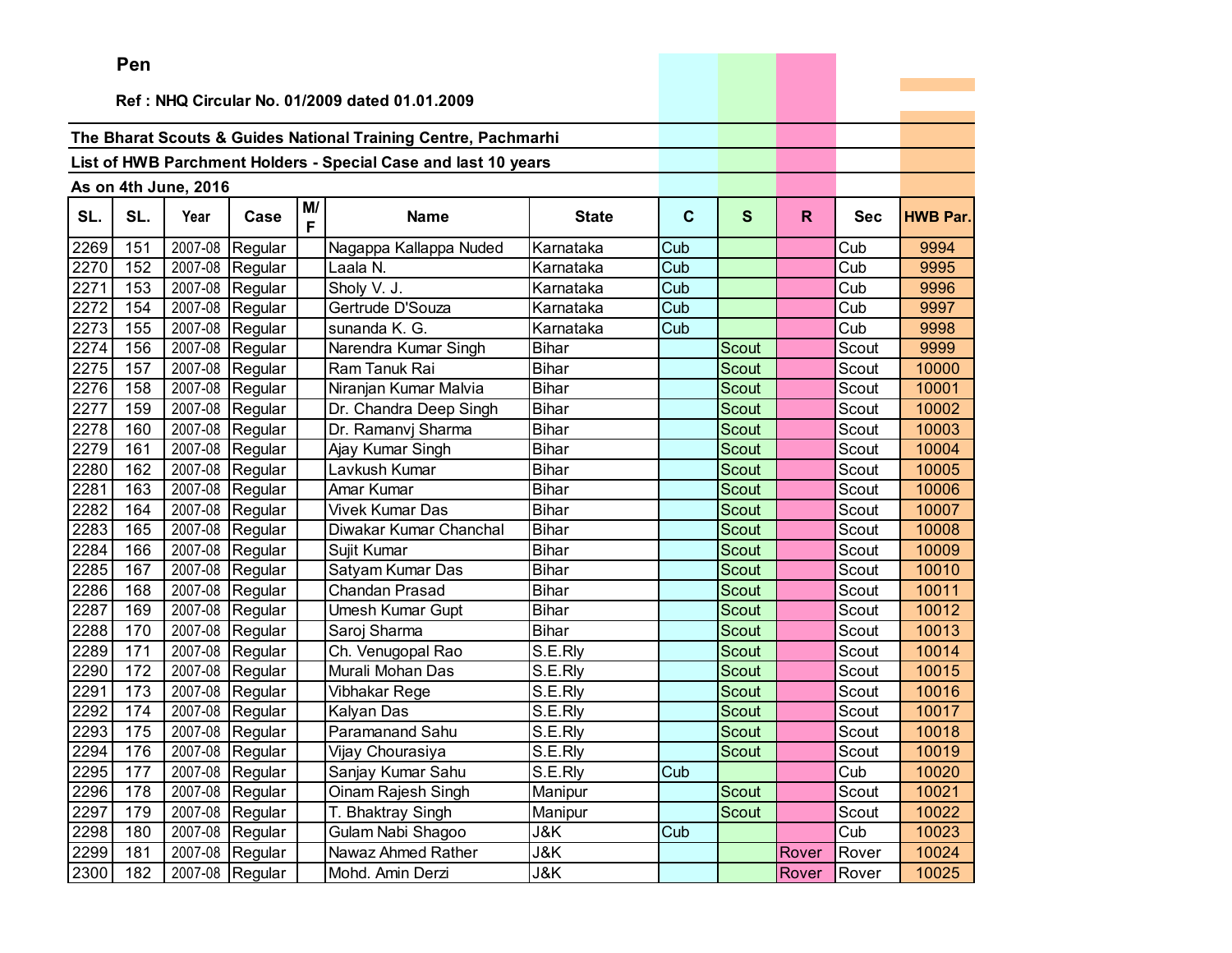**Pen**

**Ref : NHQ Circular No. 01/2009 dated 01.01.2009**

**The Bharat Scouts & Guides National Training Centre, Pachmarhi**

**List of HWB Parchment Holders - Special Case and last 10 years**

**As on 4th June, 2016**

| SL. | SL. | Year | Case | M/F | Name | State | C | S | R | Sec | HWB Par. |
|---|---|---|---|---|---|---|---|---|---|---|---|
| 2269 | 151 | 2007-08 | Regular | | Nagappa Kallappa Nuded | Karnataka | Cub | | | Cub | 9994 |
| 2270 | 152 | 2007-08 | Regular | | Laala N. | Karnataka | Cub | | | Cub | 9995 |
| 2271 | 153 | 2007-08 | Regular | | Sholy V. J. | Karnataka | Cub | | | Cub | 9996 |
| 2272 | 154 | 2007-08 | Regular | | Gertrude D'Souza | Karnataka | Cub | | | Cub | 9997 |
| 2273 | 155 | 2007-08 | Regular | | sunanda K. G. | Karnataka | Cub | | | Cub | 9998 |
| 2274 | 156 | 2007-08 | Regular | | Narendra Kumar Singh | Bihar | | Scout | | Scout | 9999 |
| 2275 | 157 | 2007-08 | Regular | | Ram Tanuk Rai | Bihar | | Scout | | Scout | 10000 |
| 2276 | 158 | 2007-08 | Regular | | Niranjan Kumar Malvia | Bihar | | Scout | | Scout | 10001 |
| 2277 | 159 | 2007-08 | Regular | | Dr. Chandra Deep Singh | Bihar | | Scout | | Scout | 10002 |
| 2278 | 160 | 2007-08 | Regular | | Dr. Ramanvj Sharma | Bihar | | Scout | | Scout | 10003 |
| 2279 | 161 | 2007-08 | Regular | | Ajay Kumar Singh | Bihar | | Scout | | Scout | 10004 |
| 2280 | 162 | 2007-08 | Regular | | Lavkush Kumar | Bihar | | Scout | | Scout | 10005 |
| 2281 | 163 | 2007-08 | Regular | | Amar Kumar | Bihar | | Scout | | Scout | 10006 |
| 2282 | 164 | 2007-08 | Regular | | Vivek Kumar Das | Bihar | | Scout | | Scout | 10007 |
| 2283 | 165 | 2007-08 | Regular | | Diwakar Kumar Chanchal | Bihar | | Scout | | Scout | 10008 |
| 2284 | 166 | 2007-08 | Regular | | Sujit Kumar | Bihar | | Scout | | Scout | 10009 |
| 2285 | 167 | 2007-08 | Regular | | Satyam Kumar Das | Bihar | | Scout | | Scout | 10010 |
| 2286 | 168 | 2007-08 | Regular | | Chandan Prasad | Bihar | | Scout | | Scout | 10011 |
| 2287 | 169 | 2007-08 | Regular | | Umesh Kumar Gupt | Bihar | | Scout | | Scout | 10012 |
| 2288 | 170 | 2007-08 | Regular | | Saroj Sharma | Bihar | | Scout | | Scout | 10013 |
| 2289 | 171 | 2007-08 | Regular | | Ch. Venugopal Rao | S.E.Rly | | Scout | | Scout | 10014 |
| 2290 | 172 | 2007-08 | Regular | | Murali Mohan Das | S.E.Rly | | Scout | | Scout | 10015 |
| 2291 | 173 | 2007-08 | Regular | | Vibhakar Rege | S.E.Rly | | Scout | | Scout | 10016 |
| 2292 | 174 | 2007-08 | Regular | | Kalyan Das | S.E.Rly | | Scout | | Scout | 10017 |
| 2293 | 175 | 2007-08 | Regular | | Paramanand Sahu | S.E.Rly | | Scout | | Scout | 10018 |
| 2294 | 176 | 2007-08 | Regular | | Vijay Chourasiya | S.E.Rly | | Scout | | Scout | 10019 |
| 2295 | 177 | 2007-08 | Regular | | Sanjay Kumar Sahu | S.E.Rly | Cub | | | Cub | 10020 |
| 2296 | 178 | 2007-08 | Regular | | Oinam Rajesh Singh | Manipur | | Scout | | Scout | 10021 |
| 2297 | 179 | 2007-08 | Regular | | T. Bhaktray Singh | Manipur | | Scout | | Scout | 10022 |
| 2298 | 180 | 2007-08 | Regular | | Gulam Nabi Shagoo | J&K | Cub | | | Cub | 10023 |
| 2299 | 181 | 2007-08 | Regular | | Nawaz Ahmed Rather | J&K | | | Rover | Rover | 10024 |
| 2300 | 182 | 2007-08 | Regular | | Mohd. Amin Derzi | J&K | | | Rover | Rover | 10025 |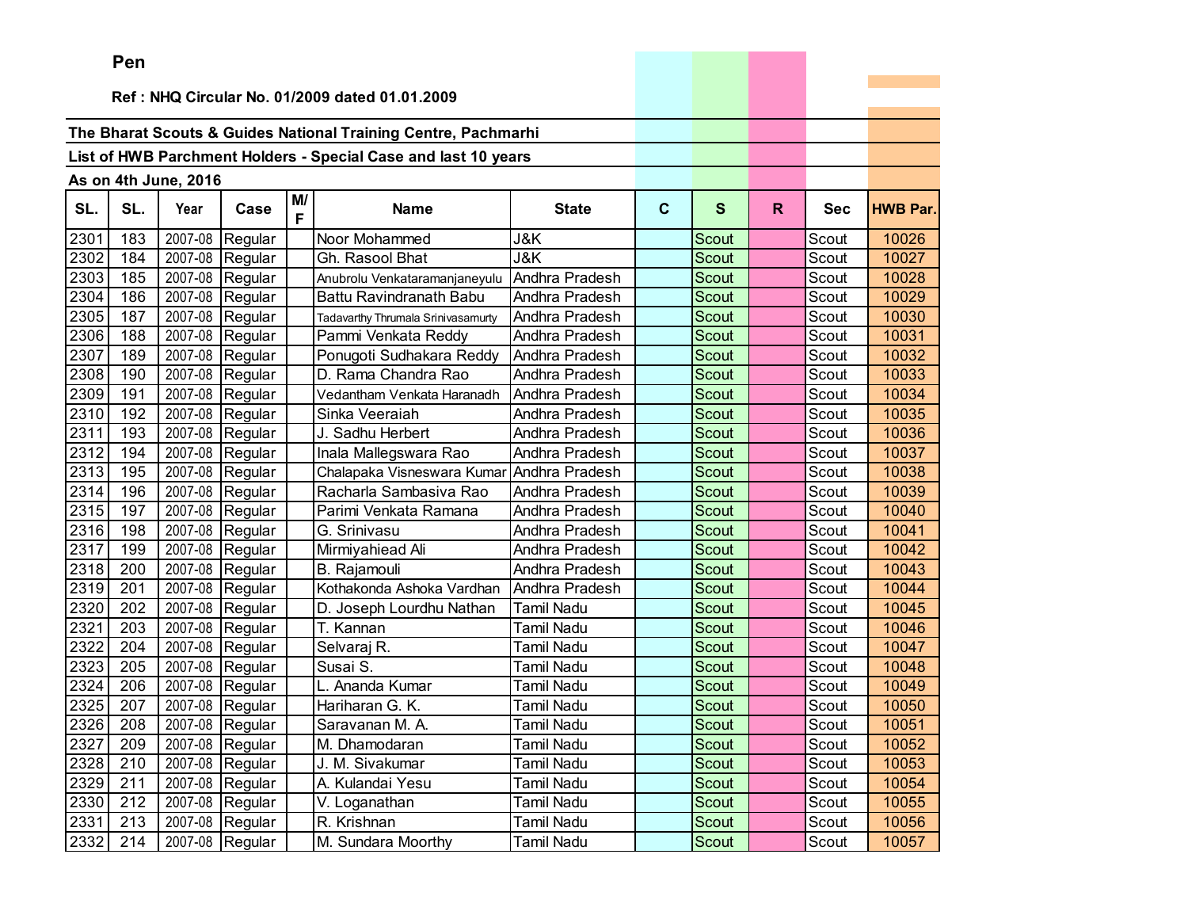**Pen**

**Ref : NHQ Circular No. 01/2009 dated 01.01.2009**

**The Bharat Scouts & Guides National Training Centre, Pachmarhi**

**List of HWB Parchment Holders - Special Case and last 10 years**

**As on 4th June, 2016**

| SL. | SL. | Year | Case | M/F | Name | State | C | S | R | Sec | HWB Par. |
|---|---|---|---|---|---|---|---|---|---|---|---|
| 2301 | 183 | 2007-08 | Regular | | Noor Mohammed | J&K | | Scout | | Scout | 10026 |
| 2302 | 184 | 2007-08 | Regular | | Gh. Rasool Bhat | J&K | | Scout | | Scout | 10027 |
| 2303 | 185 | 2007-08 | Regular | | Anubrolu Venkataramanjaneyulu | Andhra Pradesh | | Scout | | Scout | 10028 |
| 2304 | 186 | 2007-08 | Regular | | Battu Ravindranath Babu | Andhra Pradesh | | Scout | | Scout | 10029 |
| 2305 | 187 | 2007-08 | Regular | | Tadavarthy Thrumala Srinivasamurty | Andhra Pradesh | | Scout | | Scout | 10030 |
| 2306 | 188 | 2007-08 | Regular | | Pammi Venkata Reddy | Andhra Pradesh | | Scout | | Scout | 10031 |
| 2307 | 189 | 2007-08 | Regular | | Ponugoti Sudhakara Reddy | Andhra Pradesh | | Scout | | Scout | 10032 |
| 2308 | 190 | 2007-08 | Regular | | D. Rama Chandra Rao | Andhra Pradesh | | Scout | | Scout | 10033 |
| 2309 | 191 | 2007-08 | Regular | | Vedantham Venkata Haranadh | Andhra Pradesh | | Scout | | Scout | 10034 |
| 2310 | 192 | 2007-08 | Regular | | Sinka Veeraiah | Andhra Pradesh | | Scout | | Scout | 10035 |
| 2311 | 193 | 2007-08 | Regular | | J. Sadhu Herbert | Andhra Pradesh | | Scout | | Scout | 10036 |
| 2312 | 194 | 2007-08 | Regular | | Inala Mallegswara Rao | Andhra Pradesh | | Scout | | Scout | 10037 |
| 2313 | 195 | 2007-08 | Regular | | Chalapaka Visneswara Kumar | Andhra Pradesh | | Scout | | Scout | 10038 |
| 2314 | 196 | 2007-08 | Regular | | Racharla Sambasiva Rao | Andhra Pradesh | | Scout | | Scout | 10039 |
| 2315 | 197 | 2007-08 | Regular | | Parimi Venkata Ramana | Andhra Pradesh | | Scout | | Scout | 10040 |
| 2316 | 198 | 2007-08 | Regular | | G. Srinivasu | Andhra Pradesh | | Scout | | Scout | 10041 |
| 2317 | 199 | 2007-08 | Regular | | Mirmiyahiead Ali | Andhra Pradesh | | Scout | | Scout | 10042 |
| 2318 | 200 | 2007-08 | Regular | | B. Rajamouli | Andhra Pradesh | | Scout | | Scout | 10043 |
| 2319 | 201 | 2007-08 | Regular | | Kothakonda Ashoka Vardhan | Andhra Pradesh | | Scout | | Scout | 10044 |
| 2320 | 202 | 2007-08 | Regular | | D. Joseph Lourdhu Nathan | Tamil Nadu | | Scout | | Scout | 10045 |
| 2321 | 203 | 2007-08 | Regular | | T. Kannan | Tamil Nadu | | Scout | | Scout | 10046 |
| 2322 | 204 | 2007-08 | Regular | | Selvaraj R. | Tamil Nadu | | Scout | | Scout | 10047 |
| 2323 | 205 | 2007-08 | Regular | | Susai S. | Tamil Nadu | | Scout | | Scout | 10048 |
| 2324 | 206 | 2007-08 | Regular | | L. Ananda Kumar | Tamil Nadu | | Scout | | Scout | 10049 |
| 2325 | 207 | 2007-08 | Regular | | Hariharan G. K. | Tamil Nadu | | Scout | | Scout | 10050 |
| 2326 | 208 | 2007-08 | Regular | | Saravanan M. A. | Tamil Nadu | | Scout | | Scout | 10051 |
| 2327 | 209 | 2007-08 | Regular | | M. Dhamodaran | Tamil Nadu | | Scout | | Scout | 10052 |
| 2328 | 210 | 2007-08 | Regular | | J. M. Sivakumar | Tamil Nadu | | Scout | | Scout | 10053 |
| 2329 | 211 | 2007-08 | Regular | | A. Kulandai Yesu | Tamil Nadu | | Scout | | Scout | 10054 |
| 2330 | 212 | 2007-08 | Regular | | V. Loganathan | Tamil Nadu | | Scout | | Scout | 10055 |
| 2331 | 213 | 2007-08 | Regular | | R. Krishnan | Tamil Nadu | | Scout | | Scout | 10056 |
| 2332 | 214 | 2007-08 | Regular | | M. Sundara Moorthy | Tamil Nadu | | Scout | | Scout | 10057 |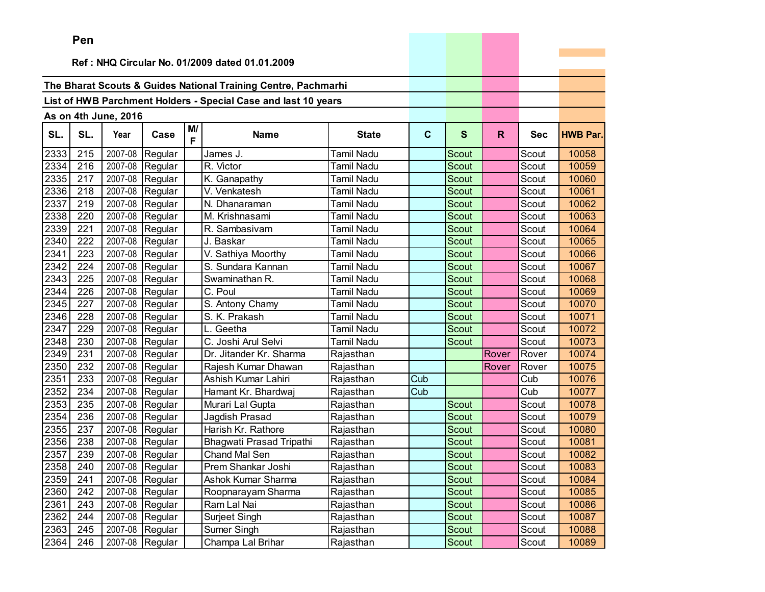**Pen**

**Ref : NHQ Circular No. 01/2009 dated 01.01.2009**

**The Bharat Scouts & Guides National Training Centre, Pachmarhi**

**List of HWB Parchment Holders - Special Case and last 10 years**

**As on 4th June, 2016**

| SL. | SL. | Year | Case | M/F | Name | State | C | S | R | Sec | HWB Par. |
|---|---|---|---|---|---|---|---|---|---|---|---|
| 2333 | 215 | 2007-08 | Regular | | James J. | Tamil Nadu | | Scout | | Scout | 10058 |
| 2334 | 216 | 2007-08 | Regular | | R. Victor | Tamil Nadu | | Scout | | Scout | 10059 |
| 2335 | 217 | 2007-08 | Regular | | K. Ganapathy | Tamil Nadu | | Scout | | Scout | 10060 |
| 2336 | 218 | 2007-08 | Regular | | V. Venkatesh | Tamil Nadu | | Scout | | Scout | 10061 |
| 2337 | 219 | 2007-08 | Regular | | N. Dhanaraman | Tamil Nadu | | Scout | | Scout | 10062 |
| 2338 | 220 | 2007-08 | Regular | | M. Krishnasami | Tamil Nadu | | Scout | | Scout | 10063 |
| 2339 | 221 | 2007-08 | Regular | | R. Sambasivam | Tamil Nadu | | Scout | | Scout | 10064 |
| 2340 | 222 | 2007-08 | Regular | | J. Baskar | Tamil Nadu | | Scout | | Scout | 10065 |
| 2341 | 223 | 2007-08 | Regular | | V. Sathiya Moorthy | Tamil Nadu | | Scout | | Scout | 10066 |
| 2342 | 224 | 2007-08 | Regular | | S. Sundara Kannan | Tamil Nadu | | Scout | | Scout | 10067 |
| 2343 | 225 | 2007-08 | Regular | | Swaminathan R. | Tamil Nadu | | Scout | | Scout | 10068 |
| 2344 | 226 | 2007-08 | Regular | | C. Poul | Tamil Nadu | | Scout | | Scout | 10069 |
| 2345 | 227 | 2007-08 | Regular | | S. Antony Chamy | Tamil Nadu | | Scout | | Scout | 10070 |
| 2346 | 228 | 2007-08 | Regular | | S. K. Prakash | Tamil Nadu | | Scout | | Scout | 10071 |
| 2347 | 229 | 2007-08 | Regular | | L. Geetha | Tamil Nadu | | Scout | | Scout | 10072 |
| 2348 | 230 | 2007-08 | Regular | | C. Joshi Arul Selvi | Tamil Nadu | | Scout | | Scout | 10073 |
| 2349 | 231 | 2007-08 | Regular | | Dr. Jitander Kr. Sharma | Rajasthan | | | Rover | Rover | 10074 |
| 2350 | 232 | 2007-08 | Regular | | Rajesh Kumar Dhawan | Rajasthan | | | Rover | Rover | 10075 |
| 2351 | 233 | 2007-08 | Regular | | Ashish Kumar Lahiri | Rajasthan | Cub | | | Cub | 10076 |
| 2352 | 234 | 2007-08 | Regular | | Hamant Kr. Bhardwaj | Rajasthan | Cub | | | Cub | 10077 |
| 2353 | 235 | 2007-08 | Regular | | Murari Lal Gupta | Rajasthan | | Scout | | Scout | 10078 |
| 2354 | 236 | 2007-08 | Regular | | Jagdish Prasad | Rajasthan | | Scout | | Scout | 10079 |
| 2355 | 237 | 2007-08 | Regular | | Harish Kr. Rathore | Rajasthan | | Scout | | Scout | 10080 |
| 2356 | 238 | 2007-08 | Regular | | Bhagwati Prasad Tripathi | Rajasthan | | Scout | | Scout | 10081 |
| 2357 | 239 | 2007-08 | Regular | | Chand Mal Sen | Rajasthan | | Scout | | Scout | 10082 |
| 2358 | 240 | 2007-08 | Regular | | Prem Shankar Joshi | Rajasthan | | Scout | | Scout | 10083 |
| 2359 | 241 | 2007-08 | Regular | | Ashok Kumar Sharma | Rajasthan | | Scout | | Scout | 10084 |
| 2360 | 242 | 2007-08 | Regular | | Roopnarayam Sharma | Rajasthan | | Scout | | Scout | 10085 |
| 2361 | 243 | 2007-08 | Regular | | Ram Lal Nai | Rajasthan | | Scout | | Scout | 10086 |
| 2362 | 244 | 2007-08 | Regular | | Surjeet Singh | Rajasthan | | Scout | | Scout | 10087 |
| 2363 | 245 | 2007-08 | Regular | | Sumer Singh | Rajasthan | | Scout | | Scout | 10088 |
| 2364 | 246 | 2007-08 | Regular | | Champa Lal Brihar | Rajasthan | | Scout | | Scout | 10089 |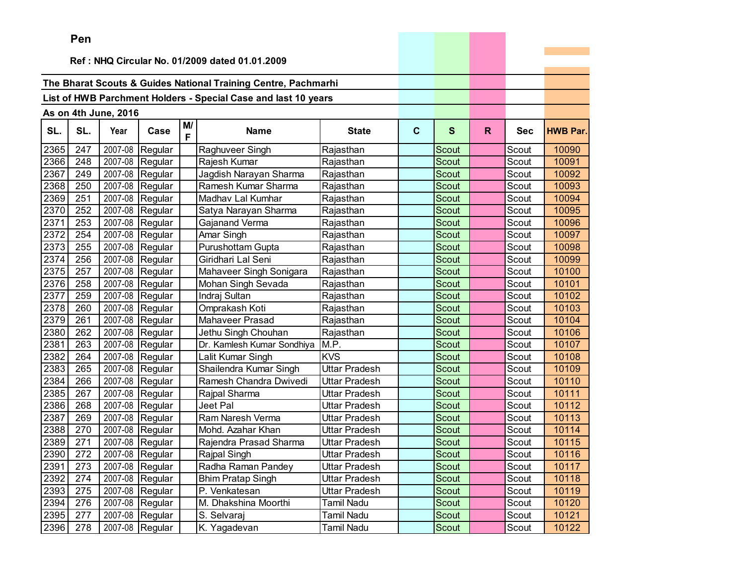**Pen**

**Ref : NHQ Circular No. 01/2009 dated 01.01.2009**

**The Bharat Scouts & Guides National Training Centre, Pachmarhi**

**List of HWB Parchment Holders - Special Case and last 10 years**

**As on 4th June, 2016**

| SL. | SL. | Year | Case | M/F | Name | State | C | S | R | Sec | HWB Par. |
|---|---|---|---|---|---|---|---|---|---|---|---|
| 2365 | 247 | 2007-08 | Regular | | Raghuveer Singh | Rajasthan | | Scout | | Scout | 10090 |
| 2366 | 248 | 2007-08 | Regular | | Rajesh Kumar | Rajasthan | | Scout | | Scout | 10091 |
| 2367 | 249 | 2007-08 | Regular | | Jagdish Narayan Sharma | Rajasthan | | Scout | | Scout | 10092 |
| 2368 | 250 | 2007-08 | Regular | | Ramesh Kumar Sharma | Rajasthan | | Scout | | Scout | 10093 |
| 2369 | 251 | 2007-08 | Regular | | Madhav Lal Kumhar | Rajasthan | | Scout | | Scout | 10094 |
| 2370 | 252 | 2007-08 | Regular | | Satya Narayan Sharma | Rajasthan | | Scout | | Scout | 10095 |
| 2371 | 253 | 2007-08 | Regular | | Gajanand Verma | Rajasthan | | Scout | | Scout | 10096 |
| 2372 | 254 | 2007-08 | Regular | | Amar Singh | Rajasthan | | Scout | | Scout | 10097 |
| 2373 | 255 | 2007-08 | Regular | | Purushottam Gupta | Rajasthan | | Scout | | Scout | 10098 |
| 2374 | 256 | 2007-08 | Regular | | Giridhari Lal Seni | Rajasthan | | Scout | | Scout | 10099 |
| 2375 | 257 | 2007-08 | Regular | | Mahaveer Singh Sonigara | Rajasthan | | Scout | | Scout | 10100 |
| 2376 | 258 | 2007-08 | Regular | | Mohan Singh Sevada | Rajasthan | | Scout | | Scout | 10101 |
| 2377 | 259 | 2007-08 | Regular | | Indraj Sultan | Rajasthan | | Scout | | Scout | 10102 |
| 2378 | 260 | 2007-08 | Regular | | Omprakash Koti | Rajasthan | | Scout | | Scout | 10103 |
| 2379 | 261 | 2007-08 | Regular | | Mahaveer Prasad | Rajasthan | | Scout | | Scout | 10104 |
| 2380 | 262 | 2007-08 | Regular | | Jethu Singh Chouhan | Rajasthan | | Scout | | Scout | 10106 |
| 2381 | 263 | 2007-08 | Regular | | Dr. Kamlesh Kumar Sondhiya | M.P. | | Scout | | Scout | 10107 |
| 2382 | 264 | 2007-08 | Regular | | Lalit Kumar Singh | KVS | | Scout | | Scout | 10108 |
| 2383 | 265 | 2007-08 | Regular | | Shailendra Kumar Singh | Uttar Pradesh | | Scout | | Scout | 10109 |
| 2384 | 266 | 2007-08 | Regular | | Ramesh Chandra Dwivedi | Uttar Pradesh | | Scout | | Scout | 10110 |
| 2385 | 267 | 2007-08 | Regular | | Rajpal Sharma | Uttar Pradesh | | Scout | | Scout | 10111 |
| 2386 | 268 | 2007-08 | Regular | | Jeet Pal | Uttar Pradesh | | Scout | | Scout | 10112 |
| 2387 | 269 | 2007-08 | Regular | | Ram Naresh Verma | Uttar Pradesh | | Scout | | Scout | 10113 |
| 2388 | 270 | 2007-08 | Regular | | Mohd. Azahar Khan | Uttar Pradesh | | Scout | | Scout | 10114 |
| 2389 | 271 | 2007-08 | Regular | | Rajendra Prasad Sharma | Uttar Pradesh | | Scout | | Scout | 10115 |
| 2390 | 272 | 2007-08 | Regular | | Rajpal Singh | Uttar Pradesh | | Scout | | Scout | 10116 |
| 2391 | 273 | 2007-08 | Regular | | Radha Raman Pandey | Uttar Pradesh | | Scout | | Scout | 10117 |
| 2392 | 274 | 2007-08 | Regular | | Bhim Pratap Singh | Uttar Pradesh | | Scout | | Scout | 10118 |
| 2393 | 275 | 2007-08 | Regular | | P. Venkatesan | Uttar Pradesh | | Scout | | Scout | 10119 |
| 2394 | 276 | 2007-08 | Regular | | M. Dhakshina Moorthi | Tamil Nadu | | Scout | | Scout | 10120 |
| 2395 | 277 | 2007-08 | Regular | | S. Selvaraj | Tamil Nadu | | Scout | | Scout | 10121 |
| 2396 | 278 | 2007-08 | Regular | | K. Yagadevan | Tamil Nadu | | Scout | | Scout | 10122 |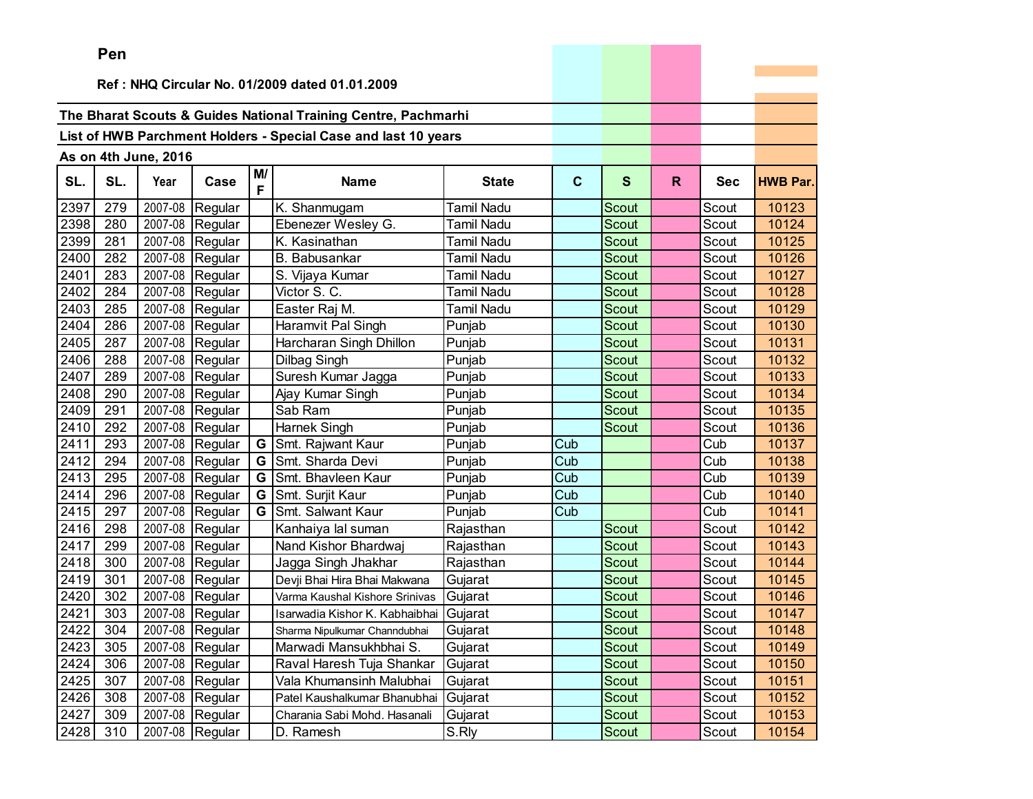**Pen**

**Ref : NHQ Circular No. 01/2009 dated 01.01.2009**

**The Bharat Scouts & Guides National Training Centre, Pachmarhi**

**List of HWB Parchment Holders - Special Case and last 10 years**

**As on 4th June, 2016**

| SL. | SL. | Year | Case | M/F | Name | State | C | S | R | Sec | HWB Par. |
|---|---|---|---|---|---|---|---|---|---|---|---|
| 2397 | 279 | 2007-08 | Regular | | K. Shanmugam | Tamil Nadu | | Scout | | Scout | 10123 |
| 2398 | 280 | 2007-08 | Regular | | Ebenezer Wesley G. | Tamil Nadu | | Scout | | Scout | 10124 |
| 2399 | 281 | 2007-08 | Regular | | K. Kasinathan | Tamil Nadu | | Scout | | Scout | 10125 |
| 2400 | 282 | 2007-08 | Regular | | B. Babusankar | Tamil Nadu | | Scout | | Scout | 10126 |
| 2401 | 283 | 2007-08 | Regular | | S. Vijaya Kumar | Tamil Nadu | | Scout | | Scout | 10127 |
| 2402 | 284 | 2007-08 | Regular | | Victor S. C. | Tamil Nadu | | Scout | | Scout | 10128 |
| 2403 | 285 | 2007-08 | Regular | | Easter Raj M. | Tamil Nadu | | Scout | | Scout | 10129 |
| 2404 | 286 | 2007-08 | Regular | | Haramvit Pal Singh | Punjab | | Scout | | Scout | 10130 |
| 2405 | 287 | 2007-08 | Regular | | Harcharan Singh Dhillon | Punjab | | Scout | | Scout | 10131 |
| 2406 | 288 | 2007-08 | Regular | | Dilbag Singh | Punjab | | Scout | | Scout | 10132 |
| 2407 | 289 | 2007-08 | Regular | | Suresh Kumar Jagga | Punjab | | Scout | | Scout | 10133 |
| 2408 | 290 | 2007-08 | Regular | | Ajay Kumar Singh | Punjab | | Scout | | Scout | 10134 |
| 2409 | 291 | 2007-08 | Regular | | Sab Ram | Punjab | | Scout | | Scout | 10135 |
| 2410 | 292 | 2007-08 | Regular | | Harnek Singh | Punjab | | Scout | | Scout | 10136 |
| 2411 | 293 | 2007-08 | Regular | G | Smt. Rajwant Kaur | Punjab | Cub | | | Cub | 10137 |
| 2412 | 294 | 2007-08 | Regular | G | Smt. Sharda Devi | Punjab | Cub | | | Cub | 10138 |
| 2413 | 295 | 2007-08 | Regular | G | Smt. Bhavleen Kaur | Punjab | Cub | | | Cub | 10139 |
| 2414 | 296 | 2007-08 | Regular | G | Smt. Surjit Kaur | Punjab | Cub | | | Cub | 10140 |
| 2415 | 297 | 2007-08 | Regular | G | Smt. Salwant Kaur | Punjab | Cub | | | Cub | 10141 |
| 2416 | 298 | 2007-08 | Regular | | Kanhaiya lal suman | Rajasthan | | Scout | | Scout | 10142 |
| 2417 | 299 | 2007-08 | Regular | | Nand Kishor Bhardwaj | Rajasthan | | Scout | | Scout | 10143 |
| 2418 | 300 | 2007-08 | Regular | | Jagga Singh Jhakhar | Rajasthan | | Scout | | Scout | 10144 |
| 2419 | 301 | 2007-08 | Regular | | Devji Bhai Hira Bhai Makwana | Gujarat | | Scout | | Scout | 10145 |
| 2420 | 302 | 2007-08 | Regular | | Varma Kaushal Kishore Srinivas | Gujarat | | Scout | | Scout | 10146 |
| 2421 | 303 | 2007-08 | Regular | | Isarwadia Kishor K. Kabhaibhai | Gujarat | | Scout | | Scout | 10147 |
| 2422 | 304 | 2007-08 | Regular | | Sharma Nipulkumar Channdubhai | Gujarat | | Scout | | Scout | 10148 |
| 2423 | 305 | 2007-08 | Regular | | Marwadi Mansukhbhai S. | Gujarat | | Scout | | Scout | 10149 |
| 2424 | 306 | 2007-08 | Regular | | Raval Haresh Tuja Shankar | Gujarat | | Scout | | Scout | 10150 |
| 2425 | 307 | 2007-08 | Regular | | Vala Khumansinh Malubhai | Gujarat | | Scout | | Scout | 10151 |
| 2426 | 308 | 2007-08 | Regular | | Patel Kaushalkumar Bhanubhai | Gujarat | | Scout | | Scout | 10152 |
| 2427 | 309 | 2007-08 | Regular | | Charania Sabi Mohd. Hasanali | Gujarat | | Scout | | Scout | 10153 |
| 2428 | 310 | 2007-08 | Regular | | D. Ramesh | S.Rly | | Scout | | Scout | 10154 |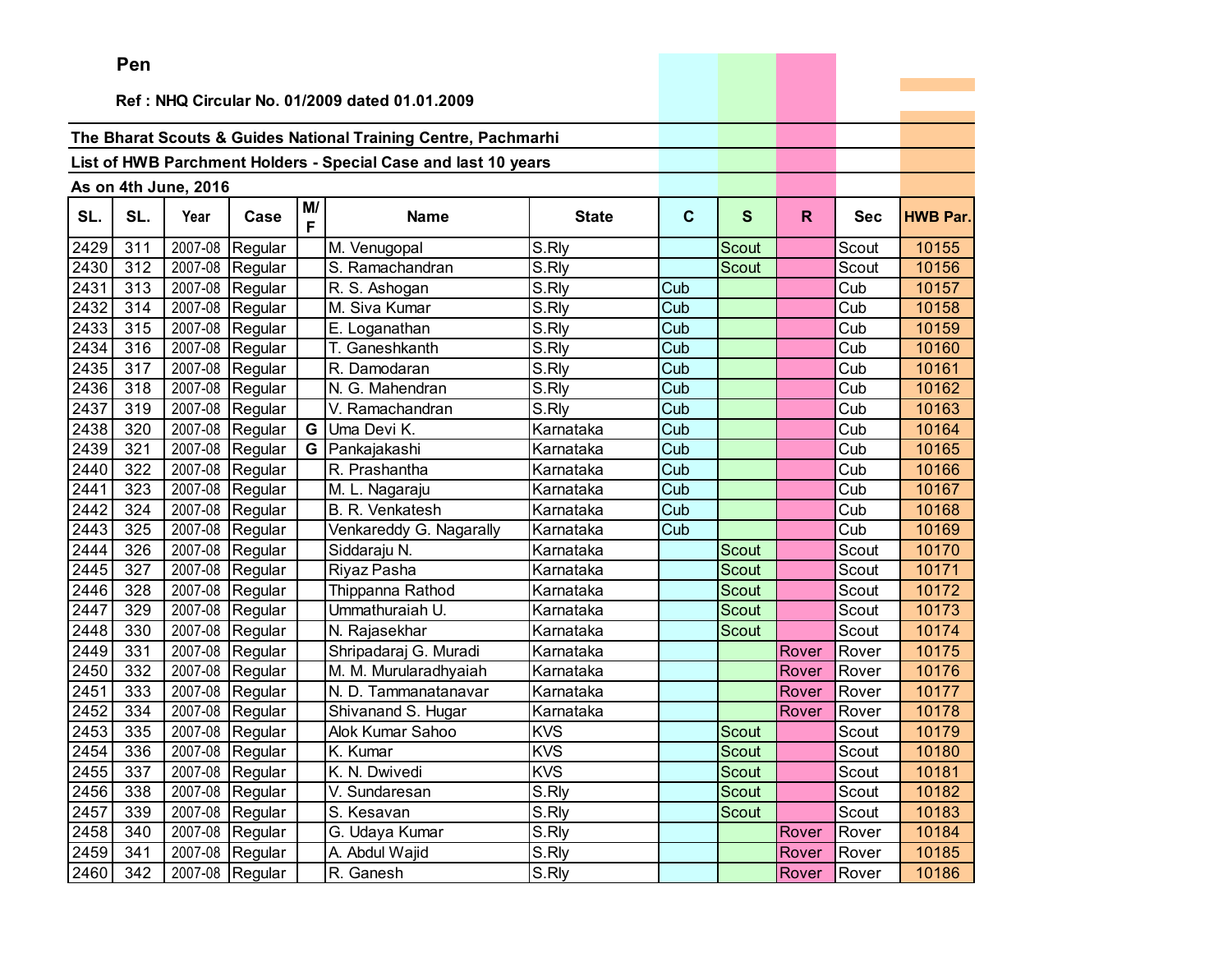**Pen**

**Ref : NHQ Circular No. 01/2009 dated 01.01.2009**

**The Bharat Scouts & Guides National Training Centre, Pachmarhi**

**List of HWB Parchment Holders - Special Case and last 10 years**

**As on 4th June, 2016**

| SL. | SL. | Year | Case | M/F | Name | State | C | S | R | Sec | HWB Par. |
|---|---|---|---|---|---|---|---|---|---|---|---|
| 2429 | 311 | 2007-08 | Regular | | M. Venugopal | S.Rly | | Scout | | Scout | 10155 |
| 2430 | 312 | 2007-08 | Regular | | S. Ramachandran | S.Rly | | Scout | | Scout | 10156 |
| 2431 | 313 | 2007-08 | Regular | | R. S. Ashogan | S.Rly | Cub | | | Cub | 10157 |
| 2432 | 314 | 2007-08 | Regular | | M. Siva Kumar | S.Rly | Cub | | | Cub | 10158 |
| 2433 | 315 | 2007-08 | Regular | | E. Loganathan | S.Rly | Cub | | | Cub | 10159 |
| 2434 | 316 | 2007-08 | Regular | | T. Ganeshkanth | S.Rly | Cub | | | Cub | 10160 |
| 2435 | 317 | 2007-08 | Regular | | R. Damodaran | S.Rly | Cub | | | Cub | 10161 |
| 2436 | 318 | 2007-08 | Regular | | N. G. Mahendran | S.Rly | Cub | | | Cub | 10162 |
| 2437 | 319 | 2007-08 | Regular | | V. Ramachandran | S.Rly | Cub | | | Cub | 10163 |
| 2438 | 320 | 2007-08 | Regular | G | Uma Devi K. | Karnataka | Cub | | | Cub | 10164 |
| 2439 | 321 | 2007-08 | Regular | G | Pankajakashi | Karnataka | Cub | | | Cub | 10165 |
| 2440 | 322 | 2007-08 | Regular | | R. Prashantha | Karnataka | Cub | | | Cub | 10166 |
| 2441 | 323 | 2007-08 | Regular | | M. L. Nagaraju | Karnataka | Cub | | | Cub | 10167 |
| 2442 | 324 | 2007-08 | Regular | | B. R. Venkatesh | Karnataka | Cub | | | Cub | 10168 |
| 2443 | 325 | 2007-08 | Regular | | Venkareddy G. Nagarally | Karnataka | Cub | | | Cub | 10169 |
| 2444 | 326 | 2007-08 | Regular | | Siddaraju N. | Karnataka | | Scout | | Scout | 10170 |
| 2445 | 327 | 2007-08 | Regular | | Riyaz Pasha | Karnataka | | Scout | | Scout | 10171 |
| 2446 | 328 | 2007-08 | Regular | | Thippanna Rathod | Karnataka | | Scout | | Scout | 10172 |
| 2447 | 329 | 2007-08 | Regular | | Ummathuraiah U. | Karnataka | | Scout | | Scout | 10173 |
| 2448 | 330 | 2007-08 | Regular | | N. Rajasekhar | Karnataka | | Scout | | Scout | 10174 |
| 2449 | 331 | 2007-08 | Regular | | Shripadaraj G. Muradi | Karnataka | | | Rover | Rover | 10175 |
| 2450 | 332 | 2007-08 | Regular | | M. M. Murularadhyaiah | Karnataka | | | Rover | Rover | 10176 |
| 2451 | 333 | 2007-08 | Regular | | N. D. Tammanatanavar | Karnataka | | | Rover | Rover | 10177 |
| 2452 | 334 | 2007-08 | Regular | | Shivanand S. Hugar | Karnataka | | | Rover | Rover | 10178 |
| 2453 | 335 | 2007-08 | Regular | | Alok Kumar Sahoo | KVS | | Scout | | Scout | 10179 |
| 2454 | 336 | 2007-08 | Regular | | K. Kumar | KVS | | Scout | | Scout | 10180 |
| 2455 | 337 | 2007-08 | Regular | | K. N. Dwivedi | KVS | | Scout | | Scout | 10181 |
| 2456 | 338 | 2007-08 | Regular | | V. Sundaresan | S.Rly | | Scout | | Scout | 10182 |
| 2457 | 339 | 2007-08 | Regular | | S. Kesavan | S.Rly | | Scout | | Scout | 10183 |
| 2458 | 340 | 2007-08 | Regular | | G. Udaya Kumar | S.Rly | | | Rover | Rover | 10184 |
| 2459 | 341 | 2007-08 | Regular | | A. Abdul Wajid | S.Rly | | | Rover | Rover | 10185 |
| 2460 | 342 | 2007-08 | Regular | | R. Ganesh | S.Rly | | | Rover | Rover | 10186 |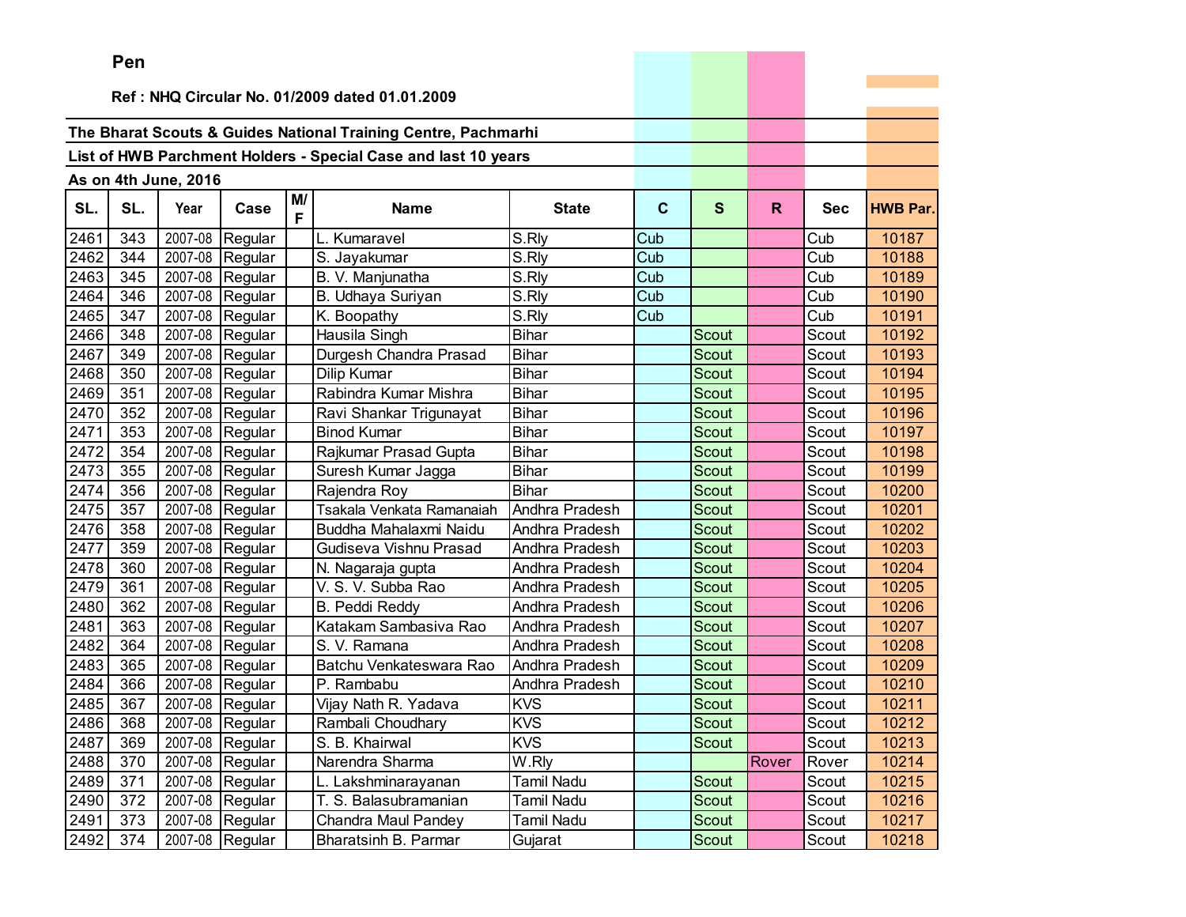**Pen**

**Ref : NHQ Circular No. 01/2009 dated 01.01.2009**

**The Bharat Scouts & Guides National Training Centre, Pachmarhi**

**List of HWB Parchment Holders - Special Case and last 10 years**

**As on 4th June, 2016**

| SL. | SL. | Year | Case | M/F | Name | State | C | S | R | Sec | HWB Par. |
|---|---|---|---|---|---|---|---|---|---|---|---|
| 2461 | 343 | 2007-08 | Regular | | L. Kumaravel | S.Rly | Cub | | | Cub | 10187 |
| 2462 | 344 | 2007-08 | Regular | | S. Jayakumar | S.Rly | Cub | | | Cub | 10188 |
| 2463 | 345 | 2007-08 | Regular | | B. V. Manjunatha | S.Rly | Cub | | | Cub | 10189 |
| 2464 | 346 | 2007-08 | Regular | | B. Udhaya Suriyan | S.Rly | Cub | | | Cub | 10190 |
| 2465 | 347 | 2007-08 | Regular | | K. Boopathy | S.Rly | Cub | | | Cub | 10191 |
| 2466 | 348 | 2007-08 | Regular | | Hausila Singh | Bihar | | Scout | | Scout | 10192 |
| 2467 | 349 | 2007-08 | Regular | | Durgesh Chandra Prasad | Bihar | | Scout | | Scout | 10193 |
| 2468 | 350 | 2007-08 | Regular | | Dilip Kumar | Bihar | | Scout | | Scout | 10194 |
| 2469 | 351 | 2007-08 | Regular | | Rabindra Kumar Mishra | Bihar | | Scout | | Scout | 10195 |
| 2470 | 352 | 2007-08 | Regular | | Ravi Shankar Trigunayat | Bihar | | Scout | | Scout | 10196 |
| 2471 | 353 | 2007-08 | Regular | | Binod Kumar | Bihar | | Scout | | Scout | 10197 |
| 2472 | 354 | 2007-08 | Regular | | Rajkumar Prasad Gupta | Bihar | | Scout | | Scout | 10198 |
| 2473 | 355 | 2007-08 | Regular | | Suresh Kumar Jagga | Bihar | | Scout | | Scout | 10199 |
| 2474 | 356 | 2007-08 | Regular | | Rajendra Roy | Bihar | | Scout | | Scout | 10200 |
| 2475 | 357 | 2007-08 | Regular | | Tsakala Venkata Ramanaiah | Andhra Pradesh | | Scout | | Scout | 10201 |
| 2476 | 358 | 2007-08 | Regular | | Buddha Mahalaxmi Naidu | Andhra Pradesh | | Scout | | Scout | 10202 |
| 2477 | 359 | 2007-08 | Regular | | Gudiseva Vishnu Prasad | Andhra Pradesh | | Scout | | Scout | 10203 |
| 2478 | 360 | 2007-08 | Regular | | N. Nagaraja gupta | Andhra Pradesh | | Scout | | Scout | 10204 |
| 2479 | 361 | 2007-08 | Regular | | V. S. V. Subba Rao | Andhra Pradesh | | Scout | | Scout | 10205 |
| 2480 | 362 | 2007-08 | Regular | | B. Peddi Reddy | Andhra Pradesh | | Scout | | Scout | 10206 |
| 2481 | 363 | 2007-08 | Regular | | Katakam Sambasiva Rao | Andhra Pradesh | | Scout | | Scout | 10207 |
| 2482 | 364 | 2007-08 | Regular | | S. V. Ramana | Andhra Pradesh | | Scout | | Scout | 10208 |
| 2483 | 365 | 2007-08 | Regular | | Batchu Venkateswara Rao | Andhra Pradesh | | Scout | | Scout | 10209 |
| 2484 | 366 | 2007-08 | Regular | | P. Rambabu | Andhra Pradesh | | Scout | | Scout | 10210 |
| 2485 | 367 | 2007-08 | Regular | | Vijay Nath R. Yadava | KVS | | Scout | | Scout | 10211 |
| 2486 | 368 | 2007-08 | Regular | | Rambali Choudhary | KVS | | Scout | | Scout | 10212 |
| 2487 | 369 | 2007-08 | Regular | | S. B. Khairwal | KVS | | Scout | | Scout | 10213 |
| 2488 | 370 | 2007-08 | Regular | | Narendra Sharma | W.Rly | | | Rover | Rover | 10214 |
| 2489 | 371 | 2007-08 | Regular | | L. Lakshminarayanan | Tamil Nadu | | Scout | | Scout | 10215 |
| 2490 | 372 | 2007-08 | Regular | | T. S. Balasubramanian | Tamil Nadu | | Scout | | Scout | 10216 |
| 2491 | 373 | 2007-08 | Regular | | Chandra Maul Pandey | Tamil Nadu | | Scout | | Scout | 10217 |
| 2492 | 374 | 2007-08 | Regular | | Bharatsinh B. Parmar | Gujarat | | Scout | | Scout | 10218 |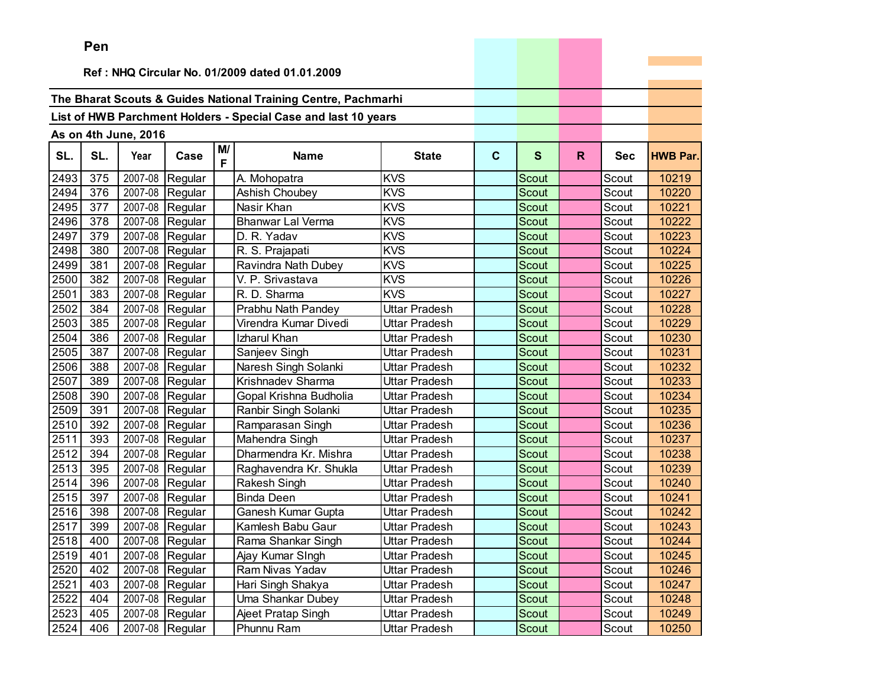**Pen**

**Ref : NHQ Circular No. 01/2009 dated 01.01.2009**

**The Bharat Scouts & Guides National Training Centre, Pachmarhi**

**List of HWB Parchment Holders - Special Case and last 10 years**

**As on 4th June, 2016**

| SL. | SL. | Year | Case | M/F | Name | State | C | S | R | Sec | HWB Par. |
|---|---|---|---|---|---|---|---|---|---|---|---|
| 2493 | 375 | 2007-08 | Regular | | A. Mohopatra | KVS | | Scout | | Scout | 10219 |
| 2494 | 376 | 2007-08 | Regular | | Ashish Choubey | KVS | | Scout | | Scout | 10220 |
| 2495 | 377 | 2007-08 | Regular | | Nasir Khan | KVS | | Scout | | Scout | 10221 |
| 2496 | 378 | 2007-08 | Regular | | Bhanwar Lal Verma | KVS | | Scout | | Scout | 10222 |
| 2497 | 379 | 2007-08 | Regular | | D. R. Yadav | KVS | | Scout | | Scout | 10223 |
| 2498 | 380 | 2007-08 | Regular | | R. S. Prajapati | KVS | | Scout | | Scout | 10224 |
| 2499 | 381 | 2007-08 | Regular | | Ravindra Nath Dubey | KVS | | Scout | | Scout | 10225 |
| 2500 | 382 | 2007-08 | Regular | | V. P. Srivastava | KVS | | Scout | | Scout | 10226 |
| 2501 | 383 | 2007-08 | Regular | | R. D. Sharma | KVS | | Scout | | Scout | 10227 |
| 2502 | 384 | 2007-08 | Regular | | Prabhu Nath Pandey | Uttar Pradesh | | Scout | | Scout | 10228 |
| 2503 | 385 | 2007-08 | Regular | | Virendra Kumar Divedi | Uttar Pradesh | | Scout | | Scout | 10229 |
| 2504 | 386 | 2007-08 | Regular | | Izharul Khan | Uttar Pradesh | | Scout | | Scout | 10230 |
| 2505 | 387 | 2007-08 | Regular | | Sanjeev Singh | Uttar Pradesh | | Scout | | Scout | 10231 |
| 2506 | 388 | 2007-08 | Regular | | Naresh Singh Solanki | Uttar Pradesh | | Scout | | Scout | 10232 |
| 2507 | 389 | 2007-08 | Regular | | Krishnadev Sharma | Uttar Pradesh | | Scout | | Scout | 10233 |
| 2508 | 390 | 2007-08 | Regular | | Gopal Krishna Budholia | Uttar Pradesh | | Scout | | Scout | 10234 |
| 2509 | 391 | 2007-08 | Regular | | Ranbir Singh Solanki | Uttar Pradesh | | Scout | | Scout | 10235 |
| 2510 | 392 | 2007-08 | Regular | | Ramparasan Singh | Uttar Pradesh | | Scout | | Scout | 10236 |
| 2511 | 393 | 2007-08 | Regular | | Mahendra Singh | Uttar Pradesh | | Scout | | Scout | 10237 |
| 2512 | 394 | 2007-08 | Regular | | Dharmendra Kr. Mishra | Uttar Pradesh | | Scout | | Scout | 10238 |
| 2513 | 395 | 2007-08 | Regular | | Raghavendra Kr. Shukla | Uttar Pradesh | | Scout | | Scout | 10239 |
| 2514 | 396 | 2007-08 | Regular | | Rakesh Singh | Uttar Pradesh | | Scout | | Scout | 10240 |
| 2515 | 397 | 2007-08 | Regular | | Binda Deen | Uttar Pradesh | | Scout | | Scout | 10241 |
| 2516 | 398 | 2007-08 | Regular | | Ganesh Kumar Gupta | Uttar Pradesh | | Scout | | Scout | 10242 |
| 2517 | 399 | 2007-08 | Regular | | Kamlesh Babu Gaur | Uttar Pradesh | | Scout | | Scout | 10243 |
| 2518 | 400 | 2007-08 | Regular | | Rama Shankar Singh | Uttar Pradesh | | Scout | | Scout | 10244 |
| 2519 | 401 | 2007-08 | Regular | | Ajay Kumar SIngh | Uttar Pradesh | | Scout | | Scout | 10245 |
| 2520 | 402 | 2007-08 | Regular | | Ram Nivas Yadav | Uttar Pradesh | | Scout | | Scout | 10246 |
| 2521 | 403 | 2007-08 | Regular | | Hari Singh Shakya | Uttar Pradesh | | Scout | | Scout | 10247 |
| 2522 | 404 | 2007-08 | Regular | | Uma Shankar Dubey | Uttar Pradesh | | Scout | | Scout | 10248 |
| 2523 | 405 | 2007-08 | Regular | | Ajeet Pratap Singh | Uttar Pradesh | | Scout | | Scout | 10249 |
| 2524 | 406 | 2007-08 | Regular | | Phunnu Ram | Uttar Pradesh | | Scout | | Scout | 10250 |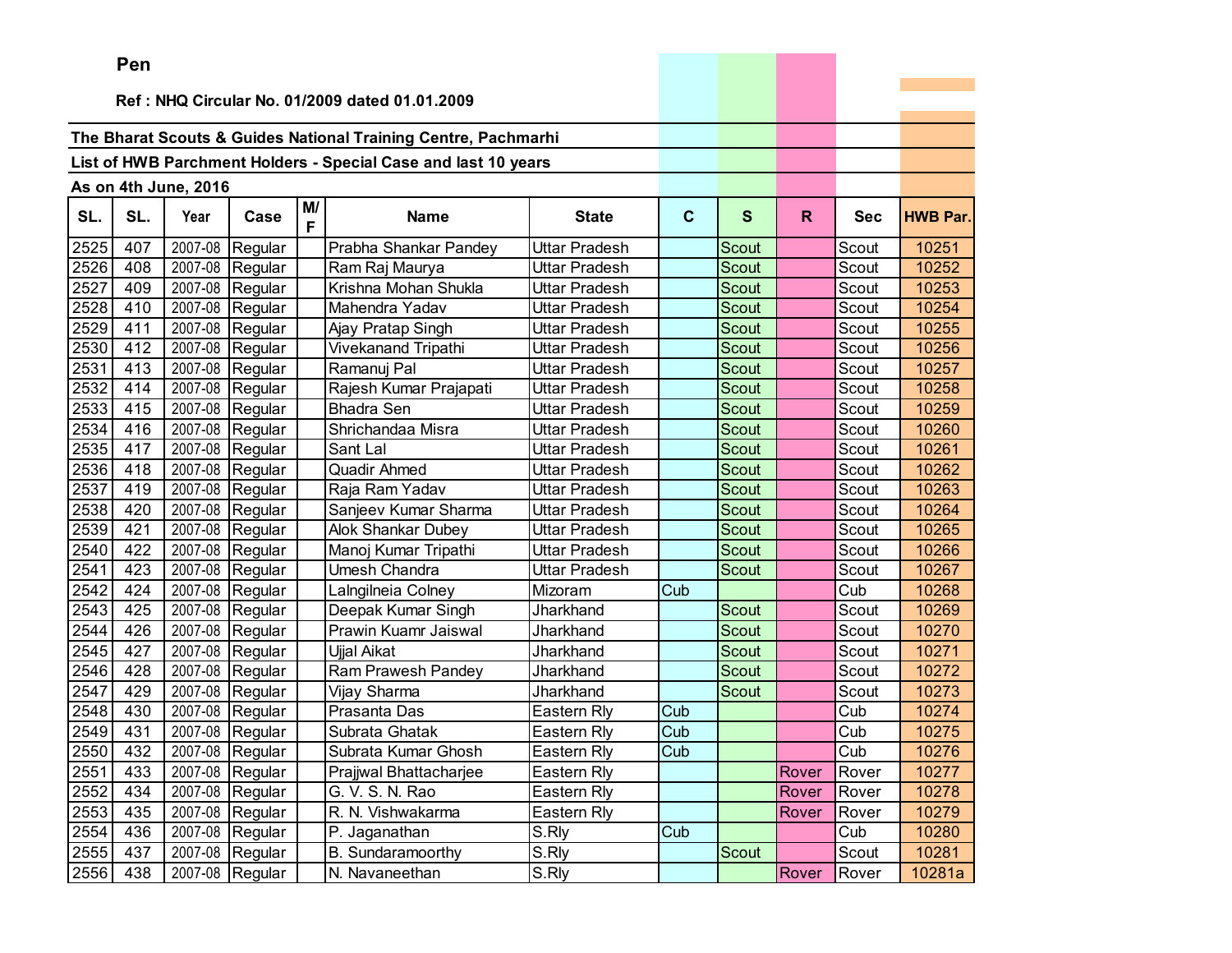**Pen**

**Ref : NHQ Circular No. 01/2009 dated 01.01.2009**

**The Bharat Scouts & Guides National Training Centre, Pachmarhi**

**List of HWB Parchment Holders - Special Case and last 10 years**

**As on 4th June, 2016**

| SL. | SL. | Year | Case | M/F | Name | State | C | S | R | Sec | HWB Par. |
|---|---|---|---|---|---|---|---|---|---|---|---|
| 2525 | 407 | 2007-08 | Regular | | Prabha Shankar Pandey | Uttar Pradesh | | Scout | | Scout | 10251 |
| 2526 | 408 | 2007-08 | Regular | | Ram Raj Maurya | Uttar Pradesh | | Scout | | Scout | 10252 |
| 2527 | 409 | 2007-08 | Regular | | Krishna Mohan Shukla | Uttar Pradesh | | Scout | | Scout | 10253 |
| 2528 | 410 | 2007-08 | Regular | | Mahendra Yadav | Uttar Pradesh | | Scout | | Scout | 10254 |
| 2529 | 411 | 2007-08 | Regular | | Ajay Pratap Singh | Uttar Pradesh | | Scout | | Scout | 10255 |
| 2530 | 412 | 2007-08 | Regular | | Vivekanand Tripathi | Uttar Pradesh | | Scout | | Scout | 10256 |
| 2531 | 413 | 2007-08 | Regular | | Ramanuj Pal | Uttar Pradesh | | Scout | | Scout | 10257 |
| 2532 | 414 | 2007-08 | Regular | | Rajesh Kumar Prajapati | Uttar Pradesh | | Scout | | Scout | 10258 |
| 2533 | 415 | 2007-08 | Regular | | Bhadra Sen | Uttar Pradesh | | Scout | | Scout | 10259 |
| 2534 | 416 | 2007-08 | Regular | | Shrichandaa Misra | Uttar Pradesh | | Scout | | Scout | 10260 |
| 2535 | 417 | 2007-08 | Regular | | Sant Lal | Uttar Pradesh | | Scout | | Scout | 10261 |
| 2536 | 418 | 2007-08 | Regular | | Quadir Ahmed | Uttar Pradesh | | Scout | | Scout | 10262 |
| 2537 | 419 | 2007-08 | Regular | | Raja Ram Yadav | Uttar Pradesh | | Scout | | Scout | 10263 |
| 2538 | 420 | 2007-08 | Regular | | Sanjeev Kumar Sharma | Uttar Pradesh | | Scout | | Scout | 10264 |
| 2539 | 421 | 2007-08 | Regular | | Alok Shankar Dubey | Uttar Pradesh | | Scout | | Scout | 10265 |
| 2540 | 422 | 2007-08 | Regular | | Manoj Kumar Tripathi | Uttar Pradesh | | Scout | | Scout | 10266 |
| 2541 | 423 | 2007-08 | Regular | | Umesh Chandra | Uttar Pradesh | | Scout | | Scout | 10267 |
| 2542 | 424 | 2007-08 | Regular | | Lalngilneia Colney | Mizoram | Cub | | | Cub | 10268 |
| 2543 | 425 | 2007-08 | Regular | | Deepak Kumar Singh | Jharkhand | | Scout | | Scout | 10269 |
| 2544 | 426 | 2007-08 | Regular | | Prawin Kuamr Jaiswal | Jharkhand | | Scout | | Scout | 10270 |
| 2545 | 427 | 2007-08 | Regular | | Ujjal Aikat | Jharkhand | | Scout | | Scout | 10271 |
| 2546 | 428 | 2007-08 | Regular | | Ram Prawesh Pandey | Jharkhand | | Scout | | Scout | 10272 |
| 2547 | 429 | 2007-08 | Regular | | Vijay Sharma | Jharkhand | | Scout | | Scout | 10273 |
| 2548 | 430 | 2007-08 | Regular | | Prasanta Das | Eastern Rly | Cub | | | Cub | 10274 |
| 2549 | 431 | 2007-08 | Regular | | Subrata Ghatak | Eastern Rly | Cub | | | Cub | 10275 |
| 2550 | 432 | 2007-08 | Regular | | Subrata Kumar Ghosh | Eastern Rly | Cub | | | Cub | 10276 |
| 2551 | 433 | 2007-08 | Regular | | Prajjwal Bhattacharjee | Eastern Rly | | | Rover | Rover | 10277 |
| 2552 | 434 | 2007-08 | Regular | | G. V. S. N. Rao | Eastern Rly | | | Rover | Rover | 10278 |
| 2553 | 435 | 2007-08 | Regular | | R. N. Vishwakarma | Eastern Rly | | | Rover | Rover | 10279 |
| 2554 | 436 | 2007-08 | Regular | | P. Jaganathan | S.Rly | Cub | | | Cub | 10280 |
| 2555 | 437 | 2007-08 | Regular | | B. Sundaramoorthy | S.Rly | | Scout | | Scout | 10281 |
| 2556 | 438 | 2007-08 | Regular | | N. Navaneethan | S.Rly | | | Rover | Rover | 10281a |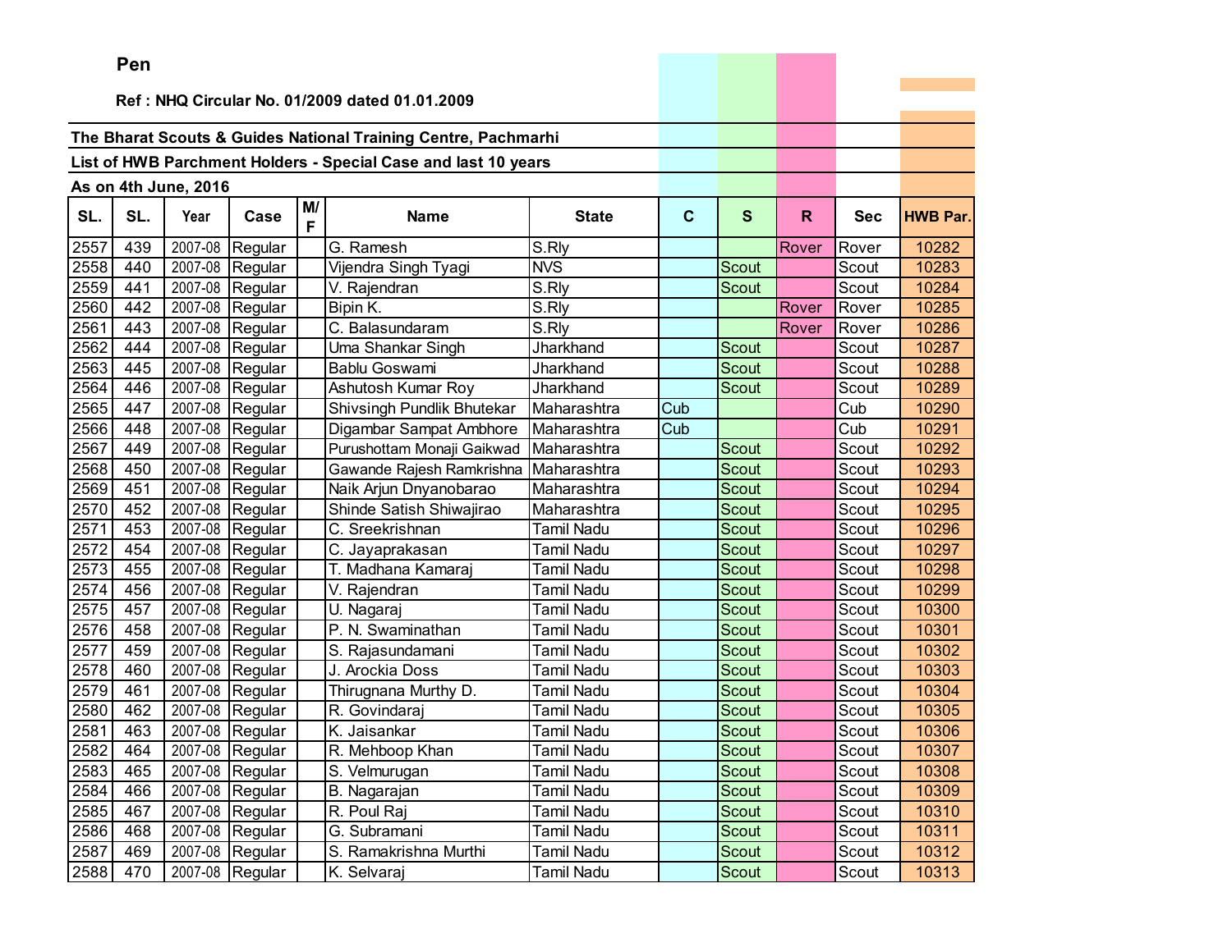**Pen**

**Ref : NHQ Circular No. 01/2009 dated 01.01.2009**

**The Bharat Scouts & Guides National Training Centre, Pachmarhi**

**List of HWB Parchment Holders - Special Case and last 10 years**

**As on 4th June, 2016**

| SL. | SL. | Year | Case | M/F | Name | State | C | S | R | Sec | HWB Par. |
|---|---|---|---|---|---|---|---|---|---|---|---|
| 2557 | 439 | 2007-08 | Regular | | G. Ramesh | S.Rly | | | Rover | Rover | 10282 |
| 2558 | 440 | 2007-08 | Regular | | Vijendra Singh Tyagi | NVS | | Scout | | Scout | 10283 |
| 2559 | 441 | 2007-08 | Regular | | V. Rajendran | S.Rly | | Scout | | Scout | 10284 |
| 2560 | 442 | 2007-08 | Regular | | Bipin K. | S.Rly | | | Rover | Rover | 10285 |
| 2561 | 443 | 2007-08 | Regular | | C. Balasundaram | S.Rly | | | Rover | Rover | 10286 |
| 2562 | 444 | 2007-08 | Regular | | Uma Shankar Singh | Jharkhand | | Scout | | Scout | 10287 |
| 2563 | 445 | 2007-08 | Regular | | Bablu Goswami | Jharkhand | | Scout | | Scout | 10288 |
| 2564 | 446 | 2007-08 | Regular | | Ashutosh Kumar Roy | Jharkhand | | Scout | | Scout | 10289 |
| 2565 | 447 | 2007-08 | Regular | | Shivsingh Pundlik Bhutekar | Maharashtra | Cub | | | Cub | 10290 |
| 2566 | 448 | 2007-08 | Regular | | Digambar Sampat Ambhore | Maharashtra | Cub | | | Cub | 10291 |
| 2567 | 449 | 2007-08 | Regular | | Purushottam Monaji Gaikwad | Maharashtra | | Scout | | Scout | 10292 |
| 2568 | 450 | 2007-08 | Regular | | Gawande Rajesh Ramkrishna | Maharashtra | | Scout | | Scout | 10293 |
| 2569 | 451 | 2007-08 | Regular | | Naik Arjun Dnyanobarao | Maharashtra | | Scout | | Scout | 10294 |
| 2570 | 452 | 2007-08 | Regular | | Shinde Satish Shiwajirao | Maharashtra | | Scout | | Scout | 10295 |
| 2571 | 453 | 2007-08 | Regular | | C. Sreekrishnan | Tamil Nadu | | Scout | | Scout | 10296 |
| 2572 | 454 | 2007-08 | Regular | | C. Jayaprakasan | Tamil Nadu | | Scout | | Scout | 10297 |
| 2573 | 455 | 2007-08 | Regular | | T. Madhana Kamaraj | Tamil Nadu | | Scout | | Scout | 10298 |
| 2574 | 456 | 2007-08 | Regular | | V. Rajendran | Tamil Nadu | | Scout | | Scout | 10299 |
| 2575 | 457 | 2007-08 | Regular | | U. Nagaraj | Tamil Nadu | | Scout | | Scout | 10300 |
| 2576 | 458 | 2007-08 | Regular | | P. N. Swaminathan | Tamil Nadu | | Scout | | Scout | 10301 |
| 2577 | 459 | 2007-08 | Regular | | S. Rajasundamani | Tamil Nadu | | Scout | | Scout | 10302 |
| 2578 | 460 | 2007-08 | Regular | | J. Arockia Doss | Tamil Nadu | | Scout | | Scout | 10303 |
| 2579 | 461 | 2007-08 | Regular | | Thirugnana Murthy D. | Tamil Nadu | | Scout | | Scout | 10304 |
| 2580 | 462 | 2007-08 | Regular | | R. Govindaraj | Tamil Nadu | | Scout | | Scout | 10305 |
| 2581 | 463 | 2007-08 | Regular | | K. Jaisankar | Tamil Nadu | | Scout | | Scout | 10306 |
| 2582 | 464 | 2007-08 | Regular | | R. Mehboop Khan | Tamil Nadu | | Scout | | Scout | 10307 |
| 2583 | 465 | 2007-08 | Regular | | S. Velmurugan | Tamil Nadu | | Scout | | Scout | 10308 |
| 2584 | 466 | 2007-08 | Regular | | B. Nagarajan | Tamil Nadu | | Scout | | Scout | 10309 |
| 2585 | 467 | 2007-08 | Regular | | R. Poul Raj | Tamil Nadu | | Scout | | Scout | 10310 |
| 2586 | 468 | 2007-08 | Regular | | G. Subramani | Tamil Nadu | | Scout | | Scout | 10311 |
| 2587 | 469 | 2007-08 | Regular | | S. Ramakrishna Murthi | Tamil Nadu | | Scout | | Scout | 10312 |
| 2588 | 470 | 2007-08 | Regular | | K. Selvaraj | Tamil Nadu | | Scout | | Scout | 10313 |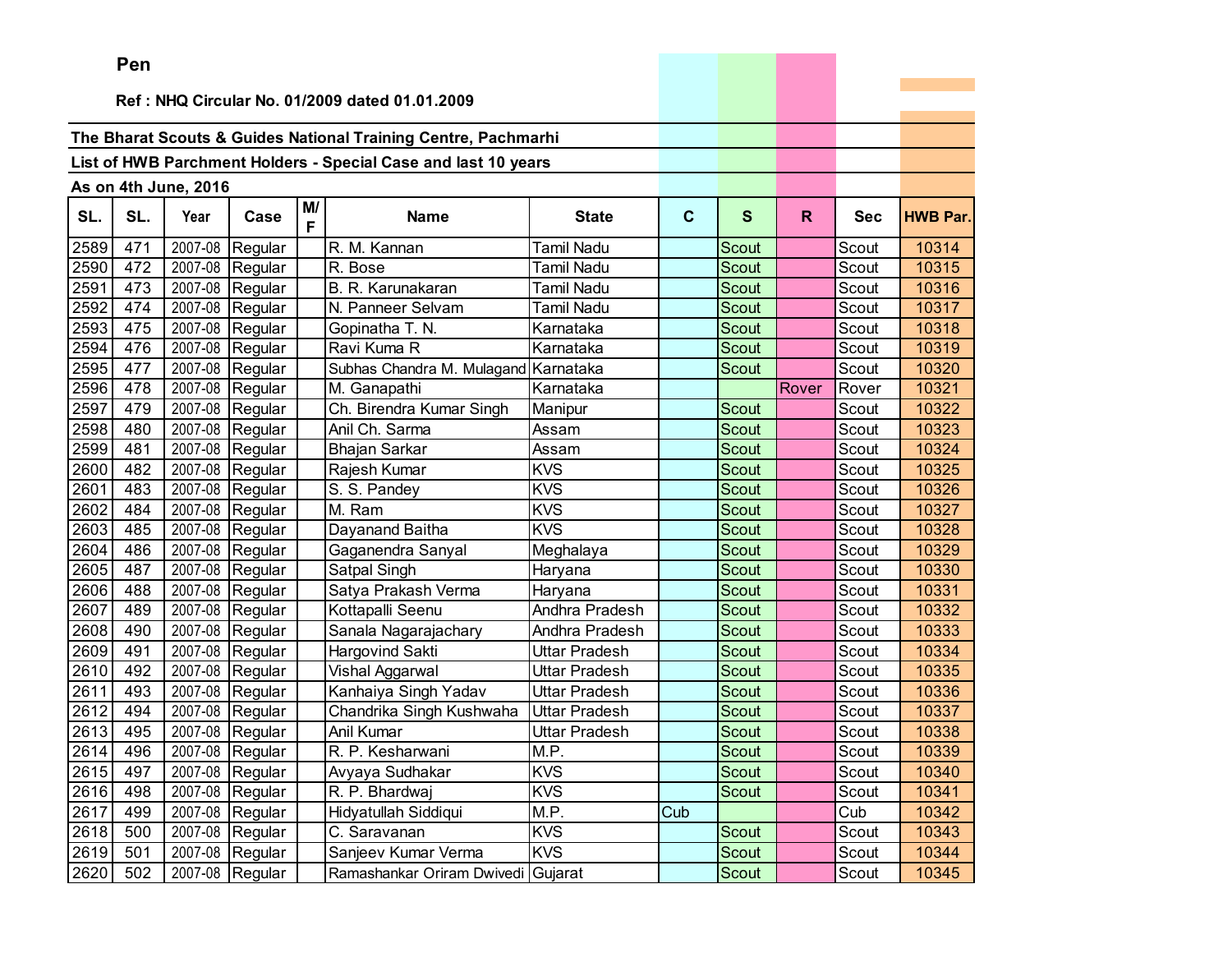**Pen**

**Ref : NHQ Circular No. 01/2009 dated 01.01.2009**

**The Bharat Scouts & Guides National Training Centre, Pachmarhi**

**List of HWB Parchment Holders - Special Case and last 10 years**

**As on 4th June, 2016**

| SL. | SL. | Year | Case | M/F | Name | State | C | S | R | Sec | HWB Par. |
|---|---|---|---|---|---|---|---|---|---|---|---|
| 2589 | 471 | 2007-08 | Regular | | R. M. Kannan | Tamil Nadu | | Scout | | Scout | 10314 |
| 2590 | 472 | 2007-08 | Regular | | R. Bose | Tamil Nadu | | Scout | | Scout | 10315 |
| 2591 | 473 | 2007-08 | Regular | | B. R. Karunakaran | Tamil Nadu | | Scout | | Scout | 10316 |
| 2592 | 474 | 2007-08 | Regular | | N. Panneer Selvam | Tamil Nadu | | Scout | | Scout | 10317 |
| 2593 | 475 | 2007-08 | Regular | | Gopinatha T. N. | Karnataka | | Scout | | Scout | 10318 |
| 2594 | 476 | 2007-08 | Regular | | Ravi Kuma R | Karnataka | | Scout | | Scout | 10319 |
| 2595 | 477 | 2007-08 | Regular | | Subhas Chandra M. Mulagand | Karnataka | | Scout | | Scout | 10320 |
| 2596 | 478 | 2007-08 | Regular | | M. Ganapathi | Karnataka | | | Rover | Rover | 10321 |
| 2597 | 479 | 2007-08 | Regular | | Ch. Birendra Kumar Singh | Manipur | | Scout | | Scout | 10322 |
| 2598 | 480 | 2007-08 | Regular | | Anil Ch. Sarma | Assam | | Scout | | Scout | 10323 |
| 2599 | 481 | 2007-08 | Regular | | Bhajan Sarkar | Assam | | Scout | | Scout | 10324 |
| 2600 | 482 | 2007-08 | Regular | | Rajesh Kumar | KVS | | Scout | | Scout | 10325 |
| 2601 | 483 | 2007-08 | Regular | | S. S. Pandey | KVS | | Scout | | Scout | 10326 |
| 2602 | 484 | 2007-08 | Regular | | M. Ram | KVS | | Scout | | Scout | 10327 |
| 2603 | 485 | 2007-08 | Regular | | Dayanand Baitha | KVS | | Scout | | Scout | 10328 |
| 2604 | 486 | 2007-08 | Regular | | Gaganendra Sanyal | Meghalaya | | Scout | | Scout | 10329 |
| 2605 | 487 | 2007-08 | Regular | | Satpal Singh | Haryana | | Scout | | Scout | 10330 |
| 2606 | 488 | 2007-08 | Regular | | Satya Prakash Verma | Haryana | | Scout | | Scout | 10331 |
| 2607 | 489 | 2007-08 | Regular | | Kottapalli Seenu | Andhra Pradesh | | Scout | | Scout | 10332 |
| 2608 | 490 | 2007-08 | Regular | | Sanala Nagarajachary | Andhra Pradesh | | Scout | | Scout | 10333 |
| 2609 | 491 | 2007-08 | Regular | | Hargovind Sakti | Uttar Pradesh | | Scout | | Scout | 10334 |
| 2610 | 492 | 2007-08 | Regular | | Vishal Aggarwal | Uttar Pradesh | | Scout | | Scout | 10335 |
| 2611 | 493 | 2007-08 | Regular | | Kanhaiya Singh Yadav | Uttar Pradesh | | Scout | | Scout | 10336 |
| 2612 | 494 | 2007-08 | Regular | | Chandrika Singh Kushwaha | Uttar Pradesh | | Scout | | Scout | 10337 |
| 2613 | 495 | 2007-08 | Regular | | Anil Kumar | Uttar Pradesh | | Scout | | Scout | 10338 |
| 2614 | 496 | 2007-08 | Regular | | R. P. Kesharwani | M.P. | | Scout | | Scout | 10339 |
| 2615 | 497 | 2007-08 | Regular | | Avyaya Sudhakar | KVS | | Scout | | Scout | 10340 |
| 2616 | 498 | 2007-08 | Regular | | R. P. Bhardwaj | KVS | | Scout | | Scout | 10341 |
| 2617 | 499 | 2007-08 | Regular | | Hidyatullah Siddiqui | M.P. | Cub | | | Cub | 10342 |
| 2618 | 500 | 2007-08 | Regular | | C. Saravanan | KVS | | Scout | | Scout | 10343 |
| 2619 | 501 | 2007-08 | Regular | | Sanjeev Kumar Verma | KVS | | Scout | | Scout | 10344 |
| 2620 | 502 | 2007-08 | Regular | | Ramashankar Oriram Dwivedi | Gujarat | | Scout | | Scout | 10345 |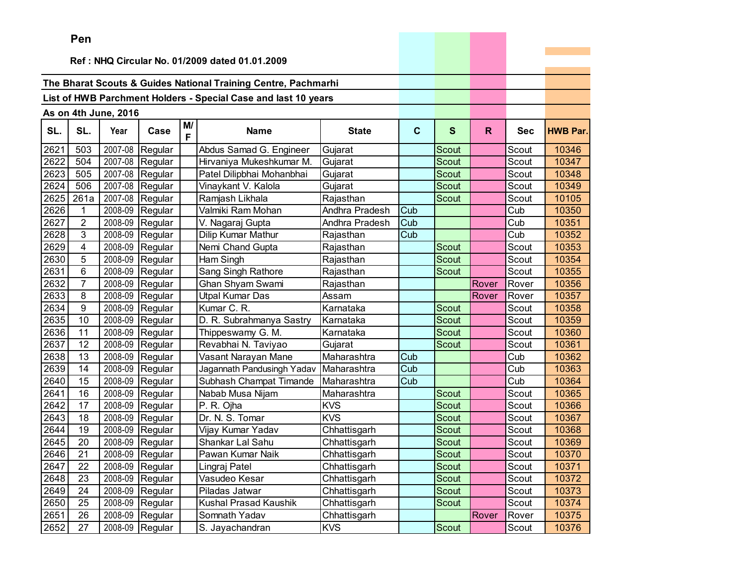**Pen**

**Ref : NHQ Circular No. 01/2009 dated 01.01.2009**

**The Bharat Scouts & Guides National Training Centre, Pachmarhi**

**List of HWB Parchment Holders - Special Case and last 10 years**

**As on 4th June, 2016**

| SL. | SL. | Year | Case | M/F | Name | State | C | S | R | Sec | HWB Par. |
|---|---|---|---|---|---|---|---|---|---|---|---|
| 2621 | 503 | 2007-08 | Regular | | Abdus Samad G. Engineer | Gujarat | | Scout | | Scout | 10346 |
| 2622 | 504 | 2007-08 | Regular | | Hirvaniya Mukeshkumar M. | Gujarat | | Scout | | Scout | 10347 |
| 2623 | 505 | 2007-08 | Regular | | Patel Dilipbhai Mohanbhai | Gujarat | | Scout | | Scout | 10348 |
| 2624 | 506 | 2007-08 | Regular | | Vinaykant V. Kalola | Gujarat | | Scout | | Scout | 10349 |
| 2625 | 261a | 2007-08 | Regular | | Ramjash Likhala | Rajasthan | | Scout | | Scout | 10105 |
| 2626 | 1 | 2008-09 | Regular | | Valmiki Ram Mohan | Andhra Pradesh | Cub | | | Cub | 10350 |
| 2627 | 2 | 2008-09 | Regular | | V. Nagaraj Gupta | Andhra Pradesh | Cub | | | Cub | 10351 |
| 2628 | 3 | 2008-09 | Regular | | Dilip Kumar Mathur | Rajasthan | Cub | | | Cub | 10352 |
| 2629 | 4 | 2008-09 | Regular | | Nemi Chand Gupta | Rajasthan | | Scout | | Scout | 10353 |
| 2630 | 5 | 2008-09 | Regular | | Ham Singh | Rajasthan | | Scout | | Scout | 10354 |
| 2631 | 6 | 2008-09 | Regular | | Sang Singh Rathore | Rajasthan | | Scout | | Scout | 10355 |
| 2632 | 7 | 2008-09 | Regular | | Ghan Shyam Swami | Rajasthan | | | Rover | Rover | 10356 |
| 2633 | 8 | 2008-09 | Regular | | Utpal Kumar Das | Assam | | | Rover | Rover | 10357 |
| 2634 | 9 | 2008-09 | Regular | | Kumar C. R. | Karnataka | | Scout | | Scout | 10358 |
| 2635 | 10 | 2008-09 | Regular | | D. R. Subrahmanya Sastry | Karnataka | | Scout | | Scout | 10359 |
| 2636 | 11 | 2008-09 | Regular | | Thippeswamy G. M. | Karnataka | | Scout | | Scout | 10360 |
| 2637 | 12 | 2008-09 | Regular | | Revabhai N. Taviyao | Gujarat | | Scout | | Scout | 10361 |
| 2638 | 13 | 2008-09 | Regular | | Vasant Narayan Mane | Maharashtra | Cub | | | Cub | 10362 |
| 2639 | 14 | 2008-09 | Regular | | Jagannath Pandusingh Yadav | Maharashtra | Cub | | | Cub | 10363 |
| 2640 | 15 | 2008-09 | Regular | | Subhash Champat Timande | Maharashtra | Cub | | | Cub | 10364 |
| 2641 | 16 | 2008-09 | Regular | | Nabab Musa Nijam | Maharashtra | | Scout | | Scout | 10365 |
| 2642 | 17 | 2008-09 | Regular | | P. R. Ojha | KVS | | Scout | | Scout | 10366 |
| 2643 | 18 | 2008-09 | Regular | | Dr. N. S. Tomar | KVS | | Scout | | Scout | 10367 |
| 2644 | 19 | 2008-09 | Regular | | Vijay Kumar Yadav | Chhattisgarh | | Scout | | Scout | 10368 |
| 2645 | 20 | 2008-09 | Regular | | Shankar Lal Sahu | Chhattisgarh | | Scout | | Scout | 10369 |
| 2646 | 21 | 2008-09 | Regular | | Pawan Kumar Naik | Chhattisgarh | | Scout | | Scout | 10370 |
| 2647 | 22 | 2008-09 | Regular | | Lingraj Patel | Chhattisgarh | | Scout | | Scout | 10371 |
| 2648 | 23 | 2008-09 | Regular | | Vasudeo Kesar | Chhattisgarh | | Scout | | Scout | 10372 |
| 2649 | 24 | 2008-09 | Regular | | Piladas Jatwar | Chhattisgarh | | Scout | | Scout | 10373 |
| 2650 | 25 | 2008-09 | Regular | | Kushal Prasad Kaushik | Chhattisgarh | | Scout | | Scout | 10374 |
| 2651 | 26 | 2008-09 | Regular | | Somnath Yadav | Chhattisgarh | | | Rover | Rover | 10375 |
| 2652 | 27 | 2008-09 | Regular | | S. Jayachandran | KVS | | Scout | | Scout | 10376 |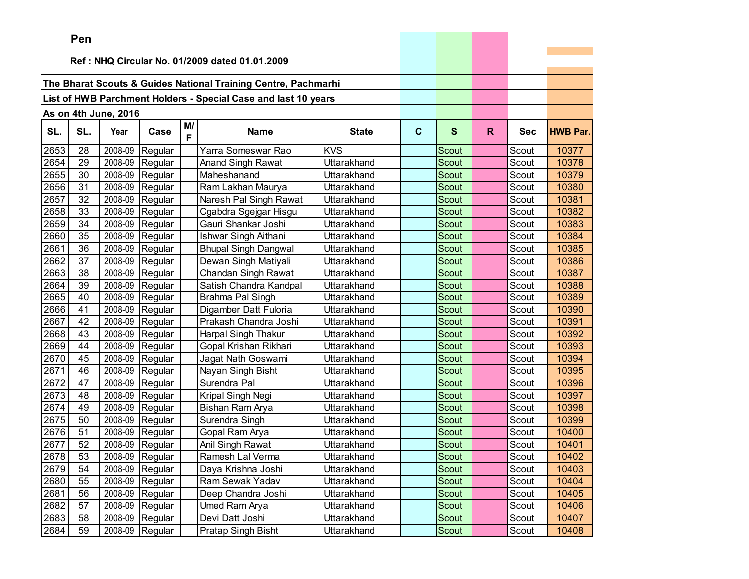**Pen**

**Ref : NHQ Circular No. 01/2009 dated 01.01.2009**

**The Bharat Scouts & Guides National Training Centre, Pachmarhi**

**List of HWB Parchment Holders - Special Case and last 10 years**

**As on 4th June, 2016**

| SL. | SL. | Year | Case | M/F | Name | State | C | S | R | Sec | HWB Par. |
|---|---|---|---|---|---|---|---|---|---|---|---|
| 2653 | 28 | 2008-09 | Regular | | Yarra Someswar Rao | KVS | | Scout | | Scout | 10377 |
| 2654 | 29 | 2008-09 | Regular | | Anand Singh Rawat | Uttarakhand | | Scout | | Scout | 10378 |
| 2655 | 30 | 2008-09 | Regular | | Maheshanand | Uttarakhand | | Scout | | Scout | 10379 |
| 2656 | 31 | 2008-09 | Regular | | Ram Lakhan Maurya | Uttarakhand | | Scout | | Scout | 10380 |
| 2657 | 32 | 2008-09 | Regular | | Naresh Pal Singh Rawat | Uttarakhand | | Scout | | Scout | 10381 |
| 2658 | 33 | 2008-09 | Regular | | Cgabdra Sgejgar Hisgu | Uttarakhand | | Scout | | Scout | 10382 |
| 2659 | 34 | 2008-09 | Regular | | Gauri Shankar Joshi | Uttarakhand | | Scout | | Scout | 10383 |
| 2660 | 35 | 2008-09 | Regular | | Ishwar Singh Aithani | Uttarakhand | | Scout | | Scout | 10384 |
| 2661 | 36 | 2008-09 | Regular | | Bhupal Singh Dangwal | Uttarakhand | | Scout | | Scout | 10385 |
| 2662 | 37 | 2008-09 | Regular | | Dewan Singh Matiyali | Uttarakhand | | Scout | | Scout | 10386 |
| 2663 | 38 | 2008-09 | Regular | | Chandan Singh Rawat | Uttarakhand | | Scout | | Scout | 10387 |
| 2664 | 39 | 2008-09 | Regular | | Satish Chandra Kandpal | Uttarakhand | | Scout | | Scout | 10388 |
| 2665 | 40 | 2008-09 | Regular | | Brahma Pal Singh | Uttarakhand | | Scout | | Scout | 10389 |
| 2666 | 41 | 2008-09 | Regular | | Digamber Datt Fuloria | Uttarakhand | | Scout | | Scout | 10390 |
| 2667 | 42 | 2008-09 | Regular | | Prakash Chandra Joshi | Uttarakhand | | Scout | | Scout | 10391 |
| 2668 | 43 | 2008-09 | Regular | | Harpal Singh Thakur | Uttarakhand | | Scout | | Scout | 10392 |
| 2669 | 44 | 2008-09 | Regular | | Gopal Krishan Rikhari | Uttarakhand | | Scout | | Scout | 10393 |
| 2670 | 45 | 2008-09 | Regular | | Jagat Nath Goswami | Uttarakhand | | Scout | | Scout | 10394 |
| 2671 | 46 | 2008-09 | Regular | | Nayan Singh Bisht | Uttarakhand | | Scout | | Scout | 10395 |
| 2672 | 47 | 2008-09 | Regular | | Surendra Pal | Uttarakhand | | Scout | | Scout | 10396 |
| 2673 | 48 | 2008-09 | Regular | | Kripal Singh Negi | Uttarakhand | | Scout | | Scout | 10397 |
| 2674 | 49 | 2008-09 | Regular | | Bishan Ram Arya | Uttarakhand | | Scout | | Scout | 10398 |
| 2675 | 50 | 2008-09 | Regular | | Surendra Singh | Uttarakhand | | Scout | | Scout | 10399 |
| 2676 | 51 | 2008-09 | Regular | | Gopal Ram Arya | Uttarakhand | | Scout | | Scout | 10400 |
| 2677 | 52 | 2008-09 | Regular | | Anil Singh Rawat | Uttarakhand | | Scout | | Scout | 10401 |
| 2678 | 53 | 2008-09 | Regular | | Ramesh Lal Verma | Uttarakhand | | Scout | | Scout | 10402 |
| 2679 | 54 | 2008-09 | Regular | | Daya Krishna Joshi | Uttarakhand | | Scout | | Scout | 10403 |
| 2680 | 55 | 2008-09 | Regular | | Ram Sewak Yadav | Uttarakhand | | Scout | | Scout | 10404 |
| 2681 | 56 | 2008-09 | Regular | | Deep Chandra Joshi | Uttarakhand | | Scout | | Scout | 10405 |
| 2682 | 57 | 2008-09 | Regular | | Umed Ram Arya | Uttarakhand | | Scout | | Scout | 10406 |
| 2683 | 58 | 2008-09 | Regular | | Devi Datt Joshi | Uttarakhand | | Scout | | Scout | 10407 |
| 2684 | 59 | 2008-09 | Regular | | Pratap Singh Bisht | Uttarakhand | | Scout | | Scout | 10408 |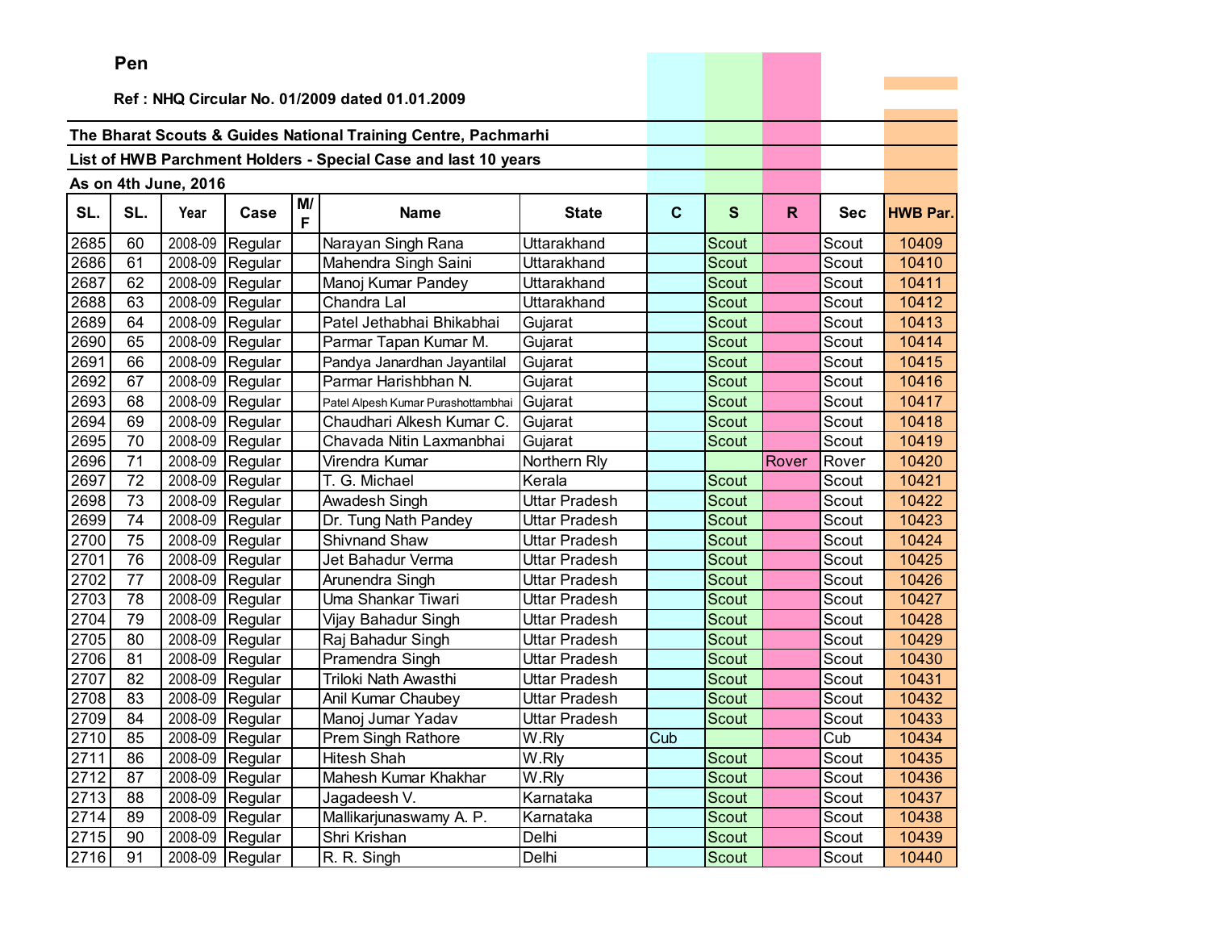**Pen**

**Ref : NHQ Circular No. 01/2009 dated 01.01.2009**

**The Bharat Scouts & Guides National Training Centre, Pachmarhi**

**List of HWB Parchment Holders - Special Case and last 10 years**

**As on 4th June, 2016**

| SL. | SL. | Year | Case | M/F | Name | State | C | S | R | Sec | HWB Par. |
|---|---|---|---|---|---|---|---|---|---|---|---|
| 2685 | 60 | 2008-09 | Regular | | Narayan Singh Rana | Uttarakhand | | Scout | | Scout | 10409 |
| 2686 | 61 | 2008-09 | Regular | | Mahendra Singh Saini | Uttarakhand | | Scout | | Scout | 10410 |
| 2687 | 62 | 2008-09 | Regular | | Manoj Kumar Pandey | Uttarakhand | | Scout | | Scout | 10411 |
| 2688 | 63 | 2008-09 | Regular | | Chandra Lal | Uttarakhand | | Scout | | Scout | 10412 |
| 2689 | 64 | 2008-09 | Regular | | Patel Jethabhai Bhikabhai | Gujarat | | Scout | | Scout | 10413 |
| 2690 | 65 | 2008-09 | Regular | | Parmar Tapan Kumar M. | Gujarat | | Scout | | Scout | 10414 |
| 2691 | 66 | 2008-09 | Regular | | Pandya Janardhan Jayantilal | Gujarat | | Scout | | Scout | 10415 |
| 2692 | 67 | 2008-09 | Regular | | Parmar Harishbhan N. | Gujarat | | Scout | | Scout | 10416 |
| 2693 | 68 | 2008-09 | Regular | | Patel Alpesh Kumar Purashottambhai | Gujarat | | Scout | | Scout | 10417 |
| 2694 | 69 | 2008-09 | Regular | | Chaudhari Alkesh Kumar C. | Gujarat | | Scout | | Scout | 10418 |
| 2695 | 70 | 2008-09 | Regular | | Chavada Nitin Laxmanbhai | Gujarat | | Scout | | Scout | 10419 |
| 2696 | 71 | 2008-09 | Regular | | Virendra Kumar | Northern Rly | | | Rover | Rover | 10420 |
| 2697 | 72 | 2008-09 | Regular | | T. G. Michael | Kerala | | Scout | | Scout | 10421 |
| 2698 | 73 | 2008-09 | Regular | | Awadesh Singh | Uttar Pradesh | | Scout | | Scout | 10422 |
| 2699 | 74 | 2008-09 | Regular | | Dr. Tung Nath Pandey | Uttar Pradesh | | Scout | | Scout | 10423 |
| 2700 | 75 | 2008-09 | Regular | | Shivnand Shaw | Uttar Pradesh | | Scout | | Scout | 10424 |
| 2701 | 76 | 2008-09 | Regular | | Jet Bahadur Verma | Uttar Pradesh | | Scout | | Scout | 10425 |
| 2702 | 77 | 2008-09 | Regular | | Arunendra Singh | Uttar Pradesh | | Scout | | Scout | 10426 |
| 2703 | 78 | 2008-09 | Regular | | Uma Shankar Tiwari | Uttar Pradesh | | Scout | | Scout | 10427 |
| 2704 | 79 | 2008-09 | Regular | | Vijay Bahadur Singh | Uttar Pradesh | | Scout | | Scout | 10428 |
| 2705 | 80 | 2008-09 | Regular | | Raj Bahadur Singh | Uttar Pradesh | | Scout | | Scout | 10429 |
| 2706 | 81 | 2008-09 | Regular | | Pramendra Singh | Uttar Pradesh | | Scout | | Scout | 10430 |
| 2707 | 82 | 2008-09 | Regular | | Triloki Nath Awasthi | Uttar Pradesh | | Scout | | Scout | 10431 |
| 2708 | 83 | 2008-09 | Regular | | Anil Kumar Chaubey | Uttar Pradesh | | Scout | | Scout | 10432 |
| 2709 | 84 | 2008-09 | Regular | | Manoj Jumar Yadav | Uttar Pradesh | | Scout | | Scout | 10433 |
| 2710 | 85 | 2008-09 | Regular | | Prem Singh Rathore | W.Rly | Cub | | | Cub | 10434 |
| 2711 | 86 | 2008-09 | Regular | | Hitesh Shah | W.Rly | | Scout | | Scout | 10435 |
| 2712 | 87 | 2008-09 | Regular | | Mahesh Kumar Khakhar | W.Rly | | Scout | | Scout | 10436 |
| 2713 | 88 | 2008-09 | Regular | | Jagadeesh V. | Karnataka | | Scout | | Scout | 10437 |
| 2714 | 89 | 2008-09 | Regular | | Mallikarjunaswamy A. P. | Karnataka | | Scout | | Scout | 10438 |
| 2715 | 90 | 2008-09 | Regular | | Shri Krishan | Delhi | | Scout | | Scout | 10439 |
| 2716 | 91 | 2008-09 | Regular | | R. R. Singh | Delhi | | Scout | | Scout | 10440 |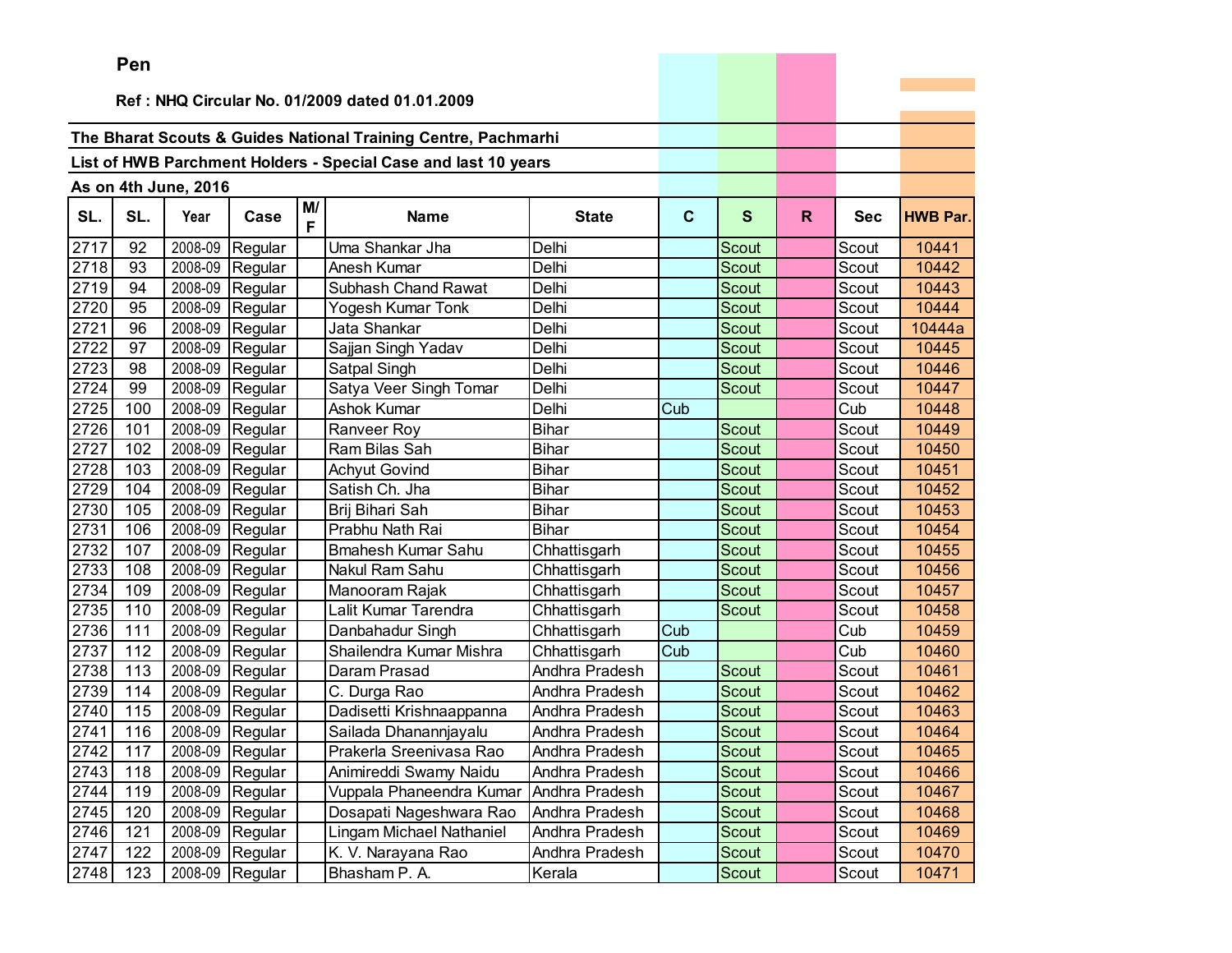**Pen**

**Ref : NHQ Circular No. 01/2009 dated 01.01.2009**

**The Bharat Scouts & Guides National Training Centre, Pachmarhi**

**List of HWB Parchment Holders - Special Case and last 10 years**

**As on 4th June, 2016**

| SL. | SL. | Year | Case | M/ F | Name | State | C | S | R | Sec | HWB Par. |
|---|---|---|---|---|---|---|---|---|---|---|---|
| 2717 | 92 | 2008-09 | Regular | | Uma Shankar Jha | Delhi | | Scout | | Scout | 10441 |
| 2718 | 93 | 2008-09 | Regular | | Anesh Kumar | Delhi | | Scout | | Scout | 10442 |
| 2719 | 94 | 2008-09 | Regular | | Subhash Chand Rawat | Delhi | | Scout | | Scout | 10443 |
| 2720 | 95 | 2008-09 | Regular | | Yogesh Kumar Tonk | Delhi | | Scout | | Scout | 10444 |
| 2721 | 96 | 2008-09 | Regular | | Jata Shankar | Delhi | | Scout | | Scout | 10444a |
| 2722 | 97 | 2008-09 | Regular | | Sajjan Singh Yadav | Delhi | | Scout | | Scout | 10445 |
| 2723 | 98 | 2008-09 | Regular | | Satpal Singh | Delhi | | Scout | | Scout | 10446 |
| 2724 | 99 | 2008-09 | Regular | | Satya Veer Singh Tomar | Delhi | | Scout | | Scout | 10447 |
| 2725 | 100 | 2008-09 | Regular | | Ashok Kumar | Delhi | Cub | | | Cub | 10448 |
| 2726 | 101 | 2008-09 | Regular | | Ranveer Roy | Bihar | | Scout | | Scout | 10449 |
| 2727 | 102 | 2008-09 | Regular | | Ram Bilas Sah | Bihar | | Scout | | Scout | 10450 |
| 2728 | 103 | 2008-09 | Regular | | Achyut Govind | Bihar | | Scout | | Scout | 10451 |
| 2729 | 104 | 2008-09 | Regular | | Satish Ch. Jha | Bihar | | Scout | | Scout | 10452 |
| 2730 | 105 | 2008-09 | Regular | | Brij Bihari Sah | Bihar | | Scout | | Scout | 10453 |
| 2731 | 106 | 2008-09 | Regular | | Prabhu Nath Rai | Bihar | | Scout | | Scout | 10454 |
| 2732 | 107 | 2008-09 | Regular | | Bmahesh Kumar Sahu | Chhattisgarh | | Scout | | Scout | 10455 |
| 2733 | 108 | 2008-09 | Regular | | Nakul Ram Sahu | Chhattisgarh | | Scout | | Scout | 10456 |
| 2734 | 109 | 2008-09 | Regular | | Manooram Rajak | Chhattisgarh | | Scout | | Scout | 10457 |
| 2735 | 110 | 2008-09 | Regular | | Lalit Kumar Tarendra | Chhattisgarh | | Scout | | Scout | 10458 |
| 2736 | 111 | 2008-09 | Regular | | Danbahadur Singh | Chhattisgarh | Cub | | | Cub | 10459 |
| 2737 | 112 | 2008-09 | Regular | | Shailendra Kumar Mishra | Chhattisgarh | Cub | | | Cub | 10460 |
| 2738 | 113 | 2008-09 | Regular | | Daram Prasad | Andhra Pradesh | | Scout | | Scout | 10461 |
| 2739 | 114 | 2008-09 | Regular | | C. Durga Rao | Andhra Pradesh | | Scout | | Scout | 10462 |
| 2740 | 115 | 2008-09 | Regular | | Dadisetti Krishnaappanna | Andhra Pradesh | | Scout | | Scout | 10463 |
| 2741 | 116 | 2008-09 | Regular | | Sailada Dhanannjayalu | Andhra Pradesh | | Scout | | Scout | 10464 |
| 2742 | 117 | 2008-09 | Regular | | Prakerla Sreenivasa Rao | Andhra Pradesh | | Scout | | Scout | 10465 |
| 2743 | 118 | 2008-09 | Regular | | Animireddi Swamy Naidu | Andhra Pradesh | | Scout | | Scout | 10466 |
| 2744 | 119 | 2008-09 | Regular | | Vuppala Phaneendra Kumar | Andhra Pradesh | | Scout | | Scout | 10467 |
| 2745 | 120 | 2008-09 | Regular | | Dosapati Nageshwara Rao | Andhra Pradesh | | Scout | | Scout | 10468 |
| 2746 | 121 | 2008-09 | Regular | | Lingam Michael Nathaniel | Andhra Pradesh | | Scout | | Scout | 10469 |
| 2747 | 122 | 2008-09 | Regular | | K. V. Narayana Rao | Andhra Pradesh | | Scout | | Scout | 10470 |
| 2748 | 123 | 2008-09 | Regular | | Bhasham P. A. | Kerala | | Scout | | Scout | 10471 |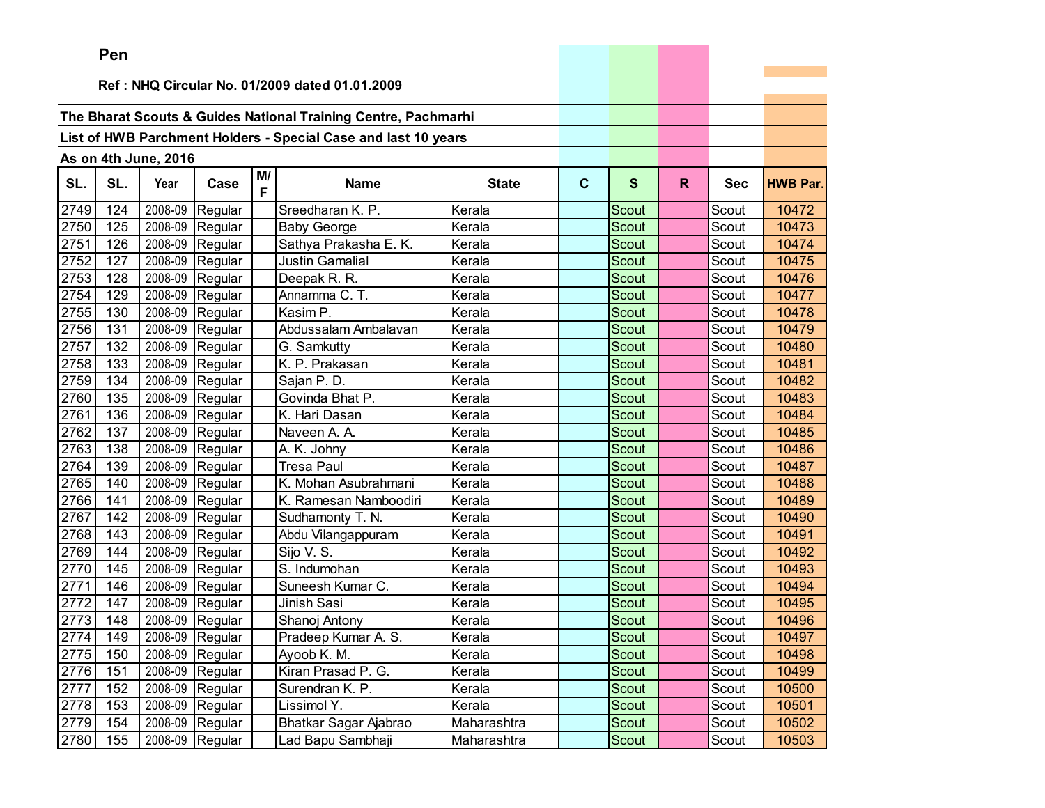**Pen**

**Ref : NHQ Circular No. 01/2009 dated 01.01.2009**

**The Bharat Scouts & Guides National Training Centre, Pachmarhi**

**List of HWB Parchment Holders - Special Case and last 10 years**

**As on 4th June, 2016**

| SL. | SL. | Year | Case | M/F | Name | State | C | S | R | Sec | HWB Par. |
|---|---|---|---|---|---|---|---|---|---|---|---|
| 2749 | 124 | 2008-09 | Regular | | Sreedharan K. P. | Kerala | | Scout | | Scout | 10472 |
| 2750 | 125 | 2008-09 | Regular | | Baby George | Kerala | | Scout | | Scout | 10473 |
| 2751 | 126 | 2008-09 | Regular | | Sathya Prakasha E. K. | Kerala | | Scout | | Scout | 10474 |
| 2752 | 127 | 2008-09 | Regular | | Justin Gamalial | Kerala | | Scout | | Scout | 10475 |
| 2753 | 128 | 2008-09 | Regular | | Deepak R. R. | Kerala | | Scout | | Scout | 10476 |
| 2754 | 129 | 2008-09 | Regular | | Annamma C. T. | Kerala | | Scout | | Scout | 10477 |
| 2755 | 130 | 2008-09 | Regular | | Kasim P. | Kerala | | Scout | | Scout | 10478 |
| 2756 | 131 | 2008-09 | Regular | | Abdussalam Ambalavan | Kerala | | Scout | | Scout | 10479 |
| 2757 | 132 | 2008-09 | Regular | | G. Samkutty | Kerala | | Scout | | Scout | 10480 |
| 2758 | 133 | 2008-09 | Regular | | K. P. Prakasan | Kerala | | Scout | | Scout | 10481 |
| 2759 | 134 | 2008-09 | Regular | | Sajan P. D. | Kerala | | Scout | | Scout | 10482 |
| 2760 | 135 | 2008-09 | Regular | | Govinda Bhat P. | Kerala | | Scout | | Scout | 10483 |
| 2761 | 136 | 2008-09 | Regular | | K. Hari Dasan | Kerala | | Scout | | Scout | 10484 |
| 2762 | 137 | 2008-09 | Regular | | Naveen A. A. | Kerala | | Scout | | Scout | 10485 |
| 2763 | 138 | 2008-09 | Regular | | A. K. Johny | Kerala | | Scout | | Scout | 10486 |
| 2764 | 139 | 2008-09 | Regular | | Tresa Paul | Kerala | | Scout | | Scout | 10487 |
| 2765 | 140 | 2008-09 | Regular | | K. Mohan Asubrahmani | Kerala | | Scout | | Scout | 10488 |
| 2766 | 141 | 2008-09 | Regular | | K. Ramesan Namboodiri | Kerala | | Scout | | Scout | 10489 |
| 2767 | 142 | 2008-09 | Regular | | Sudhamonty T. N. | Kerala | | Scout | | Scout | 10490 |
| 2768 | 143 | 2008-09 | Regular | | Abdu Vilangappuram | Kerala | | Scout | | Scout | 10491 |
| 2769 | 144 | 2008-09 | Regular | | Sijo V. S. | Kerala | | Scout | | Scout | 10492 |
| 2770 | 145 | 2008-09 | Regular | | S. Indumohan | Kerala | | Scout | | Scout | 10493 |
| 2771 | 146 | 2008-09 | Regular | | Suneesh Kumar C. | Kerala | | Scout | | Scout | 10494 |
| 2772 | 147 | 2008-09 | Regular | | Jinish Sasi | Kerala | | Scout | | Scout | 10495 |
| 2773 | 148 | 2008-09 | Regular | | Shanoj Antony | Kerala | | Scout | | Scout | 10496 |
| 2774 | 149 | 2008-09 | Regular | | Pradeep Kumar A. S. | Kerala | | Scout | | Scout | 10497 |
| 2775 | 150 | 2008-09 | Regular | | Ayoob K. M. | Kerala | | Scout | | Scout | 10498 |
| 2776 | 151 | 2008-09 | Regular | | Kiran Prasad P. G. | Kerala | | Scout | | Scout | 10499 |
| 2777 | 152 | 2008-09 | Regular | | Surendran K. P. | Kerala | | Scout | | Scout | 10500 |
| 2778 | 153 | 2008-09 | Regular | | Lissimol Y. | Kerala | | Scout | | Scout | 10501 |
| 2779 | 154 | 2008-09 | Regular | | Bhatkar Sagar Ajabrao | Maharashtra | | Scout | | Scout | 10502 |
| 2780 | 155 | 2008-09 | Regular | | Lad Bapu Sambhaji | Maharashtra | | Scout | | Scout | 10503 |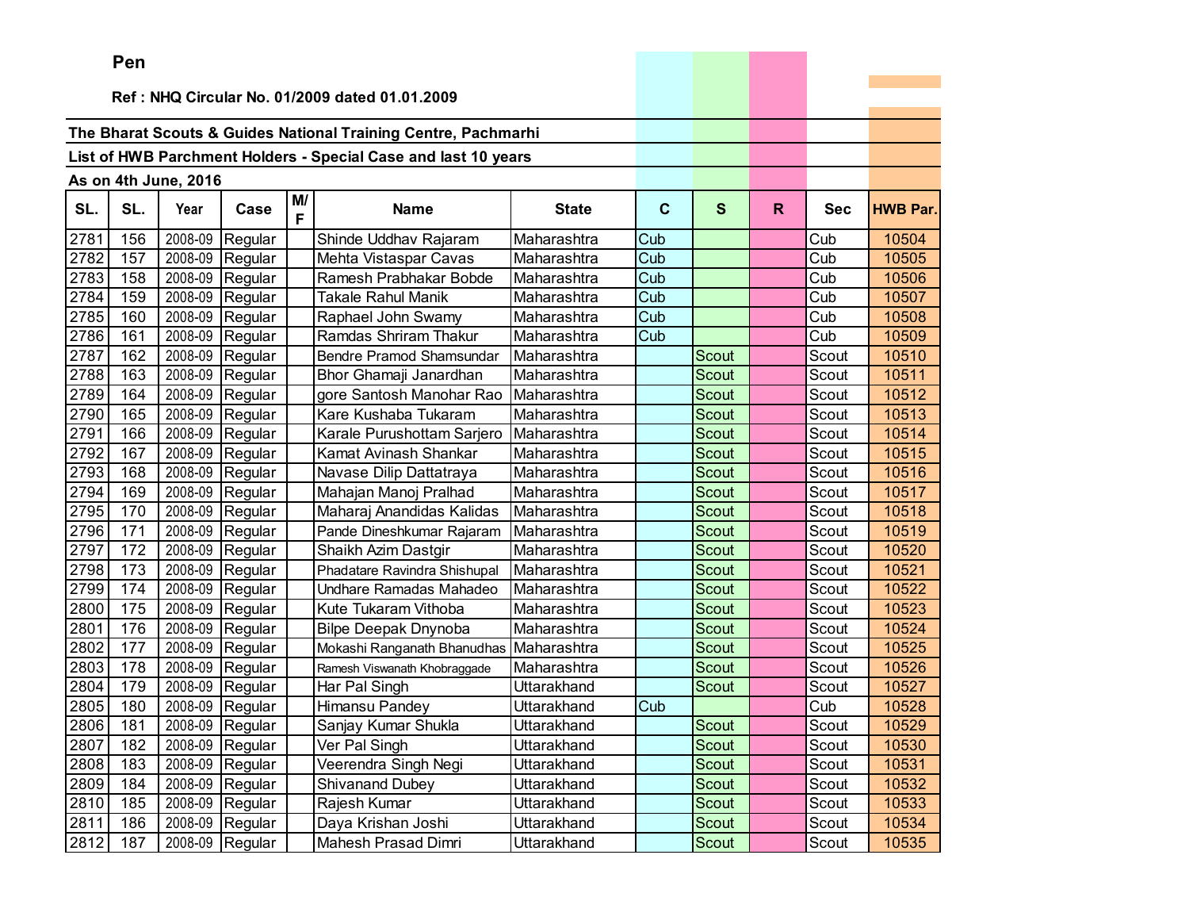**Pen**

**Ref : NHQ Circular No. 01/2009 dated 01.01.2009**

**The Bharat Scouts & Guides National Training Centre, Pachmarhi**

**List of HWB Parchment Holders - Special Case and last 10 years**

**As on 4th June, 2016**

| SL. | SL. | Year | Case | M/F | Name | State | C | S | R | Sec | HWB Par. |
|---|---|---|---|---|---|---|---|---|---|---|---|
| 2781 | 156 | 2008-09 | Regular | | Shinde Uddhav Rajaram | Maharashtra | Cub | | | Cub | 10504 |
| 2782 | 157 | 2008-09 | Regular | | Mehta Vistaspar Cavas | Maharashtra | Cub | | | Cub | 10505 |
| 2783 | 158 | 2008-09 | Regular | | Ramesh Prabhakar Bobde | Maharashtra | Cub | | | Cub | 10506 |
| 2784 | 159 | 2008-09 | Regular | | Takale Rahul Manik | Maharashtra | Cub | | | Cub | 10507 |
| 2785 | 160 | 2008-09 | Regular | | Raphael John Swamy | Maharashtra | Cub | | | Cub | 10508 |
| 2786 | 161 | 2008-09 | Regular | | Ramdas Shriram Thakur | Maharashtra | Cub | | | Cub | 10509 |
| 2787 | 162 | 2008-09 | Regular | | Bendre Pramod Shamsundar | Maharashtra | | Scout | | Scout | 10510 |
| 2788 | 163 | 2008-09 | Regular | | Bhor Ghamaji Janardhan | Maharashtra | | Scout | | Scout | 10511 |
| 2789 | 164 | 2008-09 | Regular | | gore Santosh Manohar Rao | Maharashtra | | Scout | | Scout | 10512 |
| 2790 | 165 | 2008-09 | Regular | | Kare Kushaba Tukaram | Maharashtra | | Scout | | Scout | 10513 |
| 2791 | 166 | 2008-09 | Regular | | Karale Purushottam Sarjero | Maharashtra | | Scout | | Scout | 10514 |
| 2792 | 167 | 2008-09 | Regular | | Kamat Avinash Shankar | Maharashtra | | Scout | | Scout | 10515 |
| 2793 | 168 | 2008-09 | Regular | | Navase Dilip Dattatraya | Maharashtra | | Scout | | Scout | 10516 |
| 2794 | 169 | 2008-09 | Regular | | Mahajan Manoj Pralhad | Maharashtra | | Scout | | Scout | 10517 |
| 2795 | 170 | 2008-09 | Regular | | Maharaj Anandidas Kalidas | Maharashtra | | Scout | | Scout | 10518 |
| 2796 | 171 | 2008-09 | Regular | | Pande Dineshkumar Rajaram | Maharashtra | | Scout | | Scout | 10519 |
| 2797 | 172 | 2008-09 | Regular | | Shaikh Azim Dastgir | Maharashtra | | Scout | | Scout | 10520 |
| 2798 | 173 | 2008-09 | Regular | | Phadatare Ravindra Shishupal | Maharashtra | | Scout | | Scout | 10521 |
| 2799 | 174 | 2008-09 | Regular | | Undhare Ramadas Mahadeo | Maharashtra | | Scout | | Scout | 10522 |
| 2800 | 175 | 2008-09 | Regular | | Kute Tukaram Vithoba | Maharashtra | | Scout | | Scout | 10523 |
| 2801 | 176 | 2008-09 | Regular | | Bilpe Deepak Dnynoba | Maharashtra | | Scout | | Scout | 10524 |
| 2802 | 177 | 2008-09 | Regular | | Mokashi Ranganath Bhanudhas | Maharashtra | | Scout | | Scout | 10525 |
| 2803 | 178 | 2008-09 | Regular | | Ramesh Viswanath Khobraggade | Maharashtra | | Scout | | Scout | 10526 |
| 2804 | 179 | 2008-09 | Regular | | Har Pal Singh | Uttarakhand | | Scout | | Scout | 10527 |
| 2805 | 180 | 2008-09 | Regular | | Himansu Pandey | Uttarakhand | Cub | | | Cub | 10528 |
| 2806 | 181 | 2008-09 | Regular | | Sanjay Kumar Shukla | Uttarakhand | | Scout | | Scout | 10529 |
| 2807 | 182 | 2008-09 | Regular | | Ver Pal Singh | Uttarakhand | | Scout | | Scout | 10530 |
| 2808 | 183 | 2008-09 | Regular | | Veerendra Singh Negi | Uttarakhand | | Scout | | Scout | 10531 |
| 2809 | 184 | 2008-09 | Regular | | Shivanand Dubey | Uttarakhand | | Scout | | Scout | 10532 |
| 2810 | 185 | 2008-09 | Regular | | Rajesh Kumar | Uttarakhand | | Scout | | Scout | 10533 |
| 2811 | 186 | 2008-09 | Regular | | Daya Krishan Joshi | Uttarakhand | | Scout | | Scout | 10534 |
| 2812 | 187 | 2008-09 | Regular | | Mahesh Prasad Dimri | Uttarakhand | | Scout | | Scout | 10535 |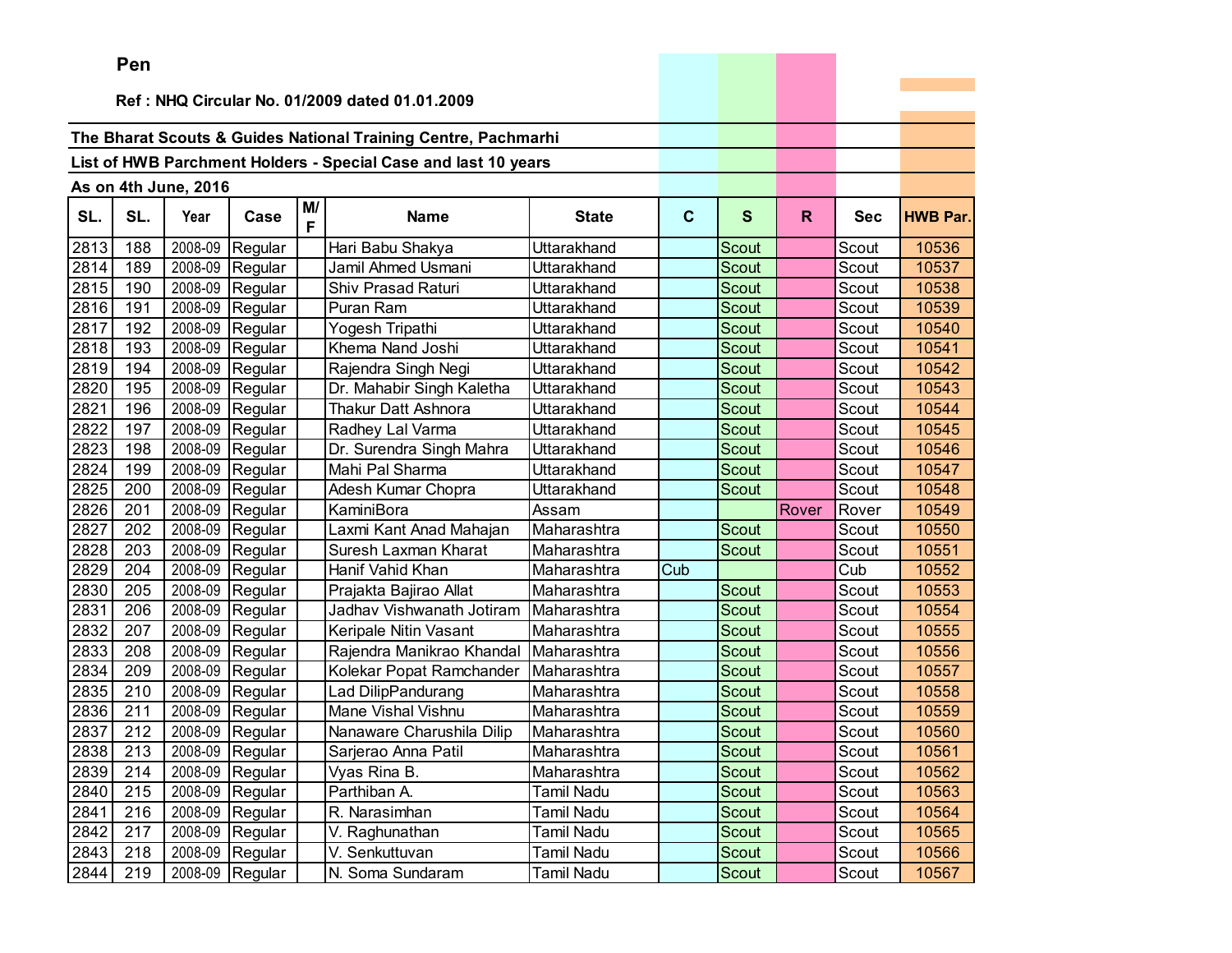**Pen**

**Ref : NHQ Circular No. 01/2009 dated 01.01.2009**

**The Bharat Scouts & Guides National Training Centre, Pachmarhi**

**List of HWB Parchment Holders - Special Case and last 10 years**

**As on 4th June, 2016**

| SL. | SL. | Year | Case | M/F | Name | State | C | S | R | Sec | HWB Par. |
|---|---|---|---|---|---|---|---|---|---|---|---|
| 2813 | 188 | 2008-09 | Regular | | Hari Babu Shakya | Uttarakhand | | Scout | | Scout | 10536 |
| 2814 | 189 | 2008-09 | Regular | | Jamil Ahmed Usmani | Uttarakhand | | Scout | | Scout | 10537 |
| 2815 | 190 | 2008-09 | Regular | | Shiv Prasad Raturi | Uttarakhand | | Scout | | Scout | 10538 |
| 2816 | 191 | 2008-09 | Regular | | Puran Ram | Uttarakhand | | Scout | | Scout | 10539 |
| 2817 | 192 | 2008-09 | Regular | | Yogesh Tripathi | Uttarakhand | | Scout | | Scout | 10540 |
| 2818 | 193 | 2008-09 | Regular | | Khema Nand Joshi | Uttarakhand | | Scout | | Scout | 10541 |
| 2819 | 194 | 2008-09 | Regular | | Rajendra Singh Negi | Uttarakhand | | Scout | | Scout | 10542 |
| 2820 | 195 | 2008-09 | Regular | | Dr. Mahabir Singh Kaletha | Uttarakhand | | Scout | | Scout | 10543 |
| 2821 | 196 | 2008-09 | Regular | | Thakur Datt Ashnora | Uttarakhand | | Scout | | Scout | 10544 |
| 2822 | 197 | 2008-09 | Regular | | Radhey Lal Varma | Uttarakhand | | Scout | | Scout | 10545 |
| 2823 | 198 | 2008-09 | Regular | | Dr. Surendra Singh Mahra | Uttarakhand | | Scout | | Scout | 10546 |
| 2824 | 199 | 2008-09 | Regular | | Mahi Pal Sharma | Uttarakhand | | Scout | | Scout | 10547 |
| 2825 | 200 | 2008-09 | Regular | | Adesh Kumar Chopra | Uttarakhand | | Scout | | Scout | 10548 |
| 2826 | 201 | 2008-09 | Regular | | KaminiBora | Assam | | | Rover | Rover | 10549 |
| 2827 | 202 | 2008-09 | Regular | | Laxmi Kant Anad Mahajan | Maharashtra | | Scout | | Scout | 10550 |
| 2828 | 203 | 2008-09 | Regular | | Suresh Laxman Kharat | Maharashtra | | Scout | | Scout | 10551 |
| 2829 | 204 | 2008-09 | Regular | | Hanif Vahid Khan | Maharashtra | Cub | | | Cub | 10552 |
| 2830 | 205 | 2008-09 | Regular | | Prajakta Bajirao Allat | Maharashtra | | Scout | | Scout | 10553 |
| 2831 | 206 | 2008-09 | Regular | | Jadhav Vishwanath Jotiram | Maharashtra | | Scout | | Scout | 10554 |
| 2832 | 207 | 2008-09 | Regular | | Keripale Nitin Vasant | Maharashtra | | Scout | | Scout | 10555 |
| 2833 | 208 | 2008-09 | Regular | | Rajendra Manikrao Khandal | Maharashtra | | Scout | | Scout | 10556 |
| 2834 | 209 | 2008-09 | Regular | | Kolekar Popat Ramchander | Maharashtra | | Scout | | Scout | 10557 |
| 2835 | 210 | 2008-09 | Regular | | Lad DilipPandurang | Maharashtra | | Scout | | Scout | 10558 |
| 2836 | 211 | 2008-09 | Regular | | Mane Vishal Vishnu | Maharashtra | | Scout | | Scout | 10559 |
| 2837 | 212 | 2008-09 | Regular | | Nanaware Charushila Dilip | Maharashtra | | Scout | | Scout | 10560 |
| 2838 | 213 | 2008-09 | Regular | | Sarjerao Anna Patil | Maharashtra | | Scout | | Scout | 10561 |
| 2839 | 214 | 2008-09 | Regular | | Vyas Rina B. | Maharashtra | | Scout | | Scout | 10562 |
| 2840 | 215 | 2008-09 | Regular | | Parthiban A. | Tamil Nadu | | Scout | | Scout | 10563 |
| 2841 | 216 | 2008-09 | Regular | | R. Narasimhan | Tamil Nadu | | Scout | | Scout | 10564 |
| 2842 | 217 | 2008-09 | Regular | | V. Raghunathan | Tamil Nadu | | Scout | | Scout | 10565 |
| 2843 | 218 | 2008-09 | Regular | | V. Senkuttuvan | Tamil Nadu | | Scout | | Scout | 10566 |
| 2844 | 219 | 2008-09 | Regular | | N. Soma Sundaram | Tamil Nadu | | Scout | | Scout | 10567 |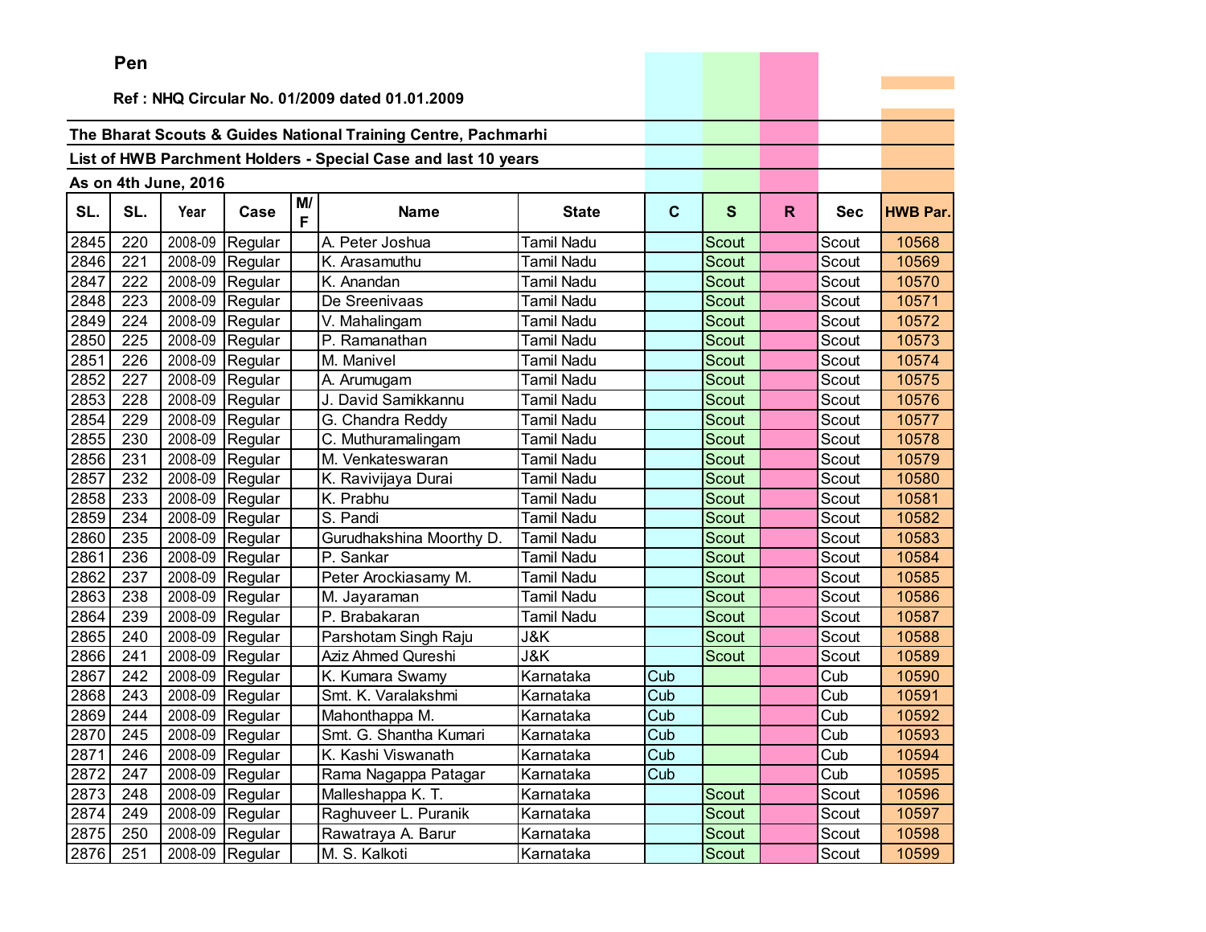**Pen**

**Ref : NHQ Circular No. 01/2009 dated 01.01.2009**

**The Bharat Scouts & Guides National Training Centre, Pachmarhi**

**List of HWB Parchment Holders - Special Case and last 10 years**

**As on 4th June, 2016**

| SL. | SL. | Year | Case | M/F | Name | State | C | S | R | Sec | HWB Par. |
|---|---|---|---|---|---|---|---|---|---|---|---|
| 2845 | 220 | 2008-09 | Regular | | A. Peter Joshua | Tamil Nadu | | Scout | | Scout | 10568 |
| 2846 | 221 | 2008-09 | Regular | | K. Arasamuthu | Tamil Nadu | | Scout | | Scout | 10569 |
| 2847 | 222 | 2008-09 | Regular | | K. Anandan | Tamil Nadu | | Scout | | Scout | 10570 |
| 2848 | 223 | 2008-09 | Regular | | De Sreenivaas | Tamil Nadu | | Scout | | Scout | 10571 |
| 2849 | 224 | 2008-09 | Regular | | V. Mahalingam | Tamil Nadu | | Scout | | Scout | 10572 |
| 2850 | 225 | 2008-09 | Regular | | P. Ramanathan | Tamil Nadu | | Scout | | Scout | 10573 |
| 2851 | 226 | 2008-09 | Regular | | M. Manivel | Tamil Nadu | | Scout | | Scout | 10574 |
| 2852 | 227 | 2008-09 | Regular | | A. Arumugam | Tamil Nadu | | Scout | | Scout | 10575 |
| 2853 | 228 | 2008-09 | Regular | | J. David Samikkannu | Tamil Nadu | | Scout | | Scout | 10576 |
| 2854 | 229 | 2008-09 | Regular | | G. Chandra Reddy | Tamil Nadu | | Scout | | Scout | 10577 |
| 2855 | 230 | 2008-09 | Regular | | C. Muthuramalingam | Tamil Nadu | | Scout | | Scout | 10578 |
| 2856 | 231 | 2008-09 | Regular | | M. Venkateswaran | Tamil Nadu | | Scout | | Scout | 10579 |
| 2857 | 232 | 2008-09 | Regular | | K. Ravivijaya Durai | Tamil Nadu | | Scout | | Scout | 10580 |
| 2858 | 233 | 2008-09 | Regular | | K. Prabhu | Tamil Nadu | | Scout | | Scout | 10581 |
| 2859 | 234 | 2008-09 | Regular | | S. Pandi | Tamil Nadu | | Scout | | Scout | 10582 |
| 2860 | 235 | 2008-09 | Regular | | Gurudhakshina Moorthy D. | Tamil Nadu | | Scout | | Scout | 10583 |
| 2861 | 236 | 2008-09 | Regular | | P. Sankar | Tamil Nadu | | Scout | | Scout | 10584 |
| 2862 | 237 | 2008-09 | Regular | | Peter Arockiasamy M. | Tamil Nadu | | Scout | | Scout | 10585 |
| 2863 | 238 | 2008-09 | Regular | | M. Jayaraman | Tamil Nadu | | Scout | | Scout | 10586 |
| 2864 | 239 | 2008-09 | Regular | | P. Brabakaran | Tamil Nadu | | Scout | | Scout | 10587 |
| 2865 | 240 | 2008-09 | Regular | | Parshotam Singh Raju | J&K | | Scout | | Scout | 10588 |
| 2866 | 241 | 2008-09 | Regular | | Aziz Ahmed Qureshi | J&K | | Scout | | Scout | 10589 |
| 2867 | 242 | 2008-09 | Regular | | K. Kumara Swamy | Karnataka | Cub | | | Cub | 10590 |
| 2868 | 243 | 2008-09 | Regular | | Smt. K. Varalakshmi | Karnataka | Cub | | | Cub | 10591 |
| 2869 | 244 | 2008-09 | Regular | | Mahonthappa M. | Karnataka | Cub | | | Cub | 10592 |
| 2870 | 245 | 2008-09 | Regular | | Smt. G. Shantha Kumari | Karnataka | Cub | | | Cub | 10593 |
| 2871 | 246 | 2008-09 | Regular | | K. Kashi Viswanath | Karnataka | Cub | | | Cub | 10594 |
| 2872 | 247 | 2008-09 | Regular | | Rama Nagappa Patagar | Karnataka | Cub | | | Cub | 10595 |
| 2873 | 248 | 2008-09 | Regular | | Malleshappa K. T. | Karnataka | | Scout | | Scout | 10596 |
| 2874 | 249 | 2008-09 | Regular | | Raghuveer L. Puranik | Karnataka | | Scout | | Scout | 10597 |
| 2875 | 250 | 2008-09 | Regular | | Rawatraya A. Barur | Karnataka | | Scout | | Scout | 10598 |
| 2876 | 251 | 2008-09 | Regular | | M. S. Kalkoti | Karnataka | | Scout | | Scout | 10599 |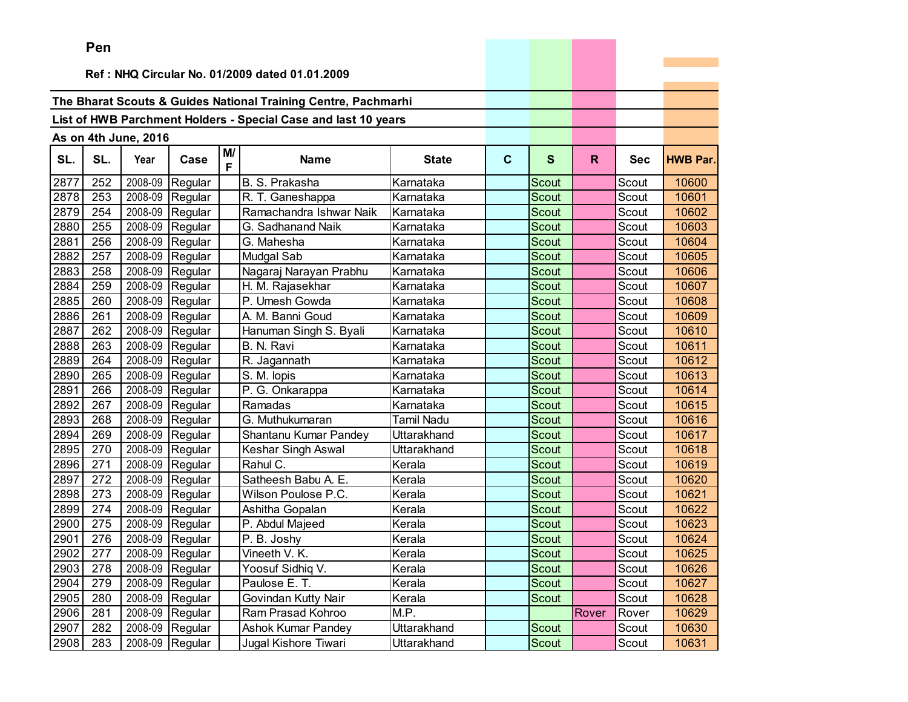**Pen**

**Ref : NHQ Circular No. 01/2009 dated 01.01.2009**

**The Bharat Scouts & Guides National Training Centre, Pachmarhi**

**List of HWB Parchment Holders - Special Case and last 10 years**

**As on 4th June, 2016**

| SL. | SL. | Year | Case | M/F | Name | State | C | S | R | Sec | HWB Par. |
|---|---|---|---|---|---|---|---|---|---|---|---|
| 2877 | 252 | 2008-09 | Regular | | B. S. Prakasha | Karnataka | | Scout | | Scout | 10600 |
| 2878 | 253 | 2008-09 | Regular | | R. T. Ganeshappa | Karnataka | | Scout | | Scout | 10601 |
| 2879 | 254 | 2008-09 | Regular | | Ramachandra Ishwar Naik | Karnataka | | Scout | | Scout | 10602 |
| 2880 | 255 | 2008-09 | Regular | | G. Sadhanand Naik | Karnataka | | Scout | | Scout | 10603 |
| 2881 | 256 | 2008-09 | Regular | | G. Mahesha | Karnataka | | Scout | | Scout | 10604 |
| 2882 | 257 | 2008-09 | Regular | | Mudgal Sab | Karnataka | | Scout | | Scout | 10605 |
| 2883 | 258 | 2008-09 | Regular | | Nagaraj Narayan Prabhu | Karnataka | | Scout | | Scout | 10606 |
| 2884 | 259 | 2008-09 | Regular | | H. M. Rajasekhar | Karnataka | | Scout | | Scout | 10607 |
| 2885 | 260 | 2008-09 | Regular | | P. Umesh Gowda | Karnataka | | Scout | | Scout | 10608 |
| 2886 | 261 | 2008-09 | Regular | | A. M. Banni Goud | Karnataka | | Scout | | Scout | 10609 |
| 2887 | 262 | 2008-09 | Regular | | Hanuman Singh S. Byali | Karnataka | | Scout | | Scout | 10610 |
| 2888 | 263 | 2008-09 | Regular | | B. N. Ravi | Karnataka | | Scout | | Scout | 10611 |
| 2889 | 264 | 2008-09 | Regular | | R. Jagannath | Karnataka | | Scout | | Scout | 10612 |
| 2890 | 265 | 2008-09 | Regular | | S. M. lopis | Karnataka | | Scout | | Scout | 10613 |
| 2891 | 266 | 2008-09 | Regular | | P. G. Onkarappa | Karnataka | | Scout | | Scout | 10614 |
| 2892 | 267 | 2008-09 | Regular | | Ramadas | Karnataka | | Scout | | Scout | 10615 |
| 2893 | 268 | 2008-09 | Regular | | G. Muthukumaran | Tamil Nadu | | Scout | | Scout | 10616 |
| 2894 | 269 | 2008-09 | Regular | | Shantanu Kumar Pandey | Uttarakhand | | Scout | | Scout | 10617 |
| 2895 | 270 | 2008-09 | Regular | | Keshar Singh Aswal | Uttarakhand | | Scout | | Scout | 10618 |
| 2896 | 271 | 2008-09 | Regular | | Rahul C. | Kerala | | Scout | | Scout | 10619 |
| 2897 | 272 | 2008-09 | Regular | | Satheesh Babu A. E. | Kerala | | Scout | | Scout | 10620 |
| 2898 | 273 | 2008-09 | Regular | | Wilson Poulose P.C. | Kerala | | Scout | | Scout | 10621 |
| 2899 | 274 | 2008-09 | Regular | | Ashitha Gopalan | Kerala | | Scout | | Scout | 10622 |
| 2900 | 275 | 2008-09 | Regular | | P. Abdul Majeed | Kerala | | Scout | | Scout | 10623 |
| 2901 | 276 | 2008-09 | Regular | | P. B. Joshy | Kerala | | Scout | | Scout | 10624 |
| 2902 | 277 | 2008-09 | Regular | | Vineeth V. K. | Kerala | | Scout | | Scout | 10625 |
| 2903 | 278 | 2008-09 | Regular | | Yoosuf Sidhiq V. | Kerala | | Scout | | Scout | 10626 |
| 2904 | 279 | 2008-09 | Regular | | Paulose E. T. | Kerala | | Scout | | Scout | 10627 |
| 2905 | 280 | 2008-09 | Regular | | Govindan Kutty Nair | Kerala | | Scout | | Scout | 10628 |
| 2906 | 281 | 2008-09 | Regular | | Ram Prasad Kohroo | M.P. | | | Rover | Rover | 10629 |
| 2907 | 282 | 2008-09 | Regular | | Ashok Kumar Pandey | Uttarakhand | | Scout | | Scout | 10630 |
| 2908 | 283 | 2008-09 | Regular | | Jugal Kishore Tiwari | Uttarakhand | | Scout | | Scout | 10631 |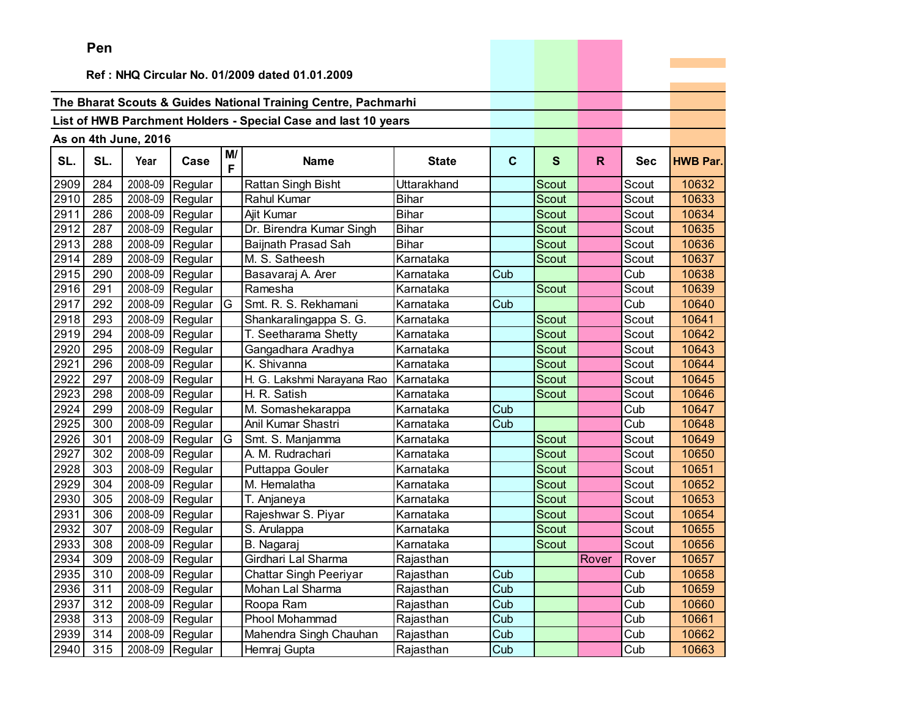**Pen**

**Ref : NHQ Circular No. 01/2009 dated 01.01.2009**

**The Bharat Scouts & Guides National Training Centre, Pachmarhi**

**List of HWB Parchment Holders - Special Case and last 10 years**

**As on 4th June, 2016**

| SL. | SL. | Year | Case | M/F | Name | State | C | S | R | Sec | HWB Par. |
|---|---|---|---|---|---|---|---|---|---|---|---|
| 2909 | 284 | 2008-09 | Regular | | Rattan Singh Bisht | Uttarakhand | | Scout | | Scout | 10632 |
| 2910 | 285 | 2008-09 | Regular | | Rahul Kumar | Bihar | | Scout | | Scout | 10633 |
| 2911 | 286 | 2008-09 | Regular | | Ajit Kumar | Bihar | | Scout | | Scout | 10634 |
| 2912 | 287 | 2008-09 | Regular | | Dr. Birendra Kumar Singh | Bihar | | Scout | | Scout | 10635 |
| 2913 | 288 | 2008-09 | Regular | | Baijnath Prasad Sah | Bihar | | Scout | | Scout | 10636 |
| 2914 | 289 | 2008-09 | Regular | | M. S. Satheesh | Karnataka | | Scout | | Scout | 10637 |
| 2915 | 290 | 2008-09 | Regular | | Basavaraj A. Arer | Karnataka | Cub | | | Cub | 10638 |
| 2916 | 291 | 2008-09 | Regular | | Ramesha | Karnataka | | Scout | | Scout | 10639 |
| 2917 | 292 | 2008-09 | Regular | G | Smt. R. S. Rekhamani | Karnataka | Cub | | | Cub | 10640 |
| 2918 | 293 | 2008-09 | Regular | | Shankaralingappa S. G. | Karnataka | | Scout | | Scout | 10641 |
| 2919 | 294 | 2008-09 | Regular | | T. Seetharama Shetty | Karnataka | | Scout | | Scout | 10642 |
| 2920 | 295 | 2008-09 | Regular | | Gangadhara Aradhya | Karnataka | | Scout | | Scout | 10643 |
| 2921 | 296 | 2008-09 | Regular | | K. Shivanna | Karnataka | | Scout | | Scout | 10644 |
| 2922 | 297 | 2008-09 | Regular | | H. G. Lakshmi Narayana Rao | Karnataka | | Scout | | Scout | 10645 |
| 2923 | 298 | 2008-09 | Regular | | H. R. Satish | Karnataka | | Scout | | Scout | 10646 |
| 2924 | 299 | 2008-09 | Regular | | M. Somashekarappa | Karnataka | Cub | | | Cub | 10647 |
| 2925 | 300 | 2008-09 | Regular | | Anil Kumar Shastri | Karnataka | Cub | | | Cub | 10648 |
| 2926 | 301 | 2008-09 | Regular | G | Smt. S. Manjamma | Karnataka | | Scout | | Scout | 10649 |
| 2927 | 302 | 2008-09 | Regular | | A. M. Rudrachari | Karnataka | | Scout | | Scout | 10650 |
| 2928 | 303 | 2008-09 | Regular | | Puttappa Gouler | Karnataka | | Scout | | Scout | 10651 |
| 2929 | 304 | 2008-09 | Regular | | M. Hemalatha | Karnataka | | Scout | | Scout | 10652 |
| 2930 | 305 | 2008-09 | Regular | | T. Anjaneya | Karnataka | | Scout | | Scout | 10653 |
| 2931 | 306 | 2008-09 | Regular | | Rajeshwar S. Piyar | Karnataka | | Scout | | Scout | 10654 |
| 2932 | 307 | 2008-09 | Regular | | S. Arulappa | Karnataka | | Scout | | Scout | 10655 |
| 2933 | 308 | 2008-09 | Regular | | B. Nagaraj | Karnataka | | Scout | | Scout | 10656 |
| 2934 | 309 | 2008-09 | Regular | | Girdhari Lal Sharma | Rajasthan | | | Rover | Rover | 10657 |
| 2935 | 310 | 2008-09 | Regular | | Chattar Singh Peeriyar | Rajasthan | Cub | | | Cub | 10658 |
| 2936 | 311 | 2008-09 | Regular | | Mohan Lal Sharma | Rajasthan | Cub | | | Cub | 10659 |
| 2937 | 312 | 2008-09 | Regular | | Roopa Ram | Rajasthan | Cub | | | Cub | 10660 |
| 2938 | 313 | 2008-09 | Regular | | Phool Mohammad | Rajasthan | Cub | | | Cub | 10661 |
| 2939 | 314 | 2008-09 | Regular | | Mahendra Singh Chauhan | Rajasthan | Cub | | | Cub | 10662 |
| 2940 | 315 | 2008-09 | Regular | | Hemraj Gupta | Rajasthan | Cub | | | Cub | 10663 |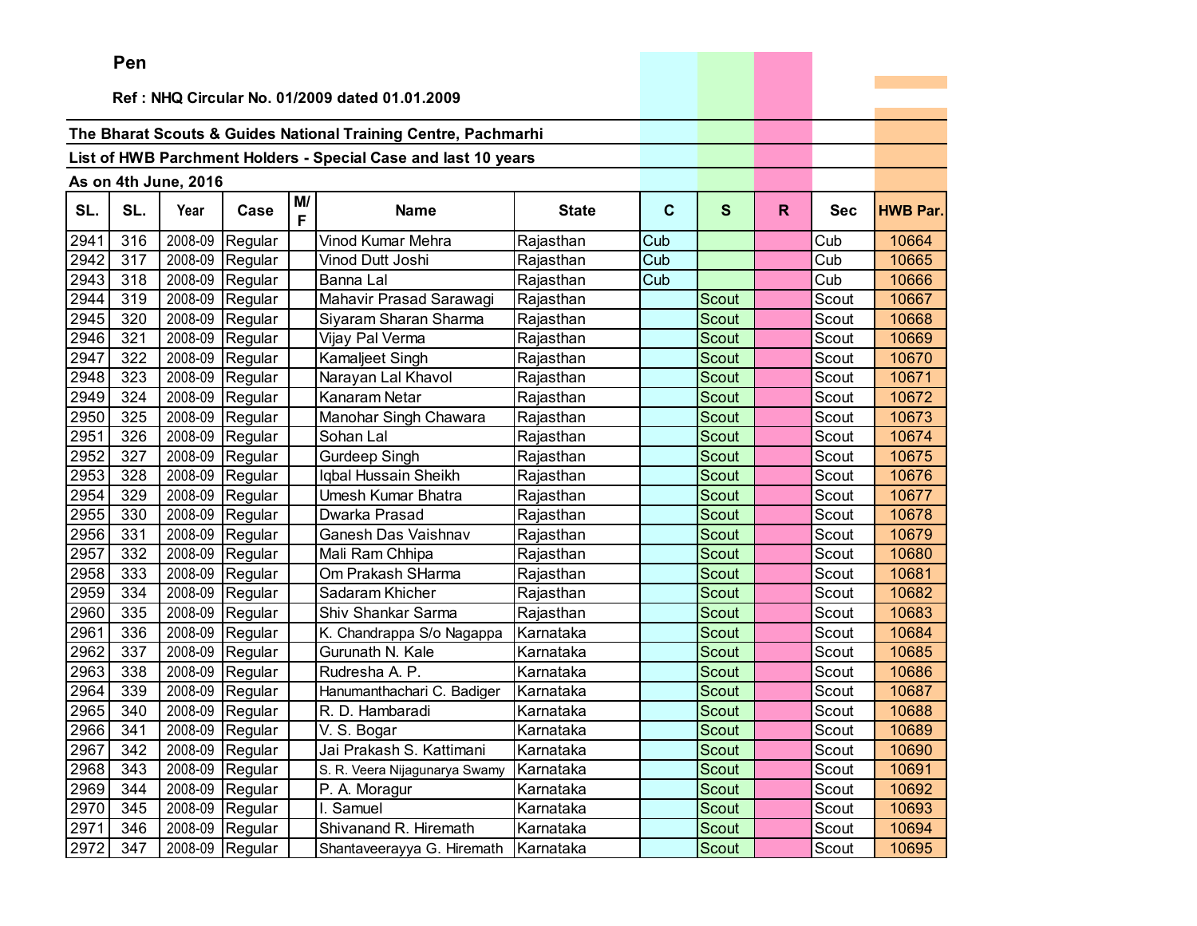**Pen**

**Ref : NHQ Circular No. 01/2009 dated 01.01.2009**

**The Bharat Scouts & Guides National Training Centre, Pachmarhi**

**List of HWB Parchment Holders - Special Case and last 10 years**

**As on 4th June, 2016**

| SL. | SL. | Year | Case | M/F | Name | State | C | S | R | Sec | HWB Par. |
|---|---|---|---|---|---|---|---|---|---|---|---|
| 2941 | 316 | 2008-09 | Regular | | Vinod Kumar Mehra | Rajasthan | Cub | | | Cub | 10664 |
| 2942 | 317 | 2008-09 | Regular | | Vinod Dutt Joshi | Rajasthan | Cub | | | Cub | 10665 |
| 2943 | 318 | 2008-09 | Regular | | Banna Lal | Rajasthan | Cub | | | Cub | 10666 |
| 2944 | 319 | 2008-09 | Regular | | Mahavir Prasad Sarawagi | Rajasthan | | Scout | | Scout | 10667 |
| 2945 | 320 | 2008-09 | Regular | | Siyaram Sharan Sharma | Rajasthan | | Scout | | Scout | 10668 |
| 2946 | 321 | 2008-09 | Regular | | Vijay Pal Verma | Rajasthan | | Scout | | Scout | 10669 |
| 2947 | 322 | 2008-09 | Regular | | Kamaljeet Singh | Rajasthan | | Scout | | Scout | 10670 |
| 2948 | 323 | 2008-09 | Regular | | Narayan Lal Khavol | Rajasthan | | Scout | | Scout | 10671 |
| 2949 | 324 | 2008-09 | Regular | | Kanaram Netar | Rajasthan | | Scout | | Scout | 10672 |
| 2950 | 325 | 2008-09 | Regular | | Manohar Singh Chawara | Rajasthan | | Scout | | Scout | 10673 |
| 2951 | 326 | 2008-09 | Regular | | Sohan Lal | Rajasthan | | Scout | | Scout | 10674 |
| 2952 | 327 | 2008-09 | Regular | | Gurdeep Singh | Rajasthan | | Scout | | Scout | 10675 |
| 2953 | 328 | 2008-09 | Regular | | Iqbal Hussain Sheikh | Rajasthan | | Scout | | Scout | 10676 |
| 2954 | 329 | 2008-09 | Regular | | Umesh Kumar Bhatra | Rajasthan | | Scout | | Scout | 10677 |
| 2955 | 330 | 2008-09 | Regular | | Dwarka Prasad | Rajasthan | | Scout | | Scout | 10678 |
| 2956 | 331 | 2008-09 | Regular | | Ganesh Das Vaishnav | Rajasthan | | Scout | | Scout | 10679 |
| 2957 | 332 | 2008-09 | Regular | | Mali Ram Chhipa | Rajasthan | | Scout | | Scout | 10680 |
| 2958 | 333 | 2008-09 | Regular | | Om Prakash SHarma | Rajasthan | | Scout | | Scout | 10681 |
| 2959 | 334 | 2008-09 | Regular | | Sadaram Khicher | Rajasthan | | Scout | | Scout | 10682 |
| 2960 | 335 | 2008-09 | Regular | | Shiv Shankar Sarma | Rajasthan | | Scout | | Scout | 10683 |
| 2961 | 336 | 2008-09 | Regular | | K. Chandrappa S/o Nagappa | Karnataka | | Scout | | Scout | 10684 |
| 2962 | 337 | 2008-09 | Regular | | Gurunath N. Kale | Karnataka | | Scout | | Scout | 10685 |
| 2963 | 338 | 2008-09 | Regular | | Rudresha A. P. | Karnataka | | Scout | | Scout | 10686 |
| 2964 | 339 | 2008-09 | Regular | | Hanumanthachari C. Badiger | Karnataka | | Scout | | Scout | 10687 |
| 2965 | 340 | 2008-09 | Regular | | R. D. Hambaradi | Karnataka | | Scout | | Scout | 10688 |
| 2966 | 341 | 2008-09 | Regular | | V. S. Bogar | Karnataka | | Scout | | Scout | 10689 |
| 2967 | 342 | 2008-09 | Regular | | Jai Prakash S. Kattimani | Karnataka | | Scout | | Scout | 10690 |
| 2968 | 343 | 2008-09 | Regular | | S. R. Veera Nijagunarya Swamy | Karnataka | | Scout | | Scout | 10691 |
| 2969 | 344 | 2008-09 | Regular | | P. A. Moragur | Karnataka | | Scout | | Scout | 10692 |
| 2970 | 345 | 2008-09 | Regular | | I. Samuel | Karnataka | | Scout | | Scout | 10693 |
| 2971 | 346 | 2008-09 | Regular | | Shivanand R. Hiremath | Karnataka | | Scout | | Scout | 10694 |
| 2972 | 347 | 2008-09 | Regular | | Shantaveerayya G. Hiremath | Karnataka | | Scout | | Scout | 10695 |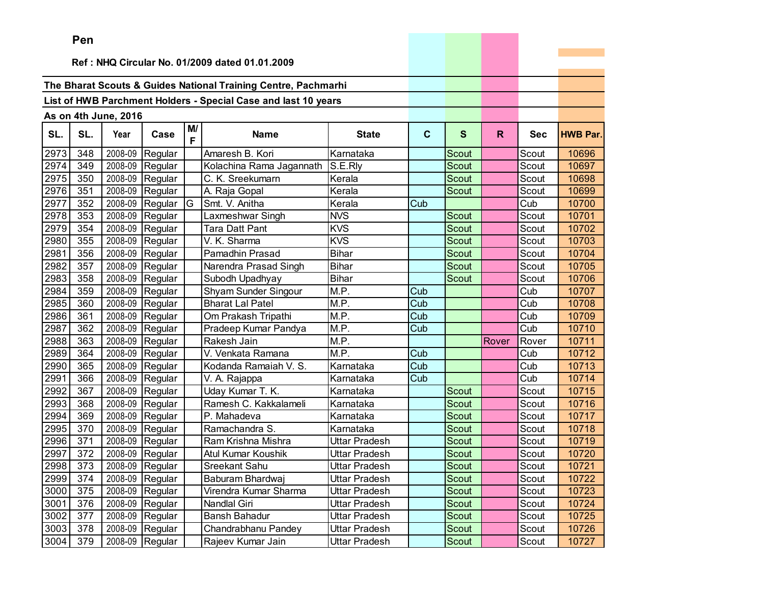**Pen**

**Ref : NHQ Circular No. 01/2009 dated 01.01.2009**

**The Bharat Scouts & Guides National Training Centre, Pachmarhi**

**List of HWB Parchment Holders - Special Case and last 10 years**

**As on 4th June, 2016**

| SL. | SL. | Year | Case | M/F | Name | State | C | S | R | Sec | HWB Par. |
|---|---|---|---|---|---|---|---|---|---|---|---|
| 2973 | 348 | 2008-09 | Regular | | Amaresh B. Kori | Karnataka | | Scout | | Scout | 10696 |
| 2974 | 349 | 2008-09 | Regular | | Kolachina Rama Jagannath | S.E.Rly | | Scout | | Scout | 10697 |
| 2975 | 350 | 2008-09 | Regular | | C. K. Sreekumarn | Kerala | | Scout | | Scout | 10698 |
| 2976 | 351 | 2008-09 | Regular | | A. Raja Gopal | Kerala | | Scout | | Scout | 10699 |
| 2977 | 352 | 2008-09 | Regular | G | Smt. V. Anitha | Kerala | Cub | | | Cub | 10700 |
| 2978 | 353 | 2008-09 | Regular | | Laxmeshwar Singh | NVS | | Scout | | Scout | 10701 |
| 2979 | 354 | 2008-09 | Regular | | Tara Datt Pant | KVS | | Scout | | Scout | 10702 |
| 2980 | 355 | 2008-09 | Regular | | V. K. Sharma | KVS | | Scout | | Scout | 10703 |
| 2981 | 356 | 2008-09 | Regular | | Pamadhin Prasad | Bihar | | Scout | | Scout | 10704 |
| 2982 | 357 | 2008-09 | Regular | | Narendra Prasad Singh | Bihar | | Scout | | Scout | 10705 |
| 2983 | 358 | 2008-09 | Regular | | Subodh Upadhyay | Bihar | | Scout | | Scout | 10706 |
| 2984 | 359 | 2008-09 | Regular | | Shyam Sunder Singour | M.P. | Cub | | | Cub | 10707 |
| 2985 | 360 | 2008-09 | Regular | | Bharat Lal Patel | M.P. | Cub | | | Cub | 10708 |
| 2986 | 361 | 2008-09 | Regular | | Om Prakash Tripathi | M.P. | Cub | | | Cub | 10709 |
| 2987 | 362 | 2008-09 | Regular | | Pradeep Kumar Pandya | M.P. | Cub | | | Cub | 10710 |
| 2988 | 363 | 2008-09 | Regular | | Rakesh Jain | M.P. | | | Rover | Rover | 10711 |
| 2989 | 364 | 2008-09 | Regular | | V. Venkata Ramana | M.P. | Cub | | | Cub | 10712 |
| 2990 | 365 | 2008-09 | Regular | | Kodanda Ramaiah V. S. | Karnataka | Cub | | | Cub | 10713 |
| 2991 | 366 | 2008-09 | Regular | | V. A. Rajappa | Karnataka | Cub | | | Cub | 10714 |
| 2992 | 367 | 2008-09 | Regular | | Uday Kumar T. K. | Karnataka | | Scout | | Scout | 10715 |
| 2993 | 368 | 2008-09 | Regular | | Ramesh C. Kakkalameli | Karnataka | | Scout | | Scout | 10716 |
| 2994 | 369 | 2008-09 | Regular | | P. Mahadeva | Karnataka | | Scout | | Scout | 10717 |
| 2995 | 370 | 2008-09 | Regular | | Ramachandra S. | Karnataka | | Scout | | Scout | 10718 |
| 2996 | 371 | 2008-09 | Regular | | Ram Krishna Mishra | Uttar Pradesh | | Scout | | Scout | 10719 |
| 2997 | 372 | 2008-09 | Regular | | Atul Kumar Koushik | Uttar Pradesh | | Scout | | Scout | 10720 |
| 2998 | 373 | 2008-09 | Regular | | Sreekant Sahu | Uttar Pradesh | | Scout | | Scout | 10721 |
| 2999 | 374 | 2008-09 | Regular | | Baburam Bhardwaj | Uttar Pradesh | | Scout | | Scout | 10722 |
| 3000 | 375 | 2008-09 | Regular | | Virendra Kumar Sharma | Uttar Pradesh | | Scout | | Scout | 10723 |
| 3001 | 376 | 2008-09 | Regular | | Nandlal Giri | Uttar Pradesh | | Scout | | Scout | 10724 |
| 3002 | 377 | 2008-09 | Regular | | Bansh Bahadur | Uttar Pradesh | | Scout | | Scout | 10725 |
| 3003 | 378 | 2008-09 | Regular | | Chandrabhanu Pandey | Uttar Pradesh | | Scout | | Scout | 10726 |
| 3004 | 379 | 2008-09 | Regular | | Rajeev Kumar Jain | Uttar Pradesh | | Scout | | Scout | 10727 |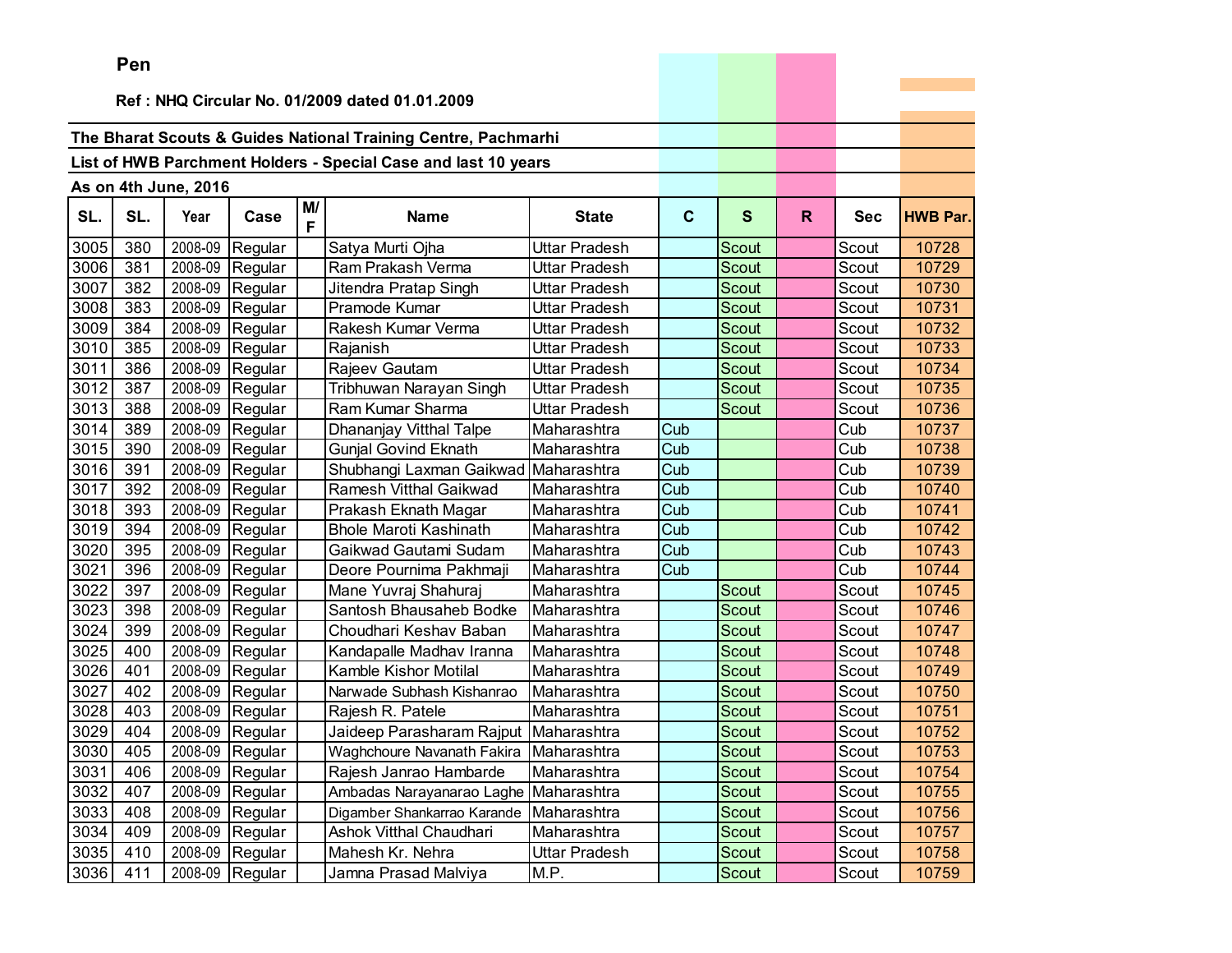**Pen**

**Ref : NHQ Circular No. 01/2009 dated 01.01.2009**

**The Bharat Scouts & Guides National Training Centre, Pachmarhi**

**List of HWB Parchment Holders - Special Case and last 10 years**

**As on 4th June, 2016**

| SL. | SL. | Year | Case | M/F | Name | State | C | S | R | Sec | HWB Par. |
|---|---|---|---|---|---|---|---|---|---|---|---|
| 3005 | 380 | 2008-09 | Regular | | Satya Murti Ojha | Uttar Pradesh | | Scout | | Scout | 10728 |
| 3006 | 381 | 2008-09 | Regular | | Ram Prakash Verma | Uttar Pradesh | | Scout | | Scout | 10729 |
| 3007 | 382 | 2008-09 | Regular | | Jitendra Pratap Singh | Uttar Pradesh | | Scout | | Scout | 10730 |
| 3008 | 383 | 2008-09 | Regular | | Pramode Kumar | Uttar Pradesh | | Scout | | Scout | 10731 |
| 3009 | 384 | 2008-09 | Regular | | Rakesh Kumar Verma | Uttar Pradesh | | Scout | | Scout | 10732 |
| 3010 | 385 | 2008-09 | Regular | | Rajanish | Uttar Pradesh | | Scout | | Scout | 10733 |
| 3011 | 386 | 2008-09 | Regular | | Rajeev Gautam | Uttar Pradesh | | Scout | | Scout | 10734 |
| 3012 | 387 | 2008-09 | Regular | | Tribhuwan Narayan Singh | Uttar Pradesh | | Scout | | Scout | 10735 |
| 3013 | 388 | 2008-09 | Regular | | Ram Kumar Sharma | Uttar Pradesh | | Scout | | Scout | 10736 |
| 3014 | 389 | 2008-09 | Regular | | Dhananjay Vitthal Talpe | Maharashtra | Cub | | | Cub | 10737 |
| 3015 | 390 | 2008-09 | Regular | | Gunjal Govind Eknath | Maharashtra | Cub | | | Cub | 10738 |
| 3016 | 391 | 2008-09 | Regular | | Shubhangi Laxman Gaikwad | Maharashtra | Cub | | | Cub | 10739 |
| 3017 | 392 | 2008-09 | Regular | | Ramesh Vitthal Gaikwad | Maharashtra | Cub | | | Cub | 10740 |
| 3018 | 393 | 2008-09 | Regular | | Prakash Eknath Magar | Maharashtra | Cub | | | Cub | 10741 |
| 3019 | 394 | 2008-09 | Regular | | Bhole Maroti Kashinath | Maharashtra | Cub | | | Cub | 10742 |
| 3020 | 395 | 2008-09 | Regular | | Gaikwad Gautami Sudam | Maharashtra | Cub | | | Cub | 10743 |
| 3021 | 396 | 2008-09 | Regular | | Deore Pournima Pakhmaji | Maharashtra | Cub | | | Cub | 10744 |
| 3022 | 397 | 2008-09 | Regular | | Mane Yuvraj Shahuraj | Maharashtra | | Scout | | Scout | 10745 |
| 3023 | 398 | 2008-09 | Regular | | Santosh Bhausaheb Bodke | Maharashtra | | Scout | | Scout | 10746 |
| 3024 | 399 | 2008-09 | Regular | | Choudhari Keshav Baban | Maharashtra | | Scout | | Scout | 10747 |
| 3025 | 400 | 2008-09 | Regular | | Kandapalle Madhav Iranna | Maharashtra | | Scout | | Scout | 10748 |
| 3026 | 401 | 2008-09 | Regular | | Kamble Kishor Motilal | Maharashtra | | Scout | | Scout | 10749 |
| 3027 | 402 | 2008-09 | Regular | | Narwade Subhash Kishanrao | Maharashtra | | Scout | | Scout | 10750 |
| 3028 | 403 | 2008-09 | Regular | | Rajesh R. Patele | Maharashtra | | Scout | | Scout | 10751 |
| 3029 | 404 | 2008-09 | Regular | | Jaideep Parasharam Rajput | Maharashtra | | Scout | | Scout | 10752 |
| 3030 | 405 | 2008-09 | Regular | | Waghchoure Navanath Fakira | Maharashtra | | Scout | | Scout | 10753 |
| 3031 | 406 | 2008-09 | Regular | | Rajesh Janrao Hambarde | Maharashtra | | Scout | | Scout | 10754 |
| 3032 | 407 | 2008-09 | Regular | | Ambadas Narayanarao Laghe | Maharashtra | | Scout | | Scout | 10755 |
| 3033 | 408 | 2008-09 | Regular | | Digamber Shankarrao Karande | Maharashtra | | Scout | | Scout | 10756 |
| 3034 | 409 | 2008-09 | Regular | | Ashok Vitthal Chaudhari | Maharashtra | | Scout | | Scout | 10757 |
| 3035 | 410 | 2008-09 | Regular | | Mahesh Kr. Nehra | Uttar Pradesh | | Scout | | Scout | 10758 |
| 3036 | 411 | 2008-09 | Regular | | Jamna Prasad Malviya | M.P. | | Scout | | Scout | 10759 |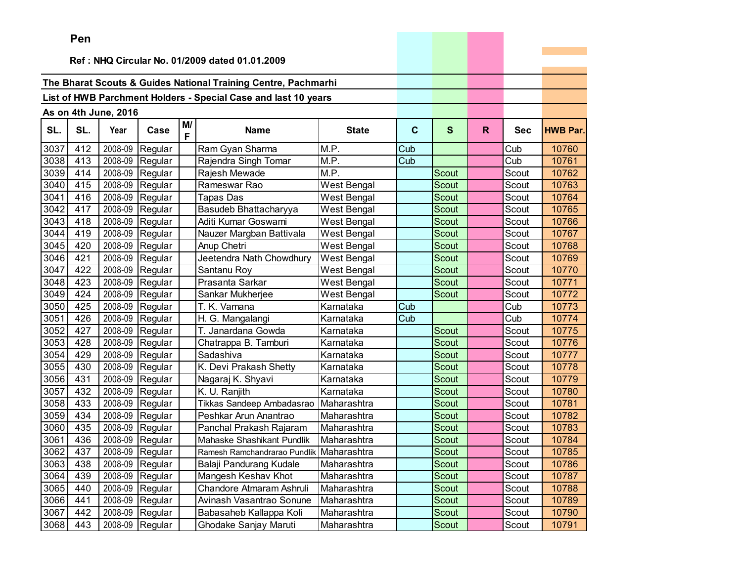**Pen**

**Ref : NHQ Circular No. 01/2009 dated 01.01.2009**

**The Bharat Scouts & Guides National Training Centre, Pachmarhi**

**List of HWB Parchment Holders - Special Case and last 10 years**

**As on 4th June, 2016**

| SL. | SL. | Year | Case | M/F | Name | State | C | S | R | Sec | HWB Par. |
|---|---|---|---|---|---|---|---|---|---|---|---|
| 3037 | 412 | 2008-09 | Regular | | Ram Gyan Sharma | M.P. | Cub | | | Cub | 10760 |
| 3038 | 413 | 2008-09 | Regular | | Rajendra Singh Tomar | M.P. | Cub | | | Cub | 10761 |
| 3039 | 414 | 2008-09 | Regular | | Rajesh Mewade | M.P. | | Scout | | Scout | 10762 |
| 3040 | 415 | 2008-09 | Regular | | Rameswar Rao | West Bengal | | Scout | | Scout | 10763 |
| 3041 | 416 | 2008-09 | Regular | | Tapas Das | West Bengal | | Scout | | Scout | 10764 |
| 3042 | 417 | 2008-09 | Regular | | Basudeb Bhattacharyya | West Bengal | | Scout | | Scout | 10765 |
| 3043 | 418 | 2008-09 | Regular | | Aditi Kumar Goswami | West Bengal | | Scout | | Scout | 10766 |
| 3044 | 419 | 2008-09 | Regular | | Nauzer Margban Battivala | West Bengal | | Scout | | Scout | 10767 |
| 3045 | 420 | 2008-09 | Regular | | Anup Chetri | West Bengal | | Scout | | Scout | 10768 |
| 3046 | 421 | 2008-09 | Regular | | Jeetendra Nath Chowdhury | West Bengal | | Scout | | Scout | 10769 |
| 3047 | 422 | 2008-09 | Regular | | Santanu Roy | West Bengal | | Scout | | Scout | 10770 |
| 3048 | 423 | 2008-09 | Regular | | Prasanta Sarkar | West Bengal | | Scout | | Scout | 10771 |
| 3049 | 424 | 2008-09 | Regular | | Sankar Mukherjee | West Bengal | | Scout | | Scout | 10772 |
| 3050 | 425 | 2008-09 | Regular | | T. K. Vamana | Karnataka | Cub | | | Cub | 10773 |
| 3051 | 426 | 2008-09 | Regular | | H. G. Mangalangi | Karnataka | Cub | | | Cub | 10774 |
| 3052 | 427 | 2008-09 | Regular | | T. Janardana Gowda | Karnataka | | Scout | | Scout | 10775 |
| 3053 | 428 | 2008-09 | Regular | | Chatrappa B. Tamburi | Karnataka | | Scout | | Scout | 10776 |
| 3054 | 429 | 2008-09 | Regular | | Sadashiva | Karnataka | | Scout | | Scout | 10777 |
| 3055 | 430 | 2008-09 | Regular | | K. Devi Prakash Shetty | Karnataka | | Scout | | Scout | 10778 |
| 3056 | 431 | 2008-09 | Regular | | Nagaraj K. Shyavi | Karnataka | | Scout | | Scout | 10779 |
| 3057 | 432 | 2008-09 | Regular | | K. U. Ranjith | Karnataka | | Scout | | Scout | 10780 |
| 3058 | 433 | 2008-09 | Regular | | Tikkas Sandeep Ambadasrao | Maharashtra | | Scout | | Scout | 10781 |
| 3059 | 434 | 2008-09 | Regular | | Peshkar Arun Anantrao | Maharashtra | | Scout | | Scout | 10782 |
| 3060 | 435 | 2008-09 | Regular | | Panchal Prakash Rajaram | Maharashtra | | Scout | | Scout | 10783 |
| 3061 | 436 | 2008-09 | Regular | | Mahaske Shashikant Pundlik | Maharashtra | | Scout | | Scout | 10784 |
| 3062 | 437 | 2008-09 | Regular | | Ramesh Ramchandrarao Pundlik | Maharashtra | | Scout | | Scout | 10785 |
| 3063 | 438 | 2008-09 | Regular | | Balaji Pandurang Kudale | Maharashtra | | Scout | | Scout | 10786 |
| 3064 | 439 | 2008-09 | Regular | | Mangesh Keshav Khot | Maharashtra | | Scout | | Scout | 10787 |
| 3065 | 440 | 2008-09 | Regular | | Chandore Atmaram Ashruli | Maharashtra | | Scout | | Scout | 10788 |
| 3066 | 441 | 2008-09 | Regular | | Avinash Vasantrao Sonune | Maharashtra | | Scout | | Scout | 10789 |
| 3067 | 442 | 2008-09 | Regular | | Babasaheb Kallappa Koli | Maharashtra | | Scout | | Scout | 10790 |
| 3068 | 443 | 2008-09 | Regular | | Ghodake Sanjay Maruti | Maharashtra | | Scout | | Scout | 10791 |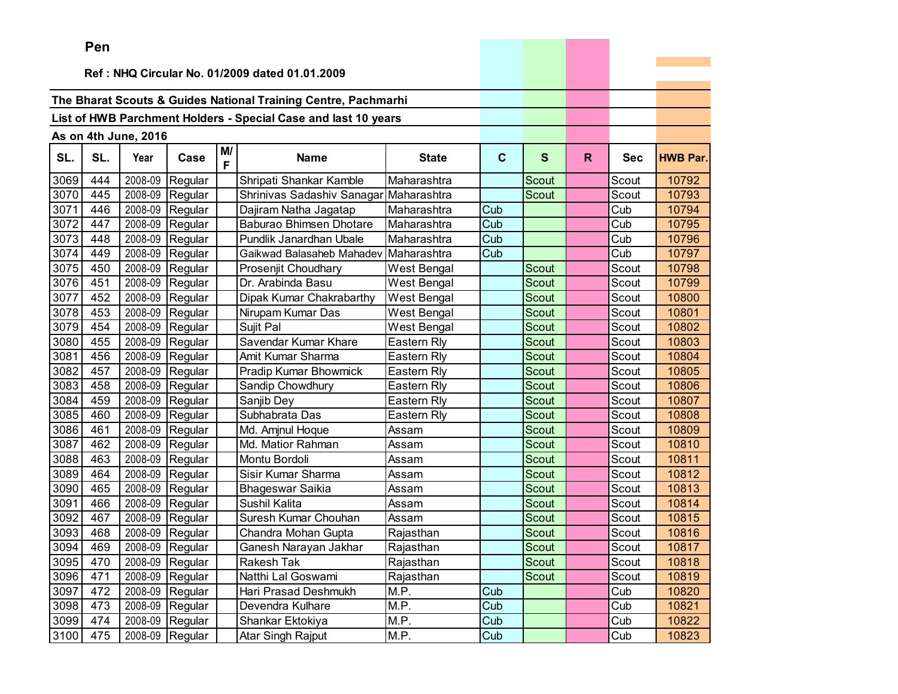**Pen**

**Ref : NHQ Circular No. 01/2009 dated 01.01.2009**

**The Bharat Scouts & Guides National Training Centre, Pachmarhi**

**List of HWB Parchment Holders - Special Case and last 10 years**

**As on 4th June, 2016**

| SL. | SL. | Year | Case | M/F | Name | State | C | S | R | Sec | HWB Par. |
|---|---|---|---|---|---|---|---|---|---|---|---|
| 3069 | 444 | 2008-09 | Regular | | Shripati Shankar Kamble | Maharashtra | | Scout | | Scout | 10792 |
| 3070 | 445 | 2008-09 | Regular | | Shrinivas Sadashiv Sanagar | Maharashtra | | Scout | | Scout | 10793 |
| 3071 | 446 | 2008-09 | Regular | | Dajiram Natha Jagatap | Maharashtra | Cub | | | Cub | 10794 |
| 3072 | 447 | 2008-09 | Regular | | Baburao Bhimsen Dhotare | Maharashtra | Cub | | | Cub | 10795 |
| 3073 | 448 | 2008-09 | Regular | | Pundlik Janardhan Ubale | Maharashtra | Cub | | | Cub | 10796 |
| 3074 | 449 | 2008-09 | Regular | | Gaikwad Balasaheb Mahadev | Maharashtra | Cub | | | Cub | 10797 |
| 3075 | 450 | 2008-09 | Regular | | Prosenjit Choudhary | West Bengal | | Scout | | Scout | 10798 |
| 3076 | 451 | 2008-09 | Regular | | Dr. Arabinda Basu | West Bengal | | Scout | | Scout | 10799 |
| 3077 | 452 | 2008-09 | Regular | | Dipak Kumar Chakrabarthy | West Bengal | | Scout | | Scout | 10800 |
| 3078 | 453 | 2008-09 | Regular | | Nirupam Kumar Das | West Bengal | | Scout | | Scout | 10801 |
| 3079 | 454 | 2008-09 | Regular | | Sujit Pal | West Bengal | | Scout | | Scout | 10802 |
| 3080 | 455 | 2008-09 | Regular | | Savendar Kumar Khare | Eastern Rly | | Scout | | Scout | 10803 |
| 3081 | 456 | 2008-09 | Regular | | Amit Kumar Sharma | Eastern Rly | | Scout | | Scout | 10804 |
| 3082 | 457 | 2008-09 | Regular | | Pradip Kumar Bhowmick | Eastern Rly | | Scout | | Scout | 10805 |
| 3083 | 458 | 2008-09 | Regular | | Sandip Chowdhury | Eastern Rly | | Scout | | Scout | 10806 |
| 3084 | 459 | 2008-09 | Regular | | Sanjib Dey | Eastern Rly | | Scout | | Scout | 10807 |
| 3085 | 460 | 2008-09 | Regular | | Subhabrata Das | Eastern Rly | | Scout | | Scout | 10808 |
| 3086 | 461 | 2008-09 | Regular | | Md. Amjnul Hoque | Assam | | Scout | | Scout | 10809 |
| 3087 | 462 | 2008-09 | Regular | | Md. Matior Rahman | Assam | | Scout | | Scout | 10810 |
| 3088 | 463 | 2008-09 | Regular | | Montu Bordoli | Assam | | Scout | | Scout | 10811 |
| 3089 | 464 | 2008-09 | Regular | | Sisir Kumar Sharma | Assam | | Scout | | Scout | 10812 |
| 3090 | 465 | 2008-09 | Regular | | Bhageswar Saikia | Assam | | Scout | | Scout | 10813 |
| 3091 | 466 | 2008-09 | Regular | | Sushil Kalita | Assam | | Scout | | Scout | 10814 |
| 3092 | 467 | 2008-09 | Regular | | Suresh Kumar Chouhan | Assam | | Scout | | Scout | 10815 |
| 3093 | 468 | 2008-09 | Regular | | Chandra Mohan Gupta | Rajasthan | | Scout | | Scout | 10816 |
| 3094 | 469 | 2008-09 | Regular | | Ganesh Narayan Jakhar | Rajasthan | | Scout | | Scout | 10817 |
| 3095 | 470 | 2008-09 | Regular | | Rakesh Tak | Rajasthan | | Scout | | Scout | 10818 |
| 3096 | 471 | 2008-09 | Regular | | Natthi Lal Goswami | Rajasthan | | Scout | | Scout | 10819 |
| 3097 | 472 | 2008-09 | Regular | | Hari Prasad Deshmukh | M.P. | Cub | | | Cub | 10820 |
| 3098 | 473 | 2008-09 | Regular | | Devendra Kulhare | M.P. | Cub | | | Cub | 10821 |
| 3099 | 474 | 2008-09 | Regular | | Shankar Ektokiya | M.P. | Cub | | | Cub | 10822 |
| 3100 | 475 | 2008-09 | Regular | | Atar Singh Rajput | M.P. | Cub | | | Cub | 10823 |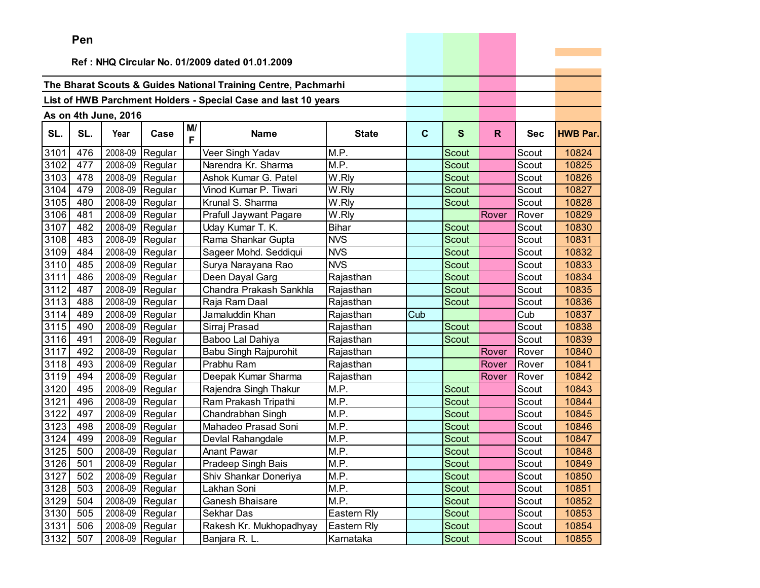**Pen**

**Ref : NHQ Circular No. 01/2009 dated 01.01.2009**

**The Bharat Scouts & Guides National Training Centre, Pachmarhi**

**List of HWB Parchment Holders - Special Case and last 10 years**

**As on 4th June, 2016**

| SL. | SL. | Year | Case | M/F | Name | State | C | S | R | Sec | HWB Par. |
|---|---|---|---|---|---|---|---|---|---|---|---|
| 3101 | 476 | 2008-09 | Regular | | Veer Singh Yadav | M.P. | | Scout | | Scout | 10824 |
| 3102 | 477 | 2008-09 | Regular | | Narendra Kr. Sharma | M.P. | | Scout | | Scout | 10825 |
| 3103 | 478 | 2008-09 | Regular | | Ashok Kumar G. Patel | W.Rly | | Scout | | Scout | 10826 |
| 3104 | 479 | 2008-09 | Regular | | Vinod Kumar P. Tiwari | W.Rly | | Scout | | Scout | 10827 |
| 3105 | 480 | 2008-09 | Regular | | Krunal S. Sharma | W.Rly | | Scout | | Scout | 10828 |
| 3106 | 481 | 2008-09 | Regular | | Prafull Jaywant Pagare | W.Rly | | | Rover | Rover | 10829 |
| 3107 | 482 | 2008-09 | Regular | | Uday Kumar T. K. | Bihar | | Scout | | Scout | 10830 |
| 3108 | 483 | 2008-09 | Regular | | Rama Shankar Gupta | NVS | | Scout | | Scout | 10831 |
| 3109 | 484 | 2008-09 | Regular | | Sageer Mohd. Seddiqui | NVS | | Scout | | Scout | 10832 |
| 3110 | 485 | 2008-09 | Regular | | Surya Narayana Rao | NVS | | Scout | | Scout | 10833 |
| 3111 | 486 | 2008-09 | Regular | | Deen Dayal Garg | Rajasthan | | Scout | | Scout | 10834 |
| 3112 | 487 | 2008-09 | Regular | | Chandra Prakash Sankhla | Rajasthan | | Scout | | Scout | 10835 |
| 3113 | 488 | 2008-09 | Regular | | Raja Ram Daal | Rajasthan | | Scout | | Scout | 10836 |
| 3114 | 489 | 2008-09 | Regular | | Jamaluddin Khan | Rajasthan | Cub | | | Cub | 10837 |
| 3115 | 490 | 2008-09 | Regular | | Sirraj Prasad | Rajasthan | | Scout | | Scout | 10838 |
| 3116 | 491 | 2008-09 | Regular | | Baboo Lal Dahiya | Rajasthan | | Scout | | Scout | 10839 |
| 3117 | 492 | 2008-09 | Regular | | Babu Singh Rajpurohit | Rajasthan | | | Rover | Rover | 10840 |
| 3118 | 493 | 2008-09 | Regular | | Prabhu Ram | Rajasthan | | | Rover | Rover | 10841 |
| 3119 | 494 | 2008-09 | Regular | | Deepak Kumar Sharma | Rajasthan | | | Rover | Rover | 10842 |
| 3120 | 495 | 2008-09 | Regular | | Rajendra Singh Thakur | M.P. | | Scout | | Scout | 10843 |
| 3121 | 496 | 2008-09 | Regular | | Ram Prakash Tripathi | M.P. | | Scout | | Scout | 10844 |
| 3122 | 497 | 2008-09 | Regular | | Chandrabhan Singh | M.P. | | Scout | | Scout | 10845 |
| 3123 | 498 | 2008-09 | Regular | | Mahadeo Prasad Soni | M.P. | | Scout | | Scout | 10846 |
| 3124 | 499 | 2008-09 | Regular | | Devlal Rahangdale | M.P. | | Scout | | Scout | 10847 |
| 3125 | 500 | 2008-09 | Regular | | Anant Pawar | M.P. | | Scout | | Scout | 10848 |
| 3126 | 501 | 2008-09 | Regular | | Pradeep Singh Bais | M.P. | | Scout | | Scout | 10849 |
| 3127 | 502 | 2008-09 | Regular | | Shiv Shankar Doneriya | M.P. | | Scout | | Scout | 10850 |
| 3128 | 503 | 2008-09 | Regular | | Lakhan Soni | M.P. | | Scout | | Scout | 10851 |
| 3129 | 504 | 2008-09 | Regular | | Ganesh Bhaisare | M.P. | | Scout | | Scout | 10852 |
| 3130 | 505 | 2008-09 | Regular | | Sekhar Das | Eastern Rly | | Scout | | Scout | 10853 |
| 3131 | 506 | 2008-09 | Regular | | Rakesh Kr. Mukhopadhyay | Eastern Rly | | Scout | | Scout | 10854 |
| 3132 | 507 | 2008-09 | Regular | | Banjara R. L. | Karnataka | | Scout | | Scout | 10855 |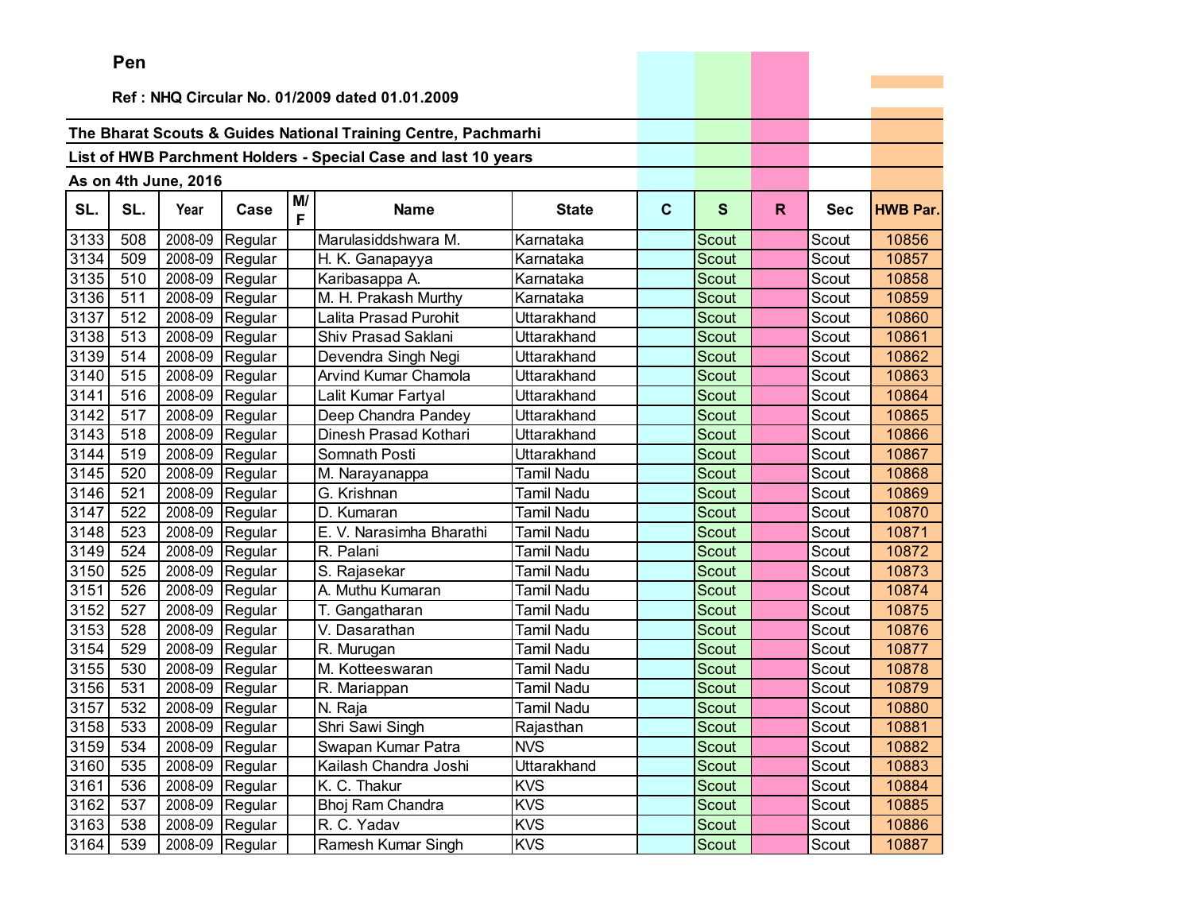**Pen**

**Ref : NHQ Circular No. 01/2009 dated 01.01.2009**

**The Bharat Scouts & Guides National Training Centre, Pachmarhi**

**List of HWB Parchment Holders - Special Case and last 10 years**

**As on 4th June, 2016**

| SL. | SL. | Year | Case | M/F | Name | State | C | S | R | Sec | HWB Par. |
|---|---|---|---|---|---|---|---|---|---|---|---|
| 3133 | 508 | 2008-09 | Regular | | Marulasiddshwara M. | Karnataka | | Scout | | Scout | 10856 |
| 3134 | 509 | 2008-09 | Regular | | H. K. Ganapayya | Karnataka | | Scout | | Scout | 10857 |
| 3135 | 510 | 2008-09 | Regular | | Karibasappa A. | Karnataka | | Scout | | Scout | 10858 |
| 3136 | 511 | 2008-09 | Regular | | M. H. Prakash Murthy | Karnataka | | Scout | | Scout | 10859 |
| 3137 | 512 | 2008-09 | Regular | | Lalita Prasad Purohit | Uttarakhand | | Scout | | Scout | 10860 |
| 3138 | 513 | 2008-09 | Regular | | Shiv Prasad Saklani | Uttarakhand | | Scout | | Scout | 10861 |
| 3139 | 514 | 2008-09 | Regular | | Devendra Singh Negi | Uttarakhand | | Scout | | Scout | 10862 |
| 3140 | 515 | 2008-09 | Regular | | Arvind Kumar Chamola | Uttarakhand | | Scout | | Scout | 10863 |
| 3141 | 516 | 2008-09 | Regular | | Lalit Kumar Fartyal | Uttarakhand | | Scout | | Scout | 10864 |
| 3142 | 517 | 2008-09 | Regular | | Deep Chandra Pandey | Uttarakhand | | Scout | | Scout | 10865 |
| 3143 | 518 | 2008-09 | Regular | | Dinesh Prasad Kothari | Uttarakhand | | Scout | | Scout | 10866 |
| 3144 | 519 | 2008-09 | Regular | | Somnath Posti | Uttarakhand | | Scout | | Scout | 10867 |
| 3145 | 520 | 2008-09 | Regular | | M. Narayanappa | Tamil Nadu | | Scout | | Scout | 10868 |
| 3146 | 521 | 2008-09 | Regular | | G. Krishnan | Tamil Nadu | | Scout | | Scout | 10869 |
| 3147 | 522 | 2008-09 | Regular | | D. Kumaran | Tamil Nadu | | Scout | | Scout | 10870 |
| 3148 | 523 | 2008-09 | Regular | | E. V. Narasimha Bharathi | Tamil Nadu | | Scout | | Scout | 10871 |
| 3149 | 524 | 2008-09 | Regular | | R. Palani | Tamil Nadu | | Scout | | Scout | 10872 |
| 3150 | 525 | 2008-09 | Regular | | S. Rajasekar | Tamil Nadu | | Scout | | Scout | 10873 |
| 3151 | 526 | 2008-09 | Regular | | A. Muthu Kumaran | Tamil Nadu | | Scout | | Scout | 10874 |
| 3152 | 527 | 2008-09 | Regular | | T. Gangatharan | Tamil Nadu | | Scout | | Scout | 10875 |
| 3153 | 528 | 2008-09 | Regular | | V. Dasarathan | Tamil Nadu | | Scout | | Scout | 10876 |
| 3154 | 529 | 2008-09 | Regular | | R. Murugan | Tamil Nadu | | Scout | | Scout | 10877 |
| 3155 | 530 | 2008-09 | Regular | | M. Kotteeswaran | Tamil Nadu | | Scout | | Scout | 10878 |
| 3156 | 531 | 2008-09 | Regular | | R. Mariappan | Tamil Nadu | | Scout | | Scout | 10879 |
| 3157 | 532 | 2008-09 | Regular | | N. Raja | Tamil Nadu | | Scout | | Scout | 10880 |
| 3158 | 533 | 2008-09 | Regular | | Shri Sawi Singh | Rajasthan | | Scout | | Scout | 10881 |
| 3159 | 534 | 2008-09 | Regular | | Swapan Kumar Patra | NVS | | Scout | | Scout | 10882 |
| 3160 | 535 | 2008-09 | Regular | | Kailash Chandra Joshi | Uttarakhand | | Scout | | Scout | 10883 |
| 3161 | 536 | 2008-09 | Regular | | K. C. Thakur | KVS | | Scout | | Scout | 10884 |
| 3162 | 537 | 2008-09 | Regular | | Bhoj Ram Chandra | KVS | | Scout | | Scout | 10885 |
| 3163 | 538 | 2008-09 | Regular | | R. C. Yadav | KVS | | Scout | | Scout | 10886 |
| 3164 | 539 | 2008-09 | Regular | | Ramesh Kumar Singh | KVS | | Scout | | Scout | 10887 |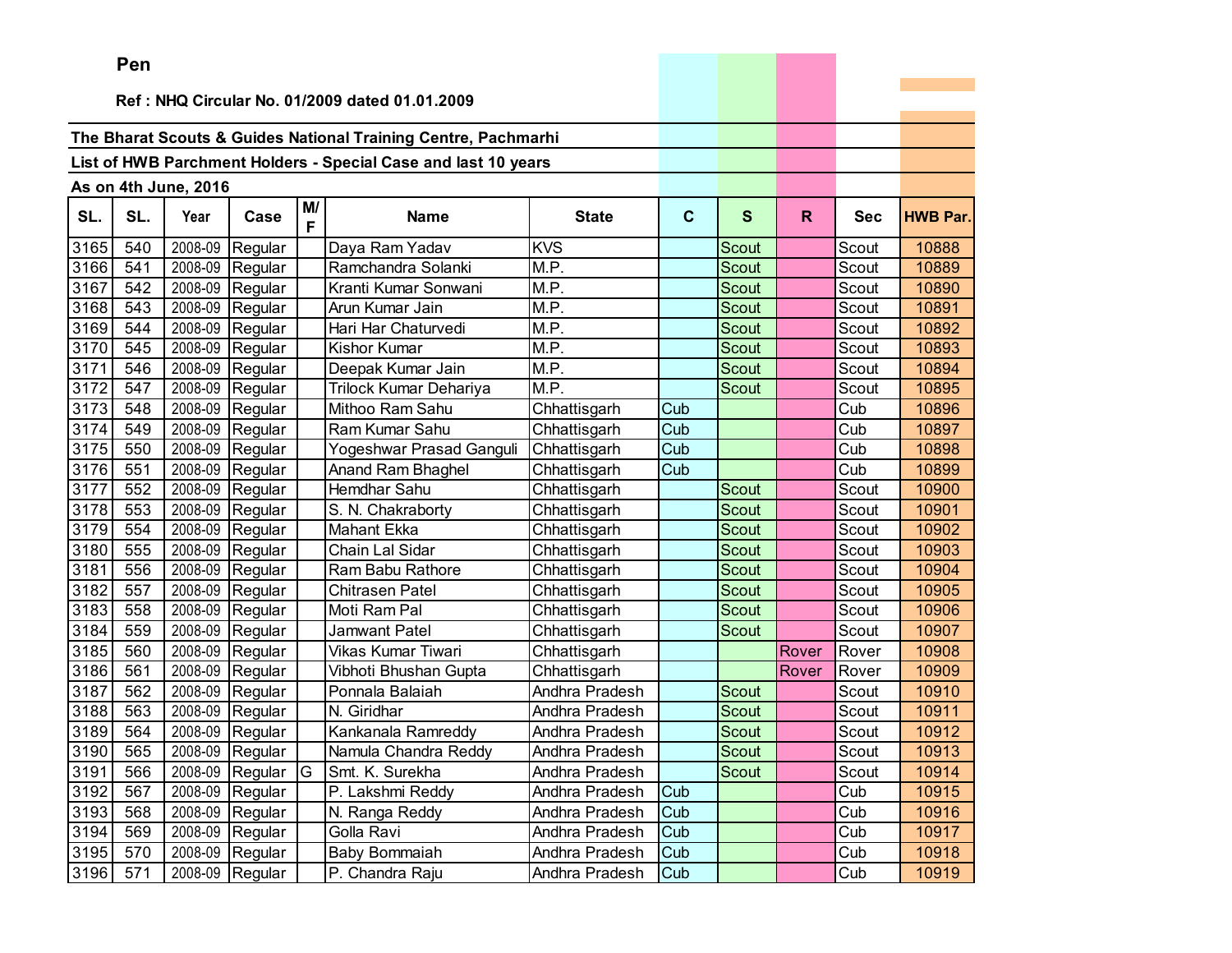**Pen**

**Ref : NHQ Circular No. 01/2009 dated 01.01.2009**

**The Bharat Scouts & Guides National Training Centre, Pachmarhi**

**List of HWB Parchment Holders - Special Case and last 10 years**

**As on 4th June, 2016**

| SL. | SL. | Year | Case | M/F | Name | State | C | S | R | Sec | HWB Par. |
|---|---|---|---|---|---|---|---|---|---|---|---|
| 3165 | 540 | 2008-09 | Regular | | Daya Ram Yadav | KVS | | Scout | | Scout | 10888 |
| 3166 | 541 | 2008-09 | Regular | | Ramchandra Solanki | M.P. | | Scout | | Scout | 10889 |
| 3167 | 542 | 2008-09 | Regular | | Kranti Kumar Sonwani | M.P. | | Scout | | Scout | 10890 |
| 3168 | 543 | 2008-09 | Regular | | Arun Kumar Jain | M.P. | | Scout | | Scout | 10891 |
| 3169 | 544 | 2008-09 | Regular | | Hari Har Chaturvedi | M.P. | | Scout | | Scout | 10892 |
| 3170 | 545 | 2008-09 | Regular | | Kishor Kumar | M.P. | | Scout | | Scout | 10893 |
| 3171 | 546 | 2008-09 | Regular | | Deepak Kumar Jain | M.P. | | Scout | | Scout | 10894 |
| 3172 | 547 | 2008-09 | Regular | | Trilock Kumar Dehariya | M.P. | | Scout | | Scout | 10895 |
| 3173 | 548 | 2008-09 | Regular | | Mithoo Ram Sahu | Chhattisgarh | Cub | | | Cub | 10896 |
| 3174 | 549 | 2008-09 | Regular | | Ram Kumar Sahu | Chhattisgarh | Cub | | | Cub | 10897 |
| 3175 | 550 | 2008-09 | Regular | | Yogeshwar Prasad Ganguli | Chhattisgarh | Cub | | | Cub | 10898 |
| 3176 | 551 | 2008-09 | Regular | | Anand Ram Bhaghel | Chhattisgarh | Cub | | | Cub | 10899 |
| 3177 | 552 | 2008-09 | Regular | | Hemdhar Sahu | Chhattisgarh | | Scout | | Scout | 10900 |
| 3178 | 553 | 2008-09 | Regular | | S. N. Chakraborty | Chhattisgarh | | Scout | | Scout | 10901 |
| 3179 | 554 | 2008-09 | Regular | | Mahant Ekka | Chhattisgarh | | Scout | | Scout | 10902 |
| 3180 | 555 | 2008-09 | Regular | | Chain Lal Sidar | Chhattisgarh | | Scout | | Scout | 10903 |
| 3181 | 556 | 2008-09 | Regular | | Ram Babu Rathore | Chhattisgarh | | Scout | | Scout | 10904 |
| 3182 | 557 | 2008-09 | Regular | | Chitrasen Patel | Chhattisgarh | | Scout | | Scout | 10905 |
| 3183 | 558 | 2008-09 | Regular | | Moti Ram Pal | Chhattisgarh | | Scout | | Scout | 10906 |
| 3184 | 559 | 2008-09 | Regular | | Jamwant Patel | Chhattisgarh | | Scout | | Scout | 10907 |
| 3185 | 560 | 2008-09 | Regular | | Vikas Kumar Tiwari | Chhattisgarh | | | Rover | Rover | 10908 |
| 3186 | 561 | 2008-09 | Regular | | Vibhoti Bhushan Gupta | Chhattisgarh | | | Rover | Rover | 10909 |
| 3187 | 562 | 2008-09 | Regular | | Ponnala Balaiah | Andhra Pradesh | | Scout | | Scout | 10910 |
| 3188 | 563 | 2008-09 | Regular | | N. Giridhar | Andhra Pradesh | | Scout | | Scout | 10911 |
| 3189 | 564 | 2008-09 | Regular | | Kankanala Ramreddy | Andhra Pradesh | | Scout | | Scout | 10912 |
| 3190 | 565 | 2008-09 | Regular | | Namula Chandra Reddy | Andhra Pradesh | | Scout | | Scout | 10913 |
| 3191 | 566 | 2008-09 | Regular | G | Smt. K. Surekha | Andhra Pradesh | | Scout | | Scout | 10914 |
| 3192 | 567 | 2008-09 | Regular | | P. Lakshmi Reddy | Andhra Pradesh | Cub | | | Cub | 10915 |
| 3193 | 568 | 2008-09 | Regular | | N. Ranga Reddy | Andhra Pradesh | Cub | | | Cub | 10916 |
| 3194 | 569 | 2008-09 | Regular | | Golla Ravi | Andhra Pradesh | Cub | | | Cub | 10917 |
| 3195 | 570 | 2008-09 | Regular | | Baby Bommaiah | Andhra Pradesh | Cub | | | Cub | 10918 |
| 3196 | 571 | 2008-09 | Regular | | P. Chandra Raju | Andhra Pradesh | Cub | | | Cub | 10919 |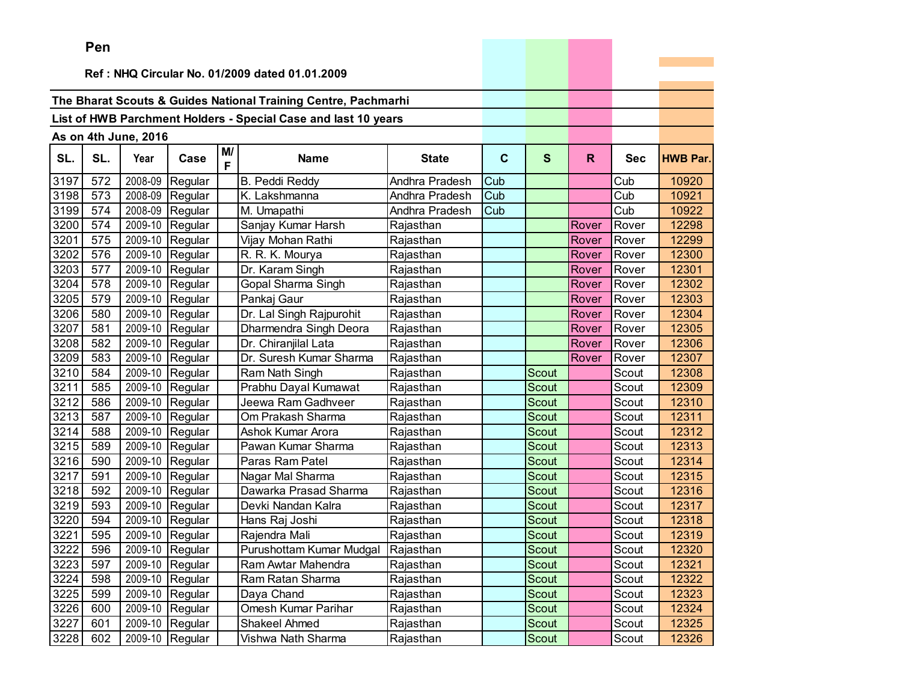**Pen**

**Ref : NHQ Circular No. 01/2009 dated 01.01.2009**

**The Bharat Scouts & Guides National Training Centre, Pachmarhi**

**List of HWB Parchment Holders - Special Case and last 10 years**

**As on 4th June, 2016**

| SL. | SL. | Year | Case | M/F | Name | State | C | S | R | Sec | HWB Par. |
|---|---|---|---|---|---|---|---|---|---|---|---|
| 3197 | 572 | 2008-09 | Regular | | B. Peddi Reddy | Andhra Pradesh | Cub | | | Cub | 10920 |
| 3198 | 573 | 2008-09 | Regular | | K. Lakshmanna | Andhra Pradesh | Cub | | | Cub | 10921 |
| 3199 | 574 | 2008-09 | Regular | | M. Umapathi | Andhra Pradesh | Cub | | | Cub | 10922 |
| 3200 | 574 | 2009-10 | Regular | | Sanjay Kumar Harsh | Rajasthan | | | Rover | Rover | 12298 |
| 3201 | 575 | 2009-10 | Regular | | Vijay Mohan Rathi | Rajasthan | | | Rover | Rover | 12299 |
| 3202 | 576 | 2009-10 | Regular | | R. R. K. Mourya | Rajasthan | | | Rover | Rover | 12300 |
| 3203 | 577 | 2009-10 | Regular | | Dr. Karam Singh | Rajasthan | | | Rover | Rover | 12301 |
| 3204 | 578 | 2009-10 | Regular | | Gopal Sharma Singh | Rajasthan | | | Rover | Rover | 12302 |
| 3205 | 579 | 2009-10 | Regular | | Pankaj Gaur | Rajasthan | | | Rover | Rover | 12303 |
| 3206 | 580 | 2009-10 | Regular | | Dr. Lal Singh Rajpurohit | Rajasthan | | | Rover | Rover | 12304 |
| 3207 | 581 | 2009-10 | Regular | | Dharmendra Singh Deora | Rajasthan | | | Rover | Rover | 12305 |
| 3208 | 582 | 2009-10 | Regular | | Dr. Chiranjilal Lata | Rajasthan | | | Rover | Rover | 12306 |
| 3209 | 583 | 2009-10 | Regular | | Dr. Suresh Kumar Sharma | Rajasthan | | | Rover | Rover | 12307 |
| 3210 | 584 | 2009-10 | Regular | | Ram Nath Singh | Rajasthan | | Scout | | Scout | 12308 |
| 3211 | 585 | 2009-10 | Regular | | Prabhu Dayal Kumawat | Rajasthan | | Scout | | Scout | 12309 |
| 3212 | 586 | 2009-10 | Regular | | Jeewa Ram Gadhveer | Rajasthan | | Scout | | Scout | 12310 |
| 3213 | 587 | 2009-10 | Regular | | Om Prakash Sharma | Rajasthan | | Scout | | Scout | 12311 |
| 3214 | 588 | 2009-10 | Regular | | Ashok Kumar Arora | Rajasthan | | Scout | | Scout | 12312 |
| 3215 | 589 | 2009-10 | Regular | | Pawan Kumar Sharma | Rajasthan | | Scout | | Scout | 12313 |
| 3216 | 590 | 2009-10 | Regular | | Paras Ram Patel | Rajasthan | | Scout | | Scout | 12314 |
| 3217 | 591 | 2009-10 | Regular | | Nagar Mal Sharma | Rajasthan | | Scout | | Scout | 12315 |
| 3218 | 592 | 2009-10 | Regular | | Dawarka Prasad Sharma | Rajasthan | | Scout | | Scout | 12316 |
| 3219 | 593 | 2009-10 | Regular | | Devki Nandan Kalra | Rajasthan | | Scout | | Scout | 12317 |
| 3220 | 594 | 2009-10 | Regular | | Hans Raj Joshi | Rajasthan | | Scout | | Scout | 12318 |
| 3221 | 595 | 2009-10 | Regular | | Rajendra Mali | Rajasthan | | Scout | | Scout | 12319 |
| 3222 | 596 | 2009-10 | Regular | | Purushottam Kumar Mudgal | Rajasthan | | Scout | | Scout | 12320 |
| 3223 | 597 | 2009-10 | Regular | | Ram Awtar Mahendra | Rajasthan | | Scout | | Scout | 12321 |
| 3224 | 598 | 2009-10 | Regular | | Ram Ratan Sharma | Rajasthan | | Scout | | Scout | 12322 |
| 3225 | 599 | 2009-10 | Regular | | Daya Chand | Rajasthan | | Scout | | Scout | 12323 |
| 3226 | 600 | 2009-10 | Regular | | Omesh Kumar Parihar | Rajasthan | | Scout | | Scout | 12324 |
| 3227 | 601 | 2009-10 | Regular | | Shakeel Ahmed | Rajasthan | | Scout | | Scout | 12325 |
| 3228 | 602 | 2009-10 | Regular | | Vishwa Nath Sharma | Rajasthan | | Scout | | Scout | 12326 |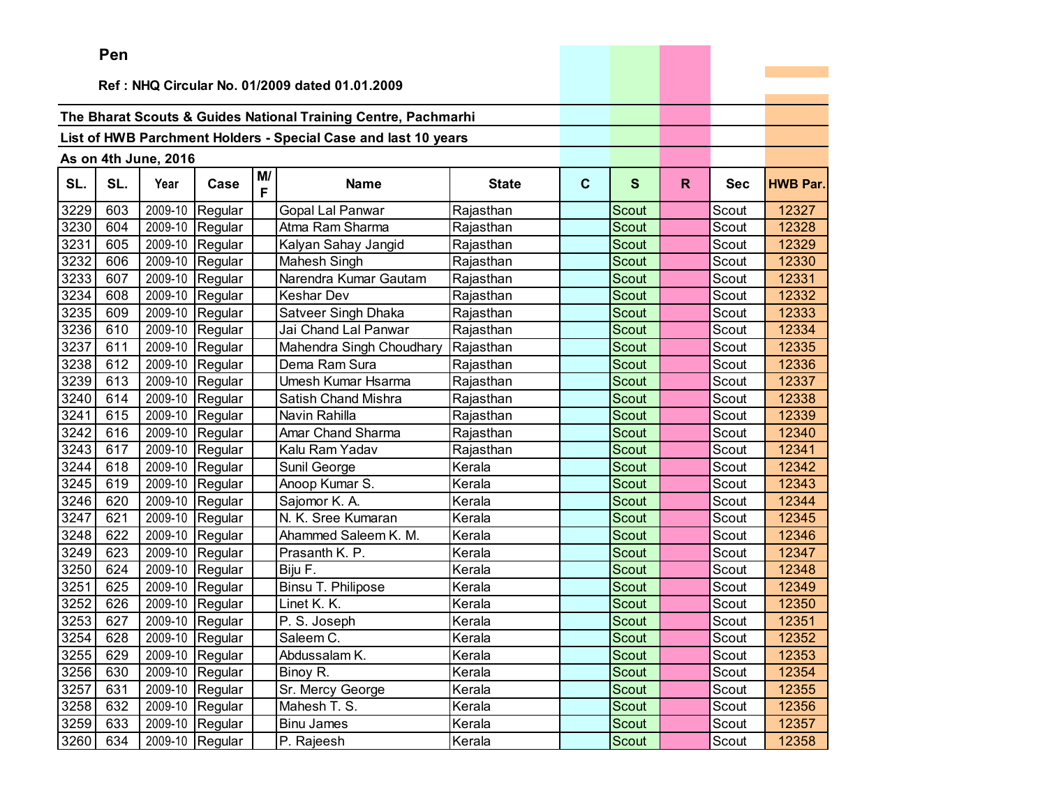**Pen**

**Ref : NHQ Circular No. 01/2009 dated 01.01.2009**

**The Bharat Scouts & Guides National Training Centre, Pachmarhi**

**List of HWB Parchment Holders - Special Case and last 10 years**

**As on 4th June, 2016**

| SL. | SL. | Year | Case | M/F | Name | State | C | S | R | Sec | HWB Par. |
|---|---|---|---|---|---|---|---|---|---|---|---|
| 3229 | 603 | 2009-10 | Regular | | Gopal Lal Panwar | Rajasthan | | Scout | | Scout | 12327 |
| 3230 | 604 | 2009-10 | Regular | | Atma Ram Sharma | Rajasthan | | Scout | | Scout | 12328 |
| 3231 | 605 | 2009-10 | Regular | | Kalyan Sahay Jangid | Rajasthan | | Scout | | Scout | 12329 |
| 3232 | 606 | 2009-10 | Regular | | Mahesh Singh | Rajasthan | | Scout | | Scout | 12330 |
| 3233 | 607 | 2009-10 | Regular | | Narendra Kumar Gautam | Rajasthan | | Scout | | Scout | 12331 |
| 3234 | 608 | 2009-10 | Regular | | Keshar Dev | Rajasthan | | Scout | | Scout | 12332 |
| 3235 | 609 | 2009-10 | Regular | | Satveer Singh Dhaka | Rajasthan | | Scout | | Scout | 12333 |
| 3236 | 610 | 2009-10 | Regular | | Jai Chand Lal Panwar | Rajasthan | | Scout | | Scout | 12334 |
| 3237 | 611 | 2009-10 | Regular | | Mahendra Singh Choudhary | Rajasthan | | Scout | | Scout | 12335 |
| 3238 | 612 | 2009-10 | Regular | | Dema Ram Sura | Rajasthan | | Scout | | Scout | 12336 |
| 3239 | 613 | 2009-10 | Regular | | Umesh Kumar Hsarma | Rajasthan | | Scout | | Scout | 12337 |
| 3240 | 614 | 2009-10 | Regular | | Satish Chand Mishra | Rajasthan | | Scout | | Scout | 12338 |
| 3241 | 615 | 2009-10 | Regular | | Navin Rahilla | Rajasthan | | Scout | | Scout | 12339 |
| 3242 | 616 | 2009-10 | Regular | | Amar Chand Sharma | Rajasthan | | Scout | | Scout | 12340 |
| 3243 | 617 | 2009-10 | Regular | | Kalu Ram Yadav | Rajasthan | | Scout | | Scout | 12341 |
| 3244 | 618 | 2009-10 | Regular | | Sunil George | Kerala | | Scout | | Scout | 12342 |
| 3245 | 619 | 2009-10 | Regular | | Anoop Kumar S. | Kerala | | Scout | | Scout | 12343 |
| 3246 | 620 | 2009-10 | Regular | | Sajomor K. A. | Kerala | | Scout | | Scout | 12344 |
| 3247 | 621 | 2009-10 | Regular | | N. K. Sree Kumaran | Kerala | | Scout | | Scout | 12345 |
| 3248 | 622 | 2009-10 | Regular | | Ahammed Saleem K. M. | Kerala | | Scout | | Scout | 12346 |
| 3249 | 623 | 2009-10 | Regular | | Prasanth K. P. | Kerala | | Scout | | Scout | 12347 |
| 3250 | 624 | 2009-10 | Regular | | Biju F. | Kerala | | Scout | | Scout | 12348 |
| 3251 | 625 | 2009-10 | Regular | | Binsu T. Philipose | Kerala | | Scout | | Scout | 12349 |
| 3252 | 626 | 2009-10 | Regular | | Linet K. K. | Kerala | | Scout | | Scout | 12350 |
| 3253 | 627 | 2009-10 | Regular | | P. S. Joseph | Kerala | | Scout | | Scout | 12351 |
| 3254 | 628 | 2009-10 | Regular | | Saleem C. | Kerala | | Scout | | Scout | 12352 |
| 3255 | 629 | 2009-10 | Regular | | Abdussalam K. | Kerala | | Scout | | Scout | 12353 |
| 3256 | 630 | 2009-10 | Regular | | Binoy R. | Kerala | | Scout | | Scout | 12354 |
| 3257 | 631 | 2009-10 | Regular | | Sr. Mercy George | Kerala | | Scout | | Scout | 12355 |
| 3258 | 632 | 2009-10 | Regular | | Mahesh T. S. | Kerala | | Scout | | Scout | 12356 |
| 3259 | 633 | 2009-10 | Regular | | Binu James | Kerala | | Scout | | Scout | 12357 |
| 3260 | 634 | 2009-10 | Regular | | P. Rajeesh | Kerala | | Scout | | Scout | 12358 |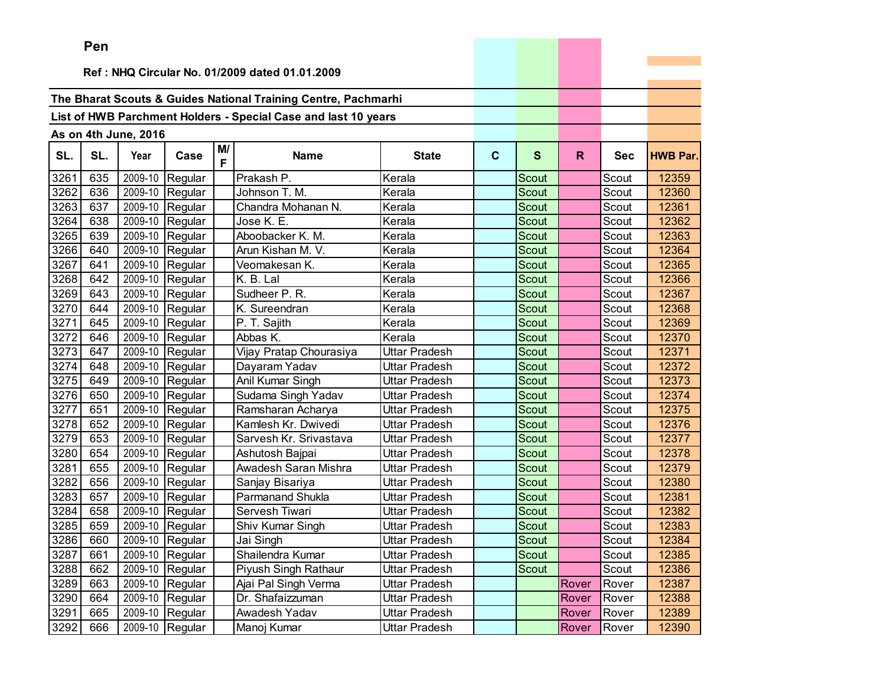**Pen**

**Ref : NHQ Circular No. 01/2009 dated 01.01.2009**

**The Bharat Scouts & Guides National Training Centre, Pachmarhi**

**List of HWB Parchment Holders - Special Case and last 10 years**

**As on 4th June, 2016**

| SL. | SL. | Year | Case | M/F | Name | State | C | S | R | Sec | HWB Par. |
|---|---|---|---|---|---|---|---|---|---|---|---|
| 3261 | 635 | 2009-10 | Regular | | Prakash P. | Kerala | | Scout | | Scout | 12359 |
| 3262 | 636 | 2009-10 | Regular | | Johnson T. M. | Kerala | | Scout | | Scout | 12360 |
| 3263 | 637 | 2009-10 | Regular | | Chandra Mohanan N. | Kerala | | Scout | | Scout | 12361 |
| 3264 | 638 | 2009-10 | Regular | | Jose K. E. | Kerala | | Scout | | Scout | 12362 |
| 3265 | 639 | 2009-10 | Regular | | Aboobacker K. M. | Kerala | | Scout | | Scout | 12363 |
| 3266 | 640 | 2009-10 | Regular | | Arun Kishan M. V. | Kerala | | Scout | | Scout | 12364 |
| 3267 | 641 | 2009-10 | Regular | | Veomakesan K. | Kerala | | Scout | | Scout | 12365 |
| 3268 | 642 | 2009-10 | Regular | | K. B. Lal | Kerala | | Scout | | Scout | 12366 |
| 3269 | 643 | 2009-10 | Regular | | Sudheer P. R. | Kerala | | Scout | | Scout | 12367 |
| 3270 | 644 | 2009-10 | Regular | | K. Sureendran | Kerala | | Scout | | Scout | 12368 |
| 3271 | 645 | 2009-10 | Regular | | P. T. Sajith | Kerala | | Scout | | Scout | 12369 |
| 3272 | 646 | 2009-10 | Regular | | Abbas K. | Kerala | | Scout | | Scout | 12370 |
| 3273 | 647 | 2009-10 | Regular | | Vijay Pratap Chourasiya | Uttar Pradesh | | Scout | | Scout | 12371 |
| 3274 | 648 | 2009-10 | Regular | | Dayaram Yadav | Uttar Pradesh | | Scout | | Scout | 12372 |
| 3275 | 649 | 2009-10 | Regular | | Anil Kumar Singh | Uttar Pradesh | | Scout | | Scout | 12373 |
| 3276 | 650 | 2009-10 | Regular | | Sudama Singh Yadav | Uttar Pradesh | | Scout | | Scout | 12374 |
| 3277 | 651 | 2009-10 | Regular | | Ramsharan Acharya | Uttar Pradesh | | Scout | | Scout | 12375 |
| 3278 | 652 | 2009-10 | Regular | | Kamlesh Kr. Dwivedi | Uttar Pradesh | | Scout | | Scout | 12376 |
| 3279 | 653 | 2009-10 | Regular | | Sarvesh Kr. Srivastava | Uttar Pradesh | | Scout | | Scout | 12377 |
| 3280 | 654 | 2009-10 | Regular | | Ashutosh Bajpai | Uttar Pradesh | | Scout | | Scout | 12378 |
| 3281 | 655 | 2009-10 | Regular | | Awadesh Saran Mishra | Uttar Pradesh | | Scout | | Scout | 12379 |
| 3282 | 656 | 2009-10 | Regular | | Sanjay Bisariya | Uttar Pradesh | | Scout | | Scout | 12380 |
| 3283 | 657 | 2009-10 | Regular | | Parmanand Shukla | Uttar Pradesh | | Scout | | Scout | 12381 |
| 3284 | 658 | 2009-10 | Regular | | Servesh Tiwari | Uttar Pradesh | | Scout | | Scout | 12382 |
| 3285 | 659 | 2009-10 | Regular | | Shiv Kumar Singh | Uttar Pradesh | | Scout | | Scout | 12383 |
| 3286 | 660 | 2009-10 | Regular | | Jai Singh | Uttar Pradesh | | Scout | | Scout | 12384 |
| 3287 | 661 | 2009-10 | Regular | | Shailendra Kumar | Uttar Pradesh | | Scout | | Scout | 12385 |
| 3288 | 662 | 2009-10 | Regular | | Piyush Singh Rathaur | Uttar Pradesh | | Scout | | Scout | 12386 |
| 3289 | 663 | 2009-10 | Regular | | Ajai Pal Singh Verma | Uttar Pradesh | | | Rover | Rover | 12387 |
| 3290 | 664 | 2009-10 | Regular | | Dr. Shafaizzuman | Uttar Pradesh | | | Rover | Rover | 12388 |
| 3291 | 665 | 2009-10 | Regular | | Awadesh Yadav | Uttar Pradesh | | | Rover | Rover | 12389 |
| 3292 | 666 | 2009-10 | Regular | | Manoj Kumar | Uttar Pradesh | | | Rover | Rover | 12390 |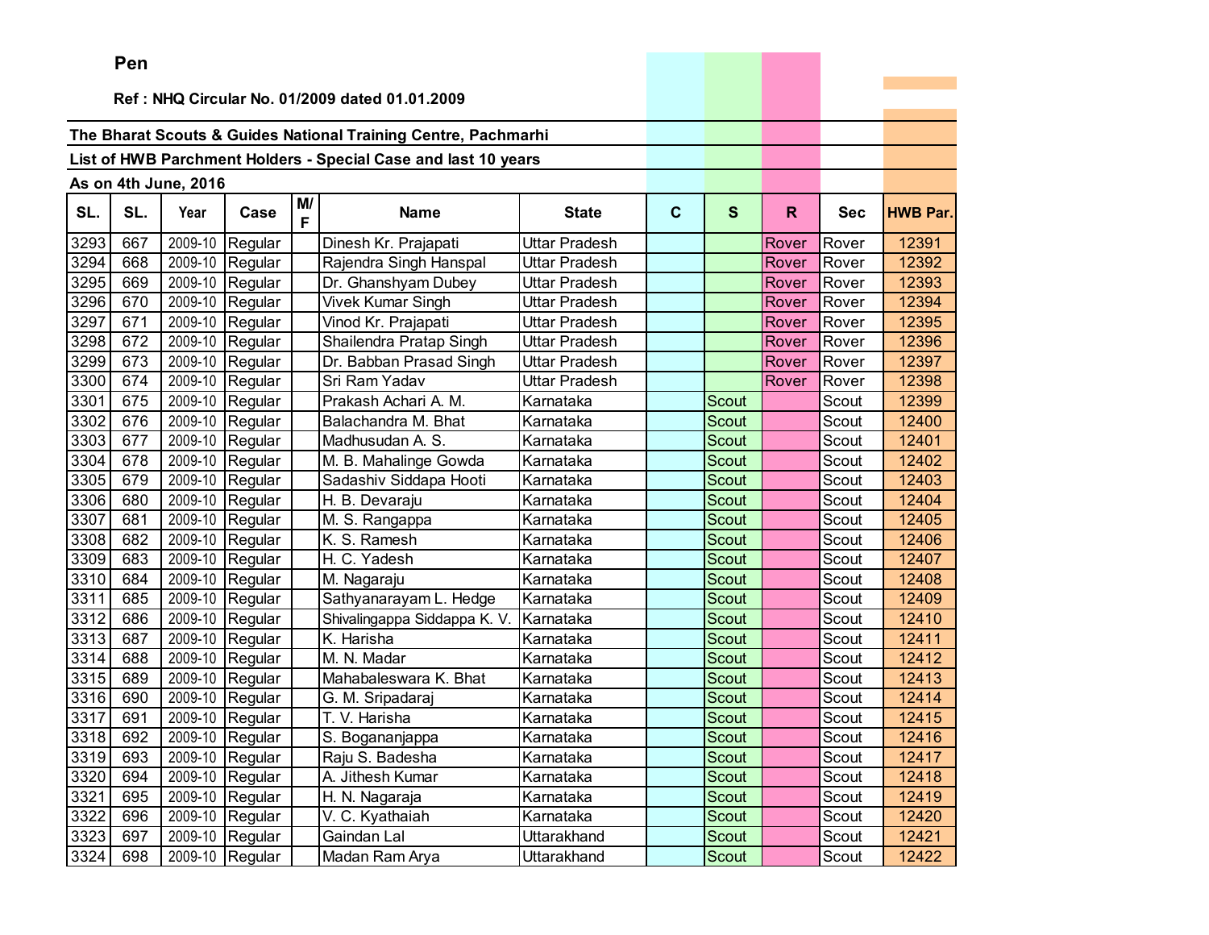**Pen**

**Ref : NHQ Circular No. 01/2009 dated 01.01.2009**

**The Bharat Scouts & Guides National Training Centre, Pachmarhi**

**List of HWB Parchment Holders - Special Case and last 10 years**

**As on 4th June, 2016**

| SL. | SL. | Year | Case | M/F | Name | State | C | S | R | Sec | HWB Par. |
|---|---|---|---|---|---|---|---|---|---|---|---|
| 3293 | 667 | 2009-10 | Regular | | Dinesh Kr. Prajapati | Uttar Pradesh | | | Rover | Rover | 12391 |
| 3294 | 668 | 2009-10 | Regular | | Rajendra Singh Hanspal | Uttar Pradesh | | | Rover | Rover | 12392 |
| 3295 | 669 | 2009-10 | Regular | | Dr. Ghanshyam Dubey | Uttar Pradesh | | | Rover | Rover | 12393 |
| 3296 | 670 | 2009-10 | Regular | | Vivek Kumar Singh | Uttar Pradesh | | | Rover | Rover | 12394 |
| 3297 | 671 | 2009-10 | Regular | | Vinod Kr. Prajapati | Uttar Pradesh | | | Rover | Rover | 12395 |
| 3298 | 672 | 2009-10 | Regular | | Shailendra Pratap Singh | Uttar Pradesh | | | Rover | Rover | 12396 |
| 3299 | 673 | 2009-10 | Regular | | Dr. Babban Prasad Singh | Uttar Pradesh | | | Rover | Rover | 12397 |
| 3300 | 674 | 2009-10 | Regular | | Sri Ram Yadav | Uttar Pradesh | | | Rover | Rover | 12398 |
| 3301 | 675 | 2009-10 | Regular | | Prakash Achari A. M. | Karnataka | | Scout | | Scout | 12399 |
| 3302 | 676 | 2009-10 | Regular | | Balachandra M. Bhat | Karnataka | | Scout | | Scout | 12400 |
| 3303 | 677 | 2009-10 | Regular | | Madhusudan A. S. | Karnataka | | Scout | | Scout | 12401 |
| 3304 | 678 | 2009-10 | Regular | | M. B. Mahalinge Gowda | Karnataka | | Scout | | Scout | 12402 |
| 3305 | 679 | 2009-10 | Regular | | Sadashiv Siddapa Hooti | Karnataka | | Scout | | Scout | 12403 |
| 3306 | 680 | 2009-10 | Regular | | H. B. Devaraju | Karnataka | | Scout | | Scout | 12404 |
| 3307 | 681 | 2009-10 | Regular | | M. S. Rangappa | Karnataka | | Scout | | Scout | 12405 |
| 3308 | 682 | 2009-10 | Regular | | K. S. Ramesh | Karnataka | | Scout | | Scout | 12406 |
| 3309 | 683 | 2009-10 | Regular | | H. C. Yadesh | Karnataka | | Scout | | Scout | 12407 |
| 3310 | 684 | 2009-10 | Regular | | M. Nagaraju | Karnataka | | Scout | | Scout | 12408 |
| 3311 | 685 | 2009-10 | Regular | | Sathyanarayam L. Hedge | Karnataka | | Scout | | Scout | 12409 |
| 3312 | 686 | 2009-10 | Regular | | Shivalingappa Siddappa K. V. | Karnataka | | Scout | | Scout | 12410 |
| 3313 | 687 | 2009-10 | Regular | | K. Harisha | Karnataka | | Scout | | Scout | 12411 |
| 3314 | 688 | 2009-10 | Regular | | M. N. Madar | Karnataka | | Scout | | Scout | 12412 |
| 3315 | 689 | 2009-10 | Regular | | Mahabaleswara K. Bhat | Karnataka | | Scout | | Scout | 12413 |
| 3316 | 690 | 2009-10 | Regular | | G. M. Sripadaraj | Karnataka | | Scout | | Scout | 12414 |
| 3317 | 691 | 2009-10 | Regular | | T. V. Harisha | Karnataka | | Scout | | Scout | 12415 |
| 3318 | 692 | 2009-10 | Regular | | S. Bogananjappa | Karnataka | | Scout | | Scout | 12416 |
| 3319 | 693 | 2009-10 | Regular | | Raju S. Badesha | Karnataka | | Scout | | Scout | 12417 |
| 3320 | 694 | 2009-10 | Regular | | A. Jithesh Kumar | Karnataka | | Scout | | Scout | 12418 |
| 3321 | 695 | 2009-10 | Regular | | H. N. Nagaraja | Karnataka | | Scout | | Scout | 12419 |
| 3322 | 696 | 2009-10 | Regular | | V. C. Kyathaiah | Karnataka | | Scout | | Scout | 12420 |
| 3323 | 697 | 2009-10 | Regular | | Gaindan Lal | Uttarakhand | | Scout | | Scout | 12421 |
| 3324 | 698 | 2009-10 | Regular | | Madan Ram Arya | Uttarakhand | | Scout | | Scout | 12422 |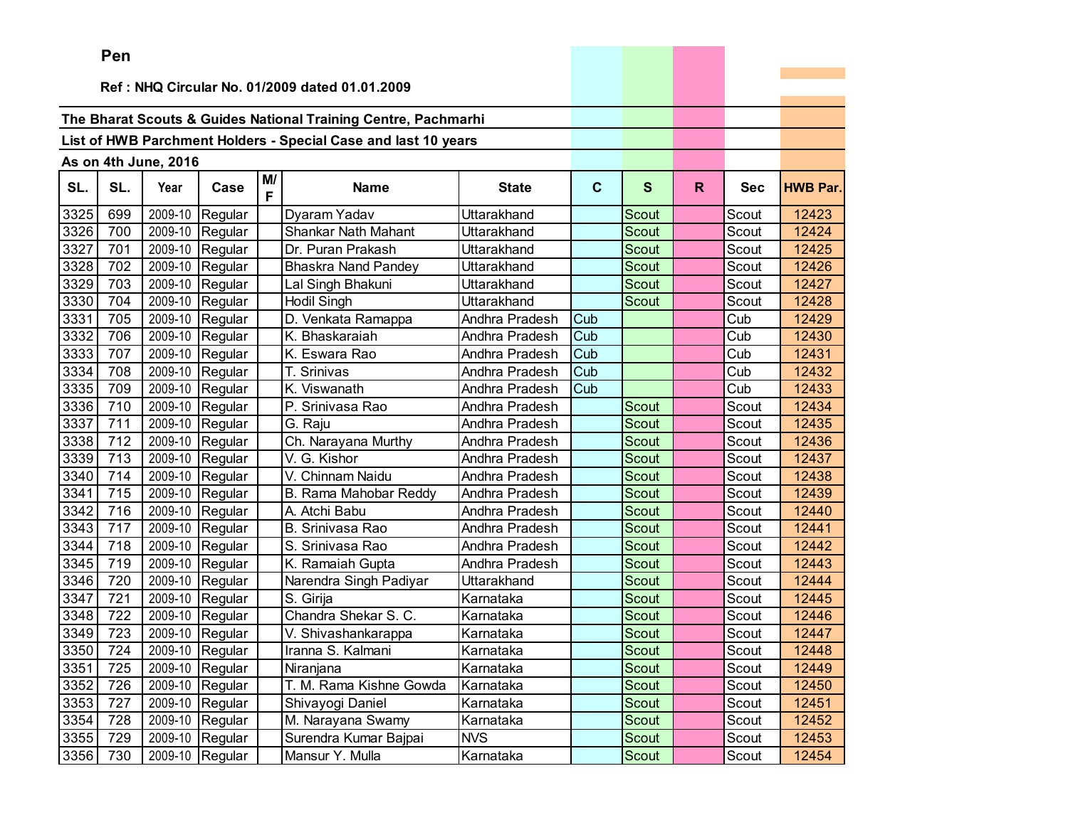**Pen**

**Ref : NHQ Circular No. 01/2009 dated 01.01.2009**

**The Bharat Scouts & Guides National Training Centre, Pachmarhi**

**List of HWB Parchment Holders - Special Case and last 10 years**

**As on 4th June, 2016**

| SL. | SL. | Year | Case | M/F | Name | State | C | S | R | Sec | HWB Par. |
|---|---|---|---|---|---|---|---|---|---|---|---|
| 3325 | 699 | 2009-10 | Regular | | Dyaram Yadav | Uttarakhand | | Scout | | Scout | 12423 |
| 3326 | 700 | 2009-10 | Regular | | Shankar Nath Mahant | Uttarakhand | | Scout | | Scout | 12424 |
| 3327 | 701 | 2009-10 | Regular | | Dr. Puran Prakash | Uttarakhand | | Scout | | Scout | 12425 |
| 3328 | 702 | 2009-10 | Regular | | Bhaskra Nand Pandey | Uttarakhand | | Scout | | Scout | 12426 |
| 3329 | 703 | 2009-10 | Regular | | Lal Singh Bhakuni | Uttarakhand | | Scout | | Scout | 12427 |
| 3330 | 704 | 2009-10 | Regular | | Hodil Singh | Uttarakhand | | Scout | | Scout | 12428 |
| 3331 | 705 | 2009-10 | Regular | | D. Venkata Ramappa | Andhra Pradesh | Cub | | | Cub | 12429 |
| 3332 | 706 | 2009-10 | Regular | | K. Bhaskaraiah | Andhra Pradesh | Cub | | | Cub | 12430 |
| 3333 | 707 | 2009-10 | Regular | | K. Eswara Rao | Andhra Pradesh | Cub | | | Cub | 12431 |
| 3334 | 708 | 2009-10 | Regular | | T. Srinivas | Andhra Pradesh | Cub | | | Cub | 12432 |
| 3335 | 709 | 2009-10 | Regular | | K. Viswanath | Andhra Pradesh | Cub | | | Cub | 12433 |
| 3336 | 710 | 2009-10 | Regular | | P. Srinivasa Rao | Andhra Pradesh | | Scout | | Scout | 12434 |
| 3337 | 711 | 2009-10 | Regular | | G. Raju | Andhra Pradesh | | Scout | | Scout | 12435 |
| 3338 | 712 | 2009-10 | Regular | | Ch. Narayana Murthy | Andhra Pradesh | | Scout | | Scout | 12436 |
| 3339 | 713 | 2009-10 | Regular | | V. G. Kishor | Andhra Pradesh | | Scout | | Scout | 12437 |
| 3340 | 714 | 2009-10 | Regular | | V. Chinnam Naidu | Andhra Pradesh | | Scout | | Scout | 12438 |
| 3341 | 715 | 2009-10 | Regular | | B. Rama Mahobar Reddy | Andhra Pradesh | | Scout | | Scout | 12439 |
| 3342 | 716 | 2009-10 | Regular | | A. Atchi Babu | Andhra Pradesh | | Scout | | Scout | 12440 |
| 3343 | 717 | 2009-10 | Regular | | B. Srinivasa Rao | Andhra Pradesh | | Scout | | Scout | 12441 |
| 3344 | 718 | 2009-10 | Regular | | S. Srinivasa Rao | Andhra Pradesh | | Scout | | Scout | 12442 |
| 3345 | 719 | 2009-10 | Regular | | K. Ramaiah Gupta | Andhra Pradesh | | Scout | | Scout | 12443 |
| 3346 | 720 | 2009-10 | Regular | | Narendra Singh Padiyar | Uttarakhand | | Scout | | Scout | 12444 |
| 3347 | 721 | 2009-10 | Regular | | S. Girija | Karnataka | | Scout | | Scout | 12445 |
| 3348 | 722 | 2009-10 | Regular | | Chandra Shekar S. C. | Karnataka | | Scout | | Scout | 12446 |
| 3349 | 723 | 2009-10 | Regular | | V. Shivashankarappa | Karnataka | | Scout | | Scout | 12447 |
| 3350 | 724 | 2009-10 | Regular | | Iranna S. Kalmani | Karnataka | | Scout | | Scout | 12448 |
| 3351 | 725 | 2009-10 | Regular | | Niranjana | Karnataka | | Scout | | Scout | 12449 |
| 3352 | 726 | 2009-10 | Regular | | T. M. Rama Kishne Gowda | Karnataka | | Scout | | Scout | 12450 |
| 3353 | 727 | 2009-10 | Regular | | Shivayogi Daniel | Karnataka | | Scout | | Scout | 12451 |
| 3354 | 728 | 2009-10 | Regular | | M. Narayana Swamy | Karnataka | | Scout | | Scout | 12452 |
| 3355 | 729 | 2009-10 | Regular | | Surendra Kumar Bajpai | NVS | | Scout | | Scout | 12453 |
| 3356 | 730 | 2009-10 | Regular | | Mansur Y. Mulla | Karnataka | | Scout | | Scout | 12454 |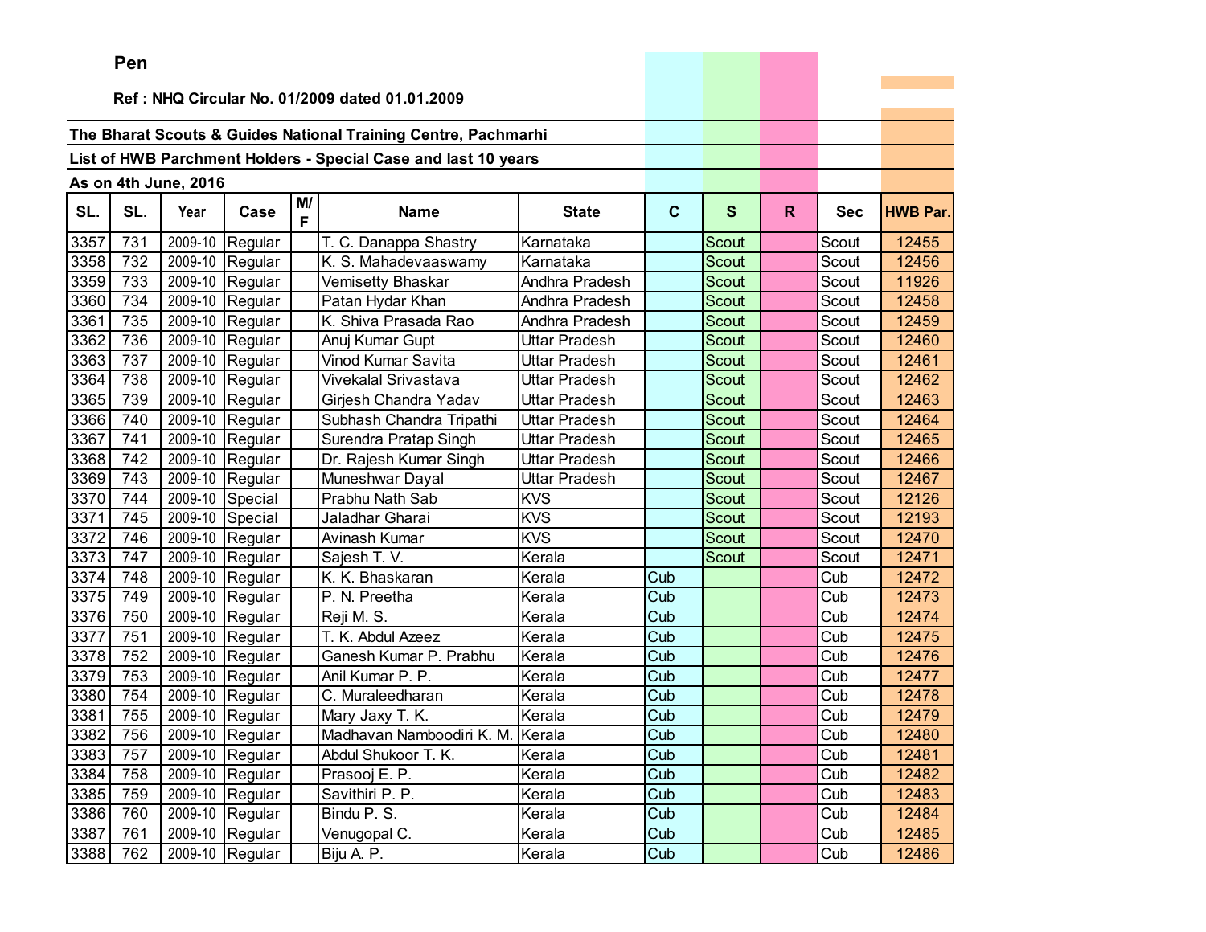**Pen**

**Ref : NHQ Circular No. 01/2009 dated 01.01.2009**

**The Bharat Scouts & Guides National Training Centre, Pachmarhi**

**List of HWB Parchment Holders - Special Case and last 10 years**

**As on 4th June, 2016**

| SL. | SL. | Year | Case | M/F | Name | State | C | S | R | Sec | HWB Par. |
|---|---|---|---|---|---|---|---|---|---|---|---|
| 3357 | 731 | 2009-10 | Regular | | T. C. Danappa Shastry | Karnataka | | Scout | | Scout | 12455 |
| 3358 | 732 | 2009-10 | Regular | | K. S. Mahadevaaswamy | Karnataka | | Scout | | Scout | 12456 |
| 3359 | 733 | 2009-10 | Regular | | Vemisetty Bhaskar | Andhra Pradesh | | Scout | | Scout | 11926 |
| 3360 | 734 | 2009-10 | Regular | | Patan Hydar Khan | Andhra Pradesh | | Scout | | Scout | 12458 |
| 3361 | 735 | 2009-10 | Regular | | K. Shiva Prasada Rao | Andhra Pradesh | | Scout | | Scout | 12459 |
| 3362 | 736 | 2009-10 | Regular | | Anuj Kumar Gupt | Uttar Pradesh | | Scout | | Scout | 12460 |
| 3363 | 737 | 2009-10 | Regular | | Vinod Kumar Savita | Uttar Pradesh | | Scout | | Scout | 12461 |
| 3364 | 738 | 2009-10 | Regular | | Vivekalal Srivastava | Uttar Pradesh | | Scout | | Scout | 12462 |
| 3365 | 739 | 2009-10 | Regular | | Girjesh Chandra Yadav | Uttar Pradesh | | Scout | | Scout | 12463 |
| 3366 | 740 | 2009-10 | Regular | | Subhash Chandra Tripathi | Uttar Pradesh | | Scout | | Scout | 12464 |
| 3367 | 741 | 2009-10 | Regular | | Surendra Pratap Singh | Uttar Pradesh | | Scout | | Scout | 12465 |
| 3368 | 742 | 2009-10 | Regular | | Dr. Rajesh Kumar Singh | Uttar Pradesh | | Scout | | Scout | 12466 |
| 3369 | 743 | 2009-10 | Regular | | Muneshwar Dayal | Uttar Pradesh | | Scout | | Scout | 12467 |
| 3370 | 744 | 2009-10 | Special | | Prabhu Nath Sab | KVS | | Scout | | Scout | 12126 |
| 3371 | 745 | 2009-10 | Special | | Jaladhar Gharai | KVS | | Scout | | Scout | 12193 |
| 3372 | 746 | 2009-10 | Regular | | Avinash Kumar | KVS | | Scout | | Scout | 12470 |
| 3373 | 747 | 2009-10 | Regular | | Sajesh T. V. | Kerala | | Scout | | Scout | 12471 |
| 3374 | 748 | 2009-10 | Regular | | K. K. Bhaskaran | Kerala | Cub | | | Cub | 12472 |
| 3375 | 749 | 2009-10 | Regular | | P. N. Preetha | Kerala | Cub | | | Cub | 12473 |
| 3376 | 750 | 2009-10 | Regular | | Reji M. S. | Kerala | Cub | | | Cub | 12474 |
| 3377 | 751 | 2009-10 | Regular | | T. K. Abdul Azeez | Kerala | Cub | | | Cub | 12475 |
| 3378 | 752 | 2009-10 | Regular | | Ganesh Kumar P. Prabhu | Kerala | Cub | | | Cub | 12476 |
| 3379 | 753 | 2009-10 | Regular | | Anil Kumar P. P. | Kerala | Cub | | | Cub | 12477 |
| 3380 | 754 | 2009-10 | Regular | | C. Muraleedharan | Kerala | Cub | | | Cub | 12478 |
| 3381 | 755 | 2009-10 | Regular | | Mary Jaxy T. K. | Kerala | Cub | | | Cub | 12479 |
| 3382 | 756 | 2009-10 | Regular | | Madhavan Namboodiri K. M. | Kerala | Cub | | | Cub | 12480 |
| 3383 | 757 | 2009-10 | Regular | | Abdul Shukoor T. K. | Kerala | Cub | | | Cub | 12481 |
| 3384 | 758 | 2009-10 | Regular | | Prasooj E. P. | Kerala | Cub | | | Cub | 12482 |
| 3385 | 759 | 2009-10 | Regular | | Savithiri P. P. | Kerala | Cub | | | Cub | 12483 |
| 3386 | 760 | 2009-10 | Regular | | Bindu P. S. | Kerala | Cub | | | Cub | 12484 |
| 3387 | 761 | 2009-10 | Regular | | Venugopal C. | Kerala | Cub | | | Cub | 12485 |
| 3388 | 762 | 2009-10 | Regular | | Biju A. P. | Kerala | Cub | | | Cub | 12486 |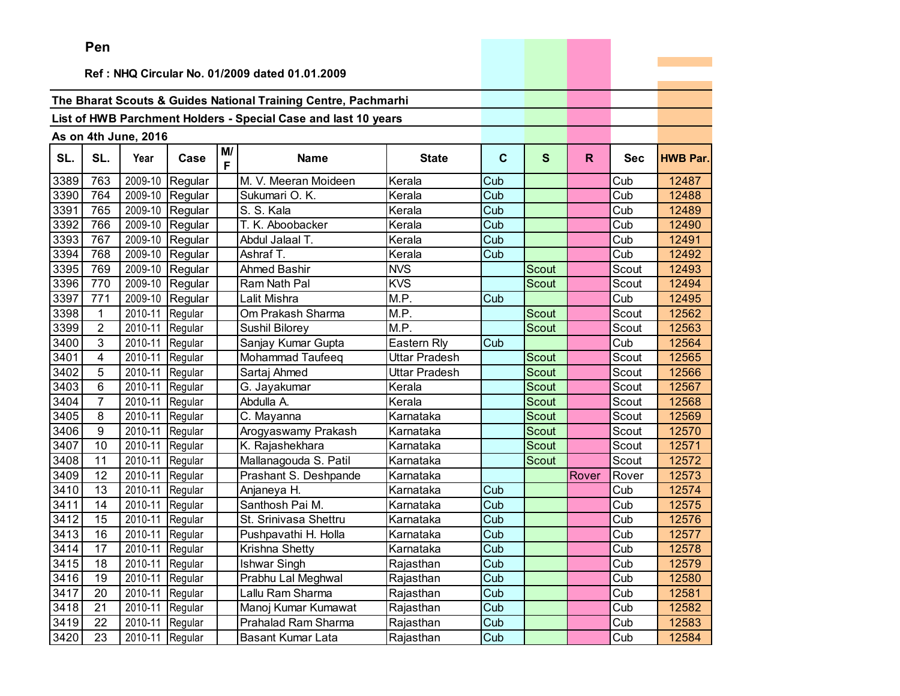Pen

Ref : NHQ Circular No. 01/2009 dated 01.01.2009

The Bharat Scouts & Guides National Training Centre, Pachmarhi

List of HWB Parchment Holders - Special Case and last 10 years

As on 4th June, 2016

| SL. | SL. | Year | Case | M/F | Name | State | C | S | R | Sec | HWB Par. |
|---|---|---|---|---|---|---|---|---|---|---|---|
| 3389 | 763 | 2009-10 | Regular | | M. V. Meeran Moideen | Kerala | Cub | | | Cub | 12487 |
| 3390 | 764 | 2009-10 | Regular | | Sukumari O. K. | Kerala | Cub | | | Cub | 12488 |
| 3391 | 765 | 2009-10 | Regular | | S. S. Kala | Kerala | Cub | | | Cub | 12489 |
| 3392 | 766 | 2009-10 | Regular | | T. K. Aboobacker | Kerala | Cub | | | Cub | 12490 |
| 3393 | 767 | 2009-10 | Regular | | Abdul Jalaal T. | Kerala | Cub | | | Cub | 12491 |
| 3394 | 768 | 2009-10 | Regular | | Ashraf T. | Kerala | Cub | | | Cub | 12492 |
| 3395 | 769 | 2009-10 | Regular | | Ahmed Bashir | NVS | | Scout | | Scout | 12493 |
| 3396 | 770 | 2009-10 | Regular | | Ram Nath Pal | KVS | | Scout | | Scout | 12494 |
| 3397 | 771 | 2009-10 | Regular | | Lalit Mishra | M.P. | Cub | | | Cub | 12495 |
| 3398 | 1 | 2010-11 | Regular | | Om Prakash Sharma | M.P. | | Scout | | Scout | 12562 |
| 3399 | 2 | 2010-11 | Regular | | Sushil Bilorey | M.P. | | Scout | | Scout | 12563 |
| 3400 | 3 | 2010-11 | Regular | | Sanjay Kumar Gupta | Eastern Rly | Cub | | | Cub | 12564 |
| 3401 | 4 | 2010-11 | Regular | | Mohammad Taufeeq | Uttar Pradesh | | Scout | | Scout | 12565 |
| 3402 | 5 | 2010-11 | Regular | | Sartaj Ahmed | Uttar Pradesh | | Scout | | Scout | 12566 |
| 3403 | 6 | 2010-11 | Regular | | G. Jayakumar | Kerala | | Scout | | Scout | 12567 |
| 3404 | 7 | 2010-11 | Regular | | Abdulla A. | Kerala | | Scout | | Scout | 12568 |
| 3405 | 8 | 2010-11 | Regular | | C. Mayanna | Karnataka | | Scout | | Scout | 12569 |
| 3406 | 9 | 2010-11 | Regular | | Arogyaswamy Prakash | Karnataka | | Scout | | Scout | 12570 |
| 3407 | 10 | 2010-11 | Regular | | K. Rajashekhara | Karnataka | | Scout | | Scout | 12571 |
| 3408 | 11 | 2010-11 | Regular | | Mallanagouda S. Patil | Karnataka | | Scout | | Scout | 12572 |
| 3409 | 12 | 2010-11 | Regular | | Prashant S. Deshpande | Karnataka | | | Rover | Rover | 12573 |
| 3410 | 13 | 2010-11 | Regular | | Anjaneya H. | Karnataka | Cub | | | Cub | 12574 |
| 3411 | 14 | 2010-11 | Regular | | Santhosh Pai M. | Karnataka | Cub | | | Cub | 12575 |
| 3412 | 15 | 2010-11 | Regular | | St. Srinivasa Shettru | Karnataka | Cub | | | Cub | 12576 |
| 3413 | 16 | 2010-11 | Regular | | Pushpavathi H. Holla | Karnataka | Cub | | | Cub | 12577 |
| 3414 | 17 | 2010-11 | Regular | | Krishna Shetty | Karnataka | Cub | | | Cub | 12578 |
| 3415 | 18 | 2010-11 | Regular | | Ishwar Singh | Rajasthan | Cub | | | Cub | 12579 |
| 3416 | 19 | 2010-11 | Regular | | Prabhu Lal Meghwal | Rajasthan | Cub | | | Cub | 12580 |
| 3417 | 20 | 2010-11 | Regular | | Lallu Ram Sharma | Rajasthan | Cub | | | Cub | 12581 |
| 3418 | 21 | 2010-11 | Regular | | Manoj Kumar Kumawat | Rajasthan | Cub | | | Cub | 12582 |
| 3419 | 22 | 2010-11 | Regular | | Prahalad Ram Sharma | Rajasthan | Cub | | | Cub | 12583 |
| 3420 | 23 | 2010-11 | Regular | | Basant Kumar Lata | Rajasthan | Cub | | | Cub | 12584 |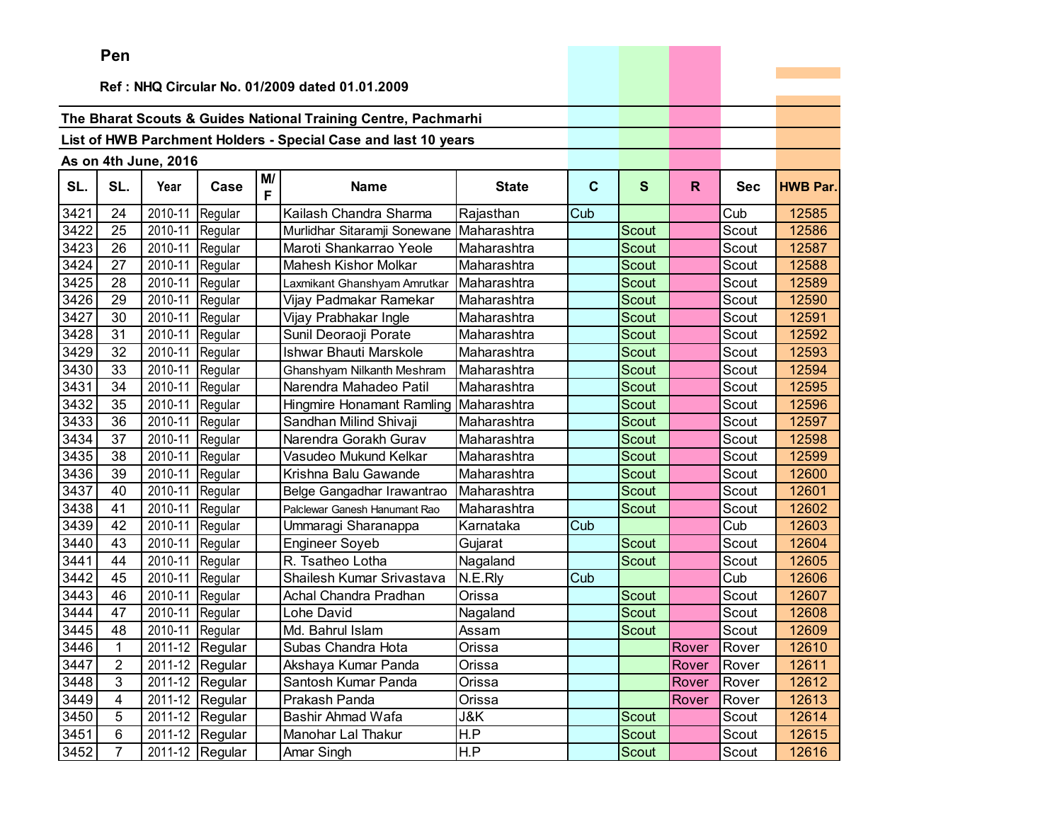**Pen**

**Ref : NHQ Circular No. 01/2009 dated 01.01.2009**

**The Bharat Scouts & Guides National Training Centre, Pachmarhi**

**List of HWB Parchment Holders - Special Case and last 10 years**

**As on 4th June, 2016**

| SL. | SL. | Year | Case | M/F | Name | State | C | S | R | Sec | HWB Par. |
|---|---|---|---|---|---|---|---|---|---|---|---|
| 3421 | 24 | 2010-11 | Regular | | Kailash Chandra Sharma | Rajasthan | Cub | | | Cub | 12585 |
| 3422 | 25 | 2010-11 | Regular | | Murlidhar Sitaramji Sonewane | Maharashtra | | Scout | | Scout | 12586 |
| 3423 | 26 | 2010-11 | Regular | | Maroti Shankarrao Yeole | Maharashtra | | Scout | | Scout | 12587 |
| 3424 | 27 | 2010-11 | Regular | | Mahesh Kishor Molkar | Maharashtra | | Scout | | Scout | 12588 |
| 3425 | 28 | 2010-11 | Regular | | Laxmikant Ghanshyam Amrutkar | Maharashtra | | Scout | | Scout | 12589 |
| 3426 | 29 | 2010-11 | Regular | | Vijay Padmakar Ramekar | Maharashtra | | Scout | | Scout | 12590 |
| 3427 | 30 | 2010-11 | Regular | | Vijay Prabhakar Ingle | Maharashtra | | Scout | | Scout | 12591 |
| 3428 | 31 | 2010-11 | Regular | | Sunil Deoraoji Porate | Maharashtra | | Scout | | Scout | 12592 |
| 3429 | 32 | 2010-11 | Regular | | Ishwar Bhauti Marskole | Maharashtra | | Scout | | Scout | 12593 |
| 3430 | 33 | 2010-11 | Regular | | Ghanshyam Nilkanth Meshram | Maharashtra | | Scout | | Scout | 12594 |
| 3431 | 34 | 2010-11 | Regular | | Narendra Mahadeo Patil | Maharashtra | | Scout | | Scout | 12595 |
| 3432 | 35 | 2010-11 | Regular | | Hingmire Honamant Ramling | Maharashtra | | Scout | | Scout | 12596 |
| 3433 | 36 | 2010-11 | Regular | | Sandhan Milind Shivaji | Maharashtra | | Scout | | Scout | 12597 |
| 3434 | 37 | 2010-11 | Regular | | Narendra Gorakh Gurav | Maharashtra | | Scout | | Scout | 12598 |
| 3435 | 38 | 2010-11 | Regular | | Vasudeo Mukund Kelkar | Maharashtra | | Scout | | Scout | 12599 |
| 3436 | 39 | 2010-11 | Regular | | Krishna Balu Gawande | Maharashtra | | Scout | | Scout | 12600 |
| 3437 | 40 | 2010-11 | Regular | | Belge Gangadhar Irawantrao | Maharashtra | | Scout | | Scout | 12601 |
| 3438 | 41 | 2010-11 | Regular | | Palclewar Ganesh Hanumant Rao | Maharashtra | | Scout | | Scout | 12602 |
| 3439 | 42 | 2010-11 | Regular | | Ummaragi Sharanappa | Karnataka | Cub | | | Cub | 12603 |
| 3440 | 43 | 2010-11 | Regular | | Engineer Soyeb | Gujarat | | Scout | | Scout | 12604 |
| 3441 | 44 | 2010-11 | Regular | | R. Tsatheo Lotha | Nagaland | | Scout | | Scout | 12605 |
| 3442 | 45 | 2010-11 | Regular | | Shailesh Kumar Srivastava | N.E.Rly | Cub | | | Cub | 12606 |
| 3443 | 46 | 2010-11 | Regular | | Achal Chandra Pradhan | Orissa | | Scout | | Scout | 12607 |
| 3444 | 47 | 2010-11 | Regular | | Lohe David | Nagaland | | Scout | | Scout | 12608 |
| 3445 | 48 | 2010-11 | Regular | | Md. Bahrul Islam | Assam | | Scout | | Scout | 12609 |
| 3446 | 1 | 2011-12 | Regular | | Subas Chandra Hota | Orissa | | | Rover | Rover | 12610 |
| 3447 | 2 | 2011-12 | Regular | | Akshaya Kumar Panda | Orissa | | | Rover | Rover | 12611 |
| 3448 | 3 | 2011-12 | Regular | | Santosh Kumar Panda | Orissa | | | Rover | Rover | 12612 |
| 3449 | 4 | 2011-12 | Regular | | Prakash Panda | Orissa | | | Rover | Rover | 12613 |
| 3450 | 5 | 2011-12 | Regular | | Bashir Ahmad Wafa | J&K | | Scout | | Scout | 12614 |
| 3451 | 6 | 2011-12 | Regular | | Manohar Lal Thakur | H.P | | Scout | | Scout | 12615 |
| 3452 | 7 | 2011-12 | Regular | | Amar Singh | H.P | | Scout | | Scout | 12616 |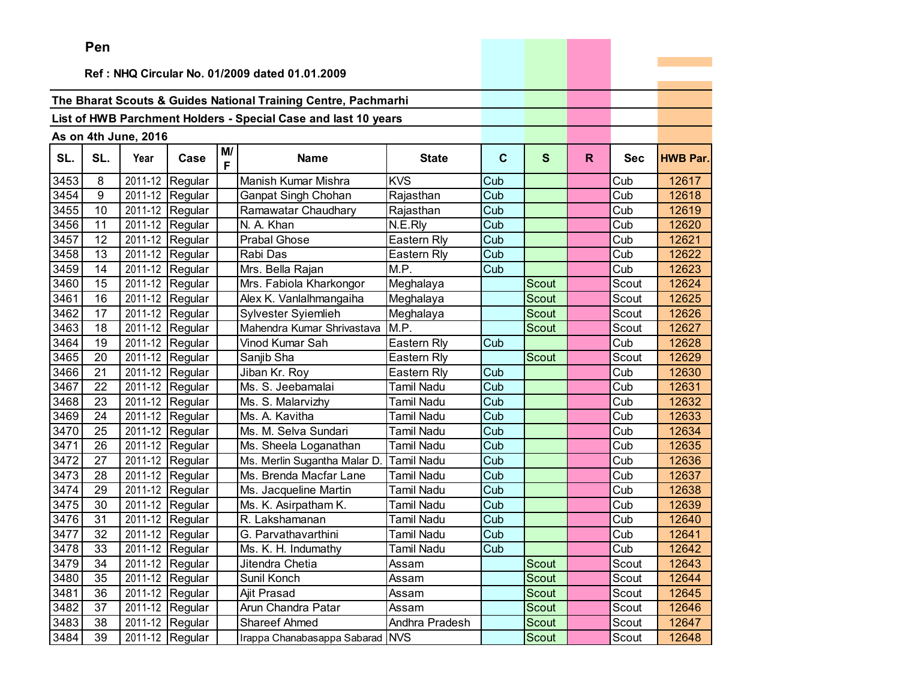**Pen**

**Ref : NHQ Circular No. 01/2009 dated 01.01.2009**

**The Bharat Scouts & Guides National Training Centre, Pachmarhi**

**List of HWB Parchment Holders - Special Case and last 10 years**

**As on 4th June, 2016**

| SL. | SL. | Year | Case | M/F | Name | State | C | S | R | Sec | HWB Par. |
|---|---|---|---|---|---|---|---|---|---|---|---|
| 3453 | 8 | 2011-12 | Regular | | Manish Kumar Mishra | KVS | Cub | | | Cub | 12617 |
| 3454 | 9 | 2011-12 | Regular | | Ganpat Singh Chohan | Rajasthan | Cub | | | Cub | 12618 |
| 3455 | 10 | 2011-12 | Regular | | Ramawatar Chaudhary | Rajasthan | Cub | | | Cub | 12619 |
| 3456 | 11 | 2011-12 | Regular | | N. A. Khan | N.E.Rly | Cub | | | Cub | 12620 |
| 3457 | 12 | 2011-12 | Regular | | Prabal Ghose | Eastern Rly | Cub | | | Cub | 12621 |
| 3458 | 13 | 2011-12 | Regular | | Rabi Das | Eastern Rly | Cub | | | Cub | 12622 |
| 3459 | 14 | 2011-12 | Regular | | Mrs. Bella Rajan | M.P. | Cub | | | Cub | 12623 |
| 3460 | 15 | 2011-12 | Regular | | Mrs. Fabiola Kharkongor | Meghalaya | | Scout | | Scout | 12624 |
| 3461 | 16 | 2011-12 | Regular | | Alex K. Vanlalhmangaiha | Meghalaya | | Scout | | Scout | 12625 |
| 3462 | 17 | 2011-12 | Regular | | Sylvester Syiemlieh | Meghalaya | | Scout | | Scout | 12626 |
| 3463 | 18 | 2011-12 | Regular | | Mahendra Kumar Shrivastava | M.P. | | Scout | | Scout | 12627 |
| 3464 | 19 | 2011-12 | Regular | | Vinod Kumar Sah | Eastern Rly | Cub | | | Cub | 12628 |
| 3465 | 20 | 2011-12 | Regular | | Sanjib Sha | Eastern Rly | | Scout | | Scout | 12629 |
| 3466 | 21 | 2011-12 | Regular | | Jiban Kr. Roy | Eastern Rly | Cub | | | Cub | 12630 |
| 3467 | 22 | 2011-12 | Regular | | Ms. S. Jeebamalai | Tamil Nadu | Cub | | | Cub | 12631 |
| 3468 | 23 | 2011-12 | Regular | | Ms. S. Malarvizhy | Tamil Nadu | Cub | | | Cub | 12632 |
| 3469 | 24 | 2011-12 | Regular | | Ms. A. Kavitha | Tamil Nadu | Cub | | | Cub | 12633 |
| 3470 | 25 | 2011-12 | Regular | | Ms. M. Selva Sundari | Tamil Nadu | Cub | | | Cub | 12634 |
| 3471 | 26 | 2011-12 | Regular | | Ms. Sheela Loganathan | Tamil Nadu | Cub | | | Cub | 12635 |
| 3472 | 27 | 2011-12 | Regular | | Ms. Merlin Sugantha Malar D. | Tamil Nadu | Cub | | | Cub | 12636 |
| 3473 | 28 | 2011-12 | Regular | | Ms. Brenda Macfar Lane | Tamil Nadu | Cub | | | Cub | 12637 |
| 3474 | 29 | 2011-12 | Regular | | Ms. Jacqueline Martin | Tamil Nadu | Cub | | | Cub | 12638 |
| 3475 | 30 | 2011-12 | Regular | | Ms. K. Asirpatham K. | Tamil Nadu | Cub | | | Cub | 12639 |
| 3476 | 31 | 2011-12 | Regular | | R. Lakshamanan | Tamil Nadu | Cub | | | Cub | 12640 |
| 3477 | 32 | 2011-12 | Regular | | G. Parvathavarthini | Tamil Nadu | Cub | | | Cub | 12641 |
| 3478 | 33 | 2011-12 | Regular | | Ms. K. H. Indumathy | Tamil Nadu | Cub | | | Cub | 12642 |
| 3479 | 34 | 2011-12 | Regular | | Jitendra Chetia | Assam | | Scout | | Scout | 12643 |
| 3480 | 35 | 2011-12 | Regular | | Sunil Konch | Assam | | Scout | | Scout | 12644 |
| 3481 | 36 | 2011-12 | Regular | | Ajit Prasad | Assam | | Scout | | Scout | 12645 |
| 3482 | 37 | 2011-12 | Regular | | Arun Chandra Patar | Assam | | Scout | | Scout | 12646 |
| 3483 | 38 | 2011-12 | Regular | | Shareef Ahmed | Andhra Pradesh | | Scout | | Scout | 12647 |
| 3484 | 39 | 2011-12 | Regular | | Irappa Chanabasappa Sabarad | NVS | | Scout | | Scout | 12648 |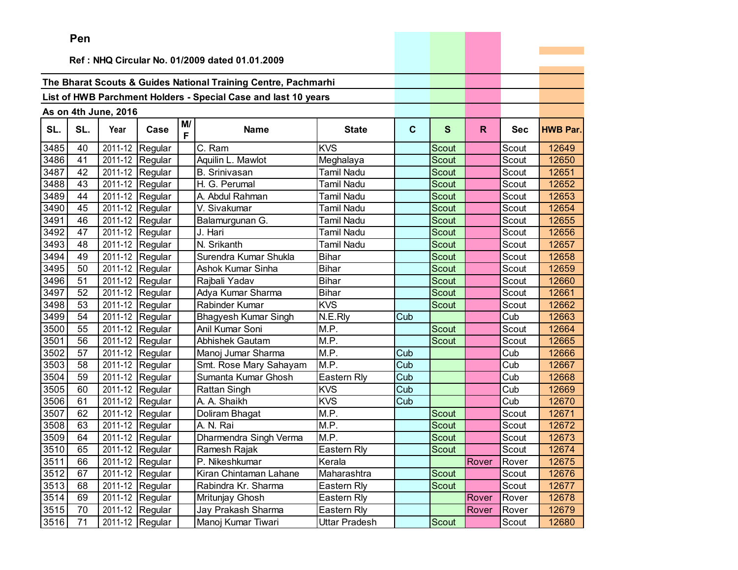**Pen**

**Ref : NHQ Circular No. 01/2009 dated 01.01.2009**

**The Bharat Scouts & Guides National Training Centre, Pachmarhi**

**List of HWB Parchment Holders - Special Case and last 10 years**

**As on 4th June, 2016**

| SL. | SL. | Year | Case | M/F | Name | State | C | S | R | Sec | HWB Par. |
|---|---|---|---|---|---|---|---|---|---|---|---|
| 3485 | 40 | 2011-12 | Regular | | C. Ram | KVS | | Scout | | Scout | 12649 |
| 3486 | 41 | 2011-12 | Regular | | Aquilin L. Mawlot | Meghalaya | | Scout | | Scout | 12650 |
| 3487 | 42 | 2011-12 | Regular | | B. Srinivasan | Tamil Nadu | | Scout | | Scout | 12651 |
| 3488 | 43 | 2011-12 | Regular | | H. G. Perumal | Tamil Nadu | | Scout | | Scout | 12652 |
| 3489 | 44 | 2011-12 | Regular | | A. Abdul Rahman | Tamil Nadu | | Scout | | Scout | 12653 |
| 3490 | 45 | 2011-12 | Regular | | V. Sivakumar | Tamil Nadu | | Scout | | Scout | 12654 |
| 3491 | 46 | 2011-12 | Regular | | Balamurgunan G. | Tamil Nadu | | Scout | | Scout | 12655 |
| 3492 | 47 | 2011-12 | Regular | | J. Hari | Tamil Nadu | | Scout | | Scout | 12656 |
| 3493 | 48 | 2011-12 | Regular | | N. Srikanth | Tamil Nadu | | Scout | | Scout | 12657 |
| 3494 | 49 | 2011-12 | Regular | | Surendra Kumar Shukla | Bihar | | Scout | | Scout | 12658 |
| 3495 | 50 | 2011-12 | Regular | | Ashok Kumar Sinha | Bihar | | Scout | | Scout | 12659 |
| 3496 | 51 | 2011-12 | Regular | | Rajbali Yadav | Bihar | | Scout | | Scout | 12660 |
| 3497 | 52 | 2011-12 | Regular | | Adya Kumar Sharma | Bihar | | Scout | | Scout | 12661 |
| 3498 | 53 | 2011-12 | Regular | | Rabinder Kumar | KVS | | Scout | | Scout | 12662 |
| 3499 | 54 | 2011-12 | Regular | | Bhagyesh Kumar Singh | N.E.Rly | Cub | | | Cub | 12663 |
| 3500 | 55 | 2011-12 | Regular | | Anil Kumar Soni | M.P. | | Scout | | Scout | 12664 |
| 3501 | 56 | 2011-12 | Regular | | Abhishek Gautam | M.P. | | Scout | | Scout | 12665 |
| 3502 | 57 | 2011-12 | Regular | | Manoj Jumar Sharma | M.P. | Cub | | | Cub | 12666 |
| 3503 | 58 | 2011-12 | Regular | | Smt. Rose Mary Sahayam | M.P. | Cub | | | Cub | 12667 |
| 3504 | 59 | 2011-12 | Regular | | Sumanta Kumar Ghosh | Eastern Rly | Cub | | | Cub | 12668 |
| 3505 | 60 | 2011-12 | Regular | | Rattan Singh | KVS | Cub | | | Cub | 12669 |
| 3506 | 61 | 2011-12 | Regular | | A. A. Shaikh | KVS | Cub | | | Cub | 12670 |
| 3507 | 62 | 2011-12 | Regular | | Doliram Bhagat | M.P. | | Scout | | Scout | 12671 |
| 3508 | 63 | 2011-12 | Regular | | A. N. Rai | M.P. | | Scout | | Scout | 12672 |
| 3509 | 64 | 2011-12 | Regular | | Dharmendra Singh Verma | M.P. | | Scout | | Scout | 12673 |
| 3510 | 65 | 2011-12 | Regular | | Ramesh Rajak | Eastern Rly | | Scout | | Scout | 12674 |
| 3511 | 66 | 2011-12 | Regular | | P. Nikeshkumar | Kerala | | | Rover | Rover | 12675 |
| 3512 | 67 | 2011-12 | Regular | | Kiran Chintaman Lahane | Maharashtra | | Scout | | Scout | 12676 |
| 3513 | 68 | 2011-12 | Regular | | Rabindra Kr. Sharma | Eastern Rly | | Scout | | Scout | 12677 |
| 3514 | 69 | 2011-12 | Regular | | Mritunjay Ghosh | Eastern Rly | | | Rover | Rover | 12678 |
| 3515 | 70 | 2011-12 | Regular | | Jay Prakash Sharma | Eastern Rly | | | Rover | Rover | 12679 |
| 3516 | 71 | 2011-12 | Regular | | Manoj Kumar Tiwari | Uttar Pradesh | | Scout | | Scout | 12680 |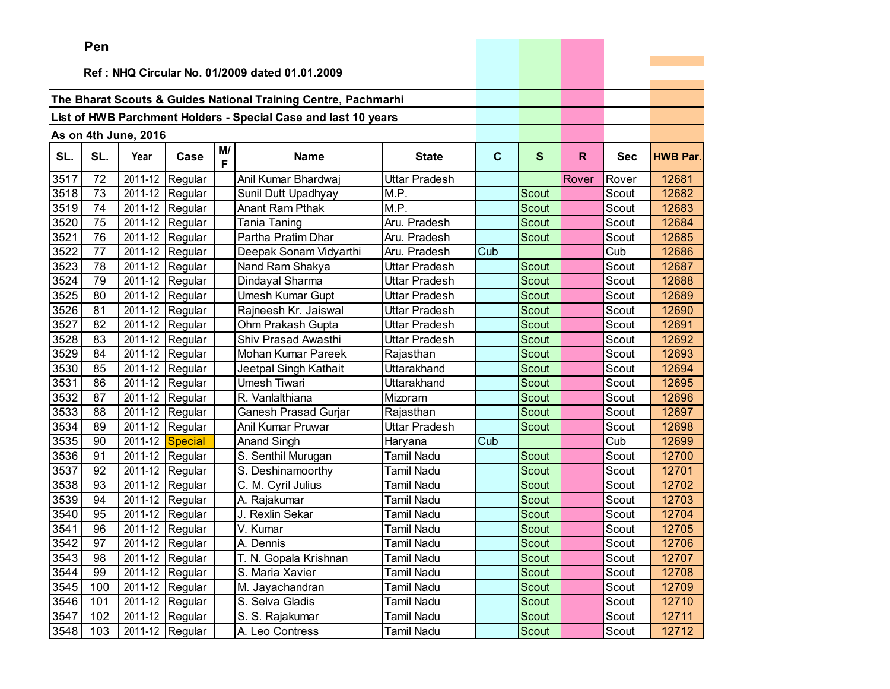**Pen**

**Ref : NHQ Circular No. 01/2009 dated 01.01.2009**

**The Bharat Scouts & Guides National Training Centre, Pachmarhi**

**List of HWB Parchment Holders - Special Case and last 10 years**

**As on 4th June, 2016**

| SL. | SL. | Year | Case | M/F | Name | State | C | S | R | Sec | HWB Par. |
|---|---|---|---|---|---|---|---|---|---|---|---|
| 3517 | 72 | 2011-12 | Regular | | Anil Kumar Bhardwaj | Uttar Pradesh | | | Rover | Rover | 12681 |
| 3518 | 73 | 2011-12 | Regular | | Sunil Dutt Upadhyay | M.P. | | Scout | | Scout | 12682 |
| 3519 | 74 | 2011-12 | Regular | | Anant Ram Pthak | M.P. | | Scout | | Scout | 12683 |
| 3520 | 75 | 2011-12 | Regular | | Tania Taning | Aru. Pradesh | | Scout | | Scout | 12684 |
| 3521 | 76 | 2011-12 | Regular | | Partha Pratim Dhar | Aru. Pradesh | | Scout | | Scout | 12685 |
| 3522 | 77 | 2011-12 | Regular | | Deepak Sonam Vidyarthi | Aru. Pradesh | Cub | | | Cub | 12686 |
| 3523 | 78 | 2011-12 | Regular | | Nand Ram Shakya | Uttar Pradesh | | Scout | | Scout | 12687 |
| 3524 | 79 | 2011-12 | Regular | | Dindayal Sharma | Uttar Pradesh | | Scout | | Scout | 12688 |
| 3525 | 80 | 2011-12 | Regular | | Umesh Kumar Gupt | Uttar Pradesh | | Scout | | Scout | 12689 |
| 3526 | 81 | 2011-12 | Regular | | Rajneesh Kr. Jaiswal | Uttar Pradesh | | Scout | | Scout | 12690 |
| 3527 | 82 | 2011-12 | Regular | | Ohm Prakash Gupta | Uttar Pradesh | | Scout | | Scout | 12691 |
| 3528 | 83 | 2011-12 | Regular | | Shiv Prasad Awasthi | Uttar Pradesh | | Scout | | Scout | 12692 |
| 3529 | 84 | 2011-12 | Regular | | Mohan Kumar Pareek | Rajasthan | | Scout | | Scout | 12693 |
| 3530 | 85 | 2011-12 | Regular | | Jeetpal Singh Kathait | Uttarakhand | | Scout | | Scout | 12694 |
| 3531 | 86 | 2011-12 | Regular | | Umesh Tiwari | Uttarakhand | | Scout | | Scout | 12695 |
| 3532 | 87 | 2011-12 | Regular | | R. Vanlalthiana | Mizoram | | Scout | | Scout | 12696 |
| 3533 | 88 | 2011-12 | Regular | | Ganesh Prasad Gurjar | Rajasthan | | Scout | | Scout | 12697 |
| 3534 | 89 | 2011-12 | Regular | | Anil Kumar Pruwar | Uttar Pradesh | | Scout | | Scout | 12698 |
| 3535 | 90 | 2011-12 | Special | | Anand Singh | Haryana | Cub | | | Cub | 12699 |
| 3536 | 91 | 2011-12 | Regular | | S. Senthil Murugan | Tamil Nadu | | Scout | | Scout | 12700 |
| 3537 | 92 | 2011-12 | Regular | | S. Deshinamoorthy | Tamil Nadu | | Scout | | Scout | 12701 |
| 3538 | 93 | 2011-12 | Regular | | C. M. Cyril Julius | Tamil Nadu | | Scout | | Scout | 12702 |
| 3539 | 94 | 2011-12 | Regular | | A. Rajakumar | Tamil Nadu | | Scout | | Scout | 12703 |
| 3540 | 95 | 2011-12 | Regular | | J. Rexlin Sekar | Tamil Nadu | | Scout | | Scout | 12704 |
| 3541 | 96 | 2011-12 | Regular | | V. Kumar | Tamil Nadu | | Scout | | Scout | 12705 |
| 3542 | 97 | 2011-12 | Regular | | A. Dennis | Tamil Nadu | | Scout | | Scout | 12706 |
| 3543 | 98 | 2011-12 | Regular | | T. N. Gopala Krishnan | Tamil Nadu | | Scout | | Scout | 12707 |
| 3544 | 99 | 2011-12 | Regular | | S. Maria Xavier | Tamil Nadu | | Scout | | Scout | 12708 |
| 3545 | 100 | 2011-12 | Regular | | M. Jayachandran | Tamil Nadu | | Scout | | Scout | 12709 |
| 3546 | 101 | 2011-12 | Regular | | S. Selva Gladis | Tamil Nadu | | Scout | | Scout | 12710 |
| 3547 | 102 | 2011-12 | Regular | | S. S. Rajakumar | Tamil Nadu | | Scout | | Scout | 12711 |
| 3548 | 103 | 2011-12 | Regular | | A. Leo Contress | Tamil Nadu | | Scout | | Scout | 12712 |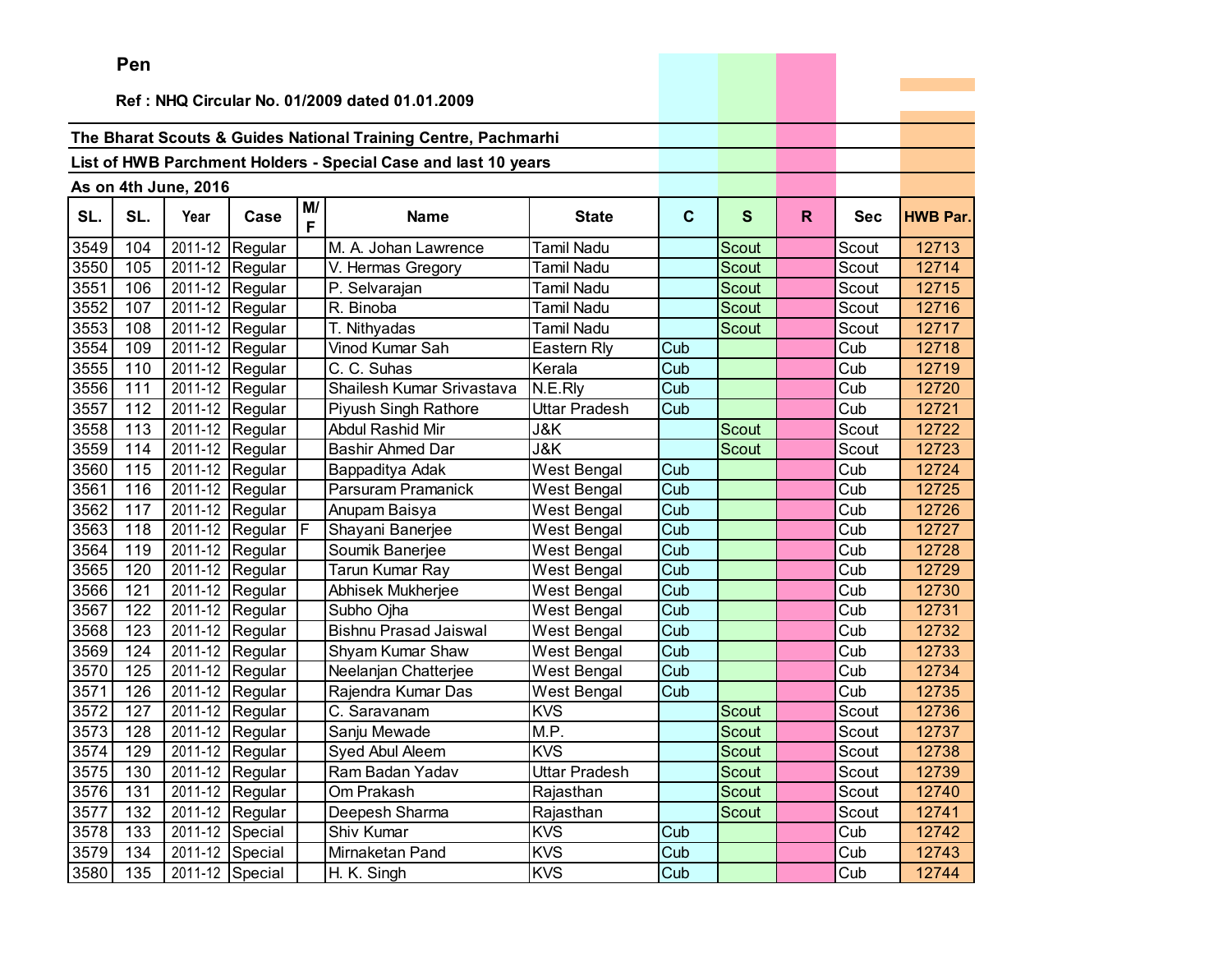**Pen**

**Ref : NHQ Circular No. 01/2009 dated 01.01.2009**

**The Bharat Scouts & Guides National Training Centre, Pachmarhi**

**List of HWB Parchment Holders - Special Case and last 10 years**

**As on 4th June, 2016**

| SL. | SL. | Year | Case | M/F | Name | State | C | S | R | Sec | HWB Par. |
|---|---|---|---|---|---|---|---|---|---|---|---|
| 3549 | 104 | 2011-12 | Regular | | M. A. Johan Lawrence | Tamil Nadu | | Scout | | Scout | 12713 |
| 3550 | 105 | 2011-12 | Regular | | V. Hermas Gregory | Tamil Nadu | | Scout | | Scout | 12714 |
| 3551 | 106 | 2011-12 | Regular | | P. Selvarajan | Tamil Nadu | | Scout | | Scout | 12715 |
| 3552 | 107 | 2011-12 | Regular | | R. Binoba | Tamil Nadu | | Scout | | Scout | 12716 |
| 3553 | 108 | 2011-12 | Regular | | T. Nithyadas | Tamil Nadu | | Scout | | Scout | 12717 |
| 3554 | 109 | 2011-12 | Regular | | Vinod Kumar Sah | Eastern Rly | Cub | | | Cub | 12718 |
| 3555 | 110 | 2011-12 | Regular | | C. C. Suhas | Kerala | Cub | | | Cub | 12719 |
| 3556 | 111 | 2011-12 | Regular | | Shailesh Kumar Srivastava | N.E.Rly | Cub | | | Cub | 12720 |
| 3557 | 112 | 2011-12 | Regular | | Piyush Singh Rathore | Uttar Pradesh | Cub | | | Cub | 12721 |
| 3558 | 113 | 2011-12 | Regular | | Abdul Rashid Mir | J&K | | Scout | | Scout | 12722 |
| 3559 | 114 | 2011-12 | Regular | | Bashir Ahmed Dar | J&K | | Scout | | Scout | 12723 |
| 3560 | 115 | 2011-12 | Regular | | Bappaditya Adak | West Bengal | Cub | | | Cub | 12724 |
| 3561 | 116 | 2011-12 | Regular | | Parsuram Pramanick | West Bengal | Cub | | | Cub | 12725 |
| 3562 | 117 | 2011-12 | Regular | | Anupam Baisya | West Bengal | Cub | | | Cub | 12726 |
| 3563 | 118 | 2011-12 | Regular | F | Shayani Banerjee | West Bengal | Cub | | | Cub | 12727 |
| 3564 | 119 | 2011-12 | Regular | | Soumik Banerjee | West Bengal | Cub | | | Cub | 12728 |
| 3565 | 120 | 2011-12 | Regular | | Tarun Kumar Ray | West Bengal | Cub | | | Cub | 12729 |
| 3566 | 121 | 2011-12 | Regular | | Abhisek Mukherjee | West Bengal | Cub | | | Cub | 12730 |
| 3567 | 122 | 2011-12 | Regular | | Subho Ojha | West Bengal | Cub | | | Cub | 12731 |
| 3568 | 123 | 2011-12 | Regular | | Bishnu Prasad Jaiswal | West Bengal | Cub | | | Cub | 12732 |
| 3569 | 124 | 2011-12 | Regular | | Shyam Kumar Shaw | West Bengal | Cub | | | Cub | 12733 |
| 3570 | 125 | 2011-12 | Regular | | Neelanjan Chatterjee | West Bengal | Cub | | | Cub | 12734 |
| 3571 | 126 | 2011-12 | Regular | | Rajendra Kumar Das | West Bengal | Cub | | | Cub | 12735 |
| 3572 | 127 | 2011-12 | Regular | | C. Saravanam | KVS | | Scout | | Scout | 12736 |
| 3573 | 128 | 2011-12 | Regular | | Sanju Mewade | M.P. | | Scout | | Scout | 12737 |
| 3574 | 129 | 2011-12 | Regular | | Syed Abul Aleem | KVS | | Scout | | Scout | 12738 |
| 3575 | 130 | 2011-12 | Regular | | Ram Badan Yadav | Uttar Pradesh | | Scout | | Scout | 12739 |
| 3576 | 131 | 2011-12 | Regular | | Om Prakash | Rajasthan | | Scout | | Scout | 12740 |
| 3577 | 132 | 2011-12 | Regular | | Deepesh Sharma | Rajasthan | | Scout | | Scout | 12741 |
| 3578 | 133 | 2011-12 | Special | | Shiv Kumar | KVS | Cub | | | Cub | 12742 |
| 3579 | 134 | 2011-12 | Special | | Mirnaketan Pand | KVS | Cub | | | Cub | 12743 |
| 3580 | 135 | 2011-12 | Special | | H. K. Singh | KVS | Cub | | | Cub | 12744 |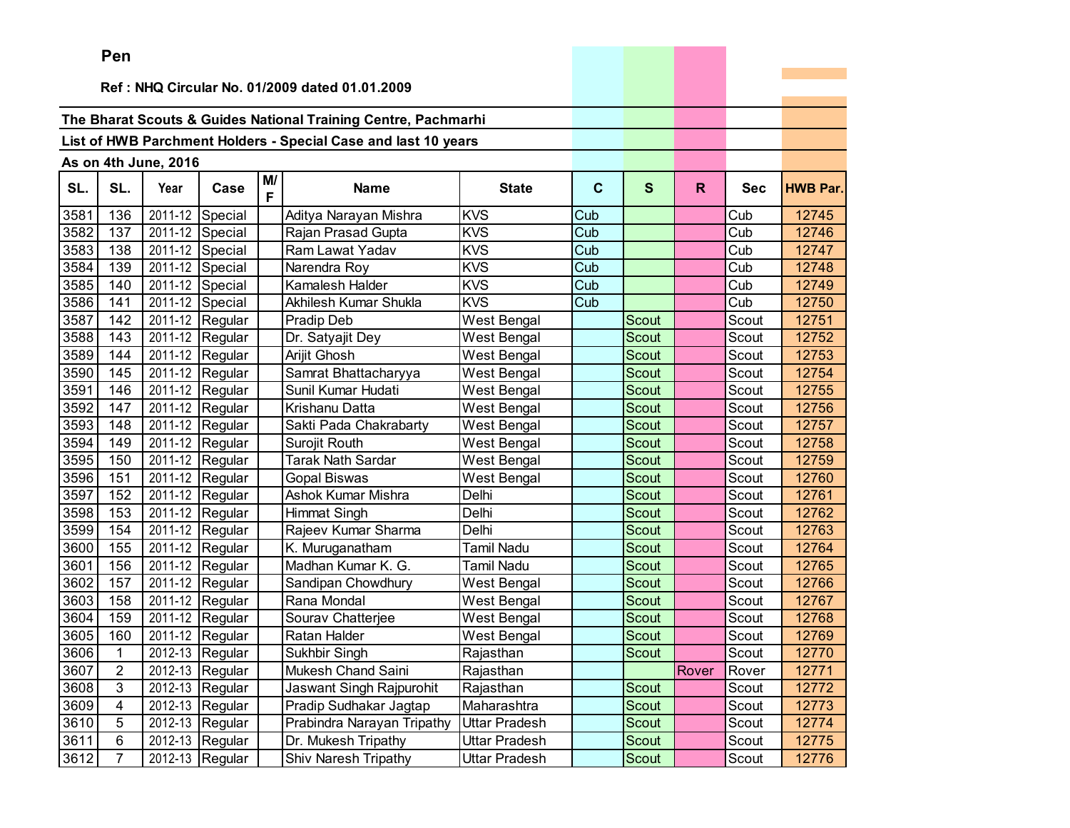**Pen**

**Ref : NHQ Circular No. 01/2009 dated 01.01.2009**

**The Bharat Scouts & Guides National Training Centre, Pachmarhi**

**List of HWB Parchment Holders - Special Case and last 10 years**

**As on 4th June, 2016**

| SL. | SL. | Year | Case | M/F | Name | State | C | S | R | Sec | HWB Par. |
|---|---|---|---|---|---|---|---|---|---|---|---|
| 3581 | 136 | 2011-12 | Special | | Aditya Narayan Mishra | KVS | Cub | | | Cub | 12745 |
| 3582 | 137 | 2011-12 | Special | | Rajan Prasad Gupta | KVS | Cub | | | Cub | 12746 |
| 3583 | 138 | 2011-12 | Special | | Ram Lawat Yadav | KVS | Cub | | | Cub | 12747 |
| 3584 | 139 | 2011-12 | Special | | Narendra Roy | KVS | Cub | | | Cub | 12748 |
| 3585 | 140 | 2011-12 | Special | | Kamalesh Halder | KVS | Cub | | | Cub | 12749 |
| 3586 | 141 | 2011-12 | Special | | Akhilesh Kumar Shukla | KVS | Cub | | | Cub | 12750 |
| 3587 | 142 | 2011-12 | Regular | | Pradip Deb | West Bengal | | Scout | | Scout | 12751 |
| 3588 | 143 | 2011-12 | Regular | | Dr. Satyajit Dey | West Bengal | | Scout | | Scout | 12752 |
| 3589 | 144 | 2011-12 | Regular | | Arijit Ghosh | West Bengal | | Scout | | Scout | 12753 |
| 3590 | 145 | 2011-12 | Regular | | Samrat Bhattacharyya | West Bengal | | Scout | | Scout | 12754 |
| 3591 | 146 | 2011-12 | Regular | | Sunil Kumar Hudati | West Bengal | | Scout | | Scout | 12755 |
| 3592 | 147 | 2011-12 | Regular | | Krishanu Datta | West Bengal | | Scout | | Scout | 12756 |
| 3593 | 148 | 2011-12 | Regular | | Sakti Pada Chakrabarty | West Bengal | | Scout | | Scout | 12757 |
| 3594 | 149 | 2011-12 | Regular | | Surojit Routh | West Bengal | | Scout | | Scout | 12758 |
| 3595 | 150 | 2011-12 | Regular | | Tarak Nath Sardar | West Bengal | | Scout | | Scout | 12759 |
| 3596 | 151 | 2011-12 | Regular | | Gopal Biswas | West Bengal | | Scout | | Scout | 12760 |
| 3597 | 152 | 2011-12 | Regular | | Ashok Kumar Mishra | Delhi | | Scout | | Scout | 12761 |
| 3598 | 153 | 2011-12 | Regular | | Himmat Singh | Delhi | | Scout | | Scout | 12762 |
| 3599 | 154 | 2011-12 | Regular | | Rajeev Kumar Sharma | Delhi | | Scout | | Scout | 12763 |
| 3600 | 155 | 2011-12 | Regular | | K. Muruganatham | Tamil Nadu | | Scout | | Scout | 12764 |
| 3601 | 156 | 2011-12 | Regular | | Madhan Kumar K. G. | Tamil Nadu | | Scout | | Scout | 12765 |
| 3602 | 157 | 2011-12 | Regular | | Sandipan Chowdhury | West Bengal | | Scout | | Scout | 12766 |
| 3603 | 158 | 2011-12 | Regular | | Rana Mondal | West Bengal | | Scout | | Scout | 12767 |
| 3604 | 159 | 2011-12 | Regular | | Sourav Chatterjee | West Bengal | | Scout | | Scout | 12768 |
| 3605 | 160 | 2011-12 | Regular | | Ratan Halder | West Bengal | | Scout | | Scout | 12769 |
| 3606 | 1 | 2012-13 | Regular | | Sukhbir Singh | Rajasthan | | Scout | | Scout | 12770 |
| 3607 | 2 | 2012-13 | Regular | | Mukesh Chand Saini | Rajasthan | | | Rover | Rover | 12771 |
| 3608 | 3 | 2012-13 | Regular | | Jaswant Singh Rajpurohit | Rajasthan | | Scout | | Scout | 12772 |
| 3609 | 4 | 2012-13 | Regular | | Pradip Sudhakar Jagtap | Maharashtra | | Scout | | Scout | 12773 |
| 3610 | 5 | 2012-13 | Regular | | Prabindra Narayan Tripathy | Uttar Pradesh | | Scout | | Scout | 12774 |
| 3611 | 6 | 2012-13 | Regular | | Dr. Mukesh Tripathy | Uttar Pradesh | | Scout | | Scout | 12775 |
| 3612 | 7 | 2012-13 | Regular | | Shiv Naresh Tripathy | Uttar Pradesh | | Scout | | Scout | 12776 |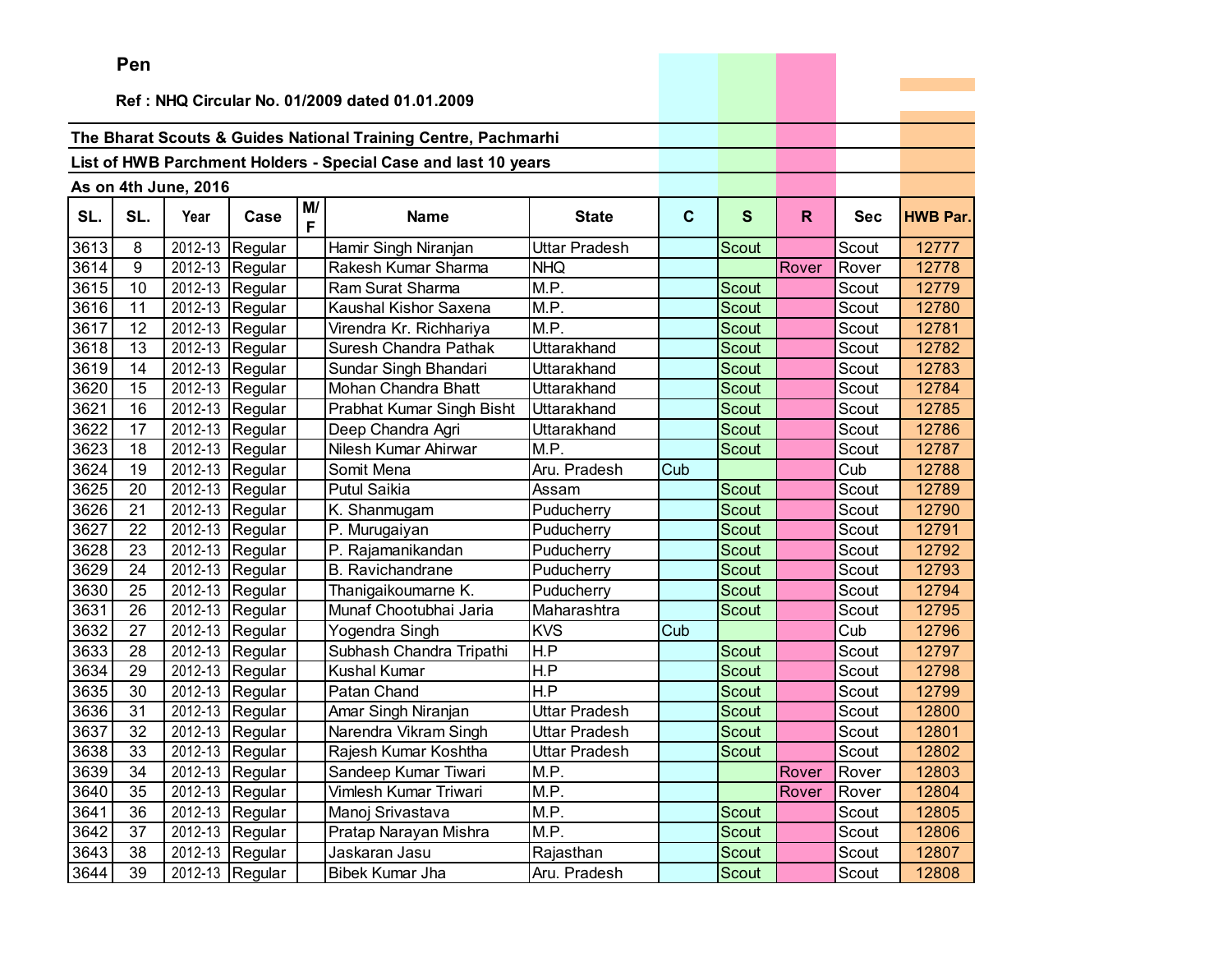**Pen**

**Ref : NHQ Circular No. 01/2009 dated 01.01.2009**

**The Bharat Scouts & Guides National Training Centre, Pachmarhi**

**List of HWB Parchment Holders - Special Case and last 10 years**

**As on 4th June, 2016**

| SL. | SL. | Year | Case | M/F | Name | State | C | S | R | Sec | HWB Par. |
|---|---|---|---|---|---|---|---|---|---|---|---|
| 3613 | 8 | 2012-13 | Regular | | Hamir Singh Niranjan | Uttar Pradesh | | Scout | | Scout | 12777 |
| 3614 | 9 | 2012-13 | Regular | | Rakesh Kumar Sharma | NHQ | | | Rover | Rover | 12778 |
| 3615 | 10 | 2012-13 | Regular | | Ram Surat Sharma | M.P. | | Scout | | Scout | 12779 |
| 3616 | 11 | 2012-13 | Regular | | Kaushal Kishor Saxena | M.P. | | Scout | | Scout | 12780 |
| 3617 | 12 | 2012-13 | Regular | | Virendra Kr. Richhariya | M.P. | | Scout | | Scout | 12781 |
| 3618 | 13 | 2012-13 | Regular | | Suresh Chandra Pathak | Uttarakhand | | Scout | | Scout | 12782 |
| 3619 | 14 | 2012-13 | Regular | | Sundar Singh Bhandari | Uttarakhand | | Scout | | Scout | 12783 |
| 3620 | 15 | 2012-13 | Regular | | Mohan Chandra Bhatt | Uttarakhand | | Scout | | Scout | 12784 |
| 3621 | 16 | 2012-13 | Regular | | Prabhat Kumar Singh Bisht | Uttarakhand | | Scout | | Scout | 12785 |
| 3622 | 17 | 2012-13 | Regular | | Deep Chandra Agri | Uttarakhand | | Scout | | Scout | 12786 |
| 3623 | 18 | 2012-13 | Regular | | Nilesh Kumar Ahirwar | M.P. | | Scout | | Scout | 12787 |
| 3624 | 19 | 2012-13 | Regular | | Somit Mena | Aru. Pradesh | Cub | | | Cub | 12788 |
| 3625 | 20 | 2012-13 | Regular | | Putul Saikia | Assam | | Scout | | Scout | 12789 |
| 3626 | 21 | 2012-13 | Regular | | K. Shanmugam | Puducherry | | Scout | | Scout | 12790 |
| 3627 | 22 | 2012-13 | Regular | | P. Murugaiyan | Puducherry | | Scout | | Scout | 12791 |
| 3628 | 23 | 2012-13 | Regular | | P. Rajamanikandan | Puducherry | | Scout | | Scout | 12792 |
| 3629 | 24 | 2012-13 | Regular | | B. Ravichandrane | Puducherry | | Scout | | Scout | 12793 |
| 3630 | 25 | 2012-13 | Regular | | Thanigaikoumarne K. | Puducherry | | Scout | | Scout | 12794 |
| 3631 | 26 | 2012-13 | Regular | | Munaf Chootubhai Jaria | Maharashtra | | Scout | | Scout | 12795 |
| 3632 | 27 | 2012-13 | Regular | | Yogendra Singh | KVS | Cub | | | Cub | 12796 |
| 3633 | 28 | 2012-13 | Regular | | Subhash Chandra Tripathi | H.P | | Scout | | Scout | 12797 |
| 3634 | 29 | 2012-13 | Regular | | Kushal Kumar | H.P | | Scout | | Scout | 12798 |
| 3635 | 30 | 2012-13 | Regular | | Patan Chand | H.P | | Scout | | Scout | 12799 |
| 3636 | 31 | 2012-13 | Regular | | Amar Singh Niranjan | Uttar Pradesh | | Scout | | Scout | 12800 |
| 3637 | 32 | 2012-13 | Regular | | Narendra Vikram Singh | Uttar Pradesh | | Scout | | Scout | 12801 |
| 3638 | 33 | 2012-13 | Regular | | Rajesh Kumar Koshtha | Uttar Pradesh | | Scout | | Scout | 12802 |
| 3639 | 34 | 2012-13 | Regular | | Sandeep Kumar Tiwari | M.P. | | | Rover | Rover | 12803 |
| 3640 | 35 | 2012-13 | Regular | | Vimlesh Kumar Triwari | M.P. | | | Rover | Rover | 12804 |
| 3641 | 36 | 2012-13 | Regular | | Manoj Srivastava | M.P. | | Scout | | Scout | 12805 |
| 3642 | 37 | 2012-13 | Regular | | Pratap Narayan Mishra | M.P. | | Scout | | Scout | 12806 |
| 3643 | 38 | 2012-13 | Regular | | Jaskaran Jasu | Rajasthan | | Scout | | Scout | 12807 |
| 3644 | 39 | 2012-13 | Regular | | Bibek Kumar Jha | Aru. Pradesh | | Scout | | Scout | 12808 |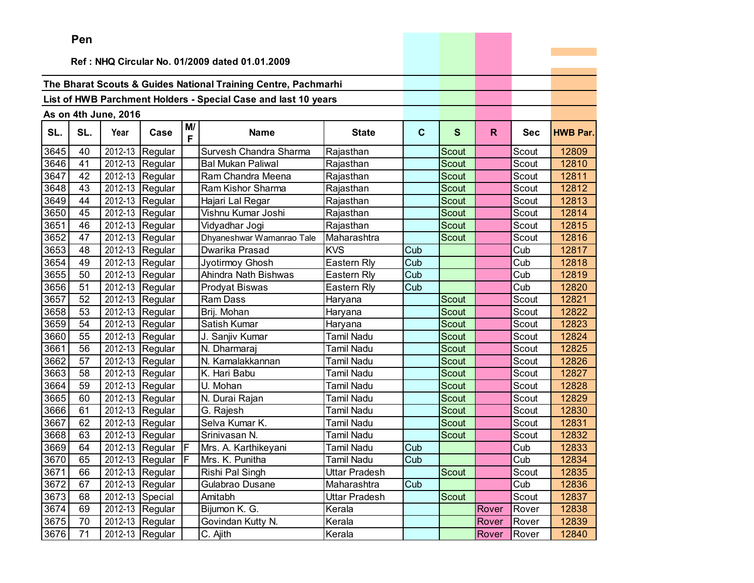**Pen**

**Ref : NHQ Circular No. 01/2009 dated 01.01.2009**

**The Bharat Scouts & Guides National Training Centre, Pachmarhi**

**List of HWB Parchment Holders - Special Case and last 10 years**

**As on 4th June, 2016**

| SL. | SL. | Year | Case | M/F | Name | State | C | S | R | Sec | HWB Par. |
|---|---|---|---|---|---|---|---|---|---|---|---|
| 3645 | 40 | 2012-13 | Regular | | Survesh Chandra Sharma | Rajasthan | | Scout | | Scout | 12809 |
| 3646 | 41 | 2012-13 | Regular | | Bal Mukan Paliwal | Rajasthan | | Scout | | Scout | 12810 |
| 3647 | 42 | 2012-13 | Regular | | Ram Chandra Meena | Rajasthan | | Scout | | Scout | 12811 |
| 3648 | 43 | 2012-13 | Regular | | Ram Kishor Sharma | Rajasthan | | Scout | | Scout | 12812 |
| 3649 | 44 | 2012-13 | Regular | | Hajari Lal Regar | Rajasthan | | Scout | | Scout | 12813 |
| 3650 | 45 | 2012-13 | Regular | | Vishnu Kumar Joshi | Rajasthan | | Scout | | Scout | 12814 |
| 3651 | 46 | 2012-13 | Regular | | Vidyadhar Jogi | Rajasthan | | Scout | | Scout | 12815 |
| 3652 | 47 | 2012-13 | Regular | | Dhyaneshwar Wamanrao Tale | Maharashtra | | Scout | | Scout | 12816 |
| 3653 | 48 | 2012-13 | Regular | | Dwarika Prasad | KVS | Cub | | | Cub | 12817 |
| 3654 | 49 | 2012-13 | Regular | | Jyotirmoy Ghosh | Eastern Rly | Cub | | | Cub | 12818 |
| 3655 | 50 | 2012-13 | Regular | | Ahindra Nath Bishwas | Eastern Rly | Cub | | | Cub | 12819 |
| 3656 | 51 | 2012-13 | Regular | | Prodyat Biswas | Eastern Rly | Cub | | | Cub | 12820 |
| 3657 | 52 | 2012-13 | Regular | | Ram Dass | Haryana | | Scout | | Scout | 12821 |
| 3658 | 53 | 2012-13 | Regular | | Brij. Mohan | Haryana | | Scout | | Scout | 12822 |
| 3659 | 54 | 2012-13 | Regular | | Satish Kumar | Haryana | | Scout | | Scout | 12823 |
| 3660 | 55 | 2012-13 | Regular | | J. Sanjiv Kumar | Tamil Nadu | | Scout | | Scout | 12824 |
| 3661 | 56 | 2012-13 | Regular | | N. Dharmaraj | Tamil Nadu | | Scout | | Scout | 12825 |
| 3662 | 57 | 2012-13 | Regular | | N. Kamalakkannan | Tamil Nadu | | Scout | | Scout | 12826 |
| 3663 | 58 | 2012-13 | Regular | | K. Hari Babu | Tamil Nadu | | Scout | | Scout | 12827 |
| 3664 | 59 | 2012-13 | Regular | | U. Mohan | Tamil Nadu | | Scout | | Scout | 12828 |
| 3665 | 60 | 2012-13 | Regular | | N. Durai Rajan | Tamil Nadu | | Scout | | Scout | 12829 |
| 3666 | 61 | 2012-13 | Regular | | G. Rajesh | Tamil Nadu | | Scout | | Scout | 12830 |
| 3667 | 62 | 2012-13 | Regular | | Selva Kumar K. | Tamil Nadu | | Scout | | Scout | 12831 |
| 3668 | 63 | 2012-13 | Regular | | Srinivasan N. | Tamil Nadu | | Scout | | Scout | 12832 |
| 3669 | 64 | 2012-13 | Regular | F | Mrs. A. Karthikeyani | Tamil Nadu | Cub | | | Cub | 12833 |
| 3670 | 65 | 2012-13 | Regular | F | Mrs. K. Punitha | Tamil Nadu | Cub | | | Cub | 12834 |
| 3671 | 66 | 2012-13 | Regular | | Rishi Pal Singh | Uttar Pradesh | | Scout | | Scout | 12835 |
| 3672 | 67 | 2012-13 | Regular | | Gulabrao Dusane | Maharashtra | Cub | | | Cub | 12836 |
| 3673 | 68 | 2012-13 | Special | | Amitabh | Uttar Pradesh | | Scout | | Scout | 12837 |
| 3674 | 69 | 2012-13 | Regular | | Bijumon K. G. | Kerala | | | Rover | Rover | 12838 |
| 3675 | 70 | 2012-13 | Regular | | Govindan Kutty N. | Kerala | | | Rover | Rover | 12839 |
| 3676 | 71 | 2012-13 | Regular | | C. Ajith | Kerala | | | Rover | Rover | 12840 |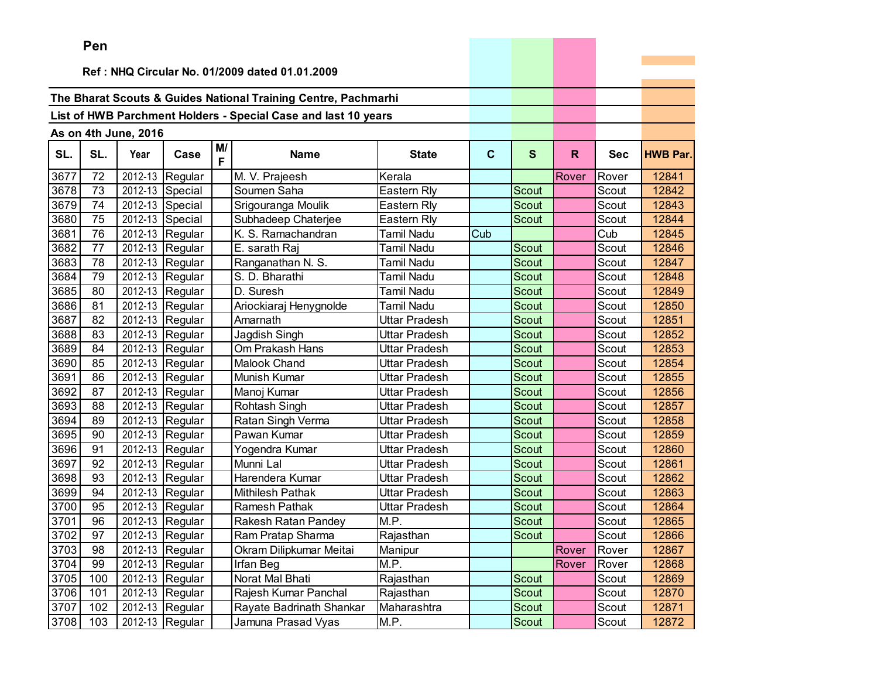**Pen**

**Ref : NHQ Circular No. 01/2009 dated 01.01.2009**

**The Bharat Scouts & Guides National Training Centre, Pachmarhi**

**List of HWB Parchment Holders - Special Case and last 10 years**

**As on 4th June, 2016**

| SL. | SL. | Year | Case | M/F | Name | State | C | S | R | Sec | HWB Par. |
|---|---|---|---|---|---|---|---|---|---|---|---|
| 3677 | 72 | 2012-13 | Regular | | M. V. Prajeesh | Kerala | | | Rover | Rover | 12841 |
| 3678 | 73 | 2012-13 | Special | | Soumen Saha | Eastern Rly | | Scout | | Scout | 12842 |
| 3679 | 74 | 2012-13 | Special | | Srigouranga Moulik | Eastern Rly | | Scout | | Scout | 12843 |
| 3680 | 75 | 2012-13 | Special | | Subhadeep Chaterjee | Eastern Rly | | Scout | | Scout | 12844 |
| 3681 | 76 | 2012-13 | Regular | | K. S. Ramachandran | Tamil Nadu | Cub | | | Cub | 12845 |
| 3682 | 77 | 2012-13 | Regular | | E. sarath Raj | Tamil Nadu | | Scout | | Scout | 12846 |
| 3683 | 78 | 2012-13 | Regular | | Ranganathan N. S. | Tamil Nadu | | Scout | | Scout | 12847 |
| 3684 | 79 | 2012-13 | Regular | | S. D. Bharathi | Tamil Nadu | | Scout | | Scout | 12848 |
| 3685 | 80 | 2012-13 | Regular | | D. Suresh | Tamil Nadu | | Scout | | Scout | 12849 |
| 3686 | 81 | 2012-13 | Regular | | Ariockiaraj Henygnolde | Tamil Nadu | | Scout | | Scout | 12850 |
| 3687 | 82 | 2012-13 | Regular | | Amarnath | Uttar Pradesh | | Scout | | Scout | 12851 |
| 3688 | 83 | 2012-13 | Regular | | Jagdish Singh | Uttar Pradesh | | Scout | | Scout | 12852 |
| 3689 | 84 | 2012-13 | Regular | | Om Prakash Hans | Uttar Pradesh | | Scout | | Scout | 12853 |
| 3690 | 85 | 2012-13 | Regular | | Malook Chand | Uttar Pradesh | | Scout | | Scout | 12854 |
| 3691 | 86 | 2012-13 | Regular | | Munish Kumar | Uttar Pradesh | | Scout | | Scout | 12855 |
| 3692 | 87 | 2012-13 | Regular | | Manoj Kumar | Uttar Pradesh | | Scout | | Scout | 12856 |
| 3693 | 88 | 2012-13 | Regular | | Rohtash Singh | Uttar Pradesh | | Scout | | Scout | 12857 |
| 3694 | 89 | 2012-13 | Regular | | Ratan Singh Verma | Uttar Pradesh | | Scout | | Scout | 12858 |
| 3695 | 90 | 2012-13 | Regular | | Pawan Kumar | Uttar Pradesh | | Scout | | Scout | 12859 |
| 3696 | 91 | 2012-13 | Regular | | Yogendra Kumar | Uttar Pradesh | | Scout | | Scout | 12860 |
| 3697 | 92 | 2012-13 | Regular | | Munni Lal | Uttar Pradesh | | Scout | | Scout | 12861 |
| 3698 | 93 | 2012-13 | Regular | | Harendera Kumar | Uttar Pradesh | | Scout | | Scout | 12862 |
| 3699 | 94 | 2012-13 | Regular | | Mithilesh Pathak | Uttar Pradesh | | Scout | | Scout | 12863 |
| 3700 | 95 | 2012-13 | Regular | | Ramesh Pathak | Uttar Pradesh | | Scout | | Scout | 12864 |
| 3701 | 96 | 2012-13 | Regular | | Rakesh Ratan Pandey | M.P. | | Scout | | Scout | 12865 |
| 3702 | 97 | 2012-13 | Regular | | Ram Pratap Sharma | Rajasthan | | Scout | | Scout | 12866 |
| 3703 | 98 | 2012-13 | Regular | | Okram Dilipkumar Meitai | Manipur | | | Rover | Rover | 12867 |
| 3704 | 99 | 2012-13 | Regular | | Irfan Beg | M.P. | | | Rover | Rover | 12868 |
| 3705 | 100 | 2012-13 | Regular | | Norat Mal Bhati | Rajasthan | | Scout | | Scout | 12869 |
| 3706 | 101 | 2012-13 | Regular | | Rajesh Kumar Panchal | Rajasthan | | Scout | | Scout | 12870 |
| 3707 | 102 | 2012-13 | Regular | | Rayate Badrinath Shankar | Maharashtra | | Scout | | Scout | 12871 |
| 3708 | 103 | 2012-13 | Regular | | Jamuna Prasad Vyas | M.P. | | Scout | | Scout | 12872 |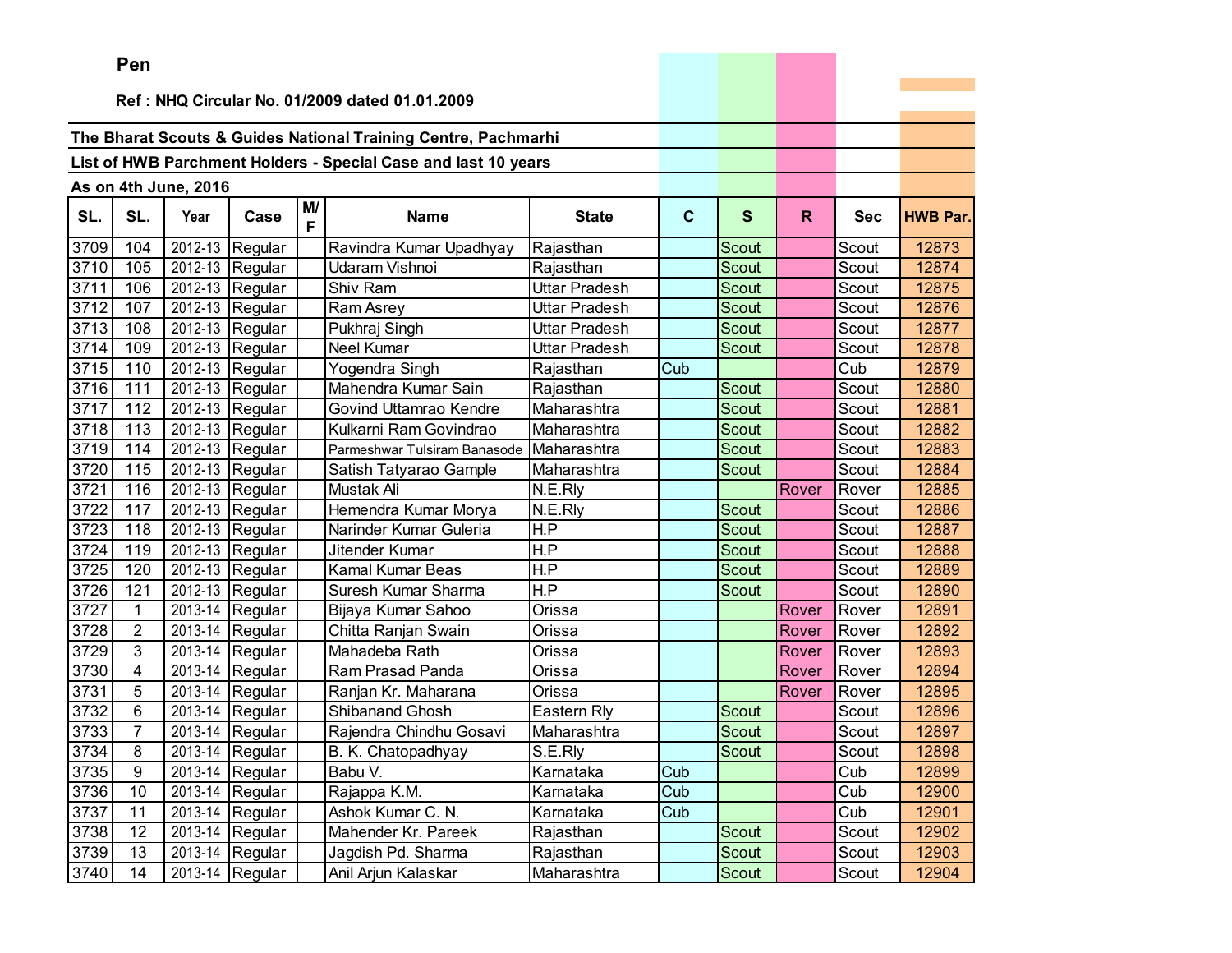**Pen**

**Ref : NHQ Circular No. 01/2009 dated 01.01.2009**

**The Bharat Scouts & Guides National Training Centre, Pachmarhi**

**List of HWB Parchment Holders - Special Case and last 10 years**

**As on 4th June, 2016**

| SL. | SL. | Year | Case | M/F | Name | State | C | S | R | Sec | HWB Par. |
|---|---|---|---|---|---|---|---|---|---|---|---|
| 3709 | 104 | 2012-13 | Regular | | Ravindra Kumar Upadhyay | Rajasthan | | Scout | | Scout | 12873 |
| 3710 | 105 | 2012-13 | Regular | | Udaram Vishnoi | Rajasthan | | Scout | | Scout | 12874 |
| 3711 | 106 | 2012-13 | Regular | | Shiv Ram | Uttar Pradesh | | Scout | | Scout | 12875 |
| 3712 | 107 | 2012-13 | Regular | | Ram Asrey | Uttar Pradesh | | Scout | | Scout | 12876 |
| 3713 | 108 | 2012-13 | Regular | | Pukhraj Singh | Uttar Pradesh | | Scout | | Scout | 12877 |
| 3714 | 109 | 2012-13 | Regular | | Neel Kumar | Uttar Pradesh | | Scout | | Scout | 12878 |
| 3715 | 110 | 2012-13 | Regular | | Yogendra Singh | Rajasthan | Cub | | | Cub | 12879 |
| 3716 | 111 | 2012-13 | Regular | | Mahendra Kumar Sain | Rajasthan | | Scout | | Scout | 12880 |
| 3717 | 112 | 2012-13 | Regular | | Govind Uttamrao Kendre | Maharashtra | | Scout | | Scout | 12881 |
| 3718 | 113 | 2012-13 | Regular | | Kulkarni Ram Govindrao | Maharashtra | | Scout | | Scout | 12882 |
| 3719 | 114 | 2012-13 | Regular | | Parmeshwar Tulsiram Banasode | Maharashtra | | Scout | | Scout | 12883 |
| 3720 | 115 | 2012-13 | Regular | | Satish Tatyarao Gample | Maharashtra | | Scout | | Scout | 12884 |
| 3721 | 116 | 2012-13 | Regular | | Mustak Ali | N.E.Rly | | | Rover | Rover | 12885 |
| 3722 | 117 | 2012-13 | Regular | | Hemendra Kumar Morya | N.E.Rly | | Scout | | Scout | 12886 |
| 3723 | 118 | 2012-13 | Regular | | Narinder Kumar Guleria | H.P | | Scout | | Scout | 12887 |
| 3724 | 119 | 2012-13 | Regular | | Jitender Kumar | H.P | | Scout | | Scout | 12888 |
| 3725 | 120 | 2012-13 | Regular | | Kamal Kumar Beas | H.P | | Scout | | Scout | 12889 |
| 3726 | 121 | 2012-13 | Regular | | Suresh Kumar Sharma | H.P | | Scout | | Scout | 12890 |
| 3727 | 1 | 2013-14 | Regular | | Bijaya Kumar Sahoo | Orissa | | | Rover | Rover | 12891 |
| 3728 | 2 | 2013-14 | Regular | | Chitta Ranjan Swain | Orissa | | | Rover | Rover | 12892 |
| 3729 | 3 | 2013-14 | Regular | | Mahadeba Rath | Orissa | | | Rover | Rover | 12893 |
| 3730 | 4 | 2013-14 | Regular | | Ram Prasad Panda | Orissa | | | Rover | Rover | 12894 |
| 3731 | 5 | 2013-14 | Regular | | Ranjan Kr. Maharana | Orissa | | | Rover | Rover | 12895 |
| 3732 | 6 | 2013-14 | Regular | | Shibanand Ghosh | Eastern Rly | | Scout | | Scout | 12896 |
| 3733 | 7 | 2013-14 | Regular | | Rajendra Chindhu Gosavi | Maharashtra | | Scout | | Scout | 12897 |
| 3734 | 8 | 2013-14 | Regular | | B. K. Chatopadhyay | S.E.Rly | | Scout | | Scout | 12898 |
| 3735 | 9 | 2013-14 | Regular | | Babu V. | Karnataka | Cub | | | Cub | 12899 |
| 3736 | 10 | 2013-14 | Regular | | Rajappa K.M. | Karnataka | Cub | | | Cub | 12900 |
| 3737 | 11 | 2013-14 | Regular | | Ashok Kumar C. N. | Karnataka | Cub | | | Cub | 12901 |
| 3738 | 12 | 2013-14 | Regular | | Mahender Kr. Pareek | Rajasthan | | Scout | | Scout | 12902 |
| 3739 | 13 | 2013-14 | Regular | | Jagdish Pd. Sharma | Rajasthan | | Scout | | Scout | 12903 |
| 3740 | 14 | 2013-14 | Regular | | Anil Arjun Kalaskar | Maharashtra | | Scout | | Scout | 12904 |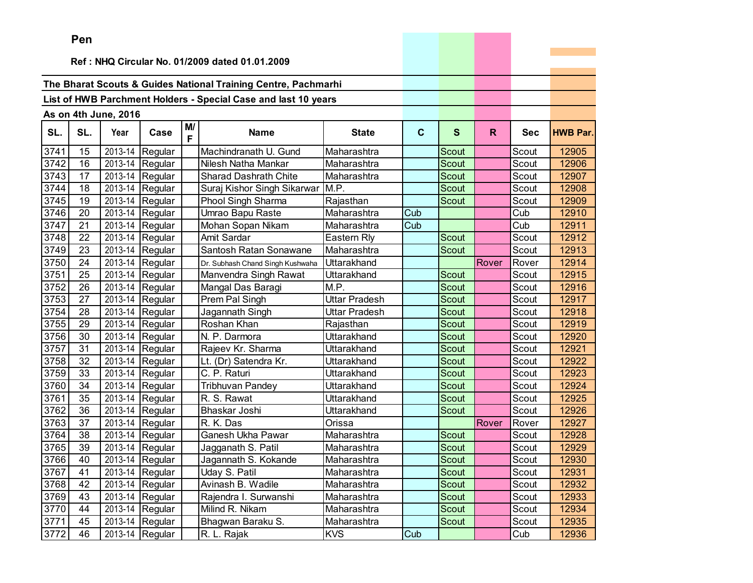**Pen**

**Ref : NHQ Circular No. 01/2009 dated 01.01.2009**

**The Bharat Scouts & Guides National Training Centre, Pachmarhi**

**List of HWB Parchment Holders - Special Case and last 10 years**

**As on 4th June, 2016**

| SL. | SL. | Year | Case | M/F | Name | State | C | S | R | Sec | HWB Par. |
|---|---|---|---|---|---|---|---|---|---|---|---|
| 3741 | 15 | 2013-14 | Regular | | Machindranath U. Gund | Maharashtra | | Scout | | Scout | 12905 |
| 3742 | 16 | 2013-14 | Regular | | Nilesh Natha Mankar | Maharashtra | | Scout | | Scout | 12906 |
| 3743 | 17 | 2013-14 | Regular | | Sharad Dashrath Chite | Maharashtra | | Scout | | Scout | 12907 |
| 3744 | 18 | 2013-14 | Regular | | Suraj Kishor Singh Sikarwar | M.P. | | Scout | | Scout | 12908 |
| 3745 | 19 | 2013-14 | Regular | | Phool Singh Sharma | Rajasthan | | Scout | | Scout | 12909 |
| 3746 | 20 | 2013-14 | Regular | | Umrao Bapu Raste | Maharashtra | Cub | | | Cub | 12910 |
| 3747 | 21 | 2013-14 | Regular | | Mohan Sopan Nikam | Maharashtra | Cub | | | Cub | 12911 |
| 3748 | 22 | 2013-14 | Regular | | Amit Sardar | Eastern Rly | | Scout | | Scout | 12912 |
| 3749 | 23 | 2013-14 | Regular | | Santosh Ratan Sonawane | Maharashtra | | Scout | | Scout | 12913 |
| 3750 | 24 | 2013-14 | Regular | | Dr. Subhash Chand Singh Kushwaha | Uttarakhand | | | Rover | Rover | 12914 |
| 3751 | 25 | 2013-14 | Regular | | Manvendra Singh Rawat | Uttarakhand | | Scout | | Scout | 12915 |
| 3752 | 26 | 2013-14 | Regular | | Mangal Das Baragi | M.P. | | Scout | | Scout | 12916 |
| 3753 | 27 | 2013-14 | Regular | | Prem Pal Singh | Uttar Pradesh | | Scout | | Scout | 12917 |
| 3754 | 28 | 2013-14 | Regular | | Jagannath Singh | Uttar Pradesh | | Scout | | Scout | 12918 |
| 3755 | 29 | 2013-14 | Regular | | Roshan Khan | Rajasthan | | Scout | | Scout | 12919 |
| 3756 | 30 | 2013-14 | Regular | | N. P. Darmora | Uttarakhand | | Scout | | Scout | 12920 |
| 3757 | 31 | 2013-14 | Regular | | Rajeev Kr. Sharma | Uttarakhand | | Scout | | Scout | 12921 |
| 3758 | 32 | 2013-14 | Regular | | Lt. (Dr) Satendra Kr. | Uttarakhand | | Scout | | Scout | 12922 |
| 3759 | 33 | 2013-14 | Regular | | C. P. Raturi | Uttarakhand | | Scout | | Scout | 12923 |
| 3760 | 34 | 2013-14 | Regular | | Tribhuvan Pandey | Uttarakhand | | Scout | | Scout | 12924 |
| 3761 | 35 | 2013-14 | Regular | | R. S. Rawat | Uttarakhand | | Scout | | Scout | 12925 |
| 3762 | 36 | 2013-14 | Regular | | Bhaskar Joshi | Uttarakhand | | Scout | | Scout | 12926 |
| 3763 | 37 | 2013-14 | Regular | | R. K. Das | Orissa | | | Rover | Rover | 12927 |
| 3764 | 38 | 2013-14 | Regular | | Ganesh Ukha Pawar | Maharashtra | | Scout | | Scout | 12928 |
| 3765 | 39 | 2013-14 | Regular | | Jagganath S. Patil | Maharashtra | | Scout | | Scout | 12929 |
| 3766 | 40 | 2013-14 | Regular | | Jagannath S. Kokande | Maharashtra | | Scout | | Scout | 12930 |
| 3767 | 41 | 2013-14 | Regular | | Uday S. Patil | Maharashtra | | Scout | | Scout | 12931 |
| 3768 | 42 | 2013-14 | Regular | | Avinash B. Wadile | Maharashtra | | Scout | | Scout | 12932 |
| 3769 | 43 | 2013-14 | Regular | | Rajendra I. Surwanshi | Maharashtra | | Scout | | Scout | 12933 |
| 3770 | 44 | 2013-14 | Regular | | Milind R. Nikam | Maharashtra | | Scout | | Scout | 12934 |
| 3771 | 45 | 2013-14 | Regular | | Bhagwan Baraku S. | Maharashtra | | Scout | | Scout | 12935 |
| 3772 | 46 | 2013-14 | Regular | | R. L. Rajak | KVS | Cub | | | Cub | 12936 |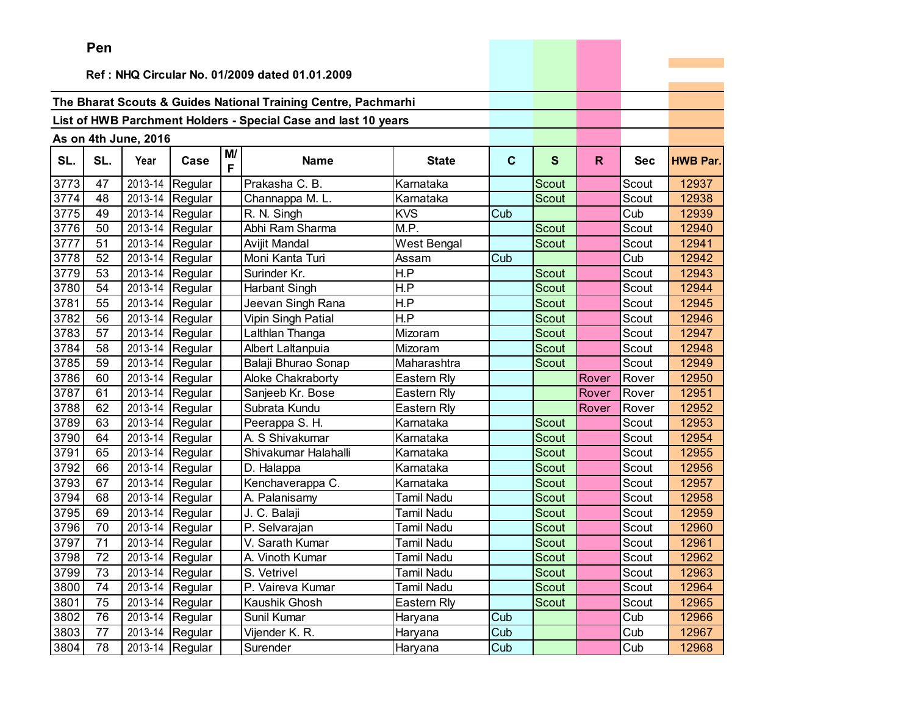**Pen**

**Ref : NHQ Circular No. 01/2009 dated 01.01.2009**

**The Bharat Scouts & Guides National Training Centre, Pachmarhi**

**List of HWB Parchment Holders - Special Case and last 10 years**

**As on 4th June, 2016**

| SL. | SL. | Year | Case | M/F | Name | State | C | S | R | Sec | HWB Par. |
|---|---|---|---|---|---|---|---|---|---|---|---|
| 3773 | 47 | 2013-14 | Regular | | Prakasha C. B. | Karnataka | | Scout | | Scout | 12937 |
| 3774 | 48 | 2013-14 | Regular | | Channappa M. L. | Karnataka | | Scout | | Scout | 12938 |
| 3775 | 49 | 2013-14 | Regular | | R. N. Singh | KVS | Cub | | | Cub | 12939 |
| 3776 | 50 | 2013-14 | Regular | | Abhi Ram Sharma | M.P. | | Scout | | Scout | 12940 |
| 3777 | 51 | 2013-14 | Regular | | Avijit Mandal | West Bengal | | Scout | | Scout | 12941 |
| 3778 | 52 | 2013-14 | Regular | | Moni Kanta Turi | Assam | Cub | | | Cub | 12942 |
| 3779 | 53 | 2013-14 | Regular | | Surinder Kr. | H.P | | Scout | | Scout | 12943 |
| 3780 | 54 | 2013-14 | Regular | | Harbant Singh | H.P | | Scout | | Scout | 12944 |
| 3781 | 55 | 2013-14 | Regular | | Jeevan Singh Rana | H.P | | Scout | | Scout | 12945 |
| 3782 | 56 | 2013-14 | Regular | | Vipin Singh Patial | H.P | | Scout | | Scout | 12946 |
| 3783 | 57 | 2013-14 | Regular | | Lalthlan Thanga | Mizoram | | Scout | | Scout | 12947 |
| 3784 | 58 | 2013-14 | Regular | | Albert Laltanpuia | Mizoram | | Scout | | Scout | 12948 |
| 3785 | 59 | 2013-14 | Regular | | Balaji Bhurao Sonap | Maharashtra | | Scout | | Scout | 12949 |
| 3786 | 60 | 2013-14 | Regular | | Aloke Chakraborty | Eastern Rly | | | Rover | Rover | 12950 |
| 3787 | 61 | 2013-14 | Regular | | Sanjeeb Kr. Bose | Eastern Rly | | | Rover | Rover | 12951 |
| 3788 | 62 | 2013-14 | Regular | | Subrata Kundu | Eastern Rly | | | Rover | Rover | 12952 |
| 3789 | 63 | 2013-14 | Regular | | Peerappa S. H. | Karnataka | | Scout | | Scout | 12953 |
| 3790 | 64 | 2013-14 | Regular | | A. S Shivakumar | Karnataka | | Scout | | Scout | 12954 |
| 3791 | 65 | 2013-14 | Regular | | Shivakumar Halahalli | Karnataka | | Scout | | Scout | 12955 |
| 3792 | 66 | 2013-14 | Regular | | D. Halappa | Karnataka | | Scout | | Scout | 12956 |
| 3793 | 67 | 2013-14 | Regular | | Kenchaverappa C. | Karnataka | | Scout | | Scout | 12957 |
| 3794 | 68 | 2013-14 | Regular | | A. Palanisamy | Tamil Nadu | | Scout | | Scout | 12958 |
| 3795 | 69 | 2013-14 | Regular | | J. C. Balaji | Tamil Nadu | | Scout | | Scout | 12959 |
| 3796 | 70 | 2013-14 | Regular | | P. Selvarajan | Tamil Nadu | | Scout | | Scout | 12960 |
| 3797 | 71 | 2013-14 | Regular | | V. Sarath Kumar | Tamil Nadu | | Scout | | Scout | 12961 |
| 3798 | 72 | 2013-14 | Regular | | A. Vinoth Kumar | Tamil Nadu | | Scout | | Scout | 12962 |
| 3799 | 73 | 2013-14 | Regular | | S. Vetrivel | Tamil Nadu | | Scout | | Scout | 12963 |
| 3800 | 74 | 2013-14 | Regular | | P. Vaireva Kumar | Tamil Nadu | | Scout | | Scout | 12964 |
| 3801 | 75 | 2013-14 | Regular | | Kaushik Ghosh | Eastern Rly | | Scout | | Scout | 12965 |
| 3802 | 76 | 2013-14 | Regular | | Sunil Kumar | Haryana | Cub | | | Cub | 12966 |
| 3803 | 77 | 2013-14 | Regular | | Vijender K. R. | Haryana | Cub | | | Cub | 12967 |
| 3804 | 78 | 2013-14 | Regular | | Surender | Haryana | Cub | | | Cub | 12968 |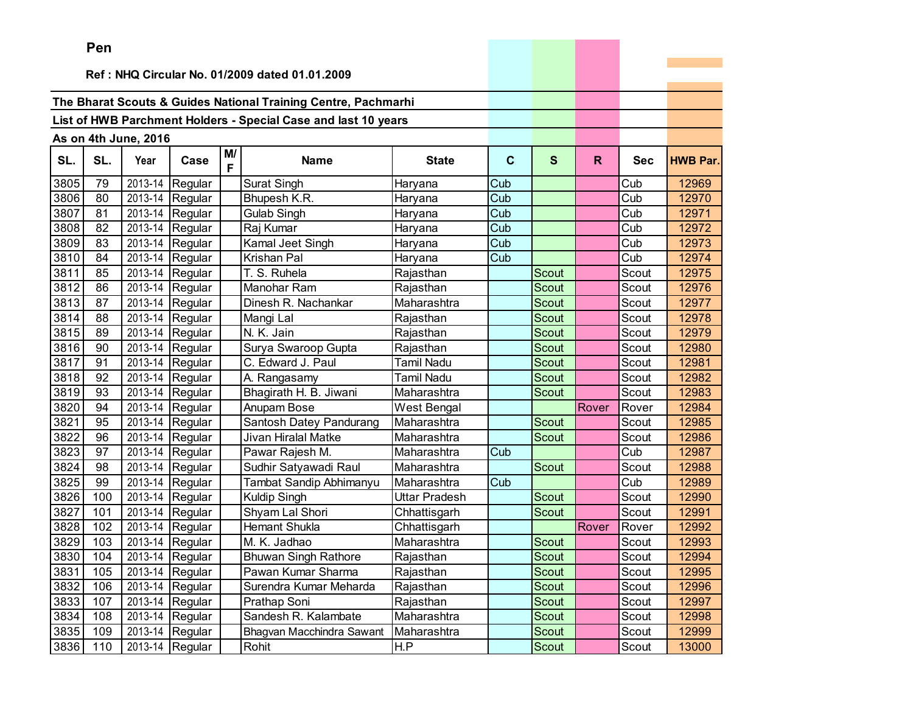**Pen**

**Ref : NHQ Circular No. 01/2009 dated 01.01.2009**

**The Bharat Scouts & Guides National Training Centre, Pachmarhi**

**List of HWB Parchment Holders - Special Case and last 10 years**

**As on 4th June, 2016**

| SL. | SL. | Year | Case | M/F | Name | State | C | S | R | Sec | HWB Par. |
|---|---|---|---|---|---|---|---|---|---|---|---|
| 3805 | 79 | 2013-14 | Regular | | Surat Singh | Haryana | Cub | | | Cub | 12969 |
| 3806 | 80 | 2013-14 | Regular | | Bhupesh K.R. | Haryana | Cub | | | Cub | 12970 |
| 3807 | 81 | 2013-14 | Regular | | Gulab Singh | Haryana | Cub | | | Cub | 12971 |
| 3808 | 82 | 2013-14 | Regular | | Raj Kumar | Haryana | Cub | | | Cub | 12972 |
| 3809 | 83 | 2013-14 | Regular | | Kamal Jeet Singh | Haryana | Cub | | | Cub | 12973 |
| 3810 | 84 | 2013-14 | Regular | | Krishan Pal | Haryana | Cub | | | Cub | 12974 |
| 3811 | 85 | 2013-14 | Regular | | T. S. Ruhela | Rajasthan | | Scout | | Scout | 12975 |
| 3812 | 86 | 2013-14 | Regular | | Manohar Ram | Rajasthan | | Scout | | Scout | 12976 |
| 3813 | 87 | 2013-14 | Regular | | Dinesh R. Nachankar | Maharashtra | | Scout | | Scout | 12977 |
| 3814 | 88 | 2013-14 | Regular | | Mangi Lal | Rajasthan | | Scout | | Scout | 12978 |
| 3815 | 89 | 2013-14 | Regular | | N. K. Jain | Rajasthan | | Scout | | Scout | 12979 |
| 3816 | 90 | 2013-14 | Regular | | Surya Swaroop Gupta | Rajasthan | | Scout | | Scout | 12980 |
| 3817 | 91 | 2013-14 | Regular | | C. Edward J. Paul | Tamil Nadu | | Scout | | Scout | 12981 |
| 3818 | 92 | 2013-14 | Regular | | A. Rangasamy | Tamil Nadu | | Scout | | Scout | 12982 |
| 3819 | 93 | 2013-14 | Regular | | Bhagirath H. B. Jiwani | Maharashtra | | Scout | | Scout | 12983 |
| 3820 | 94 | 2013-14 | Regular | | Anupam Bose | West Bengal | | | Rover | Rover | 12984 |
| 3821 | 95 | 2013-14 | Regular | | Santosh Datey Pandurang | Maharashtra | | Scout | | Scout | 12985 |
| 3822 | 96 | 2013-14 | Regular | | Jivan Hiralal Matke | Maharashtra | | Scout | | Scout | 12986 |
| 3823 | 97 | 2013-14 | Regular | | Pawar Rajesh M. | Maharashtra | Cub | | | Cub | 12987 |
| 3824 | 98 | 2013-14 | Regular | | Sudhir Satyawadi Raul | Maharashtra | | Scout | | Scout | 12988 |
| 3825 | 99 | 2013-14 | Regular | | Tambat Sandip Abhimanyu | Maharashtra | Cub | | | Cub | 12989 |
| 3826 | 100 | 2013-14 | Regular | | Kuldip Singh | Uttar Pradesh | | Scout | | Scout | 12990 |
| 3827 | 101 | 2013-14 | Regular | | Shyam Lal Shori | Chhattisgarh | | Scout | | Scout | 12991 |
| 3828 | 102 | 2013-14 | Regular | | Hemant Shukla | Chhattisgarh | | | Rover | Rover | 12992 |
| 3829 | 103 | 2013-14 | Regular | | M. K. Jadhao | Maharashtra | | Scout | | Scout | 12993 |
| 3830 | 104 | 2013-14 | Regular | | Bhuwan Singh Rathore | Rajasthan | | Scout | | Scout | 12994 |
| 3831 | 105 | 2013-14 | Regular | | Pawan Kumar Sharma | Rajasthan | | Scout | | Scout | 12995 |
| 3832 | 106 | 2013-14 | Regular | | Surendra Kumar Meharda | Rajasthan | | Scout | | Scout | 12996 |
| 3833 | 107 | 2013-14 | Regular | | Prathap Soni | Rajasthan | | Scout | | Scout | 12997 |
| 3834 | 108 | 2013-14 | Regular | | Sandesh R. Kalambate | Maharashtra | | Scout | | Scout | 12998 |
| 3835 | 109 | 2013-14 | Regular | | Bhagvan Macchindra Sawant | Maharashtra | | Scout | | Scout | 12999 |
| 3836 | 110 | 2013-14 | Regular | | Rohit | H.P | | Scout | | Scout | 13000 |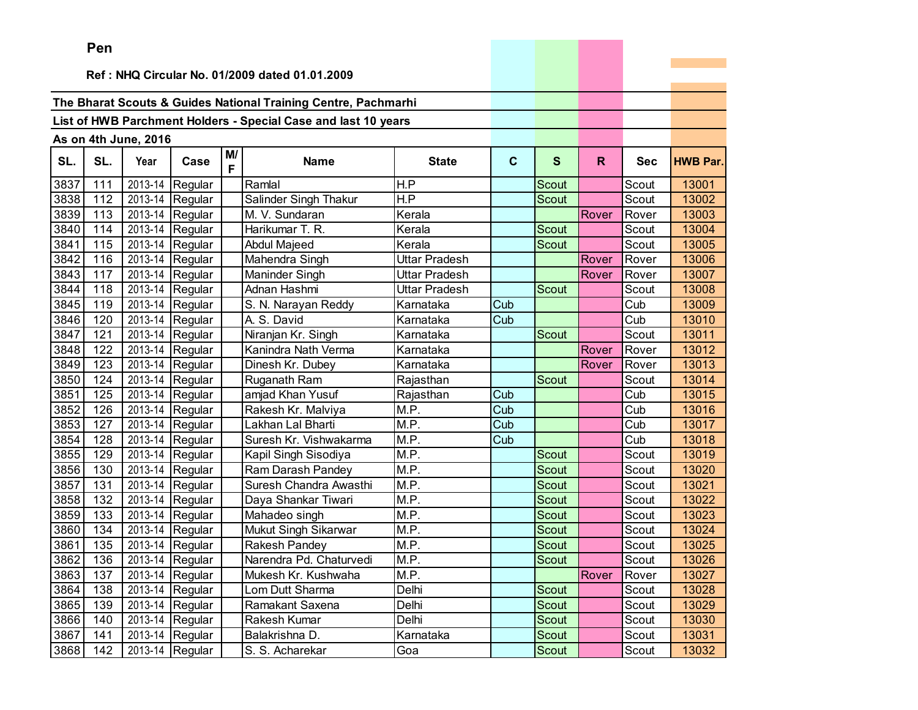**Pen**

**Ref : NHQ Circular No. 01/2009 dated 01.01.2009**

**The Bharat Scouts & Guides National Training Centre, Pachmarhi**

**List of HWB Parchment Holders - Special Case and last 10 years**

**As on 4th June, 2016**

| SL. | SL. | Year | Case | M/F | Name | State | C | S | R | Sec | HWB Par. |
|---|---|---|---|---|---|---|---|---|---|---|---|
| 3837 | 111 | 2013-14 | Regular | | Ramlal | H.P | | Scout | | Scout | 13001 |
| 3838 | 112 | 2013-14 | Regular | | Salinder Singh Thakur | H.P | | Scout | | Scout | 13002 |
| 3839 | 113 | 2013-14 | Regular | | M. V. Sundaran | Kerala | | | Rover | Rover | 13003 |
| 3840 | 114 | 2013-14 | Regular | | Harikumar T. R. | Kerala | | Scout | | Scout | 13004 |
| 3841 | 115 | 2013-14 | Regular | | Abdul Majeed | Kerala | | Scout | | Scout | 13005 |
| 3842 | 116 | 2013-14 | Regular | | Mahendra Singh | Uttar Pradesh | | | Rover | Rover | 13006 |
| 3843 | 117 | 2013-14 | Regular | | Maninder Singh | Uttar Pradesh | | | Rover | Rover | 13007 |
| 3844 | 118 | 2013-14 | Regular | | Adnan Hashmi | Uttar Pradesh | | Scout | | Scout | 13008 |
| 3845 | 119 | 2013-14 | Regular | | S. N. Narayan Reddy | Karnataka | Cub | | | Cub | 13009 |
| 3846 | 120 | 2013-14 | Regular | | A. S. David | Karnataka | Cub | | | Cub | 13010 |
| 3847 | 121 | 2013-14 | Regular | | Niranjan Kr. Singh | Karnataka | | Scout | | Scout | 13011 |
| 3848 | 122 | 2013-14 | Regular | | Kanindra Nath Verma | Karnataka | | | Rover | Rover | 13012 |
| 3849 | 123 | 2013-14 | Regular | | Dinesh Kr. Dubey | Karnataka | | | Rover | Rover | 13013 |
| 3850 | 124 | 2013-14 | Regular | | Ruganath Ram | Rajasthan | | Scout | | Scout | 13014 |
| 3851 | 125 | 2013-14 | Regular | | amjad Khan Yusuf | Rajasthan | Cub | | | Cub | 13015 |
| 3852 | 126 | 2013-14 | Regular | | Rakesh Kr. Malviya | M.P. | Cub | | | Cub | 13016 |
| 3853 | 127 | 2013-14 | Regular | | Lakhan Lal Bharti | M.P. | Cub | | | Cub | 13017 |
| 3854 | 128 | 2013-14 | Regular | | Suresh Kr. Vishwakarma | M.P. | Cub | | | Cub | 13018 |
| 3855 | 129 | 2013-14 | Regular | | Kapil Singh Sisodiya | M.P. | | Scout | | Scout | 13019 |
| 3856 | 130 | 2013-14 | Regular | | Ram Darash Pandey | M.P. | | Scout | | Scout | 13020 |
| 3857 | 131 | 2013-14 | Regular | | Suresh Chandra Awasthi | M.P. | | Scout | | Scout | 13021 |
| 3858 | 132 | 2013-14 | Regular | | Daya Shankar Tiwari | M.P. | | Scout | | Scout | 13022 |
| 3859 | 133 | 2013-14 | Regular | | Mahadeo singh | M.P. | | Scout | | Scout | 13023 |
| 3860 | 134 | 2013-14 | Regular | | Mukut Singh Sikarwar | M.P. | | Scout | | Scout | 13024 |
| 3861 | 135 | 2013-14 | Regular | | Rakesh Pandey | M.P. | | Scout | | Scout | 13025 |
| 3862 | 136 | 2013-14 | Regular | | Narendra Pd. Chaturvedi | M.P. | | Scout | | Scout | 13026 |
| 3863 | 137 | 2013-14 | Regular | | Mukesh Kr. Kushwaha | M.P. | | | Rover | Rover | 13027 |
| 3864 | 138 | 2013-14 | Regular | | Lom Dutt Sharma | Delhi | | Scout | | Scout | 13028 |
| 3865 | 139 | 2013-14 | Regular | | Ramakant Saxena | Delhi | | Scout | | Scout | 13029 |
| 3866 | 140 | 2013-14 | Regular | | Rakesh Kumar | Delhi | | Scout | | Scout | 13030 |
| 3867 | 141 | 2013-14 | Regular | | Balakrishna D. | Karnataka | | Scout | | Scout | 13031 |
| 3868 | 142 | 2013-14 | Regular | | S. S. Acharekar | Goa | | Scout | | Scout | 13032 |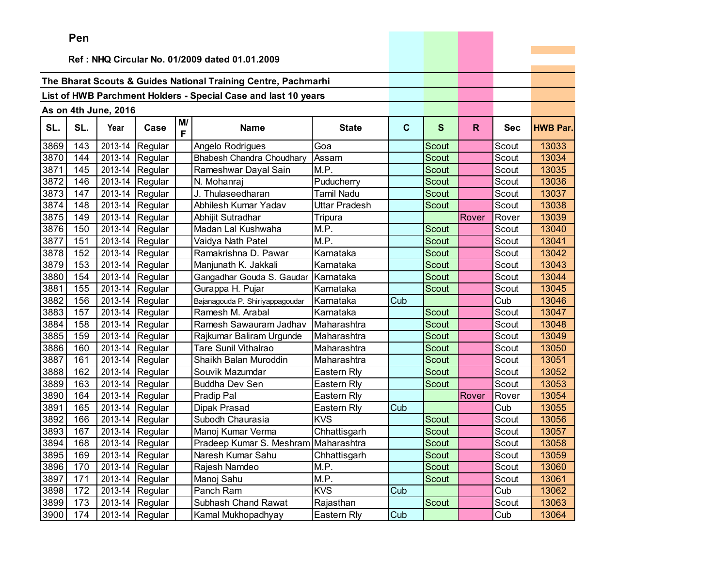**Pen**

**Ref : NHQ Circular No. 01/2009 dated 01.01.2009**

**The Bharat Scouts & Guides National Training Centre, Pachmarhi**

**List of HWB Parchment Holders - Special Case and last 10 years**

**As on 4th June, 2016**

| SL. | SL. | Year | Case | M/F | Name | State | C | S | R | Sec | HWB Par. |
|---|---|---|---|---|---|---|---|---|---|---|---|
| 3869 | 143 | 2013-14 | Regular | | Angelo Rodrigues | Goa | | Scout | | Scout | 13033 |
| 3870 | 144 | 2013-14 | Regular | | Bhabesh Chandra Choudhary | Assam | | Scout | | Scout | 13034 |
| 3871 | 145 | 2013-14 | Regular | | Rameshwar Dayal Sain | M.P. | | Scout | | Scout | 13035 |
| 3872 | 146 | 2013-14 | Regular | | N. Mohanraj | Puducherry | | Scout | | Scout | 13036 |
| 3873 | 147 | 2013-14 | Regular | | J. Thulaseedharan | Tamil Nadu | | Scout | | Scout | 13037 |
| 3874 | 148 | 2013-14 | Regular | | Abhilesh Kumar Yadav | Uttar Pradesh | | Scout | | Scout | 13038 |
| 3875 | 149 | 2013-14 | Regular | | Abhijit Sutradhar | Tripura | | | Rover | Rover | 13039 |
| 3876 | 150 | 2013-14 | Regular | | Madan Lal Kushwaha | M.P. | | Scout | | Scout | 13040 |
| 3877 | 151 | 2013-14 | Regular | | Vaidya Nath Patel | M.P. | | Scout | | Scout | 13041 |
| 3878 | 152 | 2013-14 | Regular | | Ramakrishna D. Pawar | Karnataka | | Scout | | Scout | 13042 |
| 3879 | 153 | 2013-14 | Regular | | Manjunath K. Jakkali | Karnataka | | Scout | | Scout | 13043 |
| 3880 | 154 | 2013-14 | Regular | | Gangadhar Gouda S. Gaudar | Karnataka | | Scout | | Scout | 13044 |
| 3881 | 155 | 2013-14 | Regular | | Gurappa H. Pujar | Karnataka | | Scout | | Scout | 13045 |
| 3882 | 156 | 2013-14 | Regular | | Bajanagouda P. Shiriyappagoudar | Karnataka | Cub | | | Cub | 13046 |
| 3883 | 157 | 2013-14 | Regular | | Ramesh M. Arabal | Karnataka | | Scout | | Scout | 13047 |
| 3884 | 158 | 2013-14 | Regular | | Ramesh Sawauram Jadhav | Maharashtra | | Scout | | Scout | 13048 |
| 3885 | 159 | 2013-14 | Regular | | Rajkumar Baliram Urgunde | Maharashtra | | Scout | | Scout | 13049 |
| 3886 | 160 | 2013-14 | Regular | | Tare Sunil Vithalrao | Maharashtra | | Scout | | Scout | 13050 |
| 3887 | 161 | 2013-14 | Regular | | Shaikh Balan Muroddin | Maharashtra | | Scout | | Scout | 13051 |
| 3888 | 162 | 2013-14 | Regular | | Souvik Mazumdar | Eastern Rly | | Scout | | Scout | 13052 |
| 3889 | 163 | 2013-14 | Regular | | Buddha Dev Sen | Eastern Rly | | Scout | | Scout | 13053 |
| 3890 | 164 | 2013-14 | Regular | | Pradip Pal | Eastern Rly | | | Rover | Rover | 13054 |
| 3891 | 165 | 2013-14 | Regular | | Dipak Prasad | Eastern Rly | Cub | | | Cub | 13055 |
| 3892 | 166 | 2013-14 | Regular | | Subodh Chaurasia | KVS | | Scout | | Scout | 13056 |
| 3893 | 167 | 2013-14 | Regular | | Manoj Kumar Verma | Chhattisgarh | | Scout | | Scout | 13057 |
| 3894 | 168 | 2013-14 | Regular | | Pradeep Kumar S. Meshram | Maharashtra | | Scout | | Scout | 13058 |
| 3895 | 169 | 2013-14 | Regular | | Naresh Kumar Sahu | Chhattisgarh | | Scout | | Scout | 13059 |
| 3896 | 170 | 2013-14 | Regular | | Rajesh Namdeo | M.P. | | Scout | | Scout | 13060 |
| 3897 | 171 | 2013-14 | Regular | | Manoj Sahu | M.P. | | Scout | | Scout | 13061 |
| 3898 | 172 | 2013-14 | Regular | | Panch Ram | KVS | Cub | | | Cub | 13062 |
| 3899 | 173 | 2013-14 | Regular | | Subhash Chand Rawat | Rajasthan | | Scout | | Scout | 13063 |
| 3900 | 174 | 2013-14 | Regular | | Kamal Mukhopadhyay | Eastern Rly | Cub | | | Cub | 13064 |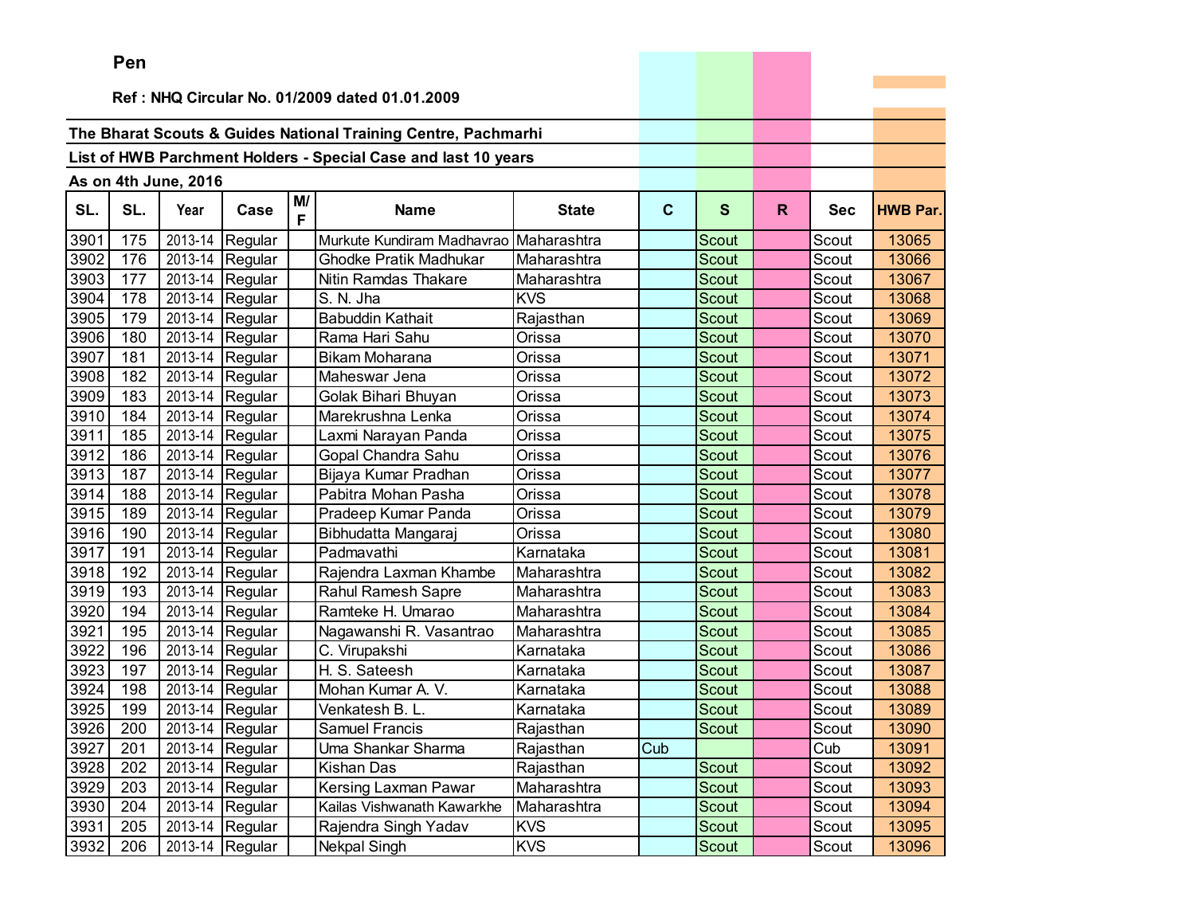**Pen**

**Ref : NHQ Circular No. 01/2009 dated 01.01.2009**

**The Bharat Scouts & Guides National Training Centre, Pachmarhi**

**List of HWB Parchment Holders - Special Case and last 10 years**

**As on 4th June, 2016**

| SL. | SL. | Year | Case | M/F | Name | State | C | S | R | Sec | HWB Par. |
|---|---|---|---|---|---|---|---|---|---|---|---|
| 3901 | 175 | 2013-14 | Regular | | Murkute Kundiram Madhavrao | Maharashtra | | Scout | | Scout | 13065 |
| 3902 | 176 | 2013-14 | Regular | | Ghodke Pratik Madhukar | Maharashtra | | Scout | | Scout | 13066 |
| 3903 | 177 | 2013-14 | Regular | | Nitin Ramdas Thakare | Maharashtra | | Scout | | Scout | 13067 |
| 3904 | 178 | 2013-14 | Regular | | S. N. Jha | KVS | | Scout | | Scout | 13068 |
| 3905 | 179 | 2013-14 | Regular | | Babuddin Kathait | Rajasthan | | Scout | | Scout | 13069 |
| 3906 | 180 | 2013-14 | Regular | | Rama Hari Sahu | Orissa | | Scout | | Scout | 13070 |
| 3907 | 181 | 2013-14 | Regular | | Bikam Moharana | Orissa | | Scout | | Scout | 13071 |
| 3908 | 182 | 2013-14 | Regular | | Maheswar Jena | Orissa | | Scout | | Scout | 13072 |
| 3909 | 183 | 2013-14 | Regular | | Golak Bihari Bhuyan | Orissa | | Scout | | Scout | 13073 |
| 3910 | 184 | 2013-14 | Regular | | Marekrushna Lenka | Orissa | | Scout | | Scout | 13074 |
| 3911 | 185 | 2013-14 | Regular | | Laxmi Narayan Panda | Orissa | | Scout | | Scout | 13075 |
| 3912 | 186 | 2013-14 | Regular | | Gopal Chandra Sahu | Orissa | | Scout | | Scout | 13076 |
| 3913 | 187 | 2013-14 | Regular | | Bijaya Kumar Pradhan | Orissa | | Scout | | Scout | 13077 |
| 3914 | 188 | 2013-14 | Regular | | Pabitra Mohan Pasha | Orissa | | Scout | | Scout | 13078 |
| 3915 | 189 | 2013-14 | Regular | | Pradeep Kumar Panda | Orissa | | Scout | | Scout | 13079 |
| 3916 | 190 | 2013-14 | Regular | | Bibhudatta Mangaraj | Orissa | | Scout | | Scout | 13080 |
| 3917 | 191 | 2013-14 | Regular | | Padmavathi | Karnataka | | Scout | | Scout | 13081 |
| 3918 | 192 | 2013-14 | Regular | | Rajendra Laxman Khambe | Maharashtra | | Scout | | Scout | 13082 |
| 3919 | 193 | 2013-14 | Regular | | Rahul Ramesh Sapre | Maharashtra | | Scout | | Scout | 13083 |
| 3920 | 194 | 2013-14 | Regular | | Ramteke H. Umarao | Maharashtra | | Scout | | Scout | 13084 |
| 3921 | 195 | 2013-14 | Regular | | Nagawanshi R. Vasantrao | Maharashtra | | Scout | | Scout | 13085 |
| 3922 | 196 | 2013-14 | Regular | | C. Virupakshi | Karnataka | | Scout | | Scout | 13086 |
| 3923 | 197 | 2013-14 | Regular | | H. S. Sateesh | Karnataka | | Scout | | Scout | 13087 |
| 3924 | 198 | 2013-14 | Regular | | Mohan Kumar A. V. | Karnataka | | Scout | | Scout | 13088 |
| 3925 | 199 | 2013-14 | Regular | | Venkatesh B. L. | Karnataka | | Scout | | Scout | 13089 |
| 3926 | 200 | 2013-14 | Regular | | Samuel Francis | Rajasthan | | Scout | | Scout | 13090 |
| 3927 | 201 | 2013-14 | Regular | | Uma Shankar Sharma | Rajasthan | Cub | | | Cub | 13091 |
| 3928 | 202 | 2013-14 | Regular | | Kishan Das | Rajasthan | | Scout | | Scout | 13092 |
| 3929 | 203 | 2013-14 | Regular | | Kersing Laxman Pawar | Maharashtra | | Scout | | Scout | 13093 |
| 3930 | 204 | 2013-14 | Regular | | Kailas Vishwanath Kawarkhe | Maharashtra | | Scout | | Scout | 13094 |
| 3931 | 205 | 2013-14 | Regular | | Rajendra Singh Yadav | KVS | | Scout | | Scout | 13095 |
| 3932 | 206 | 2013-14 | Regular | | Nekpal Singh | KVS | | Scout | | Scout | 13096 |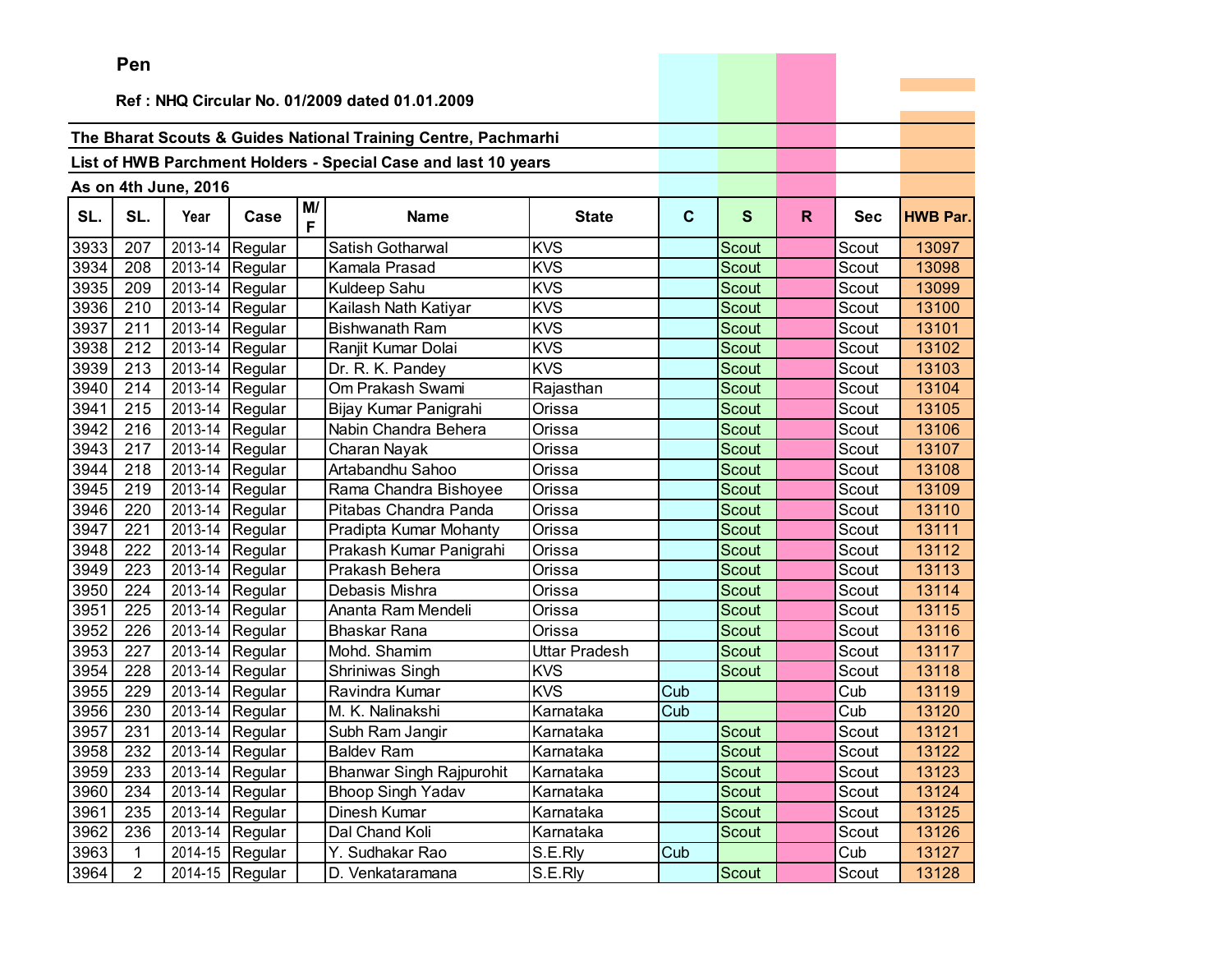**Pen**

**Ref : NHQ Circular No. 01/2009 dated 01.01.2009**

**The Bharat Scouts & Guides National Training Centre, Pachmarhi**

**List of HWB Parchment Holders - Special Case and last 10 years**

**As on 4th June, 2016**

| SL. | SL. | Year | Case | M/F | Name | State | C | S | R | Sec | HWB Par. |
|---|---|---|---|---|---|---|---|---|---|---|---|
| 3933 | 207 | 2013-14 | Regular | | Satish Gotharwal | KVS | | Scout | | Scout | 13097 |
| 3934 | 208 | 2013-14 | Regular | | Kamala Prasad | KVS | | Scout | | Scout | 13098 |
| 3935 | 209 | 2013-14 | Regular | | Kuldeep Sahu | KVS | | Scout | | Scout | 13099 |
| 3936 | 210 | 2013-14 | Regular | | Kailash Nath Katiyar | KVS | | Scout | | Scout | 13100 |
| 3937 | 211 | 2013-14 | Regular | | Bishwanath Ram | KVS | | Scout | | Scout | 13101 |
| 3938 | 212 | 2013-14 | Regular | | Ranjit Kumar Dolai | KVS | | Scout | | Scout | 13102 |
| 3939 | 213 | 2013-14 | Regular | | Dr. R. K. Pandey | KVS | | Scout | | Scout | 13103 |
| 3940 | 214 | 2013-14 | Regular | | Om Prakash Swami | Rajasthan | | Scout | | Scout | 13104 |
| 3941 | 215 | 2013-14 | Regular | | Bijay Kumar Panigrahi | Orissa | | Scout | | Scout | 13105 |
| 3942 | 216 | 2013-14 | Regular | | Nabin Chandra Behera | Orissa | | Scout | | Scout | 13106 |
| 3943 | 217 | 2013-14 | Regular | | Charan Nayak | Orissa | | Scout | | Scout | 13107 |
| 3944 | 218 | 2013-14 | Regular | | Artabandhu Sahoo | Orissa | | Scout | | Scout | 13108 |
| 3945 | 219 | 2013-14 | Regular | | Rama Chandra Bishoyee | Orissa | | Scout | | Scout | 13109 |
| 3946 | 220 | 2013-14 | Regular | | Pitabas Chandra Panda | Orissa | | Scout | | Scout | 13110 |
| 3947 | 221 | 2013-14 | Regular | | Pradipta Kumar Mohanty | Orissa | | Scout | | Scout | 13111 |
| 3948 | 222 | 2013-14 | Regular | | Prakash Kumar Panigrahi | Orissa | | Scout | | Scout | 13112 |
| 3949 | 223 | 2013-14 | Regular | | Prakash Behera | Orissa | | Scout | | Scout | 13113 |
| 3950 | 224 | 2013-14 | Regular | | Debasis Mishra | Orissa | | Scout | | Scout | 13114 |
| 3951 | 225 | 2013-14 | Regular | | Ananta Ram Mendeli | Orissa | | Scout | | Scout | 13115 |
| 3952 | 226 | 2013-14 | Regular | | Bhaskar Rana | Orissa | | Scout | | Scout | 13116 |
| 3953 | 227 | 2013-14 | Regular | | Mohd. Shamim | Uttar Pradesh | | Scout | | Scout | 13117 |
| 3954 | 228 | 2013-14 | Regular | | Shriniwas Singh | KVS | | Scout | | Scout | 13118 |
| 3955 | 229 | 2013-14 | Regular | | Ravindra Kumar | KVS | Cub | | | Cub | 13119 |
| 3956 | 230 | 2013-14 | Regular | | M. K. Nalinakshi | Karnataka | Cub | | | Cub | 13120 |
| 3957 | 231 | 2013-14 | Regular | | Subh Ram Jangir | Karnataka | | Scout | | Scout | 13121 |
| 3958 | 232 | 2013-14 | Regular | | Baldev Ram | Karnataka | | Scout | | Scout | 13122 |
| 3959 | 233 | 2013-14 | Regular | | Bhanwar Singh Rajpurohit | Karnataka | | Scout | | Scout | 13123 |
| 3960 | 234 | 2013-14 | Regular | | Bhoop Singh Yadav | Karnataka | | Scout | | Scout | 13124 |
| 3961 | 235 | 2013-14 | Regular | | Dinesh Kumar | Karnataka | | Scout | | Scout | 13125 |
| 3962 | 236 | 2013-14 | Regular | | Dal Chand Koli | Karnataka | | Scout | | Scout | 13126 |
| 3963 | 1 | 2014-15 | Regular | | Y. Sudhakar Rao | S.E.Rly | Cub | | | Cub | 13127 |
| 3964 | 2 | 2014-15 | Regular | | D. Venkataramana | S.E.Rly | | Scout | | Scout | 13128 |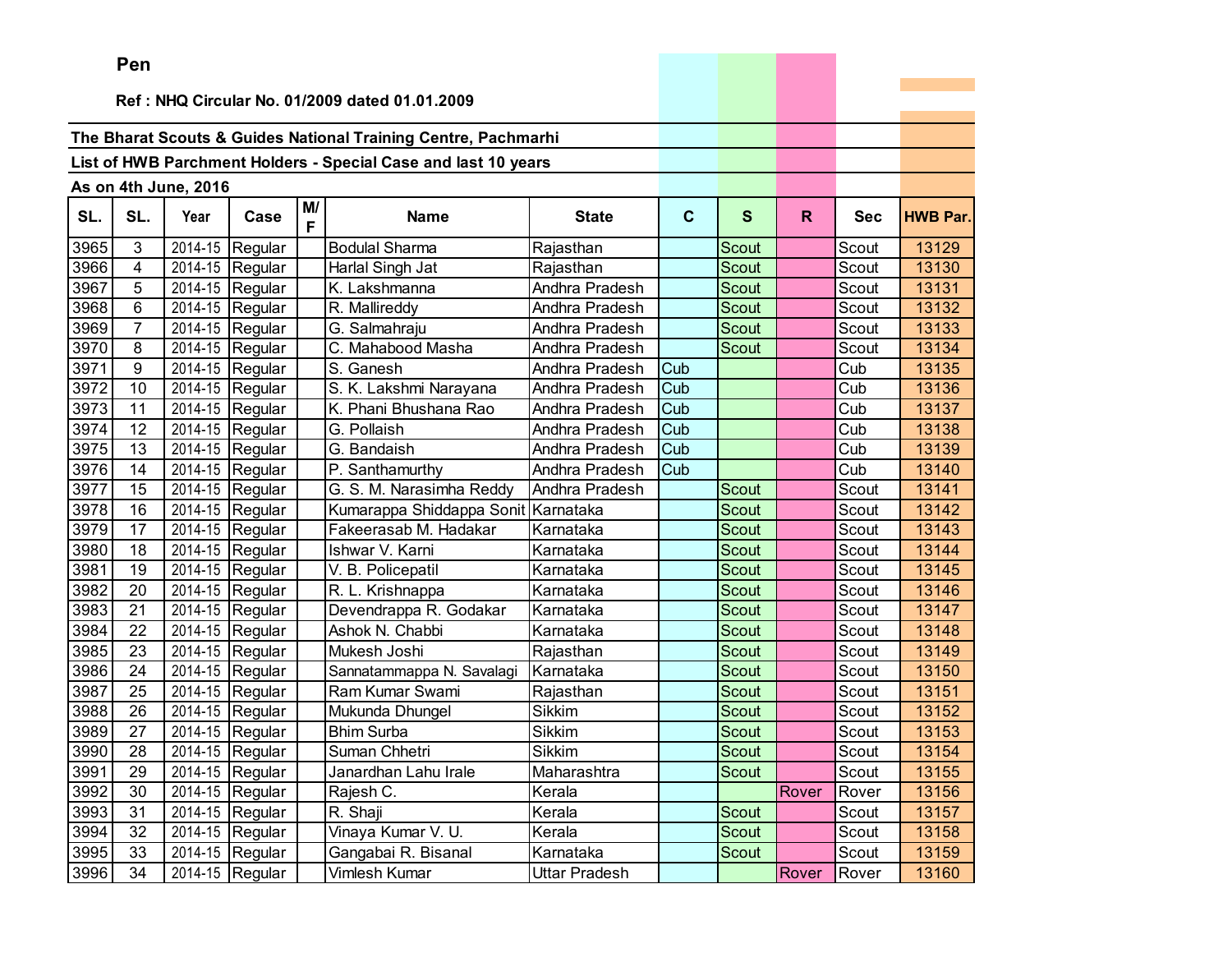**Pen**

**Ref : NHQ Circular No. 01/2009 dated 01.01.2009**

**The Bharat Scouts & Guides National Training Centre, Pachmarhi**

**List of HWB Parchment Holders - Special Case and last 10 years**

**As on 4th June, 2016**

| SL. | SL. | Year | Case | M/F | Name | State | C | S | R | Sec | HWB Par. |
|---|---|---|---|---|---|---|---|---|---|---|---|
| 3965 | 3 | 2014-15 | Regular | | Bodulal Sharma | Rajasthan | | Scout | | Scout | 13129 |
| 3966 | 4 | 2014-15 | Regular | | Harlal Singh Jat | Rajasthan | | Scout | | Scout | 13130 |
| 3967 | 5 | 2014-15 | Regular | | K. Lakshmanna | Andhra Pradesh | | Scout | | Scout | 13131 |
| 3968 | 6 | 2014-15 | Regular | | R. Mallireddy | Andhra Pradesh | | Scout | | Scout | 13132 |
| 3969 | 7 | 2014-15 | Regular | | G. Salmahraju | Andhra Pradesh | | Scout | | Scout | 13133 |
| 3970 | 8 | 2014-15 | Regular | | C. Mahabood Masha | Andhra Pradesh | | Scout | | Scout | 13134 |
| 3971 | 9 | 2014-15 | Regular | | S. Ganesh | Andhra Pradesh | Cub | | | Cub | 13135 |
| 3972 | 10 | 2014-15 | Regular | | S. K. Lakshmi Narayana | Andhra Pradesh | Cub | | | Cub | 13136 |
| 3973 | 11 | 2014-15 | Regular | | K. Phani Bhushana Rao | Andhra Pradesh | Cub | | | Cub | 13137 |
| 3974 | 12 | 2014-15 | Regular | | G. Pollaish | Andhra Pradesh | Cub | | | Cub | 13138 |
| 3975 | 13 | 2014-15 | Regular | | G. Bandaish | Andhra Pradesh | Cub | | | Cub | 13139 |
| 3976 | 14 | 2014-15 | Regular | | P. Santhamurthy | Andhra Pradesh | Cub | | | Cub | 13140 |
| 3977 | 15 | 2014-15 | Regular | | G. S. M. Narasimha Reddy | Andhra Pradesh | | Scout | | Scout | 13141 |
| 3978 | 16 | 2014-15 | Regular | | Kumarappa Shiddappa Sonit | Karnataka | | Scout | | Scout | 13142 |
| 3979 | 17 | 2014-15 | Regular | | Fakeerasab M. Hadakar | Karnataka | | Scout | | Scout | 13143 |
| 3980 | 18 | 2014-15 | Regular | | Ishwar V. Karni | Karnataka | | Scout | | Scout | 13144 |
| 3981 | 19 | 2014-15 | Regular | | V. B. Policepatil | Karnataka | | Scout | | Scout | 13145 |
| 3982 | 20 | 2014-15 | Regular | | R. L. Krishnappa | Karnataka | | Scout | | Scout | 13146 |
| 3983 | 21 | 2014-15 | Regular | | Devendrappa R. Godakar | Karnataka | | Scout | | Scout | 13147 |
| 3984 | 22 | 2014-15 | Regular | | Ashok N. Chabbi | Karnataka | | Scout | | Scout | 13148 |
| 3985 | 23 | 2014-15 | Regular | | Mukesh Joshi | Rajasthan | | Scout | | Scout | 13149 |
| 3986 | 24 | 2014-15 | Regular | | Sannatammappa N. Savalagi | Karnataka | | Scout | | Scout | 13150 |
| 3987 | 25 | 2014-15 | Regular | | Ram Kumar Swami | Rajasthan | | Scout | | Scout | 13151 |
| 3988 | 26 | 2014-15 | Regular | | Mukunda Dhungel | Sikkim | | Scout | | Scout | 13152 |
| 3989 | 27 | 2014-15 | Regular | | Bhim Surba | Sikkim | | Scout | | Scout | 13153 |
| 3990 | 28 | 2014-15 | Regular | | Suman Chhetri | Sikkim | | Scout | | Scout | 13154 |
| 3991 | 29 | 2014-15 | Regular | | Janardhan Lahu Irale | Maharashtra | | Scout | | Scout | 13155 |
| 3992 | 30 | 2014-15 | Regular | | Rajesh C. | Kerala | | | Rover | Rover | 13156 |
| 3993 | 31 | 2014-15 | Regular | | R. Shaji | Kerala | | Scout | | Scout | 13157 |
| 3994 | 32 | 2014-15 | Regular | | Vinaya Kumar V. U. | Kerala | | Scout | | Scout | 13158 |
| 3995 | 33 | 2014-15 | Regular | | Gangabai R. Bisanal | Karnataka | | Scout | | Scout | 13159 |
| 3996 | 34 | 2014-15 | Regular | | Vimlesh Kumar | Uttar Pradesh | | | Rover | Rover | 13160 |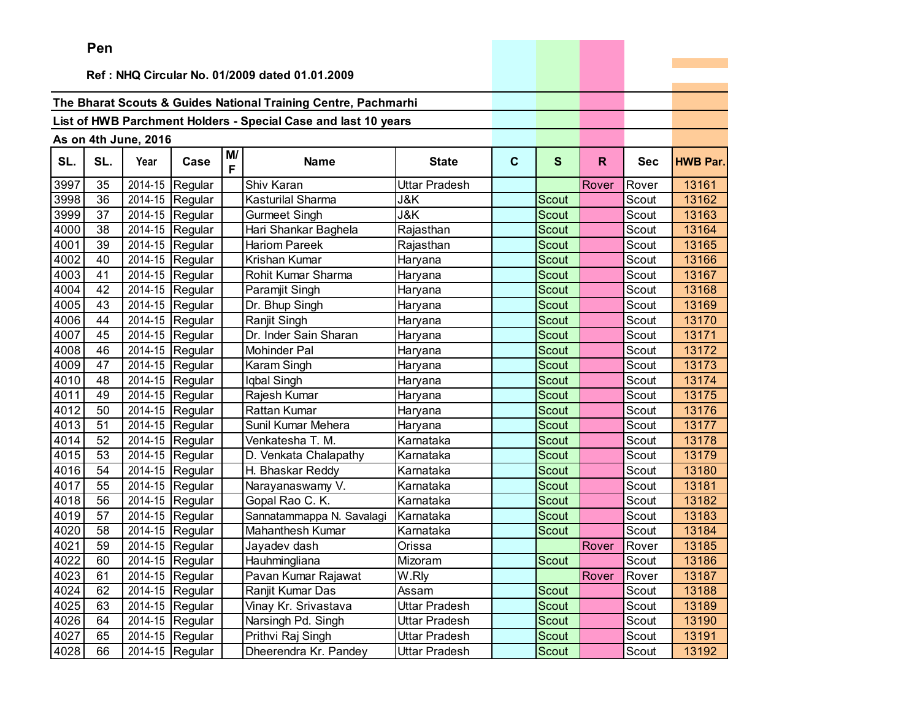**Pen**

**Ref : NHQ Circular No. 01/2009 dated 01.01.2009**

**The Bharat Scouts & Guides National Training Centre, Pachmarhi**

**List of HWB Parchment Holders - Special Case and last 10 years**

**As on 4th June, 2016**

| SL. | SL. | Year | Case | M/F | Name | State | C | S | R | Sec | HWB Par. |
|---|---|---|---|---|---|---|---|---|---|---|---|
| 3997 | 35 | 2014-15 | Regular | | Shiv Karan | Uttar Pradesh | | | Rover | Rover | 13161 |
| 3998 | 36 | 2014-15 | Regular | | Kasturilal Sharma | J&K | | Scout | | Scout | 13162 |
| 3999 | 37 | 2014-15 | Regular | | Gurmeet Singh | J&K | | Scout | | Scout | 13163 |
| 4000 | 38 | 2014-15 | Regular | | Hari Shankar Baghela | Rajasthan | | Scout | | Scout | 13164 |
| 4001 | 39 | 2014-15 | Regular | | Hariom Pareek | Rajasthan | | Scout | | Scout | 13165 |
| 4002 | 40 | 2014-15 | Regular | | Krishan Kumar | Haryana | | Scout | | Scout | 13166 |
| 4003 | 41 | 2014-15 | Regular | | Rohit Kumar Sharma | Haryana | | Scout | | Scout | 13167 |
| 4004 | 42 | 2014-15 | Regular | | Paramjit Singh | Haryana | | Scout | | Scout | 13168 |
| 4005 | 43 | 2014-15 | Regular | | Dr. Bhup Singh | Haryana | | Scout | | Scout | 13169 |
| 4006 | 44 | 2014-15 | Regular | | Ranjit Singh | Haryana | | Scout | | Scout | 13170 |
| 4007 | 45 | 2014-15 | Regular | | Dr. Inder Sain Sharan | Haryana | | Scout | | Scout | 13171 |
| 4008 | 46 | 2014-15 | Regular | | Mohinder Pal | Haryana | | Scout | | Scout | 13172 |
| 4009 | 47 | 2014-15 | Regular | | Karam Singh | Haryana | | Scout | | Scout | 13173 |
| 4010 | 48 | 2014-15 | Regular | | Iqbal Singh | Haryana | | Scout | | Scout | 13174 |
| 4011 | 49 | 2014-15 | Regular | | Rajesh Kumar | Haryana | | Scout | | Scout | 13175 |
| 4012 | 50 | 2014-15 | Regular | | Rattan Kumar | Haryana | | Scout | | Scout | 13176 |
| 4013 | 51 | 2014-15 | Regular | | Sunil Kumar Mehera | Haryana | | Scout | | Scout | 13177 |
| 4014 | 52 | 2014-15 | Regular | | Venkatesha T. M. | Karnataka | | Scout | | Scout | 13178 |
| 4015 | 53 | 2014-15 | Regular | | D. Venkata Chalapathy | Karnataka | | Scout | | Scout | 13179 |
| 4016 | 54 | 2014-15 | Regular | | H. Bhaskar Reddy | Karnataka | | Scout | | Scout | 13180 |
| 4017 | 55 | 2014-15 | Regular | | Narayanaswamy V. | Karnataka | | Scout | | Scout | 13181 |
| 4018 | 56 | 2014-15 | Regular | | Gopal Rao C. K. | Karnataka | | Scout | | Scout | 13182 |
| 4019 | 57 | 2014-15 | Regular | | Sannatammappa N. Savalagi | Karnataka | | Scout | | Scout | 13183 |
| 4020 | 58 | 2014-15 | Regular | | Mahanthesh Kumar | Karnataka | | Scout | | Scout | 13184 |
| 4021 | 59 | 2014-15 | Regular | | Jayadev dash | Orissa | | | Rover | Rover | 13185 |
| 4022 | 60 | 2014-15 | Regular | | Hauhmingliana | Mizoram | | Scout | | Scout | 13186 |
| 4023 | 61 | 2014-15 | Regular | | Pavan Kumar Rajawat | W.Rly | | | Rover | Rover | 13187 |
| 4024 | 62 | 2014-15 | Regular | | Ranjit Kumar Das | Assam | | Scout | | Scout | 13188 |
| 4025 | 63 | 2014-15 | Regular | | Vinay Kr. Srivastava | Uttar Pradesh | | Scout | | Scout | 13189 |
| 4026 | 64 | 2014-15 | Regular | | Narsingh Pd. Singh | Uttar Pradesh | | Scout | | Scout | 13190 |
| 4027 | 65 | 2014-15 | Regular | | Prithvi Raj Singh | Uttar Pradesh | | Scout | | Scout | 13191 |
| 4028 | 66 | 2014-15 | Regular | | Dheerendra Kr. Pandey | Uttar Pradesh | | Scout | | Scout | 13192 |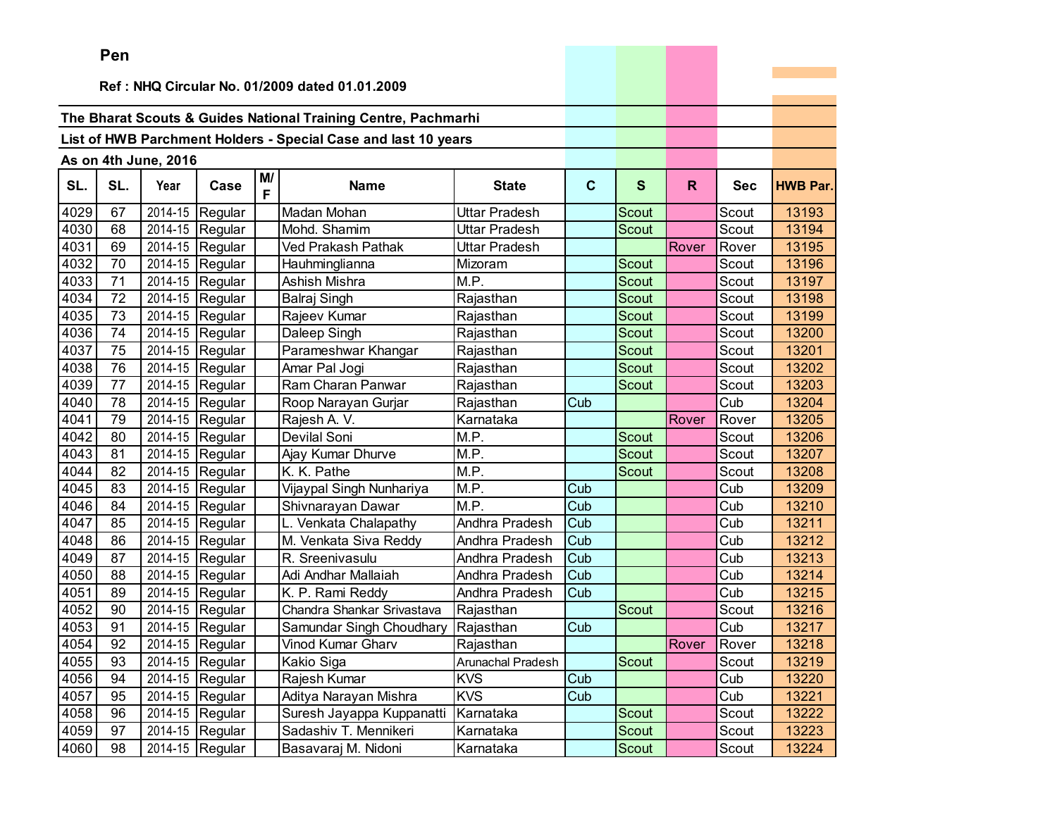**Pen**

**Ref : NHQ Circular No. 01/2009 dated 01.01.2009**

**The Bharat Scouts & Guides National Training Centre, Pachmarhi**

**List of HWB Parchment Holders - Special Case and last 10 years**

**As on 4th June, 2016**

| SL. | SL. | Year | Case | M/F | Name | State | C | S | R | Sec | HWB Par. |
|---|---|---|---|---|---|---|---|---|---|---|---|
| 4029 | 67 | 2014-15 | Regular | | Madan Mohan | Uttar Pradesh | | Scout | | Scout | 13193 |
| 4030 | 68 | 2014-15 | Regular | | Mohd. Shamim | Uttar Pradesh | | Scout | | Scout | 13194 |
| 4031 | 69 | 2014-15 | Regular | | Ved Prakash Pathak | Uttar Pradesh | | | Rover | Rover | 13195 |
| 4032 | 70 | 2014-15 | Regular | | Hauhminglianna | Mizoram | | Scout | | Scout | 13196 |
| 4033 | 71 | 2014-15 | Regular | | Ashish Mishra | M.P. | | Scout | | Scout | 13197 |
| 4034 | 72 | 2014-15 | Regular | | Balraj Singh | Rajasthan | | Scout | | Scout | 13198 |
| 4035 | 73 | 2014-15 | Regular | | Rajeev Kumar | Rajasthan | | Scout | | Scout | 13199 |
| 4036 | 74 | 2014-15 | Regular | | Daleep Singh | Rajasthan | | Scout | | Scout | 13200 |
| 4037 | 75 | 2014-15 | Regular | | Parameshwar Khangar | Rajasthan | | Scout | | Scout | 13201 |
| 4038 | 76 | 2014-15 | Regular | | Amar Pal Jogi | Rajasthan | | Scout | | Scout | 13202 |
| 4039 | 77 | 2014-15 | Regular | | Ram Charan Panwar | Rajasthan | | Scout | | Scout | 13203 |
| 4040 | 78 | 2014-15 | Regular | | Roop Narayan Gurjar | Rajasthan | Cub | | | Cub | 13204 |
| 4041 | 79 | 2014-15 | Regular | | Rajesh A. V. | Karnataka | | | Rover | Rover | 13205 |
| 4042 | 80 | 2014-15 | Regular | | Devilal Soni | M.P. | | Scout | | Scout | 13206 |
| 4043 | 81 | 2014-15 | Regular | | Ajay Kumar Dhurve | M.P. | | Scout | | Scout | 13207 |
| 4044 | 82 | 2014-15 | Regular | | K. K. Pathe | M.P. | | Scout | | Scout | 13208 |
| 4045 | 83 | 2014-15 | Regular | | Vijaypal Singh Nunhariya | M.P. | Cub | | | Cub | 13209 |
| 4046 | 84 | 2014-15 | Regular | | Shivnarayan Dawar | M.P. | Cub | | | Cub | 13210 |
| 4047 | 85 | 2014-15 | Regular | | L. Venkata Chalapathy | Andhra Pradesh | Cub | | | Cub | 13211 |
| 4048 | 86 | 2014-15 | Regular | | M. Venkata Siva Reddy | Andhra Pradesh | Cub | | | Cub | 13212 |
| 4049 | 87 | 2014-15 | Regular | | R. Sreenivasulu | Andhra Pradesh | Cub | | | Cub | 13213 |
| 4050 | 88 | 2014-15 | Regular | | Adi Andhar Mallaiah | Andhra Pradesh | Cub | | | Cub | 13214 |
| 4051 | 89 | 2014-15 | Regular | | K. P. Rami Reddy | Andhra Pradesh | Cub | | | Cub | 13215 |
| 4052 | 90 | 2014-15 | Regular | | Chandra Shankar Srivastava | Rajasthan | | Scout | | Scout | 13216 |
| 4053 | 91 | 2014-15 | Regular | | Samundar Singh Choudhary | Rajasthan | Cub | | | Cub | 13217 |
| 4054 | 92 | 2014-15 | Regular | | Vinod Kumar Gharv | Rajasthan | | | Rover | Rover | 13218 |
| 4055 | 93 | 2014-15 | Regular | | Kakio Siga | Arunachal Pradesh | | Scout | | Scout | 13219 |
| 4056 | 94 | 2014-15 | Regular | | Rajesh Kumar | KVS | Cub | | | Cub | 13220 |
| 4057 | 95 | 2014-15 | Regular | | Aditya Narayan Mishra | KVS | Cub | | | Cub | 13221 |
| 4058 | 96 | 2014-15 | Regular | | Suresh Jayappa Kuppanatti | Karnataka | | Scout | | Scout | 13222 |
| 4059 | 97 | 2014-15 | Regular | | Sadashiv T. Mennikeri | Karnataka | | Scout | | Scout | 13223 |
| 4060 | 98 | 2014-15 | Regular | | Basavaraj M. Nidoni | Karnataka | | Scout | | Scout | 13224 |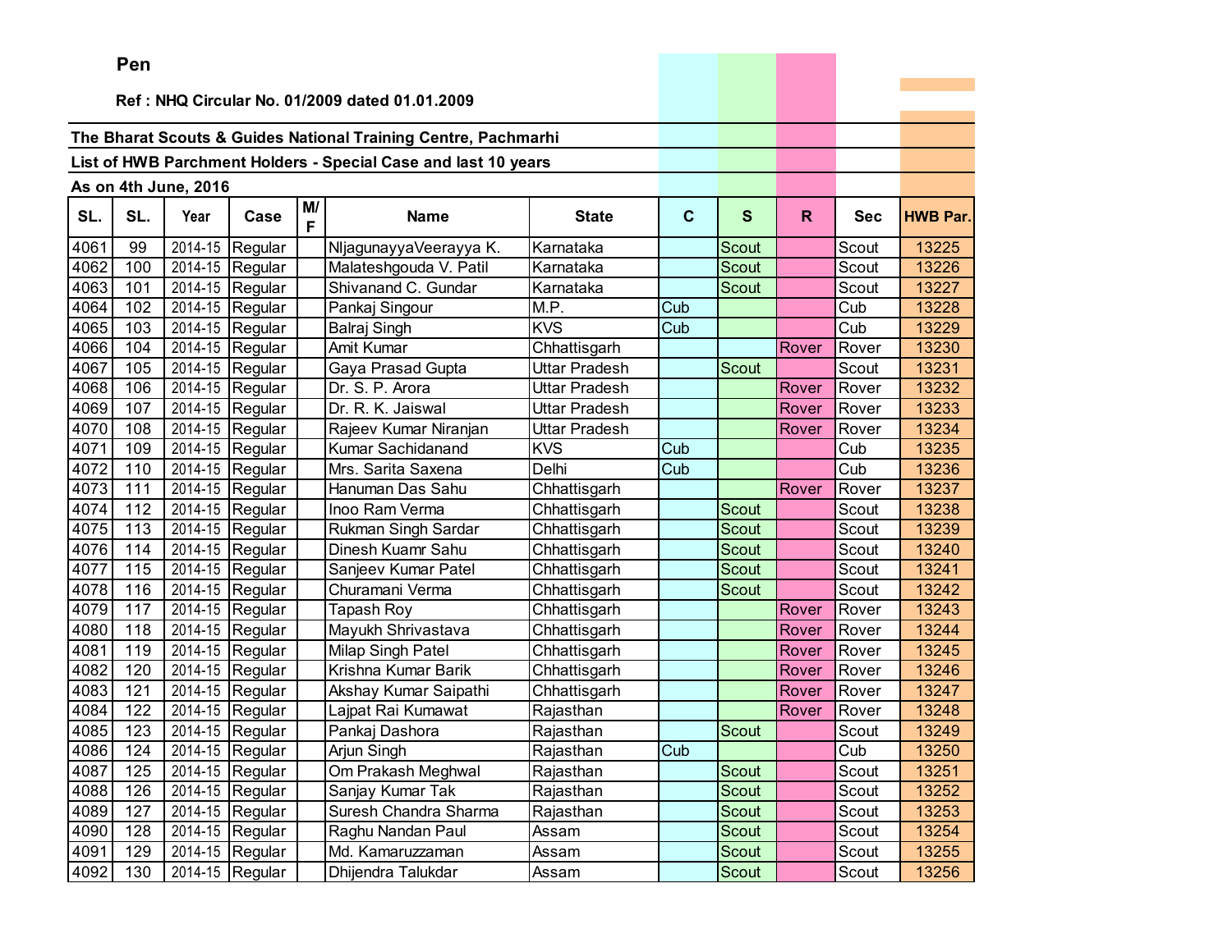**Pen**

**Ref : NHQ Circular No. 01/2009 dated 01.01.2009**

**The Bharat Scouts & Guides National Training Centre, Pachmarhi**

**List of HWB Parchment Holders - Special Case and last 10 years**

**As on 4th June, 2016**

| SL. | SL. | Year | Case | M/F | Name | State | C | S | R | Sec | HWB Par. |
|---|---|---|---|---|---|---|---|---|---|---|---|
| 4061 | 99 | 2014-15 | Regular | | NIjagunayyaVeerayya K. | Karnataka | | Scout | | Scout | 13225 |
| 4062 | 100 | 2014-15 | Regular | | Malateshgouda V. Patil | Karnataka | | Scout | | Scout | 13226 |
| 4063 | 101 | 2014-15 | Regular | | Shivanand C. Gundar | Karnataka | | Scout | | Scout | 13227 |
| 4064 | 102 | 2014-15 | Regular | | Pankaj Singour | M.P. | Cub | | | Cub | 13228 |
| 4065 | 103 | 2014-15 | Regular | | Balraj Singh | KVS | Cub | | | Cub | 13229 |
| 4066 | 104 | 2014-15 | Regular | | Amit Kumar | Chhattisgarh | | | Rover | Rover | 13230 |
| 4067 | 105 | 2014-15 | Regular | | Gaya Prasad Gupta | Uttar Pradesh | | Scout | | Scout | 13231 |
| 4068 | 106 | 2014-15 | Regular | | Dr. S. P. Arora | Uttar Pradesh | | | Rover | Rover | 13232 |
| 4069 | 107 | 2014-15 | Regular | | Dr. R. K. Jaiswal | Uttar Pradesh | | | Rover | Rover | 13233 |
| 4070 | 108 | 2014-15 | Regular | | Rajeev Kumar Niranjan | Uttar Pradesh | | | Rover | Rover | 13234 |
| 4071 | 109 | 2014-15 | Regular | | Kumar Sachidanand | KVS | Cub | | | Cub | 13235 |
| 4072 | 110 | 2014-15 | Regular | | Mrs. Sarita Saxena | Delhi | Cub | | | Cub | 13236 |
| 4073 | 111 | 2014-15 | Regular | | Hanuman Das Sahu | Chhattisgarh | | | Rover | Rover | 13237 |
| 4074 | 112 | 2014-15 | Regular | | Inoo Ram Verma | Chhattisgarh | | Scout | | Scout | 13238 |
| 4075 | 113 | 2014-15 | Regular | | Rukman Singh Sardar | Chhattisgarh | | Scout | | Scout | 13239 |
| 4076 | 114 | 2014-15 | Regular | | Dinesh Kuamr Sahu | Chhattisgarh | | Scout | | Scout | 13240 |
| 4077 | 115 | 2014-15 | Regular | | Sanjeev Kumar Patel | Chhattisgarh | | Scout | | Scout | 13241 |
| 4078 | 116 | 2014-15 | Regular | | Churamani Verma | Chhattisgarh | | Scout | | Scout | 13242 |
| 4079 | 117 | 2014-15 | Regular | | Tapash Roy | Chhattisgarh | | | Rover | Rover | 13243 |
| 4080 | 118 | 2014-15 | Regular | | Mayukh Shrivastava | Chhattisgarh | | | Rover | Rover | 13244 |
| 4081 | 119 | 2014-15 | Regular | | Milap Singh Patel | Chhattisgarh | | | Rover | Rover | 13245 |
| 4082 | 120 | 2014-15 | Regular | | Krishna Kumar Barik | Chhattisgarh | | | Rover | Rover | 13246 |
| 4083 | 121 | 2014-15 | Regular | | Akshay Kumar Saipathi | Chhattisgarh | | | Rover | Rover | 13247 |
| 4084 | 122 | 2014-15 | Regular | | Lajpat Rai Kumawat | Rajasthan | | | Rover | Rover | 13248 |
| 4085 | 123 | 2014-15 | Regular | | Pankaj Dashora | Rajasthan | | Scout | | Scout | 13249 |
| 4086 | 124 | 2014-15 | Regular | | Arjun Singh | Rajasthan | Cub | | | Cub | 13250 |
| 4087 | 125 | 2014-15 | Regular | | Om Prakash Meghwal | Rajasthan | | Scout | | Scout | 13251 |
| 4088 | 126 | 2014-15 | Regular | | Sanjay Kumar Tak | Rajasthan | | Scout | | Scout | 13252 |
| 4089 | 127 | 2014-15 | Regular | | Suresh Chandra Sharma | Rajasthan | | Scout | | Scout | 13253 |
| 4090 | 128 | 2014-15 | Regular | | Raghu Nandan Paul | Assam | | Scout | | Scout | 13254 |
| 4091 | 129 | 2014-15 | Regular | | Md. Kamaruzzaman | Assam | | Scout | | Scout | 13255 |
| 4092 | 130 | 2014-15 | Regular | | Dhijendra Talukdar | Assam | | Scout | | Scout | 13256 |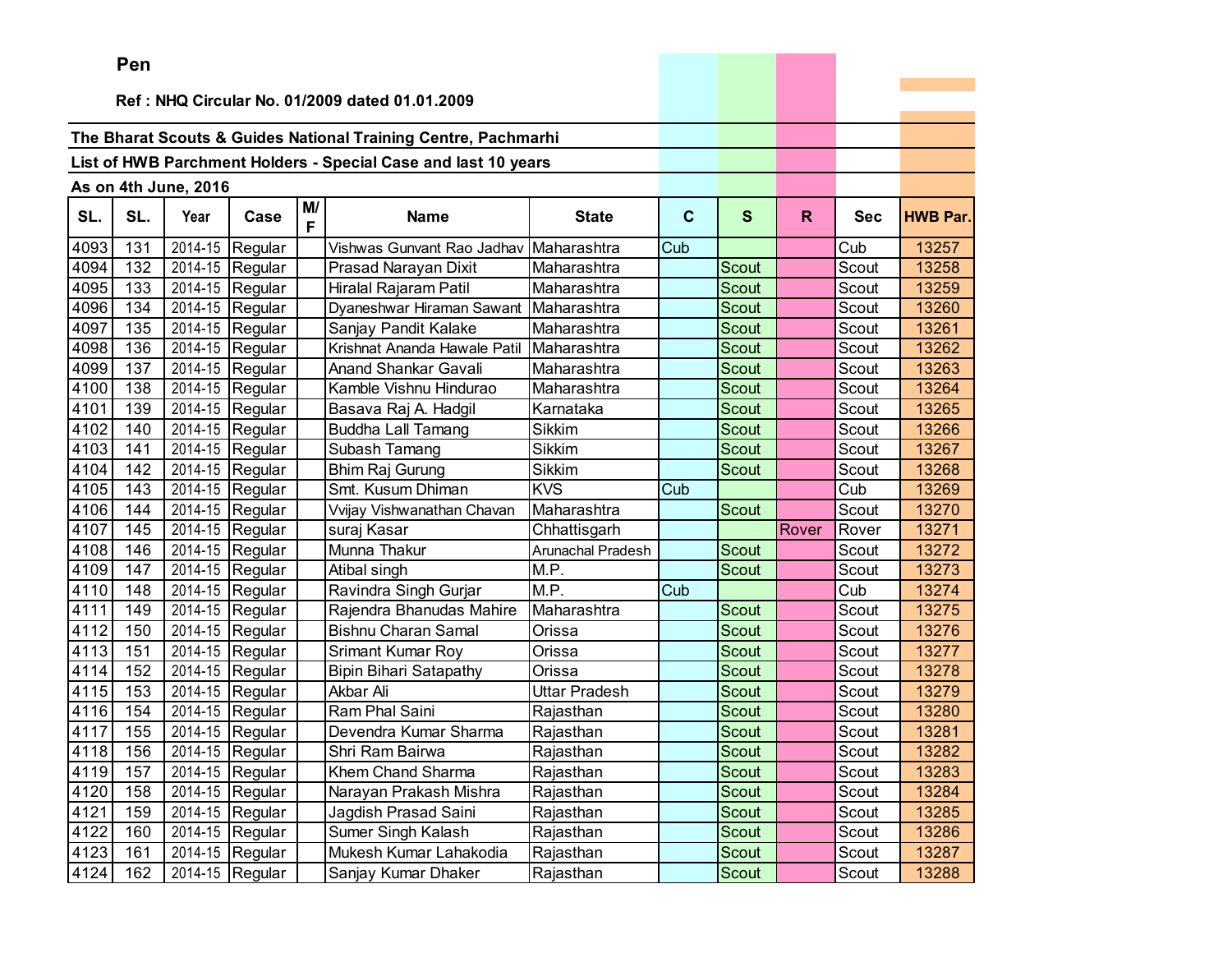**Pen**

**Ref : NHQ Circular No. 01/2009 dated 01.01.2009**

**The Bharat Scouts & Guides National Training Centre, Pachmarhi**

**List of HWB Parchment Holders - Special Case and last 10 years**

**As on 4th June, 2016**

| SL. | SL. | Year | Case | M/F | Name | State | C | S | R | Sec | HWB Par. |
|---|---|---|---|---|---|---|---|---|---|---|---|
| 4093 | 131 | 2014-15 | Regular | | Vishwas Gunvant Rao Jadhav | Maharashtra | Cub | | | Cub | 13257 |
| 4094 | 132 | 2014-15 | Regular | | Prasad Narayan Dixit | Maharashtra | | Scout | | Scout | 13258 |
| 4095 | 133 | 2014-15 | Regular | | Hiralal Rajaram Patil | Maharashtra | | Scout | | Scout | 13259 |
| 4096 | 134 | 2014-15 | Regular | | Dyaneshwar Hiraman Sawant | Maharashtra | | Scout | | Scout | 13260 |
| 4097 | 135 | 2014-15 | Regular | | Sanjay Pandit Kalake | Maharashtra | | Scout | | Scout | 13261 |
| 4098 | 136 | 2014-15 | Regular | | Krishnat Ananda Hawale Patil | Maharashtra | | Scout | | Scout | 13262 |
| 4099 | 137 | 2014-15 | Regular | | Anand Shankar Gavali | Maharashtra | | Scout | | Scout | 13263 |
| 4100 | 138 | 2014-15 | Regular | | Kamble Vishnu Hindurao | Maharashtra | | Scout | | Scout | 13264 |
| 4101 | 139 | 2014-15 | Regular | | Basava Raj A. Hadgil | Karnataka | | Scout | | Scout | 13265 |
| 4102 | 140 | 2014-15 | Regular | | Buddha Lall Tamang | Sikkim | | Scout | | Scout | 13266 |
| 4103 | 141 | 2014-15 | Regular | | Subash Tamang | Sikkim | | Scout | | Scout | 13267 |
| 4104 | 142 | 2014-15 | Regular | | Bhim Raj Gurung | Sikkim | | Scout | | Scout | 13268 |
| 4105 | 143 | 2014-15 | Regular | | Smt. Kusum Dhiman | KVS | Cub | | | Cub | 13269 |
| 4106 | 144 | 2014-15 | Regular | | Vvijay Vishwanathan Chavan | Maharashtra | | Scout | | Scout | 13270 |
| 4107 | 145 | 2014-15 | Regular | | suraj Kasar | Chhattisgarh | | | Rover | Rover | 13271 |
| 4108 | 146 | 2014-15 | Regular | | Munna Thakur | Arunachal Pradesh | | Scout | | Scout | 13272 |
| 4109 | 147 | 2014-15 | Regular | | Atibal singh | M.P. | | Scout | | Scout | 13273 |
| 4110 | 148 | 2014-15 | Regular | | Ravindra Singh Gurjar | M.P. | Cub | | | Cub | 13274 |
| 4111 | 149 | 2014-15 | Regular | | Rajendra Bhanudas Mahire | Maharashtra | | Scout | | Scout | 13275 |
| 4112 | 150 | 2014-15 | Regular | | Bishnu Charan Samal | Orissa | | Scout | | Scout | 13276 |
| 4113 | 151 | 2014-15 | Regular | | Srimant Kumar Roy | Orissa | | Scout | | Scout | 13277 |
| 4114 | 152 | 2014-15 | Regular | | Bipin Bihari Satapathy | Orissa | | Scout | | Scout | 13278 |
| 4115 | 153 | 2014-15 | Regular | | Akbar Ali | Uttar Pradesh | | Scout | | Scout | 13279 |
| 4116 | 154 | 2014-15 | Regular | | Ram Phal Saini | Rajasthan | | Scout | | Scout | 13280 |
| 4117 | 155 | 2014-15 | Regular | | Devendra Kumar Sharma | Rajasthan | | Scout | | Scout | 13281 |
| 4118 | 156 | 2014-15 | Regular | | Shri Ram Bairwa | Rajasthan | | Scout | | Scout | 13282 |
| 4119 | 157 | 2014-15 | Regular | | Khem Chand Sharma | Rajasthan | | Scout | | Scout | 13283 |
| 4120 | 158 | 2014-15 | Regular | | Narayan Prakash Mishra | Rajasthan | | Scout | | Scout | 13284 |
| 4121 | 159 | 2014-15 | Regular | | Jagdish Prasad Saini | Rajasthan | | Scout | | Scout | 13285 |
| 4122 | 160 | 2014-15 | Regular | | Sumer Singh Kalash | Rajasthan | | Scout | | Scout | 13286 |
| 4123 | 161 | 2014-15 | Regular | | Mukesh Kumar Lahakodia | Rajasthan | | Scout | | Scout | 13287 |
| 4124 | 162 | 2014-15 | Regular | | Sanjay Kumar Dhaker | Rajasthan | | Scout | | Scout | 13288 |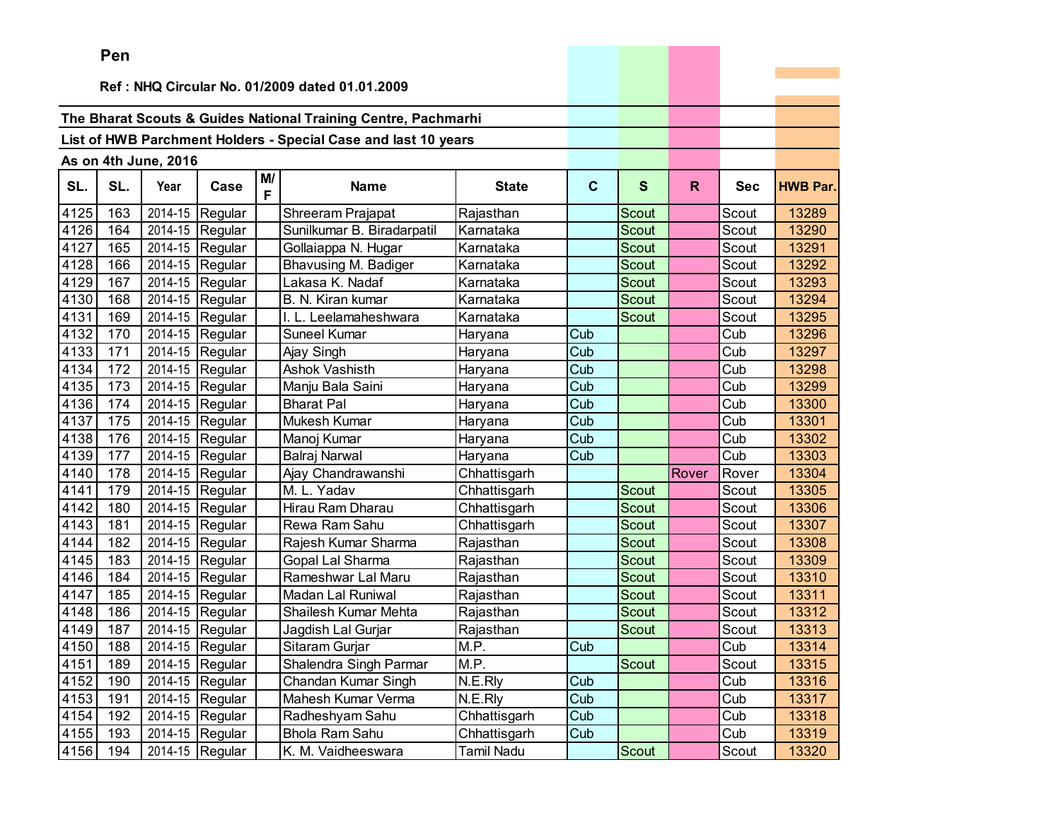**Pen**

**Ref : NHQ Circular No. 01/2009 dated 01.01.2009**

**The Bharat Scouts & Guides National Training Centre, Pachmarhi**

**List of HWB Parchment Holders - Special Case and last 10 years**

**As on 4th June, 2016**

| SL. | SL. | Year | Case | M/F | Name | State | C | S | R | Sec | HWB Par. |
|---|---|---|---|---|---|---|---|---|---|---|---|
| 4125 | 163 | 2014-15 | Regular | | Shreeram Prajapat | Rajasthan | | Scout | | Scout | 13289 |
| 4126 | 164 | 2014-15 | Regular | | Sunilkumar B. Biradarpatil | Karnataka | | Scout | | Scout | 13290 |
| 4127 | 165 | 2014-15 | Regular | | Gollaiappa N. Hugar | Karnataka | | Scout | | Scout | 13291 |
| 4128 | 166 | 2014-15 | Regular | | Bhavusing M. Badiger | Karnataka | | Scout | | Scout | 13292 |
| 4129 | 167 | 2014-15 | Regular | | Lakasa K. Nadaf | Karnataka | | Scout | | Scout | 13293 |
| 4130 | 168 | 2014-15 | Regular | | B. N. Kiran kumar | Karnataka | | Scout | | Scout | 13294 |
| 4131 | 169 | 2014-15 | Regular | | I. L. Leelamaheshwara | Karnataka | | Scout | | Scout | 13295 |
| 4132 | 170 | 2014-15 | Regular | | Suneel Kumar | Haryana | Cub | | | Cub | 13296 |
| 4133 | 171 | 2014-15 | Regular | | Ajay Singh | Haryana | Cub | | | Cub | 13297 |
| 4134 | 172 | 2014-15 | Regular | | Ashok Vashisth | Haryana | Cub | | | Cub | 13298 |
| 4135 | 173 | 2014-15 | Regular | | Manju Bala Saini | Haryana | Cub | | | Cub | 13299 |
| 4136 | 174 | 2014-15 | Regular | | Bharat Pal | Haryana | Cub | | | Cub | 13300 |
| 4137 | 175 | 2014-15 | Regular | | Mukesh Kumar | Haryana | Cub | | | Cub | 13301 |
| 4138 | 176 | 2014-15 | Regular | | Manoj Kumar | Haryana | Cub | | | Cub | 13302 |
| 4139 | 177 | 2014-15 | Regular | | Balraj Narwal | Haryana | Cub | | | Cub | 13303 |
| 4140 | 178 | 2014-15 | Regular | | Ajay Chandrawanshi | Chhattisgarh | | | Rover | Rover | 13304 |
| 4141 | 179 | 2014-15 | Regular | | M. L. Yadav | Chhattisgarh | | Scout | | Scout | 13305 |
| 4142 | 180 | 2014-15 | Regular | | Hirau Ram Dharau | Chhattisgarh | | Scout | | Scout | 13306 |
| 4143 | 181 | 2014-15 | Regular | | Rewa Ram Sahu | Chhattisgarh | | Scout | | Scout | 13307 |
| 4144 | 182 | 2014-15 | Regular | | Rajesh Kumar Sharma | Rajasthan | | Scout | | Scout | 13308 |
| 4145 | 183 | 2014-15 | Regular | | Gopal Lal Sharma | Rajasthan | | Scout | | Scout | 13309 |
| 4146 | 184 | 2014-15 | Regular | | Rameshwar Lal Maru | Rajasthan | | Scout | | Scout | 13310 |
| 4147 | 185 | 2014-15 | Regular | | Madan Lal Runiwal | Rajasthan | | Scout | | Scout | 13311 |
| 4148 | 186 | 2014-15 | Regular | | Shailesh Kumar Mehta | Rajasthan | | Scout | | Scout | 13312 |
| 4149 | 187 | 2014-15 | Regular | | Jagdish Lal Gurjar | Rajasthan | | Scout | | Scout | 13313 |
| 4150 | 188 | 2014-15 | Regular | | Sitaram Gurjar | M.P. | Cub | | | Cub | 13314 |
| 4151 | 189 | 2014-15 | Regular | | Shalendra Singh Parmar | M.P. | | Scout | | Scout | 13315 |
| 4152 | 190 | 2014-15 | Regular | | Chandan Kumar Singh | N.E.Rly | Cub | | | Cub | 13316 |
| 4153 | 191 | 2014-15 | Regular | | Mahesh Kumar Verma | N.E.Rly | Cub | | | Cub | 13317 |
| 4154 | 192 | 2014-15 | Regular | | Radheshyam Sahu | Chhattisgarh | Cub | | | Cub | 13318 |
| 4155 | 193 | 2014-15 | Regular | | Bhola Ram Sahu | Chhattisgarh | Cub | | | Cub | 13319 |
| 4156 | 194 | 2014-15 | Regular | | K. M. Vaidheeswara | Tamil Nadu | | Scout | | Scout | 13320 |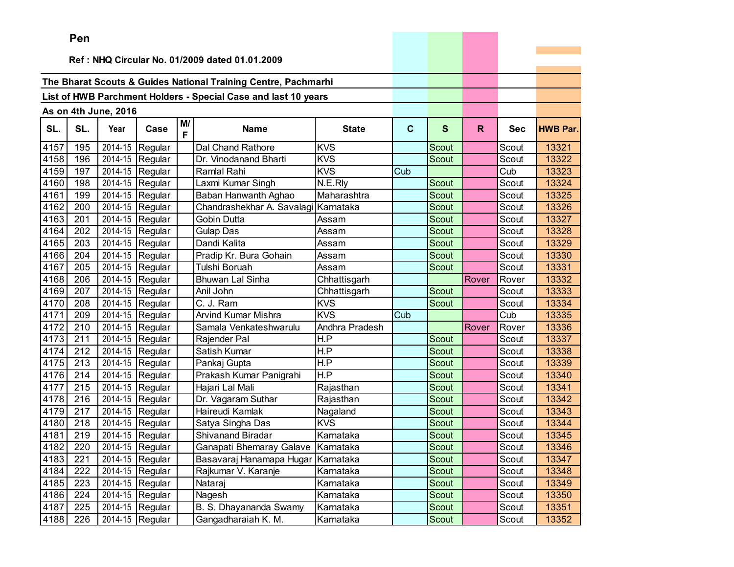**Pen**

**Ref : NHQ Circular No. 01/2009 dated 01.01.2009**

**The Bharat Scouts & Guides National Training Centre, Pachmarhi**

**List of HWB Parchment Holders - Special Case and last 10 years**

**As on 4th June, 2016**

| SL. | SL. | Year | Case | M/F | Name | State | C | S | R | Sec | HWB Par. |
|---|---|---|---|---|---|---|---|---|---|---|---|
| 4157 | 195 | 2014-15 | Regular | | Dal Chand Rathore | KVS | | Scout | | Scout | 13321 |
| 4158 | 196 | 2014-15 | Regular | | Dr. Vinodanand Bharti | KVS | | Scout | | Scout | 13322 |
| 4159 | 197 | 2014-15 | Regular | | Ramlal Rahi | KVS | Cub | | | Cub | 13323 |
| 4160 | 198 | 2014-15 | Regular | | Laxmi Kumar Singh | N.E.Rly | | Scout | | Scout | 13324 |
| 4161 | 199 | 2014-15 | Regular | | Baban Hanwanth Aghao | Maharashtra | | Scout | | Scout | 13325 |
| 4162 | 200 | 2014-15 | Regular | | Chandrashekhar A. Savalagi | Karnataka | | Scout | | Scout | 13326 |
| 4163 | 201 | 2014-15 | Regular | | Gobin Dutta | Assam | | Scout | | Scout | 13327 |
| 4164 | 202 | 2014-15 | Regular | | Gulap Das | Assam | | Scout | | Scout | 13328 |
| 4165 | 203 | 2014-15 | Regular | | Dandi Kalita | Assam | | Scout | | Scout | 13329 |
| 4166 | 204 | 2014-15 | Regular | | Pradip Kr. Bura Gohain | Assam | | Scout | | Scout | 13330 |
| 4167 | 205 | 2014-15 | Regular | | Tulshi Boruah | Assam | | Scout | | Scout | 13331 |
| 4168 | 206 | 2014-15 | Regular | | Bhuwan Lal Sinha | Chhattisgarh | | | Rover | Rover | 13332 |
| 4169 | 207 | 2014-15 | Regular | | Anil John | Chhattisgarh | | Scout | | Scout | 13333 |
| 4170 | 208 | 2014-15 | Regular | | C. J. Ram | KVS | | Scout | | Scout | 13334 |
| 4171 | 209 | 2014-15 | Regular | | Arvind Kumar Mishra | KVS | Cub | | | Cub | 13335 |
| 4172 | 210 | 2014-15 | Regular | | Samala Venkateshwarulu | Andhra Pradesh | | | Rover | Rover | 13336 |
| 4173 | 211 | 2014-15 | Regular | | Rajender Pal | H.P | | Scout | | Scout | 13337 |
| 4174 | 212 | 2014-15 | Regular | | Satish Kumar | H.P | | Scout | | Scout | 13338 |
| 4175 | 213 | 2014-15 | Regular | | Pankaj Gupta | H.P | | Scout | | Scout | 13339 |
| 4176 | 214 | 2014-15 | Regular | | Prakash Kumar Panigrahi | H.P | | Scout | | Scout | 13340 |
| 4177 | 215 | 2014-15 | Regular | | Hajari Lal Mali | Rajasthan | | Scout | | Scout | 13341 |
| 4178 | 216 | 2014-15 | Regular | | Dr. Vagaram Suthar | Rajasthan | | Scout | | Scout | 13342 |
| 4179 | 217 | 2014-15 | Regular | | Haireudi Kamlak | Nagaland | | Scout | | Scout | 13343 |
| 4180 | 218 | 2014-15 | Regular | | Satya Singha Das | KVS | | Scout | | Scout | 13344 |
| 4181 | 219 | 2014-15 | Regular | | Shivanand Biradar | Karnataka | | Scout | | Scout | 13345 |
| 4182 | 220 | 2014-15 | Regular | | Ganapati Bhemaray Galave | Karnataka | | Scout | | Scout | 13346 |
| 4183 | 221 | 2014-15 | Regular | | Basavaraj Hanamapa Hugar | Karnataka | | Scout | | Scout | 13347 |
| 4184 | 222 | 2014-15 | Regular | | Rajkumar V. Karanje | Karnataka | | Scout | | Scout | 13348 |
| 4185 | 223 | 2014-15 | Regular | | Nataraj | Karnataka | | Scout | | Scout | 13349 |
| 4186 | 224 | 2014-15 | Regular | | Nagesh | Karnataka | | Scout | | Scout | 13350 |
| 4187 | 225 | 2014-15 | Regular | | B. S. Dhayananda Swamy | Karnataka | | Scout | | Scout | 13351 |
| 4188 | 226 | 2014-15 | Regular | | Gangadharaiah K. M. | Karnataka | | Scout | | Scout | 13352 |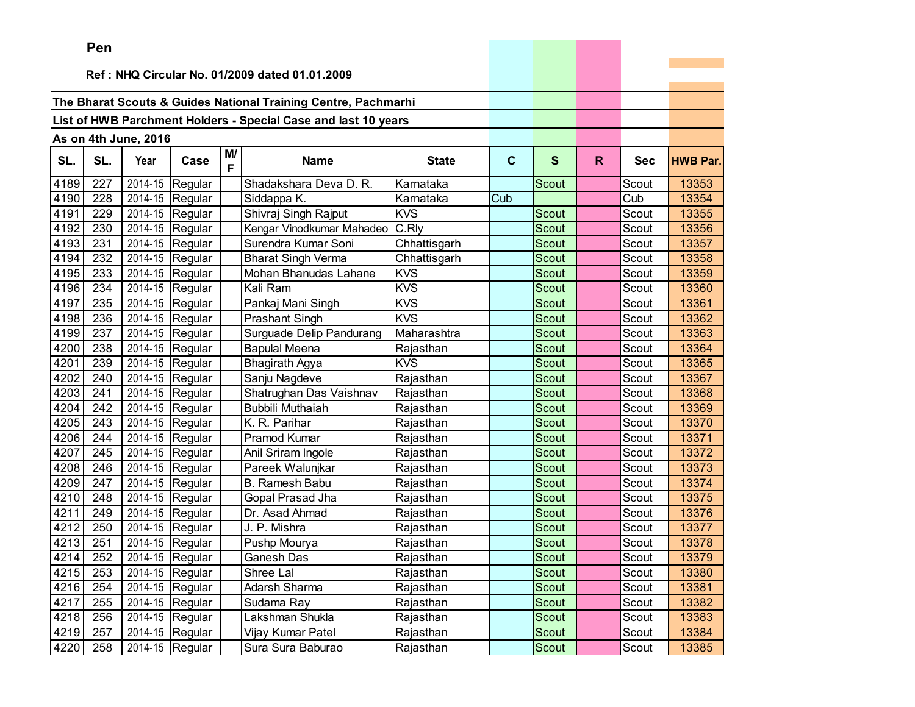**Pen**

**Ref : NHQ Circular No. 01/2009 dated 01.01.2009**

**The Bharat Scouts & Guides National Training Centre, Pachmarhi**

**List of HWB Parchment Holders - Special Case and last 10 years**

**As on 4th June, 2016**

| SL. | SL. | Year | Case | M/F | Name | State | C | S | R | Sec | HWB Par. |
|---|---|---|---|---|---|---|---|---|---|---|---|
| 4189 | 227 | 2014-15 | Regular | | Shadakshara Deva D. R. | Karnataka | | Scout | | Scout | 13353 |
| 4190 | 228 | 2014-15 | Regular | | Siddappa K. | Karnataka | Cub | | | Cub | 13354 |
| 4191 | 229 | 2014-15 | Regular | | Shivraj Singh Rajput | KVS | | Scout | | Scout | 13355 |
| 4192 | 230 | 2014-15 | Regular | | Kengar Vinodkumar Mahadeo | C.Rly | | Scout | | Scout | 13356 |
| 4193 | 231 | 2014-15 | Regular | | Surendra Kumar Soni | Chhattisgarh | | Scout | | Scout | 13357 |
| 4194 | 232 | 2014-15 | Regular | | Bharat Singh Verma | Chhattisgarh | | Scout | | Scout | 13358 |
| 4195 | 233 | 2014-15 | Regular | | Mohan Bhanudas Lahane | KVS | | Scout | | Scout | 13359 |
| 4196 | 234 | 2014-15 | Regular | | Kali Ram | KVS | | Scout | | Scout | 13360 |
| 4197 | 235 | 2014-15 | Regular | | Pankaj Mani Singh | KVS | | Scout | | Scout | 13361 |
| 4198 | 236 | 2014-15 | Regular | | Prashant Singh | KVS | | Scout | | Scout | 13362 |
| 4199 | 237 | 2014-15 | Regular | | Surguade Delip Pandurang | Maharashtra | | Scout | | Scout | 13363 |
| 4200 | 238 | 2014-15 | Regular | | Bapulal Meena | Rajasthan | | Scout | | Scout | 13364 |
| 4201 | 239 | 2014-15 | Regular | | Bhagirath Agya | KVS | | Scout | | Scout | 13365 |
| 4202 | 240 | 2014-15 | Regular | | Sanju Nagdeve | Rajasthan | | Scout | | Scout | 13367 |
| 4203 | 241 | 2014-15 | Regular | | Shatrughan Das Vaishnav | Rajasthan | | Scout | | Scout | 13368 |
| 4204 | 242 | 2014-15 | Regular | | Bubbili Muthaiah | Rajasthan | | Scout | | Scout | 13369 |
| 4205 | 243 | 2014-15 | Regular | | K. R. Parihar | Rajasthan | | Scout | | Scout | 13370 |
| 4206 | 244 | 2014-15 | Regular | | Pramod Kumar | Rajasthan | | Scout | | Scout | 13371 |
| 4207 | 245 | 2014-15 | Regular | | Anil Sriram Ingole | Rajasthan | | Scout | | Scout | 13372 |
| 4208 | 246 | 2014-15 | Regular | | Pareek Walunjkar | Rajasthan | | Scout | | Scout | 13373 |
| 4209 | 247 | 2014-15 | Regular | | B. Ramesh Babu | Rajasthan | | Scout | | Scout | 13374 |
| 4210 | 248 | 2014-15 | Regular | | Gopal Prasad Jha | Rajasthan | | Scout | | Scout | 13375 |
| 4211 | 249 | 2014-15 | Regular | | Dr. Asad Ahmad | Rajasthan | | Scout | | Scout | 13376 |
| 4212 | 250 | 2014-15 | Regular | | J. P. Mishra | Rajasthan | | Scout | | Scout | 13377 |
| 4213 | 251 | 2014-15 | Regular | | Pushp Mourya | Rajasthan | | Scout | | Scout | 13378 |
| 4214 | 252 | 2014-15 | Regular | | Ganesh Das | Rajasthan | | Scout | | Scout | 13379 |
| 4215 | 253 | 2014-15 | Regular | | Shree Lal | Rajasthan | | Scout | | Scout | 13380 |
| 4216 | 254 | 2014-15 | Regular | | Adarsh Sharma | Rajasthan | | Scout | | Scout | 13381 |
| 4217 | 255 | 2014-15 | Regular | | Sudama Ray | Rajasthan | | Scout | | Scout | 13382 |
| 4218 | 256 | 2014-15 | Regular | | Lakshman Shukla | Rajasthan | | Scout | | Scout | 13383 |
| 4219 | 257 | 2014-15 | Regular | | Vijay Kumar Patel | Rajasthan | | Scout | | Scout | 13384 |
| 4220 | 258 | 2014-15 | Regular | | Sura Sura Baburao | Rajasthan | | Scout | | Scout | 13385 |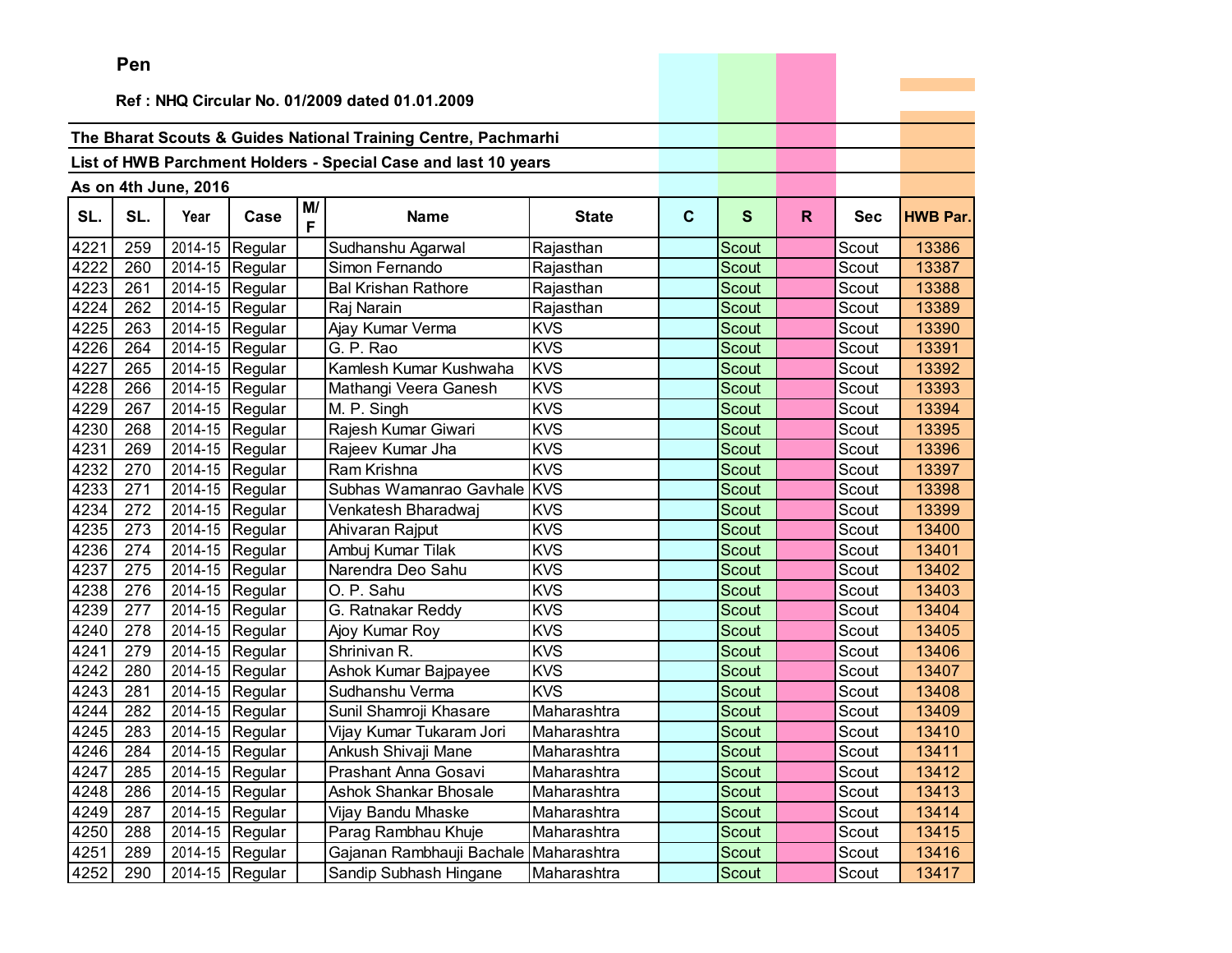**Pen**

**Ref : NHQ Circular No. 01/2009 dated 01.01.2009**

**The Bharat Scouts & Guides National Training Centre, Pachmarhi**

**List of HWB Parchment Holders - Special Case and last 10 years**

**As on 4th June, 2016**

| SL. | SL. | Year | Case | M/F | Name | State | C | S | R | Sec | HWB Par. |
|---|---|---|---|---|---|---|---|---|---|---|---|
| 4221 | 259 | 2014-15 | Regular | | Sudhanshu Agarwal | Rajasthan | | Scout | | Scout | 13386 |
| 4222 | 260 | 2014-15 | Regular | | Simon Fernando | Rajasthan | | Scout | | Scout | 13387 |
| 4223 | 261 | 2014-15 | Regular | | Bal Krishan Rathore | Rajasthan | | Scout | | Scout | 13388 |
| 4224 | 262 | 2014-15 | Regular | | Raj Narain | Rajasthan | | Scout | | Scout | 13389 |
| 4225 | 263 | 2014-15 | Regular | | Ajay Kumar Verma | KVS | | Scout | | Scout | 13390 |
| 4226 | 264 | 2014-15 | Regular | | G. P. Rao | KVS | | Scout | | Scout | 13391 |
| 4227 | 265 | 2014-15 | Regular | | Kamlesh Kumar Kushwaha | KVS | | Scout | | Scout | 13392 |
| 4228 | 266 | 2014-15 | Regular | | Mathangi Veera Ganesh | KVS | | Scout | | Scout | 13393 |
| 4229 | 267 | 2014-15 | Regular | | M. P. Singh | KVS | | Scout | | Scout | 13394 |
| 4230 | 268 | 2014-15 | Regular | | Rajesh Kumar Giwari | KVS | | Scout | | Scout | 13395 |
| 4231 | 269 | 2014-15 | Regular | | Rajeev Kumar Jha | KVS | | Scout | | Scout | 13396 |
| 4232 | 270 | 2014-15 | Regular | | Ram Krishna | KVS | | Scout | | Scout | 13397 |
| 4233 | 271 | 2014-15 | Regular | | Subhas Wamanrao Gavhale | KVS | | Scout | | Scout | 13398 |
| 4234 | 272 | 2014-15 | Regular | | Venkatesh Bharadwaj | KVS | | Scout | | Scout | 13399 |
| 4235 | 273 | 2014-15 | Regular | | Ahivaran Rajput | KVS | | Scout | | Scout | 13400 |
| 4236 | 274 | 2014-15 | Regular | | Ambuj Kumar Tilak | KVS | | Scout | | Scout | 13401 |
| 4237 | 275 | 2014-15 | Regular | | Narendra Deo Sahu | KVS | | Scout | | Scout | 13402 |
| 4238 | 276 | 2014-15 | Regular | | O. P. Sahu | KVS | | Scout | | Scout | 13403 |
| 4239 | 277 | 2014-15 | Regular | | G. Ratnakar Reddy | KVS | | Scout | | Scout | 13404 |
| 4240 | 278 | 2014-15 | Regular | | Ajoy Kumar Roy | KVS | | Scout | | Scout | 13405 |
| 4241 | 279 | 2014-15 | Regular | | Shrinivan R. | KVS | | Scout | | Scout | 13406 |
| 4242 | 280 | 2014-15 | Regular | | Ashok Kumar Bajpayee | KVS | | Scout | | Scout | 13407 |
| 4243 | 281 | 2014-15 | Regular | | Sudhanshu Verma | KVS | | Scout | | Scout | 13408 |
| 4244 | 282 | 2014-15 | Regular | | Sunil Shamroji Khasare | Maharashtra | | Scout | | Scout | 13409 |
| 4245 | 283 | 2014-15 | Regular | | Vijay Kumar Tukaram Jori | Maharashtra | | Scout | | Scout | 13410 |
| 4246 | 284 | 2014-15 | Regular | | Ankush Shivaji Mane | Maharashtra | | Scout | | Scout | 13411 |
| 4247 | 285 | 2014-15 | Regular | | Prashant Anna Gosavi | Maharashtra | | Scout | | Scout | 13412 |
| 4248 | 286 | 2014-15 | Regular | | Ashok Shankar Bhosale | Maharashtra | | Scout | | Scout | 13413 |
| 4249 | 287 | 2014-15 | Regular | | Vijay Bandu Mhaske | Maharashtra | | Scout | | Scout | 13414 |
| 4250 | 288 | 2014-15 | Regular | | Parag Rambhau Khuje | Maharashtra | | Scout | | Scout | 13415 |
| 4251 | 289 | 2014-15 | Regular | | Gajanan Rambhauji Bachale | Maharashtra | | Scout | | Scout | 13416 |
| 4252 | 290 | 2014-15 | Regular | | Sandip Subhash Hingane | Maharashtra | | Scout | | Scout | 13417 |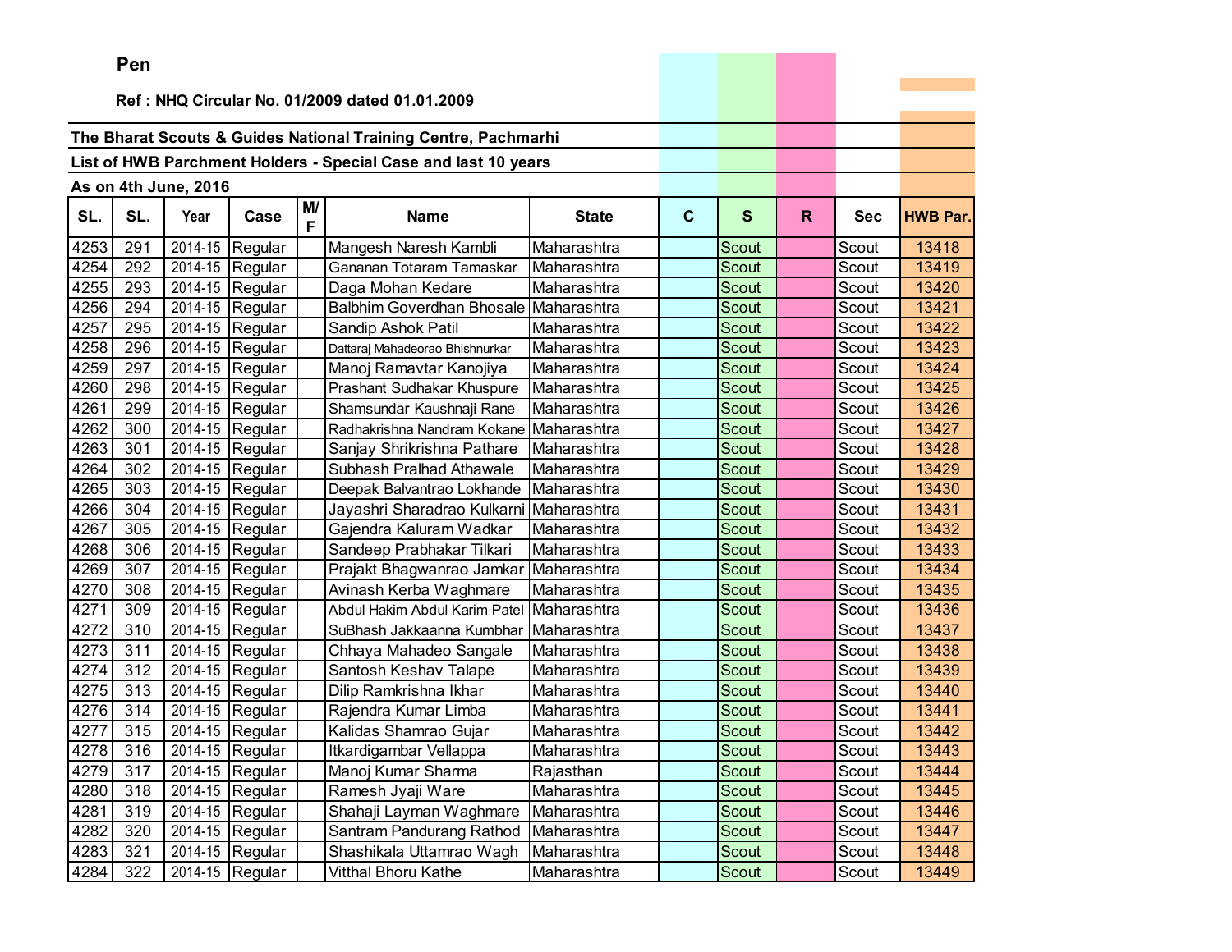**Pen**

**Ref : NHQ Circular No. 01/2009 dated 01.01.2009**

**The Bharat Scouts & Guides National Training Centre, Pachmarhi**

**List of HWB Parchment Holders - Special Case and last 10 years**

**As on 4th June, 2016**

| SL. | SL. | Year | Case | M/F | Name | State | C | S | R | Sec | HWB Par. |
|---|---|---|---|---|---|---|---|---|---|---|---|
| 4253 | 291 | 2014-15 | Regular | | Mangesh Naresh Kambli | Maharashtra | | Scout | | Scout | 13418 |
| 4254 | 292 | 2014-15 | Regular | | Gananan Totaram Tamaskar | Maharashtra | | Scout | | Scout | 13419 |
| 4255 | 293 | 2014-15 | Regular | | Daga Mohan Kedare | Maharashtra | | Scout | | Scout | 13420 |
| 4256 | 294 | 2014-15 | Regular | | Balbhim Goverdhan Bhosale | Maharashtra | | Scout | | Scout | 13421 |
| 4257 | 295 | 2014-15 | Regular | | Sandip Ashok Patil | Maharashtra | | Scout | | Scout | 13422 |
| 4258 | 296 | 2014-15 | Regular | | Dattaraj Mahadeorao Bhishnurkar | Maharashtra | | Scout | | Scout | 13423 |
| 4259 | 297 | 2014-15 | Regular | | Manoj Ramavtar Kanojiya | Maharashtra | | Scout | | Scout | 13424 |
| 4260 | 298 | 2014-15 | Regular | | Prashant Sudhakar Khuspure | Maharashtra | | Scout | | Scout | 13425 |
| 4261 | 299 | 2014-15 | Regular | | Shamsundar Kaushnaji Rane | Maharashtra | | Scout | | Scout | 13426 |
| 4262 | 300 | 2014-15 | Regular | | Radhakrishna Nandram Kokane | Maharashtra | | Scout | | Scout | 13427 |
| 4263 | 301 | 2014-15 | Regular | | Sanjay Shrikrishna Pathare | Maharashtra | | Scout | | Scout | 13428 |
| 4264 | 302 | 2014-15 | Regular | | Subhash Pralhad Athawale | Maharashtra | | Scout | | Scout | 13429 |
| 4265 | 303 | 2014-15 | Regular | | Deepak Balvantrao Lokhande | Maharashtra | | Scout | | Scout | 13430 |
| 4266 | 304 | 2014-15 | Regular | | Jayashri Sharadrao Kulkarni | Maharashtra | | Scout | | Scout | 13431 |
| 4267 | 305 | 2014-15 | Regular | | Gajendra Kaluram Wadkar | Maharashtra | | Scout | | Scout | 13432 |
| 4268 | 306 | 2014-15 | Regular | | Sandeep Prabhakar Tilkari | Maharashtra | | Scout | | Scout | 13433 |
| 4269 | 307 | 2014-15 | Regular | | Prajakt Bhagwanrao Jamkar | Maharashtra | | Scout | | Scout | 13434 |
| 4270 | 308 | 2014-15 | Regular | | Avinash Kerba Waghmare | Maharashtra | | Scout | | Scout | 13435 |
| 4271 | 309 | 2014-15 | Regular | | Abdul Hakim Abdul Karim Patel | Maharashtra | | Scout | | Scout | 13436 |
| 4272 | 310 | 2014-15 | Regular | | SuBhash Jakkaanna Kumbhar | Maharashtra | | Scout | | Scout | 13437 |
| 4273 | 311 | 2014-15 | Regular | | Chhaya Mahadeo Sangale | Maharashtra | | Scout | | Scout | 13438 |
| 4274 | 312 | 2014-15 | Regular | | Santosh Keshav Talape | Maharashtra | | Scout | | Scout | 13439 |
| 4275 | 313 | 2014-15 | Regular | | Dilip Ramkrishna Ikhar | Maharashtra | | Scout | | Scout | 13440 |
| 4276 | 314 | 2014-15 | Regular | | Rajendra Kumar Limba | Maharashtra | | Scout | | Scout | 13441 |
| 4277 | 315 | 2014-15 | Regular | | Kalidas Shamrao Gujar | Maharashtra | | Scout | | Scout | 13442 |
| 4278 | 316 | 2014-15 | Regular | | Itkardigambar Vellappa | Maharashtra | | Scout | | Scout | 13443 |
| 4279 | 317 | 2014-15 | Regular | | Manoj Kumar Sharma | Rajasthan | | Scout | | Scout | 13444 |
| 4280 | 318 | 2014-15 | Regular | | Ramesh Jyaji Ware | Maharashtra | | Scout | | Scout | 13445 |
| 4281 | 319 | 2014-15 | Regular | | Shahaji Layman Waghmare | Maharashtra | | Scout | | Scout | 13446 |
| 4282 | 320 | 2014-15 | Regular | | Santram Pandurang Rathod | Maharashtra | | Scout | | Scout | 13447 |
| 4283 | 321 | 2014-15 | Regular | | Shashikala Uttamrao Wagh | Maharashtra | | Scout | | Scout | 13448 |
| 4284 | 322 | 2014-15 | Regular | | Vitthal Bhoru Kathe | Maharashtra | | Scout | | Scout | 13449 |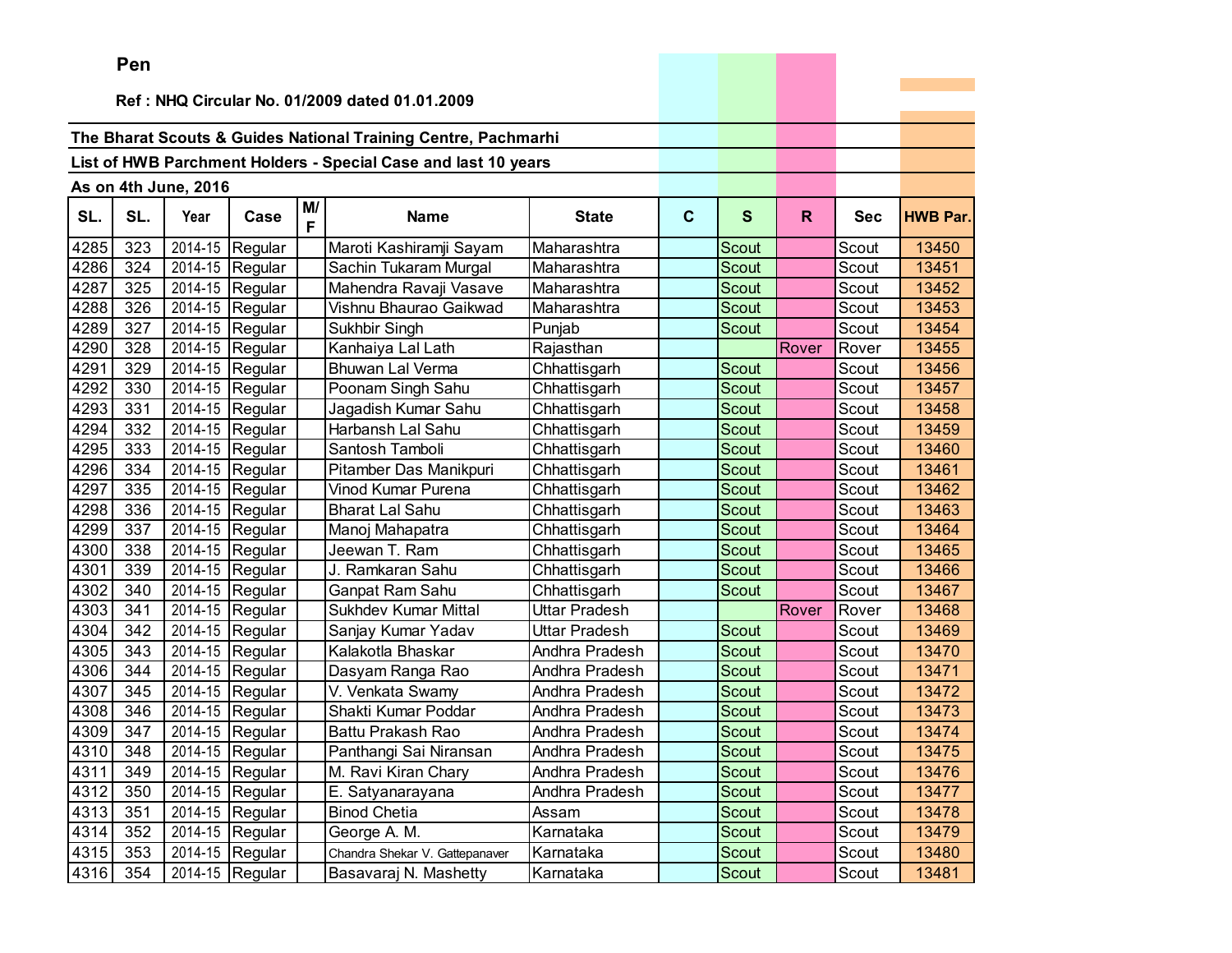**Pen**

**Ref : NHQ Circular No. 01/2009 dated 01.01.2009**

**The Bharat Scouts & Guides National Training Centre, Pachmarhi**

**List of HWB Parchment Holders - Special Case and last 10 years**

**As on 4th June, 2016**

| SL. | SL. | Year | Case | M/F | Name | State | C | S | R | Sec | HWB Par. |
|---|---|---|---|---|---|---|---|---|---|---|---|
| 4285 | 323 | 2014-15 | Regular | | Maroti Kashiramji Sayam | Maharashtra | | Scout | | Scout | 13450 |
| 4286 | 324 | 2014-15 | Regular | | Sachin Tukaram Murgal | Maharashtra | | Scout | | Scout | 13451 |
| 4287 | 325 | 2014-15 | Regular | | Mahendra Ravaji Vasave | Maharashtra | | Scout | | Scout | 13452 |
| 4288 | 326 | 2014-15 | Regular | | Vishnu Bhaurao Gaikwad | Maharashtra | | Scout | | Scout | 13453 |
| 4289 | 327 | 2014-15 | Regular | | Sukhbir Singh | Punjab | | Scout | | Scout | 13454 |
| 4290 | 328 | 2014-15 | Regular | | Kanhaiya Lal Lath | Rajasthan | | | Rover | Rover | 13455 |
| 4291 | 329 | 2014-15 | Regular | | Bhuwan Lal Verma | Chhattisgarh | | Scout | | Scout | 13456 |
| 4292 | 330 | 2014-15 | Regular | | Poonam Singh Sahu | Chhattisgarh | | Scout | | Scout | 13457 |
| 4293 | 331 | 2014-15 | Regular | | Jagadish Kumar Sahu | Chhattisgarh | | Scout | | Scout | 13458 |
| 4294 | 332 | 2014-15 | Regular | | Harbansh Lal Sahu | Chhattisgarh | | Scout | | Scout | 13459 |
| 4295 | 333 | 2014-15 | Regular | | Santosh Tamboli | Chhattisgarh | | Scout | | Scout | 13460 |
| 4296 | 334 | 2014-15 | Regular | | Pitamber Das Manikpuri | Chhattisgarh | | Scout | | Scout | 13461 |
| 4297 | 335 | 2014-15 | Regular | | Vinod Kumar Purena | Chhattisgarh | | Scout | | Scout | 13462 |
| 4298 | 336 | 2014-15 | Regular | | Bharat Lal Sahu | Chhattisgarh | | Scout | | Scout | 13463 |
| 4299 | 337 | 2014-15 | Regular | | Manoj Mahapatra | Chhattisgarh | | Scout | | Scout | 13464 |
| 4300 | 338 | 2014-15 | Regular | | Jeewan T. Ram | Chhattisgarh | | Scout | | Scout | 13465 |
| 4301 | 339 | 2014-15 | Regular | | J. Ramkaran Sahu | Chhattisgarh | | Scout | | Scout | 13466 |
| 4302 | 340 | 2014-15 | Regular | | Ganpat Ram Sahu | Chhattisgarh | | Scout | | Scout | 13467 |
| 4303 | 341 | 2014-15 | Regular | | Sukhdev Kumar Mittal | Uttar Pradesh | | | Rover | Rover | 13468 |
| 4304 | 342 | 2014-15 | Regular | | Sanjay Kumar Yadav | Uttar Pradesh | | Scout | | Scout | 13469 |
| 4305 | 343 | 2014-15 | Regular | | Kalakotla Bhaskar | Andhra Pradesh | | Scout | | Scout | 13470 |
| 4306 | 344 | 2014-15 | Regular | | Dasyam Ranga Rao | Andhra Pradesh | | Scout | | Scout | 13471 |
| 4307 | 345 | 2014-15 | Regular | | V. Venkata Swamy | Andhra Pradesh | | Scout | | Scout | 13472 |
| 4308 | 346 | 2014-15 | Regular | | Shakti Kumar Poddar | Andhra Pradesh | | Scout | | Scout | 13473 |
| 4309 | 347 | 2014-15 | Regular | | Battu Prakash Rao | Andhra Pradesh | | Scout | | Scout | 13474 |
| 4310 | 348 | 2014-15 | Regular | | Panthangi Sai Niransan | Andhra Pradesh | | Scout | | Scout | 13475 |
| 4311 | 349 | 2014-15 | Regular | | M. Ravi Kiran Chary | Andhra Pradesh | | Scout | | Scout | 13476 |
| 4312 | 350 | 2014-15 | Regular | | E. Satyanarayana | Andhra Pradesh | | Scout | | Scout | 13477 |
| 4313 | 351 | 2014-15 | Regular | | Binod Chetia | Assam | | Scout | | Scout | 13478 |
| 4314 | 352 | 2014-15 | Regular | | George A. M. | Karnataka | | Scout | | Scout | 13479 |
| 4315 | 353 | 2014-15 | Regular | | Chandra Shekar V. Gattepanaver | Karnataka | | Scout | | Scout | 13480 |
| 4316 | 354 | 2014-15 | Regular | | Basavaraj N. Mashetty | Karnataka | | Scout | | Scout | 13481 |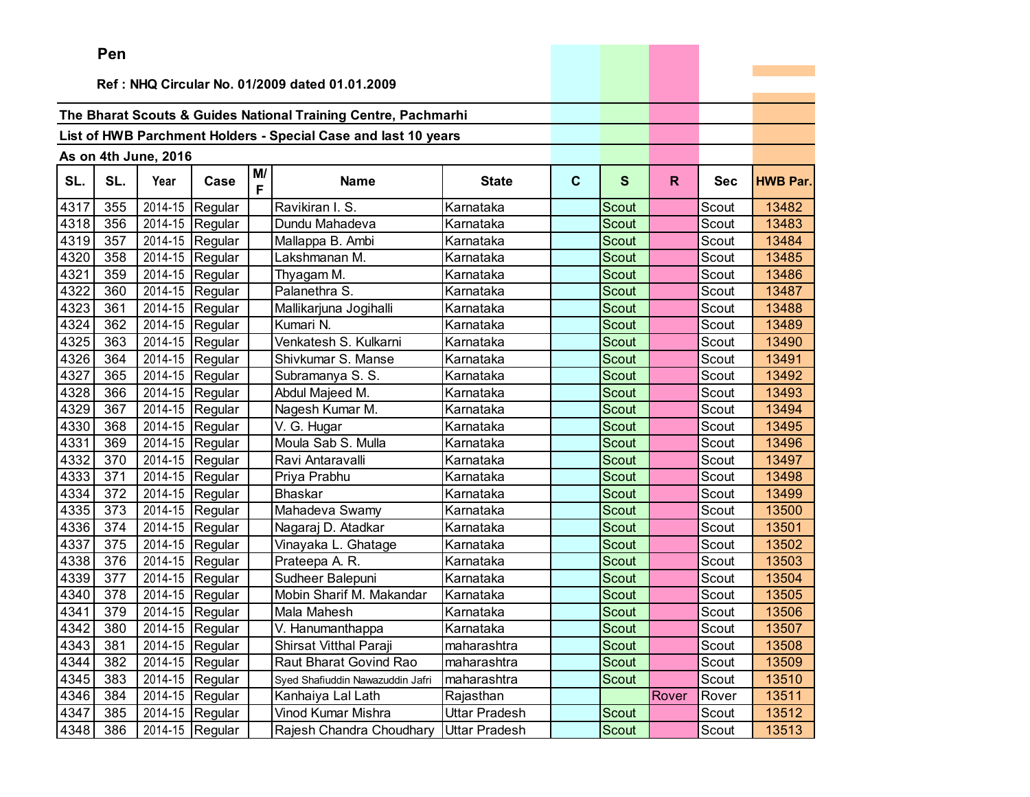**Pen**

**Ref : NHQ Circular No. 01/2009 dated 01.01.2009**

**The Bharat Scouts & Guides National Training Centre, Pachmarhi**

**List of HWB Parchment Holders - Special Case and last 10 years**

**As on 4th June, 2016**

| SL. | SL. | Year | Case | M/F | Name | State | C | S | R | Sec | HWB Par. |
|---|---|---|---|---|---|---|---|---|---|---|---|
| 4317 | 355 | 2014-15 | Regular | | Ravikiran I. S. | Karnataka | | Scout | | Scout | 13482 |
| 4318 | 356 | 2014-15 | Regular | | Dundu Mahadeva | Karnataka | | Scout | | Scout | 13483 |
| 4319 | 357 | 2014-15 | Regular | | Mallappa B. Ambi | Karnataka | | Scout | | Scout | 13484 |
| 4320 | 358 | 2014-15 | Regular | | Lakshmanan M. | Karnataka | | Scout | | Scout | 13485 |
| 4321 | 359 | 2014-15 | Regular | | Thyagam M. | Karnataka | | Scout | | Scout | 13486 |
| 4322 | 360 | 2014-15 | Regular | | Palanethra S. | Karnataka | | Scout | | Scout | 13487 |
| 4323 | 361 | 2014-15 | Regular | | Mallikarjuna Jogihalli | Karnataka | | Scout | | Scout | 13488 |
| 4324 | 362 | 2014-15 | Regular | | Kumari N. | Karnataka | | Scout | | Scout | 13489 |
| 4325 | 363 | 2014-15 | Regular | | Venkatesh S. Kulkarni | Karnataka | | Scout | | Scout | 13490 |
| 4326 | 364 | 2014-15 | Regular | | Shivkumar S. Manse | Karnataka | | Scout | | Scout | 13491 |
| 4327 | 365 | 2014-15 | Regular | | Subramanya S. S. | Karnataka | | Scout | | Scout | 13492 |
| 4328 | 366 | 2014-15 | Regular | | Abdul Majeed M. | Karnataka | | Scout | | Scout | 13493 |
| 4329 | 367 | 2014-15 | Regular | | Nagesh Kumar M. | Karnataka | | Scout | | Scout | 13494 |
| 4330 | 368 | 2014-15 | Regular | | V. G. Hugar | Karnataka | | Scout | | Scout | 13495 |
| 4331 | 369 | 2014-15 | Regular | | Moula Sab S. Mulla | Karnataka | | Scout | | Scout | 13496 |
| 4332 | 370 | 2014-15 | Regular | | Ravi Antaravalli | Karnataka | | Scout | | Scout | 13497 |
| 4333 | 371 | 2014-15 | Regular | | Priya Prabhu | Karnataka | | Scout | | Scout | 13498 |
| 4334 | 372 | 2014-15 | Regular | | Bhaskar | Karnataka | | Scout | | Scout | 13499 |
| 4335 | 373 | 2014-15 | Regular | | Mahadeva Swamy | Karnataka | | Scout | | Scout | 13500 |
| 4336 | 374 | 2014-15 | Regular | | Nagaraj D. Atadkar | Karnataka | | Scout | | Scout | 13501 |
| 4337 | 375 | 2014-15 | Regular | | Vinayaka L. Ghatage | Karnataka | | Scout | | Scout | 13502 |
| 4338 | 376 | 2014-15 | Regular | | Prateepa A. R. | Karnataka | | Scout | | Scout | 13503 |
| 4339 | 377 | 2014-15 | Regular | | Sudheer Balepuni | Karnataka | | Scout | | Scout | 13504 |
| 4340 | 378 | 2014-15 | Regular | | Mobin Sharif M. Makandar | Karnataka | | Scout | | Scout | 13505 |
| 4341 | 379 | 2014-15 | Regular | | Mala Mahesh | Karnataka | | Scout | | Scout | 13506 |
| 4342 | 380 | 2014-15 | Regular | | V. Hanumanthappa | Karnataka | | Scout | | Scout | 13507 |
| 4343 | 381 | 2014-15 | Regular | | Shirsat Vitthal Paraji | maharashtra | | Scout | | Scout | 13508 |
| 4344 | 382 | 2014-15 | Regular | | Raut Bharat Govind Rao | maharashtra | | Scout | | Scout | 13509 |
| 4345 | 383 | 2014-15 | Regular | | Syed Shafiuddin Nawazuddin Jafri | maharashtra | | Scout | | Scout | 13510 |
| 4346 | 384 | 2014-15 | Regular | | Kanhaiya Lal Lath | Rajasthan | | | Rover | Rover | 13511 |
| 4347 | 385 | 2014-15 | Regular | | Vinod Kumar Mishra | Uttar Pradesh | | Scout | | Scout | 13512 |
| 4348 | 386 | 2014-15 | Regular | | Rajesh Chandra Choudhary | Uttar Pradesh | | Scout | | Scout | 13513 |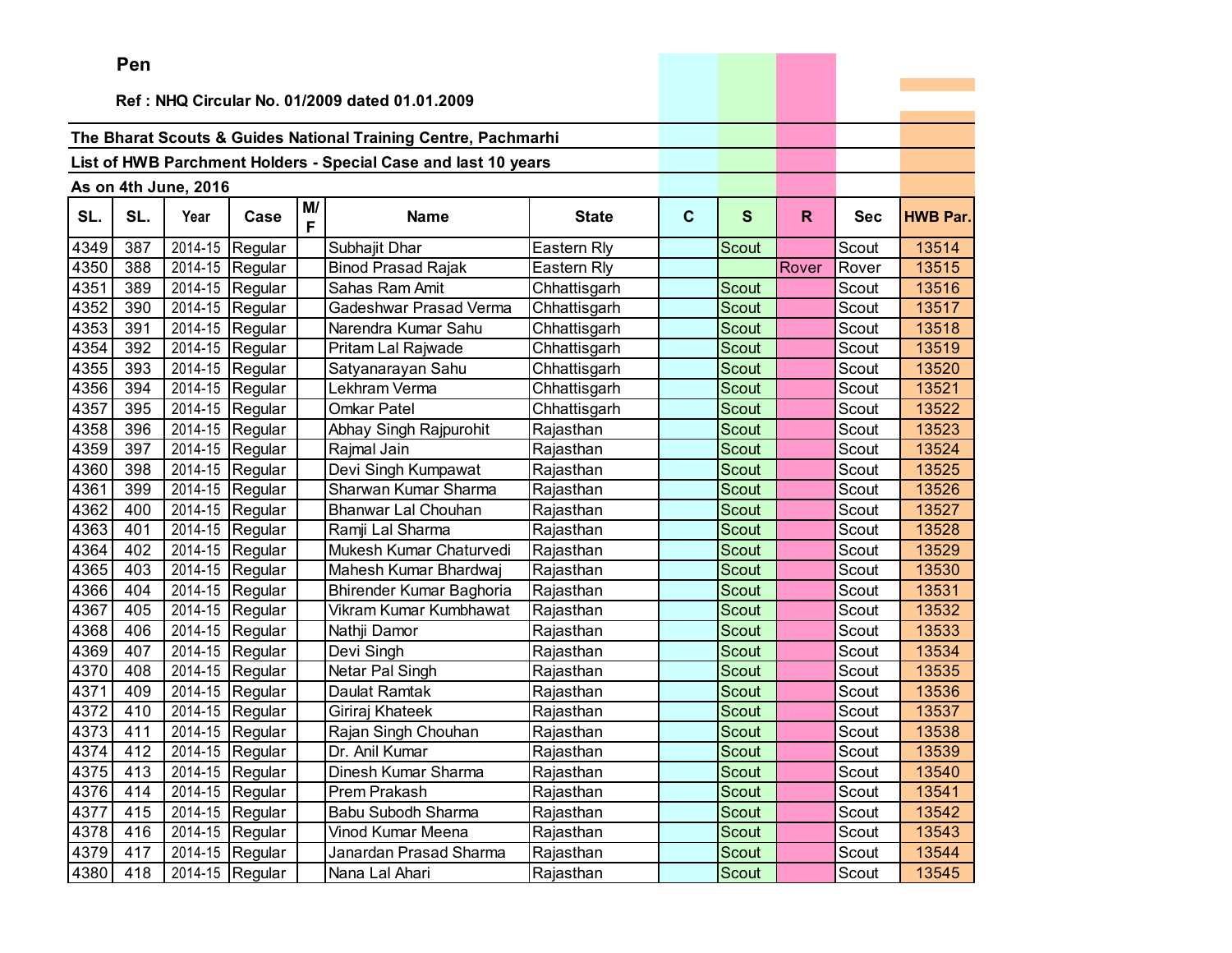**Pen**

**Ref : NHQ Circular No. 01/2009 dated 01.01.2009**

**The Bharat Scouts & Guides National Training Centre, Pachmarhi**

**List of HWB Parchment Holders - Special Case and last 10 years**

**As on 4th June, 2016**

| SL. | SL. | Year | Case | M/F | Name | State | C | S | R | Sec | HWB Par. |
|---|---|---|---|---|---|---|---|---|---|---|---|
| 4349 | 387 | 2014-15 | Regular | | Subhajit Dhar | Eastern Rly | | Scout | | Scout | 13514 |
| 4350 | 388 | 2014-15 | Regular | | Binod Prasad Rajak | Eastern Rly | | | Rover | Rover | 13515 |
| 4351 | 389 | 2014-15 | Regular | | Sahas Ram Amit | Chhattisgarh | | Scout | | Scout | 13516 |
| 4352 | 390 | 2014-15 | Regular | | Gadeshwar Prasad Verma | Chhattisgarh | | Scout | | Scout | 13517 |
| 4353 | 391 | 2014-15 | Regular | | Narendra Kumar Sahu | Chhattisgarh | | Scout | | Scout | 13518 |
| 4354 | 392 | 2014-15 | Regular | | Pritam Lal Rajwade | Chhattisgarh | | Scout | | Scout | 13519 |
| 4355 | 393 | 2014-15 | Regular | | Satyanarayan Sahu | Chhattisgarh | | Scout | | Scout | 13520 |
| 4356 | 394 | 2014-15 | Regular | | Lekhram Verma | Chhattisgarh | | Scout | | Scout | 13521 |
| 4357 | 395 | 2014-15 | Regular | | Omkar Patel | Chhattisgarh | | Scout | | Scout | 13522 |
| 4358 | 396 | 2014-15 | Regular | | Abhay Singh Rajpurohit | Rajasthan | | Scout | | Scout | 13523 |
| 4359 | 397 | 2014-15 | Regular | | Rajmal Jain | Rajasthan | | Scout | | Scout | 13524 |
| 4360 | 398 | 2014-15 | Regular | | Devi Singh Kumpawat | Rajasthan | | Scout | | Scout | 13525 |
| 4361 | 399 | 2014-15 | Regular | | Sharwan Kumar Sharma | Rajasthan | | Scout | | Scout | 13526 |
| 4362 | 400 | 2014-15 | Regular | | Bhanwar Lal Chouhan | Rajasthan | | Scout | | Scout | 13527 |
| 4363 | 401 | 2014-15 | Regular | | Ramji Lal Sharma | Rajasthan | | Scout | | Scout | 13528 |
| 4364 | 402 | 2014-15 | Regular | | Mukesh Kumar Chaturvedi | Rajasthan | | Scout | | Scout | 13529 |
| 4365 | 403 | 2014-15 | Regular | | Mahesh Kumar Bhardwaj | Rajasthan | | Scout | | Scout | 13530 |
| 4366 | 404 | 2014-15 | Regular | | Bhirender Kumar Baghoria | Rajasthan | | Scout | | Scout | 13531 |
| 4367 | 405 | 2014-15 | Regular | | Vikram Kumar Kumbhawat | Rajasthan | | Scout | | Scout | 13532 |
| 4368 | 406 | 2014-15 | Regular | | Nathji Damor | Rajasthan | | Scout | | Scout | 13533 |
| 4369 | 407 | 2014-15 | Regular | | Devi Singh | Rajasthan | | Scout | | Scout | 13534 |
| 4370 | 408 | 2014-15 | Regular | | Netar Pal Singh | Rajasthan | | Scout | | Scout | 13535 |
| 4371 | 409 | 2014-15 | Regular | | Daulat Ramtak | Rajasthan | | Scout | | Scout | 13536 |
| 4372 | 410 | 2014-15 | Regular | | Giriraj Khateek | Rajasthan | | Scout | | Scout | 13537 |
| 4373 | 411 | 2014-15 | Regular | | Rajan Singh Chouhan | Rajasthan | | Scout | | Scout | 13538 |
| 4374 | 412 | 2014-15 | Regular | | Dr. Anil Kumar | Rajasthan | | Scout | | Scout | 13539 |
| 4375 | 413 | 2014-15 | Regular | | Dinesh Kumar Sharma | Rajasthan | | Scout | | Scout | 13540 |
| 4376 | 414 | 2014-15 | Regular | | Prem Prakash | Rajasthan | | Scout | | Scout | 13541 |
| 4377 | 415 | 2014-15 | Regular | | Babu Subodh Sharma | Rajasthan | | Scout | | Scout | 13542 |
| 4378 | 416 | 2014-15 | Regular | | Vinod Kumar Meena | Rajasthan | | Scout | | Scout | 13543 |
| 4379 | 417 | 2014-15 | Regular | | Janardan Prasad Sharma | Rajasthan | | Scout | | Scout | 13544 |
| 4380 | 418 | 2014-15 | Regular | | Nana Lal Ahari | Rajasthan | | Scout | | Scout | 13545 |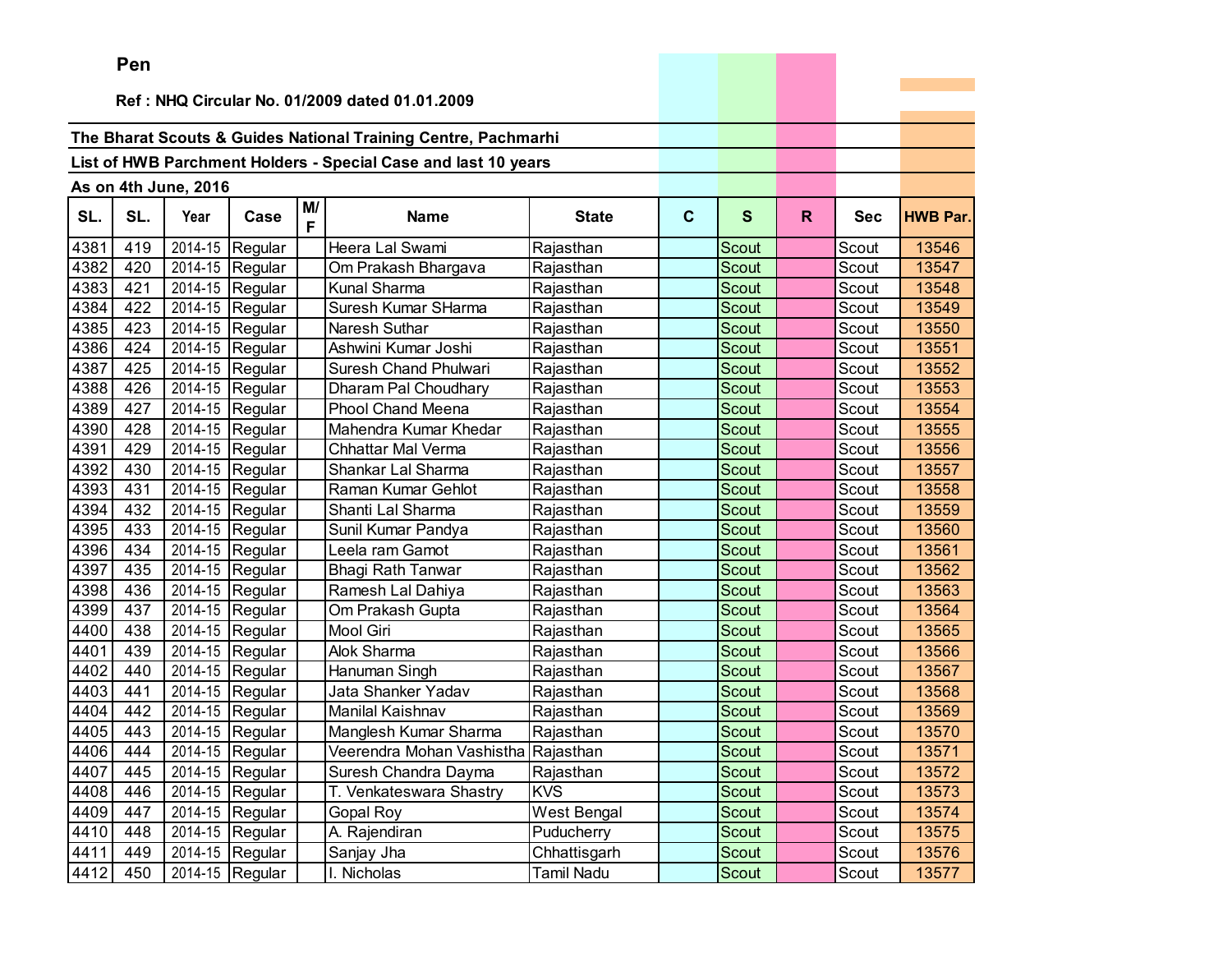**Pen**

**Ref : NHQ Circular No. 01/2009 dated 01.01.2009**

**The Bharat Scouts & Guides National Training Centre, Pachmarhi**

**List of HWB Parchment Holders - Special Case and last 10 years**

**As on 4th June, 2016**

| SL. | SL. | Year | Case | M/F | Name | State | C | S | R | Sec | HWB Par. |
|---|---|---|---|---|---|---|---|---|---|---|---|
| 4381 | 419 | 2014-15 | Regular | | Heera Lal Swami | Rajasthan | | Scout | | Scout | 13546 |
| 4382 | 420 | 2014-15 | Regular | | Om Prakash Bhargava | Rajasthan | | Scout | | Scout | 13547 |
| 4383 | 421 | 2014-15 | Regular | | Kunal Sharma | Rajasthan | | Scout | | Scout | 13548 |
| 4384 | 422 | 2014-15 | Regular | | Suresh Kumar SHarma | Rajasthan | | Scout | | Scout | 13549 |
| 4385 | 423 | 2014-15 | Regular | | Naresh Suthar | Rajasthan | | Scout | | Scout | 13550 |
| 4386 | 424 | 2014-15 | Regular | | Ashwini Kumar Joshi | Rajasthan | | Scout | | Scout | 13551 |
| 4387 | 425 | 2014-15 | Regular | | Suresh Chand Phulwari | Rajasthan | | Scout | | Scout | 13552 |
| 4388 | 426 | 2014-15 | Regular | | Dharam Pal Choudhary | Rajasthan | | Scout | | Scout | 13553 |
| 4389 | 427 | 2014-15 | Regular | | Phool Chand Meena | Rajasthan | | Scout | | Scout | 13554 |
| 4390 | 428 | 2014-15 | Regular | | Mahendra Kumar Khedar | Rajasthan | | Scout | | Scout | 13555 |
| 4391 | 429 | 2014-15 | Regular | | Chhattar Mal Verma | Rajasthan | | Scout | | Scout | 13556 |
| 4392 | 430 | 2014-15 | Regular | | Shankar Lal Sharma | Rajasthan | | Scout | | Scout | 13557 |
| 4393 | 431 | 2014-15 | Regular | | Raman Kumar Gehlot | Rajasthan | | Scout | | Scout | 13558 |
| 4394 | 432 | 2014-15 | Regular | | Shanti Lal Sharma | Rajasthan | | Scout | | Scout | 13559 |
| 4395 | 433 | 2014-15 | Regular | | Sunil Kumar Pandya | Rajasthan | | Scout | | Scout | 13560 |
| 4396 | 434 | 2014-15 | Regular | | Leela ram Gamot | Rajasthan | | Scout | | Scout | 13561 |
| 4397 | 435 | 2014-15 | Regular | | Bhagi Rath Tanwar | Rajasthan | | Scout | | Scout | 13562 |
| 4398 | 436 | 2014-15 | Regular | | Ramesh Lal Dahiya | Rajasthan | | Scout | | Scout | 13563 |
| 4399 | 437 | 2014-15 | Regular | | Om Prakash Gupta | Rajasthan | | Scout | | Scout | 13564 |
| 4400 | 438 | 2014-15 | Regular | | Mool Giri | Rajasthan | | Scout | | Scout | 13565 |
| 4401 | 439 | 2014-15 | Regular | | Alok Sharma | Rajasthan | | Scout | | Scout | 13566 |
| 4402 | 440 | 2014-15 | Regular | | Hanuman Singh | Rajasthan | | Scout | | Scout | 13567 |
| 4403 | 441 | 2014-15 | Regular | | Jata Shanker Yadav | Rajasthan | | Scout | | Scout | 13568 |
| 4404 | 442 | 2014-15 | Regular | | Manilal Kaishnav | Rajasthan | | Scout | | Scout | 13569 |
| 4405 | 443 | 2014-15 | Regular | | Manglesh Kumar Sharma | Rajasthan | | Scout | | Scout | 13570 |
| 4406 | 444 | 2014-15 | Regular | | Veerendra Mohan Vashistha | Rajasthan | | Scout | | Scout | 13571 |
| 4407 | 445 | 2014-15 | Regular | | Suresh Chandra Dayma | Rajasthan | | Scout | | Scout | 13572 |
| 4408 | 446 | 2014-15 | Regular | | T. Venkateswara Shastry | KVS | | Scout | | Scout | 13573 |
| 4409 | 447 | 2014-15 | Regular | | Gopal Roy | West Bengal | | Scout | | Scout | 13574 |
| 4410 | 448 | 2014-15 | Regular | | A. Rajendiran | Puducherry | | Scout | | Scout | 13575 |
| 4411 | 449 | 2014-15 | Regular | | Sanjay Jha | Chhattisgarh | | Scout | | Scout | 13576 |
| 4412 | 450 | 2014-15 | Regular | | I. Nicholas | Tamil Nadu | | Scout | | Scout | 13577 |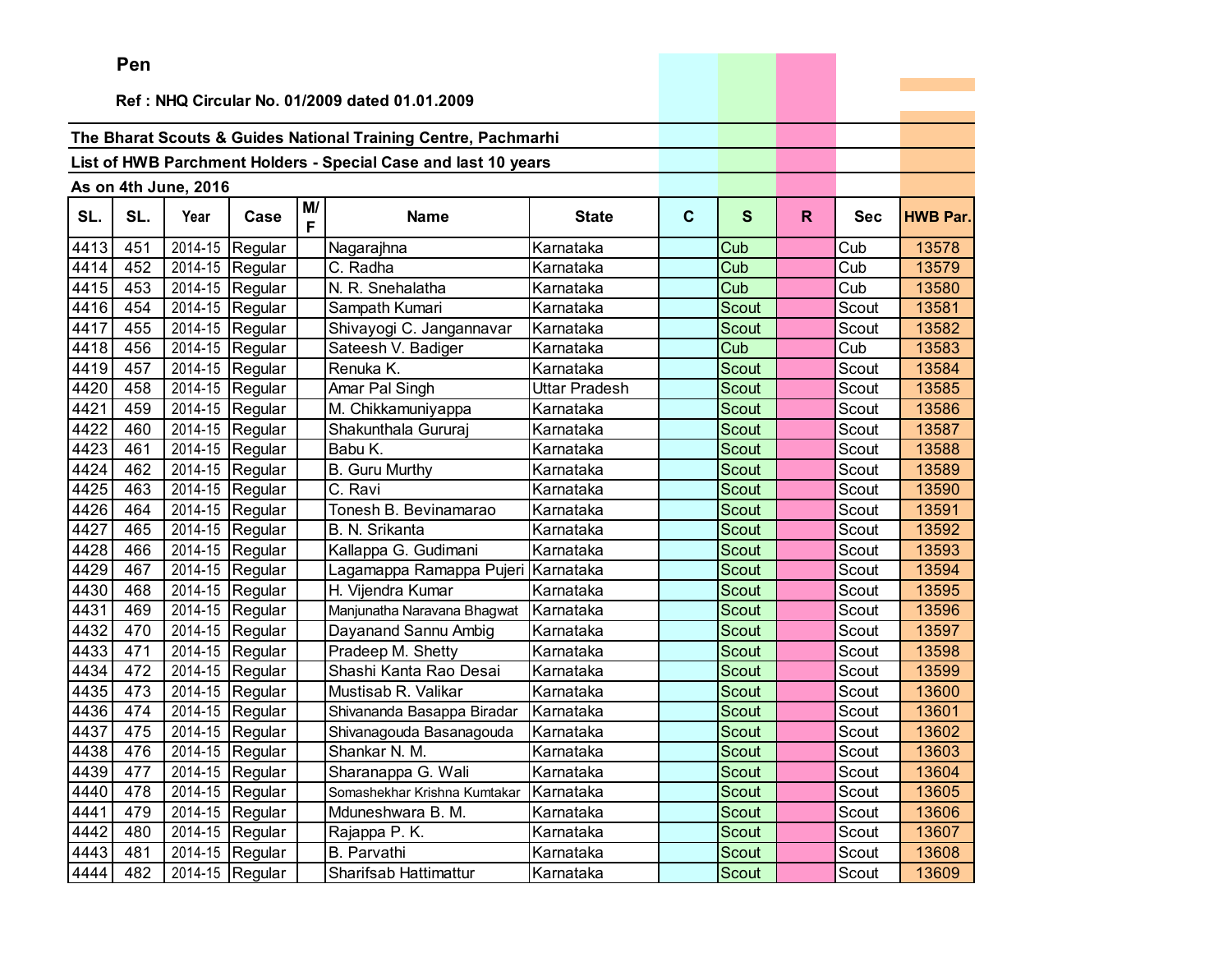**Pen**

**Ref : NHQ Circular No. 01/2009 dated 01.01.2009**

**The Bharat Scouts & Guides National Training Centre, Pachmarhi**

**List of HWB Parchment Holders - Special Case and last 10 years**

**As on 4th June, 2016**

| SL. | SL. | Year | Case | M/F | Name | State | C | S | R | Sec | HWB Par. |
|---|---|---|---|---|---|---|---|---|---|---|---|
| 4413 | 451 | 2014-15 | Regular | | Nagarajhna | Karnataka | | Cub | | Cub | 13578 |
| 4414 | 452 | 2014-15 | Regular | | C. Radha | Karnataka | | Cub | | Cub | 13579 |
| 4415 | 453 | 2014-15 | Regular | | N. R. Snehalatha | Karnataka | | Cub | | Cub | 13580 |
| 4416 | 454 | 2014-15 | Regular | | Sampath Kumari | Karnataka | | Scout | | Scout | 13581 |
| 4417 | 455 | 2014-15 | Regular | | Shivayogi C. Jangannavar | Karnataka | | Scout | | Scout | 13582 |
| 4418 | 456 | 2014-15 | Regular | | Sateesh V. Badiger | Karnataka | | Cub | | Cub | 13583 |
| 4419 | 457 | 2014-15 | Regular | | Renuka K. | Karnataka | | Scout | | Scout | 13584 |
| 4420 | 458 | 2014-15 | Regular | | Amar Pal Singh | Uttar Pradesh | | Scout | | Scout | 13585 |
| 4421 | 459 | 2014-15 | Regular | | M. Chikkamuniyappa | Karnataka | | Scout | | Scout | 13586 |
| 4422 | 460 | 2014-15 | Regular | | Shakunthala Gururaj | Karnataka | | Scout | | Scout | 13587 |
| 4423 | 461 | 2014-15 | Regular | | Babu K. | Karnataka | | Scout | | Scout | 13588 |
| 4424 | 462 | 2014-15 | Regular | | B. Guru Murthy | Karnataka | | Scout | | Scout | 13589 |
| 4425 | 463 | 2014-15 | Regular | | C. Ravi | Karnataka | | Scout | | Scout | 13590 |
| 4426 | 464 | 2014-15 | Regular | | Tonesh B. Bevinamarao | Karnataka | | Scout | | Scout | 13591 |
| 4427 | 465 | 2014-15 | Regular | | B. N. Srikanta | Karnataka | | Scout | | Scout | 13592 |
| 4428 | 466 | 2014-15 | Regular | | Kallappa G. Gudimani | Karnataka | | Scout | | Scout | 13593 |
| 4429 | 467 | 2014-15 | Regular | | Lagamappa Ramappa Pujeri | Karnataka | | Scout | | Scout | 13594 |
| 4430 | 468 | 2014-15 | Regular | | H. Vijendra Kumar | Karnataka | | Scout | | Scout | 13595 |
| 4431 | 469 | 2014-15 | Regular | | Manjunatha Naravana Bhagwat | Karnataka | | Scout | | Scout | 13596 |
| 4432 | 470 | 2014-15 | Regular | | Dayanand Sannu Ambig | Karnataka | | Scout | | Scout | 13597 |
| 4433 | 471 | 2014-15 | Regular | | Pradeep M. Shetty | Karnataka | | Scout | | Scout | 13598 |
| 4434 | 472 | 2014-15 | Regular | | Shashi Kanta Rao Desai | Karnataka | | Scout | | Scout | 13599 |
| 4435 | 473 | 2014-15 | Regular | | Mustisab R. Valikar | Karnataka | | Scout | | Scout | 13600 |
| 4436 | 474 | 2014-15 | Regular | | Shivananda Basappa Biradar | Karnataka | | Scout | | Scout | 13601 |
| 4437 | 475 | 2014-15 | Regular | | Shivanagouda Basanagouda | Karnataka | | Scout | | Scout | 13602 |
| 4438 | 476 | 2014-15 | Regular | | Shankar N. M. | Karnataka | | Scout | | Scout | 13603 |
| 4439 | 477 | 2014-15 | Regular | | Sharanappa G. Wali | Karnataka | | Scout | | Scout | 13604 |
| 4440 | 478 | 2014-15 | Regular | | Somashekhar Krishna Kumtakar | Karnataka | | Scout | | Scout | 13605 |
| 4441 | 479 | 2014-15 | Regular | | Mduneshwara B. M. | Karnataka | | Scout | | Scout | 13606 |
| 4442 | 480 | 2014-15 | Regular | | Rajappa P. K. | Karnataka | | Scout | | Scout | 13607 |
| 4443 | 481 | 2014-15 | Regular | | B. Parvathi | Karnataka | | Scout | | Scout | 13608 |
| 4444 | 482 | 2014-15 | Regular | | Sharifsab Hattimattur | Karnataka | | Scout | | Scout | 13609 |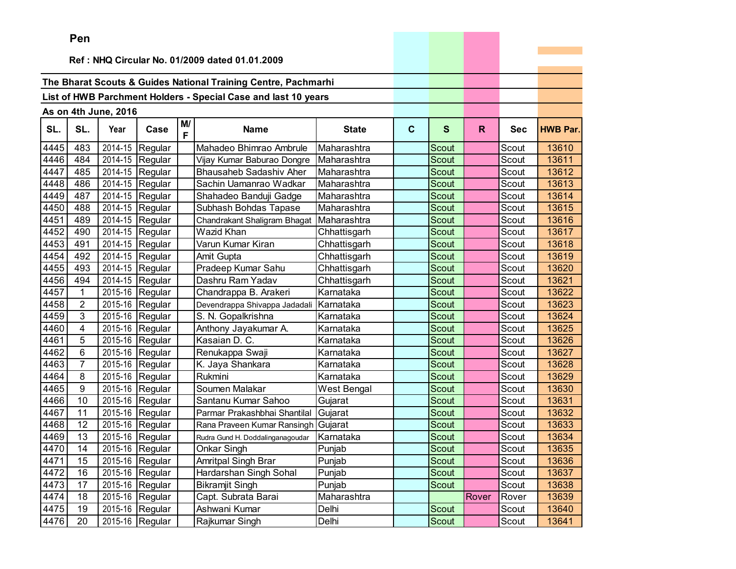**Pen**

**Ref : NHQ Circular No. 01/2009 dated 01.01.2009**

**The Bharat Scouts & Guides National Training Centre, Pachmarhi**

**List of HWB Parchment Holders - Special Case and last 10 years**

**As on 4th June, 2016**

| SL. | SL. | Year | Case | M/F | Name | State | C | S | R | Sec | HWB Par. |
|---|---|---|---|---|---|---|---|---|---|---|---|
| 4445 | 483 | 2014-15 | Regular | | Mahadeo Bhimrao Ambrule | Maharashtra | | Scout | | Scout | 13610 |
| 4446 | 484 | 2014-15 | Regular | | Vijay Kumar Baburao Dongre | Maharashtra | | Scout | | Scout | 13611 |
| 4447 | 485 | 2014-15 | Regular | | Bhausaheb Sadashiv Aher | Maharashtra | | Scout | | Scout | 13612 |
| 4448 | 486 | 2014-15 | Regular | | Sachin Uamanrao Wadkar | Maharashtra | | Scout | | Scout | 13613 |
| 4449 | 487 | 2014-15 | Regular | | Shahadeo Banduji Gadge | Maharashtra | | Scout | | Scout | 13614 |
| 4450 | 488 | 2014-15 | Regular | | Subhash Bohdas Tapase | Maharashtra | | Scout | | Scout | 13615 |
| 4451 | 489 | 2014-15 | Regular | | Chandrakant Shaligram Bhagat | Maharashtra | | Scout | | Scout | 13616 |
| 4452 | 490 | 2014-15 | Regular | | Wazid Khan | Chhattisgarh | | Scout | | Scout | 13617 |
| 4453 | 491 | 2014-15 | Regular | | Varun Kumar Kiran | Chhattisgarh | | Scout | | Scout | 13618 |
| 4454 | 492 | 2014-15 | Regular | | Amit Gupta | Chhattisgarh | | Scout | | Scout | 13619 |
| 4455 | 493 | 2014-15 | Regular | | Pradeep Kumar Sahu | Chhattisgarh | | Scout | | Scout | 13620 |
| 4456 | 494 | 2014-15 | Regular | | Dashru Ram Yadav | Chhattisgarh | | Scout | | Scout | 13621 |
| 4457 | 1 | 2015-16 | Regular | | Chandrappa B. Arakeri | Karnataka | | Scout | | Scout | 13622 |
| 4458 | 2 | 2015-16 | Regular | | Devendrappa Shivappa Jadadali | Karnataka | | Scout | | Scout | 13623 |
| 4459 | 3 | 2015-16 | Regular | | S. N. Gopalkrishna | Karnataka | | Scout | | Scout | 13624 |
| 4460 | 4 | 2015-16 | Regular | | Anthony Jayakumar A. | Karnataka | | Scout | | Scout | 13625 |
| 4461 | 5 | 2015-16 | Regular | | Kasaian D. C. | Karnataka | | Scout | | Scout | 13626 |
| 4462 | 6 | 2015-16 | Regular | | Renukappa Swaji | Karnataka | | Scout | | Scout | 13627 |
| 4463 | 7 | 2015-16 | Regular | | K. Jaya Shankara | Karnataka | | Scout | | Scout | 13628 |
| 4464 | 8 | 2015-16 | Regular | | Rukmini | Karnataka | | Scout | | Scout | 13629 |
| 4465 | 9 | 2015-16 | Regular | | Soumen Malakar | West Bengal | | Scout | | Scout | 13630 |
| 4466 | 10 | 2015-16 | Regular | | Santanu Kumar Sahoo | Gujarat | | Scout | | Scout | 13631 |
| 4467 | 11 | 2015-16 | Regular | | Parmar Prakashbhai Shantilal | Gujarat | | Scout | | Scout | 13632 |
| 4468 | 12 | 2015-16 | Regular | | Rana Praveen Kumar Ransingh | Gujarat | | Scout | | Scout | 13633 |
| 4469 | 13 | 2015-16 | Regular | | Rudra Gund H. Doddalinganagoudar | Karnataka | | Scout | | Scout | 13634 |
| 4470 | 14 | 2015-16 | Regular | | Onkar Singh | Punjab | | Scout | | Scout | 13635 |
| 4471 | 15 | 2015-16 | Regular | | Amritpal Singh Brar | Punjab | | Scout | | Scout | 13636 |
| 4472 | 16 | 2015-16 | Regular | | Hardarshan Singh Sohal | Punjab | | Scout | | Scout | 13637 |
| 4473 | 17 | 2015-16 | Regular | | Bikramjit Singh | Punjab | | Scout | | Scout | 13638 |
| 4474 | 18 | 2015-16 | Regular | | Capt. Subrata Barai | Maharashtra | | | Rover | Rover | 13639 |
| 4475 | 19 | 2015-16 | Regular | | Ashwani Kumar | Delhi | | Scout | | Scout | 13640 |
| 4476 | 20 | 2015-16 | Regular | | Rajkumar Singh | Delhi | | Scout | | Scout | 13641 |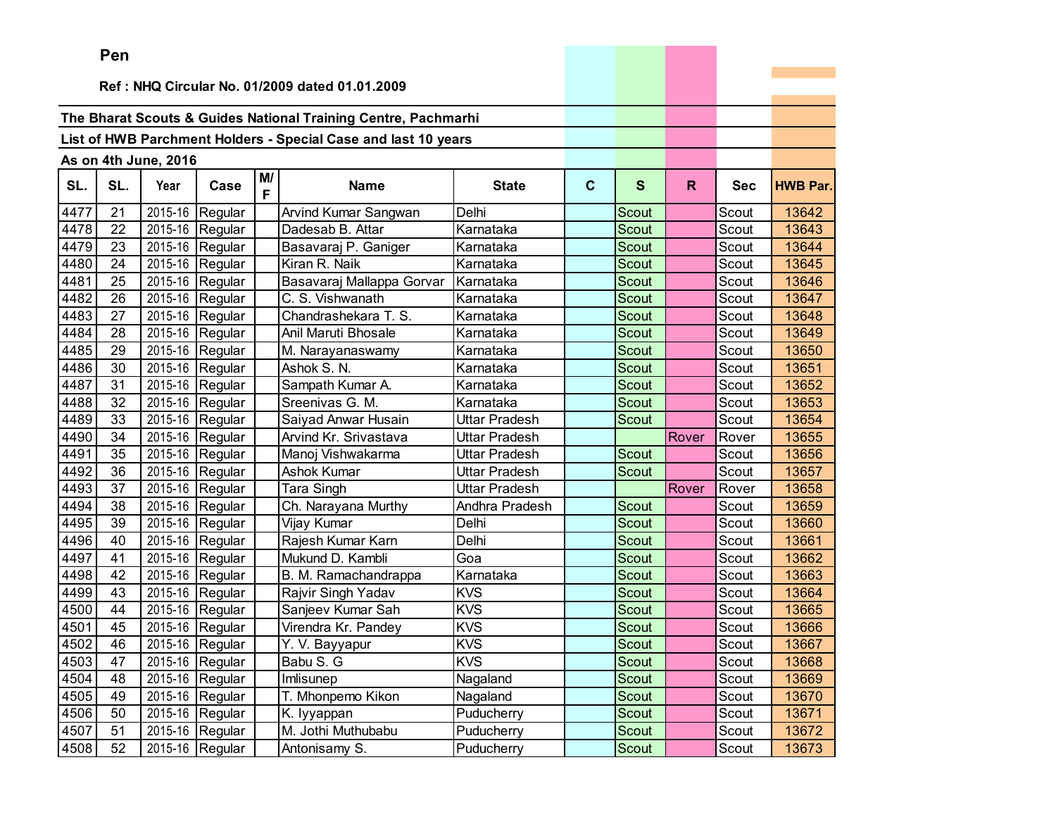Pen

Ref : NHQ Circular No. 01/2009 dated 01.01.2009

**The Bharat Scouts & Guides National Training Centre, Pachmarhi**

**List of HWB Parchment Holders - Special Case and last 10 years**

**As on 4th June, 2016**

| SL. | SL. | Year | Case | M/F | Name | State | C | S | R | Sec | HWB Par. |
|---|---|---|---|---|---|---|---|---|---|---|---|
| 4477 | 21 | 2015-16 | Regular | | Arvind Kumar Sangwan | Delhi | | Scout | | Scout | 13642 |
| 4478 | 22 | 2015-16 | Regular | | Dadesab B. Attar | Karnataka | | Scout | | Scout | 13643 |
| 4479 | 23 | 2015-16 | Regular | | Basavaraj P. Ganiger | Karnataka | | Scout | | Scout | 13644 |
| 4480 | 24 | 2015-16 | Regular | | Kiran R. Naik | Karnataka | | Scout | | Scout | 13645 |
| 4481 | 25 | 2015-16 | Regular | | Basavaraj Mallappa Gorvar | Karnataka | | Scout | | Scout | 13646 |
| 4482 | 26 | 2015-16 | Regular | | C. S. Vishwanath | Karnataka | | Scout | | Scout | 13647 |
| 4483 | 27 | 2015-16 | Regular | | Chandrashekara T. S. | Karnataka | | Scout | | Scout | 13648 |
| 4484 | 28 | 2015-16 | Regular | | Anil Maruti Bhosale | Karnataka | | Scout | | Scout | 13649 |
| 4485 | 29 | 2015-16 | Regular | | M. Narayanaswamy | Karnataka | | Scout | | Scout | 13650 |
| 4486 | 30 | 2015-16 | Regular | | Ashok S. N. | Karnataka | | Scout | | Scout | 13651 |
| 4487 | 31 | 2015-16 | Regular | | Sampath Kumar A. | Karnataka | | Scout | | Scout | 13652 |
| 4488 | 32 | 2015-16 | Regular | | Sreenivas G. M. | Karnataka | | Scout | | Scout | 13653 |
| 4489 | 33 | 2015-16 | Regular | | Saiyad Anwar Husain | Uttar Pradesh | | Scout | | Scout | 13654 |
| 4490 | 34 | 2015-16 | Regular | | Arvind Kr. Srivastava | Uttar Pradesh | | | Rover | Rover | 13655 |
| 4491 | 35 | 2015-16 | Regular | | Manoj Vishwakarma | Uttar Pradesh | | Scout | | Scout | 13656 |
| 4492 | 36 | 2015-16 | Regular | | Ashok Kumar | Uttar Pradesh | | Scout | | Scout | 13657 |
| 4493 | 37 | 2015-16 | Regular | | Tara Singh | Uttar Pradesh | | | Rover | Rover | 13658 |
| 4494 | 38 | 2015-16 | Regular | | Ch. Narayana Murthy | Andhra Pradesh | | Scout | | Scout | 13659 |
| 4495 | 39 | 2015-16 | Regular | | Vijay Kumar | Delhi | | Scout | | Scout | 13660 |
| 4496 | 40 | 2015-16 | Regular | | Rajesh Kumar Karn | Delhi | | Scout | | Scout | 13661 |
| 4497 | 41 | 2015-16 | Regular | | Mukund D. Kambli | Goa | | Scout | | Scout | 13662 |
| 4498 | 42 | 2015-16 | Regular | | B. M. Ramachandrappa | Karnataka | | Scout | | Scout | 13663 |
| 4499 | 43 | 2015-16 | Regular | | Rajvir Singh Yadav | KVS | | Scout | | Scout | 13664 |
| 4500 | 44 | 2015-16 | Regular | | Sanjeev Kumar Sah | KVS | | Scout | | Scout | 13665 |
| 4501 | 45 | 2015-16 | Regular | | Virendra Kr. Pandey | KVS | | Scout | | Scout | 13666 |
| 4502 | 46 | 2015-16 | Regular | | Y. V. Bayyapur | KVS | | Scout | | Scout | 13667 |
| 4503 | 47 | 2015-16 | Regular | | Babu S. G | KVS | | Scout | | Scout | 13668 |
| 4504 | 48 | 2015-16 | Regular | | Imlisunep | Nagaland | | Scout | | Scout | 13669 |
| 4505 | 49 | 2015-16 | Regular | | T. Mhonpemo Kikon | Nagaland | | Scout | | Scout | 13670 |
| 4506 | 50 | 2015-16 | Regular | | K. Iyyappan | Puducherry | | Scout | | Scout | 13671 |
| 4507 | 51 | 2015-16 | Regular | | M. Jothi Muthubabu | Puducherry | | Scout | | Scout | 13672 |
| 4508 | 52 | 2015-16 | Regular | | Antonisamy S. | Puducherry | | Scout | | Scout | 13673 |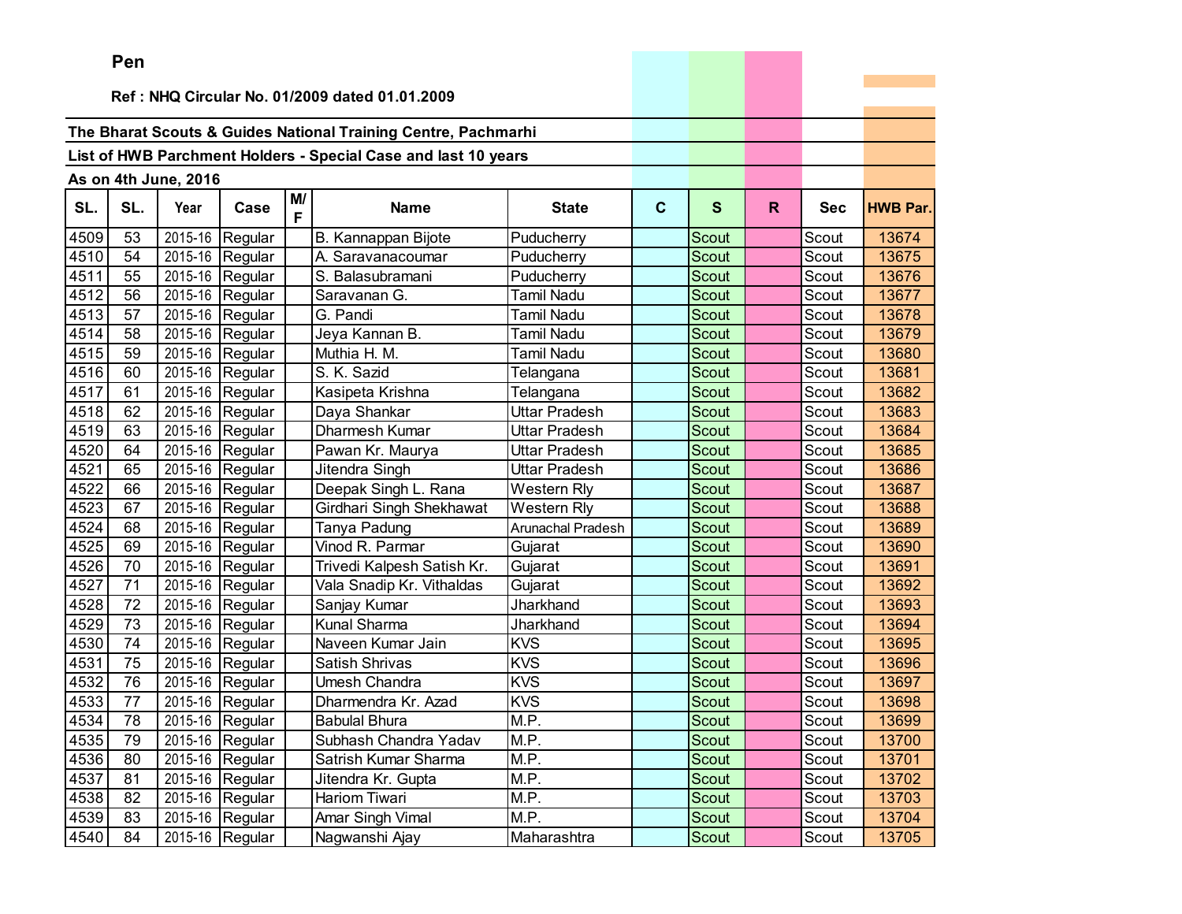**Pen**

**Ref : NHQ Circular No. 01/2009 dated 01.01.2009**

**The Bharat Scouts & Guides National Training Centre, Pachmarhi**

**List of HWB Parchment Holders - Special Case and last 10 years**

**As on 4th June, 2016**

| SL. | SL. | Year | Case | M/F | Name | State | C | S | R | Sec | HWB Par. |
|---|---|---|---|---|---|---|---|---|---|---|---|
| 4509 | 53 | 2015-16 | Regular | | B. Kannappan Bijote | Puducherry | | Scout | | Scout | 13674 |
| 4510 | 54 | 2015-16 | Regular | | A. Saravanacoumar | Puducherry | | Scout | | Scout | 13675 |
| 4511 | 55 | 2015-16 | Regular | | S. Balasubramani | Puducherry | | Scout | | Scout | 13676 |
| 4512 | 56 | 2015-16 | Regular | | Saravanan G. | Tamil Nadu | | Scout | | Scout | 13677 |
| 4513 | 57 | 2015-16 | Regular | | G. Pandi | Tamil Nadu | | Scout | | Scout | 13678 |
| 4514 | 58 | 2015-16 | Regular | | Jeya Kannan B. | Tamil Nadu | | Scout | | Scout | 13679 |
| 4515 | 59 | 2015-16 | Regular | | Muthia H. M. | Tamil Nadu | | Scout | | Scout | 13680 |
| 4516 | 60 | 2015-16 | Regular | | S. K. Sazid | Telangana | | Scout | | Scout | 13681 |
| 4517 | 61 | 2015-16 | Regular | | Kasipeta Krishna | Telangana | | Scout | | Scout | 13682 |
| 4518 | 62 | 2015-16 | Regular | | Daya Shankar | Uttar Pradesh | | Scout | | Scout | 13683 |
| 4519 | 63 | 2015-16 | Regular | | Dharmesh Kumar | Uttar Pradesh | | Scout | | Scout | 13684 |
| 4520 | 64 | 2015-16 | Regular | | Pawan Kr. Maurya | Uttar Pradesh | | Scout | | Scout | 13685 |
| 4521 | 65 | 2015-16 | Regular | | Jitendra Singh | Uttar Pradesh | | Scout | | Scout | 13686 |
| 4522 | 66 | 2015-16 | Regular | | Deepak Singh L. Rana | Western Rly | | Scout | | Scout | 13687 |
| 4523 | 67 | 2015-16 | Regular | | Girdhari Singh Shekhawat | Western Rly | | Scout | | Scout | 13688 |
| 4524 | 68 | 2015-16 | Regular | | Tanya Padung | Arunachal Pradesh | | Scout | | Scout | 13689 |
| 4525 | 69 | 2015-16 | Regular | | Vinod R. Parmar | Gujarat | | Scout | | Scout | 13690 |
| 4526 | 70 | 2015-16 | Regular | | Trivedi Kalpesh Satish Kr. | Gujarat | | Scout | | Scout | 13691 |
| 4527 | 71 | 2015-16 | Regular | | Vala Snadip Kr. Vithaldas | Gujarat | | Scout | | Scout | 13692 |
| 4528 | 72 | 2015-16 | Regular | | Sanjay Kumar | Jharkhand | | Scout | | Scout | 13693 |
| 4529 | 73 | 2015-16 | Regular | | Kunal Sharma | Jharkhand | | Scout | | Scout | 13694 |
| 4530 | 74 | 2015-16 | Regular | | Naveen Kumar Jain | KVS | | Scout | | Scout | 13695 |
| 4531 | 75 | 2015-16 | Regular | | Satish Shrivas | KVS | | Scout | | Scout | 13696 |
| 4532 | 76 | 2015-16 | Regular | | Umesh Chandra | KVS | | Scout | | Scout | 13697 |
| 4533 | 77 | 2015-16 | Regular | | Dharmendra Kr. Azad | KVS | | Scout | | Scout | 13698 |
| 4534 | 78 | 2015-16 | Regular | | Babulal Bhura | M.P. | | Scout | | Scout | 13699 |
| 4535 | 79 | 2015-16 | Regular | | Subhash Chandra Yadav | M.P. | | Scout | | Scout | 13700 |
| 4536 | 80 | 2015-16 | Regular | | Satrish Kumar Sharma | M.P. | | Scout | | Scout | 13701 |
| 4537 | 81 | 2015-16 | Regular | | Jitendra Kr. Gupta | M.P. | | Scout | | Scout | 13702 |
| 4538 | 82 | 2015-16 | Regular | | Hariom Tiwari | M.P. | | Scout | | Scout | 13703 |
| 4539 | 83 | 2015-16 | Regular | | Amar Singh Vimal | M.P. | | Scout | | Scout | 13704 |
| 4540 | 84 | 2015-16 | Regular | | Nagwanshi Ajay | Maharashtra | | Scout | | Scout | 13705 |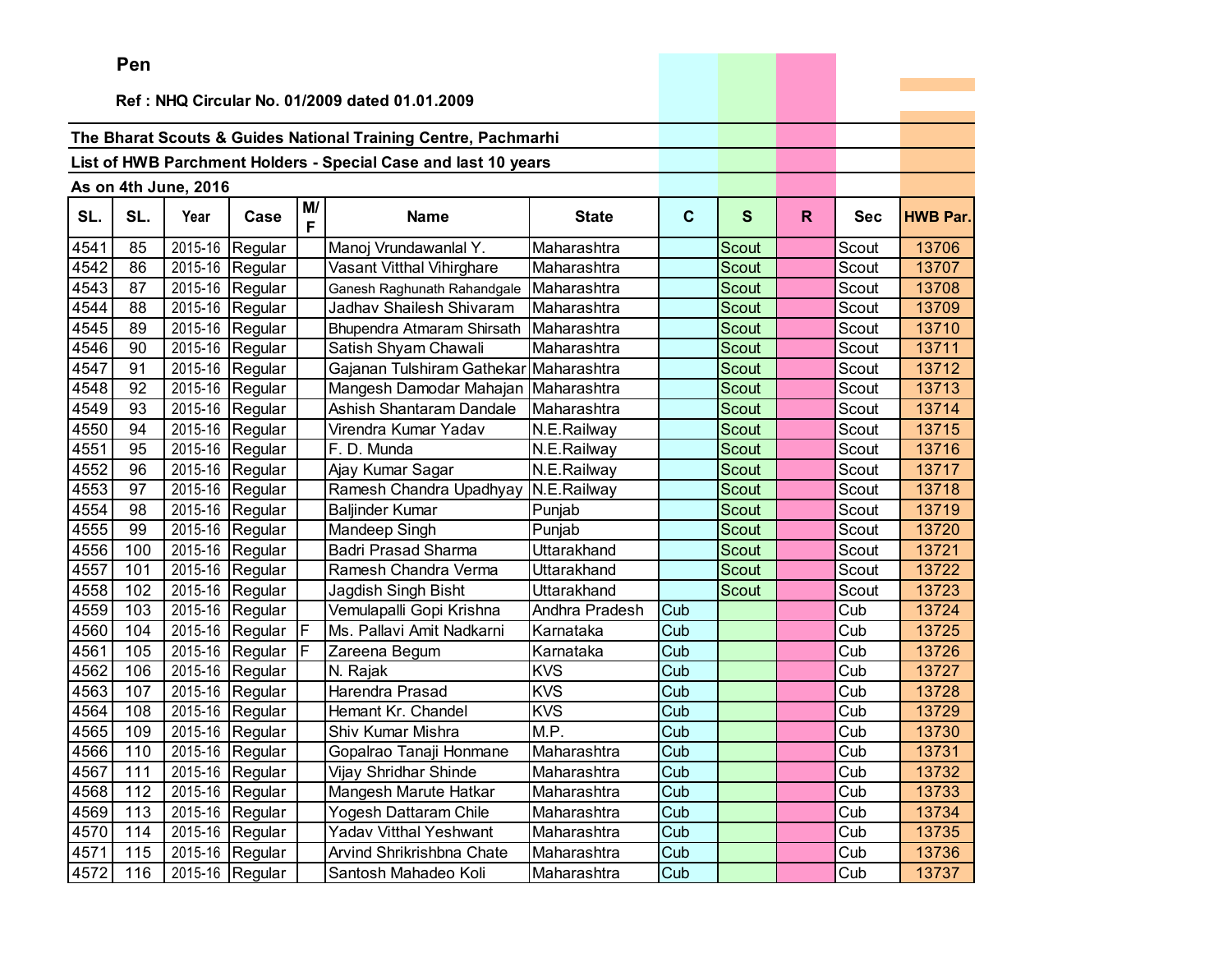**Pen**

**Ref : NHQ Circular No. 01/2009 dated 01.01.2009**

**The Bharat Scouts & Guides National Training Centre, Pachmarhi**

**List of HWB Parchment Holders - Special Case and last 10 years**

**As on 4th June, 2016**

| SL. | SL. | Year | Case | M/F | Name | State | C | S | R | Sec | HWB Par. |
|---|---|---|---|---|---|---|---|---|---|---|---|
| 4541 | 85 | 2015-16 | Regular | | Manoj Vrundawanlal Y. | Maharashtra | | Scout | | Scout | 13706 |
| 4542 | 86 | 2015-16 | Regular | | Vasant Vitthal Vihirghare | Maharashtra | | Scout | | Scout | 13707 |
| 4543 | 87 | 2015-16 | Regular | | Ganesh Raghunath Rahandgale | Maharashtra | | Scout | | Scout | 13708 |
| 4544 | 88 | 2015-16 | Regular | | Jadhav Shailesh Shivaram | Maharashtra | | Scout | | Scout | 13709 |
| 4545 | 89 | 2015-16 | Regular | | Bhupendra Atmaram Shirsath | Maharashtra | | Scout | | Scout | 13710 |
| 4546 | 90 | 2015-16 | Regular | | Satish Shyam Chawali | Maharashtra | | Scout | | Scout | 13711 |
| 4547 | 91 | 2015-16 | Regular | | Gajanan Tulshiram Gathekar | Maharashtra | | Scout | | Scout | 13712 |
| 4548 | 92 | 2015-16 | Regular | | Mangesh Damodar Mahajan | Maharashtra | | Scout | | Scout | 13713 |
| 4549 | 93 | 2015-16 | Regular | | Ashish Shantaram Dandale | Maharashtra | | Scout | | Scout | 13714 |
| 4550 | 94 | 2015-16 | Regular | | Virendra Kumar Yadav | N.E.Railway | | Scout | | Scout | 13715 |
| 4551 | 95 | 2015-16 | Regular | | F. D. Munda | N.E.Railway | | Scout | | Scout | 13716 |
| 4552 | 96 | 2015-16 | Regular | | Ajay Kumar Sagar | N.E.Railway | | Scout | | Scout | 13717 |
| 4553 | 97 | 2015-16 | Regular | | Ramesh Chandra Upadhyay | N.E.Railway | | Scout | | Scout | 13718 |
| 4554 | 98 | 2015-16 | Regular | | Baljinder Kumar | Punjab | | Scout | | Scout | 13719 |
| 4555 | 99 | 2015-16 | Regular | | Mandeep Singh | Punjab | | Scout | | Scout | 13720 |
| 4556 | 100 | 2015-16 | Regular | | Badri Prasad Sharma | Uttarakhand | | Scout | | Scout | 13721 |
| 4557 | 101 | 2015-16 | Regular | | Ramesh Chandra Verma | Uttarakhand | | Scout | | Scout | 13722 |
| 4558 | 102 | 2015-16 | Regular | | Jagdish Singh Bisht | Uttarakhand | | Scout | | Scout | 13723 |
| 4559 | 103 | 2015-16 | Regular | | Vemulapalli Gopi Krishna | Andhra Pradesh | Cub | | | Cub | 13724 |
| 4560 | 104 | 2015-16 | Regular | F | Ms. Pallavi Amit Nadkarni | Karnataka | Cub | | | Cub | 13725 |
| 4561 | 105 | 2015-16 | Regular | F | Zareena Begum | Karnataka | Cub | | | Cub | 13726 |
| 4562 | 106 | 2015-16 | Regular | | N. Rajak | KVS | Cub | | | Cub | 13727 |
| 4563 | 107 | 2015-16 | Regular | | Harendra Prasad | KVS | Cub | | | Cub | 13728 |
| 4564 | 108 | 2015-16 | Regular | | Hemant Kr. Chandel | KVS | Cub | | | Cub | 13729 |
| 4565 | 109 | 2015-16 | Regular | | Shiv Kumar Mishra | M.P. | Cub | | | Cub | 13730 |
| 4566 | 110 | 2015-16 | Regular | | Gopalrao Tanaji Honmane | Maharashtra | Cub | | | Cub | 13731 |
| 4567 | 111 | 2015-16 | Regular | | Vijay Shridhar Shinde | Maharashtra | Cub | | | Cub | 13732 |
| 4568 | 112 | 2015-16 | Regular | | Mangesh Marute Hatkar | Maharashtra | Cub | | | Cub | 13733 |
| 4569 | 113 | 2015-16 | Regular | | Yogesh Dattaram Chile | Maharashtra | Cub | | | Cub | 13734 |
| 4570 | 114 | 2015-16 | Regular | | Yadav Vitthal Yeshwant | Maharashtra | Cub | | | Cub | 13735 |
| 4571 | 115 | 2015-16 | Regular | | Arvind Shrikrishbna Chate | Maharashtra | Cub | | | Cub | 13736 |
| 4572 | 116 | 2015-16 | Regular | | Santosh Mahadeo Koli | Maharashtra | Cub | | | Cub | 13737 |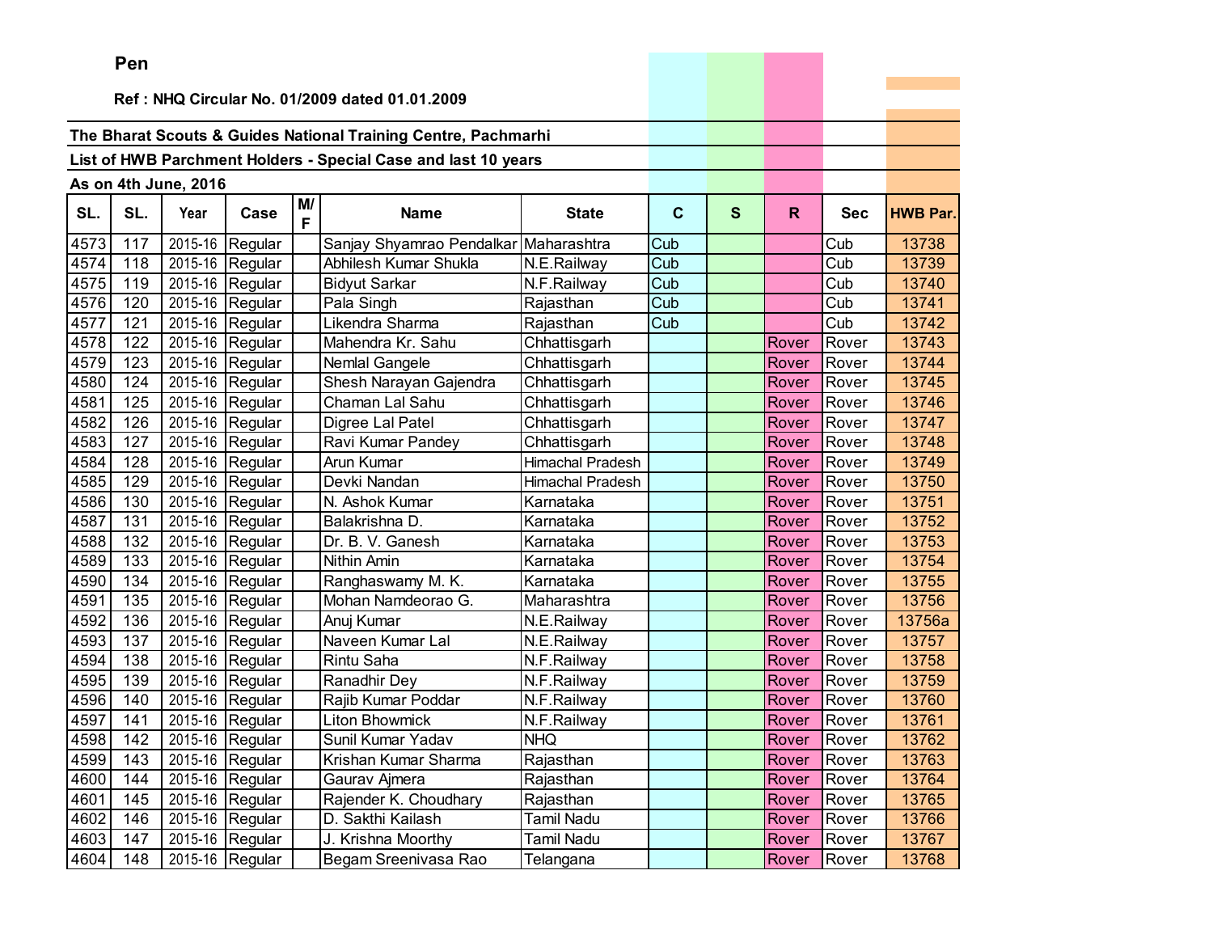**Pen**

**Ref : NHQ Circular No. 01/2009 dated 01.01.2009**

**The Bharat Scouts & Guides National Training Centre, Pachmarhi**

**List of HWB Parchment Holders - Special Case and last 10 years**

**As on 4th June, 2016**

| SL. | SL. | Year | Case | M/F | Name | State | C | S | R | Sec | HWB Par. |
|---|---|---|---|---|---|---|---|---|---|---|---|
| 4573 | 117 | 2015-16 | Regular | | Sanjay Shyamrao Pendalkar | Maharashtra | Cub | | | Cub | 13738 |
| 4574 | 118 | 2015-16 | Regular | | Abhilesh Kumar Shukla | N.E.Railway | Cub | | | Cub | 13739 |
| 4575 | 119 | 2015-16 | Regular | | Bidyut Sarkar | N.F.Railway | Cub | | | Cub | 13740 |
| 4576 | 120 | 2015-16 | Regular | | Pala Singh | Rajasthan | Cub | | | Cub | 13741 |
| 4577 | 121 | 2015-16 | Regular | | Likendra Sharma | Rajasthan | Cub | | | Cub | 13742 |
| 4578 | 122 | 2015-16 | Regular | | Mahendra Kr. Sahu | Chhattisgarh | | | Rover | Rover | 13743 |
| 4579 | 123 | 2015-16 | Regular | | Nemlal Gangele | Chhattisgarh | | | Rover | Rover | 13744 |
| 4580 | 124 | 2015-16 | Regular | | Shesh Narayan Gajendra | Chhattisgarh | | | Rover | Rover | 13745 |
| 4581 | 125 | 2015-16 | Regular | | Chaman Lal Sahu | Chhattisgarh | | | Rover | Rover | 13746 |
| 4582 | 126 | 2015-16 | Regular | | Digree Lal Patel | Chhattisgarh | | | Rover | Rover | 13747 |
| 4583 | 127 | 2015-16 | Regular | | Ravi Kumar Pandey | Chhattisgarh | | | Rover | Rover | 13748 |
| 4584 | 128 | 2015-16 | Regular | | Arun Kumar | Himachal Pradesh | | | Rover | Rover | 13749 |
| 4585 | 129 | 2015-16 | Regular | | Devki Nandan | Himachal Pradesh | | | Rover | Rover | 13750 |
| 4586 | 130 | 2015-16 | Regular | | N. Ashok Kumar | Karnataka | | | Rover | Rover | 13751 |
| 4587 | 131 | 2015-16 | Regular | | Balakrishna D. | Karnataka | | | Rover | Rover | 13752 |
| 4588 | 132 | 2015-16 | Regular | | Dr. B. V. Ganesh | Karnataka | | | Rover | Rover | 13753 |
| 4589 | 133 | 2015-16 | Regular | | Nithin Amin | Karnataka | | | Rover | Rover | 13754 |
| 4590 | 134 | 2015-16 | Regular | | Ranghaswamy M. K. | Karnataka | | | Rover | Rover | 13755 |
| 4591 | 135 | 2015-16 | Regular | | Mohan Namdeorao G. | Maharashtra | | | Rover | Rover | 13756 |
| 4592 | 136 | 2015-16 | Regular | | Anuj Kumar | N.E.Railway | | | Rover | Rover | 13756a |
| 4593 | 137 | 2015-16 | Regular | | Naveen Kumar Lal | N.E.Railway | | | Rover | Rover | 13757 |
| 4594 | 138 | 2015-16 | Regular | | Rintu Saha | N.F.Railway | | | Rover | Rover | 13758 |
| 4595 | 139 | 2015-16 | Regular | | Ranadhir Dey | N.F.Railway | | | Rover | Rover | 13759 |
| 4596 | 140 | 2015-16 | Regular | | Rajib Kumar Poddar | N.F.Railway | | | Rover | Rover | 13760 |
| 4597 | 141 | 2015-16 | Regular | | Liton Bhowmick | N.F.Railway | | | Rover | Rover | 13761 |
| 4598 | 142 | 2015-16 | Regular | | Sunil Kumar Yadav | NHQ | | | Rover | Rover | 13762 |
| 4599 | 143 | 2015-16 | Regular | | Krishan Kumar Sharma | Rajasthan | | | Rover | Rover | 13763 |
| 4600 | 144 | 2015-16 | Regular | | Gaurav Ajmera | Rajasthan | | | Rover | Rover | 13764 |
| 4601 | 145 | 2015-16 | Regular | | Rajender K. Choudhary | Rajasthan | | | Rover | Rover | 13765 |
| 4602 | 146 | 2015-16 | Regular | | D. Sakthi Kailash | Tamil Nadu | | | Rover | Rover | 13766 |
| 4603 | 147 | 2015-16 | Regular | | J. Krishna Moorthy | Tamil Nadu | | | Rover | Rover | 13767 |
| 4604 | 148 | 2015-16 | Regular | | Begam Sreenivasa Rao | Telangana | | | Rover | Rover | 13768 |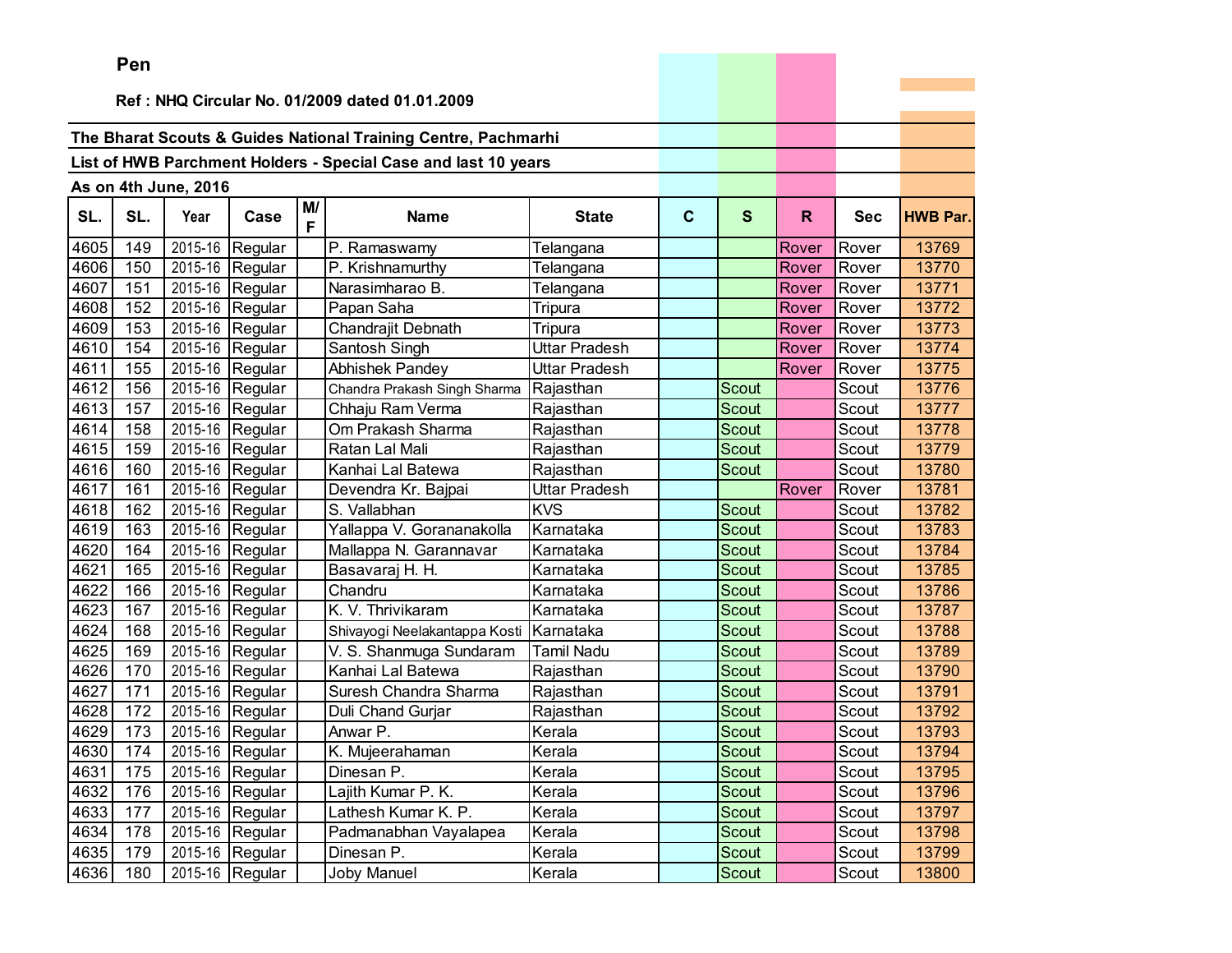**Pen**

**Ref : NHQ Circular No. 01/2009 dated 01.01.2009**

**The Bharat Scouts & Guides National Training Centre, Pachmarhi**

**List of HWB Parchment Holders - Special Case and last 10 years**

**As on 4th June, 2016**

| SL. | SL. | Year | Case | M/F | Name | State | C | S | R | Sec | HWB Par. |
|---|---|---|---|---|---|---|---|---|---|---|---|
| 4605 | 149 | 2015-16 | Regular | | P. Ramaswamy | Telangana | | | Rover | Rover | 13769 |
| 4606 | 150 | 2015-16 | Regular | | P. Krishnamurthy | Telangana | | | Rover | Rover | 13770 |
| 4607 | 151 | 2015-16 | Regular | | Narasimharao B. | Telangana | | | Rover | Rover | 13771 |
| 4608 | 152 | 2015-16 | Regular | | Papan Saha | Tripura | | | Rover | Rover | 13772 |
| 4609 | 153 | 2015-16 | Regular | | Chandrajit Debnath | Tripura | | | Rover | Rover | 13773 |
| 4610 | 154 | 2015-16 | Regular | | Santosh Singh | Uttar Pradesh | | | Rover | Rover | 13774 |
| 4611 | 155 | 2015-16 | Regular | | Abhishek Pandey | Uttar Pradesh | | | Rover | Rover | 13775 |
| 4612 | 156 | 2015-16 | Regular | | Chandra Prakash Singh Sharma | Rajasthan | | Scout | | Scout | 13776 |
| 4613 | 157 | 2015-16 | Regular | | Chhaju Ram Verma | Rajasthan | | Scout | | Scout | 13777 |
| 4614 | 158 | 2015-16 | Regular | | Om Prakash Sharma | Rajasthan | | Scout | | Scout | 13778 |
| 4615 | 159 | 2015-16 | Regular | | Ratan Lal Mali | Rajasthan | | Scout | | Scout | 13779 |
| 4616 | 160 | 2015-16 | Regular | | Kanhai Lal Batewa | Rajasthan | | Scout | | Scout | 13780 |
| 4617 | 161 | 2015-16 | Regular | | Devendra Kr. Bajpai | Uttar Pradesh | | | Rover | Rover | 13781 |
| 4618 | 162 | 2015-16 | Regular | | S. Vallabhan | KVS | | Scout | | Scout | 13782 |
| 4619 | 163 | 2015-16 | Regular | | Yallappa V. Goranakolla | Karnataka | | Scout | | Scout | 13783 |
| 4620 | 164 | 2015-16 | Regular | | Mallappa N. Garannavar | Karnataka | | Scout | | Scout | 13784 |
| 4621 | 165 | 2015-16 | Regular | | Basavaraj H. H. | Karnataka | | Scout | | Scout | 13785 |
| 4622 | 166 | 2015-16 | Regular | | Chandru | Karnataka | | Scout | | Scout | 13786 |
| 4623 | 167 | 2015-16 | Regular | | K. V. Thrivikaram | Karnataka | | Scout | | Scout | 13787 |
| 4624 | 168 | 2015-16 | Regular | | Shivayogi Neelakantappa Kosti | Karnataka | | Scout | | Scout | 13788 |
| 4625 | 169 | 2015-16 | Regular | | V. S. Shanmuga Sundaram | Tamil Nadu | | Scout | | Scout | 13789 |
| 4626 | 170 | 2015-16 | Regular | | Kanhai Lal Batewa | Rajasthan | | Scout | | Scout | 13790 |
| 4627 | 171 | 2015-16 | Regular | | Suresh Chandra Sharma | Rajasthan | | Scout | | Scout | 13791 |
| 4628 | 172 | 2015-16 | Regular | | Duli Chand Gurjar | Rajasthan | | Scout | | Scout | 13792 |
| 4629 | 173 | 2015-16 | Regular | | Anwar P. | Kerala | | Scout | | Scout | 13793 |
| 4630 | 174 | 2015-16 | Regular | | K. Mujeerahaman | Kerala | | Scout | | Scout | 13794 |
| 4631 | 175 | 2015-16 | Regular | | Dinesan P. | Kerala | | Scout | | Scout | 13795 |
| 4632 | 176 | 2015-16 | Regular | | Lajith Kumar P. K. | Kerala | | Scout | | Scout | 13796 |
| 4633 | 177 | 2015-16 | Regular | | Lathesh Kumar K. P. | Kerala | | Scout | | Scout | 13797 |
| 4634 | 178 | 2015-16 | Regular | | Padmanabhan Vayalapea | Kerala | | Scout | | Scout | 13798 |
| 4635 | 179 | 2015-16 | Regular | | Dinesan P. | Kerala | | Scout | | Scout | 13799 |
| 4636 | 180 | 2015-16 | Regular | | Joby Manuel | Kerala | | Scout | | Scout | 13800 |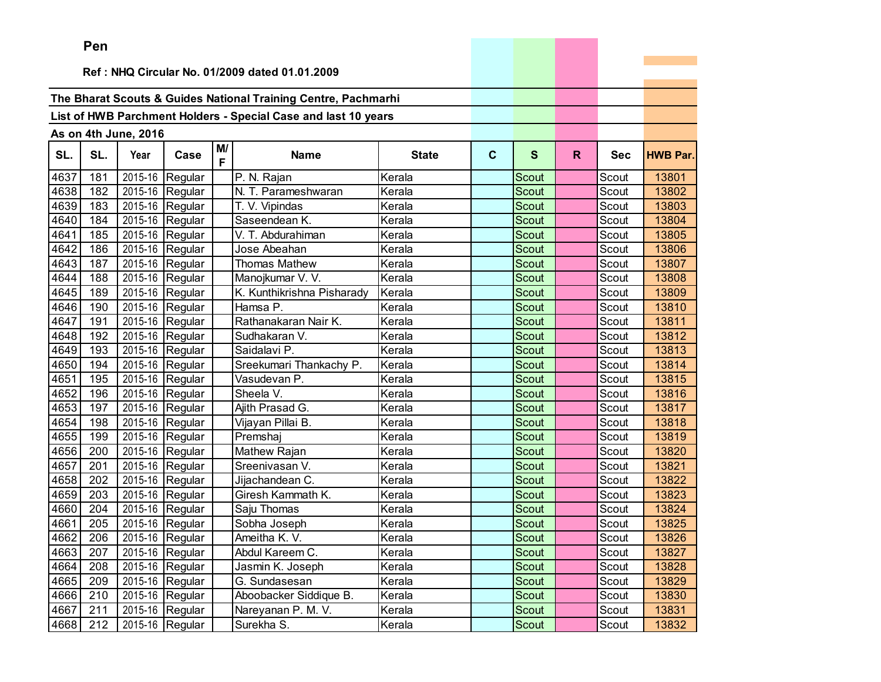Pen

Ref : NHQ Circular No. 01/2009 dated 01.01.2009

The Bharat Scouts & Guides National Training Centre, Pachmarhi

List of HWB Parchment Holders - Special Case and last 10 years

As on 4th June, 2016

| SL. | SL. | Year | Case | M/F | Name | State | C | S | R | Sec | HWB Par. |
|---|---|---|---|---|---|---|---|---|---|---|---|
| 4637 | 181 | 2015-16 | Regular | | P. N. Rajan | Kerala | | Scout | | Scout | 13801 |
| 4638 | 182 | 2015-16 | Regular | | N. T. Parameshwaran | Kerala | | Scout | | Scout | 13802 |
| 4639 | 183 | 2015-16 | Regular | | T. V. Vipindas | Kerala | | Scout | | Scout | 13803 |
| 4640 | 184 | 2015-16 | Regular | | Saseendean K. | Kerala | | Scout | | Scout | 13804 |
| 4641 | 185 | 2015-16 | Regular | | V. T. Abdurahiman | Kerala | | Scout | | Scout | 13805 |
| 4642 | 186 | 2015-16 | Regular | | Jose Abeahan | Kerala | | Scout | | Scout | 13806 |
| 4643 | 187 | 2015-16 | Regular | | Thomas Mathew | Kerala | | Scout | | Scout | 13807 |
| 4644 | 188 | 2015-16 | Regular | | Manojkumar V. V. | Kerala | | Scout | | Scout | 13808 |
| 4645 | 189 | 2015-16 | Regular | | K. Kunthikrishna Pisharady | Kerala | | Scout | | Scout | 13809 |
| 4646 | 190 | 2015-16 | Regular | | Hamsa P. | Kerala | | Scout | | Scout | 13810 |
| 4647 | 191 | 2015-16 | Regular | | Rathanakaran Nair K. | Kerala | | Scout | | Scout | 13811 |
| 4648 | 192 | 2015-16 | Regular | | Sudhakaran V. | Kerala | | Scout | | Scout | 13812 |
| 4649 | 193 | 2015-16 | Regular | | Saidalavi P. | Kerala | | Scout | | Scout | 13813 |
| 4650 | 194 | 2015-16 | Regular | | Sreekumari Thankachy P. | Kerala | | Scout | | Scout | 13814 |
| 4651 | 195 | 2015-16 | Regular | | Vasudevan P. | Kerala | | Scout | | Scout | 13815 |
| 4652 | 196 | 2015-16 | Regular | | Sheela V. | Kerala | | Scout | | Scout | 13816 |
| 4653 | 197 | 2015-16 | Regular | | Ajith Prasad G. | Kerala | | Scout | | Scout | 13817 |
| 4654 | 198 | 2015-16 | Regular | | Vijayan Pillai B. | Kerala | | Scout | | Scout | 13818 |
| 4655 | 199 | 2015-16 | Regular | | Premshaj | Kerala | | Scout | | Scout | 13819 |
| 4656 | 200 | 2015-16 | Regular | | Mathew Rajan | Kerala | | Scout | | Scout | 13820 |
| 4657 | 201 | 2015-16 | Regular | | Sreenivasan V. | Kerala | | Scout | | Scout | 13821 |
| 4658 | 202 | 2015-16 | Regular | | Jijachandean C. | Kerala | | Scout | | Scout | 13822 |
| 4659 | 203 | 2015-16 | Regular | | Giresh Kammath K. | Kerala | | Scout | | Scout | 13823 |
| 4660 | 204 | 2015-16 | Regular | | Saju Thomas | Kerala | | Scout | | Scout | 13824 |
| 4661 | 205 | 2015-16 | Regular | | Sobha Joseph | Kerala | | Scout | | Scout | 13825 |
| 4662 | 206 | 2015-16 | Regular | | Ameitha K. V. | Kerala | | Scout | | Scout | 13826 |
| 4663 | 207 | 2015-16 | Regular | | Abdul Kareem C. | Kerala | | Scout | | Scout | 13827 |
| 4664 | 208 | 2015-16 | Regular | | Jasmin K. Joseph | Kerala | | Scout | | Scout | 13828 |
| 4665 | 209 | 2015-16 | Regular | | G. Sundasesan | Kerala | | Scout | | Scout | 13829 |
| 4666 | 210 | 2015-16 | Regular | | Aboobacker Siddique B. | Kerala | | Scout | | Scout | 13830 |
| 4667 | 211 | 2015-16 | Regular | | Nareyanan P. M. V. | Kerala | | Scout | | Scout | 13831 |
| 4668 | 212 | 2015-16 | Regular | | Surekha S. | Kerala | | Scout | | Scout | 13832 |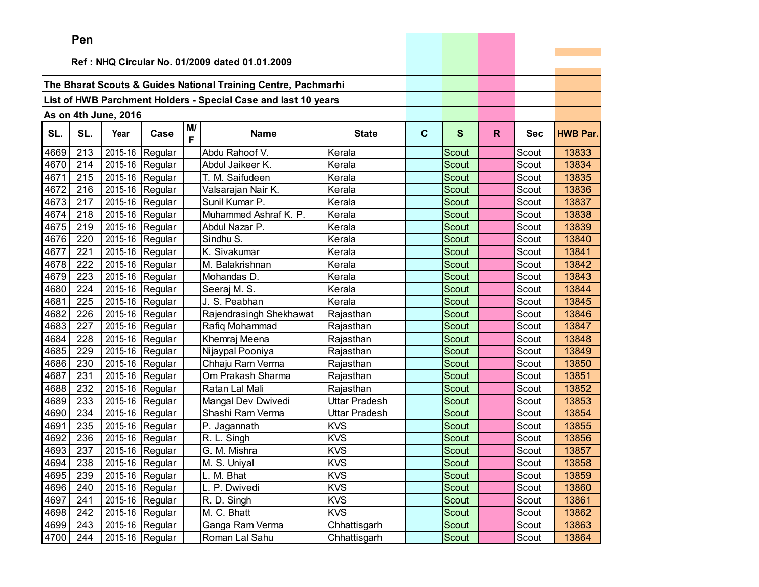**Pen**

**Ref : NHQ Circular No. 01/2009 dated 01.01.2009**

**The Bharat Scouts & Guides National Training Centre, Pachmarhi**

**List of HWB Parchment Holders - Special Case and last 10 years**

**As on 4th June, 2016**

| SL. | SL. | Year | Case | M/F | Name | State | C | S | R | Sec | HWB Par. |
|---|---|---|---|---|---|---|---|---|---|---|---|
| 4669 | 213 | 2015-16 | Regular | | Abdu Rahoof V. | Kerala | | Scout | | Scout | 13833 |
| 4670 | 214 | 2015-16 | Regular | | Abdul Jaikeer K. | Kerala | | Scout | | Scout | 13834 |
| 4671 | 215 | 2015-16 | Regular | | T. M. Saifudeen | Kerala | | Scout | | Scout | 13835 |
| 4672 | 216 | 2015-16 | Regular | | Valsarajan Nair K. | Kerala | | Scout | | Scout | 13836 |
| 4673 | 217 | 2015-16 | Regular | | Sunil Kumar P. | Kerala | | Scout | | Scout | 13837 |
| 4674 | 218 | 2015-16 | Regular | | Muhammed Ashraf K. P. | Kerala | | Scout | | Scout | 13838 |
| 4675 | 219 | 2015-16 | Regular | | Abdul Nazar P. | Kerala | | Scout | | Scout | 13839 |
| 4676 | 220 | 2015-16 | Regular | | Sindhu S. | Kerala | | Scout | | Scout | 13840 |
| 4677 | 221 | 2015-16 | Regular | | K. Sivakumar | Kerala | | Scout | | Scout | 13841 |
| 4678 | 222 | 2015-16 | Regular | | M. Balakrishnan | Kerala | | Scout | | Scout | 13842 |
| 4679 | 223 | 2015-16 | Regular | | Mohandas D. | Kerala | | Scout | | Scout | 13843 |
| 4680 | 224 | 2015-16 | Regular | | Seeraj M. S. | Kerala | | Scout | | Scout | 13844 |
| 4681 | 225 | 2015-16 | Regular | | J. S. Peabhan | Kerala | | Scout | | Scout | 13845 |
| 4682 | 226 | 2015-16 | Regular | | Rajendrasingh Shekhawat | Rajasthan | | Scout | | Scout | 13846 |
| 4683 | 227 | 2015-16 | Regular | | Rafiq Mohammad | Rajasthan | | Scout | | Scout | 13847 |
| 4684 | 228 | 2015-16 | Regular | | Khemraj Meena | Rajasthan | | Scout | | Scout | 13848 |
| 4685 | 229 | 2015-16 | Regular | | Nijaypal Pooniya | Rajasthan | | Scout | | Scout | 13849 |
| 4686 | 230 | 2015-16 | Regular | | Chhaju Ram Verma | Rajasthan | | Scout | | Scout | 13850 |
| 4687 | 231 | 2015-16 | Regular | | Om Prakash Sharma | Rajasthan | | Scout | | Scout | 13851 |
| 4688 | 232 | 2015-16 | Regular | | Ratan Lal Mali | Rajasthan | | Scout | | Scout | 13852 |
| 4689 | 233 | 2015-16 | Regular | | Mangal Dev Dwivedi | Uttar Pradesh | | Scout | | Scout | 13853 |
| 4690 | 234 | 2015-16 | Regular | | Shashi Ram Verma | Uttar Pradesh | | Scout | | Scout | 13854 |
| 4691 | 235 | 2015-16 | Regular | | P. Jagannath | KVS | | Scout | | Scout | 13855 |
| 4692 | 236 | 2015-16 | Regular | | R. L. Singh | KVS | | Scout | | Scout | 13856 |
| 4693 | 237 | 2015-16 | Regular | | G. M. Mishra | KVS | | Scout | | Scout | 13857 |
| 4694 | 238 | 2015-16 | Regular | | M. S. Uniyal | KVS | | Scout | | Scout | 13858 |
| 4695 | 239 | 2015-16 | Regular | | L. M. Bhat | KVS | | Scout | | Scout | 13859 |
| 4696 | 240 | 2015-16 | Regular | | L. P. Dwivedi | KVS | | Scout | | Scout | 13860 |
| 4697 | 241 | 2015-16 | Regular | | R. D. Singh | KVS | | Scout | | Scout | 13861 |
| 4698 | 242 | 2015-16 | Regular | | M. C. Bhatt | KVS | | Scout | | Scout | 13862 |
| 4699 | 243 | 2015-16 | Regular | | Ganga Ram Verma | Chhattisgarh | | Scout | | Scout | 13863 |
| 4700 | 244 | 2015-16 | Regular | | Roman Lal Sahu | Chhattisgarh | | Scout | | Scout | 13864 |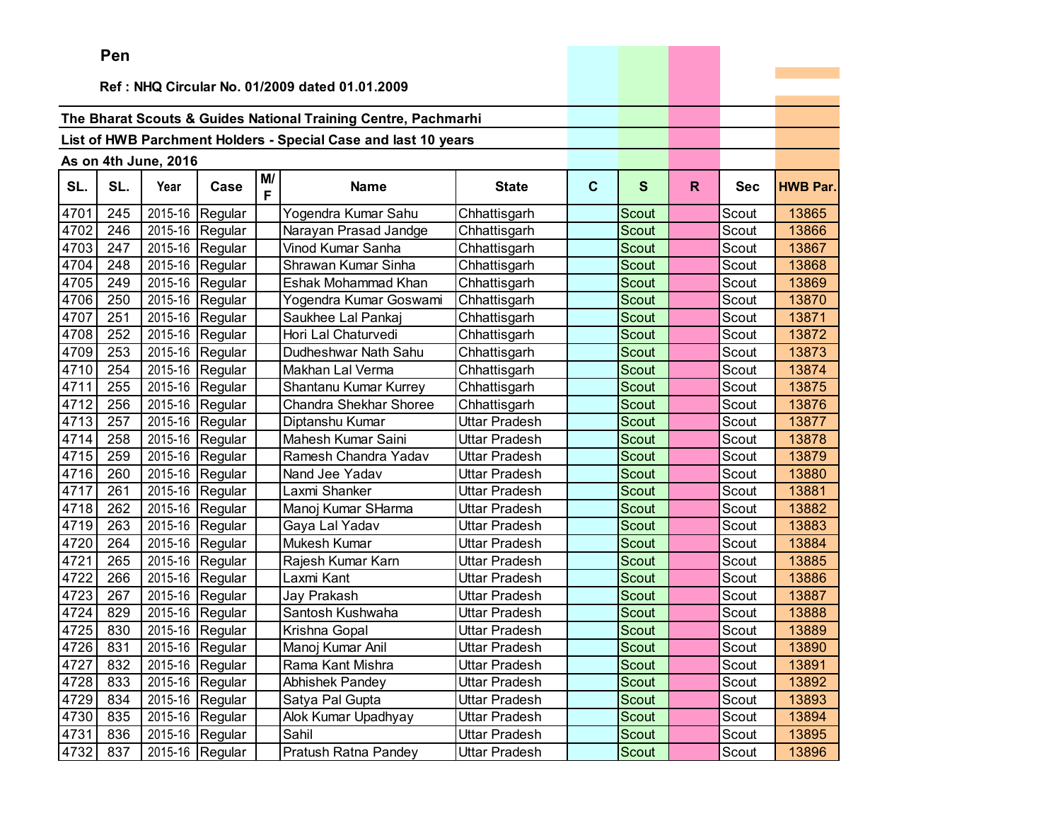Pen

Ref : NHQ Circular No. 01/2009 dated 01.01.2009

**The Bharat Scouts & Guides National Training Centre, Pachmarhi**

**List of HWB Parchment Holders - Special Case and last 10 years**

**As on 4th June, 2016**

| SL. | SL. | Year | Case | M/F | Name | State | C | S | R | Sec | HWB Par. |
|---|---|---|---|---|---|---|---|---|---|---|---|
| 4701 | 245 | 2015-16 | Regular | | Yogendra Kumar Sahu | Chhattisgarh | | Scout | | Scout | 13865 |
| 4702 | 246 | 2015-16 | Regular | | Narayan Prasad Jandge | Chhattisgarh | | Scout | | Scout | 13866 |
| 4703 | 247 | 2015-16 | Regular | | Vinod Kumar Sanha | Chhattisgarh | | Scout | | Scout | 13867 |
| 4704 | 248 | 2015-16 | Regular | | Shrawan Kumar Sinha | Chhattisgarh | | Scout | | Scout | 13868 |
| 4705 | 249 | 2015-16 | Regular | | Eshak Mohammad Khan | Chhattisgarh | | Scout | | Scout | 13869 |
| 4706 | 250 | 2015-16 | Regular | | Yogendra Kumar Goswami | Chhattisgarh | | Scout | | Scout | 13870 |
| 4707 | 251 | 2015-16 | Regular | | Saukhee Lal Pankaj | Chhattisgarh | | Scout | | Scout | 13871 |
| 4708 | 252 | 2015-16 | Regular | | Hori Lal Chaturvedi | Chhattisgarh | | Scout | | Scout | 13872 |
| 4709 | 253 | 2015-16 | Regular | | Dudheshwar Nath Sahu | Chhattisgarh | | Scout | | Scout | 13873 |
| 4710 | 254 | 2015-16 | Regular | | Makhan Lal Verma | Chhattisgarh | | Scout | | Scout | 13874 |
| 4711 | 255 | 2015-16 | Regular | | Shantanu Kumar Kurrey | Chhattisgarh | | Scout | | Scout | 13875 |
| 4712 | 256 | 2015-16 | Regular | | Chandra Shekhar Shoree | Chhattisgarh | | Scout | | Scout | 13876 |
| 4713 | 257 | 2015-16 | Regular | | Diptanshu Kumar | Uttar Pradesh | | Scout | | Scout | 13877 |
| 4714 | 258 | 2015-16 | Regular | | Mahesh Kumar Saini | Uttar Pradesh | | Scout | | Scout | 13878 |
| 4715 | 259 | 2015-16 | Regular | | Ramesh Chandra Yadav | Uttar Pradesh | | Scout | | Scout | 13879 |
| 4716 | 260 | 2015-16 | Regular | | Nand Jee Yadav | Uttar Pradesh | | Scout | | Scout | 13880 |
| 4717 | 261 | 2015-16 | Regular | | Laxmi Shanker | Uttar Pradesh | | Scout | | Scout | 13881 |
| 4718 | 262 | 2015-16 | Regular | | Manoj Kumar SHarma | Uttar Pradesh | | Scout | | Scout | 13882 |
| 4719 | 263 | 2015-16 | Regular | | Gaya Lal Yadav | Uttar Pradesh | | Scout | | Scout | 13883 |
| 4720 | 264 | 2015-16 | Regular | | Mukesh Kumar | Uttar Pradesh | | Scout | | Scout | 13884 |
| 4721 | 265 | 2015-16 | Regular | | Rajesh Kumar Karn | Uttar Pradesh | | Scout | | Scout | 13885 |
| 4722 | 266 | 2015-16 | Regular | | Laxmi Kant | Uttar Pradesh | | Scout | | Scout | 13886 |
| 4723 | 267 | 2015-16 | Regular | | Jay Prakash | Uttar Pradesh | | Scout | | Scout | 13887 |
| 4724 | 829 | 2015-16 | Regular | | Santosh Kushwaha | Uttar Pradesh | | Scout | | Scout | 13888 |
| 4725 | 830 | 2015-16 | Regular | | Krishna Gopal | Uttar Pradesh | | Scout | | Scout | 13889 |
| 4726 | 831 | 2015-16 | Regular | | Manoj Kumar Anil | Uttar Pradesh | | Scout | | Scout | 13890 |
| 4727 | 832 | 2015-16 | Regular | | Rama Kant Mishra | Uttar Pradesh | | Scout | | Scout | 13891 |
| 4728 | 833 | 2015-16 | Regular | | Abhishek Pandey | Uttar Pradesh | | Scout | | Scout | 13892 |
| 4729 | 834 | 2015-16 | Regular | | Satya Pal Gupta | Uttar Pradesh | | Scout | | Scout | 13893 |
| 4730 | 835 | 2015-16 | Regular | | Alok Kumar Upadhyay | Uttar Pradesh | | Scout | | Scout | 13894 |
| 4731 | 836 | 2015-16 | Regular | | Sahil | Uttar Pradesh | | Scout | | Scout | 13895 |
| 4732 | 837 | 2015-16 | Regular | | Pratush Ratna Pandey | Uttar Pradesh | | Scout | | Scout | 13896 |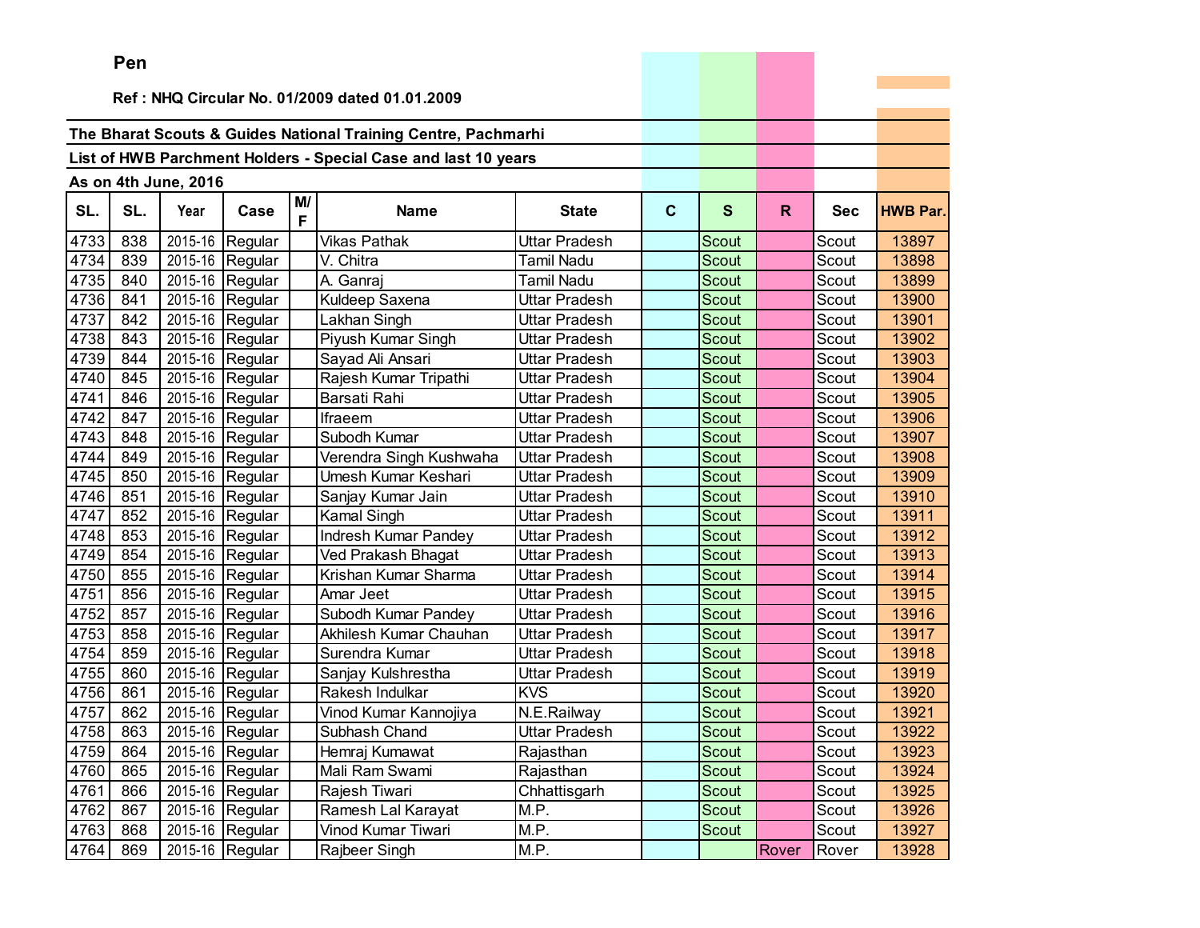**Pen**

**Ref : NHQ Circular No. 01/2009 dated 01.01.2009**

**The Bharat Scouts & Guides National Training Centre, Pachmarhi**

**List of HWB Parchment Holders - Special Case and last 10 years**

**As on 4th June, 2016**

| SL. | SL. | Year | Case | M/F | Name | State | C | S | R | Sec | HWB Par. |
|---|---|---|---|---|---|---|---|---|---|---|---|
| 4733 | 838 | 2015-16 | Regular | | Vikas Pathak | Uttar Pradesh | | Scout | | Scout | 13897 |
| 4734 | 839 | 2015-16 | Regular | | V. Chitra | Tamil Nadu | | Scout | | Scout | 13898 |
| 4735 | 840 | 2015-16 | Regular | | A. Ganraj | Tamil Nadu | | Scout | | Scout | 13899 |
| 4736 | 841 | 2015-16 | Regular | | Kuldeep Saxena | Uttar Pradesh | | Scout | | Scout | 13900 |
| 4737 | 842 | 2015-16 | Regular | | Lakhan Singh | Uttar Pradesh | | Scout | | Scout | 13901 |
| 4738 | 843 | 2015-16 | Regular | | Piyush Kumar Singh | Uttar Pradesh | | Scout | | Scout | 13902 |
| 4739 | 844 | 2015-16 | Regular | | Sayad Ali Ansari | Uttar Pradesh | | Scout | | Scout | 13903 |
| 4740 | 845 | 2015-16 | Regular | | Rajesh Kumar Tripathi | Uttar Pradesh | | Scout | | Scout | 13904 |
| 4741 | 846 | 2015-16 | Regular | | Barsati Rahi | Uttar Pradesh | | Scout | | Scout | 13905 |
| 4742 | 847 | 2015-16 | Regular | | Ifraeem | Uttar Pradesh | | Scout | | Scout | 13906 |
| 4743 | 848 | 2015-16 | Regular | | Subodh Kumar | Uttar Pradesh | | Scout | | Scout | 13907 |
| 4744 | 849 | 2015-16 | Regular | | Verendra Singh Kushwaha | Uttar Pradesh | | Scout | | Scout | 13908 |
| 4745 | 850 | 2015-16 | Regular | | Umesh Kumar Keshari | Uttar Pradesh | | Scout | | Scout | 13909 |
| 4746 | 851 | 2015-16 | Regular | | Sanjay Kumar Jain | Uttar Pradesh | | Scout | | Scout | 13910 |
| 4747 | 852 | 2015-16 | Regular | | Kamal Singh | Uttar Pradesh | | Scout | | Scout | 13911 |
| 4748 | 853 | 2015-16 | Regular | | Indresh Kumar Pandey | Uttar Pradesh | | Scout | | Scout | 13912 |
| 4749 | 854 | 2015-16 | Regular | | Ved Prakash Bhagat | Uttar Pradesh | | Scout | | Scout | 13913 |
| 4750 | 855 | 2015-16 | Regular | | Krishan Kumar Sharma | Uttar Pradesh | | Scout | | Scout | 13914 |
| 4751 | 856 | 2015-16 | Regular | | Amar Jeet | Uttar Pradesh | | Scout | | Scout | 13915 |
| 4752 | 857 | 2015-16 | Regular | | Subodh Kumar Pandey | Uttar Pradesh | | Scout | | Scout | 13916 |
| 4753 | 858 | 2015-16 | Regular | | Akhilesh Kumar Chauhan | Uttar Pradesh | | Scout | | Scout | 13917 |
| 4754 | 859 | 2015-16 | Regular | | Surendra Kumar | Uttar Pradesh | | Scout | | Scout | 13918 |
| 4755 | 860 | 2015-16 | Regular | | Sanjay Kulshrestha | Uttar Pradesh | | Scout | | Scout | 13919 |
| 4756 | 861 | 2015-16 | Regular | | Rakesh Indulkar | KVS | | Scout | | Scout | 13920 |
| 4757 | 862 | 2015-16 | Regular | | Vinod Kumar Kannojiya | N.E.Railway | | Scout | | Scout | 13921 |
| 4758 | 863 | 2015-16 | Regular | | Subhash Chand | Uttar Pradesh | | Scout | | Scout | 13922 |
| 4759 | 864 | 2015-16 | Regular | | Hemraj Kumawat | Rajasthan | | Scout | | Scout | 13923 |
| 4760 | 865 | 2015-16 | Regular | | Mali Ram Swami | Rajasthan | | Scout | | Scout | 13924 |
| 4761 | 866 | 2015-16 | Regular | | Rajesh Tiwari | Chhattisgarh | | Scout | | Scout | 13925 |
| 4762 | 867 | 2015-16 | Regular | | Ramesh Lal Karayat | M.P. | | Scout | | Scout | 13926 |
| 4763 | 868 | 2015-16 | Regular | | Vinod Kumar Tiwari | M.P. | | Scout | | Scout | 13927 |
| 4764 | 869 | 2015-16 | Regular | | Rajbeer Singh | M.P. | | | Rover | Rover | 13928 |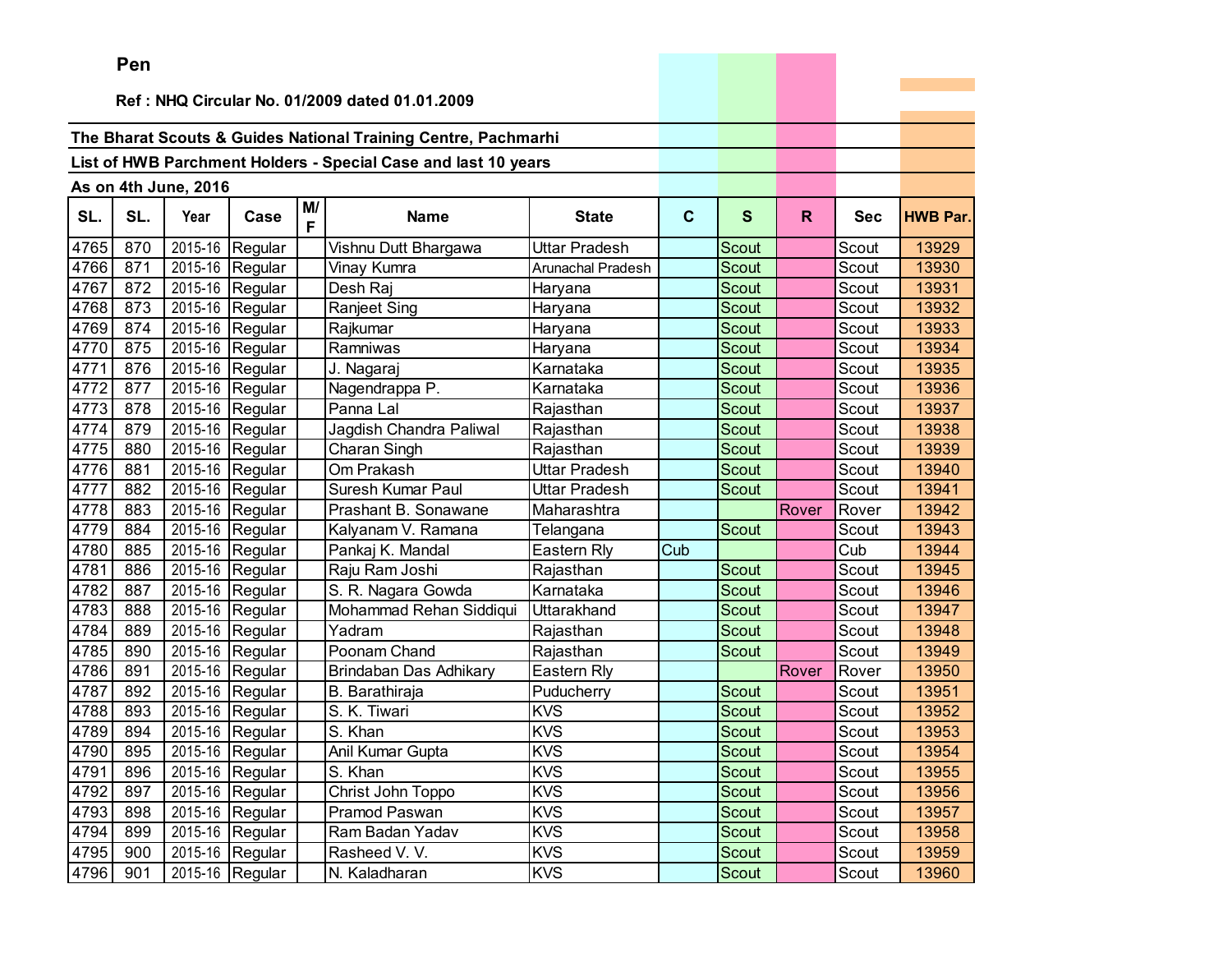**Pen**

**Ref : NHQ Circular No. 01/2009 dated 01.01.2009**

**The Bharat Scouts & Guides National Training Centre, Pachmarhi**

**List of HWB Parchment Holders - Special Case and last 10 years**

**As on 4th June, 2016**

| SL. | SL. | Year | Case | M/F | Name | State | C | S | R | Sec | HWB Par. |
|---|---|---|---|---|---|---|---|---|---|---|---|
| 4765 | 870 | 2015-16 | Regular | | Vishnu Dutt Bhargawa | Uttar Pradesh | | Scout | | Scout | 13929 |
| 4766 | 871 | 2015-16 | Regular | | Vinay Kumra | Arunachal Pradesh | | Scout | | Scout | 13930 |
| 4767 | 872 | 2015-16 | Regular | | Desh Raj | Haryana | | Scout | | Scout | 13931 |
| 4768 | 873 | 2015-16 | Regular | | Ranjeet Sing | Haryana | | Scout | | Scout | 13932 |
| 4769 | 874 | 2015-16 | Regular | | Rajkumar | Haryana | | Scout | | Scout | 13933 |
| 4770 | 875 | 2015-16 | Regular | | Ramniwas | Haryana | | Scout | | Scout | 13934 |
| 4771 | 876 | 2015-16 | Regular | | J. Nagaraj | Karnataka | | Scout | | Scout | 13935 |
| 4772 | 877 | 2015-16 | Regular | | Nagendrappa P. | Karnataka | | Scout | | Scout | 13936 |
| 4773 | 878 | 2015-16 | Regular | | Panna Lal | Rajasthan | | Scout | | Scout | 13937 |
| 4774 | 879 | 2015-16 | Regular | | Jagdish Chandra Paliwal | Rajasthan | | Scout | | Scout | 13938 |
| 4775 | 880 | 2015-16 | Regular | | Charan Singh | Rajasthan | | Scout | | Scout | 13939 |
| 4776 | 881 | 2015-16 | Regular | | Om Prakash | Uttar Pradesh | | Scout | | Scout | 13940 |
| 4777 | 882 | 2015-16 | Regular | | Suresh Kumar Paul | Uttar Pradesh | | Scout | | Scout | 13941 |
| 4778 | 883 | 2015-16 | Regular | | Prashant B. Sonawane | Maharashtra | | | Rover | Rover | 13942 |
| 4779 | 884 | 2015-16 | Regular | | Kalyanam V. Ramana | Telangana | | Scout | | Scout | 13943 |
| 4780 | 885 | 2015-16 | Regular | | Pankaj K. Mandal | Eastern Rly | Cub | | | Cub | 13944 |
| 4781 | 886 | 2015-16 | Regular | | Raju Ram Joshi | Rajasthan | | Scout | | Scout | 13945 |
| 4782 | 887 | 2015-16 | Regular | | S. R. Nagara Gowda | Karnataka | | Scout | | Scout | 13946 |
| 4783 | 888 | 2015-16 | Regular | | Mohammad Rehan Siddiqui | Uttarakhand | | Scout | | Scout | 13947 |
| 4784 | 889 | 2015-16 | Regular | | Yadram | Rajasthan | | Scout | | Scout | 13948 |
| 4785 | 890 | 2015-16 | Regular | | Poonam Chand | Rajasthan | | Scout | | Scout | 13949 |
| 4786 | 891 | 2015-16 | Regular | | Brindaban Das Adhikary | Eastern Rly | | | Rover | Rover | 13950 |
| 4787 | 892 | 2015-16 | Regular | | B. Barathiraja | Puducherry | | Scout | | Scout | 13951 |
| 4788 | 893 | 2015-16 | Regular | | S. K. Tiwari | KVS | | Scout | | Scout | 13952 |
| 4789 | 894 | 2015-16 | Regular | | S. Khan | KVS | | Scout | | Scout | 13953 |
| 4790 | 895 | 2015-16 | Regular | | Anil Kumar Gupta | KVS | | Scout | | Scout | 13954 |
| 4791 | 896 | 2015-16 | Regular | | S. Khan | KVS | | Scout | | Scout | 13955 |
| 4792 | 897 | 2015-16 | Regular | | Christ John Toppo | KVS | | Scout | | Scout | 13956 |
| 4793 | 898 | 2015-16 | Regular | | Pramod Paswan | KVS | | Scout | | Scout | 13957 |
| 4794 | 899 | 2015-16 | Regular | | Ram Badan Yadav | KVS | | Scout | | Scout | 13958 |
| 4795 | 900 | 2015-16 | Regular | | Rasheed V. V. | KVS | | Scout | | Scout | 13959 |
| 4796 | 901 | 2015-16 | Regular | | N. Kaladharan | KVS | | Scout | | Scout | 13960 |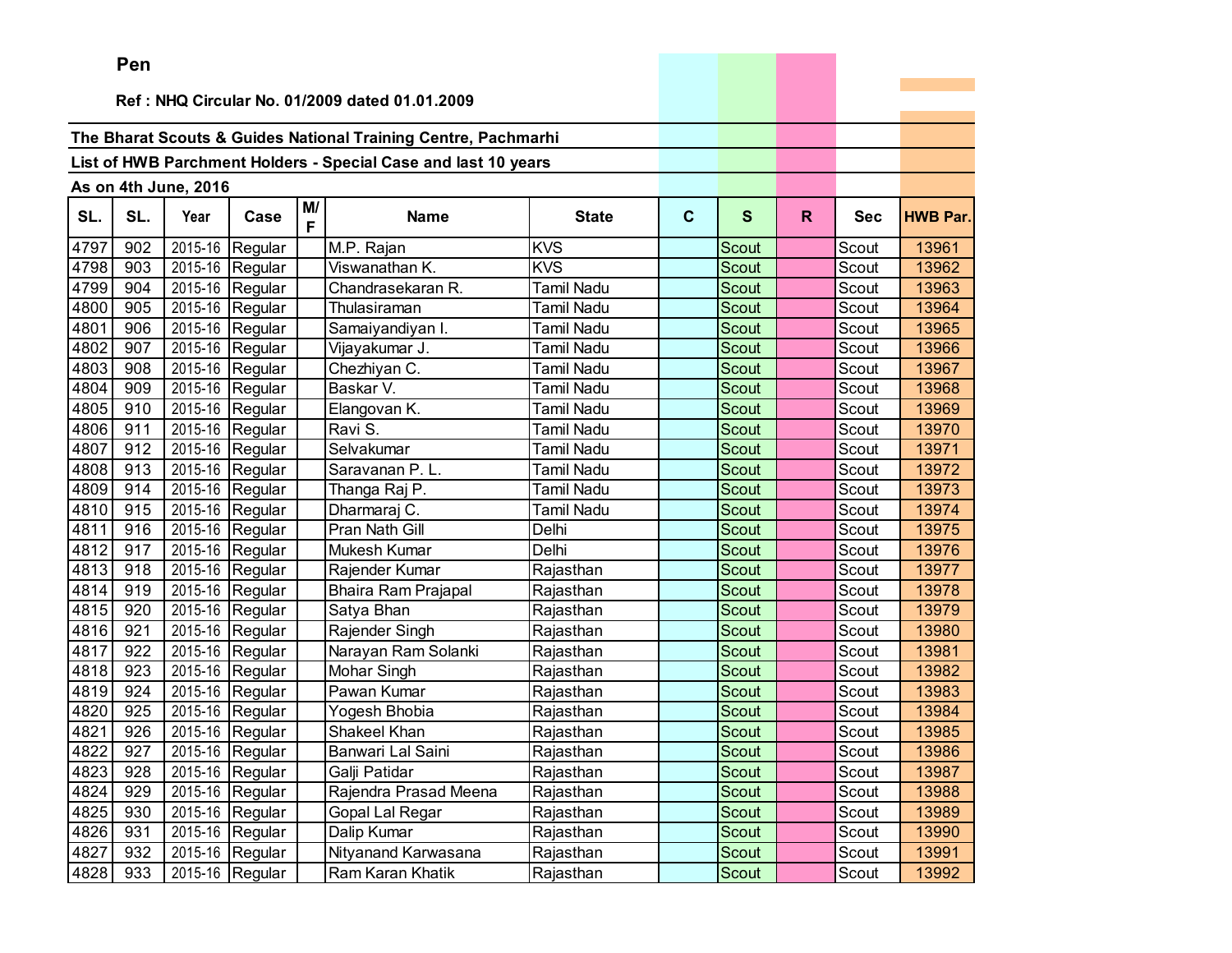**Pen**

**Ref : NHQ Circular No. 01/2009 dated 01.01.2009**

**The Bharat Scouts & Guides National Training Centre, Pachmarhi**

**List of HWB Parchment Holders - Special Case and last 10 years**

**As on 4th June, 2016**

| SL. | SL. | Year | Case | M/F | Name | State | C | S | R | Sec | HWB Par. |
|---|---|---|---|---|---|---|---|---|---|---|---|
| 4797 | 902 | 2015-16 | Regular | | M.P. Rajan | KVS | | Scout | | Scout | 13961 |
| 4798 | 903 | 2015-16 | Regular | | Viswanathan K. | KVS | | Scout | | Scout | 13962 |
| 4799 | 904 | 2015-16 | Regular | | Chandrasekaran R. | Tamil Nadu | | Scout | | Scout | 13963 |
| 4800 | 905 | 2015-16 | Regular | | Thulasiraman | Tamil Nadu | | Scout | | Scout | 13964 |
| 4801 | 906 | 2015-16 | Regular | | Samaiyandiyan I. | Tamil Nadu | | Scout | | Scout | 13965 |
| 4802 | 907 | 2015-16 | Regular | | Vijayakumar J. | Tamil Nadu | | Scout | | Scout | 13966 |
| 4803 | 908 | 2015-16 | Regular | | Chezhiyan C. | Tamil Nadu | | Scout | | Scout | 13967 |
| 4804 | 909 | 2015-16 | Regular | | Baskar V. | Tamil Nadu | | Scout | | Scout | 13968 |
| 4805 | 910 | 2015-16 | Regular | | Elangovan K. | Tamil Nadu | | Scout | | Scout | 13969 |
| 4806 | 911 | 2015-16 | Regular | | Ravi S. | Tamil Nadu | | Scout | | Scout | 13970 |
| 4807 | 912 | 2015-16 | Regular | | Selvakumar | Tamil Nadu | | Scout | | Scout | 13971 |
| 4808 | 913 | 2015-16 | Regular | | Saravanan P. L. | Tamil Nadu | | Scout | | Scout | 13972 |
| 4809 | 914 | 2015-16 | Regular | | Thanga Raj P. | Tamil Nadu | | Scout | | Scout | 13973 |
| 4810 | 915 | 2015-16 | Regular | | Dharmaraj C. | Tamil Nadu | | Scout | | Scout | 13974 |
| 4811 | 916 | 2015-16 | Regular | | Pran Nath Gill | Delhi | | Scout | | Scout | 13975 |
| 4812 | 917 | 2015-16 | Regular | | Mukesh Kumar | Delhi | | Scout | | Scout | 13976 |
| 4813 | 918 | 2015-16 | Regular | | Rajender Kumar | Rajasthan | | Scout | | Scout | 13977 |
| 4814 | 919 | 2015-16 | Regular | | Bhaira Ram Prajapal | Rajasthan | | Scout | | Scout | 13978 |
| 4815 | 920 | 2015-16 | Regular | | Satya Bhan | Rajasthan | | Scout | | Scout | 13979 |
| 4816 | 921 | 2015-16 | Regular | | Rajender Singh | Rajasthan | | Scout | | Scout | 13980 |
| 4817 | 922 | 2015-16 | Regular | | Narayan Ram Solanki | Rajasthan | | Scout | | Scout | 13981 |
| 4818 | 923 | 2015-16 | Regular | | Mohar Singh | Rajasthan | | Scout | | Scout | 13982 |
| 4819 | 924 | 2015-16 | Regular | | Pawan Kumar | Rajasthan | | Scout | | Scout | 13983 |
| 4820 | 925 | 2015-16 | Regular | | Yogesh Bhobia | Rajasthan | | Scout | | Scout | 13984 |
| 4821 | 926 | 2015-16 | Regular | | Shakeel Khan | Rajasthan | | Scout | | Scout | 13985 |
| 4822 | 927 | 2015-16 | Regular | | Banwari Lal Saini | Rajasthan | | Scout | | Scout | 13986 |
| 4823 | 928 | 2015-16 | Regular | | Galji Patidar | Rajasthan | | Scout | | Scout | 13987 |
| 4824 | 929 | 2015-16 | Regular | | Rajendra Prasad Meena | Rajasthan | | Scout | | Scout | 13988 |
| 4825 | 930 | 2015-16 | Regular | | Gopal Lal Regar | Rajasthan | | Scout | | Scout | 13989 |
| 4826 | 931 | 2015-16 | Regular | | Dalip Kumar | Rajasthan | | Scout | | Scout | 13990 |
| 4827 | 932 | 2015-16 | Regular | | Nityanand Karwasana | Rajasthan | | Scout | | Scout | 13991 |
| 4828 | 933 | 2015-16 | Regular | | Ram Karan Khatik | Rajasthan | | Scout | | Scout | 13992 |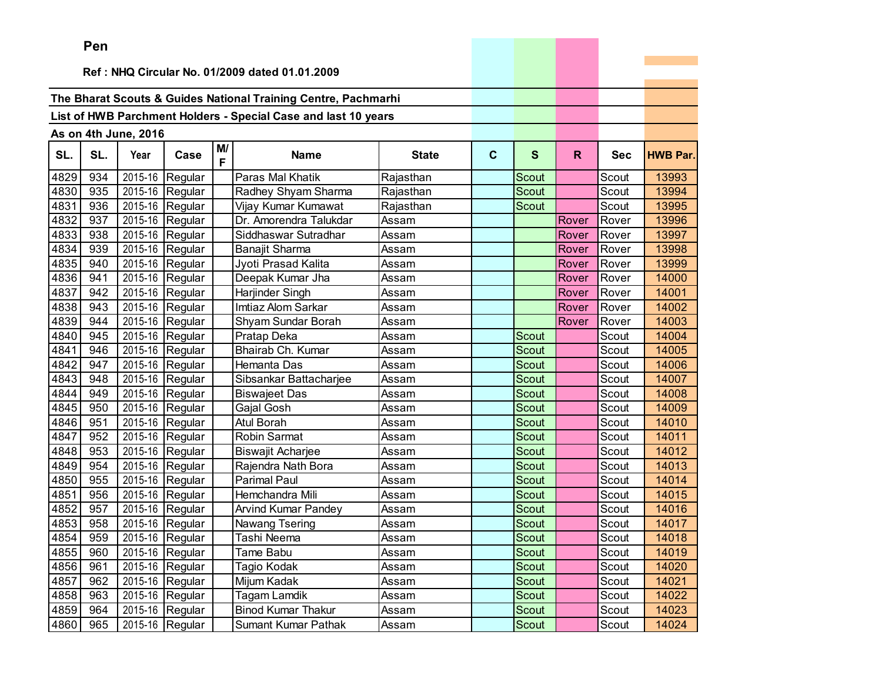**Pen**

**Ref : NHQ Circular No. 01/2009 dated 01.01.2009**

**The Bharat Scouts & Guides National Training Centre, Pachmarhi**

**List of HWB Parchment Holders - Special Case and last 10 years**

**As on 4th June, 2016**

| SL. | SL. | Year | Case | M/F | Name | State | C | S | R | Sec | HWB Par. |
|---|---|---|---|---|---|---|---|---|---|---|---|
| 4829 | 934 | 2015-16 | Regular | | Paras Mal Khatik | Rajasthan | | Scout | | Scout | 13993 |
| 4830 | 935 | 2015-16 | Regular | | Radhey Shyam Sharma | Rajasthan | | Scout | | Scout | 13994 |
| 4831 | 936 | 2015-16 | Regular | | Vijay Kumar Kumawat | Rajasthan | | Scout | | Scout | 13995 |
| 4832 | 937 | 2015-16 | Regular | | Dr. Amorendra Talukdar | Assam | | | Rover | Rover | 13996 |
| 4833 | 938 | 2015-16 | Regular | | Siddhaswar Sutradhar | Assam | | | Rover | Rover | 13997 |
| 4834 | 939 | 2015-16 | Regular | | Banajit Sharma | Assam | | | Rover | Rover | 13998 |
| 4835 | 940 | 2015-16 | Regular | | Jyoti Prasad Kalita | Assam | | | Rover | Rover | 13999 |
| 4836 | 941 | 2015-16 | Regular | | Deepak Kumar Jha | Assam | | | Rover | Rover | 14000 |
| 4837 | 942 | 2015-16 | Regular | | Harjinder Singh | Assam | | | Rover | Rover | 14001 |
| 4838 | 943 | 2015-16 | Regular | | Imtiaz Alom Sarkar | Assam | | | Rover | Rover | 14002 |
| 4839 | 944 | 2015-16 | Regular | | Shyam Sundar Borah | Assam | | | Rover | Rover | 14003 |
| 4840 | 945 | 2015-16 | Regular | | Pratap Deka | Assam | | Scout | | Scout | 14004 |
| 4841 | 946 | 2015-16 | Regular | | Bhairab Ch. Kumar | Assam | | Scout | | Scout | 14005 |
| 4842 | 947 | 2015-16 | Regular | | Hemanta Das | Assam | | Scout | | Scout | 14006 |
| 4843 | 948 | 2015-16 | Regular | | Sibsankar Battacharjee | Assam | | Scout | | Scout | 14007 |
| 4844 | 949 | 2015-16 | Regular | | Biswajeet Das | Assam | | Scout | | Scout | 14008 |
| 4845 | 950 | 2015-16 | Regular | | Gajal Gosh | Assam | | Scout | | Scout | 14009 |
| 4846 | 951 | 2015-16 | Regular | | Atul Borah | Assam | | Scout | | Scout | 14010 |
| 4847 | 952 | 2015-16 | Regular | | Robin Sarmat | Assam | | Scout | | Scout | 14011 |
| 4848 | 953 | 2015-16 | Regular | | Biswajit Acharjee | Assam | | Scout | | Scout | 14012 |
| 4849 | 954 | 2015-16 | Regular | | Rajendra Nath Bora | Assam | | Scout | | Scout | 14013 |
| 4850 | 955 | 2015-16 | Regular | | Parimal Paul | Assam | | Scout | | Scout | 14014 |
| 4851 | 956 | 2015-16 | Regular | | Hemchandra Mili | Assam | | Scout | | Scout | 14015 |
| 4852 | 957 | 2015-16 | Regular | | Arvind Kumar Pandey | Assam | | Scout | | Scout | 14016 |
| 4853 | 958 | 2015-16 | Regular | | Nawang Tsering | Assam | | Scout | | Scout | 14017 |
| 4854 | 959 | 2015-16 | Regular | | Tashi Neema | Assam | | Scout | | Scout | 14018 |
| 4855 | 960 | 2015-16 | Regular | | Tame Babu | Assam | | Scout | | Scout | 14019 |
| 4856 | 961 | 2015-16 | Regular | | Tagio Kodak | Assam | | Scout | | Scout | 14020 |
| 4857 | 962 | 2015-16 | Regular | | Mijum Kadak | Assam | | Scout | | Scout | 14021 |
| 4858 | 963 | 2015-16 | Regular | | Tagam Lamdik | Assam | | Scout | | Scout | 14022 |
| 4859 | 964 | 2015-16 | Regular | | Binod Kumar Thakur | Assam | | Scout | | Scout | 14023 |
| 4860 | 965 | 2015-16 | Regular | | Sumant Kumar Pathak | Assam | | Scout | | Scout | 14024 |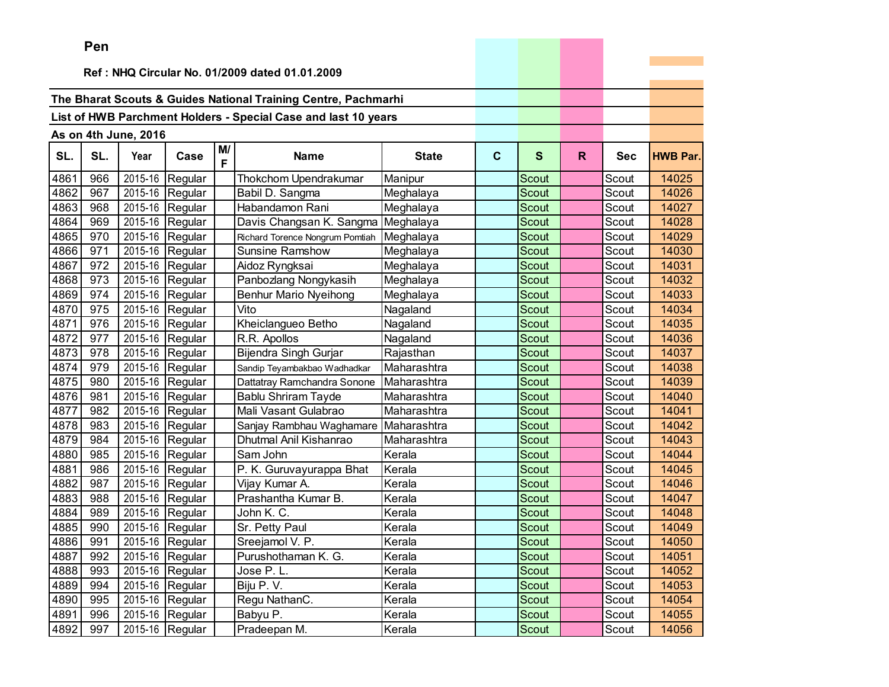**Pen**

**Ref : NHQ Circular No. 01/2009 dated 01.01.2009**

**The Bharat Scouts & Guides National Training Centre, Pachmarhi**

**List of HWB Parchment Holders - Special Case and last 10 years**

**As on 4th June, 2016**

| SL. | SL. | Year | Case | M/F | Name | State | C | S | R | Sec | HWB Par. |
|---|---|---|---|---|---|---|---|---|---|---|---|
| 4861 | 966 | 2015-16 | Regular | | Thokchom Upendrakumar | Manipur | | Scout | | Scout | 14025 |
| 4862 | 967 | 2015-16 | Regular | | Babil D. Sangma | Meghalaya | | Scout | | Scout | 14026 |
| 4863 | 968 | 2015-16 | Regular | | Habandamon Rani | Meghalaya | | Scout | | Scout | 14027 |
| 4864 | 969 | 2015-16 | Regular | | Davis Changsan K. Sangma | Meghalaya | | Scout | | Scout | 14028 |
| 4865 | 970 | 2015-16 | Regular | | Richard Torence Nongrum Pomtiah | Meghalaya | | Scout | | Scout | 14029 |
| 4866 | 971 | 2015-16 | Regular | | Sunsine Ramshow | Meghalaya | | Scout | | Scout | 14030 |
| 4867 | 972 | 2015-16 | Regular | | Aidoz Ryngksai | Meghalaya | | Scout | | Scout | 14031 |
| 4868 | 973 | 2015-16 | Regular | | Panbozlang Nongykasih | Meghalaya | | Scout | | Scout | 14032 |
| 4869 | 974 | 2015-16 | Regular | | Benhur Mario Nyeihong | Meghalaya | | Scout | | Scout | 14033 |
| 4870 | 975 | 2015-16 | Regular | | Vito | Nagaland | | Scout | | Scout | 14034 |
| 4871 | 976 | 2015-16 | Regular | | Kheiclangueo Betho | Nagaland | | Scout | | Scout | 14035 |
| 4872 | 977 | 2015-16 | Regular | | R.R. Apollos | Nagaland | | Scout | | Scout | 14036 |
| 4873 | 978 | 2015-16 | Regular | | Bijendra Singh Gurjar | Rajasthan | | Scout | | Scout | 14037 |
| 4874 | 979 | 2015-16 | Regular | | Sandip Teyambakbao Wadhadkar | Maharashtra | | Scout | | Scout | 14038 |
| 4875 | 980 | 2015-16 | Regular | | Dattatray Ramchandra Sonone | Maharashtra | | Scout | | Scout | 14039 |
| 4876 | 981 | 2015-16 | Regular | | Bablu Shriram Tayde | Maharashtra | | Scout | | Scout | 14040 |
| 4877 | 982 | 2015-16 | Regular | | Mali Vasant Gulabrao | Maharashtra | | Scout | | Scout | 14041 |
| 4878 | 983 | 2015-16 | Regular | | Sanjay Rambhau Waghamare | Maharashtra | | Scout | | Scout | 14042 |
| 4879 | 984 | 2015-16 | Regular | | Dhutmal Anil Kishanrao | Maharashtra | | Scout | | Scout | 14043 |
| 4880 | 985 | 2015-16 | Regular | | Sam John | Kerala | | Scout | | Scout | 14044 |
| 4881 | 986 | 2015-16 | Regular | | P. K. Guruvayurappa Bhat | Kerala | | Scout | | Scout | 14045 |
| 4882 | 987 | 2015-16 | Regular | | Vijay Kumar A. | Kerala | | Scout | | Scout | 14046 |
| 4883 | 988 | 2015-16 | Regular | | Prashantha Kumar B. | Kerala | | Scout | | Scout | 14047 |
| 4884 | 989 | 2015-16 | Regular | | John K. C. | Kerala | | Scout | | Scout | 14048 |
| 4885 | 990 | 2015-16 | Regular | | Sr. Petty Paul | Kerala | | Scout | | Scout | 14049 |
| 4886 | 991 | 2015-16 | Regular | | Sreejamol V. P. | Kerala | | Scout | | Scout | 14050 |
| 4887 | 992 | 2015-16 | Regular | | Purushothaman K. G. | Kerala | | Scout | | Scout | 14051 |
| 4888 | 993 | 2015-16 | Regular | | Jose P. L. | Kerala | | Scout | | Scout | 14052 |
| 4889 | 994 | 2015-16 | Regular | | Biju P. V. | Kerala | | Scout | | Scout | 14053 |
| 4890 | 995 | 2015-16 | Regular | | Regu NathanC. | Kerala | | Scout | | Scout | 14054 |
| 4891 | 996 | 2015-16 | Regular | | Babyu P. | Kerala | | Scout | | Scout | 14055 |
| 4892 | 997 | 2015-16 | Regular | | Pradeepan M. | Kerala | | Scout | | Scout | 14056 |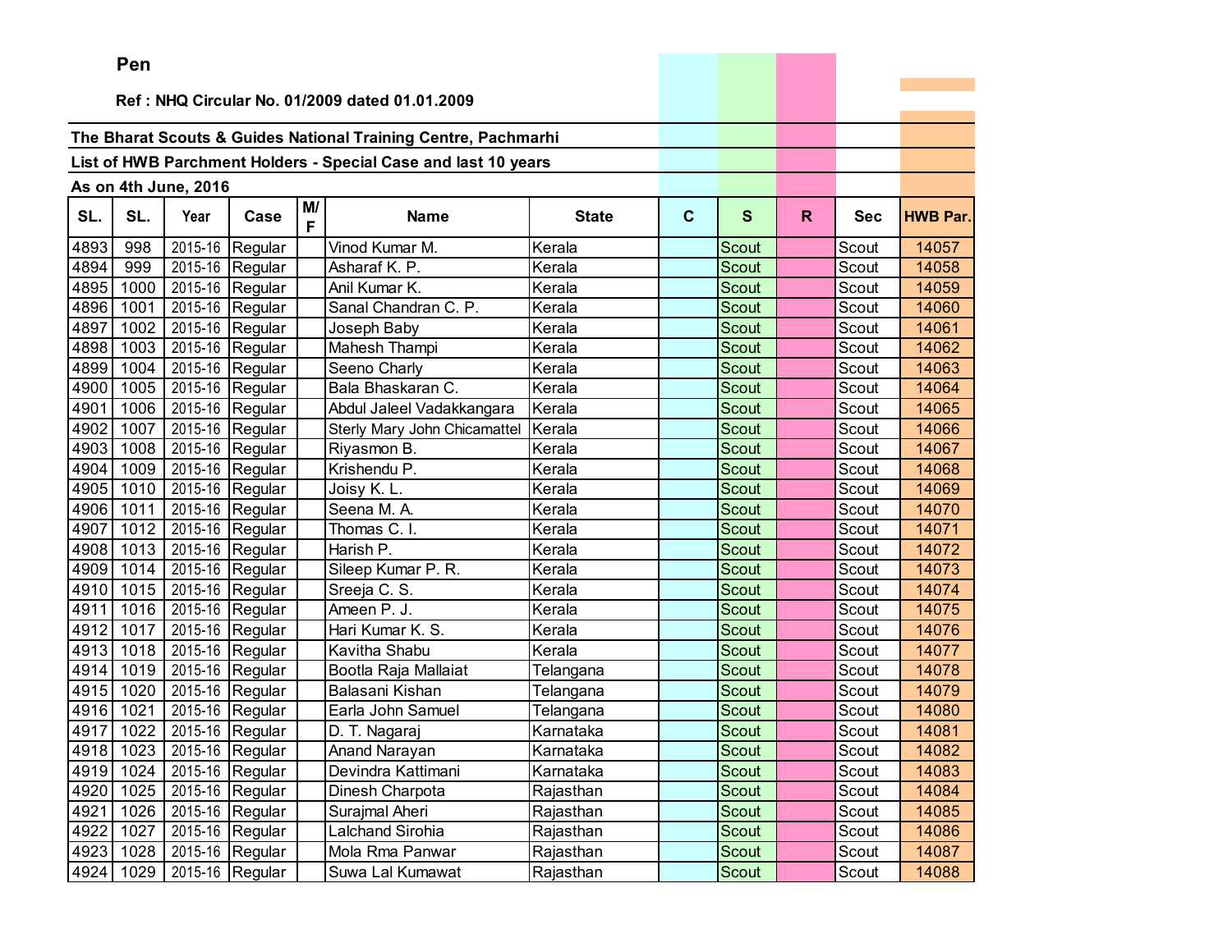**Pen**

**Ref : NHQ Circular No. 01/2009 dated 01.01.2009**

**The Bharat Scouts & Guides National Training Centre, Pachmarhi**

**List of HWB Parchment Holders - Special Case and last 10 years**

**As on 4th June, 2016**

| SL. | SL. | Year | Case | M/F | Name | State | C | S | R | Sec | HWB Par. |
|---|---|---|---|---|---|---|---|---|---|---|---|
| 4893 | 998 | 2015-16 | Regular | | Vinod Kumar M. | Kerala | | Scout | | Scout | 14057 |
| 4894 | 999 | 2015-16 | Regular | | Asharaf K. P. | Kerala | | Scout | | Scout | 14058 |
| 4895 | 1000 | 2015-16 | Regular | | Anil Kumar K. | Kerala | | Scout | | Scout | 14059 |
| 4896 | 1001 | 2015-16 | Regular | | Sanal Chandran C. P. | Kerala | | Scout | | Scout | 14060 |
| 4897 | 1002 | 2015-16 | Regular | | Joseph Baby | Kerala | | Scout | | Scout | 14061 |
| 4898 | 1003 | 2015-16 | Regular | | Mahesh Thampi | Kerala | | Scout | | Scout | 14062 |
| 4899 | 1004 | 2015-16 | Regular | | Seeno Charly | Kerala | | Scout | | Scout | 14063 |
| 4900 | 1005 | 2015-16 | Regular | | Bala Bhaskaran C. | Kerala | | Scout | | Scout | 14064 |
| 4901 | 1006 | 2015-16 | Regular | | Abdul Jaleel Vadakkangara | Kerala | | Scout | | Scout | 14065 |
| 4902 | 1007 | 2015-16 | Regular | | Sterly Mary John Chicamattel | Kerala | | Scout | | Scout | 14066 |
| 4903 | 1008 | 2015-16 | Regular | | Riyasmon B. | Kerala | | Scout | | Scout | 14067 |
| 4904 | 1009 | 2015-16 | Regular | | Krishendu P. | Kerala | | Scout | | Scout | 14068 |
| 4905 | 1010 | 2015-16 | Regular | | Joisy K. L. | Kerala | | Scout | | Scout | 14069 |
| 4906 | 1011 | 2015-16 | Regular | | Seena M. A. | Kerala | | Scout | | Scout | 14070 |
| 4907 | 1012 | 2015-16 | Regular | | Thomas C. I. | Kerala | | Scout | | Scout | 14071 |
| 4908 | 1013 | 2015-16 | Regular | | Harish P. | Kerala | | Scout | | Scout | 14072 |
| 4909 | 1014 | 2015-16 | Regular | | Sileep Kumar P. R. | Kerala | | Scout | | Scout | 14073 |
| 4910 | 1015 | 2015-16 | Regular | | Sreeja C. S. | Kerala | | Scout | | Scout | 14074 |
| 4911 | 1016 | 2015-16 | Regular | | Ameen P. J. | Kerala | | Scout | | Scout | 14075 |
| 4912 | 1017 | 2015-16 | Regular | | Hari Kumar K. S. | Kerala | | Scout | | Scout | 14076 |
| 4913 | 1018 | 2015-16 | Regular | | Kavitha Shabu | Kerala | | Scout | | Scout | 14077 |
| 4914 | 1019 | 2015-16 | Regular | | Bootla Raja Mallaiat | Telangana | | Scout | | Scout | 14078 |
| 4915 | 1020 | 2015-16 | Regular | | Balasani Kishan | Telangana | | Scout | | Scout | 14079 |
| 4916 | 1021 | 2015-16 | Regular | | Earla John Samuel | Telangana | | Scout | | Scout | 14080 |
| 4917 | 1022 | 2015-16 | Regular | | D. T. Nagaraj | Karnataka | | Scout | | Scout | 14081 |
| 4918 | 1023 | 2015-16 | Regular | | Anand Narayan | Karnataka | | Scout | | Scout | 14082 |
| 4919 | 1024 | 2015-16 | Regular | | Devindra Kattimani | Karnataka | | Scout | | Scout | 14083 |
| 4920 | 1025 | 2015-16 | Regular | | Dinesh Charpota | Rajasthan | | Scout | | Scout | 14084 |
| 4921 | 1026 | 2015-16 | Regular | | Surajmal Aheri | Rajasthan | | Scout | | Scout | 14085 |
| 4922 | 1027 | 2015-16 | Regular | | Lalchand Sirohia | Rajasthan | | Scout | | Scout | 14086 |
| 4923 | 1028 | 2015-16 | Regular | | Mola Rma Panwar | Rajasthan | | Scout | | Scout | 14087 |
| 4924 | 1029 | 2015-16 | Regular | | Suwa Lal Kumawat | Rajasthan | | Scout | | Scout | 14088 |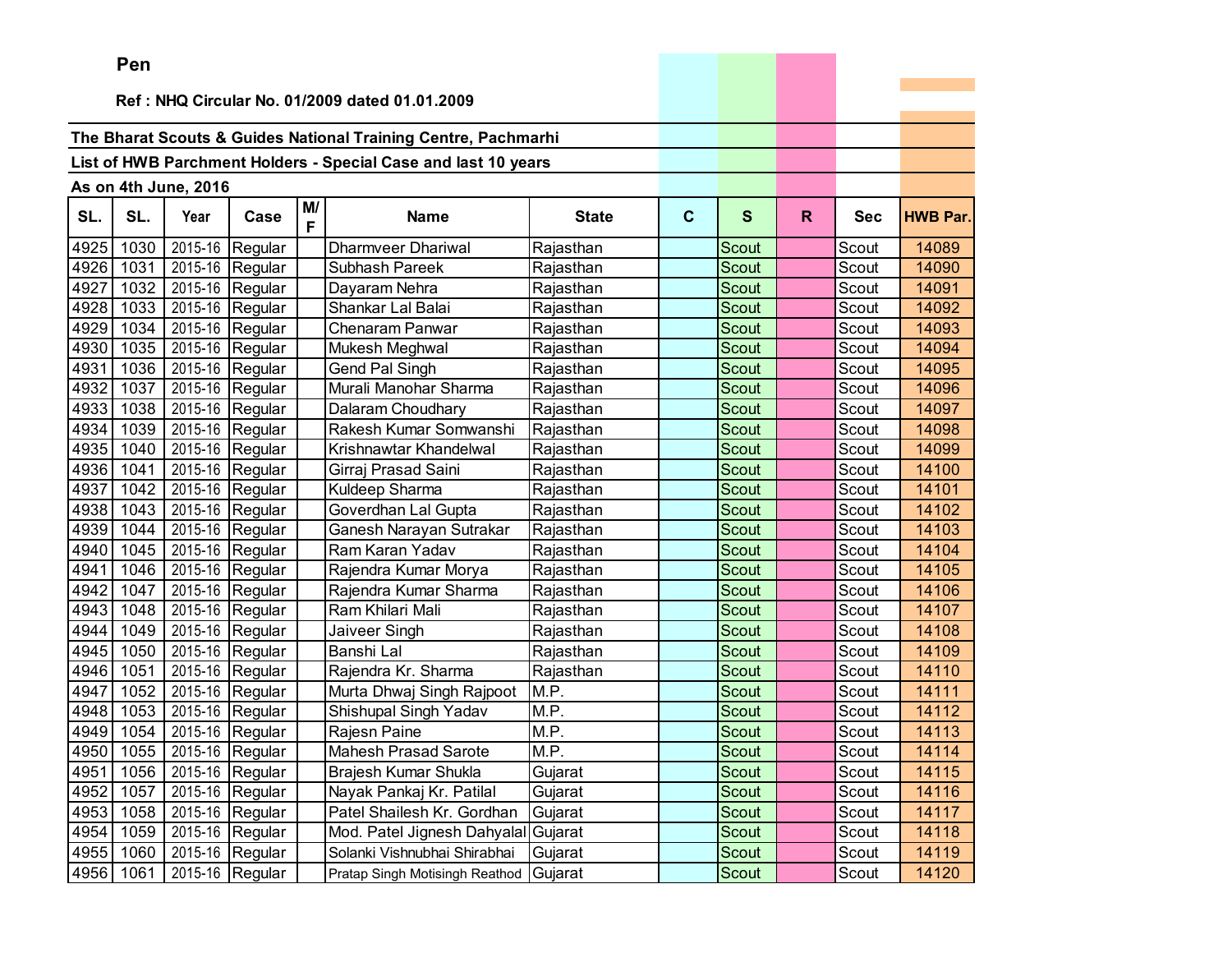**Pen**

**Ref : NHQ Circular No. 01/2009 dated 01.01.2009**

**The Bharat Scouts & Guides National Training Centre, Pachmarhi**

**List of HWB Parchment Holders - Special Case and last 10 years**

**As on 4th June, 2016**

| SL. | SL. | Year | Case | M/F | Name | State | C | S | R | Sec | HWB Par. |
|---|---|---|---|---|---|---|---|---|---|---|---|
| 4925 | 1030 | 2015-16 | Regular | | Dharmveer Dhariwal | Rajasthan | | Scout | | Scout | 14089 |
| 4926 | 1031 | 2015-16 | Regular | | Subhash Pareek | Rajasthan | | Scout | | Scout | 14090 |
| 4927 | 1032 | 2015-16 | Regular | | Dayaram Nehra | Rajasthan | | Scout | | Scout | 14091 |
| 4928 | 1033 | 2015-16 | Regular | | Shankar Lal Balai | Rajasthan | | Scout | | Scout | 14092 |
| 4929 | 1034 | 2015-16 | Regular | | Chenaram Panwar | Rajasthan | | Scout | | Scout | 14093 |
| 4930 | 1035 | 2015-16 | Regular | | Mukesh Meghwal | Rajasthan | | Scout | | Scout | 14094 |
| 4931 | 1036 | 2015-16 | Regular | | Gend Pal Singh | Rajasthan | | Scout | | Scout | 14095 |
| 4932 | 1037 | 2015-16 | Regular | | Murali Manohar Sharma | Rajasthan | | Scout | | Scout | 14096 |
| 4933 | 1038 | 2015-16 | Regular | | Dalaram Choudhary | Rajasthan | | Scout | | Scout | 14097 |
| 4934 | 1039 | 2015-16 | Regular | | Rakesh Kumar Somwanshi | Rajasthan | | Scout | | Scout | 14098 |
| 4935 | 1040 | 2015-16 | Regular | | Krishnawtar Khandelwal | Rajasthan | | Scout | | Scout | 14099 |
| 4936 | 1041 | 2015-16 | Regular | | Girraj Prasad Saini | Rajasthan | | Scout | | Scout | 14100 |
| 4937 | 1042 | 2015-16 | Regular | | Kuldeep Sharma | Rajasthan | | Scout | | Scout | 14101 |
| 4938 | 1043 | 2015-16 | Regular | | Goverdhan Lal Gupta | Rajasthan | | Scout | | Scout | 14102 |
| 4939 | 1044 | 2015-16 | Regular | | Ganesh Narayan Sutrakar | Rajasthan | | Scout | | Scout | 14103 |
| 4940 | 1045 | 2015-16 | Regular | | Ram Karan Yadav | Rajasthan | | Scout | | Scout | 14104 |
| 4941 | 1046 | 2015-16 | Regular | | Rajendra Kumar Morya | Rajasthan | | Scout | | Scout | 14105 |
| 4942 | 1047 | 2015-16 | Regular | | Rajendra Kumar Sharma | Rajasthan | | Scout | | Scout | 14106 |
| 4943 | 1048 | 2015-16 | Regular | | Ram Khilari Mali | Rajasthan | | Scout | | Scout | 14107 |
| 4944 | 1049 | 2015-16 | Regular | | Jaiveer Singh | Rajasthan | | Scout | | Scout | 14108 |
| 4945 | 1050 | 2015-16 | Regular | | Banshi Lal | Rajasthan | | Scout | | Scout | 14109 |
| 4946 | 1051 | 2015-16 | Regular | | Rajendra Kr. Sharma | Rajasthan | | Scout | | Scout | 14110 |
| 4947 | 1052 | 2015-16 | Regular | | Murta Dhwaj Singh Rajpoot | M.P. | | Scout | | Scout | 14111 |
| 4948 | 1053 | 2015-16 | Regular | | Shishupal Singh Yadav | M.P. | | Scout | | Scout | 14112 |
| 4949 | 1054 | 2015-16 | Regular | | Rajesn Paine | M.P. | | Scout | | Scout | 14113 |
| 4950 | 1055 | 2015-16 | Regular | | Mahesh Prasad Sarote | M.P. | | Scout | | Scout | 14114 |
| 4951 | 1056 | 2015-16 | Regular | | Brajesh Kumar Shukla | Gujarat | | Scout | | Scout | 14115 |
| 4952 | 1057 | 2015-16 | Regular | | Nayak Pankaj Kr. Patilal | Gujarat | | Scout | | Scout | 14116 |
| 4953 | 1058 | 2015-16 | Regular | | Patel Shailesh Kr. Gordhan | Gujarat | | Scout | | Scout | 14117 |
| 4954 | 1059 | 2015-16 | Regular | | Mod. Patel Jignesh Dahyalal | Gujarat | | Scout | | Scout | 14118 |
| 4955 | 1060 | 2015-16 | Regular | | Solanki Vishnubhai Shirabhai | Gujarat | | Scout | | Scout | 14119 |
| 4956 | 1061 | 2015-16 | Regular | | Pratap Singh Motisingh Reathod | Gujarat | | Scout | | Scout | 14120 |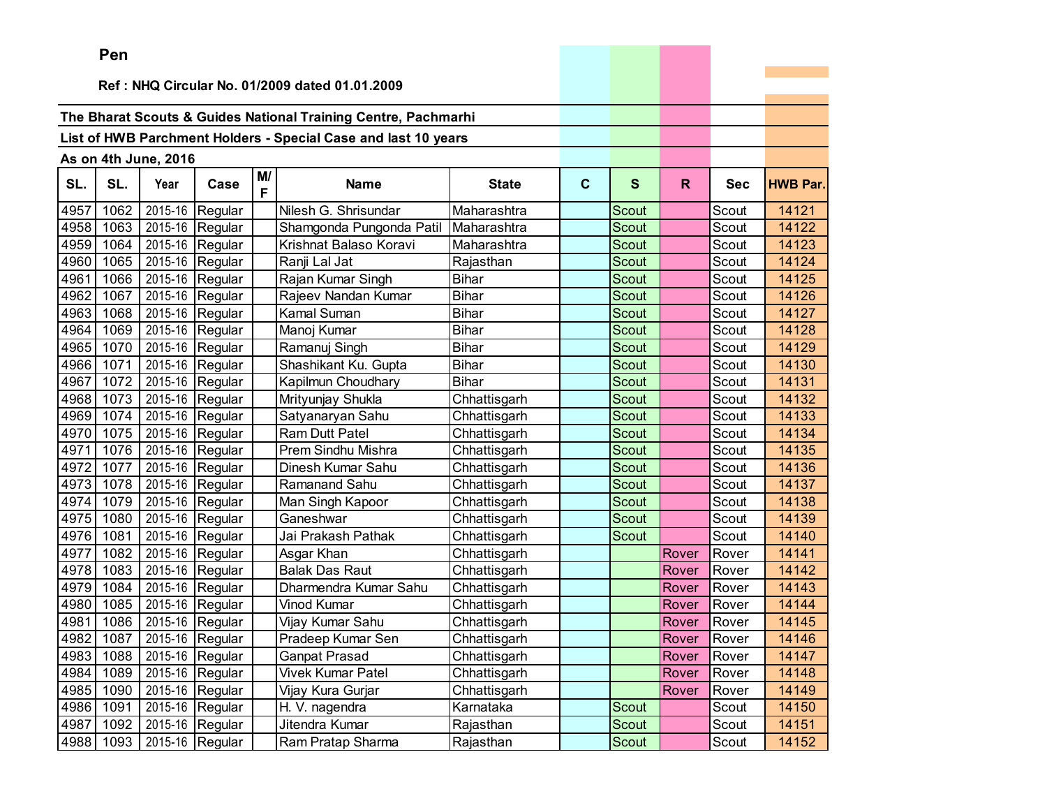**Pen**

**Ref : NHQ Circular No. 01/2009 dated 01.01.2009**

**The Bharat Scouts & Guides National Training Centre, Pachmarhi**

**List of HWB Parchment Holders - Special Case and last 10 years**

**As on 4th June, 2016**

| SL. | SL. | Year | Case | M/F | Name | State | C | S | R | Sec | HWB Par. |
|---|---|---|---|---|---|---|---|---|---|---|---|
| 4957 | 1062 | 2015-16 | Regular | | Nilesh G. Shrisundar | Maharashtra | | Scout | | Scout | 14121 |
| 4958 | 1063 | 2015-16 | Regular | | Shamgonda Pungonda Patil | Maharashtra | | Scout | | Scout | 14122 |
| 4959 | 1064 | 2015-16 | Regular | | Krishnat Balaso Koravi | Maharashtra | | Scout | | Scout | 14123 |
| 4960 | 1065 | 2015-16 | Regular | | Ranji Lal Jat | Rajasthan | | Scout | | Scout | 14124 |
| 4961 | 1066 | 2015-16 | Regular | | Rajan Kumar Singh | Bihar | | Scout | | Scout | 14125 |
| 4962 | 1067 | 2015-16 | Regular | | Rajeev Nandan Kumar | Bihar | | Scout | | Scout | 14126 |
| 4963 | 1068 | 2015-16 | Regular | | Kamal Suman | Bihar | | Scout | | Scout | 14127 |
| 4964 | 1069 | 2015-16 | Regular | | Manoj Kumar | Bihar | | Scout | | Scout | 14128 |
| 4965 | 1070 | 2015-16 | Regular | | Ramanuj Singh | Bihar | | Scout | | Scout | 14129 |
| 4966 | 1071 | 2015-16 | Regular | | Shashikant Ku. Gupta | Bihar | | Scout | | Scout | 14130 |
| 4967 | 1072 | 2015-16 | Regular | | Kapilmun Choudhary | Bihar | | Scout | | Scout | 14131 |
| 4968 | 1073 | 2015-16 | Regular | | Mrityunjay Shukla | Chhattisgarh | | Scout | | Scout | 14132 |
| 4969 | 1074 | 2015-16 | Regular | | Satyanaryan Sahu | Chhattisgarh | | Scout | | Scout | 14133 |
| 4970 | 1075 | 2015-16 | Regular | | Ram Dutt Patel | Chhattisgarh | | Scout | | Scout | 14134 |
| 4971 | 1076 | 2015-16 | Regular | | Prem Sindhu Mishra | Chhattisgarh | | Scout | | Scout | 14135 |
| 4972 | 1077 | 2015-16 | Regular | | Dinesh Kumar Sahu | Chhattisgarh | | Scout | | Scout | 14136 |
| 4973 | 1078 | 2015-16 | Regular | | Ramanand Sahu | Chhattisgarh | | Scout | | Scout | 14137 |
| 4974 | 1079 | 2015-16 | Regular | | Man Singh Kapoor | Chhattisgarh | | Scout | | Scout | 14138 |
| 4975 | 1080 | 2015-16 | Regular | | Ganeshwar | Chhattisgarh | | Scout | | Scout | 14139 |
| 4976 | 1081 | 2015-16 | Regular | | Jai Prakash Pathak | Chhattisgarh | | Scout | | Scout | 14140 |
| 4977 | 1082 | 2015-16 | Regular | | Asgar Khan | Chhattisgarh | | | Rover | Rover | 14141 |
| 4978 | 1083 | 2015-16 | Regular | | Balak Das Raut | Chhattisgarh | | | Rover | Rover | 14142 |
| 4979 | 1084 | 2015-16 | Regular | | Dharmendra Kumar Sahu | Chhattisgarh | | | Rover | Rover | 14143 |
| 4980 | 1085 | 2015-16 | Regular | | Vinod Kumar | Chhattisgarh | | | Rover | Rover | 14144 |
| 4981 | 1086 | 2015-16 | Regular | | Vijay Kumar Sahu | Chhattisgarh | | | Rover | Rover | 14145 |
| 4982 | 1087 | 2015-16 | Regular | | Pradeep Kumar Sen | Chhattisgarh | | | Rover | Rover | 14146 |
| 4983 | 1088 | 2015-16 | Regular | | Ganpat Prasad | Chhattisgarh | | | Rover | Rover | 14147 |
| 4984 | 1089 | 2015-16 | Regular | | Vivek Kumar Patel | Chhattisgarh | | | Rover | Rover | 14148 |
| 4985 | 1090 | 2015-16 | Regular | | Vijay Kura Gurjar | Chhattisgarh | | | Rover | Rover | 14149 |
| 4986 | 1091 | 2015-16 | Regular | | H. V. nagendra | Karnataka | | Scout | | Scout | 14150 |
| 4987 | 1092 | 2015-16 | Regular | | Jitendra Kumar | Rajasthan | | Scout | | Scout | 14151 |
| 4988 | 1093 | 2015-16 | Regular | | Ram Pratap Sharma | Rajasthan | | Scout | | Scout | 14152 |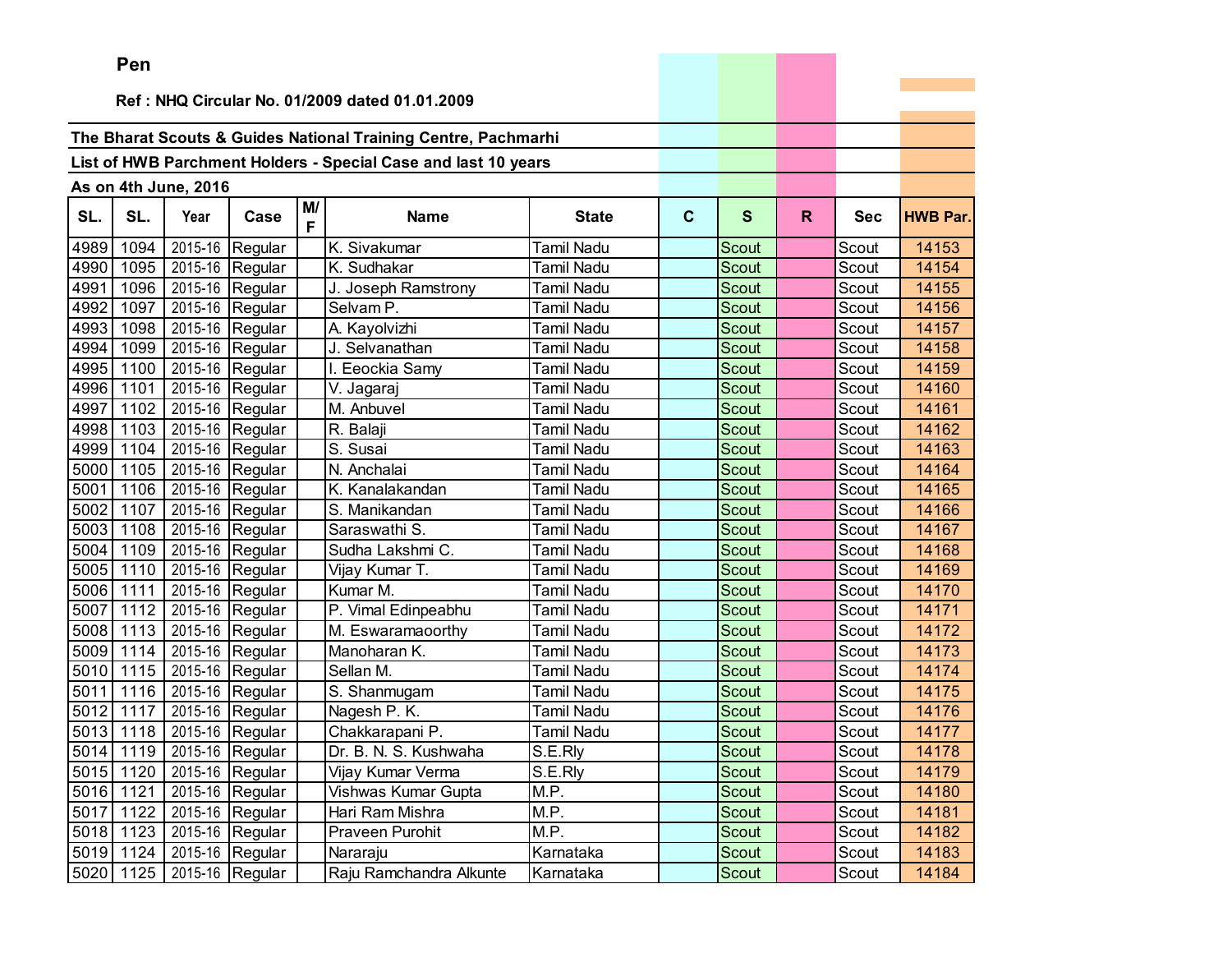**Pen**

**Ref : NHQ Circular No. 01/2009 dated 01.01.2009**

**The Bharat Scouts & Guides National Training Centre, Pachmarhi**

**List of HWB Parchment Holders - Special Case and last 10 years**

**As on 4th June, 2016**

| SL. | SL. | Year | Case | M/F | Name | State | C | S | R | Sec | HWB Par. |
|---|---|---|---|---|---|---|---|---|---|---|---|
| 4989 | 1094 | 2015-16 | Regular | | K. Sivakumar | Tamil Nadu | | Scout | | Scout | 14153 |
| 4990 | 1095 | 2015-16 | Regular | | K. Sudhakar | Tamil Nadu | | Scout | | Scout | 14154 |
| 4991 | 1096 | 2015-16 | Regular | | J. Joseph Ramstrony | Tamil Nadu | | Scout | | Scout | 14155 |
| 4992 | 1097 | 2015-16 | Regular | | Selvam P. | Tamil Nadu | | Scout | | Scout | 14156 |
| 4993 | 1098 | 2015-16 | Regular | | A. Kayolvizhi | Tamil Nadu | | Scout | | Scout | 14157 |
| 4994 | 1099 | 2015-16 | Regular | | J. Selvanathan | Tamil Nadu | | Scout | | Scout | 14158 |
| 4995 | 1100 | 2015-16 | Regular | | I. Eeockia Samy | Tamil Nadu | | Scout | | Scout | 14159 |
| 4996 | 1101 | 2015-16 | Regular | | V. Jagaraj | Tamil Nadu | | Scout | | Scout | 14160 |
| 4997 | 1102 | 2015-16 | Regular | | M. Anbuvel | Tamil Nadu | | Scout | | Scout | 14161 |
| 4998 | 1103 | 2015-16 | Regular | | R. Balaji | Tamil Nadu | | Scout | | Scout | 14162 |
| 4999 | 1104 | 2015-16 | Regular | | S. Susai | Tamil Nadu | | Scout | | Scout | 14163 |
| 5000 | 1105 | 2015-16 | Regular | | N. Anchalai | Tamil Nadu | | Scout | | Scout | 14164 |
| 5001 | 1106 | 2015-16 | Regular | | K. Kanalakandan | Tamil Nadu | | Scout | | Scout | 14165 |
| 5002 | 1107 | 2015-16 | Regular | | S. Manikandan | Tamil Nadu | | Scout | | Scout | 14166 |
| 5003 | 1108 | 2015-16 | Regular | | Saraswathi S. | Tamil Nadu | | Scout | | Scout | 14167 |
| 5004 | 1109 | 2015-16 | Regular | | Sudha Lakshmi C. | Tamil Nadu | | Scout | | Scout | 14168 |
| 5005 | 1110 | 2015-16 | Regular | | Vijay Kumar T. | Tamil Nadu | | Scout | | Scout | 14169 |
| 5006 | 1111 | 2015-16 | Regular | | Kumar M. | Tamil Nadu | | Scout | | Scout | 14170 |
| 5007 | 1112 | 2015-16 | Regular | | P. Vimal Edinpeabhu | Tamil Nadu | | Scout | | Scout | 14171 |
| 5008 | 1113 | 2015-16 | Regular | | M. Eswaramaoorthy | Tamil Nadu | | Scout | | Scout | 14172 |
| 5009 | 1114 | 2015-16 | Regular | | Manoharan K. | Tamil Nadu | | Scout | | Scout | 14173 |
| 5010 | 1115 | 2015-16 | Regular | | Sellan M. | Tamil Nadu | | Scout | | Scout | 14174 |
| 5011 | 1116 | 2015-16 | Regular | | S. Shanmugam | Tamil Nadu | | Scout | | Scout | 14175 |
| 5012 | 1117 | 2015-16 | Regular | | Nagesh P. K. | Tamil Nadu | | Scout | | Scout | 14176 |
| 5013 | 1118 | 2015-16 | Regular | | Chakkarapani P. | Tamil Nadu | | Scout | | Scout | 14177 |
| 5014 | 1119 | 2015-16 | Regular | | Dr. B. N. S. Kushwaha | S.E.Rly | | Scout | | Scout | 14178 |
| 5015 | 1120 | 2015-16 | Regular | | Vijay Kumar Verma | S.E.Rly | | Scout | | Scout | 14179 |
| 5016 | 1121 | 2015-16 | Regular | | Vishwas Kumar Gupta | M.P. | | Scout | | Scout | 14180 |
| 5017 | 1122 | 2015-16 | Regular | | Hari Ram Mishra | M.P. | | Scout | | Scout | 14181 |
| 5018 | 1123 | 2015-16 | Regular | | Praveen Purohit | M.P. | | Scout | | Scout | 14182 |
| 5019 | 1124 | 2015-16 | Regular | | Nararaju | Karnataka | | Scout | | Scout | 14183 |
| 5020 | 1125 | 2015-16 | Regular | | Raju Ramchandra Alkunte | Karnataka | | Scout | | Scout | 14184 |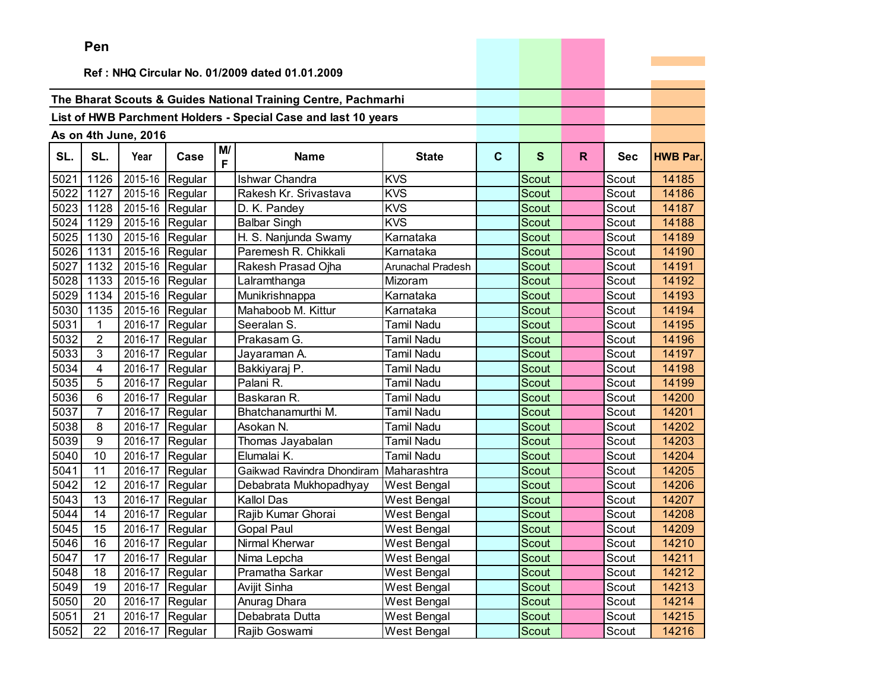Pen

Ref : NHQ Circular No. 01/2009 dated 01.01.2009

**The Bharat Scouts & Guides National Training Centre, Pachmarhi**

**List of HWB Parchment Holders - Special Case and last 10 years**

**As on 4th June, 2016**

| SL. | SL. | Year | Case | M/F | Name | State | C | S | R | Sec | HWB Par. |
|---|---|---|---|---|---|---|---|---|---|---|---|
| 5021 | 1126 | 2015-16 | Regular | | Ishwar Chandra | KVS | | Scout | | Scout | 14185 |
| 5022 | 1127 | 2015-16 | Regular | | Rakesh Kr. Srivastava | KVS | | Scout | | Scout | 14186 |
| 5023 | 1128 | 2015-16 | Regular | | D. K. Pandey | KVS | | Scout | | Scout | 14187 |
| 5024 | 1129 | 2015-16 | Regular | | Balbar Singh | KVS | | Scout | | Scout | 14188 |
| 5025 | 1130 | 2015-16 | Regular | | H. S. Nanjunda Swamy | Karnataka | | Scout | | Scout | 14189 |
| 5026 | 1131 | 2015-16 | Regular | | Paremesh R. Chikkali | Karnataka | | Scout | | Scout | 14190 |
| 5027 | 1132 | 2015-16 | Regular | | Rakesh Prasad Ojha | Arunachal Pradesh | | Scout | | Scout | 14191 |
| 5028 | 1133 | 2015-16 | Regular | | Lalramthanga | Mizoram | | Scout | | Scout | 14192 |
| 5029 | 1134 | 2015-16 | Regular | | Munikrishnappa | Karnataka | | Scout | | Scout | 14193 |
| 5030 | 1135 | 2015-16 | Regular | | Mahaboob M. Kittur | Karnataka | | Scout | | Scout | 14194 |
| 5031 | 1 | 2016-17 | Regular | | Seeralan S. | Tamil Nadu | | Scout | | Scout | 14195 |
| 5032 | 2 | 2016-17 | Regular | | Prakasam G. | Tamil Nadu | | Scout | | Scout | 14196 |
| 5033 | 3 | 2016-17 | Regular | | Jayaraman A. | Tamil Nadu | | Scout | | Scout | 14197 |
| 5034 | 4 | 2016-17 | Regular | | Bakkiyaraj P. | Tamil Nadu | | Scout | | Scout | 14198 |
| 5035 | 5 | 2016-17 | Regular | | Palani R. | Tamil Nadu | | Scout | | Scout | 14199 |
| 5036 | 6 | 2016-17 | Regular | | Baskaran R. | Tamil Nadu | | Scout | | Scout | 14200 |
| 5037 | 7 | 2016-17 | Regular | | Bhatchanamurthi M. | Tamil Nadu | | Scout | | Scout | 14201 |
| 5038 | 8 | 2016-17 | Regular | | Asokan N. | Tamil Nadu | | Scout | | Scout | 14202 |
| 5039 | 9 | 2016-17 | Regular | | Thomas Jayabalan | Tamil Nadu | | Scout | | Scout | 14203 |
| 5040 | 10 | 2016-17 | Regular | | Elumalai K. | Tamil Nadu | | Scout | | Scout | 14204 |
| 5041 | 11 | 2016-17 | Regular | | Gaikwad Ravindra Dhondiram | Maharashtra | | Scout | | Scout | 14205 |
| 5042 | 12 | 2016-17 | Regular | | Debabrata Mukhopadhyay | West Bengal | | Scout | | Scout | 14206 |
| 5043 | 13 | 2016-17 | Regular | | Kallol Das | West Bengal | | Scout | | Scout | 14207 |
| 5044 | 14 | 2016-17 | Regular | | Rajib Kumar Ghorai | West Bengal | | Scout | | Scout | 14208 |
| 5045 | 15 | 2016-17 | Regular | | Gopal Paul | West Bengal | | Scout | | Scout | 14209 |
| 5046 | 16 | 2016-17 | Regular | | Nirmal Kherwar | West Bengal | | Scout | | Scout | 14210 |
| 5047 | 17 | 2016-17 | Regular | | Nima Lepcha | West Bengal | | Scout | | Scout | 14211 |
| 5048 | 18 | 2016-17 | Regular | | Pramatha Sarkar | West Bengal | | Scout | | Scout | 14212 |
| 5049 | 19 | 2016-17 | Regular | | Avijit Sinha | West Bengal | | Scout | | Scout | 14213 |
| 5050 | 20 | 2016-17 | Regular | | Anurag Dhara | West Bengal | | Scout | | Scout | 14214 |
| 5051 | 21 | 2016-17 | Regular | | Debabrata Dutta | West Bengal | | Scout | | Scout | 14215 |
| 5052 | 22 | 2016-17 | Regular | | Rajib Goswami | West Bengal | | Scout | | Scout | 14216 |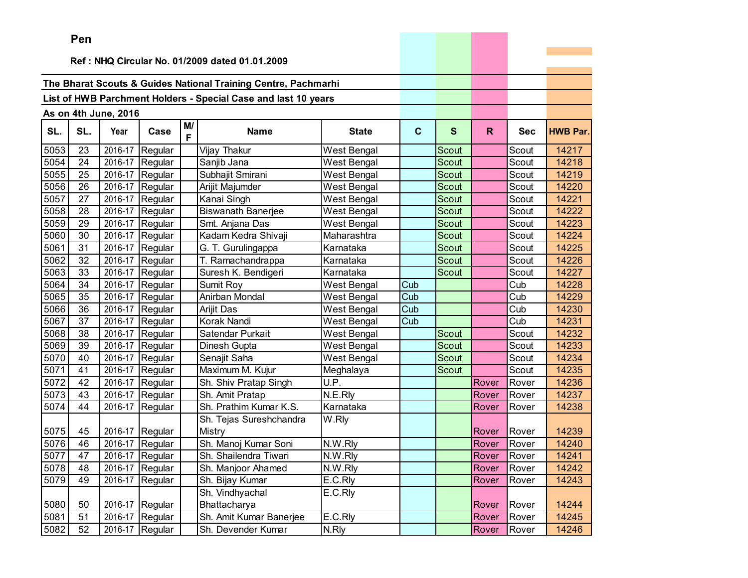**Pen**

**Ref : NHQ Circular No. 01/2009 dated 01.01.2009**

**The Bharat Scouts & Guides National Training Centre, Pachmarhi**

**List of HWB Parchment Holders - Special Case and last 10 years**

**As on 4th June, 2016**

| SL. | SL. | Year | Case | M/F | Name | State | C | S | R | Sec | HWB Par. |
|---|---|---|---|---|---|---|---|---|---|---|---|
| 5053 | 23 | 2016-17 | Regular | | Vijay Thakur | West Bengal | | Scout | | Scout | 14217 |
| 5054 | 24 | 2016-17 | Regular | | Sanjib Jana | West Bengal | | Scout | | Scout | 14218 |
| 5055 | 25 | 2016-17 | Regular | | Subhajit Smirani | West Bengal | | Scout | | Scout | 14219 |
| 5056 | 26 | 2016-17 | Regular | | Arijit Majumder | West Bengal | | Scout | | Scout | 14220 |
| 5057 | 27 | 2016-17 | Regular | | Kanai Singh | West Bengal | | Scout | | Scout | 14221 |
| 5058 | 28 | 2016-17 | Regular | | Biswanath Banerjee | West Bengal | | Scout | | Scout | 14222 |
| 5059 | 29 | 2016-17 | Regular | | Smt. Anjana Das | West Bengal | | Scout | | Scout | 14223 |
| 5060 | 30 | 2016-17 | Regular | | Kadam Kedra Shivaji | Maharashtra | | Scout | | Scout | 14224 |
| 5061 | 31 | 2016-17 | Regular | | G. T. Gurulingappa | Karnataka | | Scout | | Scout | 14225 |
| 5062 | 32 | 2016-17 | Regular | | T. Ramachandrappa | Karnataka | | Scout | | Scout | 14226 |
| 5063 | 33 | 2016-17 | Regular | | Suresh K. Bendigeri | Karnataka | | Scout | | Scout | 14227 |
| 5064 | 34 | 2016-17 | Regular | | Sumit Roy | West Bengal | Cub | | | Cub | 14228 |
| 5065 | 35 | 2016-17 | Regular | | Anirban Mondal | West Bengal | Cub | | | Cub | 14229 |
| 5066 | 36 | 2016-17 | Regular | | Arijit Das | West Bengal | Cub | | | Cub | 14230 |
| 5067 | 37 | 2016-17 | Regular | | Korak Nandi | West Bengal | Cub | | | Cub | 14231 |
| 5068 | 38 | 2016-17 | Regular | | Satendar Purkait | West Bengal | | Scout | | Scout | 14232 |
| 5069 | 39 | 2016-17 | Regular | | Dinesh Gupta | West Bengal | | Scout | | Scout | 14233 |
| 5070 | 40 | 2016-17 | Regular | | Senajit Saha | West Bengal | | Scout | | Scout | 14234 |
| 5071 | 41 | 2016-17 | Regular | | Maximum M. Kujur | Meghalaya | | Scout | | Scout | 14235 |
| 5072 | 42 | 2016-17 | Regular | | Sh. Shiv Pratap Singh | U.P. | | | Rover | Rover | 14236 |
| 5073 | 43 | 2016-17 | Regular | | Sh. Amit Pratap | N.E.Rly | | | Rover | Rover | 14237 |
| 5074 | 44 | 2016-17 | Regular | | Sh. Prathim Kumar K.S. | Karnataka | | | Rover | Rover | 14238 |
| 5075 | 45 | 2016-17 | Regular | | Sh. Tejas Sureshchandra Mistry | W.Rly | | | Rover | Rover | 14239 |
| 5076 | 46 | 2016-17 | Regular | | Sh. Manoj Kumar Soni | N.W.Rly | | | Rover | Rover | 14240 |
| 5077 | 47 | 2016-17 | Regular | | Sh. Shailendra Tiwari | N.W.Rly | | | Rover | Rover | 14241 |
| 5078 | 48 | 2016-17 | Regular | | Sh. Manjoor Ahamed | N.W.Rly | | | Rover | Rover | 14242 |
| 5079 | 49 | 2016-17 | Regular | | Sh. Bijay Kumar | E.C.Rly | | | Rover | Rover | 14243 |
| 5080 | 50 | 2016-17 | Regular | | Sh. Vindhyachal Bhattacharya | E.C.Rly | | | Rover | Rover | 14244 |
| 5081 | 51 | 2016-17 | Regular | | Sh. Amit Kumar Banerjee | E.C.Rly | | | Rover | Rover | 14245 |
| 5082 | 52 | 2016-17 | Regular | | Sh. Devender Kumar | N.Rly | | | Rover | Rover | 14246 |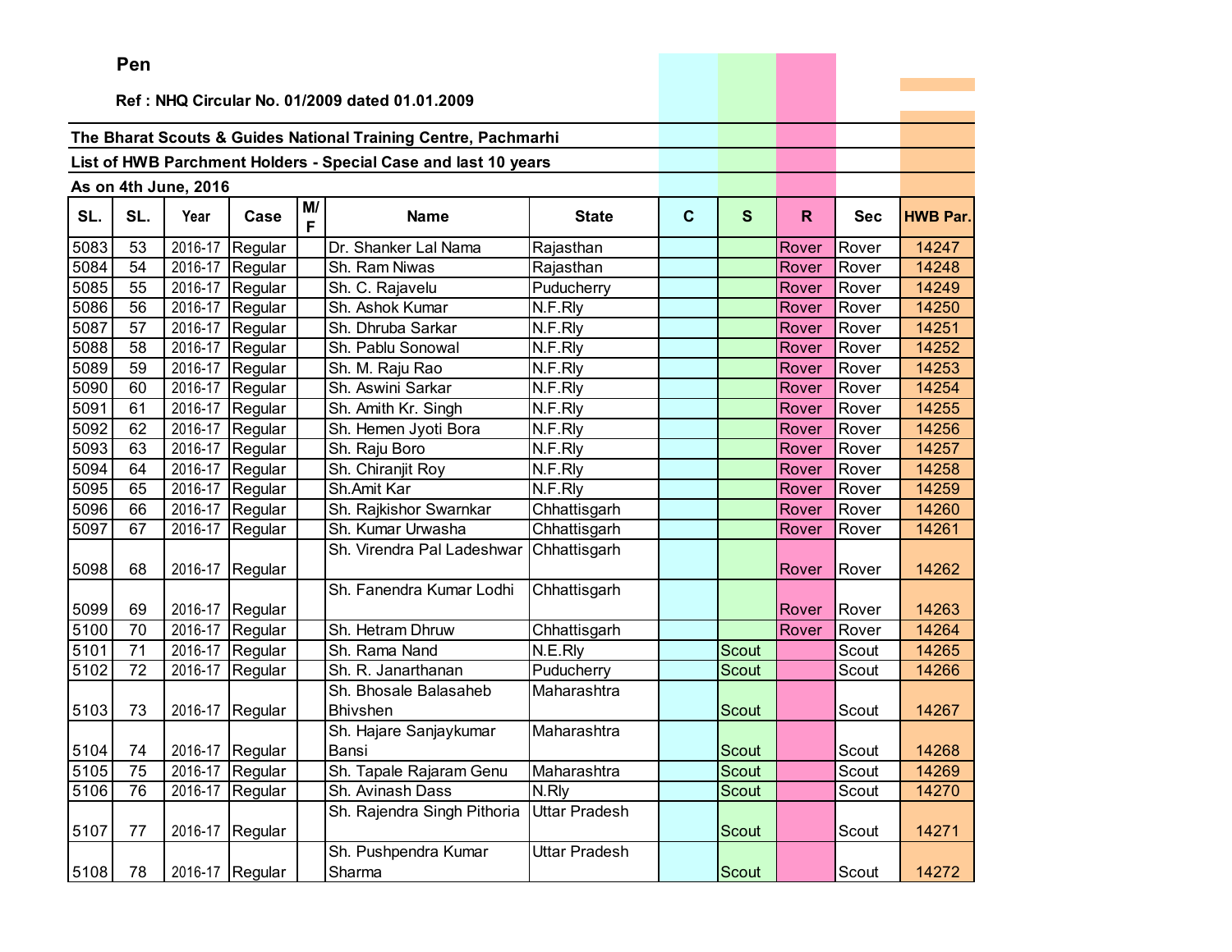**Pen**

**Ref : NHQ Circular No. 01/2009 dated 01.01.2009**

**The Bharat Scouts & Guides National Training Centre, Pachmarhi**

**List of HWB Parchment Holders - Special Case and last 10 years**

**As on 4th June, 2016**

| SL. | SL. | Year | Case | M/F | Name | State | C | S | R | Sec | HWB Par. |
|---|---|---|---|---|---|---|---|---|---|---|---|
| 5083 | 53 | 2016-17 | Regular | | Dr. Shanker Lal Nama | Rajasthan | | | Rover | Rover | 14247 |
| 5084 | 54 | 2016-17 | Regular | | Sh. Ram Niwas | Rajasthan | | | Rover | Rover | 14248 |
| 5085 | 55 | 2016-17 | Regular | | Sh. C. Rajavelu | Puducherry | | | Rover | Rover | 14249 |
| 5086 | 56 | 2016-17 | Regular | | Sh. Ashok Kumar | N.F.Rly | | | Rover | Rover | 14250 |
| 5087 | 57 | 2016-17 | Regular | | Sh. Dhruba Sarkar | N.F.Rly | | | Rover | Rover | 14251 |
| 5088 | 58 | 2016-17 | Regular | | Sh. Pablu Sonowal | N.F.Rly | | | Rover | Rover | 14252 |
| 5089 | 59 | 2016-17 | Regular | | Sh. M. Raju Rao | N.F.Rly | | | Rover | Rover | 14253 |
| 5090 | 60 | 2016-17 | Regular | | Sh. Aswini Sarkar | N.F.Rly | | | Rover | Rover | 14254 |
| 5091 | 61 | 2016-17 | Regular | | Sh. Amith Kr. Singh | N.F.Rly | | | Rover | Rover | 14255 |
| 5092 | 62 | 2016-17 | Regular | | Sh. Hemen Jyoti Bora | N.F.Rly | | | Rover | Rover | 14256 |
| 5093 | 63 | 2016-17 | Regular | | Sh. Raju Boro | N.F.Rly | | | Rover | Rover | 14257 |
| 5094 | 64 | 2016-17 | Regular | | Sh. Chiranjit Roy | N.F.Rly | | | Rover | Rover | 14258 |
| 5095 | 65 | 2016-17 | Regular | | Sh.Amit Kar | N.F.Rly | | | Rover | Rover | 14259 |
| 5096 | 66 | 2016-17 | Regular | | Sh. Rajkishor Swarnkar | Chhattisgarh | | | Rover | Rover | 14260 |
| 5097 | 67 | 2016-17 | Regular | | Sh. Kumar Urwasha | Chhattisgarh | | | Rover | Rover | 14261 |
| 5098 | 68 | 2016-17 | Regular | | Sh. Virendra Pal Ladeshwar | Chhattisgarh | | | Rover | Rover | 14262 |
| 5099 | 69 | 2016-17 | Regular | | Sh. Fanendra Kumar Lodhi | Chhattisgarh | | | Rover | Rover | 14263 |
| 5100 | 70 | 2016-17 | Regular | | Sh. Hetram Dhruw | Chhattisgarh | | | Rover | Rover | 14264 |
| 5101 | 71 | 2016-17 | Regular | | Sh. Rama Nand | N.E.Rly | | Scout | | Scout | 14265 |
| 5102 | 72 | 2016-17 | Regular | | Sh. R. Janarthanan | Puducherry | | Scout | | Scout | 14266 |
| 5103 | 73 | 2016-17 | Regular | | Sh. Bhosale Balasaheb Bhivshen | Maharashtra | | Scout | | Scout | 14267 |
| 5104 | 74 | 2016-17 | Regular | | Sh. Hajare Sanjaykumar Bansi | Maharashtra | | Scout | | Scout | 14268 |
| 5105 | 75 | 2016-17 | Regular | | Sh. Tapale Rajaram Genu | Maharashtra | | Scout | | Scout | 14269 |
| 5106 | 76 | 2016-17 | Regular | | Sh. Avinash Dass | N.Rly | | Scout | | Scout | 14270 |
| 5107 | 77 | 2016-17 | Regular | | Sh. Rajendra Singh Pithoria | Uttar Pradesh | | Scout | | Scout | 14271 |
| 5108 | 78 | 2016-17 | Regular | | Sh. Pushpendra Kumar Sharma | Uttar Pradesh | | Scout | | Scout | 14272 |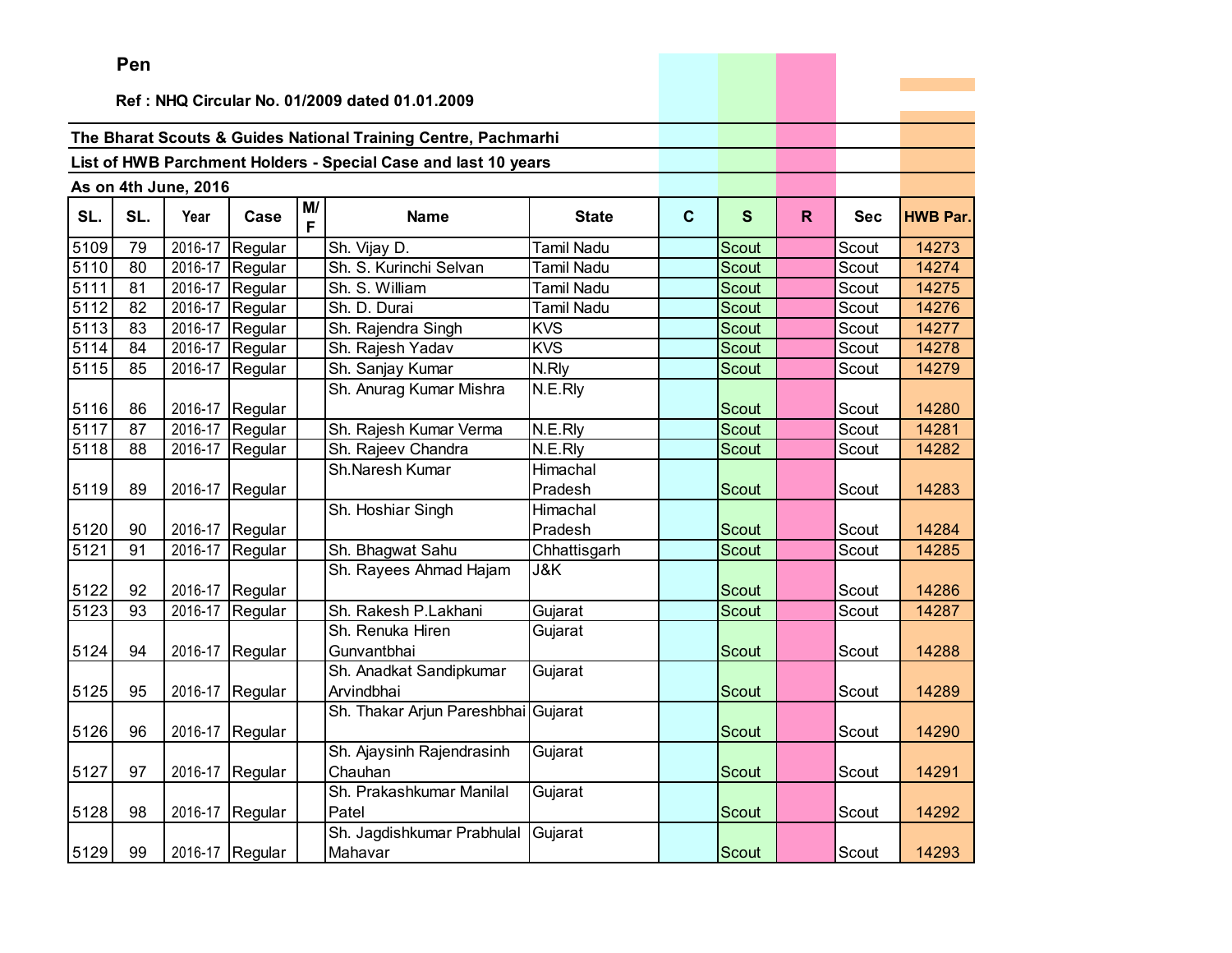**Pen**

**Ref : NHQ Circular No. 01/2009 dated 01.01.2009**

**The Bharat Scouts & Guides National Training Centre, Pachmarhi**

**List of HWB Parchment Holders - Special Case and last 10 years**

**As on 4th June, 2016**

| SL. | SL. | Year | Case | M/F | Name | State | C | S | R | Sec | HWB Par. |
|---|---|---|---|---|---|---|---|---|---|---|---|
| 5109 | 79 | 2016-17 | Regular | | Sh. Vijay D. | Tamil Nadu | | Scout | | Scout | 14273 |
| 5110 | 80 | 2016-17 | Regular | | Sh. S. Kurinchi Selvan | Tamil Nadu | | Scout | | Scout | 14274 |
| 5111 | 81 | 2016-17 | Regular | | Sh. S. William | Tamil Nadu | | Scout | | Scout | 14275 |
| 5112 | 82 | 2016-17 | Regular | | Sh. D. Durai | Tamil Nadu | | Scout | | Scout | 14276 |
| 5113 | 83 | 2016-17 | Regular | | Sh. Rajendra Singh | KVS | | Scout | | Scout | 14277 |
| 5114 | 84 | 2016-17 | Regular | | Sh. Rajesh Yadav | KVS | | Scout | | Scout | 14278 |
| 5115 | 85 | 2016-17 | Regular | | Sh. Sanjay Kumar | N.Rly | | Scout | | Scout | 14279 |
| 5116 | 86 | 2016-17 | Regular | | Sh. Anurag Kumar Mishra | N.E.Rly | | Scout | | Scout | 14280 |
| 5117 | 87 | 2016-17 | Regular | | Sh. Rajesh Kumar Verma | N.E.Rly | | Scout | | Scout | 14281 |
| 5118 | 88 | 2016-17 | Regular | | Sh. Rajeev Chandra | N.E.Rly | | Scout | | Scout | 14282 |
| 5119 | 89 | 2016-17 | Regular | | Sh.Naresh Kumar | Himachal Pradesh | | Scout | | Scout | 14283 |
| 5120 | 90 | 2016-17 | Regular | | Sh. Hoshiar Singh | Himachal Pradesh | | Scout | | Scout | 14284 |
| 5121 | 91 | 2016-17 | Regular | | Sh. Bhagwat Sahu | Chhattisgarh | | Scout | | Scout | 14285 |
| 5122 | 92 | 2016-17 | Regular | | Sh. Rayees Ahmad Hajam | J&K | | Scout | | Scout | 14286 |
| 5123 | 93 | 2016-17 | Regular | | Sh. Rakesh P.Lakhani | Gujarat | | Scout | | Scout | 14287 |
| 5124 | 94 | 2016-17 | Regular | | Sh. Renuka Hiren Gunvantbhai | Gujarat | | Scout | | Scout | 14288 |
| 5125 | 95 | 2016-17 | Regular | | Sh. Anadkat Sandipkumar Arvindbhai | Gujarat | | Scout | | Scout | 14289 |
| 5126 | 96 | 2016-17 | Regular | | Sh. Thakar Arjun Pareshbhai | Gujarat | | Scout | | Scout | 14290 |
| 5127 | 97 | 2016-17 | Regular | | Sh. Ajaysinh Rajendrasinh Chauhan | Gujarat | | Scout | | Scout | 14291 |
| 5128 | 98 | 2016-17 | Regular | | Sh. Prakashkumar Manilal Patel | Gujarat | | Scout | | Scout | 14292 |
| 5129 | 99 | 2016-17 | Regular | | Sh. Jagdishkumar Prabhulal Mahavar | Gujarat | | Scout | | Scout | 14293 |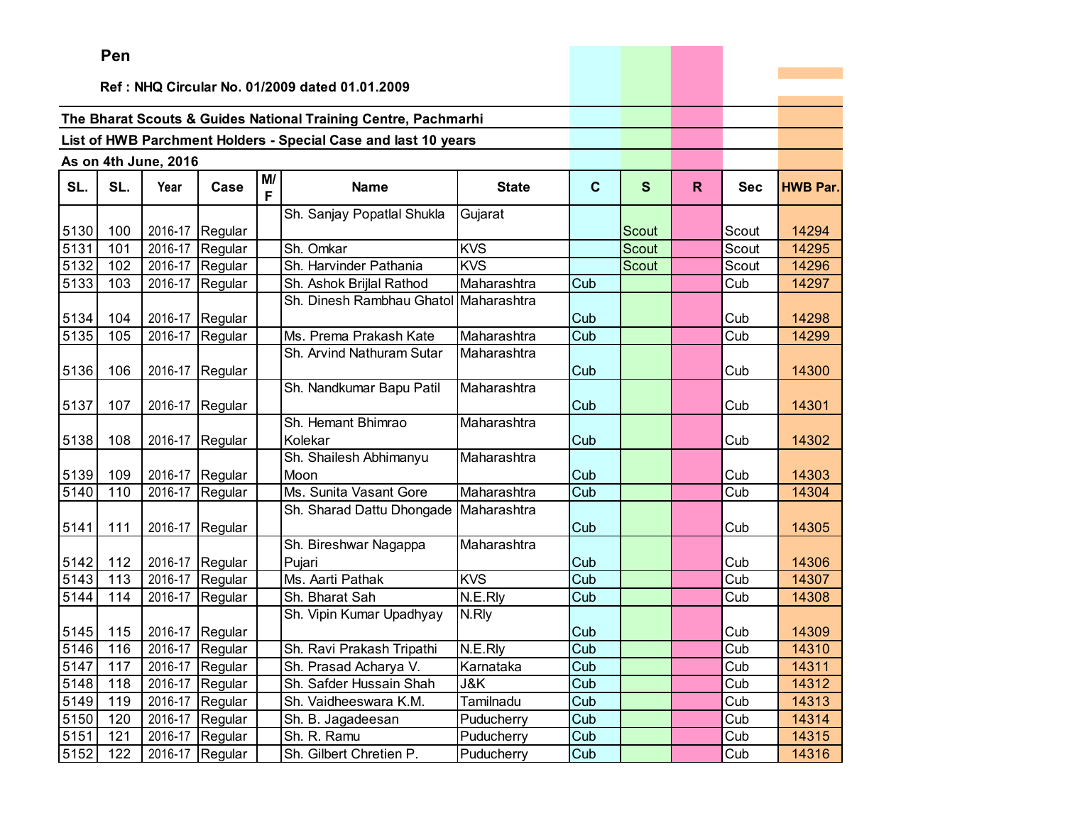**Pen**

**Ref : NHQ Circular No. 01/2009 dated 01.01.2009**

**The Bharat Scouts & Guides National Training Centre, Pachmarhi**

**List of HWB Parchment Holders - Special Case and last 10 years**

**As on 4th June, 2016**

| SL. | SL. | Year | Case | M/F | Name | State | C | S | R | Sec | HWB Par. |
|---|---|---|---|---|---|---|---|---|---|---|---|
| 5130 | 100 | 2016-17 | Regular | | Sh. Sanjay Popatlal Shukla | Gujarat | | Scout | | Scout | 14294 |
| 5131 | 101 | 2016-17 | Regular | | Sh. Omkar | KVS | | Scout | | Scout | 14295 |
| 5132 | 102 | 2016-17 | Regular | | Sh. Harvinder Pathania | KVS | | Scout | | Scout | 14296 |
| 5133 | 103 | 2016-17 | Regular | | Sh. Ashok Brijlal Rathod | Maharashtra | Cub | | | Cub | 14297 |
| 5134 | 104 | 2016-17 | Regular | | Sh. Dinesh Rambhau Ghatol | Maharashtra | Cub | | | Cub | 14298 |
| 5135 | 105 | 2016-17 | Regular | | Ms. Prema Prakash Kate | Maharashtra | Cub | | | Cub | 14299 |
| 5136 | 106 | 2016-17 | Regular | | Sh. Arvind Nathuram Sutar | Maharashtra | Cub | | | Cub | 14300 |
| 5137 | 107 | 2016-17 | Regular | | Sh. Nandkumar Bapu Patil | Maharashtra | Cub | | | Cub | 14301 |
| 5138 | 108 | 2016-17 | Regular | | Sh. Hemant Bhimrao Kolekar | Maharashtra | Cub | | | Cub | 14302 |
| 5139 | 109 | 2016-17 | Regular | | Sh. Shailesh Abhimanyu Moon | Maharashtra | Cub | | | Cub | 14303 |
| 5140 | 110 | 2016-17 | Regular | | Ms. Sunita Vasant Gore | Maharashtra | Cub | | | Cub | 14304 |
| 5141 | 111 | 2016-17 | Regular | | Sh. Sharad Dattu Dhongade | Maharashtra | Cub | | | Cub | 14305 |
| 5142 | 112 | 2016-17 | Regular | | Sh. Bireshwar Nagappa Pujari | Maharashtra | Cub | | | Cub | 14306 |
| 5143 | 113 | 2016-17 | Regular | | Ms. Aarti Pathak | KVS | Cub | | | Cub | 14307 |
| 5144 | 114 | 2016-17 | Regular | | Sh. Bharat Sah | N.E.Rly | Cub | | | Cub | 14308 |
| 5145 | 115 | 2016-17 | Regular | | Sh. Vipin Kumar Upadhyay | N.Rly | Cub | | | Cub | 14309 |
| 5146 | 116 | 2016-17 | Regular | | Sh. Ravi Prakash Tripathi | N.E.Rly | Cub | | | Cub | 14310 |
| 5147 | 117 | 2016-17 | Regular | | Sh. Prasad Acharya V. | Karnataka | Cub | | | Cub | 14311 |
| 5148 | 118 | 2016-17 | Regular | | Sh. Safder Hussain Shah | J&K | Cub | | | Cub | 14312 |
| 5149 | 119 | 2016-17 | Regular | | Sh. Vaidheeswara K.M. | Tamilnadu | Cub | | | Cub | 14313 |
| 5150 | 120 | 2016-17 | Regular | | Sh. B. Jagadeesan | Puducherry | Cub | | | Cub | 14314 |
| 5151 | 121 | 2016-17 | Regular | | Sh. R. Ramu | Puducherry | Cub | | | Cub | 14315 |
| 5152 | 122 | 2016-17 | Regular | | Sh. Gilbert Chretien P. | Puducherry | Cub | | | Cub | 14316 |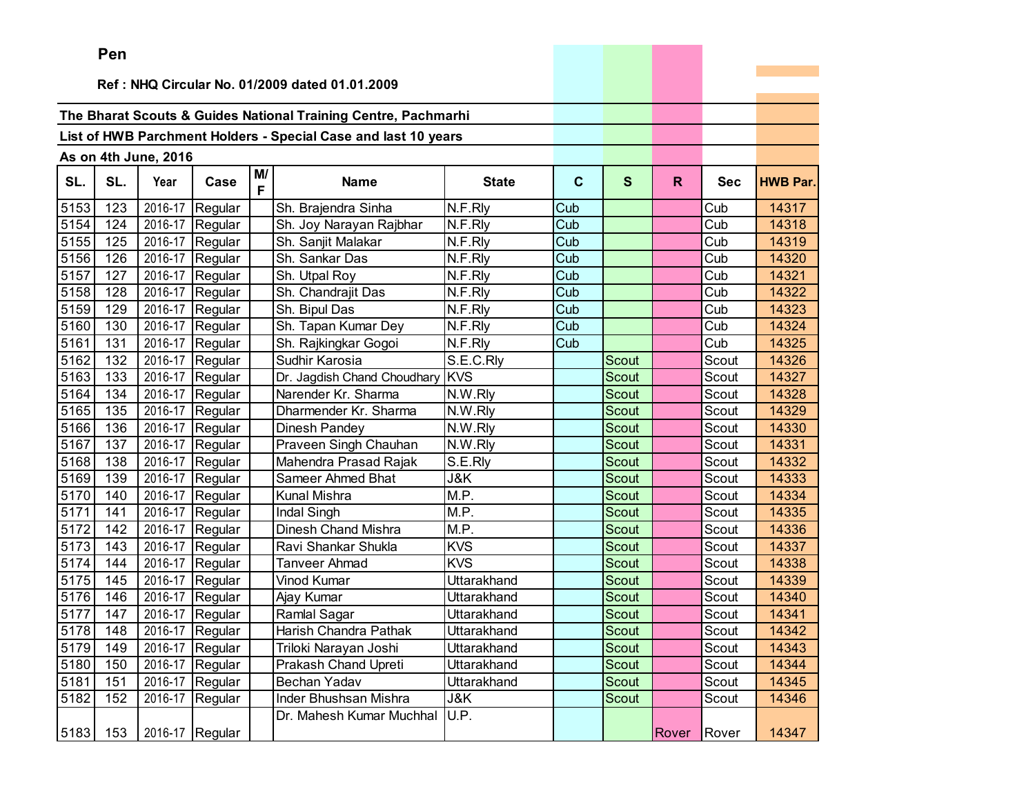Pen

**Ref : NHQ Circular No. 01/2009 dated 01.01.2009**

**The Bharat Scouts & Guides National Training Centre, Pachmarhi**

**List of HWB Parchment Holders - Special Case and last 10 years**

**As on 4th June, 2016**

| SL. | SL. | Year | Case | M/F | Name | State | C | S | R | Sec | HWB Par. |
|---|---|---|---|---|---|---|---|---|---|---|---|
| 5153 | 123 | 2016-17 | Regular | | Sh. Brajendra Sinha | N.F.Rly | Cub | | | Cub | 14317 |
| 5154 | 124 | 2016-17 | Regular | | Sh. Joy Narayan Rajbhar | N.F.Rly | Cub | | | Cub | 14318 |
| 5155 | 125 | 2016-17 | Regular | | Sh. Sanjit Malakar | N.F.Rly | Cub | | | Cub | 14319 |
| 5156 | 126 | 2016-17 | Regular | | Sh. Sankar Das | N.F.Rly | Cub | | | Cub | 14320 |
| 5157 | 127 | 2016-17 | Regular | | Sh. Utpal Roy | N.F.Rly | Cub | | | Cub | 14321 |
| 5158 | 128 | 2016-17 | Regular | | Sh. Chandrajit Das | N.F.Rly | Cub | | | Cub | 14322 |
| 5159 | 129 | 2016-17 | Regular | | Sh. Bipul Das | N.F.Rly | Cub | | | Cub | 14323 |
| 5160 | 130 | 2016-17 | Regular | | Sh. Tapan Kumar Dey | N.F.Rly | Cub | | | Cub | 14324 |
| 5161 | 131 | 2016-17 | Regular | | Sh. Rajkingkar Gogoi | N.F.Rly | Cub | | | Cub | 14325 |
| 5162 | 132 | 2016-17 | Regular | | Sudhir Karosia | S.E.C.Rly | | Scout | | Scout | 14326 |
| 5163 | 133 | 2016-17 | Regular | | Dr. Jagdish Chand Choudhary | KVS | | Scout | | Scout | 14327 |
| 5164 | 134 | 2016-17 | Regular | | Narender Kr. Sharma | N.W.Rly | | Scout | | Scout | 14328 |
| 5165 | 135 | 2016-17 | Regular | | Dharmender Kr. Sharma | N.W.Rly | | Scout | | Scout | 14329 |
| 5166 | 136 | 2016-17 | Regular | | Dinesh Pandey | N.W.Rly | | Scout | | Scout | 14330 |
| 5167 | 137 | 2016-17 | Regular | | Praveen Singh Chauhan | N.W.Rly | | Scout | | Scout | 14331 |
| 5168 | 138 | 2016-17 | Regular | | Mahendra Prasad Rajak | S.E.Rly | | Scout | | Scout | 14332 |
| 5169 | 139 | 2016-17 | Regular | | Sameer Ahmed Bhat | J&K | | Scout | | Scout | 14333 |
| 5170 | 140 | 2016-17 | Regular | | Kunal Mishra | M.P. | | Scout | | Scout | 14334 |
| 5171 | 141 | 2016-17 | Regular | | Indal Singh | M.P. | | Scout | | Scout | 14335 |
| 5172 | 142 | 2016-17 | Regular | | Dinesh Chand Mishra | M.P. | | Scout | | Scout | 14336 |
| 5173 | 143 | 2016-17 | Regular | | Ravi Shankar Shukla | KVS | | Scout | | Scout | 14337 |
| 5174 | 144 | 2016-17 | Regular | | Tanveer Ahmad | KVS | | Scout | | Scout | 14338 |
| 5175 | 145 | 2016-17 | Regular | | Vinod Kumar | Uttarakhand | | Scout | | Scout | 14339 |
| 5176 | 146 | 2016-17 | Regular | | Ajay Kumar | Uttarakhand | | Scout | | Scout | 14340 |
| 5177 | 147 | 2016-17 | Regular | | Ramlal Sagar | Uttarakhand | | Scout | | Scout | 14341 |
| 5178 | 148 | 2016-17 | Regular | | Harish Chandra Pathak | Uttarakhand | | Scout | | Scout | 14342 |
| 5179 | 149 | 2016-17 | Regular | | Triloki Narayan Joshi | Uttarakhand | | Scout | | Scout | 14343 |
| 5180 | 150 | 2016-17 | Regular | | Prakash Chand Upreti | Uttarakhand | | Scout | | Scout | 14344 |
| 5181 | 151 | 2016-17 | Regular | | Bechan Yadav | Uttarakhand | | Scout | | Scout | 14345 |
| 5182 | 152 | 2016-17 | Regular | | Inder Bhushsan Mishra | J&K | | Scout | | Scout | 14346 |
| 5183 | 153 | 2016-17 | Regular | | Dr. Mahesh Kumar Muchhal | U.P. | | | Rover | Rover | 14347 |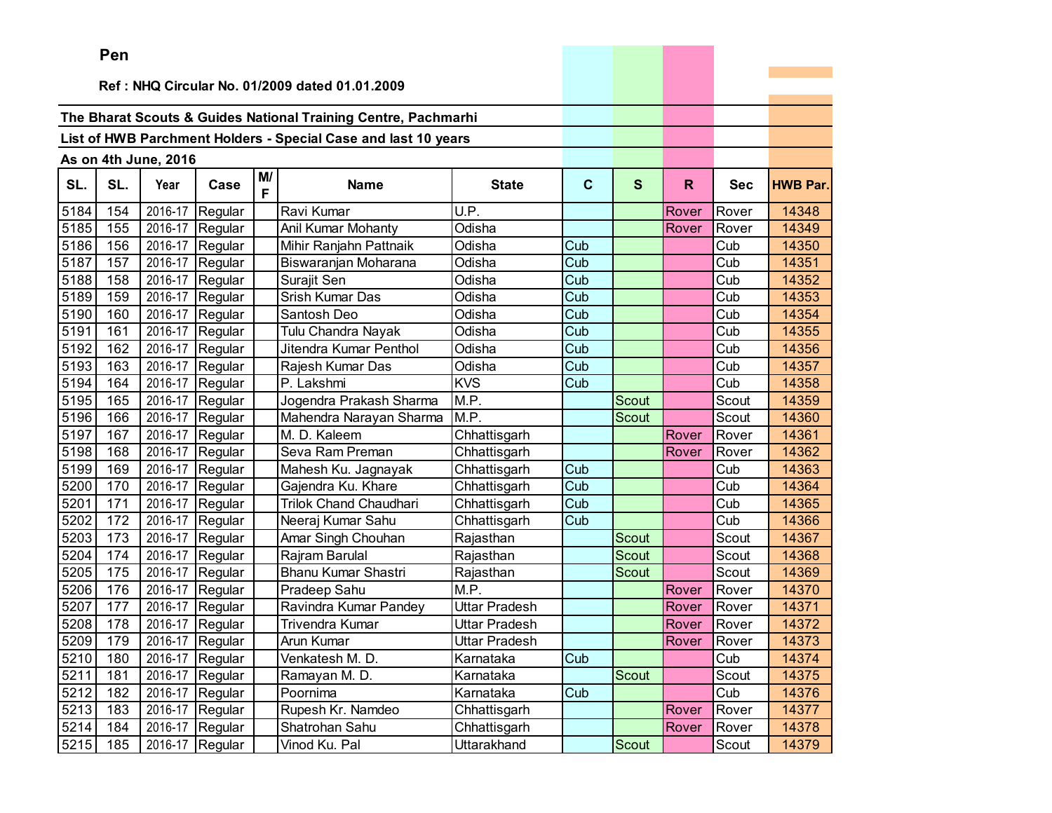**Pen**

**Ref : NHQ Circular No. 01/2009 dated 01.01.2009**

**The Bharat Scouts & Guides National Training Centre, Pachmarhi**

**List of HWB Parchment Holders - Special Case and last 10 years**

**As on 4th June, 2016**

| SL. | SL. | Year | Case | M/F | Name | State | C | S | R | Sec | HWB Par. |
|---|---|---|---|---|---|---|---|---|---|---|---|
| 5184 | 154 | 2016-17 | Regular | | Ravi Kumar | U.P. | | | Rover | Rover | 14348 |
| 5185 | 155 | 2016-17 | Regular | | Anil Kumar Mohanty | Odisha | | | Rover | Rover | 14349 |
| 5186 | 156 | 2016-17 | Regular | | Mihir Ranjahn Pattnaik | Odisha | Cub | | | Cub | 14350 |
| 5187 | 157 | 2016-17 | Regular | | Biswaranjan Moharana | Odisha | Cub | | | Cub | 14351 |
| 5188 | 158 | 2016-17 | Regular | | Surajit Sen | Odisha | Cub | | | Cub | 14352 |
| 5189 | 159 | 2016-17 | Regular | | Srish Kumar Das | Odisha | Cub | | | Cub | 14353 |
| 5190 | 160 | 2016-17 | Regular | | Santosh Deo | Odisha | Cub | | | Cub | 14354 |
| 5191 | 161 | 2016-17 | Regular | | Tulu Chandra Nayak | Odisha | Cub | | | Cub | 14355 |
| 5192 | 162 | 2016-17 | Regular | | Jitendra Kumar Penthol | Odisha | Cub | | | Cub | 14356 |
| 5193 | 163 | 2016-17 | Regular | | Rajesh Kumar Das | Odisha | Cub | | | Cub | 14357 |
| 5194 | 164 | 2016-17 | Regular | | P. Lakshmi | KVS | Cub | | | Cub | 14358 |
| 5195 | 165 | 2016-17 | Regular | | Jogendra Prakash Sharma | M.P. | | Scout | | Scout | 14359 |
| 5196 | 166 | 2016-17 | Regular | | Mahendra Narayan Sharma | M.P. | | Scout | | Scout | 14360 |
| 5197 | 167 | 2016-17 | Regular | | M. D. Kaleem | Chhattisgarh | | | Rover | Rover | 14361 |
| 5198 | 168 | 2016-17 | Regular | | Seva Ram Preman | Chhattisgarh | | | Rover | Rover | 14362 |
| 5199 | 169 | 2016-17 | Regular | | Mahesh Ku. Jagnayak | Chhattisgarh | Cub | | | Cub | 14363 |
| 5200 | 170 | 2016-17 | Regular | | Gajendra Ku. Khare | Chhattisgarh | Cub | | | Cub | 14364 |
| 5201 | 171 | 2016-17 | Regular | | Trilok Chand Chaudhari | Chhattisgarh | Cub | | | Cub | 14365 |
| 5202 | 172 | 2016-17 | Regular | | Neeraj Kumar Sahu | Chhattisgarh | Cub | | | Cub | 14366 |
| 5203 | 173 | 2016-17 | Regular | | Amar Singh Chouhan | Rajasthan | | Scout | | Scout | 14367 |
| 5204 | 174 | 2016-17 | Regular | | Rajram Barulal | Rajasthan | | Scout | | Scout | 14368 |
| 5205 | 175 | 2016-17 | Regular | | Bhanu Kumar Shastri | Rajasthan | | Scout | | Scout | 14369 |
| 5206 | 176 | 2016-17 | Regular | | Pradeep Sahu | M.P. | | | Rover | Rover | 14370 |
| 5207 | 177 | 2016-17 | Regular | | Ravindra Kumar Pandey | Uttar Pradesh | | | Rover | Rover | 14371 |
| 5208 | 178 | 2016-17 | Regular | | Trivendra Kumar | Uttar Pradesh | | | Rover | Rover | 14372 |
| 5209 | 179 | 2016-17 | Regular | | Arun Kumar | Uttar Pradesh | | | Rover | Rover | 14373 |
| 5210 | 180 | 2016-17 | Regular | | Venkatesh M. D. | Karnataka | Cub | | | Cub | 14374 |
| 5211 | 181 | 2016-17 | Regular | | Ramayan M. D. | Karnataka | | Scout | | Scout | 14375 |
| 5212 | 182 | 2016-17 | Regular | | Poornima | Karnataka | Cub | | | Cub | 14376 |
| 5213 | 183 | 2016-17 | Regular | | Rupesh Kr. Namdeo | Chhattisgarh | | | Rover | Rover | 14377 |
| 5214 | 184 | 2016-17 | Regular | | Shatrohan Sahu | Chhattisgarh | | | Rover | Rover | 14378 |
| 5215 | 185 | 2016-17 | Regular | | Vinod Ku. Pal | Uttarakhand | | Scout | | Scout | 14379 |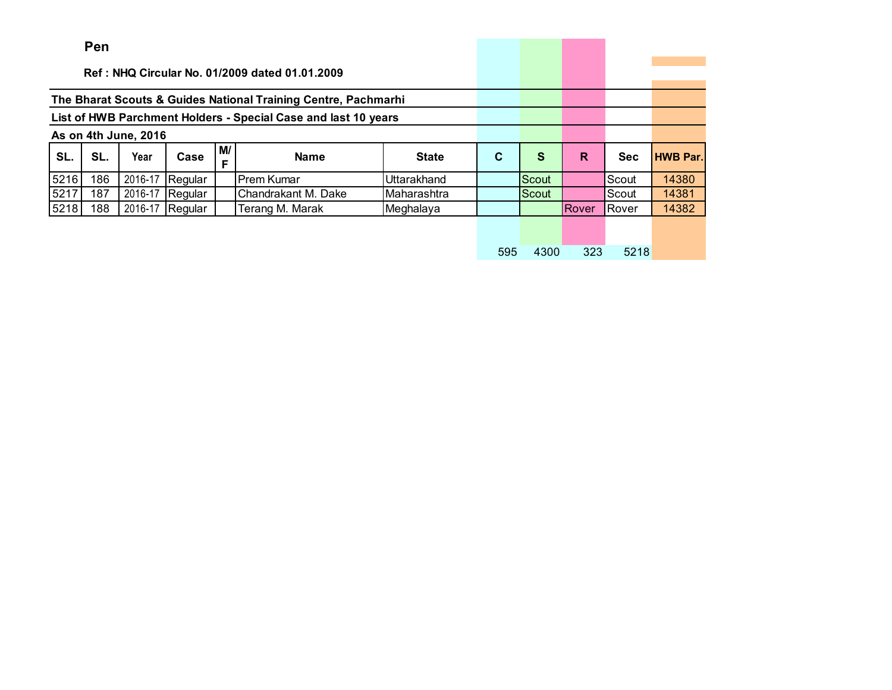**Pen**

**Ref : NHQ Circular No. 01/2009 dated 01.01.2009**

**The Bharat Scouts & Guides National Training Centre, Pachmarhi**

**List of HWB Parchment Holders - Special Case and last 10 years**

**As on 4th June, 2016**

| SL. | SL. | Year | Case | M/F | Name | State | C | S | R | Sec | HWB Par. |
|---|---|---|---|---|---|---|---|---|---|---|---|
| 5216 | 186 | 2016-17 | Regular | | Prem Kumar | Uttarakhand | | Scout | | Scout | 14380 |
| 5217 | 187 | 2016-17 | Regular | | Chandrakant M. Dake | Maharashtra | | Scout | | Scout | 14381 |
| 5218 | 188 | 2016-17 | Regular | | Terang M. Marak | Meghalaya | | | Rover | Rover | 14382 |
| | | | | | | | 595 | 4300 | 323 | 5218 | |